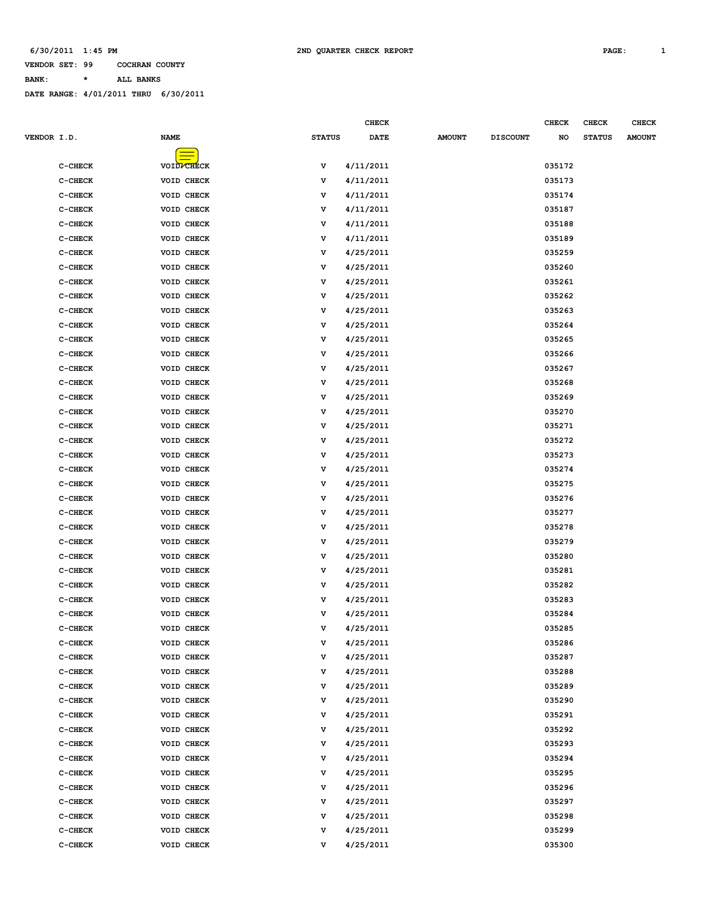6/30/2011 1:45 PM 2ND QUARTER CHECK REPORT

VENDOR SET: 99 COCHRAN COUNTY

BANK: * ALL BANKS

DATE RANGE: 4/01/2011 THRU 6/30/2011

| VENDOR I.D. | NAME | STATUS | CHECK DATE | AMOUNT | DISCOUNT | CHECK NO | CHECK STATUS | CHECK AMOUNT |
|---|---|---|---|---|---|---|---|---|
| C-CHECK | VOID CHECK | V | 4/11/2011 | | | 035172 | | |
| C-CHECK | VOID CHECK | V | 4/11/2011 | | | 035173 | | |
| C-CHECK | VOID CHECK | V | 4/11/2011 | | | 035174 | | |
| C-CHECK | VOID CHECK | V | 4/11/2011 | | | 035187 | | |
| C-CHECK | VOID CHECK | V | 4/11/2011 | | | 035188 | | |
| C-CHECK | VOID CHECK | V | 4/11/2011 | | | 035189 | | |
| C-CHECK | VOID CHECK | V | 4/25/2011 | | | 035259 | | |
| C-CHECK | VOID CHECK | V | 4/25/2011 | | | 035260 | | |
| C-CHECK | VOID CHECK | V | 4/25/2011 | | | 035261 | | |
| C-CHECK | VOID CHECK | V | 4/25/2011 | | | 035262 | | |
| C-CHECK | VOID CHECK | V | 4/25/2011 | | | 035263 | | |
| C-CHECK | VOID CHECK | V | 4/25/2011 | | | 035264 | | |
| C-CHECK | VOID CHECK | V | 4/25/2011 | | | 035265 | | |
| C-CHECK | VOID CHECK | V | 4/25/2011 | | | 035266 | | |
| C-CHECK | VOID CHECK | V | 4/25/2011 | | | 035267 | | |
| C-CHECK | VOID CHECK | V | 4/25/2011 | | | 035268 | | |
| C-CHECK | VOID CHECK | V | 4/25/2011 | | | 035269 | | |
| C-CHECK | VOID CHECK | V | 4/25/2011 | | | 035270 | | |
| C-CHECK | VOID CHECK | V | 4/25/2011 | | | 035271 | | |
| C-CHECK | VOID CHECK | V | 4/25/2011 | | | 035272 | | |
| C-CHECK | VOID CHECK | V | 4/25/2011 | | | 035273 | | |
| C-CHECK | VOID CHECK | V | 4/25/2011 | | | 035274 | | |
| C-CHECK | VOID CHECK | V | 4/25/2011 | | | 035275 | | |
| C-CHECK | VOID CHECK | V | 4/25/2011 | | | 035276 | | |
| C-CHECK | VOID CHECK | V | 4/25/2011 | | | 035277 | | |
| C-CHECK | VOID CHECK | V | 4/25/2011 | | | 035278 | | |
| C-CHECK | VOID CHECK | V | 4/25/2011 | | | 035279 | | |
| C-CHECK | VOID CHECK | V | 4/25/2011 | | | 035280 | | |
| C-CHECK | VOID CHECK | V | 4/25/2011 | | | 035281 | | |
| C-CHECK | VOID CHECK | V | 4/25/2011 | | | 035282 | | |
| C-CHECK | VOID CHECK | V | 4/25/2011 | | | 035283 | | |
| C-CHECK | VOID CHECK | V | 4/25/2011 | | | 035284 | | |
| C-CHECK | VOID CHECK | V | 4/25/2011 | | | 035285 | | |
| C-CHECK | VOID CHECK | V | 4/25/2011 | | | 035286 | | |
| C-CHECK | VOID CHECK | V | 4/25/2011 | | | 035287 | | |
| C-CHECK | VOID CHECK | V | 4/25/2011 | | | 035288 | | |
| C-CHECK | VOID CHECK | V | 4/25/2011 | | | 035289 | | |
| C-CHECK | VOID CHECK | V | 4/25/2011 | | | 035290 | | |
| C-CHECK | VOID CHECK | V | 4/25/2011 | | | 035291 | | |
| C-CHECK | VOID CHECK | V | 4/25/2011 | | | 035292 | | |
| C-CHECK | VOID CHECK | V | 4/25/2011 | | | 035293 | | |
| C-CHECK | VOID CHECK | V | 4/25/2011 | | | 035294 | | |
| C-CHECK | VOID CHECK | V | 4/25/2011 | | | 035295 | | |
| C-CHECK | VOID CHECK | V | 4/25/2011 | | | 035296 | | |
| C-CHECK | VOID CHECK | V | 4/25/2011 | | | 035297 | | |
| C-CHECK | VOID CHECK | V | 4/25/2011 | | | 035298 | | |
| C-CHECK | VOID CHECK | V | 4/25/2011 | | | 035299 | | |
| C-CHECK | VOID CHECK | V | 4/25/2011 | | | 035300 | | |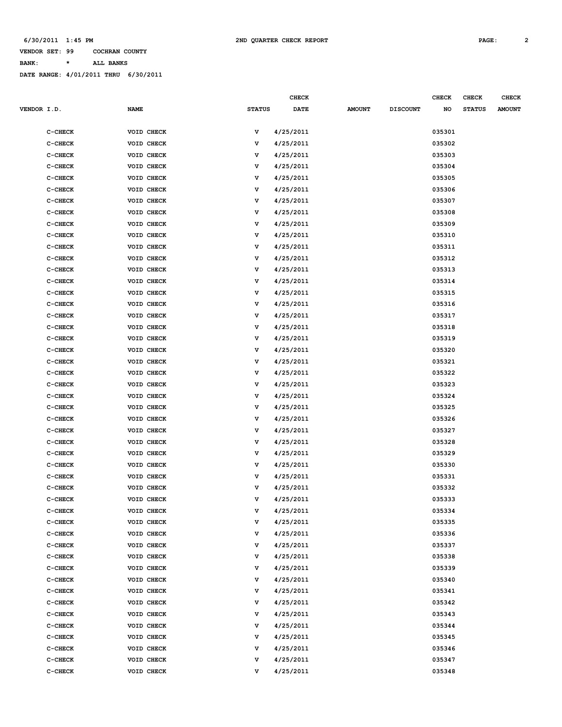VENDOR SET: 99 COCHRAN COUNTY

BANK: * ALL BANKS

DATE RANGE: 4/01/2011 THRU 6/30/2011

| VENDOR I.D. | NAME | STATUS | CHECK DATE | AMOUNT | DISCOUNT | CHECK NO | CHECK STATUS | CHECK AMOUNT |
|---|---|---|---|---|---|---|---|---|
| C-CHECK | VOID CHECK | V | 4/25/2011 | | | 035301 | | |
| C-CHECK | VOID CHECK | V | 4/25/2011 | | | 035302 | | |
| C-CHECK | VOID CHECK | V | 4/25/2011 | | | 035303 | | |
| C-CHECK | VOID CHECK | V | 4/25/2011 | | | 035304 | | |
| C-CHECK | VOID CHECK | V | 4/25/2011 | | | 035305 | | |
| C-CHECK | VOID CHECK | V | 4/25/2011 | | | 035306 | | |
| C-CHECK | VOID CHECK | V | 4/25/2011 | | | 035307 | | |
| C-CHECK | VOID CHECK | V | 4/25/2011 | | | 035308 | | |
| C-CHECK | VOID CHECK | V | 4/25/2011 | | | 035309 | | |
| C-CHECK | VOID CHECK | V | 4/25/2011 | | | 035310 | | |
| C-CHECK | VOID CHECK | V | 4/25/2011 | | | 035311 | | |
| C-CHECK | VOID CHECK | V | 4/25/2011 | | | 035312 | | |
| C-CHECK | VOID CHECK | V | 4/25/2011 | | | 035313 | | |
| C-CHECK | VOID CHECK | V | 4/25/2011 | | | 035314 | | |
| C-CHECK | VOID CHECK | V | 4/25/2011 | | | 035315 | | |
| C-CHECK | VOID CHECK | V | 4/25/2011 | | | 035316 | | |
| C-CHECK | VOID CHECK | V | 4/25/2011 | | | 035317 | | |
| C-CHECK | VOID CHECK | V | 4/25/2011 | | | 035318 | | |
| C-CHECK | VOID CHECK | V | 4/25/2011 | | | 035319 | | |
| C-CHECK | VOID CHECK | V | 4/25/2011 | | | 035320 | | |
| C-CHECK | VOID CHECK | V | 4/25/2011 | | | 035321 | | |
| C-CHECK | VOID CHECK | V | 4/25/2011 | | | 035322 | | |
| C-CHECK | VOID CHECK | V | 4/25/2011 | | | 035323 | | |
| C-CHECK | VOID CHECK | V | 4/25/2011 | | | 035324 | | |
| C-CHECK | VOID CHECK | V | 4/25/2011 | | | 035325 | | |
| C-CHECK | VOID CHECK | V | 4/25/2011 | | | 035326 | | |
| C-CHECK | VOID CHECK | V | 4/25/2011 | | | 035327 | | |
| C-CHECK | VOID CHECK | V | 4/25/2011 | | | 035328 | | |
| C-CHECK | VOID CHECK | V | 4/25/2011 | | | 035329 | | |
| C-CHECK | VOID CHECK | V | 4/25/2011 | | | 035330 | | |
| C-CHECK | VOID CHECK | V | 4/25/2011 | | | 035331 | | |
| C-CHECK | VOID CHECK | V | 4/25/2011 | | | 035332 | | |
| C-CHECK | VOID CHECK | V | 4/25/2011 | | | 035333 | | |
| C-CHECK | VOID CHECK | V | 4/25/2011 | | | 035334 | | |
| C-CHECK | VOID CHECK | V | 4/25/2011 | | | 035335 | | |
| C-CHECK | VOID CHECK | V | 4/25/2011 | | | 035336 | | |
| C-CHECK | VOID CHECK | V | 4/25/2011 | | | 035337 | | |
| C-CHECK | VOID CHECK | V | 4/25/2011 | | | 035338 | | |
| C-CHECK | VOID CHECK | V | 4/25/2011 | | | 035339 | | |
| C-CHECK | VOID CHECK | V | 4/25/2011 | | | 035340 | | |
| C-CHECK | VOID CHECK | V | 4/25/2011 | | | 035341 | | |
| C-CHECK | VOID CHECK | V | 4/25/2011 | | | 035342 | | |
| C-CHECK | VOID CHECK | V | 4/25/2011 | | | 035343 | | |
| C-CHECK | VOID CHECK | V | 4/25/2011 | | | 035344 | | |
| C-CHECK | VOID CHECK | V | 4/25/2011 | | | 035345 | | |
| C-CHECK | VOID CHECK | V | 4/25/2011 | | | 035346 | | |
| C-CHECK | VOID CHECK | V | 4/25/2011 | | | 035347 | | |
| C-CHECK | VOID CHECK | V | 4/25/2011 | | | 035348 | | |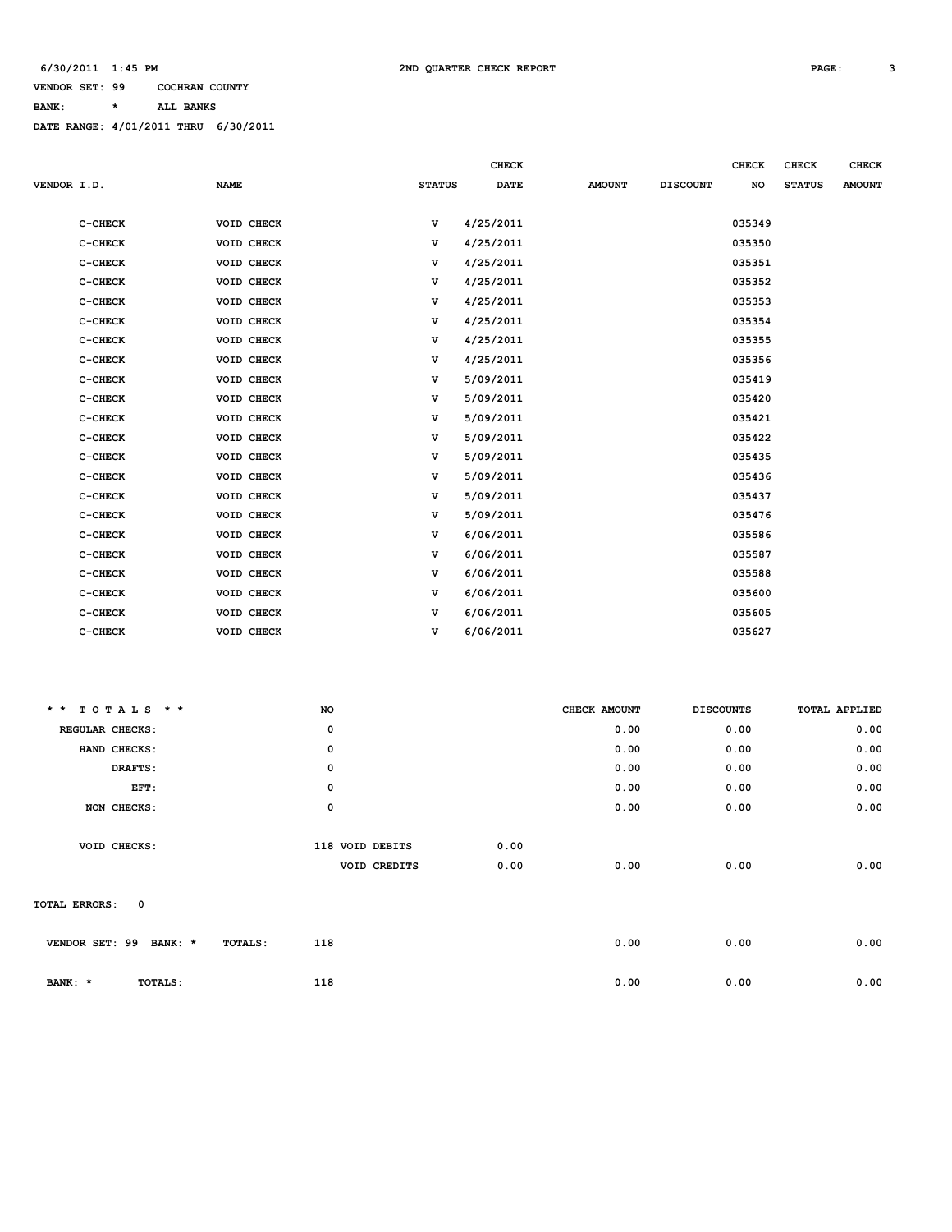6/30/2011 1:45 PM 2ND QUARTER CHECK REPORT

VENDOR SET: 99 COCHRAN COUNTY

BANK: * ALL BANKS

DATE RANGE: 4/01/2011 THRU 6/30/2011

| VENDOR I.D. | NAME | STATUS | CHECK DATE | AMOUNT | DISCOUNT | CHECK NO | CHECK STATUS | CHECK AMOUNT |
|---|---|---|---|---|---|---|---|---|
| C-CHECK | VOID CHECK | V | 4/25/2011 | | | 035349 | | |
| C-CHECK | VOID CHECK | V | 4/25/2011 | | | 035350 | | |
| C-CHECK | VOID CHECK | V | 4/25/2011 | | | 035351 | | |
| C-CHECK | VOID CHECK | V | 4/25/2011 | | | 035352 | | |
| C-CHECK | VOID CHECK | V | 4/25/2011 | | | 035353 | | |
| C-CHECK | VOID CHECK | V | 4/25/2011 | | | 035354 | | |
| C-CHECK | VOID CHECK | V | 4/25/2011 | | | 035355 | | |
| C-CHECK | VOID CHECK | V | 4/25/2011 | | | 035356 | | |
| C-CHECK | VOID CHECK | V | 5/09/2011 | | | 035419 | | |
| C-CHECK | VOID CHECK | V | 5/09/2011 | | | 035420 | | |
| C-CHECK | VOID CHECK | V | 5/09/2011 | | | 035421 | | |
| C-CHECK | VOID CHECK | V | 5/09/2011 | | | 035422 | | |
| C-CHECK | VOID CHECK | V | 5/09/2011 | | | 035435 | | |
| C-CHECK | VOID CHECK | V | 5/09/2011 | | | 035436 | | |
| C-CHECK | VOID CHECK | V | 5/09/2011 | | | 035437 | | |
| C-CHECK | VOID CHECK | V | 5/09/2011 | | | 035476 | | |
| C-CHECK | VOID CHECK | V | 6/06/2011 | | | 035586 | | |
| C-CHECK | VOID CHECK | V | 6/06/2011 | | | 035587 | | |
| C-CHECK | VOID CHECK | V | 6/06/2011 | | | 035588 | | |
| C-CHECK | VOID CHECK | V | 6/06/2011 | | | 035600 | | |
| C-CHECK | VOID CHECK | V | 6/06/2011 | | | 035605 | | |
| C-CHECK | VOID CHECK | V | 6/06/2011 | | | 035627 | | |

| ** TOTALS ** | NO | | | CHECK AMOUNT | DISCOUNTS | TOTAL APPLIED |
|---|---|---|---|---|---|---|
| REGULAR CHECKS: | 0 | | | 0.00 | 0.00 | 0.00 |
| HAND CHECKS: | 0 | | | 0.00 | 0.00 | 0.00 |
| DRAFTS: | 0 | | | 0.00 | 0.00 | 0.00 |
| EFT: | 0 | | | 0.00 | 0.00 | 0.00 |
| NON CHECKS: | 0 | | | 0.00 | 0.00 | 0.00 |
| VOID CHECKS: | 118 | VOID DEBITS | 0.00 | | | |
| | | VOID CREDITS | 0.00 | 0.00 | 0.00 | 0.00 |

TOTAL ERRORS: 0

| | | | | | |
|---|---|---|---|---|---|
| VENDOR SET: 99 BANK: * | TOTALS: | 118 | 0.00 | 0.00 | 0.00 |
| BANK: * | TOTALS: | 118 | 0.00 | 0.00 | 0.00 |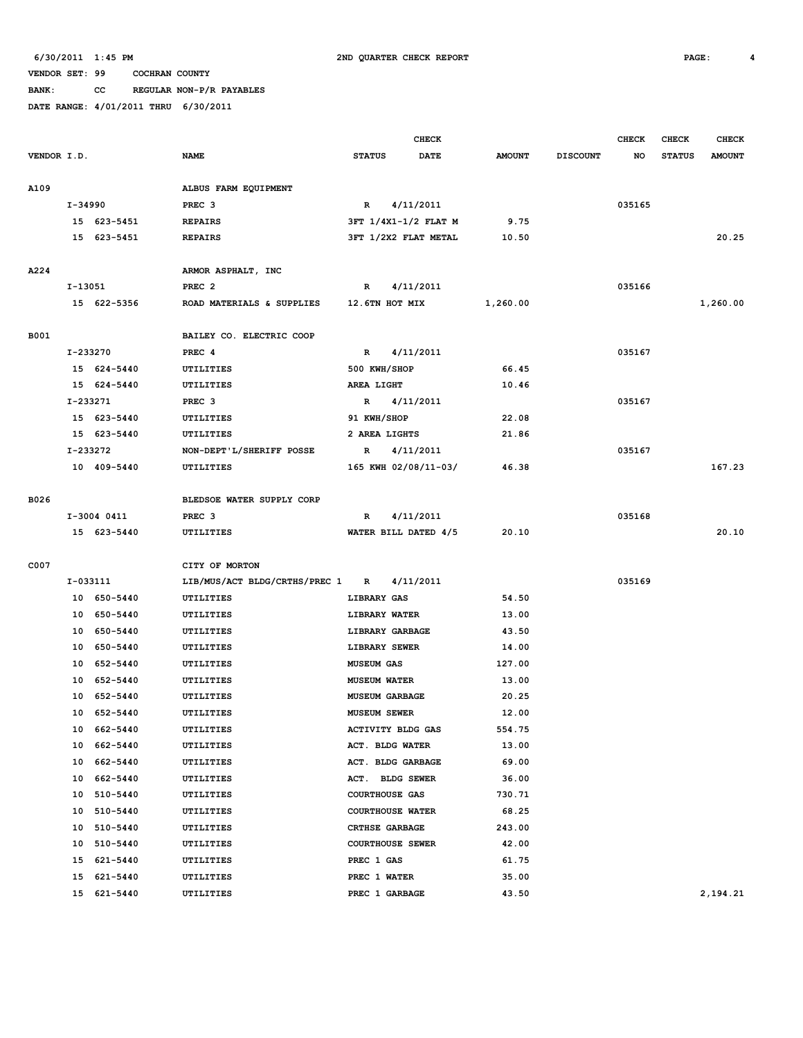6/30/2011 1:45 PM 2ND QUARTER CHECK REPORT

VENDOR SET: 99 COCHRAN COUNTY

BANK: CC REGULAR NON-P/R PAYABLES

DATE RANGE: 4/01/2011 THRU 6/30/2011

| VENDOR I.D. | NAME | STATUS | CHECK DATE | AMOUNT | DISCOUNT | CHECK NO | CHECK STATUS | CHECK AMOUNT |
|---|---|---|---|---|---|---|---|---|
| A109 | ALBUS FARM EQUIPMENT | | | | | | | |
| I-34990 | PREC 3 | R | 4/11/2011 | | | 035165 | | |
| 15 623-5451 | REPAIRS | 3FT 1/4X1-1/2 FLAT M | | 9.75 | | | | |
| 15 623-5451 | REPAIRS | 3FT 1/2X2 FLAT METAL | | 10.50 | | | | 20.25 |
| A224 | ARMOR ASPHALT, INC | | | | | | | |
| I-13051 | PREC 2 | R | 4/11/2011 | | | 035166 | | |
| 15 622-5356 | ROAD MATERIALS & SUPPLIES | 12.6TN HOT MIX | | 1,260.00 | | | | 1,260.00 |
| B001 | BAILEY CO. ELECTRIC COOP | | | | | | | |
| I-233270 | PREC 4 | R | 4/11/2011 | | | 035167 | | |
| 15 624-5440 | UTILITIES | 500 KWH/SHOP | | 66.45 | | | | |
| 15 624-5440 | UTILITIES | AREA LIGHT | | 10.46 | | | | |
| I-233271 | PREC 3 | R | 4/11/2011 | | | 035167 | | |
| 15 623-5440 | UTILITIES | 91 KWH/SHOP | | 22.08 | | | | |
| 15 623-5440 | UTILITIES | 2 AREA LIGHTS | | 21.86 | | | | |
| I-233272 | NON-DEPT'L/SHERIFF POSSE | R | 4/11/2011 | | | 035167 | | |
| 10 409-5440 | UTILITIES | 165 KWH 02/08/11-03/ | | 46.38 | | | | 167.23 |
| B026 | BLEDSOE WATER SUPPLY CORP | | | | | | | |
| I-3004 0411 | PREC 3 | R | 4/11/2011 | | | 035168 | | |
| 15 623-5440 | UTILITIES | WATER BILL DATED 4/5 | | 20.10 | | | | 20.10 |
| C007 | CITY OF MORTON | | | | | | | |
| I-033111 | LIB/MUS/ACT BLDG/CRTHS/PREC 1 | R | 4/11/2011 | | | 035169 | | |
| 10 650-5440 | UTILITIES | LIBRARY GAS | | 54.50 | | | | |
| 10 650-5440 | UTILITIES | LIBRARY WATER | | 13.00 | | | | |
| 10 650-5440 | UTILITIES | LIBRARY GARBAGE | | 43.50 | | | | |
| 10 650-5440 | UTILITIES | LIBRARY SEWER | | 14.00 | | | | |
| 10 652-5440 | UTILITIES | MUSEUM GAS | | 127.00 | | | | |
| 10 652-5440 | UTILITIES | MUSEUM WATER | | 13.00 | | | | |
| 10 652-5440 | UTILITIES | MUSEUM GARBAGE | | 20.25 | | | | |
| 10 652-5440 | UTILITIES | MUSEUM SEWER | | 12.00 | | | | |
| 10 662-5440 | UTILITIES | ACTIVITY BLDG GAS | | 554.75 | | | | |
| 10 662-5440 | UTILITIES | ACT. BLDG WATER | | 13.00 | | | | |
| 10 662-5440 | UTILITIES | ACT. BLDG GARBAGE | | 69.00 | | | | |
| 10 662-5440 | UTILITIES | ACT. BLDG SEWER | | 36.00 | | | | |
| 10 510-5440 | UTILITIES | COURTHOUSE GAS | | 730.71 | | | | |
| 10 510-5440 | UTILITIES | COURTHOUSE WATER | | 68.25 | | | | |
| 10 510-5440 | UTILITIES | CRTHSE GARBAGE | | 243.00 | | | | |
| 10 510-5440 | UTILITIES | COURTHOUSE SEWER | | 42.00 | | | | |
| 15 621-5440 | UTILITIES | PREC 1 GAS | | 61.75 | | | | |
| 15 621-5440 | UTILITIES | PREC 1 WATER | | 35.00 | | | | |
| 15 621-5440 | UTILITIES | PREC 1 GARBAGE | | 43.50 | | | | 2,194.21 |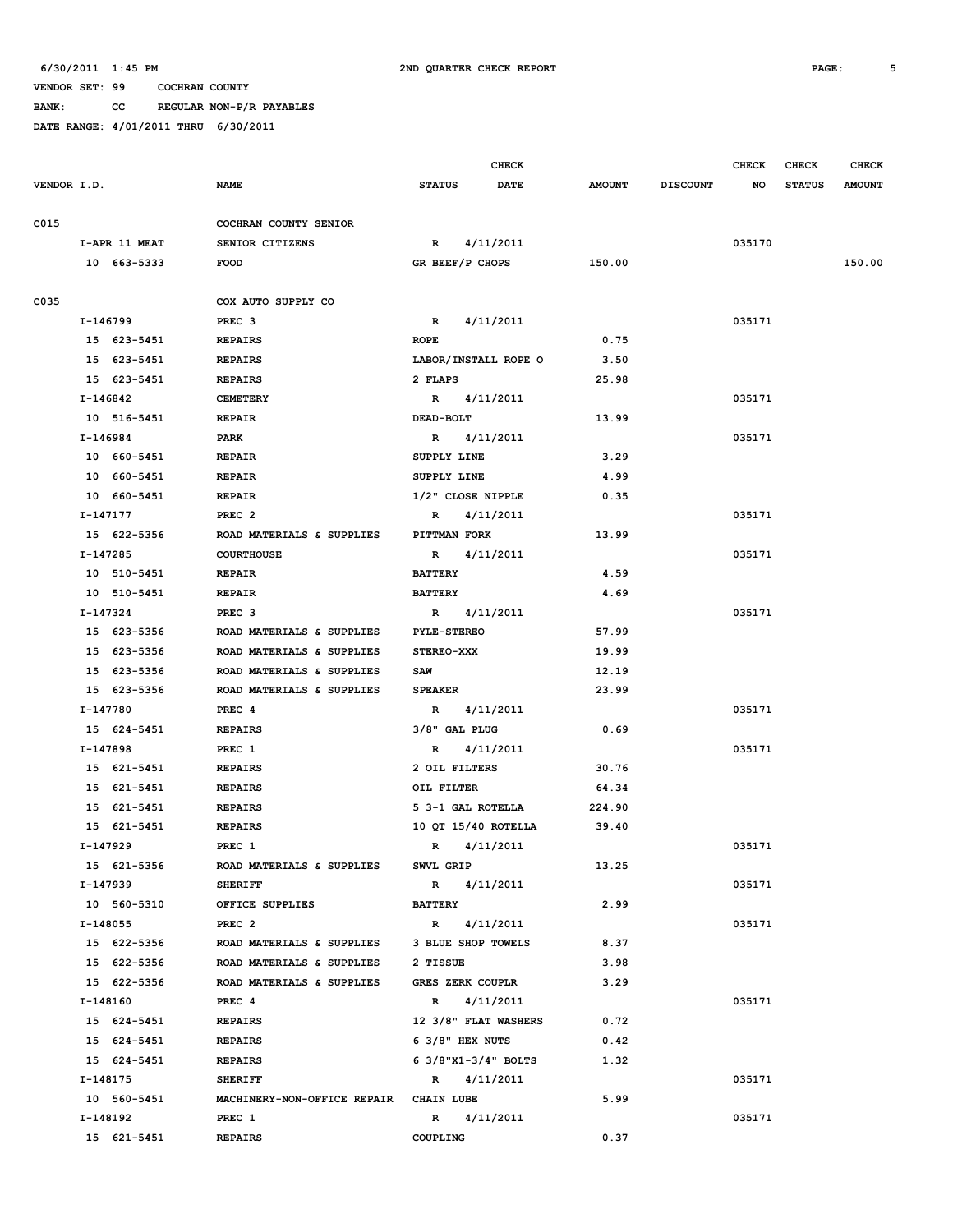6/30/2011 1:45 PM 2ND QUARTER CHECK REPORT

VENDOR SET: 99 COCHRAN COUNTY

BANK: CC REGULAR NON-P/R PAYABLES

DATE RANGE: 4/01/2011 THRU 6/30/2011

| VENDOR I.D. | NAME | STATUS | CHECK DATE | AMOUNT | DISCOUNT | CHECK NO | CHECK STATUS | CHECK AMOUNT |
|---|---|---|---|---|---|---|---|---|
| C015 | COCHRAN COUNTY SENIOR | | | | | | | |
| I-APR 11 MEAT | SENIOR CITIZENS | R | 4/11/2011 | | | 035170 | | |
| 10 663-5333 | FOOD | GR BEEF/P CHOPS | | 150.00 | | | | 150.00 |
| C035 | COX AUTO SUPPLY CO | | | | | | | |
| I-146799 | PREC 3 | R | 4/11/2011 | | | 035171 | | |
| 15 623-5451 | REPAIRS | ROPE | | 0.75 | | | | |
| 15 623-5451 | REPAIRS | LABOR/INSTALL ROPE O | | 3.50 | | | | |
| 15 623-5451 | REPAIRS | 2 FLAPS | | 25.98 | | | | |
| I-146842 | CEMETERY | R | 4/11/2011 | | | 035171 | | |
| 10 516-5451 | REPAIR | DEAD-BOLT | | 13.99 | | | | |
| I-146984 | PARK | R | 4/11/2011 | | | 035171 | | |
| 10 660-5451 | REPAIR | SUPPLY LINE | | 3.29 | | | | |
| 10 660-5451 | REPAIR | SUPPLY LINE | | 4.99 | | | | |
| 10 660-5451 | REPAIR | 1/2" CLOSE NIPPLE | | 0.35 | | | | |
| I-147177 | PREC 2 | R | 4/11/2011 | | | 035171 | | |
| 15 622-5356 | ROAD MATERIALS & SUPPLIES | PITTMAN FORK | | 13.99 | | | | |
| I-147285 | COURTHOUSE | R | 4/11/2011 | | | 035171 | | |
| 10 510-5451 | REPAIR | BATTERY | | 4.59 | | | | |
| 10 510-5451 | REPAIR | BATTERY | | 4.69 | | | | |
| I-147324 | PREC 3 | R | 4/11/2011 | | | 035171 | | |
| 15 623-5356 | ROAD MATERIALS & SUPPLIES | PYLE-STEREO | | 57.99 | | | | |
| 15 623-5356 | ROAD MATERIALS & SUPPLIES | STEREO-XXX | | 19.99 | | | | |
| 15 623-5356 | ROAD MATERIALS & SUPPLIES | SAW | | 12.19 | | | | |
| 15 623-5356 | ROAD MATERIALS & SUPPLIES | SPEAKER | | 23.99 | | | | |
| I-147780 | PREC 4 | R | 4/11/2011 | | | 035171 | | |
| 15 624-5451 | REPAIRS | 3/8" GAL PLUG | | 0.69 | | | | |
| I-147898 | PREC 1 | R | 4/11/2011 | | | 035171 | | |
| 15 621-5451 | REPAIRS | 2 OIL FILTERS | | 30.76 | | | | |
| 15 621-5451 | REPAIRS | OIL FILTER | | 64.34 | | | | |
| 15 621-5451 | REPAIRS | 5 3-1 GAL ROTELLA | | 224.90 | | | | |
| 15 621-5451 | REPAIRS | 10 QT 15/40 ROTELLA | | 39.40 | | | | |
| I-147929 | PREC 1 | R | 4/11/2011 | | | 035171 | | |
| 15 621-5356 | ROAD MATERIALS & SUPPLIES | SWVL GRIP | | 13.25 | | | | |
| I-147939 | SHERIFF | R | 4/11/2011 | | | 035171 | | |
| 10 560-5310 | OFFICE SUPPLIES | BATTERY | | 2.99 | | | | |
| I-148055 | PREC 2 | R | 4/11/2011 | | | 035171 | | |
| 15 622-5356 | ROAD MATERIALS & SUPPLIES | 3 BLUE SHOP TOWELS | | 8.37 | | | | |
| 15 622-5356 | ROAD MATERIALS & SUPPLIES | 2 TISSUE | | 3.98 | | | | |
| 15 622-5356 | ROAD MATERIALS & SUPPLIES | GRES ZERK COUPLR | | 3.29 | | | | |
| I-148160 | PREC 4 | R | 4/11/2011 | | | 035171 | | |
| 15 624-5451 | REPAIRS | 12 3/8" FLAT WASHERS | | 0.72 | | | | |
| 15 624-5451 | REPAIRS | 6 3/8" HEX NUTS | | 0.42 | | | | |
| 15 624-5451 | REPAIRS | 6 3/8"X1-3/4" BOLTS | | 1.32 | | | | |
| I-148175 | SHERIFF | R | 4/11/2011 | | | 035171 | | |
| 10 560-5451 | MACHINERY-NON-OFFICE REPAIR | CHAIN LUBE | | 5.99 | | | | |
| I-148192 | PREC 1 | R | 4/11/2011 | | | 035171 | | |
| 15 621-5451 | REPAIRS | COUPLING | | 0.37 | | | | |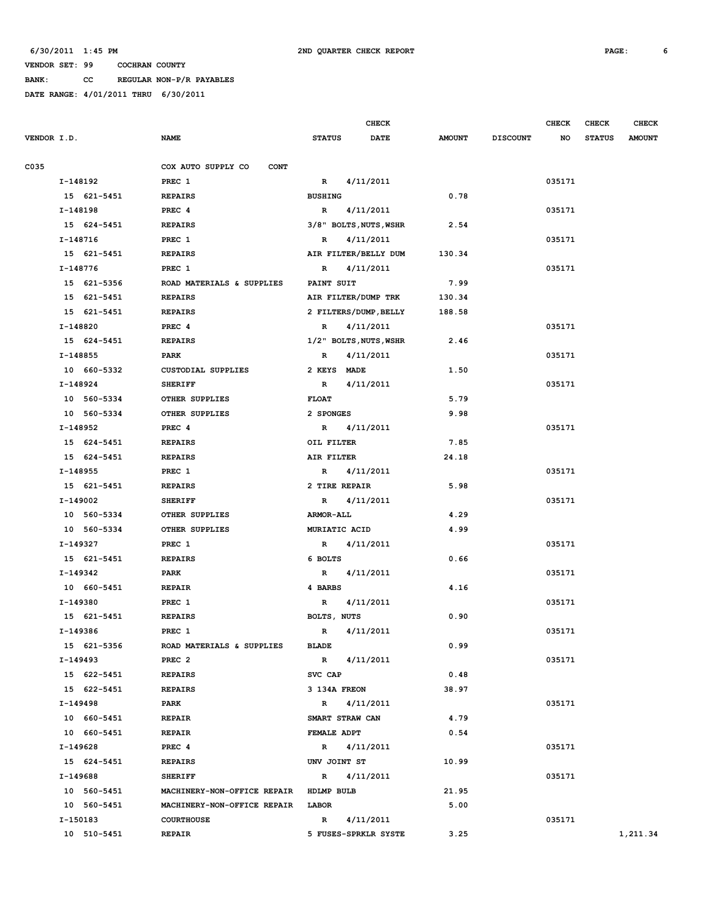6/30/2011 1:45 PM 2ND QUARTER CHECK REPORT

VENDOR SET: 99 COCHRAN COUNTY

BANK: CC REGULAR NON-P/R PAYABLES

DATE RANGE: 4/01/2011 THRU 6/30/2011

| VENDOR I.D. | NAME | STATUS | CHECK DATE | AMOUNT | DISCOUNT | CHECK NO | CHECK STATUS | CHECK AMOUNT |
|---|---|---|---|---|---|---|---|---|
| C035 | COX AUTO SUPPLY CO CONT | | | | | | | |
| I-148192 | PREC 1 | R | 4/11/2011 | | | 035171 | | |
| 15 621-5451 | REPAIRS | BUSHING | | 0.78 | | | | |
| I-148198 | PREC 4 | R | 4/11/2011 | | | 035171 | | |
| 15 624-5451 | REPAIRS | 3/8" BOLTS,NUTS,WSHR | | 2.54 | | | | |
| I-148716 | PREC 1 | R | 4/11/2011 | | | 035171 | | |
| 15 621-5451 | REPAIRS | AIR FILTER/BELLY DUM | | 130.34 | | | | |
| I-148776 | PREC 1 | R | 4/11/2011 | | | 035171 | | |
| 15 621-5356 | ROAD MATERIALS & SUPPLIES | PAINT SUIT | | 7.99 | | | | |
| 15 621-5451 | REPAIRS | AIR FILTER/DUMP TRK | | 130.34 | | | | |
| 15 621-5451 | REPAIRS | 2 FILTERS/DUMP,BELLY | | 188.58 | | | | |
| I-148820 | PREC 4 | R | 4/11/2011 | | | 035171 | | |
| 15 624-5451 | REPAIRS | 1/2" BOLTS,NUTS,WSHR | | 2.46 | | | | |
| I-148855 | PARK | R | 4/11/2011 | | | 035171 | | |
| 10 660-5332 | CUSTODIAL SUPPLIES | 2 KEYS MADE | | 1.50 | | | | |
| I-148924 | SHERIFF | R | 4/11/2011 | | | 035171 | | |
| 10 560-5334 | OTHER SUPPLIES | FLOAT | | 5.79 | | | | |
| 10 560-5334 | OTHER SUPPLIES | 2 SPONGES | | 9.98 | | | | |
| I-148952 | PREC 4 | R | 4/11/2011 | | | 035171 | | |
| 15 624-5451 | REPAIRS | OIL FILTER | | 7.85 | | | | |
| 15 624-5451 | REPAIRS | AIR FILTER | | 24.18 | | | | |
| I-148955 | PREC 1 | R | 4/11/2011 | | | 035171 | | |
| 15 621-5451 | REPAIRS | 2 TIRE REPAIR | | 5.98 | | | | |
| I-149002 | SHERIFF | R | 4/11/2011 | | | 035171 | | |
| 10 560-5334 | OTHER SUPPLIES | ARMOR-ALL | | 4.29 | | | | |
| 10 560-5334 | OTHER SUPPLIES | MURIATIC ACID | | 4.99 | | | | |
| I-149327 | PREC 1 | R | 4/11/2011 | | | 035171 | | |
| 15 621-5451 | REPAIRS | 6 BOLTS | | 0.66 | | | | |
| I-149342 | PARK | R | 4/11/2011 | | | 035171 | | |
| 10 660-5451 | REPAIR | 4 BARBS | | 4.16 | | | | |
| I-149380 | PREC 1 | R | 4/11/2011 | | | 035171 | | |
| 15 621-5451 | REPAIRS | BOLTS, NUTS | | 0.90 | | | | |
| I-149386 | PREC 1 | R | 4/11/2011 | | | 035171 | | |
| 15 621-5356 | ROAD MATERIALS & SUPPLIES | BLADE | | 0.99 | | | | |
| I-149493 | PREC 2 | R | 4/11/2011 | | | 035171 | | |
| 15 622-5451 | REPAIRS | SVC CAP | | 0.48 | | | | |
| 15 622-5451 | REPAIRS | 3 134A FREON | | 38.97 | | | | |
| I-149498 | PARK | R | 4/11/2011 | | | 035171 | | |
| 10 660-5451 | REPAIR | SMART STRAW CAN | | 4.79 | | | | |
| 10 660-5451 | REPAIR | FEMALE ADPT | | 0.54 | | | | |
| I-149628 | PREC 4 | R | 4/11/2011 | | | 035171 | | |
| 15 624-5451 | REPAIRS | UNV JOINT ST | | 10.99 | | | | |
| I-149688 | SHERIFF | R | 4/11/2011 | | | 035171 | | |
| 10 560-5451 | MACHINERY-NON-OFFICE REPAIR | HDLMP BULB | | 21.95 | | | | |
| 10 560-5451 | MACHINERY-NON-OFFICE REPAIR | LABOR | | 5.00 | | | | |
| I-150183 | COURTHOUSE | R | 4/11/2011 | | | 035171 | | |
| 10 510-5451 | REPAIR | 5 FUSES-SPRKLR SYSTE | | 3.25 | | | | 1,211.34 |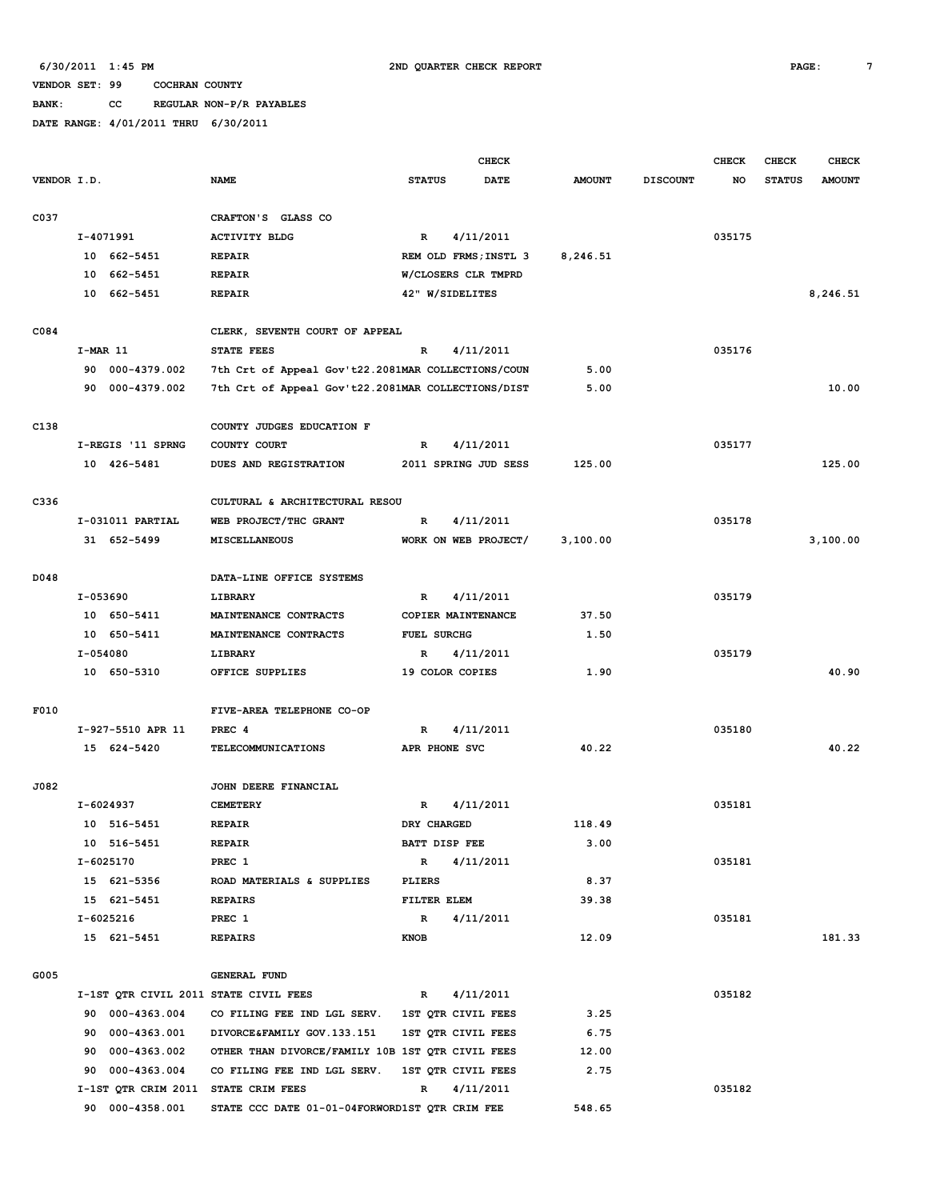6/30/2011 1:45 PM 2ND QUARTER CHECK REPORT

VENDOR SET: 99 COCHRAN COUNTY

BANK: CC REGULAR NON-P/R PAYABLES

DATE RANGE: 4/01/2011 THRU 6/30/2011

| VENDOR I.D. | NAME | STATUS | CHECK DATE | AMOUNT | DISCOUNT | CHECK NO | CHECK STATUS | CHECK AMOUNT |
|---|---|---|---|---|---|---|---|---|
| C037 | CRAFTON'S GLASS CO | | | | | | | |
| I-4071991 | ACTIVITY BLDG | R | 4/11/2011 | | | 035175 | | |
| 10 662-5451 | REPAIR | REM OLD FRMS;INSTL 3 | | 8,246.51 | | | | |
| 10 662-5451 | REPAIR | W/CLOSERS CLR TMPRD | | | | | | |
| 10 662-5451 | REPAIR | 42" W/SIDELITES | | | | | | 8,246.51 |
| C084 | CLERK, SEVENTH COURT OF APPEAL | | | | | | | |
| I-MAR 11 | STATE FEES | R | 4/11/2011 | | | 035176 | | |
| 90 000-4379.002 | 7th Crt of Appeal Gov't22.2081MAR COLLECTIONS/COUN | | | 5.00 | | | | |
| 90 000-4379.002 | 7th Crt of Appeal Gov't22.2081MAR COLLECTIONS/DIST | | | 5.00 | | | | 10.00 |
| C138 | COUNTY JUDGES EDUCATION F | | | | | | | |
| I-REGIS '11 SPRNG | COUNTY COURT | R | 4/11/2011 | | | 035177 | | |
| 10 426-5481 | DUES AND REGISTRATION | 2011 SPRING JUD SESS | | 125.00 | | | | 125.00 |
| C336 | CULTURAL & ARCHITECTURAL RESOU | | | | | | | |
| I-031011 PARTIAL | WEB PROJECT/THC GRANT | R | 4/11/2011 | | | 035178 | | |
| 31 652-5499 | MISCELLANEOUS | WORK ON WEB PROJECT/ | | 3,100.00 | | | | 3,100.00 |
| D048 | DATA-LINE OFFICE SYSTEMS | | | | | | | |
| I-053690 | LIBRARY | R | 4/11/2011 | | | 035179 | | |
| 10 650-5411 | MAINTENANCE CONTRACTS | COPIER MAINTENANCE | | 37.50 | | | | |
| 10 650-5411 | MAINTENANCE CONTRACTS | FUEL SURCHG | | 1.50 | | | | |
| I-054080 | LIBRARY | R | 4/11/2011 | | | 035179 | | |
| 10 650-5310 | OFFICE SUPPLIES | 19 COLOR COPIES | | 1.90 | | | | 40.90 |
| F010 | FIVE-AREA TELEPHONE CO-OP | | | | | | | |
| I-927-5510 APR 11 | PREC 4 | R | 4/11/2011 | | | 035180 | | |
| 15 624-5420 | TELECOMMUNICATIONS | APR PHONE SVC | | 40.22 | | | | 40.22 |
| J082 | JOHN DEERE FINANCIAL | | | | | | | |
| I-6024937 | CEMETERY | R | 4/11/2011 | | | 035181 | | |
| 10 516-5451 | REPAIR | DRY CHARGED | | 118.49 | | | | |
| 10 516-5451 | REPAIR | BATT DISP FEE | | 3.00 | | | | |
| I-6025170 | PREC 1 | R | 4/11/2011 | | | 035181 | | |
| 15 621-5356 | ROAD MATERIALS & SUPPLIES | PLIERS | | 8.37 | | | | |
| 15 621-5451 | REPAIRS | FILTER ELEM | | 39.38 | | | | |
| I-6025216 | PREC 1 | R | 4/11/2011 | | | 035181 | | |
| 15 621-5451 | REPAIRS | KNOB | | 12.09 | | | | 181.33 |
| G005 | GENERAL FUND | | | | | | | |
| I-1ST QTR CIVIL 2011 | STATE CIVIL FEES | R | 4/11/2011 | | | 035182 | | |
| 90 000-4363.004 | CO FILING FEE IND LGL SERV. | 1ST QTR CIVIL FEES | | 3.25 | | | | |
| 90 000-4363.001 | DIVORCE&FAMILY GOV.133.151 | 1ST QTR CIVIL FEES | | 6.75 | | | | |
| 90 000-4363.002 | OTHER THAN DIVORCE/FAMILY 10B | 1ST QTR CIVIL FEES | | 12.00 | | | | |
| 90 000-4363.004 | CO FILING FEE IND LGL SERV. | 1ST QTR CIVIL FEES | | 2.75 | | | | |
| I-1ST QTR CRIM 2011 | STATE CRIM FEES | R | 4/11/2011 | | | 035182 | | |
| 90 000-4358.001 | STATE CCC DATE 01-01-04FORWORD1ST QTR CRIM FEE | | | 548.65 | | | | |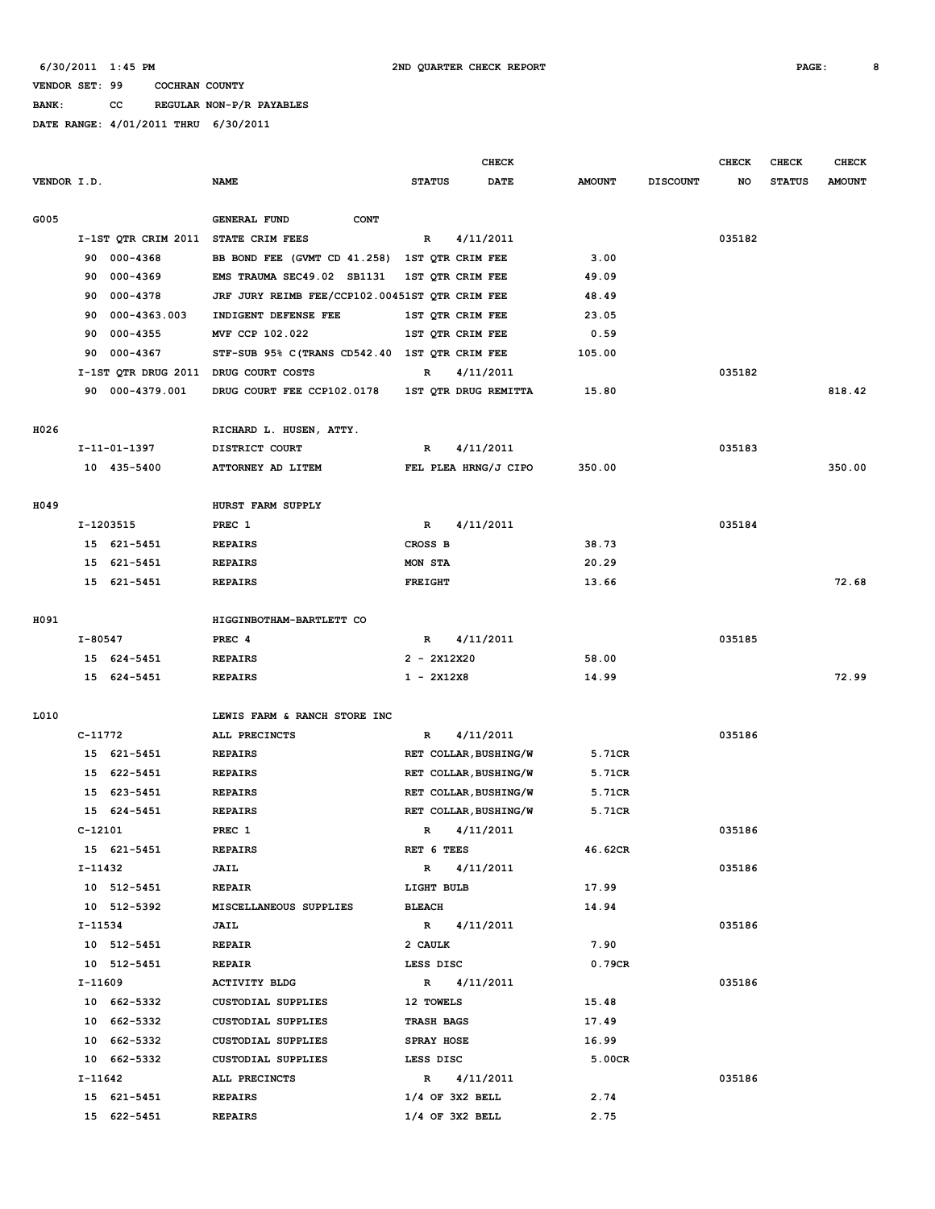6/30/2011 1:45 PM 2ND QUARTER CHECK REPORT

VENDOR SET: 99 COCHRAN COUNTY

BANK: CC REGULAR NON-P/R PAYABLES

DATE RANGE: 4/01/2011 THRU 6/30/2011

| VENDOR I.D. | NAME | STATUS | CHECK DATE | AMOUNT | DISCOUNT | CHECK NO | CHECK STATUS | CHECK AMOUNT |
|---|---|---|---|---|---|---|---|---|
| G005 | GENERAL FUND CONT | | | | | | | |
| I-1ST QTR CRIM 2011 | STATE CRIM FEES | R | 4/11/2011 | | | 035182 | | |
| 90 000-4368 | BB BOND FEE (GVMT CD 41.258) | 1ST QTR CRIM FEE | | 3.00 | | | | |
| 90 000-4369 | EMS TRAUMA SEC49.02 SB1131 | 1ST QTR CRIM FEE | | 49.09 | | | | |
| 90 000-4378 | JRF JURY REIMB FEE/CCP102.0045 | 1ST QTR CRIM FEE | | 48.49 | | | | |
| 90 000-4363.003 | INDIGENT DEFENSE FEE | 1ST QTR CRIM FEE | | 23.05 | | | | |
| 90 000-4355 | MVF CCP 102.022 | 1ST QTR CRIM FEE | | 0.59 | | | | |
| 90 000-4367 | STF-SUB 95% C(TRANS CD542.40 | 1ST QTR CRIM FEE | | 105.00 | | | | |
| I-1ST QTR DRUG 2011 | DRUG COURT COSTS | R | 4/11/2011 | | | 035182 | | |
| 90 000-4379.001 | DRUG COURT FEE CCP102.0178 | 1ST QTR DRUG REMITTA | | 15.80 | | | | 818.42 |
| H026 | RICHARD L. HUSEN, ATTY. | | | | | | | |
| I-11-01-1397 | DISTRICT COURT | R | 4/11/2011 | | | 035183 | | |
| 10 435-5400 | ATTORNEY AD LITEM | FEL PLEA HRNG/J CIPO | | 350.00 | | | | 350.00 |
| H049 | HURST FARM SUPPLY | | | | | | | |
| I-1203515 | PREC 1 | R | 4/11/2011 | | | 035184 | | |
| 15 621-5451 | REPAIRS | CROSS B | | 38.73 | | | | |
| 15 621-5451 | REPAIRS | MON STA | | 20.29 | | | | |
| 15 621-5451 | REPAIRS | FREIGHT | | 13.66 | | | | 72.68 |
| H091 | HIGGINBOTHAM-BARTLETT CO | | | | | | | |
| I-80547 | PREC 4 | R | 4/11/2011 | | | 035185 | | |
| 15 624-5451 | REPAIRS | 2 - 2X12X20 | | 58.00 | | | | |
| 15 624-5451 | REPAIRS | 1 - 2X12X8 | | 14.99 | | | | 72.99 |
| L010 | LEWIS FARM & RANCH STORE INC | | | | | | | |
| C-11772 | ALL PRECINCTS | R | 4/11/2011 | | | 035186 | | |
| 15 621-5451 | REPAIRS | RET COLLAR,BUSHING/W | | 5.71CR | | | | |
| 15 622-5451 | REPAIRS | RET COLLAR,BUSHING/W | | 5.71CR | | | | |
| 15 623-5451 | REPAIRS | RET COLLAR,BUSHING/W | | 5.71CR | | | | |
| 15 624-5451 | REPAIRS | RET COLLAR,BUSHING/W | | 5.71CR | | | | |
| C-12101 | PREC 1 | R | 4/11/2011 | | | 035186 | | |
| 15 621-5451 | REPAIRS | RET 6 TEES | | 46.62CR | | | | |
| I-11432 | JAIL | R | 4/11/2011 | | | 035186 | | |
| 10 512-5451 | REPAIR | LIGHT BULB | | 17.99 | | | | |
| 10 512-5392 | MISCELLANEOUS SUPPLIES | BLEACH | | 14.94 | | | | |
| I-11534 | JAIL | R | 4/11/2011 | | | 035186 | | |
| 10 512-5451 | REPAIR | 2 CAULK | | 7.90 | | | | |
| 10 512-5451 | REPAIR | LESS DISC | | 0.79CR | | | | |
| I-11609 | ACTIVITY BLDG | R | 4/11/2011 | | | 035186 | | |
| 10 662-5332 | CUSTODIAL SUPPLIES | 12 TOWELS | | 15.48 | | | | |
| 10 662-5332 | CUSTODIAL SUPPLIES | TRASH BAGS | | 17.49 | | | | |
| 10 662-5332 | CUSTODIAL SUPPLIES | SPRAY HOSE | | 16.99 | | | | |
| 10 662-5332 | CUSTODIAL SUPPLIES | LESS DISC | | 5.00CR | | | | |
| I-11642 | ALL PRECINCTS | R | 4/11/2011 | | | 035186 | | |
| 15 621-5451 | REPAIRS | 1/4 OF 3X2 BELL | | 2.74 | | | | |
| 15 622-5451 | REPAIRS | 1/4 OF 3X2 BELL | | 2.75 | | | | |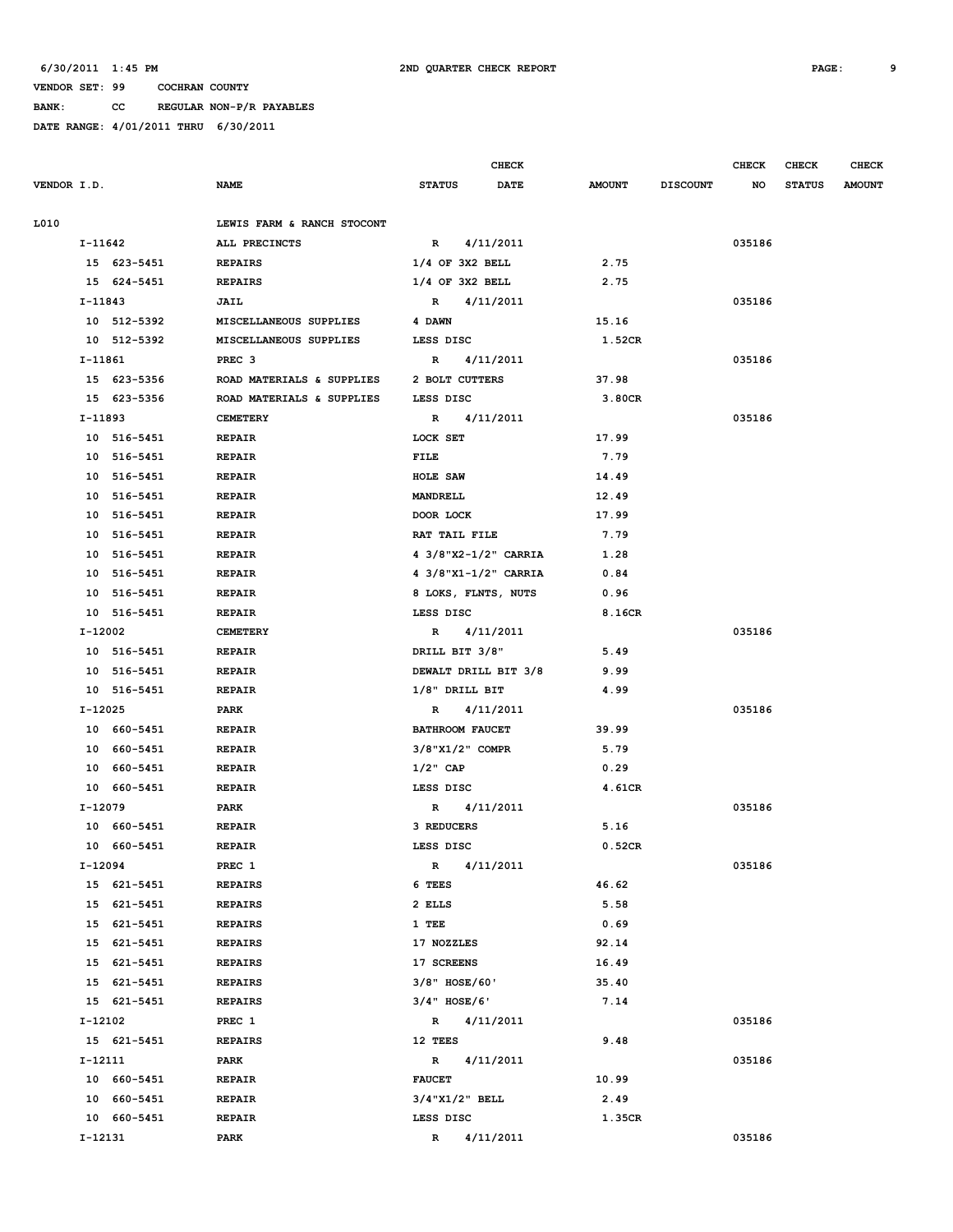6/30/2011 1:45 PM 2ND QUARTER CHECK REPORT

VENDOR SET: 99 COCHRAN COUNTY

BANK: CC REGULAR NON-P/R PAYABLES

DATE RANGE: 4/01/2011 THRU 6/30/2011

| VENDOR I.D. | NAME | STATUS | CHECK DATE | AMOUNT | DISCOUNT | CHECK NO | CHECK STATUS | CHECK AMOUNT |
|---|---|---|---|---|---|---|---|---|
| L010 | LEWIS FARM & RANCH STOCONT | | | | | | | |
| I-11642 | ALL PRECINCTS | R | 4/11/2011 | | | 035186 | | |
| 15 623-5451 | REPAIRS | 1/4 OF 3X2 BELL | | 2.75 | | | | |
| 15 624-5451 | REPAIRS | 1/4 OF 3X2 BELL | | 2.75 | | | | |
| I-11843 | JAIL | R | 4/11/2011 | | | 035186 | | |
| 10 512-5392 | MISCELLANEOUS SUPPLIES | 4 DAWN | | 15.16 | | | | |
| 10 512-5392 | MISCELLANEOUS SUPPLIES | LESS DISC | | 1.52CR | | | | |
| I-11861 | PREC 3 | R | 4/11/2011 | | | 035186 | | |
| 15 623-5356 | ROAD MATERIALS & SUPPLIES | 2 BOLT CUTTERS | | 37.98 | | | | |
| 15 623-5356 | ROAD MATERIALS & SUPPLIES | LESS DISC | | 3.80CR | | | | |
| I-11893 | CEMETERY | R | 4/11/2011 | | | 035186 | | |
| 10 516-5451 | REPAIR | LOCK SET | | 17.99 | | | | |
| 10 516-5451 | REPAIR | FILE | | 7.79 | | | | |
| 10 516-5451 | REPAIR | HOLE SAW | | 14.49 | | | | |
| 10 516-5451 | REPAIR | MANDRELL | | 12.49 | | | | |
| 10 516-5451 | REPAIR | DOOR LOCK | | 17.99 | | | | |
| 10 516-5451 | REPAIR | RAT TAIL FILE | | 7.79 | | | | |
| 10 516-5451 | REPAIR | 4 3/8"X2-1/2" CARRIA | | 1.28 | | | | |
| 10 516-5451 | REPAIR | 4 3/8"X1-1/2" CARRIA | | 0.84 | | | | |
| 10 516-5451 | REPAIR | 8 LOKS, FLNTS, NUTS | | 0.96 | | | | |
| 10 516-5451 | REPAIR | LESS DISC | | 8.16CR | | | | |
| I-12002 | CEMETERY | R | 4/11/2011 | | | 035186 | | |
| 10 516-5451 | REPAIR | DRILL BIT 3/8" | | 5.49 | | | | |
| 10 516-5451 | REPAIR | DEWALT DRILL BIT 3/8 | | 9.99 | | | | |
| 10 516-5451 | REPAIR | 1/8" DRILL BIT | | 4.99 | | | | |
| I-12025 | PARK | R | 4/11/2011 | | | 035186 | | |
| 10 660-5451 | REPAIR | BATHROOM FAUCET | | 39.99 | | | | |
| 10 660-5451 | REPAIR | 3/8"X1/2" COMPR | | 5.79 | | | | |
| 10 660-5451 | REPAIR | 1/2" CAP | | 0.29 | | | | |
| 10 660-5451 | REPAIR | LESS DISC | | 4.61CR | | | | |
| I-12079 | PARK | R | 4/11/2011 | | | 035186 | | |
| 10 660-5451 | REPAIR | 3 REDUCERS | | 5.16 | | | | |
| 10 660-5451 | REPAIR | LESS DISC | | 0.52CR | | | | |
| I-12094 | PREC 1 | R | 4/11/2011 | | | 035186 | | |
| 15 621-5451 | REPAIRS | 6 TEES | | 46.62 | | | | |
| 15 621-5451 | REPAIRS | 2 ELLS | | 5.58 | | | | |
| 15 621-5451 | REPAIRS | 1 TEE | | 0.69 | | | | |
| 15 621-5451 | REPAIRS | 17 NOZZLES | | 92.14 | | | | |
| 15 621-5451 | REPAIRS | 17 SCREENS | | 16.49 | | | | |
| 15 621-5451 | REPAIRS | 3/8" HOSE/60' | | 35.40 | | | | |
| 15 621-5451 | REPAIRS | 3/4" HOSE/6' | | 7.14 | | | | |
| I-12102 | PREC 1 | R | 4/11/2011 | | | 035186 | | |
| 15 621-5451 | REPAIRS | 12 TEES | | 9.48 | | | | |
| I-12111 | PARK | R | 4/11/2011 | | | 035186 | | |
| 10 660-5451 | REPAIR | FAUCET | | 10.99 | | | | |
| 10 660-5451 | REPAIR | 3/4"X1/2" BELL | | 2.49 | | | | |
| 10 660-5451 | REPAIR | LESS DISC | | 1.35CR | | | | |
| I-12131 | PARK | R | 4/11/2011 | | | 035186 | | |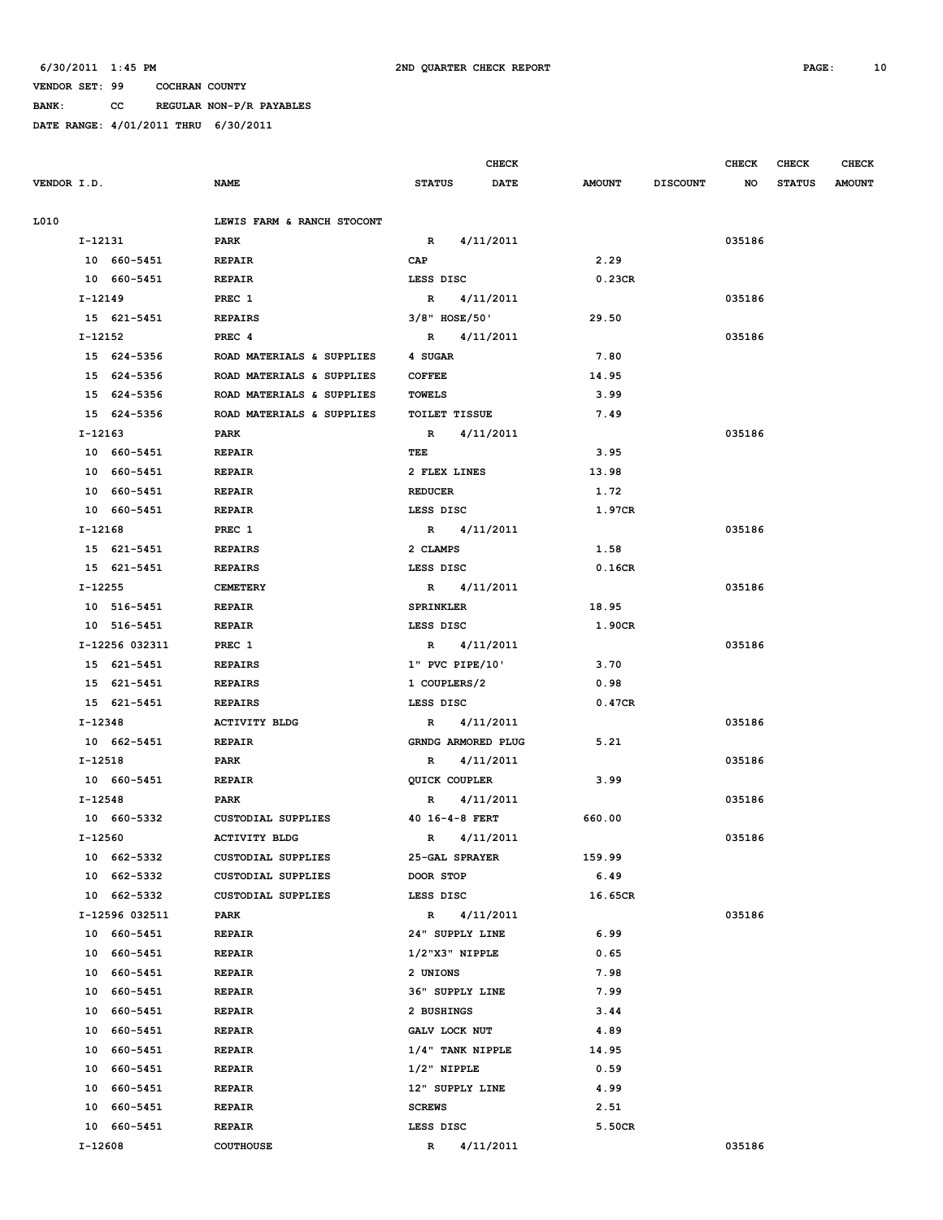6/30/2011 1:45 PM 2ND QUARTER CHECK REPORT

VENDOR SET: 99 COCHRAN COUNTY

BANK: CC REGULAR NON-P/R PAYABLES

DATE RANGE: 4/01/2011 THRU 6/30/2011

| VENDOR I.D. | NAME | STATUS | CHECK DATE | AMOUNT | DISCOUNT | CHECK NO | CHECK STATUS | CHECK AMOUNT |
|---|---|---|---|---|---|---|---|---|
| L010 | LEWIS FARM & RANCH STOCONT | | | | | | | |
| I-12131 | PARK | R | 4/11/2011 | | | 035186 | | |
| 10 660-5451 | REPAIR | CAP | | 2.29 | | | | |
| 10 660-5451 | REPAIR | LESS DISC | | 0.23CR | | | | |
| I-12149 | PREC 1 | R | 4/11/2011 | | | 035186 | | |
| 15 621-5451 | REPAIRS | 3/8" HOSE/50' | | 29.50 | | | | |
| I-12152 | PREC 4 | R | 4/11/2011 | | | 035186 | | |
| 15 624-5356 | ROAD MATERIALS & SUPPLIES | 4 SUGAR | | 7.80 | | | | |
| 15 624-5356 | ROAD MATERIALS & SUPPLIES | COFFEE | | 14.95 | | | | |
| 15 624-5356 | ROAD MATERIALS & SUPPLIES | TOWELS | | 3.99 | | | | |
| 15 624-5356 | ROAD MATERIALS & SUPPLIES | TOILET TISSUE | | 7.49 | | | | |
| I-12163 | PARK | R | 4/11/2011 | | | 035186 | | |
| 10 660-5451 | REPAIR | TEE | | 3.95 | | | | |
| 10 660-5451 | REPAIR | 2 FLEX LINES | | 13.98 | | | | |
| 10 660-5451 | REPAIR | REDUCER | | 1.72 | | | | |
| 10 660-5451 | REPAIR | LESS DISC | | 1.97CR | | | | |
| I-12168 | PREC 1 | R | 4/11/2011 | | | 035186 | | |
| 15 621-5451 | REPAIRS | 2 CLAMPS | | 1.58 | | | | |
| 15 621-5451 | REPAIRS | LESS DISC | | 0.16CR | | | | |
| I-12255 | CEMETERY | R | 4/11/2011 | | | 035186 | | |
| 10 516-5451 | REPAIR | SPRINKLER | | 18.95 | | | | |
| 10 516-5451 | REPAIR | LESS DISC | | 1.90CR | | | | |
| I-12256 032311 | PREC 1 | R | 4/11/2011 | | | 035186 | | |
| 15 621-5451 | REPAIRS | 1" PVC PIPE/10' | | 3.70 | | | | |
| 15 621-5451 | REPAIRS | 1 COUPLERS/2 | | 0.98 | | | | |
| 15 621-5451 | REPAIRS | LESS DISC | | 0.47CR | | | | |
| I-12348 | ACTIVITY BLDG | R | 4/11/2011 | | | 035186 | | |
| 10 662-5451 | REPAIR | GRNDG ARMORED PLUG | | 5.21 | | | | |
| I-12518 | PARK | R | 4/11/2011 | | | 035186 | | |
| 10 660-5451 | REPAIR | QUICK COUPLER | | 3.99 | | | | |
| I-12548 | PARK | R | 4/11/2011 | | | 035186 | | |
| 10 660-5332 | CUSTODIAL SUPPLIES | 40 16-4-8 FERT | | 660.00 | | | | |
| I-12560 | ACTIVITY BLDG | R | 4/11/2011 | | | 035186 | | |
| 10 662-5332 | CUSTODIAL SUPPLIES | 25-GAL SPRAYER | | 159.99 | | | | |
| 10 662-5332 | CUSTODIAL SUPPLIES | DOOR STOP | | 6.49 | | | | |
| 10 662-5332 | CUSTODIAL SUPPLIES | LESS DISC | | 16.65CR | | | | |
| I-12596 032511 | PARK | R | 4/11/2011 | | | 035186 | | |
| 10 660-5451 | REPAIR | 24" SUPPLY LINE | | 6.99 | | | | |
| 10 660-5451 | REPAIR | 1/2"X3" NIPPLE | | 0.65 | | | | |
| 10 660-5451 | REPAIR | 2 UNIONS | | 7.98 | | | | |
| 10 660-5451 | REPAIR | 36" SUPPLY LINE | | 7.99 | | | | |
| 10 660-5451 | REPAIR | 2 BUSHINGS | | 3.44 | | | | |
| 10 660-5451 | REPAIR | GALV LOCK NUT | | 4.89 | | | | |
| 10 660-5451 | REPAIR | 1/4" TANK NIPPLE | | 14.95 | | | | |
| 10 660-5451 | REPAIR | 1/2" NIPPLE | | 0.59 | | | | |
| 10 660-5451 | REPAIR | 12" SUPPLY LINE | | 4.99 | | | | |
| 10 660-5451 | REPAIR | SCREWS | | 2.51 | | | | |
| 10 660-5451 | REPAIR | LESS DISC | | 5.50CR | | | | |
| I-12608 | COUTHOUSE | R | 4/11/2011 | | | 035186 | | |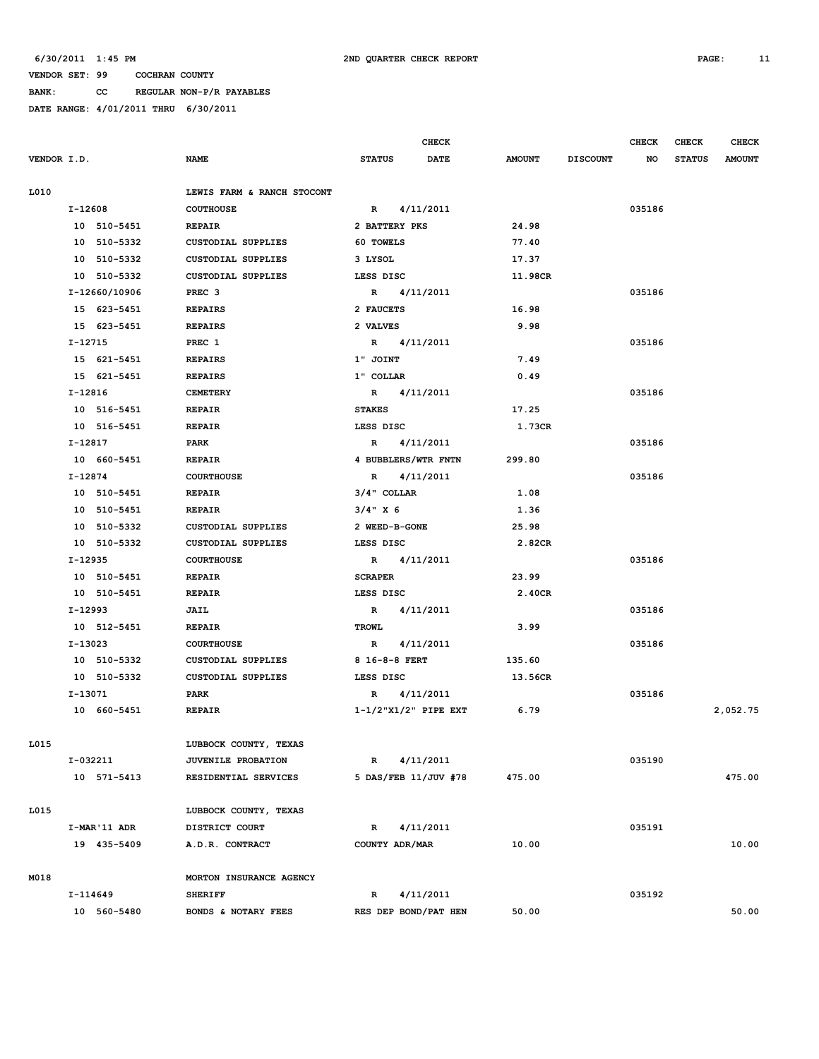6/30/2011 1:45 PM 2ND QUARTER CHECK REPORT

VENDOR SET: 99 COCHRAN COUNTY

BANK: CC REGULAR NON-P/R PAYABLES

DATE RANGE: 4/01/2011 THRU 6/30/2011

| VENDOR I.D. | NAME | STATUS | CHECK DATE | AMOUNT | DISCOUNT | CHECK NO | CHECK STATUS | CHECK AMOUNT |
|---|---|---|---|---|---|---|---|---|
| L010 | LEWIS FARM & RANCH STOCONT | | | | | | | |
| I-12608 | COUTHOUSE | R | 4/11/2011 | | | 035186 | | |
| 10 510-5451 | REPAIR | 2 BATTERY PKS | | 24.98 | | | | |
| 10 510-5332 | CUSTODIAL SUPPLIES | 60 TOWELS | | 77.40 | | | | |
| 10 510-5332 | CUSTODIAL SUPPLIES | 3 LYSOL | | 17.37 | | | | |
| 10 510-5332 | CUSTODIAL SUPPLIES | LESS DISC | | 11.98CR | | | | |
| I-12660/10906 | PREC 3 | R | 4/11/2011 | | | 035186 | | |
| 15 623-5451 | REPAIRS | 2 FAUCETS | | 16.98 | | | | |
| 15 623-5451 | REPAIRS | 2 VALVES | | 9.98 | | | | |
| I-12715 | PREC 1 | R | 4/11/2011 | | | 035186 | | |
| 15 621-5451 | REPAIRS | 1" JOINT | | 7.49 | | | | |
| 15 621-5451 | REPAIRS | 1" COLLAR | | 0.49 | | | | |
| I-12816 | CEMETERY | R | 4/11/2011 | | | 035186 | | |
| 10 516-5451 | REPAIR | STAKES | | 17.25 | | | | |
| 10 516-5451 | REPAIR | LESS DISC | | 1.73CR | | | | |
| I-12817 | PARK | R | 4/11/2011 | | | 035186 | | |
| 10 660-5451 | REPAIR | 4 BUBBLERS/WTR FNTN | | 299.80 | | | | |
| I-12874 | COURTHOUSE | R | 4/11/2011 | | | 035186 | | |
| 10 510-5451 | REPAIR | 3/4" COLLAR | | 1.08 | | | | |
| 10 510-5451 | REPAIR | 3/4" X 6 | | 1.36 | | | | |
| 10 510-5332 | CUSTODIAL SUPPLIES | 2 WEED-B-GONE | | 25.98 | | | | |
| 10 510-5332 | CUSTODIAL SUPPLIES | LESS DISC | | 2.82CR | | | | |
| I-12935 | COURTHOUSE | R | 4/11/2011 | | | 035186 | | |
| 10 510-5451 | REPAIR | SCRAPER | | 23.99 | | | | |
| 10 510-5451 | REPAIR | LESS DISC | | 2.40CR | | | | |
| I-12993 | JAIL | R | 4/11/2011 | | | 035186 | | |
| 10 512-5451 | REPAIR | TROWL | | 3.99 | | | | |
| I-13023 | COURTHOUSE | R | 4/11/2011 | | | 035186 | | |
| 10 510-5332 | CUSTODIAL SUPPLIES | 8 16-8-8 FERT | | 135.60 | | | | |
| 10 510-5332 | CUSTODIAL SUPPLIES | LESS DISC | | 13.56CR | | | | |
| I-13071 | PARK | R | 4/11/2011 | | | 035186 | | |
| 10 660-5451 | REPAIR | 1-1/2"X1/2" PIPE EXT | | 6.79 | | | | 2,052.75 |
| L015 | LUBBOCK COUNTY, TEXAS | | | | | | | |
| I-032211 | JUVENILE PROBATION | R | 4/11/2011 | | | 035190 | | |
| 10 571-5413 | RESIDENTIAL SERVICES | 5 DAS/FEB 11/JUV #78 | | 475.00 | | | | 475.00 |
| L015 | LUBBOCK COUNTY, TEXAS | | | | | | | |
| I-MAR'11 ADR | DISTRICT COURT | R | 4/11/2011 | | | 035191 | | |
| 19 435-5409 | A.D.R. CONTRACT | COUNTY ADR/MAR | | 10.00 | | | | 10.00 |
| M018 | MORTON INSURANCE AGENCY | | | | | | | |
| I-114649 | SHERIFF | R | 4/11/2011 | | | 035192 | | |
| 10 560-5480 | BONDS & NOTARY FEES | RES DEP BOND/PAT HEN | | 50.00 | | | | 50.00 |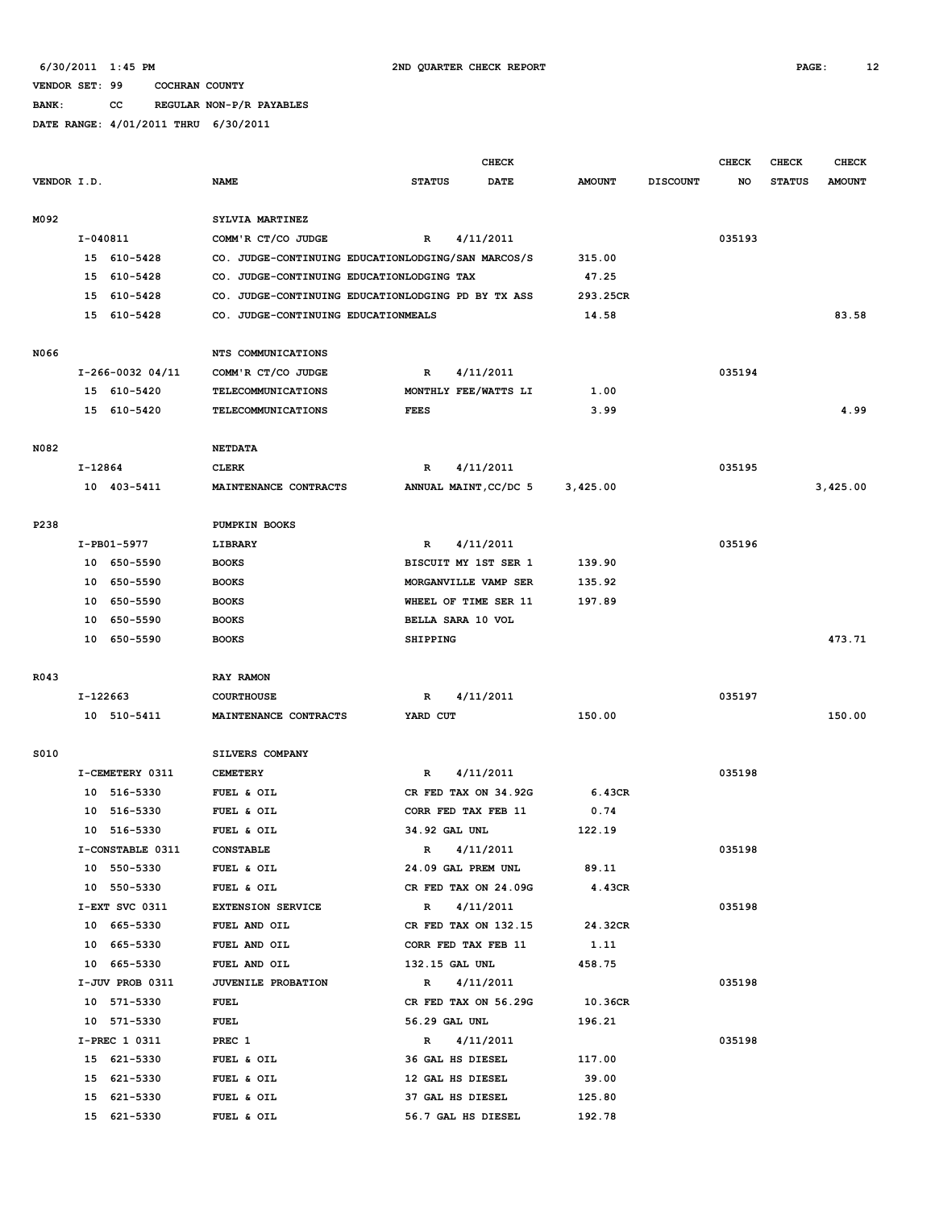6/30/2011 1:45 PM 2ND QUARTER CHECK REPORT

VENDOR SET: 99 COCHRAN COUNTY

BANK: CC REGULAR NON-P/R PAYABLES

DATE RANGE: 4/01/2011 THRU 6/30/2011

| VENDOR I.D. | NAME | STATUS | CHECK DATE | AMOUNT | DISCOUNT | CHECK NO | CHECK STATUS | CHECK AMOUNT |
|---|---|---|---|---|---|---|---|---|
| M092 | SYLVIA MARTINEZ | | | | | | | |
| I-040811 | COMM'R CT/CO JUDGE | R | 4/11/2011 | | | 035193 | | |
| 15 610-5428 | CO. JUDGE-CONTINUING EDUCATIONLODGING/SAN MARCOS/S | | | 315.00 | | | | |
| 15 610-5428 | CO. JUDGE-CONTINUING EDUCATIONLODGING TAX | | | 47.25 | | | | |
| 15 610-5428 | CO. JUDGE-CONTINUING EDUCATIONLODGING PD BY TX ASS | | | 293.25CR | | | | |
| 15 610-5428 | CO. JUDGE-CONTINUING EDUCATIONMEALS | | | 14.58 | | | | 83.58 |
| N066 | NTS COMMUNICATIONS | | | | | | | |
| I-266-0032 04/11 | COMM'R CT/CO JUDGE | R | 4/11/2011 | | | 035194 | | |
| 15 610-5420 | TELECOMMUNICATIONS | MONTHLY FEE/WATTS LI | | 1.00 | | | | |
| 15 610-5420 | TELECOMMUNICATIONS | FEES | | 3.99 | | | | 4.99 |
| N082 | NETDATA | | | | | | | |
| I-12864 | CLERK | R | 4/11/2011 | | | 035195 | | |
| 10 403-5411 | MAINTENANCE CONTRACTS | ANNUAL MAINT,CC/DC 5 | | 3,425.00 | | | | 3,425.00 |
| P238 | PUMPKIN BOOKS | | | | | | | |
| I-PB01-5977 | LIBRARY | R | 4/11/2011 | | | 035196 | | |
| 10 650-5590 | BOOKS | BISCUIT MY 1ST SER 1 | | 139.90 | | | | |
| 10 650-5590 | BOOKS | MORGANVILLE VAMP SER | | 135.92 | | | | |
| 10 650-5590 | BOOKS | WHEEL OF TIME SER 11 | | 197.89 | | | | |
| 10 650-5590 | BOOKS | BELLA SARA 10 VOL | | | | | | |
| 10 650-5590 | BOOKS | SHIPPING | | | | | | 473.71 |
| R043 | RAY RAMON | | | | | | | |
| I-122663 | COURTHOUSE | R | 4/11/2011 | | | 035197 | | |
| 10 510-5411 | MAINTENANCE CONTRACTS | YARD CUT | | 150.00 | | | | 150.00 |
| S010 | SILVERS COMPANY | | | | | | | |
| I-CEMETERY 0311 | CEMETERY | R | 4/11/2011 | | | 035198 | | |
| 10 516-5330 | FUEL & OIL | CR FED TAX ON 34.92G | | 6.43CR | | | | |
| 10 516-5330 | FUEL & OIL | CORR FED TAX FEB 11 | | 0.74 | | | | |
| 10 516-5330 | FUEL & OIL | 34.92 GAL UNL | | 122.19 | | | | |
| I-CONSTABLE 0311 | CONSTABLE | R | 4/11/2011 | | | 035198 | | |
| 10 550-5330 | FUEL & OIL | 24.09 GAL PREM UNL | | 89.11 | | | | |
| 10 550-5330 | FUEL & OIL | CR FED TAX ON 24.09G | | 4.43CR | | | | |
| I-EXT SVC 0311 | EXTENSION SERVICE | R | 4/11/2011 | | | 035198 | | |
| 10 665-5330 | FUEL AND OIL | CR FED TAX ON 132.15 | | 24.32CR | | | | |
| 10 665-5330 | FUEL AND OIL | CORR FED TAX FEB 11 | | 1.11 | | | | |
| 10 665-5330 | FUEL AND OIL | 132.15 GAL UNL | | 458.75 | | | | |
| I-JUV PROB 0311 | JUVENILE PROBATION | R | 4/11/2011 | | | 035198 | | |
| 10 571-5330 | FUEL | CR FED TAX ON 56.29G | | 10.36CR | | | | |
| 10 571-5330 | FUEL | 56.29 GAL UNL | | 196.21 | | | | |
| I-PREC 1 0311 | PREC 1 | R | 4/11/2011 | | | 035198 | | |
| 15 621-5330 | FUEL & OIL | 36 GAL HS DIESEL | | 117.00 | | | | |
| 15 621-5330 | FUEL & OIL | 12 GAL HS DIESEL | | 39.00 | | | | |
| 15 621-5330 | FUEL & OIL | 37 GAL HS DIESEL | | 125.80 | | | | |
| 15 621-5330 | FUEL & OIL | 56.7 GAL HS DIESEL | | 192.78 | | | | |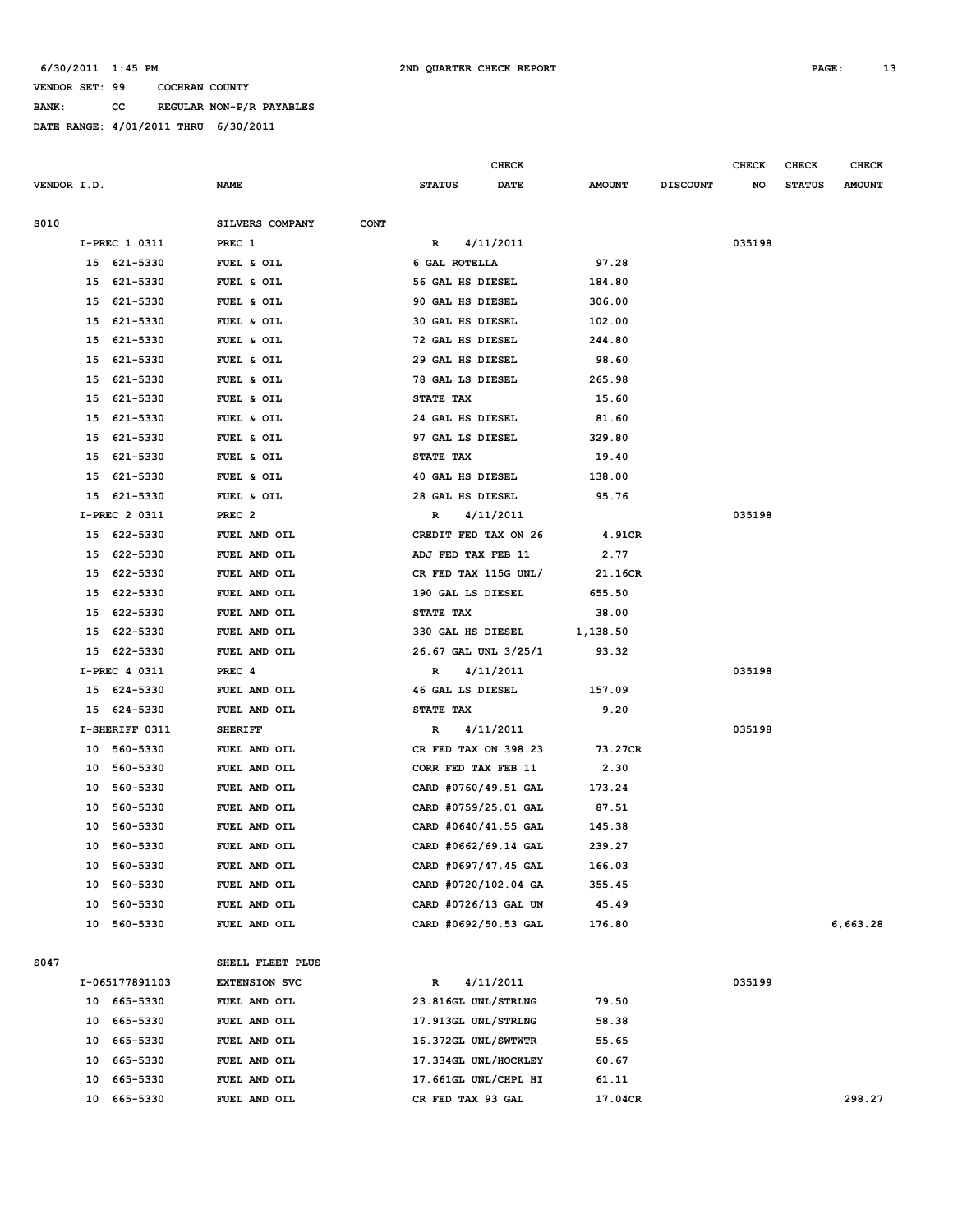6/30/2011 1:45 PM 2ND QUARTER CHECK REPORT

VENDOR SET: 99 COCHRAN COUNTY
BANK: CC REGULAR NON-P/R PAYABLES
DATE RANGE: 4/01/2011 THRU 6/30/2011

| VENDOR I.D. | NAME | STATUS | CHECK DATE | AMOUNT | DISCOUNT | CHECK NO | CHECK STATUS | CHECK AMOUNT |
|---|---|---|---|---|---|---|---|---|
| S010 | SILVERS COMPANY CONT | | | | | | | |
| I-PREC 1 0311 | PREC 1 | R | 4/11/2011 | | | 035198 | | |
| 15 621-5330 | FUEL & OIL | 6 GAL ROTELLA | | 97.28 | | | | |
| 15 621-5330 | FUEL & OIL | 56 GAL HS DIESEL | | 184.80 | | | | |
| 15 621-5330 | FUEL & OIL | 90 GAL HS DIESEL | | 306.00 | | | | |
| 15 621-5330 | FUEL & OIL | 30 GAL HS DIESEL | | 102.00 | | | | |
| 15 621-5330 | FUEL & OIL | 72 GAL HS DIESEL | | 244.80 | | | | |
| 15 621-5330 | FUEL & OIL | 29 GAL HS DIESEL | | 98.60 | | | | |
| 15 621-5330 | FUEL & OIL | 78 GAL LS DIESEL | | 265.98 | | | | |
| 15 621-5330 | FUEL & OIL | STATE TAX | | 15.60 | | | | |
| 15 621-5330 | FUEL & OIL | 24 GAL HS DIESEL | | 81.60 | | | | |
| 15 621-5330 | FUEL & OIL | 97 GAL LS DIESEL | | 329.80 | | | | |
| 15 621-5330 | FUEL & OIL | STATE TAX | | 19.40 | | | | |
| 15 621-5330 | FUEL & OIL | 40 GAL HS DIESEL | | 138.00 | | | | |
| 15 621-5330 | FUEL & OIL | 28 GAL HS DIESEL | | 95.76 | | | | |
| I-PREC 2 0311 | PREC 2 | R | 4/11/2011 | | | 035198 | | |
| 15 622-5330 | FUEL AND OIL | CREDIT FED TAX ON 26 | | 4.91CR | | | | |
| 15 622-5330 | FUEL AND OIL | ADJ FED TAX FEB 11 | | 2.77 | | | | |
| 15 622-5330 | FUEL AND OIL | CR FED TAX 115G UNL/ | | 21.16CR | | | | |
| 15 622-5330 | FUEL AND OIL | 190 GAL LS DIESEL | | 655.50 | | | | |
| 15 622-5330 | FUEL AND OIL | STATE TAX | | 38.00 | | | | |
| 15 622-5330 | FUEL AND OIL | 330 GAL HS DIESEL | | 1,138.50 | | | | |
| 15 622-5330 | FUEL AND OIL | 26.67 GAL UNL 3/25/1 | | 93.32 | | | | |
| I-PREC 4 0311 | PREC 4 | R | 4/11/2011 | | | 035198 | | |
| 15 624-5330 | FUEL AND OIL | 46 GAL LS DIESEL | | 157.09 | | | | |
| 15 624-5330 | FUEL AND OIL | STATE TAX | | 9.20 | | | | |
| I-SHERIFF 0311 | SHERIFF | R | 4/11/2011 | | | 035198 | | |
| 10 560-5330 | FUEL AND OIL | CR FED TAX ON 398.23 | | 73.27CR | | | | |
| 10 560-5330 | FUEL AND OIL | CORR FED TAX FEB 11 | | 2.30 | | | | |
| 10 560-5330 | FUEL AND OIL | CARD #0760/49.51 GAL | | 173.24 | | | | |
| 10 560-5330 | FUEL AND OIL | CARD #0759/25.01 GAL | | 87.51 | | | | |
| 10 560-5330 | FUEL AND OIL | CARD #0640/41.55 GAL | | 145.38 | | | | |
| 10 560-5330 | FUEL AND OIL | CARD #0662/69.14 GAL | | 239.27 | | | | |
| 10 560-5330 | FUEL AND OIL | CARD #0697/47.45 GAL | | 166.03 | | | | |
| 10 560-5330 | FUEL AND OIL | CARD #0720/102.04 GA | | 355.45 | | | | |
| 10 560-5330 | FUEL AND OIL | CARD #0726/13 GAL UN | | 45.49 | | | | |
| 10 560-5330 | FUEL AND OIL | CARD #0692/50.53 GAL | | 176.80 | | | | 6,663.28 |
| S047 | SHELL FLEET PLUS | | | | | | | |
| I-065177891103 | EXTENSION SVC | R | 4/11/2011 | | | 035199 | | |
| 10 665-5330 | FUEL AND OIL | 23.816GL UNL/STRLNG | | 79.50 | | | | |
| 10 665-5330 | FUEL AND OIL | 17.913GL UNL/STRLNG | | 58.38 | | | | |
| 10 665-5330 | FUEL AND OIL | 16.372GL UNL/SWTWTR | | 55.65 | | | | |
| 10 665-5330 | FUEL AND OIL | 17.334GL UNL/HOCKLEY | | 60.67 | | | | |
| 10 665-5330 | FUEL AND OIL | 17.661GL UNL/CHPL HI | | 61.11 | | | | |
| 10 665-5330 | FUEL AND OIL | CR FED TAX 93 GAL | | 17.04CR | | | | 298.27 |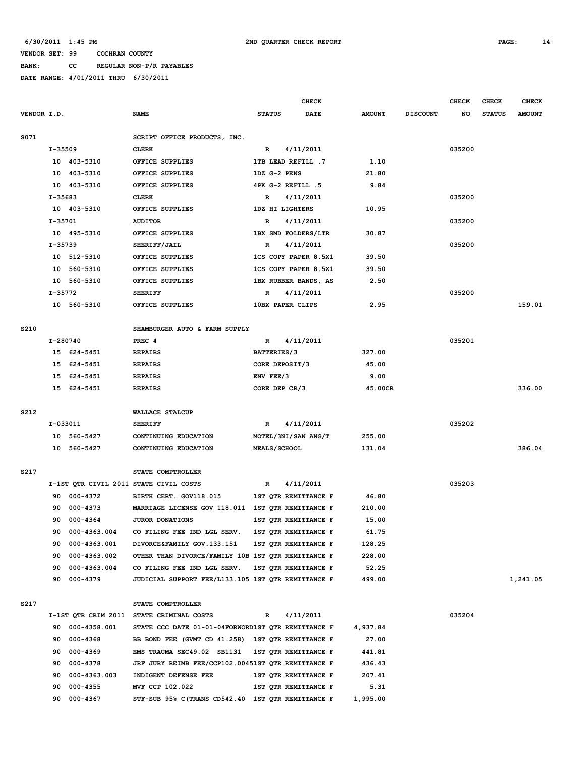6/30/2011 1:45 PM 2ND QUARTER CHECK REPORT

VENDOR SET: 99 COCHRAN COUNTY

BANK: CC REGULAR NON-P/R PAYABLES

DATE RANGE: 4/01/2011 THRU 6/30/2011

| VENDOR I.D. | | NAME | STATUS | CHECK DATE | AMOUNT | DISCOUNT | CHECK NO | CHECK STATUS | CHECK AMOUNT |
|---|---|---|---|---|---|---|---|---|---|
| S071 | | SCRIPT OFFICE PRODUCTS, INC. | | | | | | | |
| | I-35509 | CLERK | R | 4/11/2011 | | | 035200 | | |
| | 10 403-5310 | OFFICE SUPPLIES | 1TB LEAD REFILL .7 | | 1.10 | | | | |
| | 10 403-5310 | OFFICE SUPPLIES | 1DZ G-2 PENS | | 21.80 | | | | |
| | 10 403-5310 | OFFICE SUPPLIES | 4PK G-2 REFILL .5 | | 9.84 | | | | |
| | I-35683 | CLERK | R | 4/11/2011 | | | 035200 | | |
| | 10 403-5310 | OFFICE SUPPLIES | 1DZ HI LIGHTERS | | 10.95 | | | | |
| | I-35701 | AUDITOR | R | 4/11/2011 | | | 035200 | | |
| | 10 495-5310 | OFFICE SUPPLIES | 1BX SMD FOLDERS/LTR | | 30.87 | | | | |
| | I-35739 | SHERIFF/JAIL | R | 4/11/2011 | | | 035200 | | |
| | 10 512-5310 | OFFICE SUPPLIES | 1CS COPY PAPER 8.5X1 | | 39.50 | | | | |
| | 10 560-5310 | OFFICE SUPPLIES | 1CS COPY PAPER 8.5X1 | | 39.50 | | | | |
| | 10 560-5310 | OFFICE SUPPLIES | 1BX RUBBER BANDS, AS | | 2.50 | | | | |
| | I-35772 | SHERIFF | R | 4/11/2011 | | | 035200 | | |
| | 10 560-5310 | OFFICE SUPPLIES | 10BX PAPER CLIPS | | 2.95 | | | | 159.01 |
| S210 | | SHAMBURGER AUTO & FARM SUPPLY | | | | | | | |
| | I-280740 | PREC 4 | R | 4/11/2011 | | | 035201 | | |
| | 15 624-5451 | REPAIRS | BATTERIES/3 | | 327.00 | | | | |
| | 15 624-5451 | REPAIRS | CORE DEPOSIT/3 | | 45.00 | | | | |
| | 15 624-5451 | REPAIRS | ENV FEE/3 | | 9.00 | | | | |
| | 15 624-5451 | REPAIRS | CORE DEP CR/3 | | 45.00CR | | | | 336.00 |
| S212 | | WALLACE STALCUP | | | | | | | |
| | I-033011 | SHERIFF | R | 4/11/2011 | | | 035202 | | |
| | 10 560-5427 | CONTINUING EDUCATION | MOTEL/3NI/SAN ANG/T | | 255.00 | | | | |
| | 10 560-5427 | CONTINUING EDUCATION | MEALS/SCHOOL | | 131.04 | | | | 386.04 |
| S217 | | STATE COMPTROLLER | | | | | | | |
| | I-1ST QTR CIVIL 2011 | STATE CIVIL COSTS | R | 4/11/2011 | | | 035203 | | |
| | 90 000-4372 | BIRTH CERT. GOV118.015 | 1ST QTR REMITTANCE F | | 46.80 | | | | |
| | 90 000-4373 | MARRIAGE LICENSE GOV 118.011 | 1ST QTR REMITTANCE F | | 210.00 | | | | |
| | 90 000-4364 | JUROR DONATIONS | 1ST QTR REMITTANCE F | | 15.00 | | | | |
| | 90 000-4363.004 | CO FILING FEE IND LGL SERV. | 1ST QTR REMITTANCE F | | 61.75 | | | | |
| | 90 000-4363.001 | DIVORCE&FAMILY GOV.133.151 | 1ST QTR REMITTANCE F | | 128.25 | | | | |
| | 90 000-4363.002 | OTHER THAN DIVORCE/FAMILY 10B | 1ST QTR REMITTANCE F | | 228.00 | | | | |
| | 90 000-4363.004 | CO FILING FEE IND LGL SERV. | 1ST QTR REMITTANCE F | | 52.25 | | | | |
| | 90 000-4379 | JUDICIAL SUPPORT FEE/L133.105 | 1ST QTR REMITTANCE F | | 499.00 | | | | 1,241.05 |
| S217 | | STATE COMPTROLLER | | | | | | | |
| | I-1ST QTR CRIM 2011 | STATE CRIMINAL COSTS | R | 4/11/2011 | | | 035204 | | |
| | 90 000-4358.001 | STATE CCC DATE 01-01-04FORWORD | 1ST QTR REMITTANCE F | | 4,937.84 | | | | |
| | 90 000-4368 | BB BOND FEE (GVMT CD 41.258) | 1ST QTR REMITTANCE F | | 27.00 | | | | |
| | 90 000-4369 | EMS TRAUMA SEC49.02 SB1131 | 1ST QTR REMITTANCE F | | 441.81 | | | | |
| | 90 000-4378 | JRF JURY REIMB FEE/CCP102.0045 | 1ST QTR REMITTANCE F | | 436.43 | | | | |
| | 90 000-4363.003 | INDIGENT DEFENSE FEE | 1ST QTR REMITTANCE F | | 207.41 | | | | |
| | 90 000-4355 | MVF CCP 102.022 | 1ST QTR REMITTANCE F | | 5.31 | | | | |
| | 90 000-4367 | STF-SUB 95% C(TRANS CD542.40 | 1ST QTR REMITTANCE F | | 1,995.00 | | | | |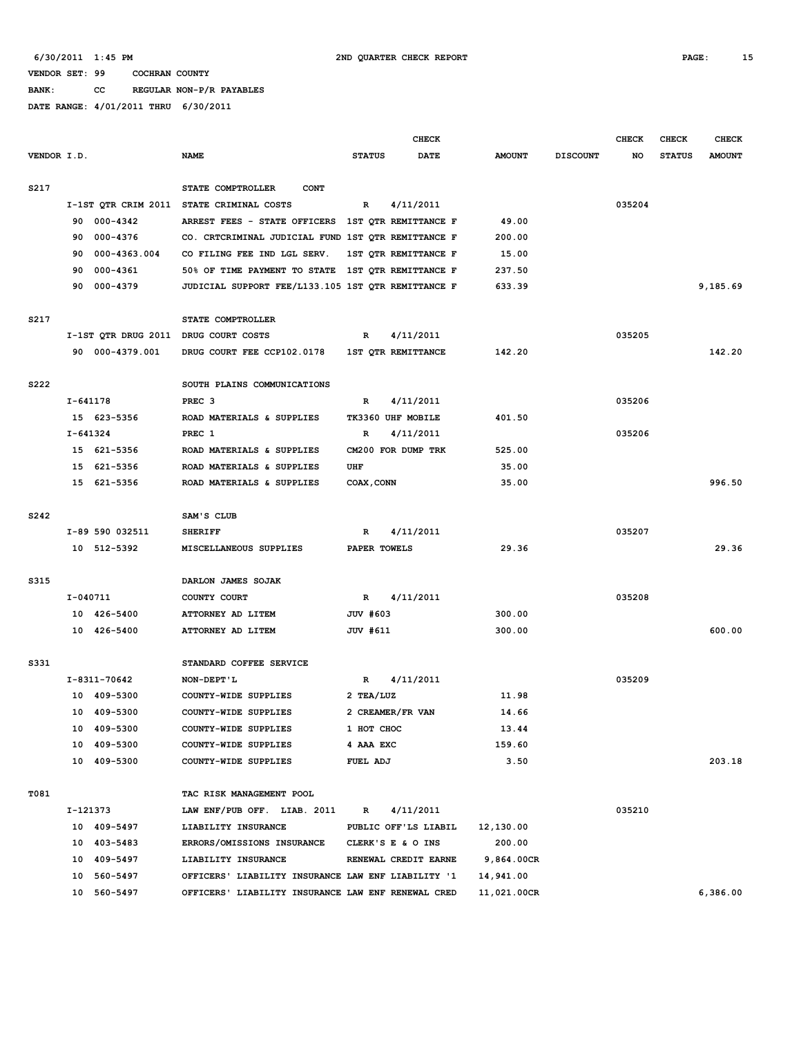6/30/2011 1:45 PM — 2ND QUARTER CHECK REPORT — PAGE: 15

VENDOR SET: 99 COCHRAN COUNTY
BANK: CC REGULAR NON-P/R PAYABLES
DATE RANGE: 4/01/2011 THRU 6/30/2011

| VENDOR I.D. | NAME | STATUS | CHECK DATE | AMOUNT | DISCOUNT | CHECK NO | CHECK STATUS | CHECK AMOUNT |
|---|---|---|---|---|---|---|---|---|
| S217 | STATE COMPTROLLER CONT | | | | | | | |
| I-1ST QTR CRIM 2011 | STATE CRIMINAL COSTS | R | 4/11/2011 | | | 035204 | | |
| 90 000-4342 | ARREST FEES - STATE OFFICERS | 1ST QTR REMITTANCE F | | 49.00 | | | | |
| 90 000-4376 | CO. CRTCRIMINAL JUDICIAL FUND | 1ST QTR REMITTANCE F | | 200.00 | | | | |
| 90 000-4363.004 | CO FILING FEE IND LGL SERV. | 1ST QTR REMITTANCE F | | 15.00 | | | | |
| 90 000-4361 | 50% OF TIME PAYMENT TO STATE | 1ST QTR REMITTANCE F | | 237.50 | | | | |
| 90 000-4379 | JUDICIAL SUPPORT FEE/L133.105 | 1ST QTR REMITTANCE F | | 633.39 | | | | 9,185.69 |
| S217 | STATE COMPTROLLER | | | | | | | |
| I-1ST QTR DRUG 2011 | DRUG COURT COSTS | R | 4/11/2011 | | | 035205 | | |
| 90 000-4379.001 | DRUG COURT FEE CCP102.0178 | 1ST QTR REMITTANCE | | 142.20 | | | | 142.20 |
| S222 | SOUTH PLAINS COMMUNICATIONS | | | | | | | |
| I-641178 | PREC 3 | R | 4/11/2011 | | | 035206 | | |
| 15 623-5356 | ROAD MATERIALS & SUPPLIES | TK3360 UHF MOBILE | | 401.50 | | | | |
| I-641324 | PREC 1 | R | 4/11/2011 | | | 035206 | | |
| 15 621-5356 | ROAD MATERIALS & SUPPLIES | CM200 FOR DUMP TRK | | 525.00 | | | | |
| 15 621-5356 | ROAD MATERIALS & SUPPLIES | UHF | | 35.00 | | | | |
| 15 621-5356 | ROAD MATERIALS & SUPPLIES | COAX,CONN | | 35.00 | | | | 996.50 |
| S242 | SAM'S CLUB | | | | | | | |
| I-89 590 032511 | SHERIFF | R | 4/11/2011 | | | 035207 | | |
| 10 512-5392 | MISCELLANEOUS SUPPLIES | PAPER TOWELS | | 29.36 | | | | 29.36 |
| S315 | DARLON JAMES SOJAK | | | | | | | |
| I-040711 | COUNTY COURT | R | 4/11/2011 | | | 035208 | | |
| 10 426-5400 | ATTORNEY AD LITEM | JUV #603 | | 300.00 | | | | |
| 10 426-5400 | ATTORNEY AD LITEM | JUV #611 | | 300.00 | | | | 600.00 |
| S331 | STANDARD COFFEE SERVICE | | | | | | | |
| I-8311-70642 | NON-DEPT'L | R | 4/11/2011 | | | 035209 | | |
| 10 409-5300 | COUNTY-WIDE SUPPLIES | 2 TEA/LUZ | | 11.98 | | | | |
| 10 409-5300 | COUNTY-WIDE SUPPLIES | 2 CREAMER/FR VAN | | 14.66 | | | | |
| 10 409-5300 | COUNTY-WIDE SUPPLIES | 1 HOT CHOC | | 13.44 | | | | |
| 10 409-5300 | COUNTY-WIDE SUPPLIES | 4 AAA EXC | | 159.60 | | | | |
| 10 409-5300 | COUNTY-WIDE SUPPLIES | FUEL ADJ | | 3.50 | | | | 203.18 |
| T081 | TAC RISK MANAGEMENT POOL | | | | | | | |
| I-121373 | LAW ENF/PUB OFF. LIAB. 2011 | R | 4/11/2011 | | | 035210 | | |
| 10 409-5497 | LIABILITY INSURANCE | PUBLIC OFF'LS LIABIL | | 12,130.00 | | | | |
| 10 403-5483 | ERRORS/OMISSIONS INSURANCE | CLERK'S E & O INS | | 200.00 | | | | |
| 10 409-5497 | LIABILITY INSURANCE | RENEWAL CREDIT EARNE | | 9,864.00CR | | | | |
| 10 560-5497 | OFFICERS' LIABILITY INSURANCE | LAW ENF LIABILITY '1 | | 14,941.00 | | | | |
| 10 560-5497 | OFFICERS' LIABILITY INSURANCE | LAW ENF RENEWAL CRED | | 11,021.00CR | | | | 6,386.00 |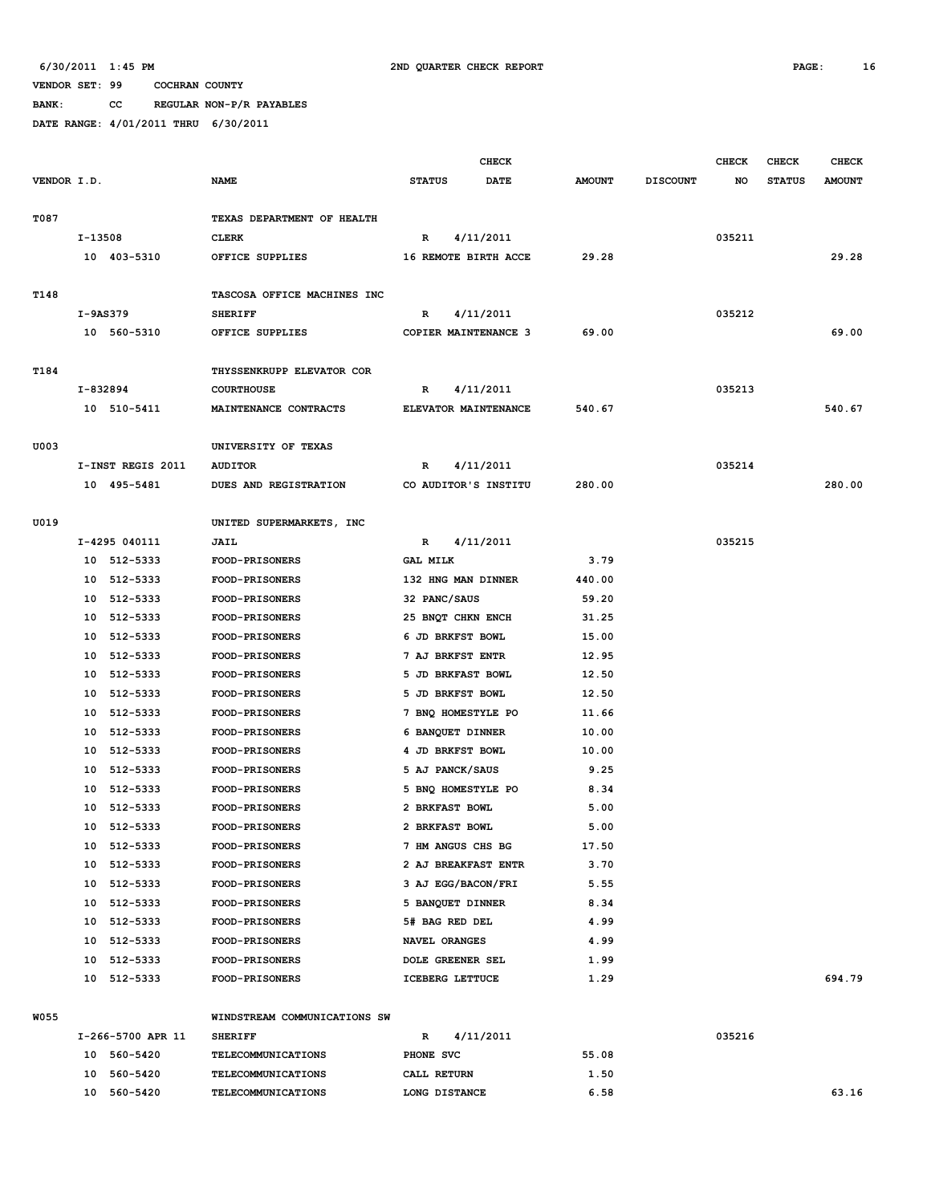6/30/2011 1:45 PM 2ND QUARTER CHECK REPORT

VENDOR SET: 99 COCHRAN COUNTY

BANK: CC REGULAR NON-P/R PAYABLES

DATE RANGE: 4/01/2011 THRU 6/30/2011

| VENDOR I.D. | NAME | STATUS | CHECK DATE | AMOUNT | DISCOUNT | CHECK NO | CHECK STATUS | CHECK AMOUNT |
|---|---|---|---|---|---|---|---|---|
| T087 | TEXAS DEPARTMENT OF HEALTH | | | | | | | |
| I-13508 | CLERK | R | 4/11/2011 | | | 035211 | | |
| 10 403-5310 | OFFICE SUPPLIES | 16 REMOTE BIRTH ACCE | | 29.28 | | | | 29.28 |
| T148 | TASCOSA OFFICE MACHINES INC | | | | | | | |
| I-9AS379 | SHERIFF | R | 4/11/2011 | | | 035212 | | |
| 10 560-5310 | OFFICE SUPPLIES | COPIER MAINTENANCE 3 | | 69.00 | | | | 69.00 |
| T184 | THYSSENKRUPP ELEVATOR COR | | | | | | | |
| I-832894 | COURTHOUSE | R | 4/11/2011 | | | 035213 | | |
| 10 510-5411 | MAINTENANCE CONTRACTS | ELEVATOR MAINTENANCE | | 540.67 | | | | 540.67 |
| U003 | UNIVERSITY OF TEXAS | | | | | | | |
| I-INST REGIS 2011 | AUDITOR | R | 4/11/2011 | | | 035214 | | |
| 10 495-5481 | DUES AND REGISTRATION | CO AUDITOR'S INSTITU | | 280.00 | | | | 280.00 |
| U019 | UNITED SUPERMARKETS, INC | | | | | | | |
| I-4295 040111 | JAIL | R | 4/11/2011 | | | 035215 | | |
| 10 512-5333 | FOOD-PRISONERS | GAL MILK | | 3.79 | | | | |
| 10 512-5333 | FOOD-PRISONERS | 132 HNG MAN DINNER | | 440.00 | | | | |
| 10 512-5333 | FOOD-PRISONERS | 32 PANC/SAUS | | 59.20 | | | | |
| 10 512-5333 | FOOD-PRISONERS | 25 BNQT CHKN ENCH | | 31.25 | | | | |
| 10 512-5333 | FOOD-PRISONERS | 6 JD BRKFST BOWL | | 15.00 | | | | |
| 10 512-5333 | FOOD-PRISONERS | 7 AJ BRKFST ENTR | | 12.95 | | | | |
| 10 512-5333 | FOOD-PRISONERS | 5 JD BRKFAST BOWL | | 12.50 | | | | |
| 10 512-5333 | FOOD-PRISONERS | 5 JD BRKFST BOWL | | 12.50 | | | | |
| 10 512-5333 | FOOD-PRISONERS | 7 BNQ HOMESTYLE PO | | 11.66 | | | | |
| 10 512-5333 | FOOD-PRISONERS | 6 BANQUET DINNER | | 10.00 | | | | |
| 10 512-5333 | FOOD-PRISONERS | 4 JD BRKFST BOWL | | 10.00 | | | | |
| 10 512-5333 | FOOD-PRISONERS | 5 AJ PANCK/SAUS | | 9.25 | | | | |
| 10 512-5333 | FOOD-PRISONERS | 5 BNQ HOMESTYLE PO | | 8.34 | | | | |
| 10 512-5333 | FOOD-PRISONERS | 2 BRKFAST BOWL | | 5.00 | | | | |
| 10 512-5333 | FOOD-PRISONERS | 2 BRKFAST BOWL | | 5.00 | | | | |
| 10 512-5333 | FOOD-PRISONERS | 7 HM ANGUS CHS BG | | 17.50 | | | | |
| 10 512-5333 | FOOD-PRISONERS | 2 AJ BREAKFAST ENTR | | 3.70 | | | | |
| 10 512-5333 | FOOD-PRISONERS | 3 AJ EGG/BACON/FRI | | 5.55 | | | | |
| 10 512-5333 | FOOD-PRISONERS | 5 BANQUET DINNER | | 8.34 | | | | |
| 10 512-5333 | FOOD-PRISONERS | 5# BAG RED DEL | | 4.99 | | | | |
| 10 512-5333 | FOOD-PRISONERS | NAVEL ORANGES | | 4.99 | | | | |
| 10 512-5333 | FOOD-PRISONERS | DOLE GREENER SEL | | 1.99 | | | | |
| 10 512-5333 | FOOD-PRISONERS | ICEBERG LETTUCE | | 1.29 | | | | 694.79 |
| W055 | WINDSTREAM COMMUNICATIONS SW | | | | | | | |
| I-266-5700 APR 11 | SHERIFF | R | 4/11/2011 | | | 035216 | | |
| 10 560-5420 | TELECOMMUNICATIONS | PHONE SVC | | 55.08 | | | | |
| 10 560-5420 | TELECOMMUNICATIONS | CALL RETURN | | 1.50 | | | | |
| 10 560-5420 | TELECOMMUNICATIONS | LONG DISTANCE | | 6.58 | | | | 63.16 |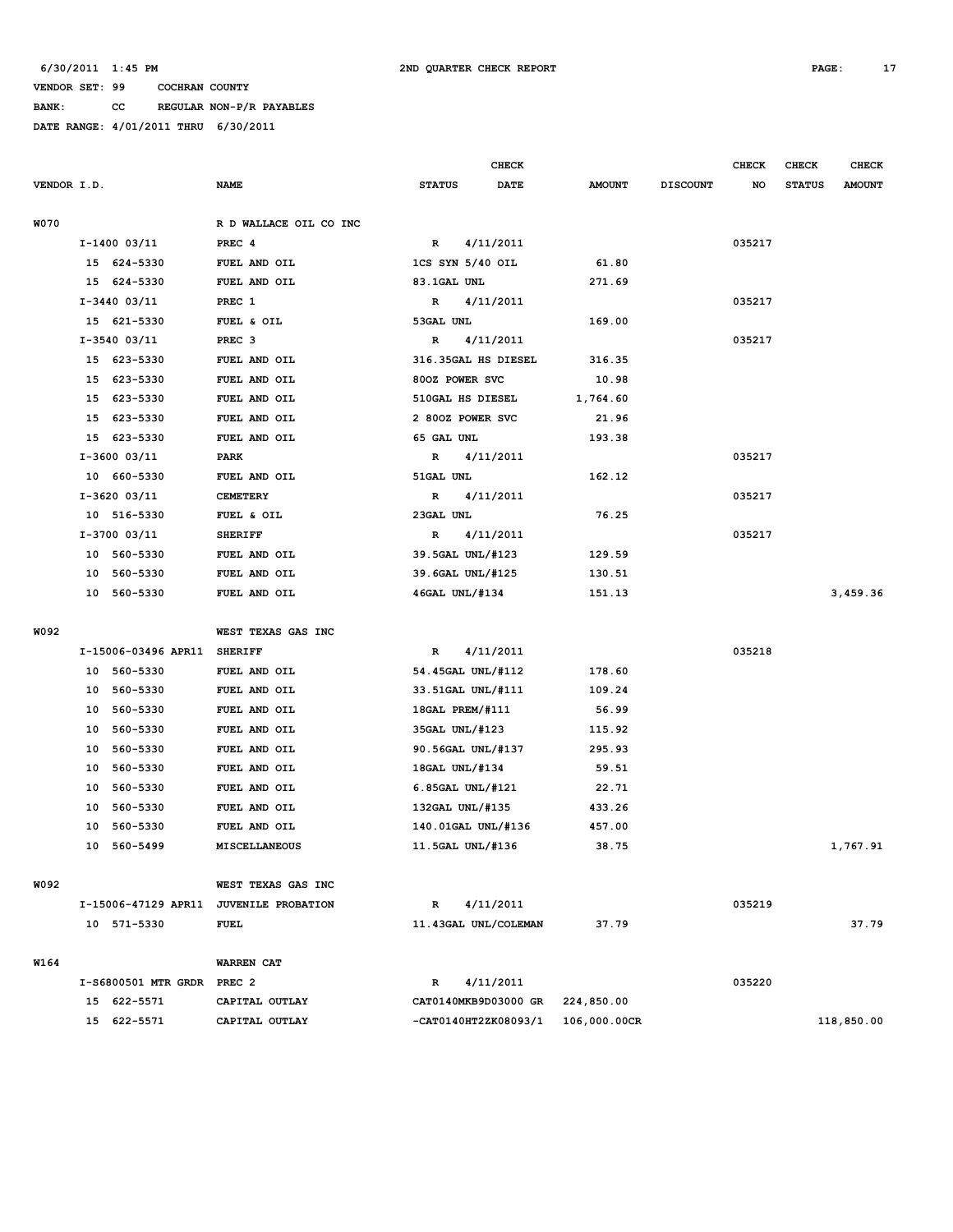6/30/2011 1:45 PM **2ND QUARTER CHECK REPORT**

VENDOR SET: 99 COCHRAN COUNTY
BANK: CC REGULAR NON-P/R PAYABLES
DATE RANGE: 4/01/2011 THRU 6/30/2011

| VENDOR I.D. | NAME | STATUS | CHECK DATE | AMOUNT | DISCOUNT | CHECK NO | CHECK STATUS | CHECK AMOUNT |
|---|---|---|---|---|---|---|---|---|
| W070 | R D WALLACE OIL CO INC | | | | | | | |
| I-1400 03/11 | PREC 4 | R | 4/11/2011 | | | 035217 | | |
| 15 624-5330 | FUEL AND OIL | 1CS SYN 5/40 OIL | | 61.80 | | | | |
| 15 624-5330 | FUEL AND OIL | 83.1GAL UNL | | 271.69 | | | | |
| I-3440 03/11 | PREC 1 | R | 4/11/2011 | | | 035217 | | |
| 15 621-5330 | FUEL & OIL | 53GAL UNL | | 169.00 | | | | |
| I-3540 03/11 | PREC 3 | R | 4/11/2011 | | | 035217 | | |
| 15 623-5330 | FUEL AND OIL | 316.35GAL HS DIESEL | | 316.35 | | | | |
| 15 623-5330 | FUEL AND OIL | 80OZ POWER SVC | | 10.98 | | | | |
| 15 623-5330 | FUEL AND OIL | 510GAL HS DIESEL | | 1,764.60 | | | | |
| 15 623-5330 | FUEL AND OIL | 2 80OZ POWER SVC | | 21.96 | | | | |
| 15 623-5330 | FUEL AND OIL | 65 GAL UNL | | 193.38 | | | | |
| I-3600 03/11 | PARK | R | 4/11/2011 | | | 035217 | | |
| 10 660-5330 | FUEL AND OIL | 51GAL UNL | | 162.12 | | | | |
| I-3620 03/11 | CEMETERY | R | 4/11/2011 | | | 035217 | | |
| 10 516-5330 | FUEL & OIL | 23GAL UNL | | 76.25 | | | | |
| I-3700 03/11 | SHERIFF | R | 4/11/2011 | | | 035217 | | |
| 10 560-5330 | FUEL AND OIL | 39.5GAL UNL/#123 | | 129.59 | | | | |
| 10 560-5330 | FUEL AND OIL | 39.6GAL UNL/#125 | | 130.51 | | | | |
| 10 560-5330 | FUEL AND OIL | 46GAL UNL/#134 | | 151.13 | | | | 3,459.36 |
| W092 | WEST TEXAS GAS INC | | | | | | | |
| I-15006-03496 APR11 | SHERIFF | R | 4/11/2011 | | | 035218 | | |
| 10 560-5330 | FUEL AND OIL | 54.45GAL UNL/#112 | | 178.60 | | | | |
| 10 560-5330 | FUEL AND OIL | 33.51GAL UNL/#111 | | 109.24 | | | | |
| 10 560-5330 | FUEL AND OIL | 18GAL PREM/#111 | | 56.99 | | | | |
| 10 560-5330 | FUEL AND OIL | 35GAL UNL/#123 | | 115.92 | | | | |
| 10 560-5330 | FUEL AND OIL | 90.56GAL UNL/#137 | | 295.93 | | | | |
| 10 560-5330 | FUEL AND OIL | 18GAL UNL/#134 | | 59.51 | | | | |
| 10 560-5330 | FUEL AND OIL | 6.85GAL UNL/#121 | | 22.71 | | | | |
| 10 560-5330 | FUEL AND OIL | 132GAL UNL/#135 | | 433.26 | | | | |
| 10 560-5330 | FUEL AND OIL | 140.01GAL UNL/#136 | | 457.00 | | | | |
| 10 560-5499 | MISCELLANEOUS | 11.5GAL UNL/#136 | | 38.75 | | | | 1,767.91 |
| W092 | WEST TEXAS GAS INC | | | | | | | |
| I-15006-47129 APR11 | JUVENILE PROBATION | R | 4/11/2011 | | | 035219 | | |
| 10 571-5330 | FUEL | 11.43GAL UNL/COLEMAN | | 37.79 | | | | 37.79 |
| W164 | WARREN CAT | | | | | | | |
| I-S6800501 MTR GRDR | PREC 2 | R | 4/11/2011 | | | 035220 | | |
| 15 622-5571 | CAPITAL OUTLAY | CAT0140MKB9D03000 GR | | 224,850.00 | | | | |
| 15 622-5571 | CAPITAL OUTLAY | -CAT0140HT2ZK08093/1 | | 106,000.00CR | | | | 118,850.00 |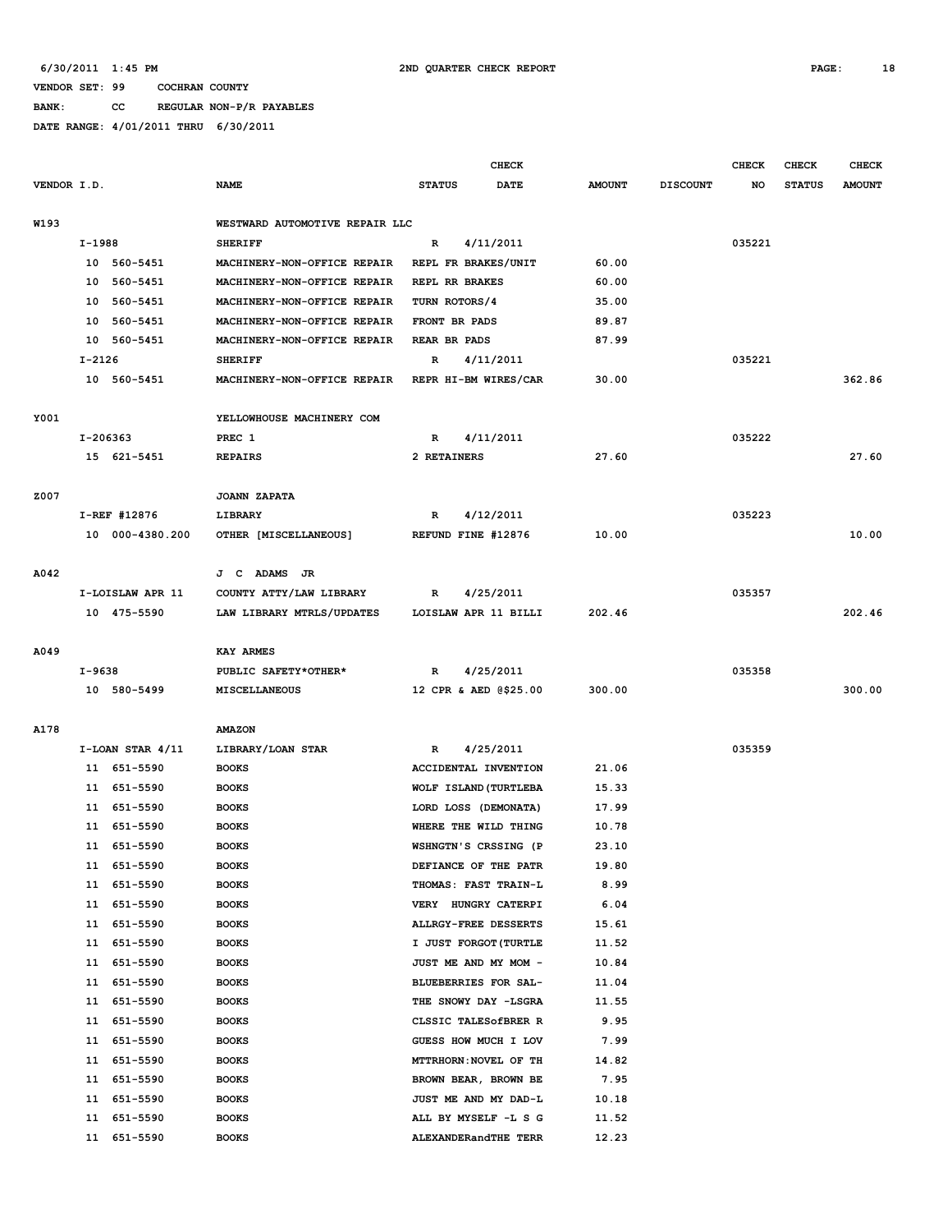6/30/2011 1:45 PM 2ND QUARTER CHECK REPORT

VENDOR SET: 99 COCHRAN COUNTY

BANK: CC REGULAR NON-P/R PAYABLES

DATE RANGE: 4/01/2011 THRU 6/30/2011

| VENDOR I.D. | NAME | STATUS | CHECK DATE | AMOUNT | DISCOUNT | CHECK NO | CHECK STATUS | CHECK AMOUNT |
|---|---|---|---|---|---|---|---|---|
| W193 | WESTWARD AUTOMOTIVE REPAIR LLC | | | | | | | |
| I-1988 | SHERIFF | R | 4/11/2011 | | | 035221 | | |
| 10 560-5451 | MACHINERY-NON-OFFICE REPAIR | REPL FR BRAKES/UNIT | | 60.00 | | | | |
| 10 560-5451 | MACHINERY-NON-OFFICE REPAIR | REPL RR BRAKES | | 60.00 | | | | |
| 10 560-5451 | MACHINERY-NON-OFFICE REPAIR | TURN ROTORS/4 | | 35.00 | | | | |
| 10 560-5451 | MACHINERY-NON-OFFICE REPAIR | FRONT BR PADS | | 89.87 | | | | |
| 10 560-5451 | MACHINERY-NON-OFFICE REPAIR | REAR BR PADS | | 87.99 | | | | |
| I-2126 | SHERIFF | R | 4/11/2011 | | | 035221 | | |
| 10 560-5451 | MACHINERY-NON-OFFICE REPAIR | REPR HI-BM WIRES/CAR | | 30.00 | | | | 362.86 |
| Y001 | YELLOWHOUSE MACHINERY COM | | | | | | | |
| I-206363 | PREC 1 | R | 4/11/2011 | | | 035222 | | |
| 15 621-5451 | REPAIRS | 2 RETAINERS | | 27.60 | | | | 27.60 |
| Z007 | JOANN ZAPATA | | | | | | | |
| I-REF #12876 | LIBRARY | R | 4/12/2011 | | | 035223 | | |
| 10 000-4380.200 | OTHER [MISCELLANEOUS] | REFUND FINE #12876 | | 10.00 | | | | 10.00 |
| A042 | J C ADAMS JR | | | | | | | |
| I-LOISLAW APR 11 | COUNTY ATTY/LAW LIBRARY | R | 4/25/2011 | | | 035357 | | |
| 10 475-5590 | LAW LIBRARY MTRLS/UPDATES | LOISLAW APR 11 BILLI | | 202.46 | | | | 202.46 |
| A049 | KAY ARMES | | | | | | | |
| I-9638 | PUBLIC SAFETY*OTHER* | R | 4/25/2011 | | | 035358 | | |
| 10 580-5499 | MISCELLANEOUS | 12 CPR & AED @$25.00 | | 300.00 | | | | 300.00 |
| A178 | AMAZON | | | | | | | |
| I-LOAN STAR 4/11 | LIBRARY/LOAN STAR | R | 4/25/2011 | | | 035359 | | |
| 11 651-5590 | BOOKS | ACCIDENTAL INVENTION | | 21.06 | | | | |
| 11 651-5590 | BOOKS | WOLF ISLAND(TURTLEBA | | 15.33 | | | | |
| 11 651-5590 | BOOKS | LORD LOSS (DEMONATA) | | 17.99 | | | | |
| 11 651-5590 | BOOKS | WHERE THE WILD THING | | 10.78 | | | | |
| 11 651-5590 | BOOKS | WSHNGTN'S CRSSING (P | | 23.10 | | | | |
| 11 651-5590 | BOOKS | DEFIANCE OF THE PATR | | 19.80 | | | | |
| 11 651-5590 | BOOKS | THOMAS: FAST TRAIN-L | | 8.99 | | | | |
| 11 651-5590 | BOOKS | VERY HUNGRY CATERPI | | 6.04 | | | | |
| 11 651-5590 | BOOKS | ALLRGY-FREE DESSERTS | | 15.61 | | | | |
| 11 651-5590 | BOOKS | I JUST FORGOT(TURTLE | | 11.52 | | | | |
| 11 651-5590 | BOOKS | JUST ME AND MY MOM - | | 10.84 | | | | |
| 11 651-5590 | BOOKS | BLUEBERRIES FOR SAL- | | 11.04 | | | | |
| 11 651-5590 | BOOKS | THE SNOWY DAY -LSGRA | | 11.55 | | | | |
| 11 651-5590 | BOOKS | CLSSIC TALESofBRER R | | 9.95 | | | | |
| 11 651-5590 | BOOKS | GUESS HOW MUCH I LOV | | 7.99 | | | | |
| 11 651-5590 | BOOKS | MTTRHORN:NOVEL OF TH | | 14.82 | | | | |
| 11 651-5590 | BOOKS | BROWN BEAR, BROWN BE | | 7.95 | | | | |
| 11 651-5590 | BOOKS | JUST ME AND MY DAD-L | | 10.18 | | | | |
| 11 651-5590 | BOOKS | ALL BY MYSELF -L S G | | 11.52 | | | | |
| 11 651-5590 | BOOKS | ALEXANDERandTHE TERR | | 12.23 | | | | |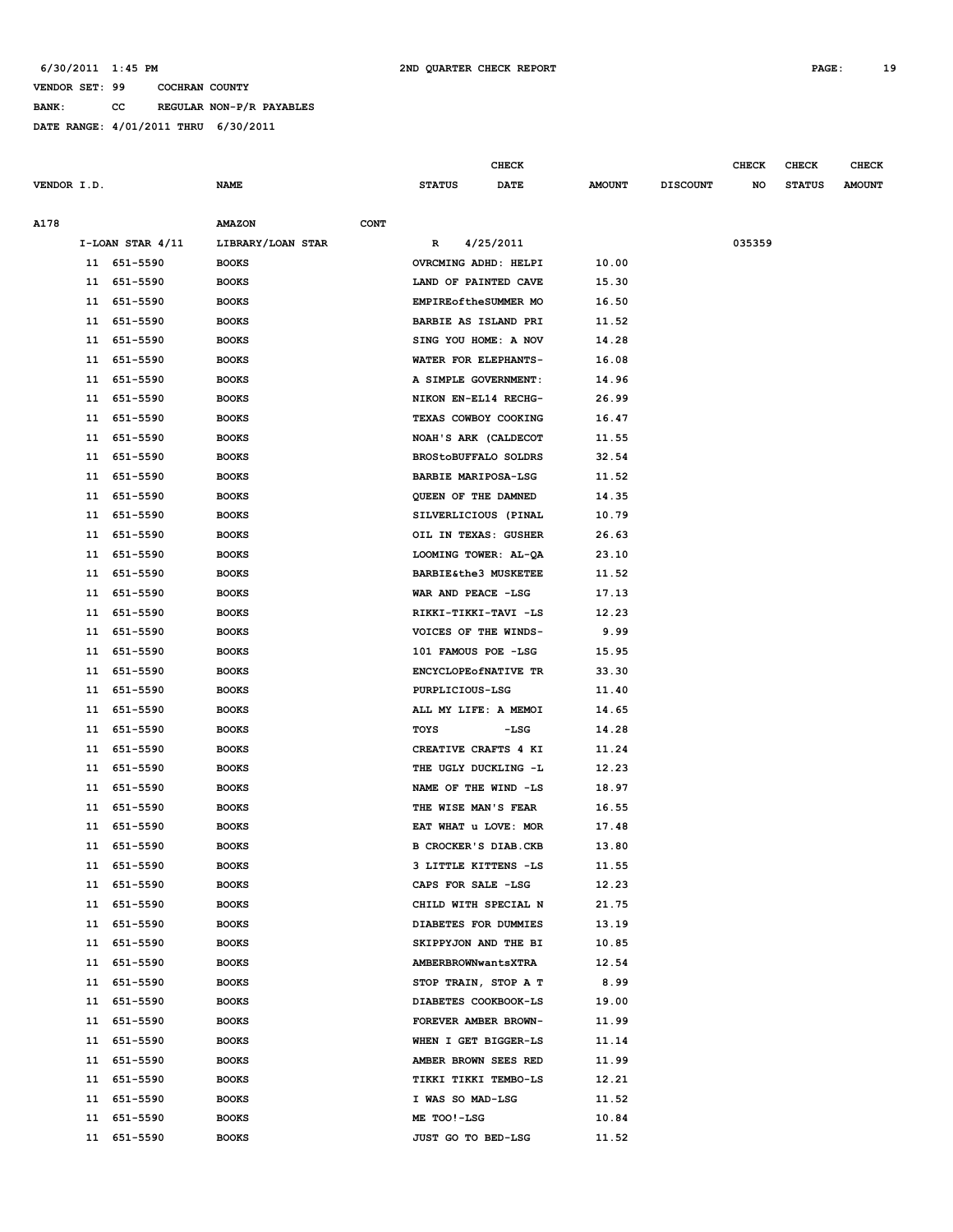6/30/2011 1:45 PM 2ND QUARTER CHECK REPORT

VENDOR SET: 99 COCHRAN COUNTY

BANK: CC REGULAR NON-P/R PAYABLES

DATE RANGE: 4/01/2011 THRU 6/30/2011

| VENDOR I.D. | NAME | STATUS | CHECK DATE | AMOUNT | DISCOUNT | CHECK NO | CHECK STATUS | CHECK AMOUNT |
|---|---|---|---|---|---|---|---|---|
| A178 | AMAZON CONT | | | | | | | |
| I-LOAN STAR 4/11 | LIBRARY/LOAN STAR | R | 4/25/2011 | | | 035359 | | |
| 11 651-5590 | BOOKS | OVRCMING ADHD: HELPI | | 10.00 | | | | |
| 11 651-5590 | BOOKS | LAND OF PAINTED CAVE | | 15.30 | | | | |
| 11 651-5590 | BOOKS | EMPIREoftheSUMMER MO | | 16.50 | | | | |
| 11 651-5590 | BOOKS | BARBIE AS ISLAND PRI | | 11.52 | | | | |
| 11 651-5590 | BOOKS | SING YOU HOME: A NOV | | 14.28 | | | | |
| 11 651-5590 | BOOKS | WATER FOR ELEPHANTS- | | 16.08 | | | | |
| 11 651-5590 | BOOKS | A SIMPLE GOVERNMENT: | | 14.96 | | | | |
| 11 651-5590 | BOOKS | NIKON EN-EL14 RECHG- | | 26.99 | | | | |
| 11 651-5590 | BOOKS | TEXAS COWBOY COOKING | | 16.47 | | | | |
| 11 651-5590 | BOOKS | NOAH'S ARK (CALDECOT | | 11.55 | | | | |
| 11 651-5590 | BOOKS | BROStoBUFFALO SOLDRS | | 32.54 | | | | |
| 11 651-5590 | BOOKS | BARBIE MARIPOSA-LSG | | 11.52 | | | | |
| 11 651-5590 | BOOKS | QUEEN OF THE DAMNED | | 14.35 | | | | |
| 11 651-5590 | BOOKS | SILVERLICIOUS (PINAL | | 10.79 | | | | |
| 11 651-5590 | BOOKS | OIL IN TEXAS: GUSHER | | 26.63 | | | | |
| 11 651-5590 | BOOKS | LOOMING TOWER: AL-QA | | 23.10 | | | | |
| 11 651-5590 | BOOKS | BARBIE&the3 MUSKETEE | | 11.52 | | | | |
| 11 651-5590 | BOOKS | WAR AND PEACE -LSG | | 17.13 | | | | |
| 11 651-5590 | BOOKS | RIKKI-TIKKI-TAVI -LS | | 12.23 | | | | |
| 11 651-5590 | BOOKS | VOICES OF THE WINDS- | | 9.99 | | | | |
| 11 651-5590 | BOOKS | 101 FAMOUS POE -LSG | | 15.95 | | | | |
| 11 651-5590 | BOOKS | ENCYCLOPEofNATIVE TR | | 33.30 | | | | |
| 11 651-5590 | BOOKS | PURPLICIOUS-LSG | | 11.40 | | | | |
| 11 651-5590 | BOOKS | ALL MY LIFE: A MEMOI | | 14.65 | | | | |
| 11 651-5590 | BOOKS | TOYS -LSG | | 14.28 | | | | |
| 11 651-5590 | BOOKS | CREATIVE CRAFTS 4 KI | | 11.24 | | | | |
| 11 651-5590 | BOOKS | THE UGLY DUCKLING -L | | 12.23 | | | | |
| 11 651-5590 | BOOKS | NAME OF THE WIND -LS | | 18.97 | | | | |
| 11 651-5590 | BOOKS | THE WISE MAN'S FEAR | | 16.55 | | | | |
| 11 651-5590 | BOOKS | EAT WHAT u LOVE: MOR | | 17.48 | | | | |
| 11 651-5590 | BOOKS | B CROCKER'S DIAB.CKB | | 13.80 | | | | |
| 11 651-5590 | BOOKS | 3 LITTLE KITTENS -LS | | 11.55 | | | | |
| 11 651-5590 | BOOKS | CAPS FOR SALE -LSG | | 12.23 | | | | |
| 11 651-5590 | BOOKS | CHILD WITH SPECIAL N | | 21.75 | | | | |
| 11 651-5590 | BOOKS | DIABETES FOR DUMMIES | | 13.19 | | | | |
| 11 651-5590 | BOOKS | SKIPPYJON AND THE BI | | 10.85 | | | | |
| 11 651-5590 | BOOKS | AMBERBROWNwantsXTRA | | 12.54 | | | | |
| 11 651-5590 | BOOKS | STOP TRAIN, STOP A T | | 8.99 | | | | |
| 11 651-5590 | BOOKS | DIABETES COOKBOOK-LS | | 19.00 | | | | |
| 11 651-5590 | BOOKS | FOREVER AMBER BROWN- | | 11.99 | | | | |
| 11 651-5590 | BOOKS | WHEN I GET BIGGER-LS | | 11.14 | | | | |
| 11 651-5590 | BOOKS | AMBER BROWN SEES RED | | 11.99 | | | | |
| 11 651-5590 | BOOKS | TIKKI TIKKI TEMBO-LS | | 12.21 | | | | |
| 11 651-5590 | BOOKS | I WAS SO MAD-LSG | | 11.52 | | | | |
| 11 651-5590 | BOOKS | ME TOO!-LSG | | 10.84 | | | | |
| 11 651-5590 | BOOKS | JUST GO TO BED-LSG | | 11.52 | | | | |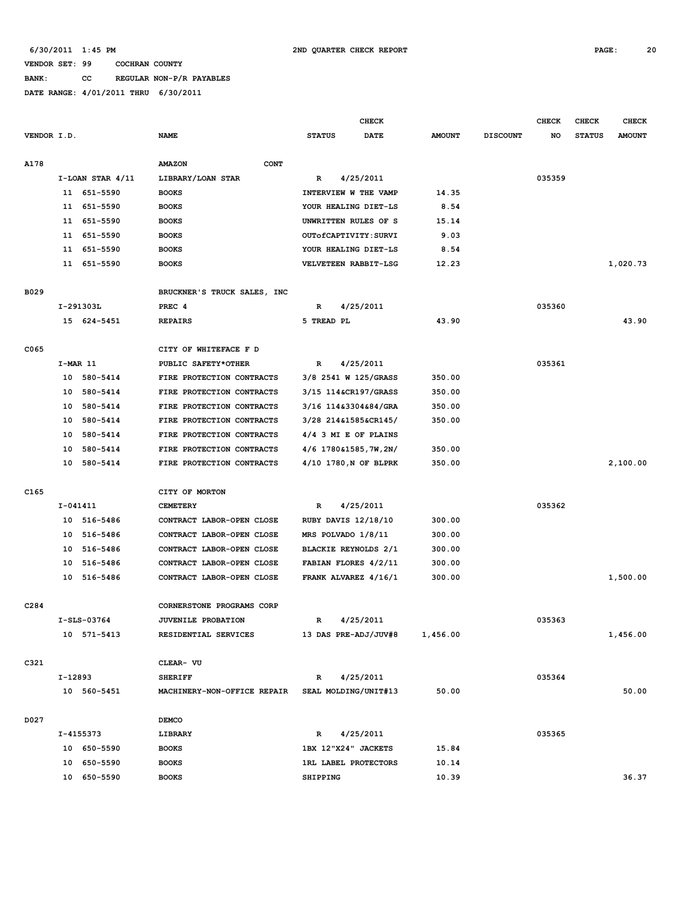6/30/2011 1:45 PM 2ND QUARTER CHECK REPORT

VENDOR SET: 99 COCHRAN COUNTY

BANK: CC REGULAR NON-P/R PAYABLES

DATE RANGE: 4/01/2011 THRU 6/30/2011

| VENDOR I.D. | NAME | STATUS | CHECK DATE | AMOUNT | DISCOUNT | CHECK NO | CHECK STATUS | CHECK AMOUNT |
|---|---|---|---|---|---|---|---|---|
| A178 | AMAZON CONT | | | | | | | |
| I-LOAN STAR 4/11 | LIBRARY/LOAN STAR | R | 4/25/2011 | | | 035359 | | |
| 11 651-5590 | BOOKS | INTERVIEW W THE VAMP | | 14.35 | | | | |
| 11 651-5590 | BOOKS | YOUR HEALING DIET-LS | | 8.54 | | | | |
| 11 651-5590 | BOOKS | UNWRITTEN RULES OF S | | 15.14 | | | | |
| 11 651-5590 | BOOKS | OUTofCAPTIVITY:SURVI | | 9.03 | | | | |
| 11 651-5590 | BOOKS | YOUR HEALING DIET-LS | | 8.54 | | | | |
| 11 651-5590 | BOOKS | VELVETEEN RABBIT-LSG | | 12.23 | | | | 1,020.73 |
| B029 | BRUCKNER'S TRUCK SALES, INC | | | | | | | |
| I-291303L | PREC 4 | R | 4/25/2011 | | | 035360 | | |
| 15 624-5451 | REPAIRS | 5 TREAD PL | | 43.90 | | | | 43.90 |
| C065 | CITY OF WHITEFACE F D | | | | | | | |
| I-MAR 11 | PUBLIC SAFETY*OTHER | R | 4/25/2011 | | | 035361 | | |
| 10 580-5414 | FIRE PROTECTION CONTRACTS | 3/8 2541 W 125/GRASS | | 350.00 | | | | |
| 10 580-5414 | FIRE PROTECTION CONTRACTS | 3/15 114&CR197/GRASS | | 350.00 | | | | |
| 10 580-5414 | FIRE PROTECTION CONTRACTS | 3/16 114&3304&84/GRA | | 350.00 | | | | |
| 10 580-5414 | FIRE PROTECTION CONTRACTS | 3/28 214&1585&CR145/ | | 350.00 | | | | |
| 10 580-5414 | FIRE PROTECTION CONTRACTS | 4/4 3 MI E OF PLAINS | | | | | | |
| 10 580-5414 | FIRE PROTECTION CONTRACTS | 4/6 1780&1585,7W,2N/ | | 350.00 | | | | |
| 10 580-5414 | FIRE PROTECTION CONTRACTS | 4/10 1780,N OF BLPRK | | 350.00 | | | | 2,100.00 |
| C165 | CITY OF MORTON | | | | | | | |
| I-041411 | CEMETERY | R | 4/25/2011 | | | 035362 | | |
| 10 516-5486 | CONTRACT LABOR-OPEN CLOSE | RUBY DAVIS 12/18/10 | | 300.00 | | | | |
| 10 516-5486 | CONTRACT LABOR-OPEN CLOSE | MRS POLVADO 1/8/11 | | 300.00 | | | | |
| 10 516-5486 | CONTRACT LABOR-OPEN CLOSE | BLACKIE REYNOLDS 2/1 | | 300.00 | | | | |
| 10 516-5486 | CONTRACT LABOR-OPEN CLOSE | FABIAN FLORES 4/2/11 | | 300.00 | | | | |
| 10 516-5486 | CONTRACT LABOR-OPEN CLOSE | FRANK ALVAREZ 4/16/1 | | 300.00 | | | | 1,500.00 |
| C284 | CORNERSTONE PROGRAMS CORP | | | | | | | |
| I-SLS-03764 | JUVENILE PROBATION | R | 4/25/2011 | | | 035363 | | |
| 10 571-5413 | RESIDENTIAL SERVICES | 13 DAS PRE-ADJ/JUV#8 | | 1,456.00 | | | | 1,456.00 |
| C321 | CLEAR- VU | | | | | | | |
| I-12893 | SHERIFF | R | 4/25/2011 | | | 035364 | | |
| 10 560-5451 | MACHINERY-NON-OFFICE REPAIR | SEAL MOLDING/UNIT#13 | | 50.00 | | | | 50.00 |
| D027 | DEMCO | | | | | | | |
| I-4155373 | LIBRARY | R | 4/25/2011 | | | 035365 | | |
| 10 650-5590 | BOOKS | 1BX 12"X24" JACKETS | | 15.84 | | | | |
| 10 650-5590 | BOOKS | 1RL LABEL PROTECTORS | | 10.14 | | | | |
| 10 650-5590 | BOOKS | SHIPPING | | 10.39 | | | | 36.37 |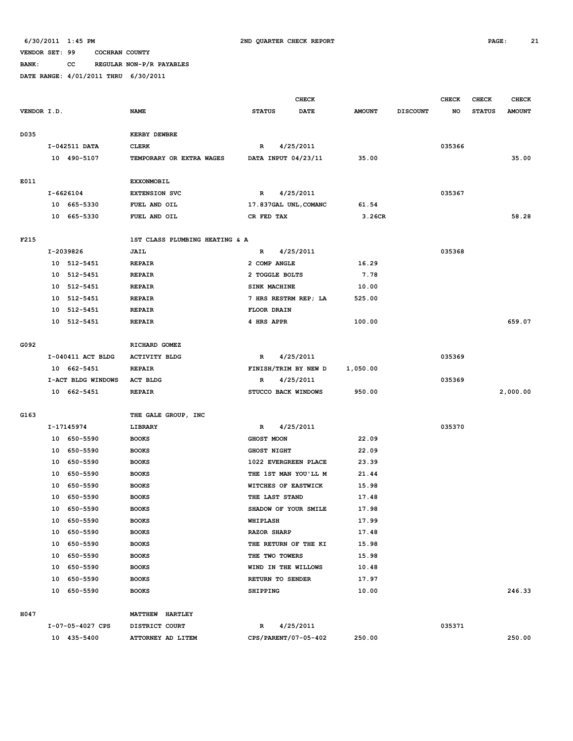6/30/2011 1:45 PM 2ND QUARTER CHECK REPORT

VENDOR SET: 99 COCHRAN COUNTY
BANK: CC REGULAR NON-P/R PAYABLES
DATE RANGE: 4/01/2011 THRU 6/30/2011

| VENDOR I.D. | NAME | STATUS | CHECK DATE | AMOUNT | DISCOUNT | CHECK NO | CHECK STATUS | CHECK AMOUNT |
|---|---|---|---|---|---|---|---|---|
| D035 | KERBY DEWBRE | | | | | | | |
| I-042511 DATA | CLERK | R | 4/25/2011 | | | 035366 | | |
| 10 490-5107 | TEMPORARY OR EXTRA WAGES | DATA INPUT 04/23/11 | | 35.00 | | | | 35.00 |
| E011 | EXXONMOBIL | | | | | | | |
| I-6626104 | EXTENSION SVC | R | 4/25/2011 | | | 035367 | | |
| 10 665-5330 | FUEL AND OIL | 17.837GAL UNL,COMANC | | 61.54 | | | | |
| 10 665-5330 | FUEL AND OIL | CR FED TAX | | 3.26CR | | | | 58.28 |
| F215 | 1ST CLASS PLUMBING HEATING & A | | | | | | | |
| I-2039826 | JAIL | R | 4/25/2011 | | | 035368 | | |
| 10 512-5451 | REPAIR | 2 COMP ANGLE | | 16.29 | | | | |
| 10 512-5451 | REPAIR | 2 TOGGLE BOLTS | | 7.78 | | | | |
| 10 512-5451 | REPAIR | SINK MACHINE | | 10.00 | | | | |
| 10 512-5451 | REPAIR | 7 HRS RESTRM REP; LA | | 525.00 | | | | |
| 10 512-5451 | REPAIR | FLOOR DRAIN | | | | | | |
| 10 512-5451 | REPAIR | 4 HRS APPR | | 100.00 | | | | 659.07 |
| G092 | RICHARD GOMEZ | | | | | | | |
| I-040411 ACT BLDG | ACTIVITY BLDG | R | 4/25/2011 | | | 035369 | | |
| 10 662-5451 | REPAIR | FINISH/TRIM BY NEW D | | 1,050.00 | | | | |
| I-ACT BLDG WINDOWS | ACT BLDG | R | 4/25/2011 | | | 035369 | | |
| 10 662-5451 | REPAIR | STUCCO BACK WINDOWS | | 950.00 | | | | 2,000.00 |
| G163 | THE GALE GROUP, INC | | | | | | | |
| I-17145974 | LIBRARY | R | 4/25/2011 | | | 035370 | | |
| 10 650-5590 | BOOKS | GHOST MOON | | 22.09 | | | | |
| 10 650-5590 | BOOKS | GHOST NIGHT | | 22.09 | | | | |
| 10 650-5590 | BOOKS | 1022 EVERGREEN PLACE | | 23.39 | | | | |
| 10 650-5590 | BOOKS | THE 1ST MAN YOU'LL M | | 21.44 | | | | |
| 10 650-5590 | BOOKS | WITCHES OF EASTWICK | | 15.98 | | | | |
| 10 650-5590 | BOOKS | THE LAST STAND | | 17.48 | | | | |
| 10 650-5590 | BOOKS | SHADOW OF YOUR SMILE | | 17.98 | | | | |
| 10 650-5590 | BOOKS | WHIPLASH | | 17.99 | | | | |
| 10 650-5590 | BOOKS | RAZOR SHARP | | 17.48 | | | | |
| 10 650-5590 | BOOKS | THE RETURN OF THE KI | | 15.98 | | | | |
| 10 650-5590 | BOOKS | THE TWO TOWERS | | 15.98 | | | | |
| 10 650-5590 | BOOKS | WIND IN THE WILLOWS | | 10.48 | | | | |
| 10 650-5590 | BOOKS | RETURN TO SENDER | | 17.97 | | | | |
| 10 650-5590 | BOOKS | SHIPPING | | 10.00 | | | | 246.33 |
| H047 | MATTHEW HARTLEY | | | | | | | |
| I-07-05-4027 CPS | DISTRICT COURT | R | 4/25/2011 | | | 035371 | | |
| 10 435-5400 | ATTORNEY AD LITEM | CPS/PARENT/07-05-402 | | 250.00 | | | | 250.00 |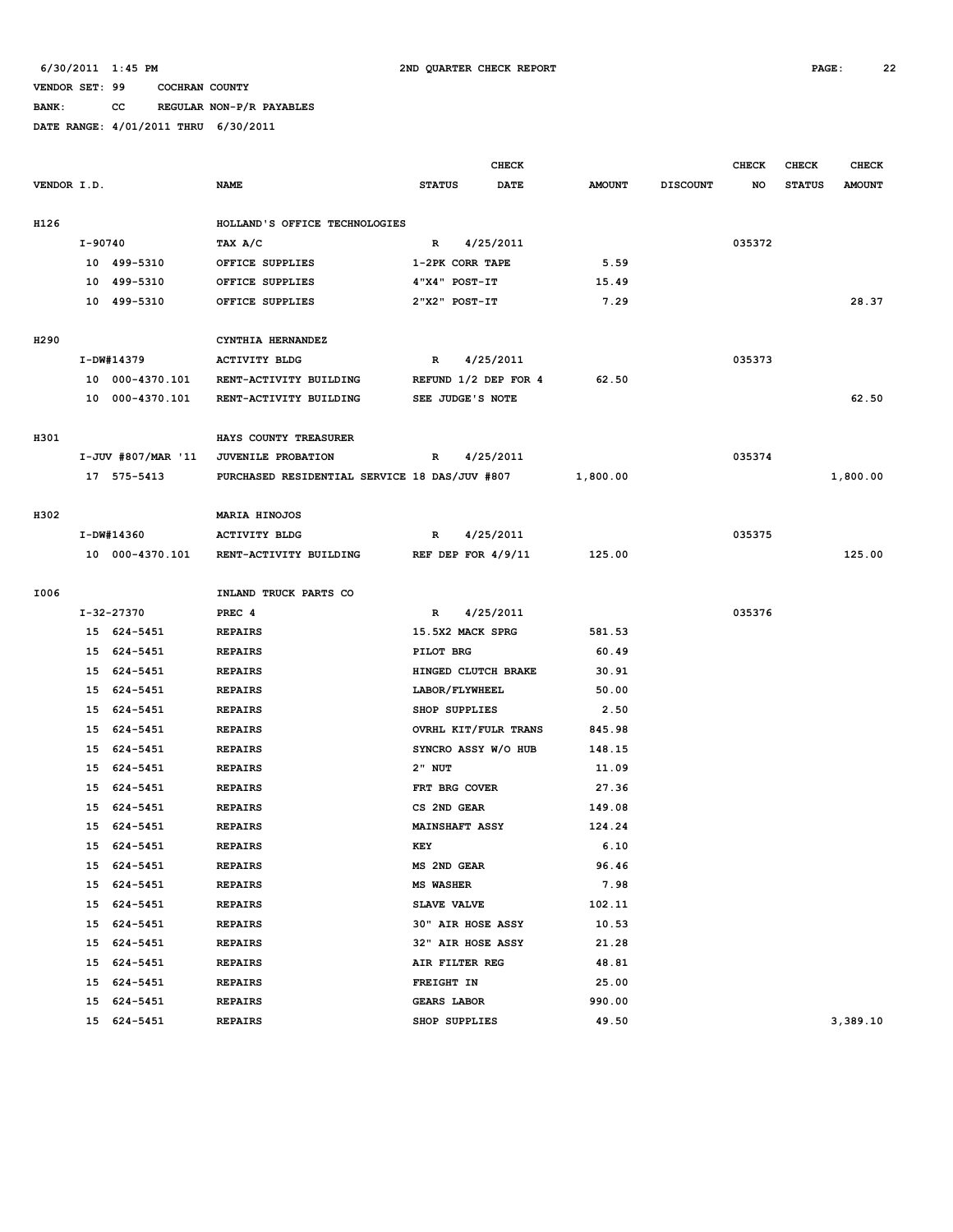6/30/2011 1:45 PM 2ND QUARTER CHECK REPORT

VENDOR SET: 99 COCHRAN COUNTY

BANK: CC REGULAR NON-P/R PAYABLES

DATE RANGE: 4/01/2011 THRU 6/30/2011

| VENDOR I.D. | NAME | STATUS | CHECK DATE | AMOUNT | DISCOUNT | CHECK NO | CHECK STATUS | CHECK AMOUNT |
|---|---|---|---|---|---|---|---|---|
| H126 | HOLLAND'S OFFICE TECHNOLOGIES | | | | | | | |
| I-90740 | TAX A/C | R | 4/25/2011 | | | 035372 | | |
| 10 499-5310 | OFFICE SUPPLIES | 1-2PK CORR TAPE | | 5.59 | | | | |
| 10 499-5310 | OFFICE SUPPLIES | 4"X4" POST-IT | | 15.49 | | | | |
| 10 499-5310 | OFFICE SUPPLIES | 2"X2" POST-IT | | 7.29 | | | | 28.37 |
| H290 | CYNTHIA HERNANDEZ | | | | | | | |
| I-DW#14379 | ACTIVITY BLDG | R | 4/25/2011 | | | 035373 | | |
| 10 000-4370.101 | RENT-ACTIVITY BUILDING | REFUND 1/2 DEP FOR 4 | | 62.50 | | | | |
| 10 000-4370.101 | RENT-ACTIVITY BUILDING | SEE JUDGE'S NOTE | | | | | | 62.50 |
| H301 | HAYS COUNTY TREASURER | | | | | | | |
| I-JUV #807/MAR '11 | JUVENILE PROBATION | R | 4/25/2011 | | | 035374 | | |
| 17 575-5413 | PURCHASED RESIDENTIAL SERVICE 18 DAS/JUV #807 | | | 1,800.00 | | | | 1,800.00 |
| H302 | MARIA HINOJOS | | | | | | | |
| I-DW#14360 | ACTIVITY BLDG | R | 4/25/2011 | | | 035375 | | |
| 10 000-4370.101 | RENT-ACTIVITY BUILDING | REF DEP FOR 4/9/11 | | 125.00 | | | | 125.00 |
| I006 | INLAND TRUCK PARTS CO | | | | | | | |
| I-32-27370 | PREC 4 | R | 4/25/2011 | | | 035376 | | |
| 15 624-5451 | REPAIRS | 15.5X2 MACK SPRG | | 581.53 | | | | |
| 15 624-5451 | REPAIRS | PILOT BRG | | 60.49 | | | | |
| 15 624-5451 | REPAIRS | HINGED CLUTCH BRAKE | | 30.91 | | | | |
| 15 624-5451 | REPAIRS | LABOR/FLYWHEEL | | 50.00 | | | | |
| 15 624-5451 | REPAIRS | SHOP SUPPLIES | | 2.50 | | | | |
| 15 624-5451 | REPAIRS | OVRHL KIT/FULR TRANS | | 845.98 | | | | |
| 15 624-5451 | REPAIRS | SYNCRO ASSY W/O HUB | | 148.15 | | | | |
| 15 624-5451 | REPAIRS | 2" NUT | | 11.09 | | | | |
| 15 624-5451 | REPAIRS | FRT BRG COVER | | 27.36 | | | | |
| 15 624-5451 | REPAIRS | CS 2ND GEAR | | 149.08 | | | | |
| 15 624-5451 | REPAIRS | MAINSHAFT ASSY | | 124.24 | | | | |
| 15 624-5451 | REPAIRS | KEY | | 6.10 | | | | |
| 15 624-5451 | REPAIRS | MS 2ND GEAR | | 96.46 | | | | |
| 15 624-5451 | REPAIRS | MS WASHER | | 7.98 | | | | |
| 15 624-5451 | REPAIRS | SLAVE VALVE | | 102.11 | | | | |
| 15 624-5451 | REPAIRS | 30" AIR HOSE ASSY | | 10.53 | | | | |
| 15 624-5451 | REPAIRS | 32" AIR HOSE ASSY | | 21.28 | | | | |
| 15 624-5451 | REPAIRS | AIR FILTER REG | | 48.81 | | | | |
| 15 624-5451 | REPAIRS | FREIGHT IN | | 25.00 | | | | |
| 15 624-5451 | REPAIRS | GEARS LABOR | | 990.00 | | | | |
| 15 624-5451 | REPAIRS | SHOP SUPPLIES | | 49.50 | | | | 3,389.10 |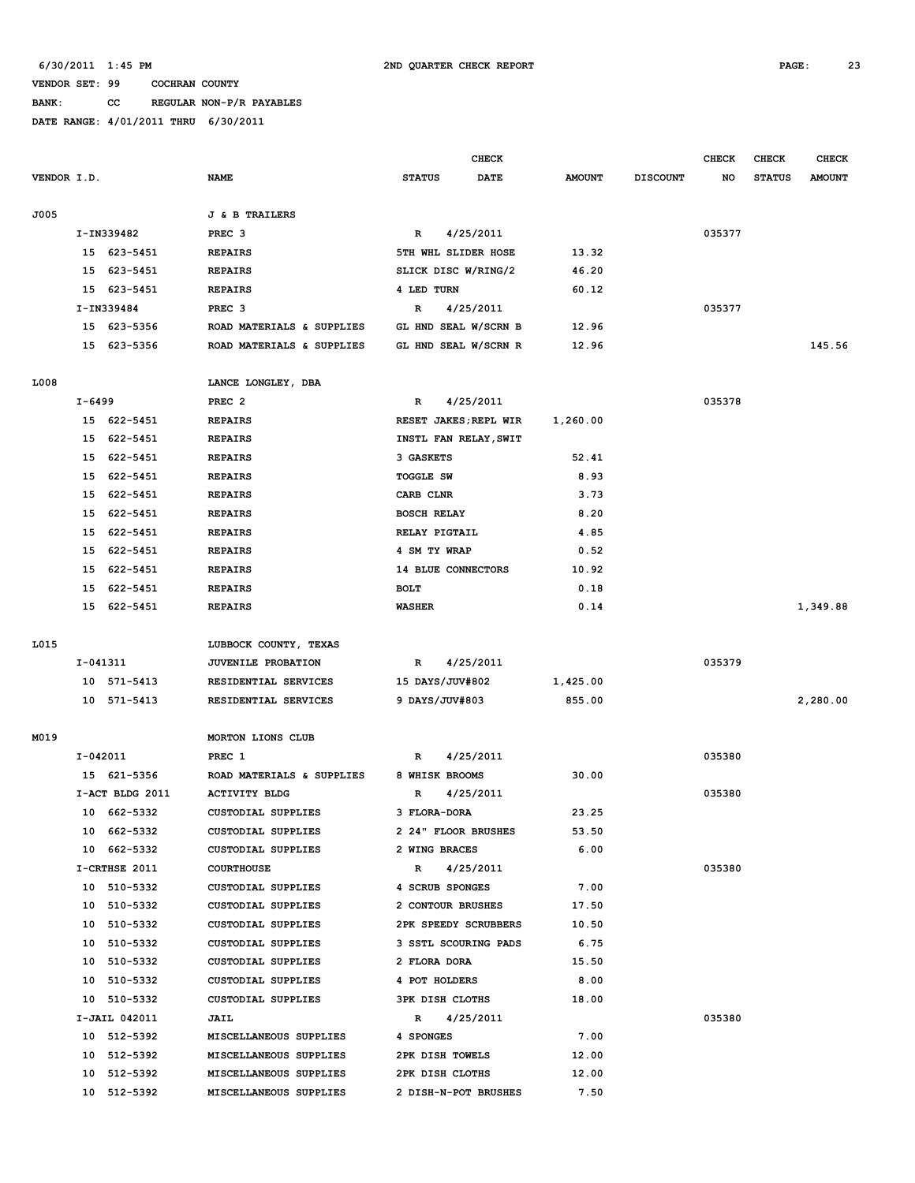6/30/2011 1:45 PM 2ND QUARTER CHECK REPORT

VENDOR SET: 99 COCHRAN COUNTY

BANK: CC REGULAR NON-P/R PAYABLES

DATE RANGE: 4/01/2011 THRU 6/30/2011

| VENDOR I.D. | NAME | STATUS / CHECK DATE | AMOUNT | DISCOUNT | CHECK NO | CHECK STATUS | CHECK AMOUNT |
|---|---|---|---|---|---|---|---|
| J005 | J & B TRAILERS | | | | | | |
| I-IN339482 | PREC 3 | R 4/25/2011 | | | 035377 | | |
| 15 623-5451 | REPAIRS | 5TH WHL SLIDER HOSE | 13.32 | | | | |
| 15 623-5451 | REPAIRS | SLICK DISC W/RING/2 | 46.20 | | | | |
| 15 623-5451 | REPAIRS | 4 LED TURN | 60.12 | | | | |
| I-IN339484 | PREC 3 | R 4/25/2011 | | | 035377 | | |
| 15 623-5356 | ROAD MATERIALS & SUPPLIES | GL HND SEAL W/SCRN B | 12.96 | | | | |
| 15 623-5356 | ROAD MATERIALS & SUPPLIES | GL HND SEAL W/SCRN R | 12.96 | | | | 145.56 |
| L008 | LANCE LONGLEY, DBA | | | | | | |
| I-6499 | PREC 2 | R 4/25/2011 | | | 035378 | | |
| 15 622-5451 | REPAIRS | RESET JAKES;REPL WIR | 1,260.00 | | | | |
| 15 622-5451 | REPAIRS | INSTL FAN RELAY,SWIT | | | | | |
| 15 622-5451 | REPAIRS | 3 GASKETS | 52.41 | | | | |
| 15 622-5451 | REPAIRS | TOGGLE SW | 8.93 | | | | |
| 15 622-5451 | REPAIRS | CARB CLNR | 3.73 | | | | |
| 15 622-5451 | REPAIRS | BOSCH RELAY | 8.20 | | | | |
| 15 622-5451 | REPAIRS | RELAY PIGTAIL | 4.85 | | | | |
| 15 622-5451 | REPAIRS | 4 SM TY WRAP | 0.52 | | | | |
| 15 622-5451 | REPAIRS | 14 BLUE CONNECTORS | 10.92 | | | | |
| 15 622-5451 | REPAIRS | BOLT | 0.18 | | | | |
| 15 622-5451 | REPAIRS | WASHER | 0.14 | | | | 1,349.88 |
| L015 | LUBBOCK COUNTY, TEXAS | | | | | | |
| I-041311 | JUVENILE PROBATION | R 4/25/2011 | | | 035379 | | |
| 10 571-5413 | RESIDENTIAL SERVICES | 15 DAYS/JUV#802 | 1,425.00 | | | | |
| 10 571-5413 | RESIDENTIAL SERVICES | 9 DAYS/JUV#803 | 855.00 | | | | 2,280.00 |
| M019 | MORTON LIONS CLUB | | | | | | |
| I-042011 | PREC 1 | R 4/25/2011 | | | 035380 | | |
| 15 621-5356 | ROAD MATERIALS & SUPPLIES | 8 WHISK BROOMS | 30.00 | | | | |
| I-ACT BLDG 2011 | ACTIVITY BLDG | R 4/25/2011 | | | 035380 | | |
| 10 662-5332 | CUSTODIAL SUPPLIES | 3 FLORA-DORA | 23.25 | | | | |
| 10 662-5332 | CUSTODIAL SUPPLIES | 2 24" FLOOR BRUSHES | 53.50 | | | | |
| 10 662-5332 | CUSTODIAL SUPPLIES | 2 WING BRACES | 6.00 | | | | |
| I-CRTHSE 2011 | COURTHOUSE | R 4/25/2011 | | | 035380 | | |
| 10 510-5332 | CUSTODIAL SUPPLIES | 4 SCRUB SPONGES | 7.00 | | | | |
| 10 510-5332 | CUSTODIAL SUPPLIES | 2 CONTOUR BRUSHES | 17.50 | | | | |
| 10 510-5332 | CUSTODIAL SUPPLIES | 2PK SPEEDY SCRUBBERS | 10.50 | | | | |
| 10 510-5332 | CUSTODIAL SUPPLIES | 3 SSTL SCOURING PADS | 6.75 | | | | |
| 10 510-5332 | CUSTODIAL SUPPLIES | 2 FLORA DORA | 15.50 | | | | |
| 10 510-5332 | CUSTODIAL SUPPLIES | 4 POT HOLDERS | 8.00 | | | | |
| 10 510-5332 | CUSTODIAL SUPPLIES | 3PK DISH CLOTHS | 18.00 | | | | |
| I-JAIL 042011 | JAIL | R 4/25/2011 | | | 035380 | | |
| 10 512-5392 | MISCELLANEOUS SUPPLIES | 4 SPONGES | 7.00 | | | | |
| 10 512-5392 | MISCELLANEOUS SUPPLIES | 2PK DISH TOWELS | 12.00 | | | | |
| 10 512-5392 | MISCELLANEOUS SUPPLIES | 2PK DISH CLOTHS | 12.00 | | | | |
| 10 512-5392 | MISCELLANEOUS SUPPLIES | 2 DISH-N-POT BRUSHES | 7.50 | | | | |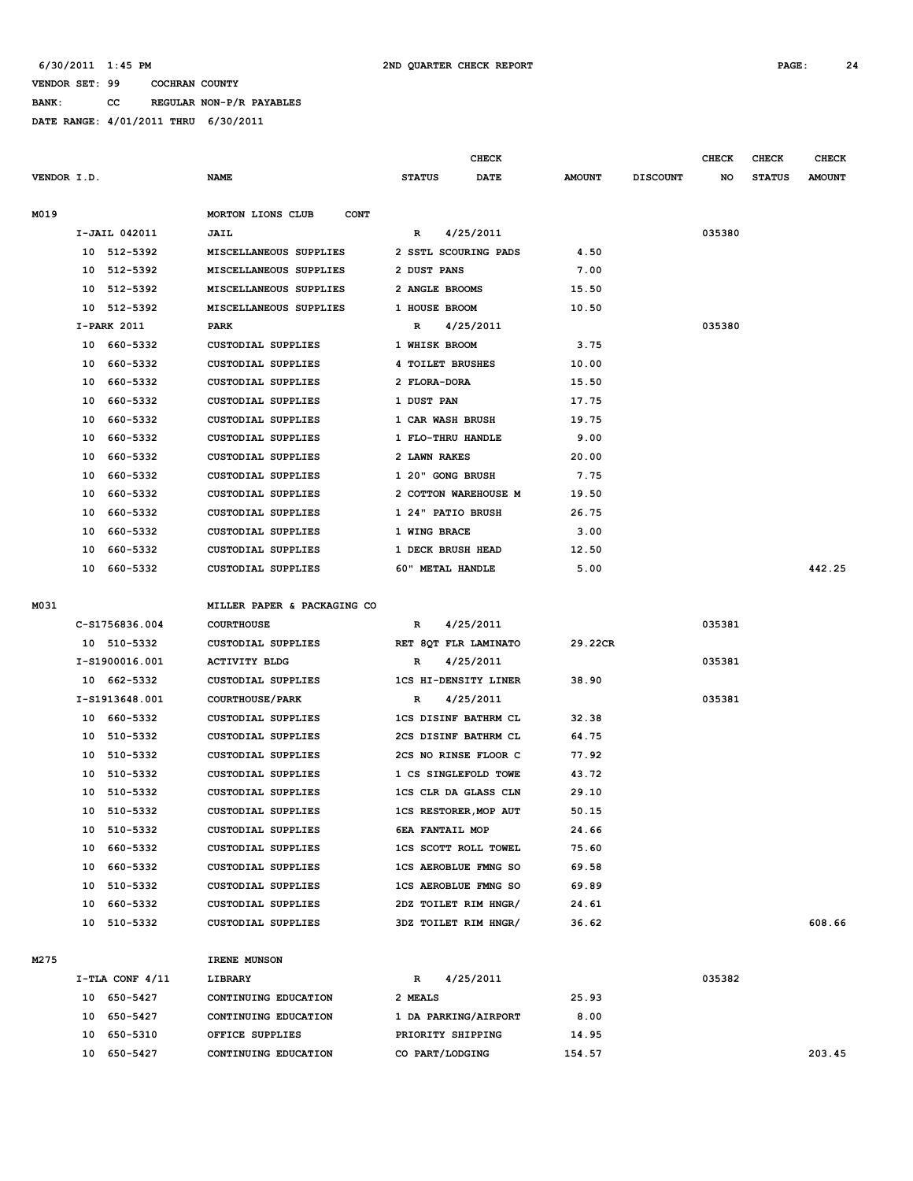6/30/2011 1:45 PM 2ND QUARTER CHECK REPORT

VENDOR SET: 99 COCHRAN COUNTY

BANK: CC REGULAR NON-P/R PAYABLES

DATE RANGE: 4/01/2011 THRU 6/30/2011

| VENDOR I.D. | NAME | STATUS | CHECK DATE | AMOUNT | DISCOUNT | CHECK NO | CHECK STATUS | CHECK AMOUNT |
|---|---|---|---|---|---|---|---|---|
| M019 | MORTON LIONS CLUB CONT | | | | | | | |
| I-JAIL 042011 | JAIL | R | 4/25/2011 | | | 035380 | | |
| 10 512-5392 | MISCELLANEOUS SUPPLIES | 2 SSTL SCOURING PADS | | 4.50 | | | | |
| 10 512-5392 | MISCELLANEOUS SUPPLIES | 2 DUST PANS | | 7.00 | | | | |
| 10 512-5392 | MISCELLANEOUS SUPPLIES | 2 ANGLE BROOMS | | 15.50 | | | | |
| 10 512-5392 | MISCELLANEOUS SUPPLIES | 1 HOUSE BROOM | | 10.50 | | | | |
| I-PARK 2011 | PARK | R | 4/25/2011 | | | 035380 | | |
| 10 660-5332 | CUSTODIAL SUPPLIES | 1 WHISK BROOM | | 3.75 | | | | |
| 10 660-5332 | CUSTODIAL SUPPLIES | 4 TOILET BRUSHES | | 10.00 | | | | |
| 10 660-5332 | CUSTODIAL SUPPLIES | 2 FLORA-DORA | | 15.50 | | | | |
| 10 660-5332 | CUSTODIAL SUPPLIES | 1 DUST PAN | | 17.75 | | | | |
| 10 660-5332 | CUSTODIAL SUPPLIES | 1 CAR WASH BRUSH | | 19.75 | | | | |
| 10 660-5332 | CUSTODIAL SUPPLIES | 1 FLO-THRU HANDLE | | 9.00 | | | | |
| 10 660-5332 | CUSTODIAL SUPPLIES | 2 LAWN RAKES | | 20.00 | | | | |
| 10 660-5332 | CUSTODIAL SUPPLIES | 1 20" GONG BRUSH | | 7.75 | | | | |
| 10 660-5332 | CUSTODIAL SUPPLIES | 2 COTTON WAREHOUSE M | | 19.50 | | | | |
| 10 660-5332 | CUSTODIAL SUPPLIES | 1 24" PATIO BRUSH | | 26.75 | | | | |
| 10 660-5332 | CUSTODIAL SUPPLIES | 1 WING BRACE | | 3.00 | | | | |
| 10 660-5332 | CUSTODIAL SUPPLIES | 1 DECK BRUSH HEAD | | 12.50 | | | | |
| 10 660-5332 | CUSTODIAL SUPPLIES | 60" METAL HANDLE | | 5.00 | | | | 442.25 |
| M031 | MILLER PAPER & PACKAGING CO | | | | | | | |
| C-S1756836.004 | COURTHOUSE | R | 4/25/2011 | | | 035381 | | |
| 10 510-5332 | CUSTODIAL SUPPLIES | RET 8QT FLR LAMINATO | | 29.22CR | | | | |
| I-S1900016.001 | ACTIVITY BLDG | R | 4/25/2011 | | | 035381 | | |
| 10 662-5332 | CUSTODIAL SUPPLIES | 1CS HI-DENSITY LINER | | 38.90 | | | | |
| I-S1913648.001 | COURTHOUSE/PARK | R | 4/25/2011 | | | 035381 | | |
| 10 660-5332 | CUSTODIAL SUPPLIES | 1CS DISINF BATHRM CL | | 32.38 | | | | |
| 10 510-5332 | CUSTODIAL SUPPLIES | 2CS DISINF BATHRM CL | | 64.75 | | | | |
| 10 510-5332 | CUSTODIAL SUPPLIES | 2CS NO RINSE FLOOR C | | 77.92 | | | | |
| 10 510-5332 | CUSTODIAL SUPPLIES | 1 CS SINGLEFOLD TOWE | | 43.72 | | | | |
| 10 510-5332 | CUSTODIAL SUPPLIES | 1CS CLR DA GLASS CLN | | 29.10 | | | | |
| 10 510-5332 | CUSTODIAL SUPPLIES | 1CS RESTORER,MOP AUT | | 50.15 | | | | |
| 10 510-5332 | CUSTODIAL SUPPLIES | 6EA FANTAIL MOP | | 24.66 | | | | |
| 10 660-5332 | CUSTODIAL SUPPLIES | 1CS SCOTT ROLL TOWEL | | 75.60 | | | | |
| 10 660-5332 | CUSTODIAL SUPPLIES | 1CS AEROBLUE FMNG SO | | 69.58 | | | | |
| 10 510-5332 | CUSTODIAL SUPPLIES | 1CS AEROBLUE FMNG SO | | 69.89 | | | | |
| 10 660-5332 | CUSTODIAL SUPPLIES | 2DZ TOILET RIM HNGR/ | | 24.61 | | | | |
| 10 510-5332 | CUSTODIAL SUPPLIES | 3DZ TOILET RIM HNGR/ | | 36.62 | | | | 608.66 |
| M275 | IRENE MUNSON | | | | | | | |
| I-TLA CONF 4/11 | LIBRARY | R | 4/25/2011 | | | 035382 | | |
| 10 650-5427 | CONTINUING EDUCATION | 2 MEALS | | 25.93 | | | | |
| 10 650-5427 | CONTINUING EDUCATION | 1 DA PARKING/AIRPORT | | 8.00 | | | | |
| 10 650-5310 | OFFICE SUPPLIES | PRIORITY SHIPPING | | 14.95 | | | | |
| 10 650-5427 | CONTINUING EDUCATION | CO PART/LODGING | | 154.57 | | | | 203.45 |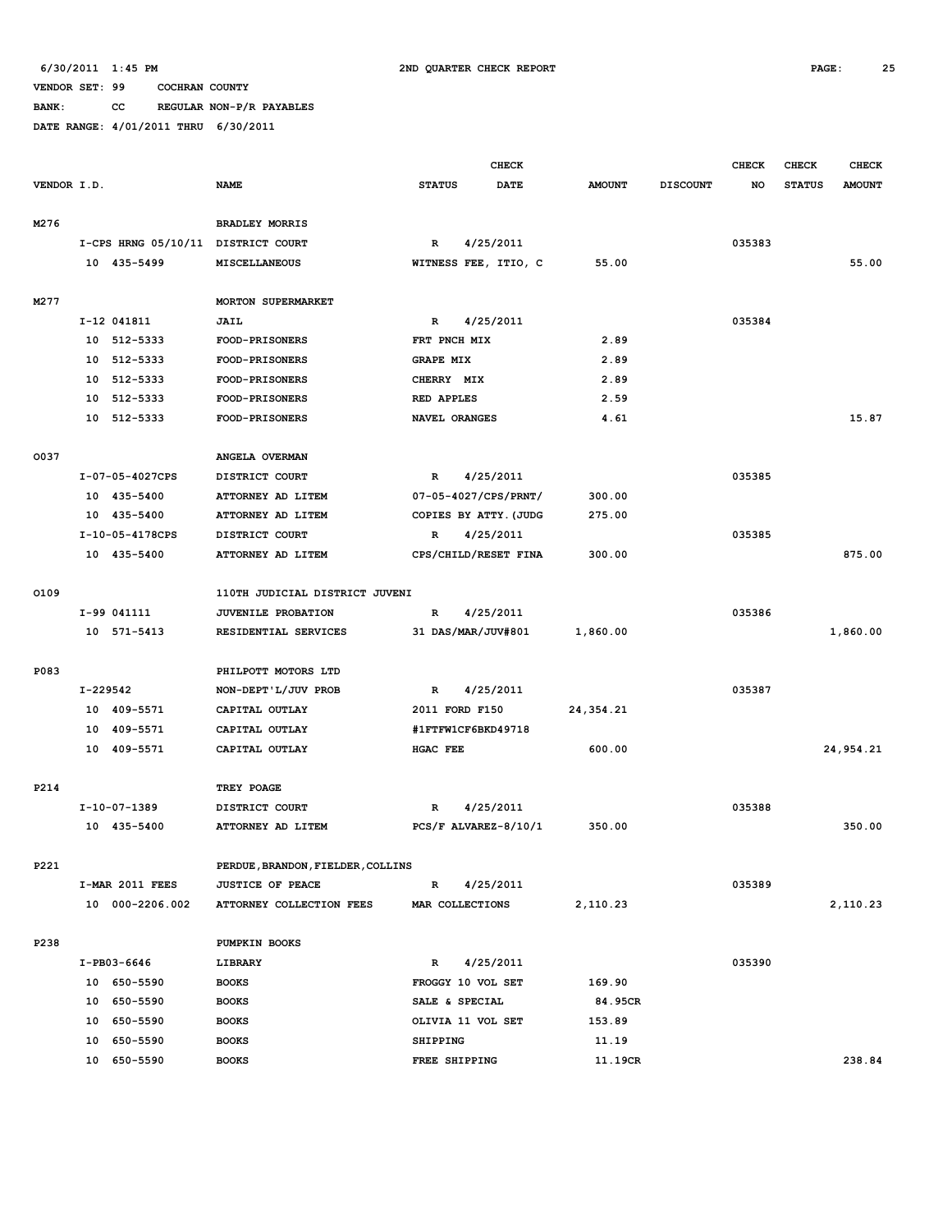6/30/2011 1:45 PM 2ND QUARTER CHECK REPORT

VENDOR SET: 99 COCHRAN COUNTY

BANK: CC REGULAR NON-P/R PAYABLES

DATE RANGE: 4/01/2011 THRU 6/30/2011

| VENDOR I.D. | NAME | CHECK STATUS | CHECK DATE | AMOUNT | DISCOUNT | CHECK NO | CHECK STATUS | CHECK AMOUNT |
|---|---|---|---|---|---|---|---|---|
| M276 | BRADLEY MORRIS | | | | | | | |
| I-CPS HRNG 05/10/11 | DISTRICT COURT | R | 4/25/2011 | | | 035383 | | |
| 10 435-5499 | MISCELLANEOUS | WITNESS FEE, ITIO, C | | 55.00 | | | | 55.00 |
| M277 | MORTON SUPERMARKET | | | | | | | |
| I-12 041811 | JAIL | R | 4/25/2011 | | | 035384 | | |
| 10 512-5333 | FOOD-PRISONERS | FRT PNCH MIX | | 2.89 | | | | |
| 10 512-5333 | FOOD-PRISONERS | GRAPE MIX | | 2.89 | | | | |
| 10 512-5333 | FOOD-PRISONERS | CHERRY MIX | | 2.89 | | | | |
| 10 512-5333 | FOOD-PRISONERS | RED APPLES | | 2.59 | | | | |
| 10 512-5333 | FOOD-PRISONERS | NAVEL ORANGES | | 4.61 | | | | 15.87 |
| O037 | ANGELA OVERMAN | | | | | | | |
| I-07-05-4027CPS | DISTRICT COURT | R | 4/25/2011 | | | 035385 | | |
| 10 435-5400 | ATTORNEY AD LITEM | 07-05-4027/CPS/PRNT/ | | 300.00 | | | | |
| 10 435-5400 | ATTORNEY AD LITEM | COPIES BY ATTY.(JUDG | | 275.00 | | | | |
| I-10-05-4178CPS | DISTRICT COURT | R | 4/25/2011 | | | 035385 | | |
| 10 435-5400 | ATTORNEY AD LITEM | CPS/CHILD/RESET FINA | | 300.00 | | | | 875.00 |
| O109 | 110TH JUDICIAL DISTRICT JUVENI | | | | | | | |
| I-99 041111 | JUVENILE PROBATION | R | 4/25/2011 | | | 035386 | | |
| 10 571-5413 | RESIDENTIAL SERVICES | 31 DAS/MAR/JUV#801 | | 1,860.00 | | | | 1,860.00 |
| P083 | PHILPOTT MOTORS LTD | | | | | | | |
| I-229542 | NON-DEPT'L/JUV PROB | R | 4/25/2011 | | | 035387 | | |
| 10 409-5571 | CAPITAL OUTLAY | 2011 FORD F150 | | 24,354.21 | | | | |
| 10 409-5571 | CAPITAL OUTLAY | #1FTFW1CF6BKD49718 | | | | | | |
| 10 409-5571 | CAPITAL OUTLAY | HGAC FEE | | 600.00 | | | | 24,954.21 |
| P214 | TREY POAGE | | | | | | | |
| I-10-07-1389 | DISTRICT COURT | R | 4/25/2011 | | | 035388 | | |
| 10 435-5400 | ATTORNEY AD LITEM | PCS/F ALVAREZ-8/10/1 | | 350.00 | | | | 350.00 |
| P221 | PERDUE,BRANDON,FIELDER,COLLINS | | | | | | | |
| I-MAR 2011 FEES | JUSTICE OF PEACE | R | 4/25/2011 | | | 035389 | | |
| 10 000-2206.002 | ATTORNEY COLLECTION FEES | MAR COLLECTIONS | | 2,110.23 | | | | 2,110.23 |
| P238 | PUMPKIN BOOKS | | | | | | | |
| I-PB03-6646 | LIBRARY | R | 4/25/2011 | | | 035390 | | |
| 10 650-5590 | BOOKS | FROGGY 10 VOL SET | | 169.90 | | | | |
| 10 650-5590 | BOOKS | SALE & SPECIAL | | 84.95CR | | | | |
| 10 650-5590 | BOOKS | OLIVIA 11 VOL SET | | 153.89 | | | | |
| 10 650-5590 | BOOKS | SHIPPING | | 11.19 | | | | |
| 10 650-5590 | BOOKS | FREE SHIPPING | | 11.19CR | | | | 238.84 |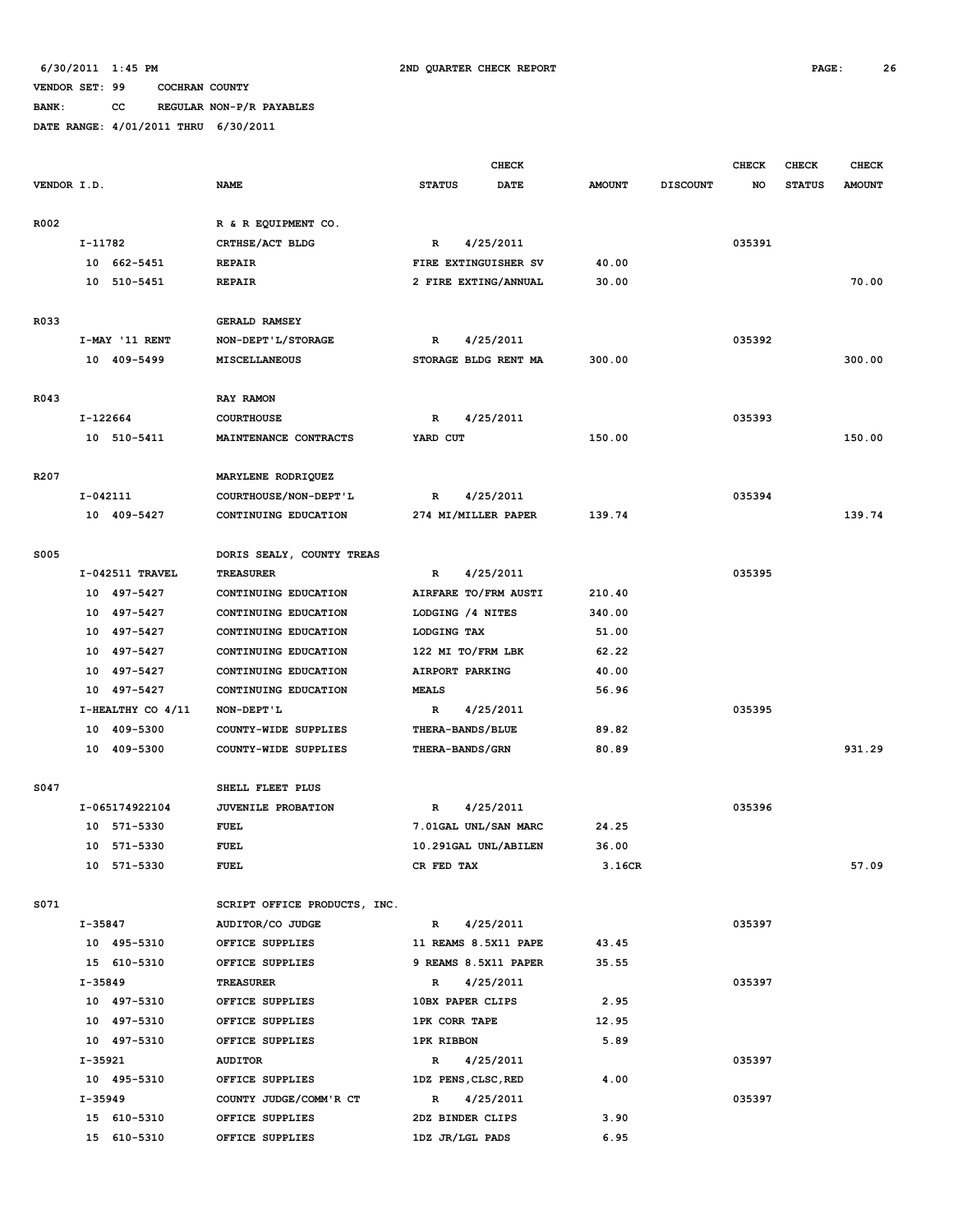6/30/2011 1:45 PM 2ND QUARTER CHECK REPORT

VENDOR SET: 99 COCHRAN COUNTY

BANK: CC REGULAR NON-P/R PAYABLES

DATE RANGE: 4/01/2011 THRU 6/30/2011

| VENDOR I.D. | NAME | STATUS | CHECK DATE | AMOUNT | DISCOUNT | CHECK NO | CHECK STATUS | CHECK AMOUNT |
|---|---|---|---|---|---|---|---|---|
| R002 | R & R EQUIPMENT CO. | | | | | | | |
| I-11782 | CRTHSE/ACT BLDG | R | 4/25/2011 | | | 035391 | | |
| 10 662-5451 | REPAIR | FIRE EXTINGUISHER SV | | 40.00 | | | | |
| 10 510-5451 | REPAIR | 2 FIRE EXTING/ANNUAL | | 30.00 | | | | 70.00 |
| R033 | GERALD RAMSEY | | | | | | | |
| I-MAY '11 RENT | NON-DEPT'L/STORAGE | R | 4/25/2011 | | | 035392 | | |
| 10 409-5499 | MISCELLANEOUS | STORAGE BLDG RENT MA | | 300.00 | | | | 300.00 |
| R043 | RAY RAMON | | | | | | | |
| I-122664 | COURTHOUSE | R | 4/25/2011 | | | 035393 | | |
| 10 510-5411 | MAINTENANCE CONTRACTS | YARD CUT | | 150.00 | | | | 150.00 |
| R207 | MARYLENE RODRIQUEZ | | | | | | | |
| I-042111 | COURTHOUSE/NON-DEPT'L | R | 4/25/2011 | | | 035394 | | |
| 10 409-5427 | CONTINUING EDUCATION | 274 MI/MILLER PAPER | | 139.74 | | | | 139.74 |
| S005 | DORIS SEALY, COUNTY TREAS | | | | | | | |
| I-042511 TRAVEL | TREASURER | R | 4/25/2011 | | | 035395 | | |
| 10 497-5427 | CONTINUING EDUCATION | AIRFARE TO/FRM AUSTI | | 210.40 | | | | |
| 10 497-5427 | CONTINUING EDUCATION | LODGING /4 NITES | | 340.00 | | | | |
| 10 497-5427 | CONTINUING EDUCATION | LODGING TAX | | 51.00 | | | | |
| 10 497-5427 | CONTINUING EDUCATION | 122 MI TO/FRM LBK | | 62.22 | | | | |
| 10 497-5427 | CONTINUING EDUCATION | AIRPORT PARKING | | 40.00 | | | | |
| 10 497-5427 | CONTINUING EDUCATION | MEALS | | 56.96 | | | | |
| I-HEALTHY CO 4/11 | NON-DEPT'L | R | 4/25/2011 | | | 035395 | | |
| 10 409-5300 | COUNTY-WIDE SUPPLIES | THERA-BANDS/BLUE | | 89.82 | | | | |
| 10 409-5300 | COUNTY-WIDE SUPPLIES | THERA-BANDS/GRN | | 80.89 | | | | 931.29 |
| S047 | SHELL FLEET PLUS | | | | | | | |
| I-065174922104 | JUVENILE PROBATION | R | 4/25/2011 | | | 035396 | | |
| 10 571-5330 | FUEL | 7.01GAL UNL/SAN MARC | | 24.25 | | | | |
| 10 571-5330 | FUEL | 10.291GAL UNL/ABILEN | | 36.00 | | | | |
| 10 571-5330 | FUEL | CR FED TAX | | 3.16CR | | | | 57.09 |
| S071 | SCRIPT OFFICE PRODUCTS, INC. | | | | | | | |
| I-35847 | AUDITOR/CO JUDGE | R | 4/25/2011 | | | 035397 | | |
| 10 495-5310 | OFFICE SUPPLIES | 11 REAMS 8.5X11 PAPE | | 43.45 | | | | |
| 15 610-5310 | OFFICE SUPPLIES | 9 REAMS 8.5X11 PAPER | | 35.55 | | | | |
| I-35849 | TREASURER | R | 4/25/2011 | | | 035397 | | |
| 10 497-5310 | OFFICE SUPPLIES | 10BX PAPER CLIPS | | 2.95 | | | | |
| 10 497-5310 | OFFICE SUPPLIES | 1PK CORR TAPE | | 12.95 | | | | |
| 10 497-5310 | OFFICE SUPPLIES | 1PK RIBBON | | 5.89 | | | | |
| I-35921 | AUDITOR | R | 4/25/2011 | | | 035397 | | |
| 10 495-5310 | OFFICE SUPPLIES | 1DZ PENS,CLSC,RED | | 4.00 | | | | |
| I-35949 | COUNTY JUDGE/COMM'R CT | R | 4/25/2011 | | | 035397 | | |
| 15 610-5310 | OFFICE SUPPLIES | 2DZ BINDER CLIPS | | 3.90 | | | | |
| 15 610-5310 | OFFICE SUPPLIES | 1DZ JR/LGL PADS | | 6.95 | | | | |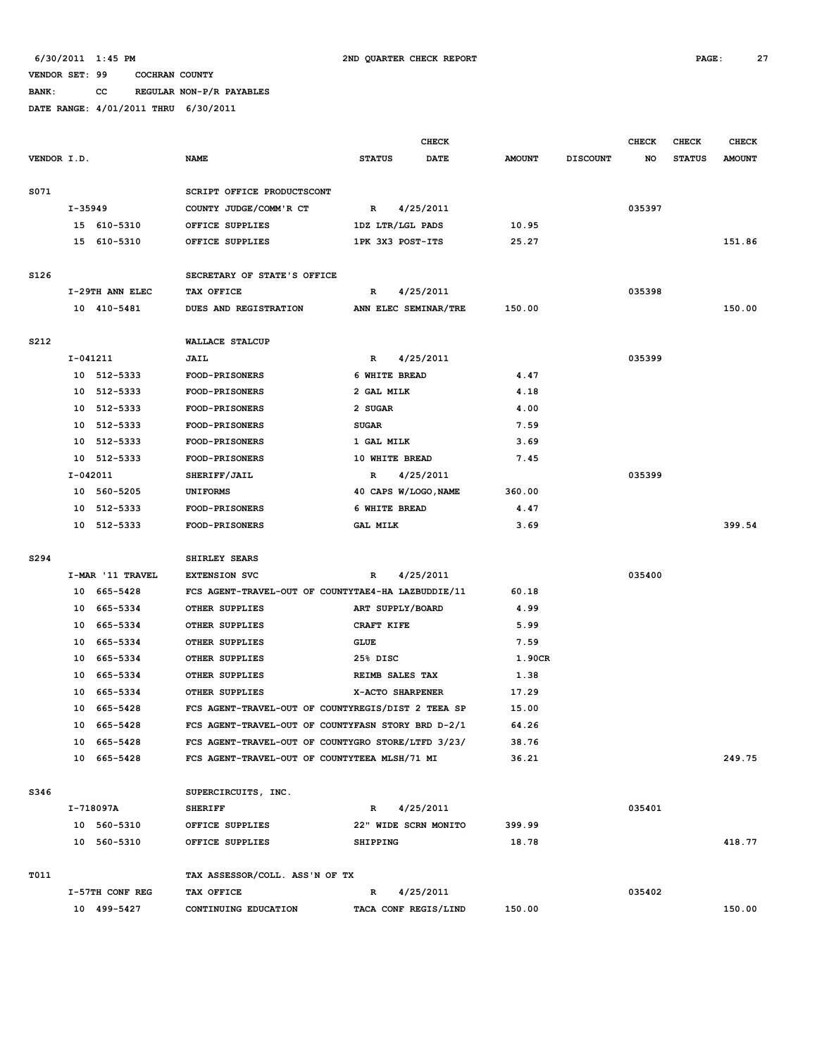6/30/2011 1:45 PM — 2ND QUARTER CHECK REPORT

VENDOR SET: 99 COCHRAN COUNTY

BANK: CC REGULAR NON-P/R PAYABLES

DATE RANGE: 4/01/2011 THRU 6/30/2011

| VENDOR I.D. | NAME | STATUS | CHECK DATE | AMOUNT | DISCOUNT | CHECK NO | CHECK STATUS | CHECK AMOUNT |
|---|---|---|---|---|---|---|---|---|
| S071 | SCRIPT OFFICE PRODUCTSCONT | | | | | | | |
| I-35949 | COUNTY JUDGE/COMM'R CT | R | 4/25/2011 | | | 035397 | | |
| 15 610-5310 | OFFICE SUPPLIES | 1DZ LTR/LGL PADS | | 10.95 | | | | |
| 15 610-5310 | OFFICE SUPPLIES | 1PK 3X3 POST-ITS | | 25.27 | | | | 151.86 |
| S126 | SECRETARY OF STATE'S OFFICE | | | | | | | |
| I-29TH ANN ELEC | TAX OFFICE | R | 4/25/2011 | | | 035398 | | |
| 10 410-5481 | DUES AND REGISTRATION | ANN ELEC SEMINAR/TRE | | 150.00 | | | | 150.00 |
| S212 | WALLACE STALCUP | | | | | | | |
| I-041211 | JAIL | R | 4/25/2011 | | | 035399 | | |
| 10 512-5333 | FOOD-PRISONERS | 6 WHITE BREAD | | 4.47 | | | | |
| 10 512-5333 | FOOD-PRISONERS | 2 GAL MILK | | 4.18 | | | | |
| 10 512-5333 | FOOD-PRISONERS | 2 SUGAR | | 4.00 | | | | |
| 10 512-5333 | FOOD-PRISONERS | SUGAR | | 7.59 | | | | |
| 10 512-5333 | FOOD-PRISONERS | 1 GAL MILK | | 3.69 | | | | |
| 10 512-5333 | FOOD-PRISONERS | 10 WHITE BREAD | | 7.45 | | | | |
| I-042011 | SHERIFF/JAIL | R | 4/25/2011 | | | 035399 | | |
| 10 560-5205 | UNIFORMS | 40 CAPS W/LOGO,NAME | | 360.00 | | | | |
| 10 512-5333 | FOOD-PRISONERS | 6 WHITE BREAD | | 4.47 | | | | |
| 10 512-5333 | FOOD-PRISONERS | GAL MILK | | 3.69 | | | | 399.54 |
| S294 | SHIRLEY SEARS | | | | | | | |
| I-MAR '11 TRAVEL | EXTENSION SVC | R | 4/25/2011 | | | 035400 | | |
| 10 665-5428 | FCS AGENT-TRAVEL-OUT OF COUNTYTAE4-HA LAZBUDDIE/11 | | | 60.18 | | | | |
| 10 665-5334 | OTHER SUPPLIES | ART SUPPLY/BOARD | | 4.99 | | | | |
| 10 665-5334 | OTHER SUPPLIES | CRAFT KIFE | | 5.99 | | | | |
| 10 665-5334 | OTHER SUPPLIES | GLUE | | 7.59 | | | | |
| 10 665-5334 | OTHER SUPPLIES | 25% DISC | | 1.90CR | | | | |
| 10 665-5334 | OTHER SUPPLIES | REIMB SALES TAX | | 1.38 | | | | |
| 10 665-5334 | OTHER SUPPLIES | X-ACTO SHARPENER | | 17.29 | | | | |
| 10 665-5428 | FCS AGENT-TRAVEL-OUT OF COUNTYREGIS/DIST 2 TEEA SP | | | 15.00 | | | | |
| 10 665-5428 | FCS AGENT-TRAVEL-OUT OF COUNTYFASN STORY BRD D-2/1 | | | 64.26 | | | | |
| 10 665-5428 | FCS AGENT-TRAVEL-OUT OF COUNTYGRO STORE/LTFD 3/23/ | | | 38.76 | | | | |
| 10 665-5428 | FCS AGENT-TRAVEL-OUT OF COUNTYTEEA MLSH/71 MI | | | 36.21 | | | | 249.75 |
| S346 | SUPERCIRCUITS, INC. | | | | | | | |
| I-718097A | SHERIFF | R | 4/25/2011 | | | 035401 | | |
| 10 560-5310 | OFFICE SUPPLIES | 22" WIDE SCRN MONITO | | 399.99 | | | | |
| 10 560-5310 | OFFICE SUPPLIES | SHIPPING | | 18.78 | | | | 418.77 |
| T011 | TAX ASSESSOR/COLL. ASS'N OF TX | | | | | | | |
| I-57TH CONF REG | TAX OFFICE | R | 4/25/2011 | | | 035402 | | |
| 10 499-5427 | CONTINUING EDUCATION | TACA CONF REGIS/LIND | | 150.00 | | | | 150.00 |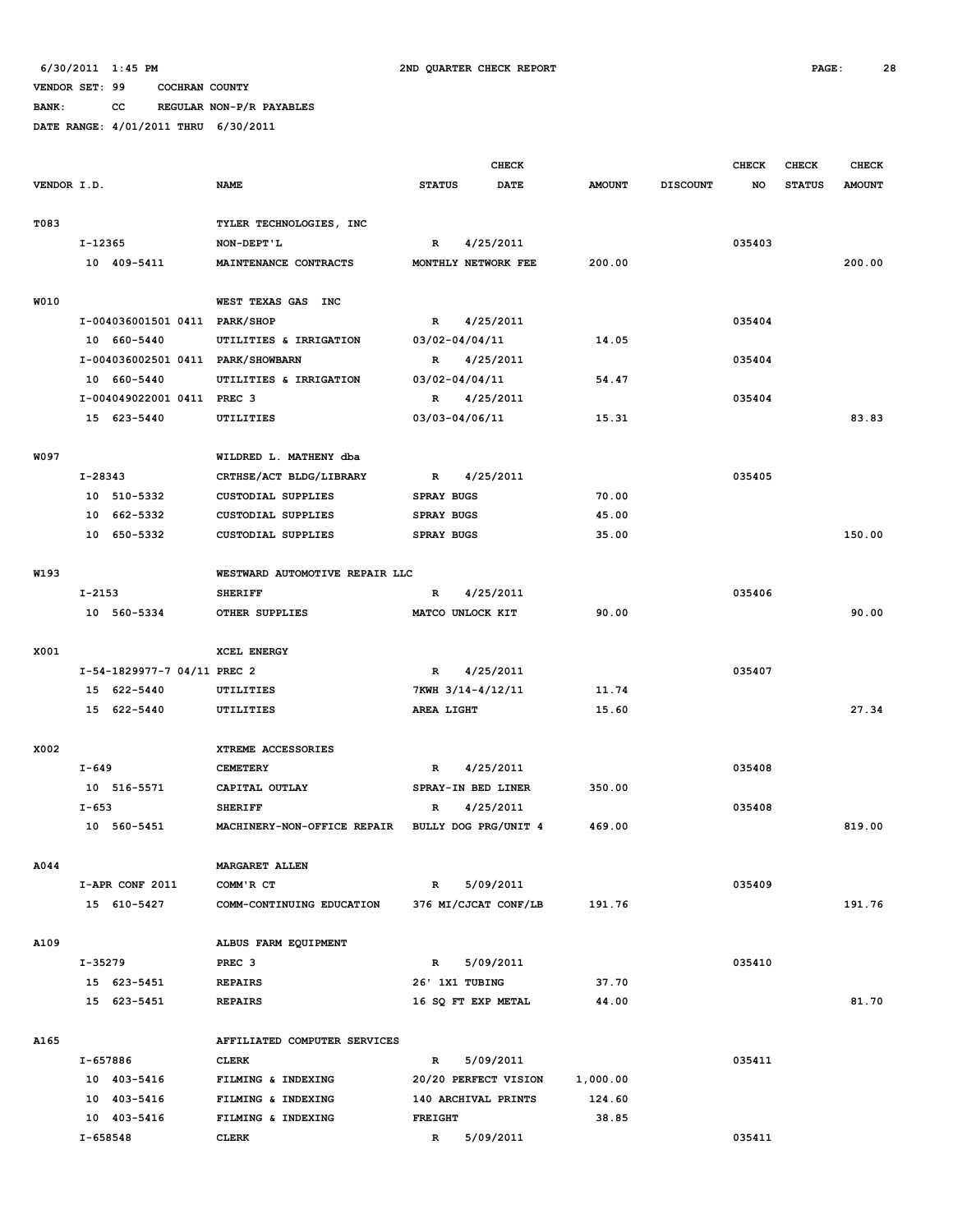6/30/2011 1:45 PM 2ND QUARTER CHECK REPORT

VENDOR SET: 99 COCHRAN COUNTY

BANK: CC REGULAR NON-P/R PAYABLES

DATE RANGE: 4/01/2011 THRU 6/30/2011

| VENDOR I.D. | NAME | STATUS | CHECK DATE | AMOUNT | DISCOUNT | CHECK NO | CHECK STATUS | CHECK AMOUNT |
|---|---|---|---|---|---|---|---|---|
| T083 | TYLER TECHNOLOGIES, INC | | | | | | | |
| I-12365 | NON-DEPT'L | R | 4/25/2011 | | | 035403 | | |
| 10 409-5411 | MAINTENANCE CONTRACTS | MONTHLY NETWORK FEE | | 200.00 | | | | 200.00 |
| W010 | WEST TEXAS GAS INC | | | | | | | |
| I-004036001501 0411 | PARK/SHOP | R | 4/25/2011 | | | 035404 | | |
| 10 660-5440 | UTILITIES & IRRIGATION | 03/02-04/04/11 | | 14.05 | | | | |
| I-004036002501 0411 | PARK/SHOWBARN | R | 4/25/2011 | | | 035404 | | |
| 10 660-5440 | UTILITIES & IRRIGATION | 03/02-04/04/11 | | 54.47 | | | | |
| I-004049022001 0411 | PREC 3 | R | 4/25/2011 | | | 035404 | | |
| 15 623-5440 | UTILITIES | 03/03-04/06/11 | | 15.31 | | | | 83.83 |
| W097 | WILDRED L. MATHENY dba | | | | | | | |
| I-28343 | CRTHSE/ACT BLDG/LIBRARY | R | 4/25/2011 | | | 035405 | | |
| 10 510-5332 | CUSTODIAL SUPPLIES | SPRAY BUGS | | 70.00 | | | | |
| 10 662-5332 | CUSTODIAL SUPPLIES | SPRAY BUGS | | 45.00 | | | | |
| 10 650-5332 | CUSTODIAL SUPPLIES | SPRAY BUGS | | 35.00 | | | | 150.00 |
| W193 | WESTWARD AUTOMOTIVE REPAIR LLC | | | | | | | |
| I-2153 | SHERIFF | R | 4/25/2011 | | | 035406 | | |
| 10 560-5334 | OTHER SUPPLIES | MATCO UNLOCK KIT | | 90.00 | | | | 90.00 |
| X001 | XCEL ENERGY | | | | | | | |
| I-54-1829977-7 04/11 | PREC 2 | R | 4/25/2011 | | | 035407 | | |
| 15 622-5440 | UTILITIES | 7KWH 3/14-4/12/11 | | 11.74 | | | | |
| 15 622-5440 | UTILITIES | AREA LIGHT | | 15.60 | | | | 27.34 |
| X002 | XTREME ACCESSORIES | | | | | | | |
| I-649 | CEMETERY | R | 4/25/2011 | | | 035408 | | |
| 10 516-5571 | CAPITAL OUTLAY | SPRAY-IN BED LINER | | 350.00 | | | | |
| I-653 | SHERIFF | R | 4/25/2011 | | | 035408 | | |
| 10 560-5451 | MACHINERY-NON-OFFICE REPAIR | BULLY DOG PRG/UNIT 4 | | 469.00 | | | | 819.00 |
| A044 | MARGARET ALLEN | | | | | | | |
| I-APR CONF 2011 | COMM'R CT | R | 5/09/2011 | | | 035409 | | |
| 15 610-5427 | COMM-CONTINUING EDUCATION | 376 MI/CJCAT CONF/LB | | 191.76 | | | | 191.76 |
| A109 | ALBUS FARM EQUIPMENT | | | | | | | |
| I-35279 | PREC 3 | R | 5/09/2011 | | | 035410 | | |
| 15 623-5451 | REPAIRS | 26' 1X1 TUBING | | 37.70 | | | | |
| 15 623-5451 | REPAIRS | 16 SQ FT EXP METAL | | 44.00 | | | | 81.70 |
| A165 | AFFILIATED COMPUTER SERVICES | | | | | | | |
| I-657886 | CLERK | R | 5/09/2011 | | | 035411 | | |
| 10 403-5416 | FILMING & INDEXING | 20/20 PERFECT VISION | | 1,000.00 | | | | |
| 10 403-5416 | FILMING & INDEXING | 140 ARCHIVAL PRINTS | | 124.60 | | | | |
| 10 403-5416 | FILMING & INDEXING | FREIGHT | | 38.85 | | | | |
| I-658548 | CLERK | R | 5/09/2011 | | | 035411 | | |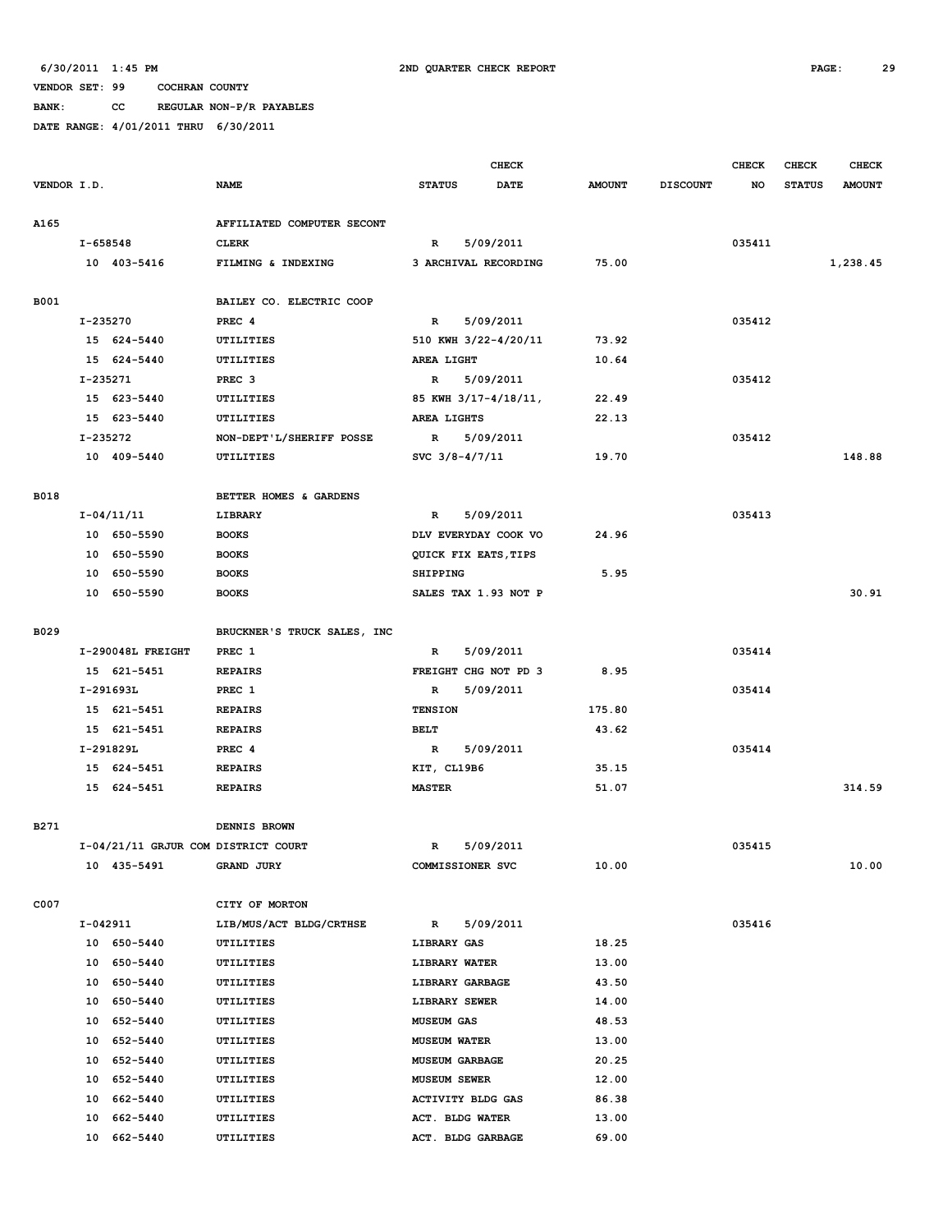6/30/2011 1:45 PM — 2ND QUARTER CHECK REPORT

VENDOR SET: 99 COCHRAN COUNTY

BANK: CC REGULAR NON-P/R PAYABLES

DATE RANGE: 4/01/2011 THRU 6/30/2011

| VENDOR I.D. | NAME | STATUS | CHECK DATE | AMOUNT | DISCOUNT | CHECK NO | CHECK STATUS | CHECK AMOUNT |
|---|---|---|---|---|---|---|---|---|
| A165 | AFFILIATED COMPUTER SECONT | | | | | | | |
| I-658548 | CLERK | R | 5/09/2011 | | | 035411 | | |
| 10 403-5416 | FILMING & INDEXING | 3 ARCHIVAL RECORDING | | 75.00 | | | | 1,238.45 |
| B001 | BAILEY CO. ELECTRIC COOP | | | | | | | |
| I-235270 | PREC 4 | R | 5/09/2011 | | | 035412 | | |
| 15 624-5440 | UTILITIES | 510 KWH 3/22-4/20/11 | | 73.92 | | | | |
| 15 624-5440 | UTILITIES | AREA LIGHT | | 10.64 | | | | |
| I-235271 | PREC 3 | R | 5/09/2011 | | | 035412 | | |
| 15 623-5440 | UTILITIES | 85 KWH 3/17-4/18/11, | | 22.49 | | | | |
| 15 623-5440 | UTILITIES | AREA LIGHTS | | 22.13 | | | | |
| I-235272 | NON-DEPT'L/SHERIFF POSSE | R | 5/09/2011 | | | 035412 | | |
| 10 409-5440 | UTILITIES | SVC 3/8-4/7/11 | | 19.70 | | | | 148.88 |
| B018 | BETTER HOMES & GARDENS | | | | | | | |
| I-04/11/11 | LIBRARY | R | 5/09/2011 | | | 035413 | | |
| 10 650-5590 | BOOKS | DLV EVERYDAY COOK VO | | 24.96 | | | | |
| 10 650-5590 | BOOKS | QUICK FIX EATS,TIPS | | | | | | |
| 10 650-5590 | BOOKS | SHIPPING | | 5.95 | | | | |
| 10 650-5590 | BOOKS | SALES TAX 1.93 NOT P | | | | | | 30.91 |
| B029 | BRUCKNER'S TRUCK SALES, INC | | | | | | | |
| I-290048L FREIGHT | PREC 1 | R | 5/09/2011 | | | 035414 | | |
| 15 621-5451 | REPAIRS | FREIGHT CHG NOT PD 3 | | 8.95 | | | | |
| I-291693L | PREC 1 | R | 5/09/2011 | | | 035414 | | |
| 15 621-5451 | REPAIRS | TENSION | | 175.80 | | | | |
| 15 621-5451 | REPAIRS | BELT | | 43.62 | | | | |
| I-291829L | PREC 4 | R | 5/09/2011 | | | 035414 | | |
| 15 624-5451 | REPAIRS | KIT, CL19B6 | | 35.15 | | | | |
| 15 624-5451 | REPAIRS | MASTER | | 51.07 | | | | 314.59 |
| B271 | DENNIS BROWN | | | | | | | |
| I-04/21/11 GRJUR COM | DISTRICT COURT | R | 5/09/2011 | | | 035415 | | |
| 10 435-5491 | GRAND JURY | COMMISSIONER SVC | | 10.00 | | | | 10.00 |
| C007 | CITY OF MORTON | | | | | | | |
| I-042911 | LIB/MUS/ACT BLDG/CRTHSE | R | 5/09/2011 | | | 035416 | | |
| 10 650-5440 | UTILITIES | LIBRARY GAS | | 18.25 | | | | |
| 10 650-5440 | UTILITIES | LIBRARY WATER | | 13.00 | | | | |
| 10 650-5440 | UTILITIES | LIBRARY GARBAGE | | 43.50 | | | | |
| 10 650-5440 | UTILITIES | LIBRARY SEWER | | 14.00 | | | | |
| 10 652-5440 | UTILITIES | MUSEUM GAS | | 48.53 | | | | |
| 10 652-5440 | UTILITIES | MUSEUM WATER | | 13.00 | | | | |
| 10 652-5440 | UTILITIES | MUSEUM GARBAGE | | 20.25 | | | | |
| 10 652-5440 | UTILITIES | MUSEUM SEWER | | 12.00 | | | | |
| 10 662-5440 | UTILITIES | ACTIVITY BLDG GAS | | 86.38 | | | | |
| 10 662-5440 | UTILITIES | ACT. BLDG WATER | | 13.00 | | | | |
| 10 662-5440 | UTILITIES | ACT. BLDG GARBAGE | | 69.00 | | | | |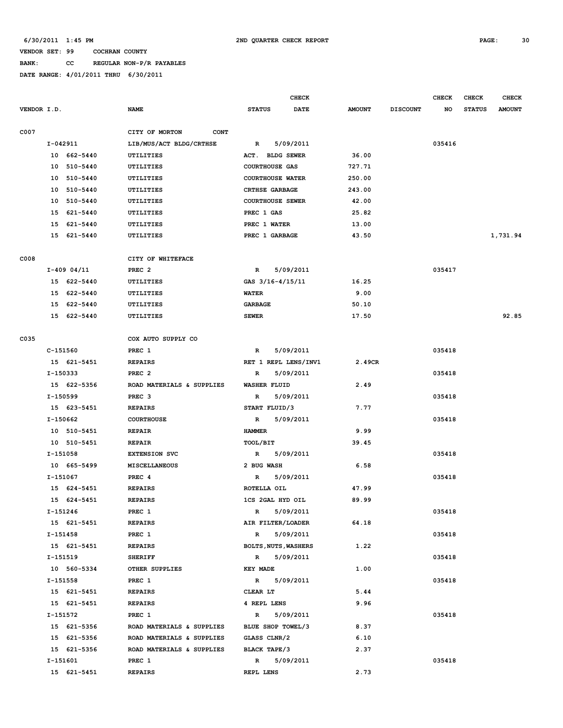6/30/2011 1:45 PM 2ND QUARTER CHECK REPORT

VENDOR SET: 99 COCHRAN COUNTY

BANK: CC REGULAR NON-P/R PAYABLES

DATE RANGE: 4/01/2011 THRU 6/30/2011

| VENDOR I.D. | NAME | STATUS | CHECK DATE | AMOUNT | DISCOUNT | CHECK NO | CHECK STATUS | CHECK AMOUNT |
|---|---|---|---|---|---|---|---|---|
| C007 | CITY OF MORTON CONT | | | | | | | |
| I-042911 | LIB/MUS/ACT BLDG/CRTHSE | R | 5/09/2011 | | | 035416 | | |
| 10 662-5440 | UTILITIES | ACT. BLDG SEWER | | 36.00 | | | | |
| 10 510-5440 | UTILITIES | COURTHOUSE GAS | | 727.71 | | | | |
| 10 510-5440 | UTILITIES | COURTHOUSE WATER | | 250.00 | | | | |
| 10 510-5440 | UTILITIES | CRTHSE GARBAGE | | 243.00 | | | | |
| 10 510-5440 | UTILITIES | COURTHOUSE SEWER | | 42.00 | | | | |
| 15 621-5440 | UTILITIES | PREC 1 GAS | | 25.82 | | | | |
| 15 621-5440 | UTILITIES | PREC 1 WATER | | 13.00 | | | | |
| 15 621-5440 | UTILITIES | PREC 1 GARBAGE | | 43.50 | | | | 1,731.94 |
| C008 | CITY OF WHITEFACE | | | | | | | |
| I-409 04/11 | PREC 2 | R | 5/09/2011 | | | 035417 | | |
| 15 622-5440 | UTILITIES | GAS 3/16-4/15/11 | | 16.25 | | | | |
| 15 622-5440 | UTILITIES | WATER | | 9.00 | | | | |
| 15 622-5440 | UTILITIES | GARBAGE | | 50.10 | | | | |
| 15 622-5440 | UTILITIES | SEWER | | 17.50 | | | | 92.85 |
| C035 | COX AUTO SUPPLY CO | | | | | | | |
| C-151560 | PREC 1 | R | 5/09/2011 | | | 035418 | | |
| 15 621-5451 | REPAIRS | RET 1 REPL LENS/INV1 | | 2.49CR | | | | |
| I-150333 | PREC 2 | R | 5/09/2011 | | | 035418 | | |
| 15 622-5356 | ROAD MATERIALS & SUPPLIES | WASHER FLUID | | 2.49 | | | | |
| I-150599 | PREC 3 | R | 5/09/2011 | | | 035418 | | |
| 15 623-5451 | REPAIRS | START FLUID/3 | | 7.77 | | | | |
| I-150662 | COURTHOUSE | R | 5/09/2011 | | | 035418 | | |
| 10 510-5451 | REPAIR | HAMMER | | 9.99 | | | | |
| 10 510-5451 | REPAIR | TOOL/BIT | | 39.45 | | | | |
| I-151058 | EXTENSION SVC | R | 5/09/2011 | | | 035418 | | |
| 10 665-5499 | MISCELLANEOUS | 2 BUG WASH | | 6.58 | | | | |
| I-151067 | PREC 4 | R | 5/09/2011 | | | 035418 | | |
| 15 624-5451 | REPAIRS | ROTELLA OIL | | 47.99 | | | | |
| 15 624-5451 | REPAIRS | 1CS 2GAL HYD OIL | | 89.99 | | | | |
| I-151246 | PREC 1 | R | 5/09/2011 | | | 035418 | | |
| 15 621-5451 | REPAIRS | AIR FILTER/LOADER | | 64.18 | | | | |
| I-151458 | PREC 1 | R | 5/09/2011 | | | 035418 | | |
| 15 621-5451 | REPAIRS | BOLTS,NUTS,WASHERS | | 1.22 | | | | |
| I-151519 | SHERIFF | R | 5/09/2011 | | | 035418 | | |
| 10 560-5334 | OTHER SUPPLIES | KEY MADE | | 1.00 | | | | |
| I-151558 | PREC 1 | R | 5/09/2011 | | | 035418 | | |
| 15 621-5451 | REPAIRS | CLEAR LT | | 5.44 | | | | |
| 15 621-5451 | REPAIRS | 4 REPL LENS | | 9.96 | | | | |
| I-151572 | PREC 1 | R | 5/09/2011 | | | 035418 | | |
| 15 621-5356 | ROAD MATERIALS & SUPPLIES | BLUE SHOP TOWEL/3 | | 8.37 | | | | |
| 15 621-5356 | ROAD MATERIALS & SUPPLIES | GLASS CLNR/2 | | 6.10 | | | | |
| 15 621-5356 | ROAD MATERIALS & SUPPLIES | BLACK TAPE/3 | | 2.37 | | | | |
| I-151601 | PREC 1 | R | 5/09/2011 | | | 035418 | | |
| 15 621-5451 | REPAIRS | REPL LENS | | 2.73 | | | | |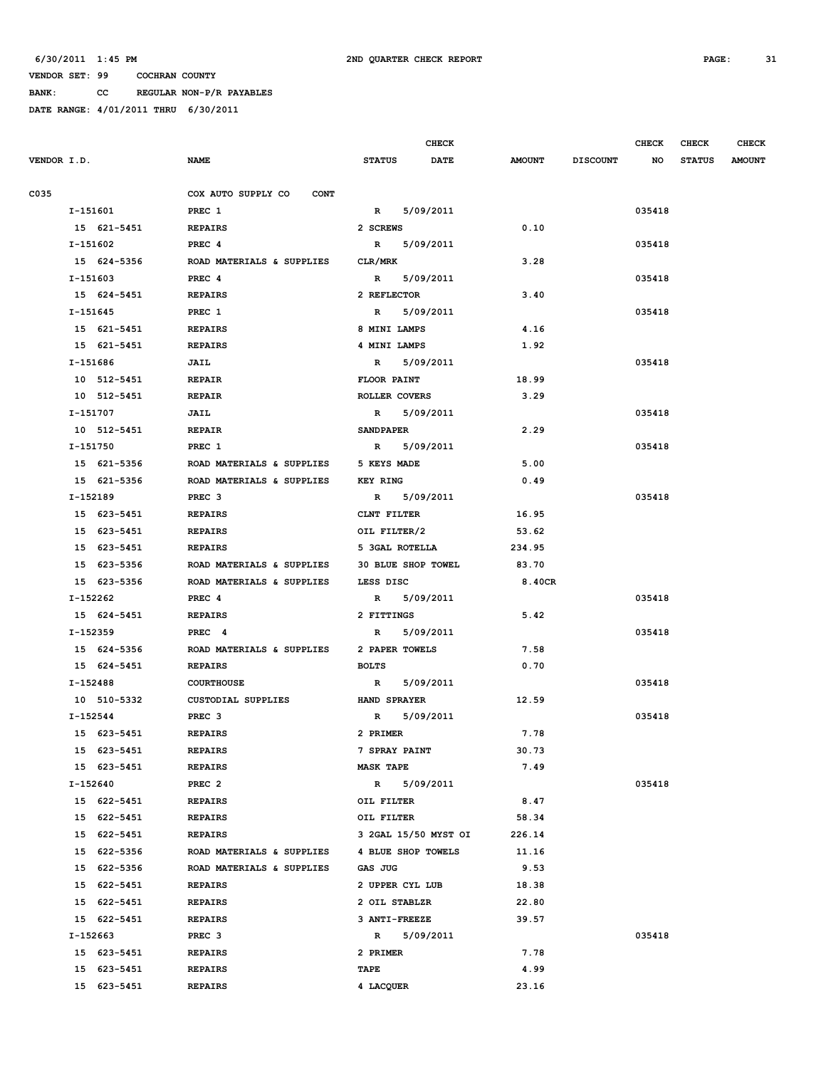6/30/2011 1:45 PM 2ND QUARTER CHECK REPORT

VENDOR SET: 99 COCHRAN COUNTY

BANK: CC REGULAR NON-P/R PAYABLES

DATE RANGE: 4/01/2011 THRU 6/30/2011

| VENDOR I.D. | NAME | STATUS | CHECK DATE | AMOUNT | DISCOUNT | CHECK NO | CHECK STATUS | CHECK AMOUNT |
|---|---|---|---|---|---|---|---|---|
| C035 | COX AUTO SUPPLY CO CONT | | | | | | | |
| I-151601 | PREC 1 | R | 5/09/2011 | | | 035418 | | |
| 15 621-5451 | REPAIRS | 2 SCREWS | | 0.10 | | | | |
| I-151602 | PREC 4 | R | 5/09/2011 | | | 035418 | | |
| 15 624-5356 | ROAD MATERIALS & SUPPLIES | CLR/MRK | | 3.28 | | | | |
| I-151603 | PREC 4 | R | 5/09/2011 | | | 035418 | | |
| 15 624-5451 | REPAIRS | 2 REFLECTOR | | 3.40 | | | | |
| I-151645 | PREC 1 | R | 5/09/2011 | | | 035418 | | |
| 15 621-5451 | REPAIRS | 8 MINI LAMPS | | 4.16 | | | | |
| 15 621-5451 | REPAIRS | 4 MINI LAMPS | | 1.92 | | | | |
| I-151686 | JAIL | R | 5/09/2011 | | | 035418 | | |
| 10 512-5451 | REPAIR | FLOOR PAINT | | 18.99 | | | | |
| 10 512-5451 | REPAIR | ROLLER COVERS | | 3.29 | | | | |
| I-151707 | JAIL | R | 5/09/2011 | | | 035418 | | |
| 10 512-5451 | REPAIR | SANDPAPER | | 2.29 | | | | |
| I-151750 | PREC 1 | R | 5/09/2011 | | | 035418 | | |
| 15 621-5356 | ROAD MATERIALS & SUPPLIES | 5 KEYS MADE | | 5.00 | | | | |
| 15 621-5356 | ROAD MATERIALS & SUPPLIES | KEY RING | | 0.49 | | | | |
| I-152189 | PREC 3 | R | 5/09/2011 | | | 035418 | | |
| 15 623-5451 | REPAIRS | CLNT FILTER | | 16.95 | | | | |
| 15 623-5451 | REPAIRS | OIL FILTER/2 | | 53.62 | | | | |
| 15 623-5451 | REPAIRS | 5 3GAL ROTELLA | | 234.95 | | | | |
| 15 623-5356 | ROAD MATERIALS & SUPPLIES | 30 BLUE SHOP TOWEL | | 83.70 | | | | |
| 15 623-5356 | ROAD MATERIALS & SUPPLIES | LESS DISC | | 8.40CR | | | | |
| I-152262 | PREC 4 | R | 5/09/2011 | | | 035418 | | |
| 15 624-5451 | REPAIRS | 2 FITTINGS | | 5.42 | | | | |
| I-152359 | PREC 4 | R | 5/09/2011 | | | 035418 | | |
| 15 624-5356 | ROAD MATERIALS & SUPPLIES | 2 PAPER TOWELS | | 7.58 | | | | |
| 15 624-5451 | REPAIRS | BOLTS | | 0.70 | | | | |
| I-152488 | COURTHOUSE | R | 5/09/2011 | | | 035418 | | |
| 10 510-5332 | CUSTODIAL SUPPLIES | HAND SPRAYER | | 12.59 | | | | |
| I-152544 | PREC 3 | R | 5/09/2011 | | | 035418 | | |
| 15 623-5451 | REPAIRS | 2 PRIMER | | 7.78 | | | | |
| 15 623-5451 | REPAIRS | 7 SPRAY PAINT | | 30.73 | | | | |
| 15 623-5451 | REPAIRS | MASK TAPE | | 7.49 | | | | |
| I-152640 | PREC 2 | R | 5/09/2011 | | | 035418 | | |
| 15 622-5451 | REPAIRS | OIL FILTER | | 8.47 | | | | |
| 15 622-5451 | REPAIRS | OIL FILTER | | 58.34 | | | | |
| 15 622-5451 | REPAIRS | 3 2GAL 15/50 MYST OI | | 226.14 | | | | |
| 15 622-5356 | ROAD MATERIALS & SUPPLIES | 4 BLUE SHOP TOWELS | | 11.16 | | | | |
| 15 622-5356 | ROAD MATERIALS & SUPPLIES | GAS JUG | | 9.53 | | | | |
| 15 622-5451 | REPAIRS | 2 UPPER CYL LUB | | 18.38 | | | | |
| 15 622-5451 | REPAIRS | 2 OIL STABLZR | | 22.80 | | | | |
| 15 622-5451 | REPAIRS | 3 ANTI-FREEZE | | 39.57 | | | | |
| I-152663 | PREC 3 | R | 5/09/2011 | | | 035418 | | |
| 15 623-5451 | REPAIRS | 2 PRIMER | | 7.78 | | | | |
| 15 623-5451 | REPAIRS | TAPE | | 4.99 | | | | |
| 15 623-5451 | REPAIRS | 4 LACQUER | | 23.16 | | | | |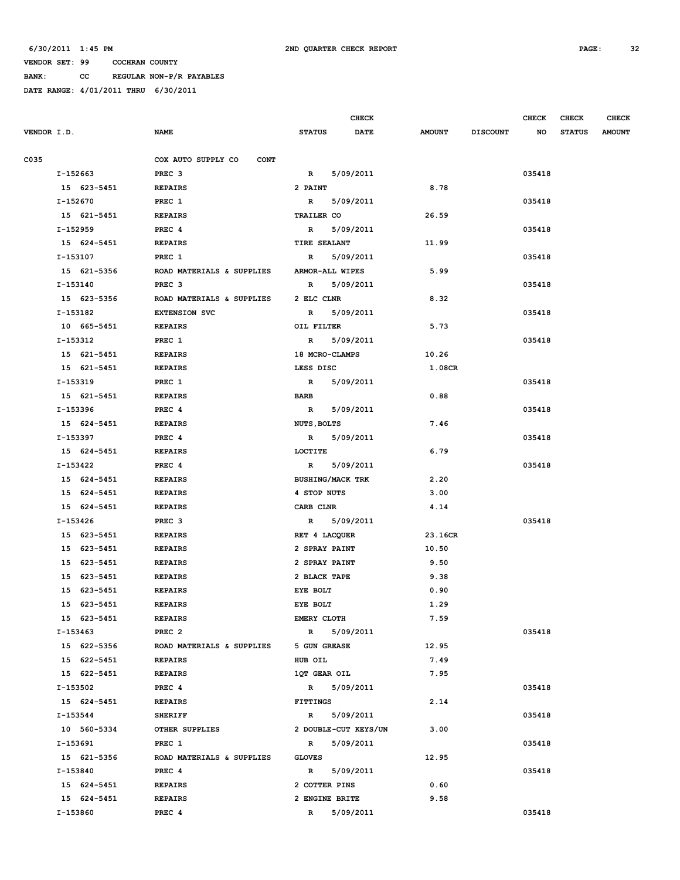6/30/2011 1:45 PM 2ND QUARTER CHECK REPORT

VENDOR SET: 99 COCHRAN COUNTY

BANK: CC REGULAR NON-P/R PAYABLES

DATE RANGE: 4/01/2011 THRU 6/30/2011

| VENDOR I.D. | NAME | STATUS | CHECK DATE | AMOUNT | DISCOUNT | CHECK NO | CHECK STATUS | CHECK AMOUNT |
|---|---|---|---|---|---|---|---|---|
| C035 | COX AUTO SUPPLY CO CONT | | | | | | | |
| I-152663 | PREC 3 | R | 5/09/2011 | | | 035418 | | |
| 15 623-5451 | REPAIRS | 2 PAINT | | 8.78 | | | | |
| I-152670 | PREC 1 | R | 5/09/2011 | | | 035418 | | |
| 15 621-5451 | REPAIRS | TRAILER CO | | 26.59 | | | | |
| I-152959 | PREC 4 | R | 5/09/2011 | | | 035418 | | |
| 15 624-5451 | REPAIRS | TIRE SEALANT | | 11.99 | | | | |
| I-153107 | PREC 1 | R | 5/09/2011 | | | 035418 | | |
| 15 621-5356 | ROAD MATERIALS & SUPPLIES | ARMOR-ALL WIPES | | 5.99 | | | | |
| I-153140 | PREC 3 | R | 5/09/2011 | | | 035418 | | |
| 15 623-5356 | ROAD MATERIALS & SUPPLIES | 2 ELC CLNR | | 8.32 | | | | |
| I-153182 | EXTENSION SVC | R | 5/09/2011 | | | 035418 | | |
| 10 665-5451 | REPAIRS | OIL FILTER | | 5.73 | | | | |
| I-153312 | PREC 1 | R | 5/09/2011 | | | 035418 | | |
| 15 621-5451 | REPAIRS | 18 MCRO-CLAMPS | | 10.26 | | | | |
| 15 621-5451 | REPAIRS | LESS DISC | | 1.08CR | | | | |
| I-153319 | PREC 1 | R | 5/09/2011 | | | 035418 | | |
| 15 621-5451 | REPAIRS | BARB | | 0.88 | | | | |
| I-153396 | PREC 4 | R | 5/09/2011 | | | 035418 | | |
| 15 624-5451 | REPAIRS | NUTS,BOLTS | | 7.46 | | | | |
| I-153397 | PREC 4 | R | 5/09/2011 | | | 035418 | | |
| 15 624-5451 | REPAIRS | LOCTITE | | 6.79 | | | | |
| I-153422 | PREC 4 | R | 5/09/2011 | | | 035418 | | |
| 15 624-5451 | REPAIRS | BUSHING/MACK TRK | | 2.20 | | | | |
| 15 624-5451 | REPAIRS | 4 STOP NUTS | | 3.00 | | | | |
| 15 624-5451 | REPAIRS | CARB CLNR | | 4.14 | | | | |
| I-153426 | PREC 3 | R | 5/09/2011 | | | 035418 | | |
| 15 623-5451 | REPAIRS | RET 4 LACQUER | | 23.16CR | | | | |
| 15 623-5451 | REPAIRS | 2 SPRAY PAINT | | 10.50 | | | | |
| 15 623-5451 | REPAIRS | 2 SPRAY PAINT | | 9.50 | | | | |
| 15 623-5451 | REPAIRS | 2 BLACK TAPE | | 9.38 | | | | |
| 15 623-5451 | REPAIRS | EYE BOLT | | 0.90 | | | | |
| 15 623-5451 | REPAIRS | EYE BOLT | | 1.29 | | | | |
| 15 623-5451 | REPAIRS | EMERY CLOTH | | 7.59 | | | | |
| I-153463 | PREC 2 | R | 5/09/2011 | | | 035418 | | |
| 15 622-5356 | ROAD MATERIALS & SUPPLIES | 5 GUN GREASE | | 12.95 | | | | |
| 15 622-5451 | REPAIRS | HUB OIL | | 7.49 | | | | |
| 15 622-5451 | REPAIRS | 1QT GEAR OIL | | 7.95 | | | | |
| I-153502 | PREC 4 | R | 5/09/2011 | | | 035418 | | |
| 15 624-5451 | REPAIRS | FITTINGS | | 2.14 | | | | |
| I-153544 | SHERIFF | R | 5/09/2011 | | | 035418 | | |
| 10 560-5334 | OTHER SUPPLIES | 2 DOUBLE-CUT KEYS/UN | | 3.00 | | | | |
| I-153691 | PREC 1 | R | 5/09/2011 | | | 035418 | | |
| 15 621-5356 | ROAD MATERIALS & SUPPLIES | GLOVES | | 12.95 | | | | |
| I-153840 | PREC 4 | R | 5/09/2011 | | | 035418 | | |
| 15 624-5451 | REPAIRS | 2 COTTER PINS | | 0.60 | | | | |
| 15 624-5451 | REPAIRS | 2 ENGINE BRITE | | 9.58 | | | | |
| I-153860 | PREC 4 | R | 5/09/2011 | | | 035418 | | |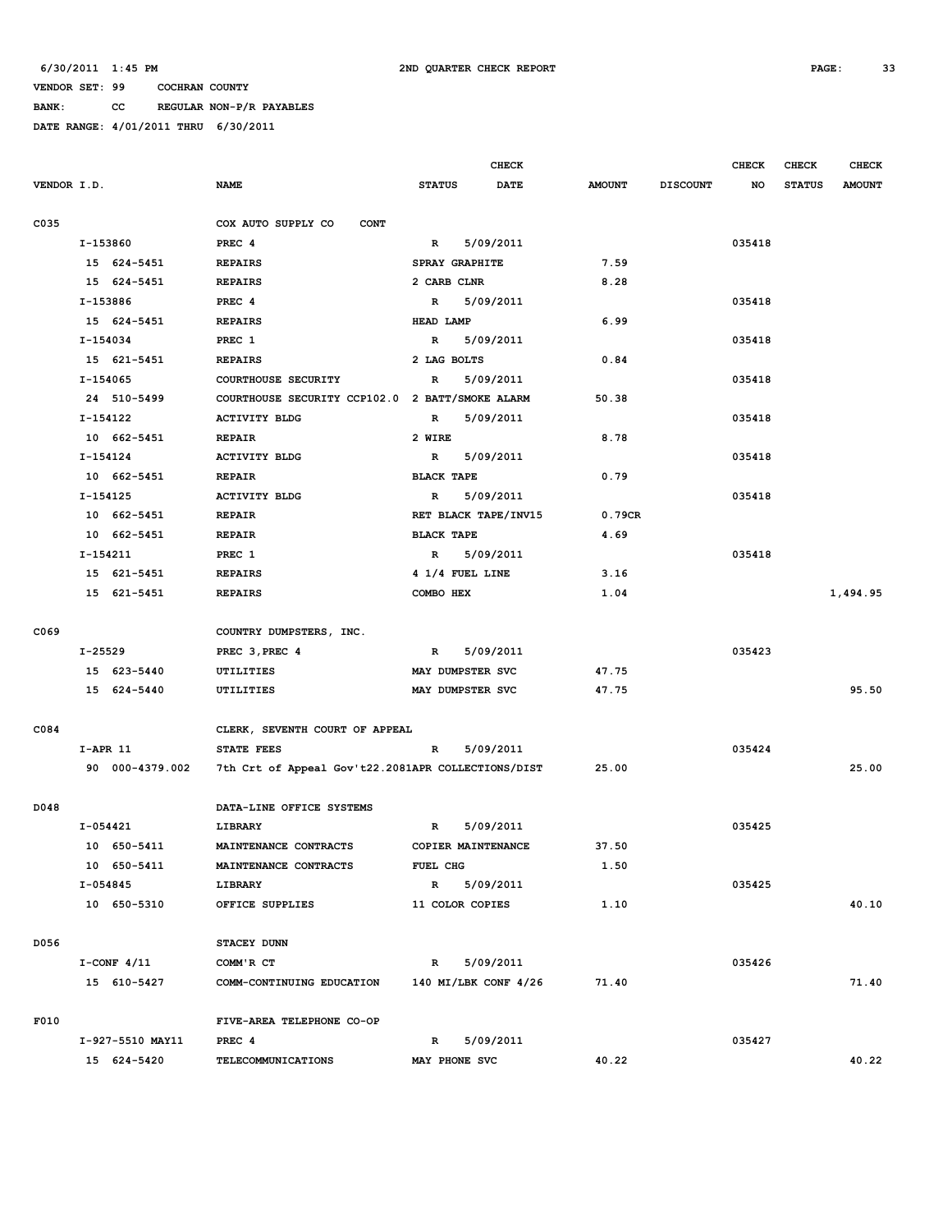6/30/2011 1:45 PM — 2ND QUARTER CHECK REPORT

VENDOR SET: 99 COCHRAN COUNTY
BANK: CC REGULAR NON-P/R PAYABLES
DATE RANGE: 4/01/2011 THRU 6/30/2011

| VENDOR I.D. | NAME | STATUS | CHECK DATE | AMOUNT | DISCOUNT | CHECK NO | CHECK STATUS | CHECK AMOUNT |
|---|---|---|---|---|---|---|---|---|
| C035 | COX AUTO SUPPLY CO CONT | | | | | | | |
| I-153860 | PREC 4 | R | 5/09/2011 | | | 035418 | | |
| 15 624-5451 | REPAIRS | SPRAY GRAPHITE | | 7.59 | | | | |
| 15 624-5451 | REPAIRS | 2 CARB CLNR | | 8.28 | | | | |
| I-153886 | PREC 4 | R | 5/09/2011 | | | 035418 | | |
| 15 624-5451 | REPAIRS | HEAD LAMP | | 6.99 | | | | |
| I-154034 | PREC 1 | R | 5/09/2011 | | | 035418 | | |
| 15 621-5451 | REPAIRS | 2 LAG BOLTS | | 0.84 | | | | |
| I-154065 | COURTHOUSE SECURITY | R | 5/09/2011 | | | 035418 | | |
| 24 510-5499 | COURTHOUSE SECURITY CCP102.0 | 2 BATT/SMOKE ALARM | | 50.38 | | | | |
| I-154122 | ACTIVITY BLDG | R | 5/09/2011 | | | 035418 | | |
| 10 662-5451 | REPAIR | 2 WIRE | | 8.78 | | | | |
| I-154124 | ACTIVITY BLDG | R | 5/09/2011 | | | 035418 | | |
| 10 662-5451 | REPAIR | BLACK TAPE | | 0.79 | | | | |
| I-154125 | ACTIVITY BLDG | R | 5/09/2011 | | | 035418 | | |
| 10 662-5451 | REPAIR | RET BLACK TAPE/INV15 | | 0.79CR | | | | |
| 10 662-5451 | REPAIR | BLACK TAPE | | 4.69 | | | | |
| I-154211 | PREC 1 | R | 5/09/2011 | | | 035418 | | |
| 15 621-5451 | REPAIRS | 4 1/4 FUEL LINE | | 3.16 | | | | |
| 15 621-5451 | REPAIRS | COMBO HEX | | 1.04 | | | | 1,494.95 |
| C069 | COUNTRY DUMPSTERS, INC. | | | | | | | |
| I-25529 | PREC 3,PREC 4 | R | 5/09/2011 | | | 035423 | | |
| 15 623-5440 | UTILITIES | MAY DUMPSTER SVC | | 47.75 | | | | |
| 15 624-5440 | UTILITIES | MAY DUMPSTER SVC | | 47.75 | | | | 95.50 |
| C084 | CLERK, SEVENTH COURT OF APPEAL | | | | | | | |
| I-APR 11 | STATE FEES | R | 5/09/2011 | | | 035424 | | |
| 90 000-4379.002 | 7th Crt of Appeal Gov't22.2081 | APR COLLECTIONS/DIST | | 25.00 | | | | 25.00 |
| D048 | DATA-LINE OFFICE SYSTEMS | | | | | | | |
| I-054421 | LIBRARY | R | 5/09/2011 | | | 035425 | | |
| 10 650-5411 | MAINTENANCE CONTRACTS | COPIER MAINTENANCE | | 37.50 | | | | |
| 10 650-5411 | MAINTENANCE CONTRACTS | FUEL CHG | | 1.50 | | | | |
| I-054845 | LIBRARY | R | 5/09/2011 | | | 035425 | | |
| 10 650-5310 | OFFICE SUPPLIES | 11 COLOR COPIES | | 1.10 | | | | 40.10 |
| D056 | STACEY DUNN | | | | | | | |
| I-CONF 4/11 | COMM'R CT | R | 5/09/2011 | | | 035426 | | |
| 15 610-5427 | COMM-CONTINUING EDUCATION | 140 MI/LBK CONF 4/26 | | 71.40 | | | | 71.40 |
| F010 | FIVE-AREA TELEPHONE CO-OP | | | | | | | |
| I-927-5510 MAY11 | PREC 4 | R | 5/09/2011 | | | 035427 | | |
| 15 624-5420 | TELECOMMUNICATIONS | MAY PHONE SVC | | 40.22 | | | | 40.22 |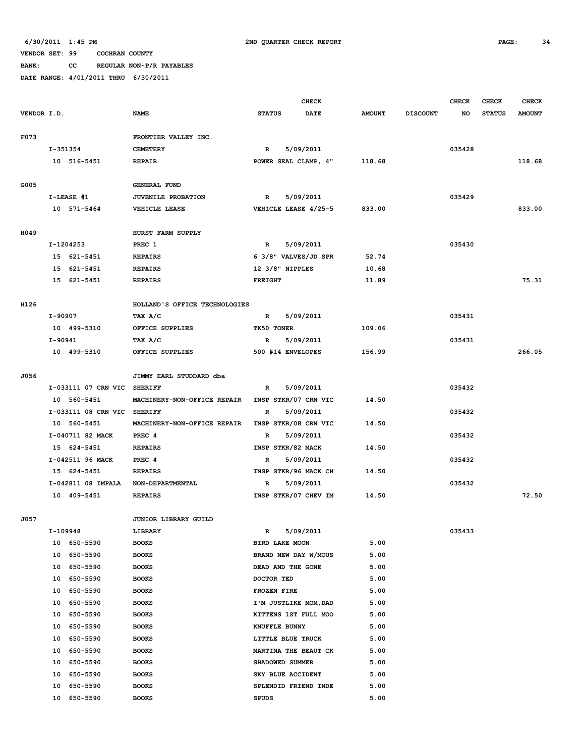6/30/2011 1:45 PM 2ND QUARTER CHECK REPORT

VENDOR SET: 99 COCHRAN COUNTY

BANK: CC REGULAR NON-P/R PAYABLES

DATE RANGE: 4/01/2011 THRU 6/30/2011

| VENDOR I.D. | NAME | STATUS | CHECK DATE | AMOUNT | DISCOUNT | CHECK NO | CHECK STATUS | CHECK AMOUNT |
|---|---|---|---|---|---|---|---|---|
| F073 | FRONTIER VALLEY INC. | | | | | | | |
| I-351354 | CEMETERY | R | 5/09/2011 | | | 035428 | | |
| 10 516-5451 | REPAIR | POWER SEAL CLAMP, 4" | | 118.68 | | | | 118.68 |
| G005 | GENERAL FUND | | | | | | | |
| I-LEASE #1 | JUVENILE PROBATION | R | 5/09/2011 | | | 035429 | | |
| 10 571-5464 | VEHICLE LEASE | VEHICLE LEASE 4/25-5 | | 833.00 | | | | 833.00 |
| H049 | HURST FARM SUPPLY | | | | | | | |
| I-1204253 | PREC 1 | R | 5/09/2011 | | | 035430 | | |
| 15 621-5451 | REPAIRS | 6 3/8" VALVES/JD SPR | | 52.74 | | | | |
| 15 621-5451 | REPAIRS | 12 3/8" NIPPLES | | 10.68 | | | | |
| 15 621-5451 | REPAIRS | FREIGHT | | 11.89 | | | | 75.31 |
| H126 | HOLLAND'S OFFICE TECHNOLOGIES | | | | | | | |
| I-90907 | TAX A/C | R | 5/09/2011 | | | 035431 | | |
| 10 499-5310 | OFFICE SUPPLIES | TK50 TONER | | 109.06 | | | | |
| I-90941 | TAX A/C | R | 5/09/2011 | | | 035431 | | |
| 10 499-5310 | OFFICE SUPPLIES | 500 #14 ENVELOPES | | 156.99 | | | | 266.05 |
| J056 | JIMMY EARL STUDDARD dba | | | | | | | |
| I-033111 07 CRN VIC | SHERIFF | R | 5/09/2011 | | | 035432 | | |
| 10 560-5451 | MACHINERY-NON-OFFICE REPAIR | INSP STKR/07 CRN VIC | | 14.50 | | | | |
| I-033111 08 CRN VIC | SHERIFF | R | 5/09/2011 | | | 035432 | | |
| 10 560-5451 | MACHINERY-NON-OFFICE REPAIR | INSP STKR/08 CRN VIC | | 14.50 | | | | |
| I-040711 82 MACK | PREC 4 | R | 5/09/2011 | | | 035432 | | |
| 15 624-5451 | REPAIRS | INSP STKR/82 MACK | | 14.50 | | | | |
| I-042511 96 MACK | PREC 4 | R | 5/09/2011 | | | 035432 | | |
| 15 624-5451 | REPAIRS | INSP STKR/96 MACK CH | | 14.50 | | | | |
| I-042811 08 IMPALA | NON-DEPARTMENTAL | R | 5/09/2011 | | | 035432 | | |
| 10 409-5451 | REPAIRS | INSP STKR/07 CHEV IM | | 14.50 | | | | 72.50 |
| J057 | JUNIOR LIBRARY GUILD | | | | | | | |
| I-109948 | LIBRARY | R | 5/09/2011 | | | 035433 | | |
| 10 650-5590 | BOOKS | BIRD LAKE MOON | | 5.00 | | | | |
| 10 650-5590 | BOOKS | BRAND NEW DAY W/MOUS | | 5.00 | | | | |
| 10 650-5590 | BOOKS | DEAD AND THE GONE | | 5.00 | | | | |
| 10 650-5590 | BOOKS | DOCTOR TED | | 5.00 | | | | |
| 10 650-5590 | BOOKS | FROZEN FIRE | | 5.00 | | | | |
| 10 650-5590 | BOOKS | I'M JUSTLIKE MOM,DAD | | 5.00 | | | | |
| 10 650-5590 | BOOKS | KITTENS 1ST FULL MOO | | 5.00 | | | | |
| 10 650-5590 | BOOKS | KNUFFLE BUNNY | | 5.00 | | | | |
| 10 650-5590 | BOOKS | LITTLE BLUE TRUCK | | 5.00 | | | | |
| 10 650-5590 | BOOKS | MARTINA THE BEAUT CK | | 5.00 | | | | |
| 10 650-5590 | BOOKS | SHADOWED SUMMER | | 5.00 | | | | |
| 10 650-5590 | BOOKS | SKY BLUE ACCIDENT | | 5.00 | | | | |
| 10 650-5590 | BOOKS | SPLENDID FRIEND INDE | | 5.00 | | | | |
| 10 650-5590 | BOOKS | SPUDS | | 5.00 | | | | |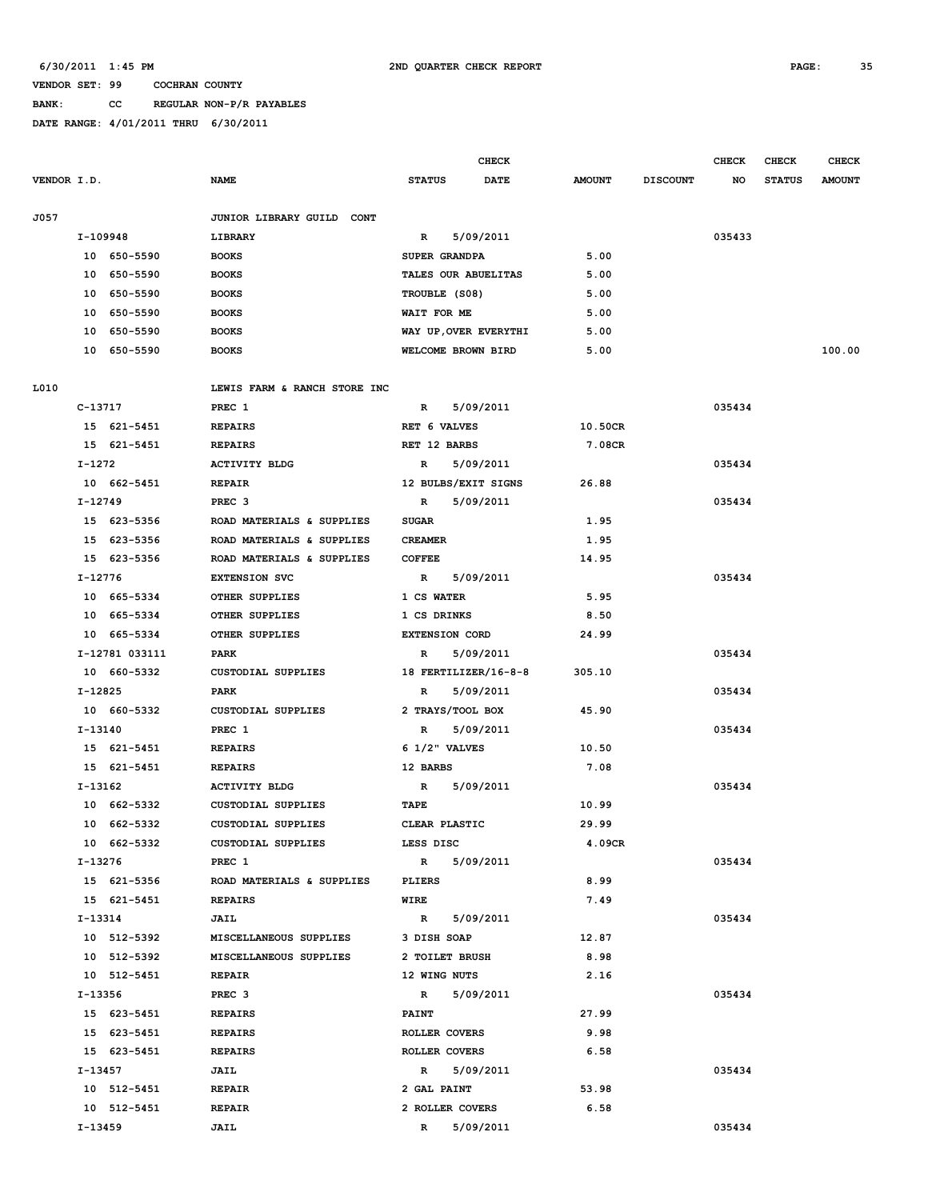VENDOR SET: 99 COCHRAN COUNTY

BANK: CC REGULAR NON-P/R PAYABLES

DATE RANGE: 4/01/2011 THRU 6/30/2011

6/30/2011 1:45 PM — 2ND QUARTER CHECK REPORT

| VENDOR I.D. | NAME | STATUS | CHECK DATE | AMOUNT | DISCOUNT | CHECK NO | CHECK STATUS | CHECK AMOUNT |
|---|---|---|---|---|---|---|---|---|
| J057 | JUNIOR LIBRARY GUILD CONT | | | | | | | |
| I-109948 | LIBRARY | R | 5/09/2011 | | | 035433 | | |
| 10 650-5590 | BOOKS | SUPER GRANDPA | | 5.00 | | | | |
| 10 650-5590 | BOOKS | TALES OUR ABUELITAS | | 5.00 | | | | |
| 10 650-5590 | BOOKS | TROUBLE (S08) | | 5.00 | | | | |
| 10 650-5590 | BOOKS | WAIT FOR ME | | 5.00 | | | | |
| 10 650-5590 | BOOKS | WAY UP,OVER EVERYTHI | | 5.00 | | | | |
| 10 650-5590 | BOOKS | WELCOME BROWN BIRD | | 5.00 | | | | 100.00 |
| L010 | LEWIS FARM & RANCH STORE INC | | | | | | | |
| C-13717 | PREC 1 | R | 5/09/2011 | | | 035434 | | |
| 15 621-5451 | REPAIRS | RET 6 VALVES | | 10.50CR | | | | |
| 15 621-5451 | REPAIRS | RET 12 BARBS | | 7.08CR | | | | |
| I-1272 | ACTIVITY BLDG | R | 5/09/2011 | | | 035434 | | |
| 10 662-5451 | REPAIR | 12 BULBS/EXIT SIGNS | | 26.88 | | | | |
| I-12749 | PREC 3 | R | 5/09/2011 | | | 035434 | | |
| 15 623-5356 | ROAD MATERIALS & SUPPLIES | SUGAR | | 1.95 | | | | |
| 15 623-5356 | ROAD MATERIALS & SUPPLIES | CREAMER | | 1.95 | | | | |
| 15 623-5356 | ROAD MATERIALS & SUPPLIES | COFFEE | | 14.95 | | | | |
| I-12776 | EXTENSION SVC | R | 5/09/2011 | | | 035434 | | |
| 10 665-5334 | OTHER SUPPLIES | 1 CS WATER | | 5.95 | | | | |
| 10 665-5334 | OTHER SUPPLIES | 1 CS DRINKS | | 8.50 | | | | |
| 10 665-5334 | OTHER SUPPLIES | EXTENSION CORD | | 24.99 | | | | |
| I-12781 033111 | PARK | R | 5/09/2011 | | | 035434 | | |
| 10 660-5332 | CUSTODIAL SUPPLIES | 18 FERTILIZER/16-8-8 | | 305.10 | | | | |
| I-12825 | PARK | R | 5/09/2011 | | | 035434 | | |
| 10 660-5332 | CUSTODIAL SUPPLIES | 2 TRAYS/TOOL BOX | | 45.90 | | | | |
| I-13140 | PREC 1 | R | 5/09/2011 | | | 035434 | | |
| 15 621-5451 | REPAIRS | 6 1/2" VALVES | | 10.50 | | | | |
| 15 621-5451 | REPAIRS | 12 BARBS | | 7.08 | | | | |
| I-13162 | ACTIVITY BLDG | R | 5/09/2011 | | | 035434 | | |
| 10 662-5332 | CUSTODIAL SUPPLIES | TAPE | | 10.99 | | | | |
| 10 662-5332 | CUSTODIAL SUPPLIES | CLEAR PLASTIC | | 29.99 | | | | |
| 10 662-5332 | CUSTODIAL SUPPLIES | LESS DISC | | 4.09CR | | | | |
| I-13276 | PREC 1 | R | 5/09/2011 | | | 035434 | | |
| 15 621-5356 | ROAD MATERIALS & SUPPLIES | PLIERS | | 8.99 | | | | |
| 15 621-5451 | REPAIRS | WIRE | | 7.49 | | | | |
| I-13314 | JAIL | R | 5/09/2011 | | | 035434 | | |
| 10 512-5392 | MISCELLANEOUS SUPPLIES | 3 DISH SOAP | | 12.87 | | | | |
| 10 512-5392 | MISCELLANEOUS SUPPLIES | 2 TOILET BRUSH | | 8.98 | | | | |
| 10 512-5451 | REPAIR | 12 WING NUTS | | 2.16 | | | | |
| I-13356 | PREC 3 | R | 5/09/2011 | | | 035434 | | |
| 15 623-5451 | REPAIRS | PAINT | | 27.99 | | | | |
| 15 623-5451 | REPAIRS | ROLLER COVERS | | 9.98 | | | | |
| 15 623-5451 | REPAIRS | ROLLER COVERS | | 6.58 | | | | |
| I-13457 | JAIL | R | 5/09/2011 | | | 035434 | | |
| 10 512-5451 | REPAIR | 2 GAL PAINT | | 53.98 | | | | |
| 10 512-5451 | REPAIR | 2 ROLLER COVERS | | 6.58 | | | | |
| I-13459 | JAIL | R | 5/09/2011 | | | 035434 | | |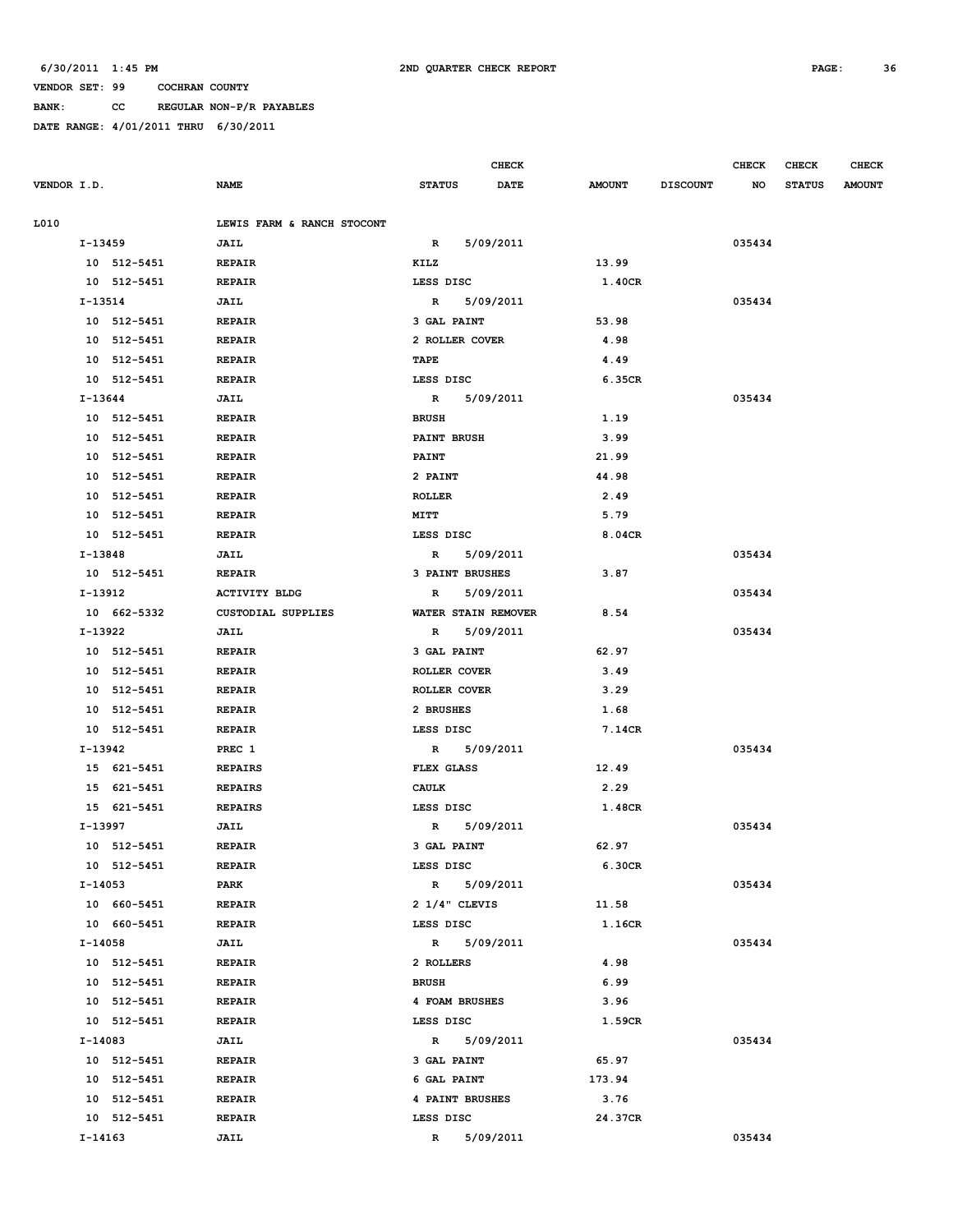6/30/2011 1:45 PM 2ND QUARTER CHECK REPORT

VENDOR SET: 99 COCHRAN COUNTY

BANK: CC REGULAR NON-P/R PAYABLES

DATE RANGE: 4/01/2011 THRU 6/30/2011

| VENDOR I.D. | NAME | STATUS | CHECK DATE | AMOUNT | DISCOUNT | CHECK NO | CHECK STATUS | CHECK AMOUNT |
|---|---|---|---|---|---|---|---|---|
| L010 | LEWIS FARM & RANCH STOCONT | | | | | | | |
| I-13459 | JAIL | R | 5/09/2011 | | | 035434 | | |
| 10 512-5451 | REPAIR | KILZ | | 13.99 | | | | |
| 10 512-5451 | REPAIR | LESS DISC | | 1.40CR | | | | |
| I-13514 | JAIL | R | 5/09/2011 | | | 035434 | | |
| 10 512-5451 | REPAIR | 3 GAL PAINT | | 53.98 | | | | |
| 10 512-5451 | REPAIR | 2 ROLLER COVER | | 4.98 | | | | |
| 10 512-5451 | REPAIR | TAPE | | 4.49 | | | | |
| 10 512-5451 | REPAIR | LESS DISC | | 6.35CR | | | | |
| I-13644 | JAIL | R | 5/09/2011 | | | 035434 | | |
| 10 512-5451 | REPAIR | BRUSH | | 1.19 | | | | |
| 10 512-5451 | REPAIR | PAINT BRUSH | | 3.99 | | | | |
| 10 512-5451 | REPAIR | PAINT | | 21.99 | | | | |
| 10 512-5451 | REPAIR | 2 PAINT | | 44.98 | | | | |
| 10 512-5451 | REPAIR | ROLLER | | 2.49 | | | | |
| 10 512-5451 | REPAIR | MITT | | 5.79 | | | | |
| 10 512-5451 | REPAIR | LESS DISC | | 8.04CR | | | | |
| I-13848 | JAIL | R | 5/09/2011 | | | 035434 | | |
| 10 512-5451 | REPAIR | 3 PAINT BRUSHES | | 3.87 | | | | |
| I-13912 | ACTIVITY BLDG | R | 5/09/2011 | | | 035434 | | |
| 10 662-5332 | CUSTODIAL SUPPLIES | WATER STAIN REMOVER | | 8.54 | | | | |
| I-13922 | JAIL | R | 5/09/2011 | | | 035434 | | |
| 10 512-5451 | REPAIR | 3 GAL PAINT | | 62.97 | | | | |
| 10 512-5451 | REPAIR | ROLLER COVER | | 3.49 | | | | |
| 10 512-5451 | REPAIR | ROLLER COVER | | 3.29 | | | | |
| 10 512-5451 | REPAIR | 2 BRUSHES | | 1.68 | | | | |
| 10 512-5451 | REPAIR | LESS DISC | | 7.14CR | | | | |
| I-13942 | PREC 1 | R | 5/09/2011 | | | 035434 | | |
| 15 621-5451 | REPAIRS | FLEX GLASS | | 12.49 | | | | |
| 15 621-5451 | REPAIRS | CAULK | | 2.29 | | | | |
| 15 621-5451 | REPAIRS | LESS DISC | | 1.48CR | | | | |
| I-13997 | JAIL | R | 5/09/2011 | | | 035434 | | |
| 10 512-5451 | REPAIR | 3 GAL PAINT | | 62.97 | | | | |
| 10 512-5451 | REPAIR | LESS DISC | | 6.30CR | | | | |
| I-14053 | PARK | R | 5/09/2011 | | | 035434 | | |
| 10 660-5451 | REPAIR | 2 1/4" CLEVIS | | 11.58 | | | | |
| 10 660-5451 | REPAIR | LESS DISC | | 1.16CR | | | | |
| I-14058 | JAIL | R | 5/09/2011 | | | 035434 | | |
| 10 512-5451 | REPAIR | 2 ROLLERS | | 4.98 | | | | |
| 10 512-5451 | REPAIR | BRUSH | | 6.99 | | | | |
| 10 512-5451 | REPAIR | 4 FOAM BRUSHES | | 3.96 | | | | |
| 10 512-5451 | REPAIR | LESS DISC | | 1.59CR | | | | |
| I-14083 | JAIL | R | 5/09/2011 | | | 035434 | | |
| 10 512-5451 | REPAIR | 3 GAL PAINT | | 65.97 | | | | |
| 10 512-5451 | REPAIR | 6 GAL PAINT | | 173.94 | | | | |
| 10 512-5451 | REPAIR | 4 PAINT BRUSHES | | 3.76 | | | | |
| 10 512-5451 | REPAIR | LESS DISC | | 24.37CR | | | | |
| I-14163 | JAIL | R | 5/09/2011 | | | 035434 | | |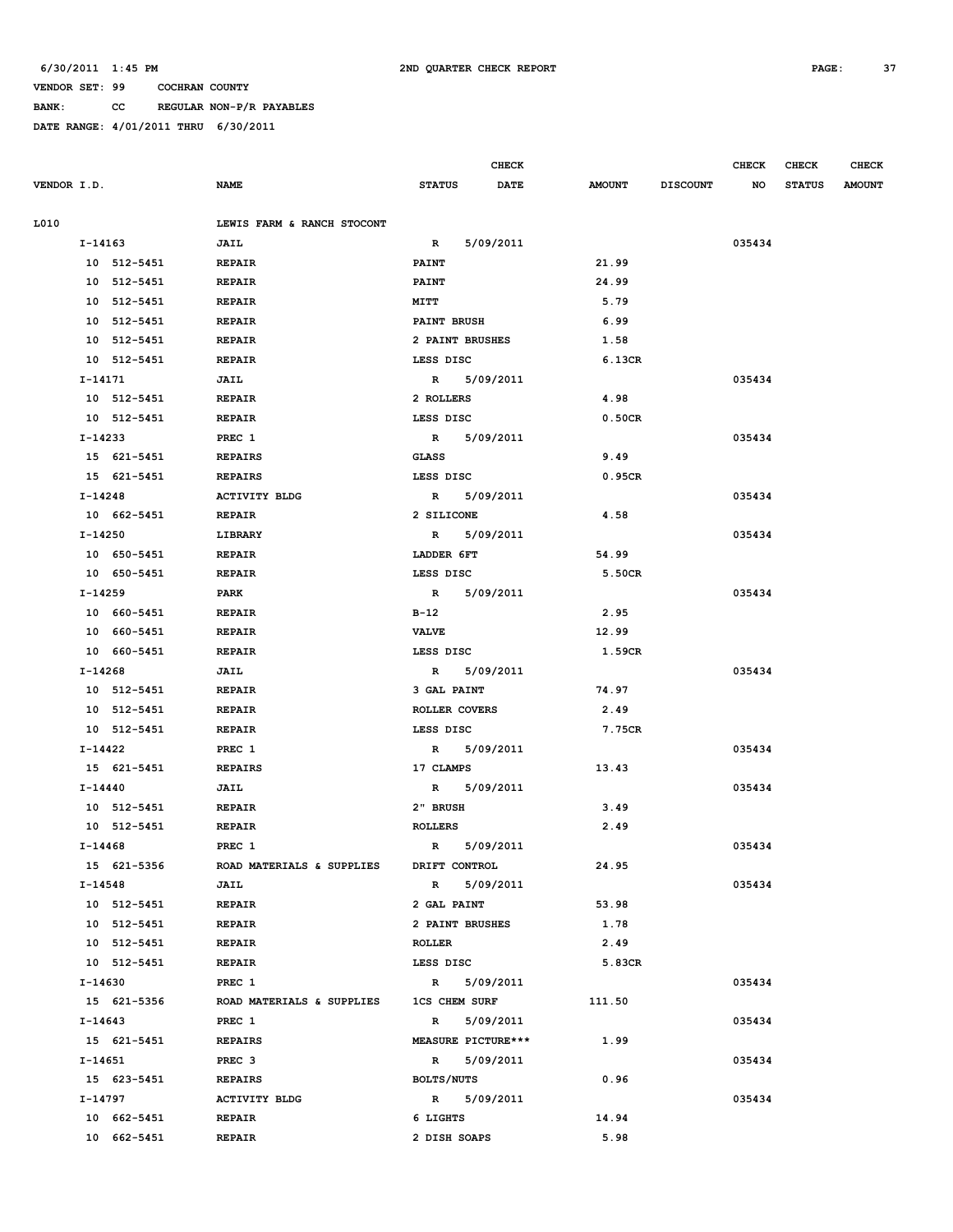6/30/2011 1:45 PM 2ND QUARTER CHECK REPORT

VENDOR SET: 99 COCHRAN COUNTY

BANK: CC REGULAR NON-P/R PAYABLES

DATE RANGE: 4/01/2011 THRU 6/30/2011

| VENDOR I.D. | NAME | STATUS | CHECK DATE | AMOUNT | DISCOUNT | CHECK NO | CHECK STATUS | CHECK AMOUNT |
|---|---|---|---|---|---|---|---|---|
| L010 | LEWIS FARM & RANCH STOCONT | | | | | | | |
| I-14163 | JAIL | R | 5/09/2011 | | | 035434 | | |
| 10 512-5451 | REPAIR | PAINT | | 21.99 | | | | |
| 10 512-5451 | REPAIR | PAINT | | 24.99 | | | | |
| 10 512-5451 | REPAIR | MITT | | 5.79 | | | | |
| 10 512-5451 | REPAIR | PAINT BRUSH | | 6.99 | | | | |
| 10 512-5451 | REPAIR | 2 PAINT BRUSHES | | 1.58 | | | | |
| 10 512-5451 | REPAIR | LESS DISC | | 6.13CR | | | | |
| I-14171 | JAIL | R | 5/09/2011 | | | 035434 | | |
| 10 512-5451 | REPAIR | 2 ROLLERS | | 4.98 | | | | |
| 10 512-5451 | REPAIR | LESS DISC | | 0.50CR | | | | |
| I-14233 | PREC 1 | R | 5/09/2011 | | | 035434 | | |
| 15 621-5451 | REPAIRS | GLASS | | 9.49 | | | | |
| 15 621-5451 | REPAIRS | LESS DISC | | 0.95CR | | | | |
| I-14248 | ACTIVITY BLDG | R | 5/09/2011 | | | 035434 | | |
| 10 662-5451 | REPAIR | 2 SILICONE | | 4.58 | | | | |
| I-14250 | LIBRARY | R | 5/09/2011 | | | 035434 | | |
| 10 650-5451 | REPAIR | LADDER 6FT | | 54.99 | | | | |
| 10 650-5451 | REPAIR | LESS DISC | | 5.50CR | | | | |
| I-14259 | PARK | R | 5/09/2011 | | | 035434 | | |
| 10 660-5451 | REPAIR | B-12 | | 2.95 | | | | |
| 10 660-5451 | REPAIR | VALVE | | 12.99 | | | | |
| 10 660-5451 | REPAIR | LESS DISC | | 1.59CR | | | | |
| I-14268 | JAIL | R | 5/09/2011 | | | 035434 | | |
| 10 512-5451 | REPAIR | 3 GAL PAINT | | 74.97 | | | | |
| 10 512-5451 | REPAIR | ROLLER COVERS | | 2.49 | | | | |
| 10 512-5451 | REPAIR | LESS DISC | | 7.75CR | | | | |
| I-14422 | PREC 1 | R | 5/09/2011 | | | 035434 | | |
| 15 621-5451 | REPAIRS | 17 CLAMPS | | 13.43 | | | | |
| I-14440 | JAIL | R | 5/09/2011 | | | 035434 | | |
| 10 512-5451 | REPAIR | 2" BRUSH | | 3.49 | | | | |
| 10 512-5451 | REPAIR | ROLLERS | | 2.49 | | | | |
| I-14468 | PREC 1 | R | 5/09/2011 | | | 035434 | | |
| 15 621-5356 | ROAD MATERIALS & SUPPLIES | DRIFT CONTROL | | 24.95 | | | | |
| I-14548 | JAIL | R | 5/09/2011 | | | 035434 | | |
| 10 512-5451 | REPAIR | 2 GAL PAINT | | 53.98 | | | | |
| 10 512-5451 | REPAIR | 2 PAINT BRUSHES | | 1.78 | | | | |
| 10 512-5451 | REPAIR | ROLLER | | 2.49 | | | | |
| 10 512-5451 | REPAIR | LESS DISC | | 5.83CR | | | | |
| I-14630 | PREC 1 | R | 5/09/2011 | | | 035434 | | |
| 15 621-5356 | ROAD MATERIALS & SUPPLIES | 1CS CHEM SURF | | 111.50 | | | | |
| I-14643 | PREC 1 | R | 5/09/2011 | | | 035434 | | |
| 15 621-5451 | REPAIRS | MEASURE PICTURE*** | | 1.99 | | | | |
| I-14651 | PREC 3 | R | 5/09/2011 | | | 035434 | | |
| 15 623-5451 | REPAIRS | BOLTS/NUTS | | 0.96 | | | | |
| I-14797 | ACTIVITY BLDG | R | 5/09/2011 | | | 035434 | | |
| 10 662-5451 | REPAIR | 6 LIGHTS | | 14.94 | | | | |
| 10 662-5451 | REPAIR | 2 DISH SOAPS | | 5.98 | | | | |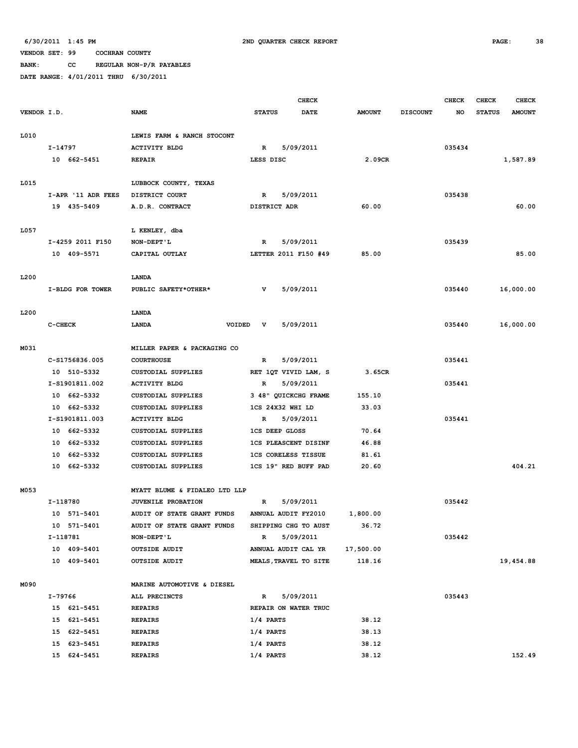6/30/2011 1:45 PM 2ND QUARTER CHECK REPORT

VENDOR SET: 99 COCHRAN COUNTY

BANK: CC REGULAR NON-P/R PAYABLES

DATE RANGE: 4/01/2011 THRU 6/30/2011

| VENDOR I.D. | NAME | STATUS | CHECK DATE | AMOUNT | DISCOUNT | CHECK NO | CHECK STATUS | CHECK AMOUNT |
|---|---|---|---|---|---|---|---|---|
| L010 | LEWIS FARM & RANCH STOCONT | | | | | | | |
| I-14797 | ACTIVITY BLDG | R | 5/09/2011 | | | 035434 | | |
| 10 662-5451 | REPAIR | LESS DISC | | 2.09CR | | | | 1,587.89 |
| L015 | LUBBOCK COUNTY, TEXAS | | | | | | | |
| I-APR '11 ADR FEES | DISTRICT COURT | R | 5/09/2011 | | | 035438 | | |
| 19 435-5409 | A.D.R. CONTRACT | DISTRICT ADR | | 60.00 | | | | 60.00 |
| L057 | L KENLEY, dba | | | | | | | |
| I-4259 2011 F150 | NON-DEPT'L | R | 5/09/2011 | | | 035439 | | |
| 10 409-5571 | CAPITAL OUTLAY | LETTER 2011 F150 #49 | | 85.00 | | | | 85.00 |
| L200 | LANDA | | | | | | | |
| I-BLDG FOR TOWER | PUBLIC SAFETY*OTHER* | V | 5/09/2011 | | | 035440 | | 16,000.00 |
| L200 | LANDA | | | | | | | |
| C-CHECK | LANDA VOIDED | V | 5/09/2011 | | | 035440 | | 16,000.00 |
| M031 | MILLER PAPER & PACKAGING CO | | | | | | | |
| C-S1756836.005 | COURTHOUSE | R | 5/09/2011 | | | 035441 | | |
| 10 510-5332 | CUSTODIAL SUPPLIES | RET 1QT VIVID LAM, S | | 3.65CR | | | | |
| I-S1901811.002 | ACTIVITY BLDG | R | 5/09/2011 | | | 035441 | | |
| 10 662-5332 | CUSTODIAL SUPPLIES | 3 48" QUICKCHG FRAME | | 155.10 | | | | |
| 10 662-5332 | CUSTODIAL SUPPLIES | 1CS 24X32 WHI LD | | 33.03 | | | | |
| I-S1901811.003 | ACTIVITY BLDG | R | 5/09/2011 | | | 035441 | | |
| 10 662-5332 | CUSTODIAL SUPPLIES | 1CS DEEP GLOSS | | 70.64 | | | | |
| 10 662-5332 | CUSTODIAL SUPPLIES | 1CS PLEASCENT DISINF | | 46.88 | | | | |
| 10 662-5332 | CUSTODIAL SUPPLIES | 1CS CORELESS TISSUE | | 81.61 | | | | |
| 10 662-5332 | CUSTODIAL SUPPLIES | 1CS 19" RED BUFF PAD | | 20.60 | | | | 404.21 |
| M053 | MYATT BLUME & FIDALEO LTD LLP | | | | | | | |
| I-118780 | JUVENILE PROBATION | R | 5/09/2011 | | | 035442 | | |
| 10 571-5401 | AUDIT OF STATE GRANT FUNDS | ANNUAL AUDIT FY2010 | | 1,800.00 | | | | |
| 10 571-5401 | AUDIT OF STATE GRANT FUNDS | SHIPPING CHG TO AUST | | 36.72 | | | | |
| I-118781 | NON-DEPT'L | R | 5/09/2011 | | | 035442 | | |
| 10 409-5401 | OUTSIDE AUDIT | ANNUAL AUDIT CAL YR | | 17,500.00 | | | | |
| 10 409-5401 | OUTSIDE AUDIT | MEALS,TRAVEL TO SITE | | 118.16 | | | | 19,454.88 |
| M090 | MARINE AUTOMOTIVE & DIESEL | | | | | | | |
| I-79766 | ALL PRECINCTS | R | 5/09/2011 | | | 035443 | | |
| 15 621-5451 | REPAIRS | REPAIR ON WATER TRUC | | | | | | |
| 15 621-5451 | REPAIRS | 1/4 PARTS | | 38.12 | | | | |
| 15 622-5451 | REPAIRS | 1/4 PARTS | | 38.13 | | | | |
| 15 623-5451 | REPAIRS | 1/4 PARTS | | 38.12 | | | | |
| 15 624-5451 | REPAIRS | 1/4 PARTS | | 38.12 | | | | 152.49 |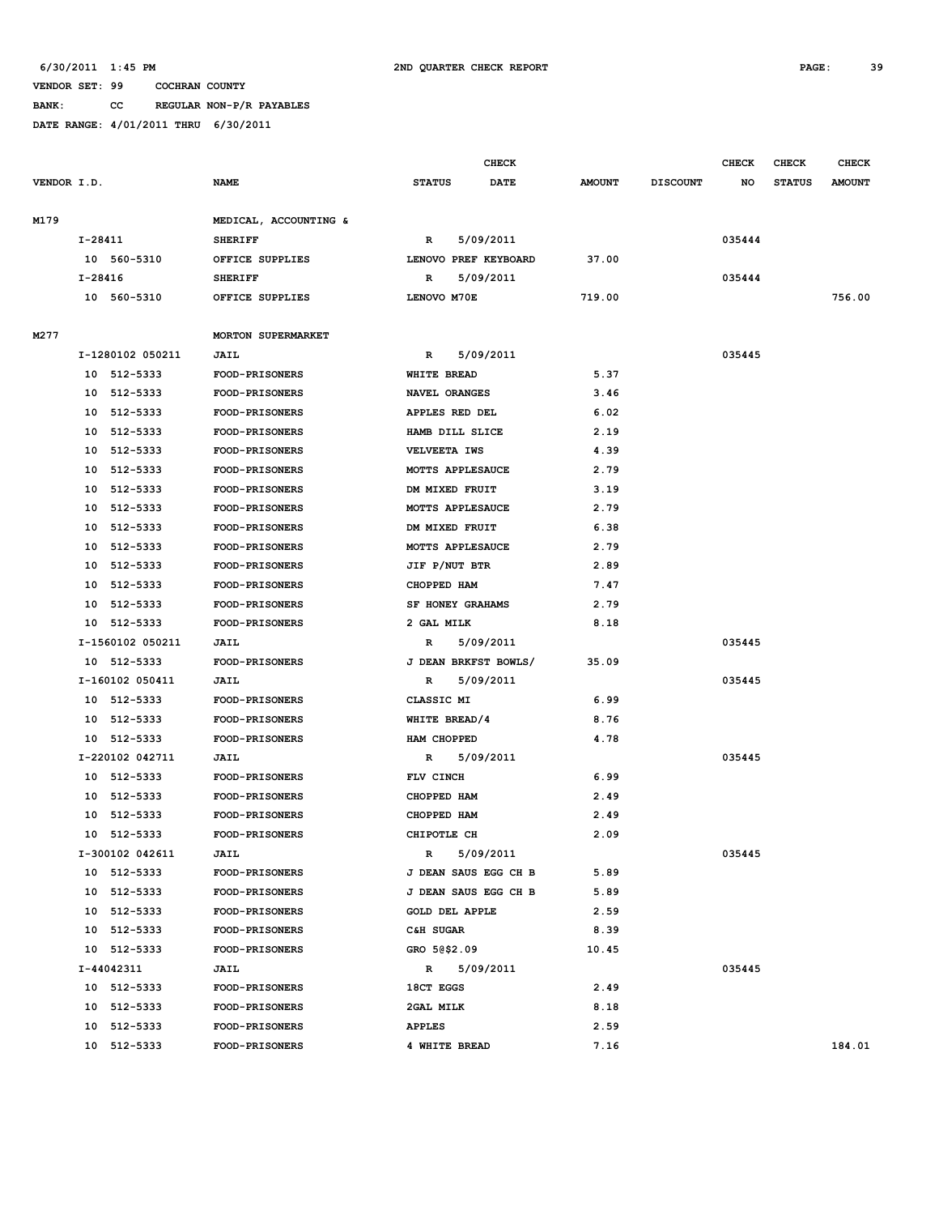6/30/2011 1:45 PM — 2ND QUARTER CHECK REPORT

VENDOR SET: 99 COCHRAN COUNTY
BANK: CC REGULAR NON-P/R PAYABLES
DATE RANGE: 4/01/2011 THRU 6/30/2011

| VENDOR I.D. | NAME | STATUS | CHECK DATE | AMOUNT | DISCOUNT | CHECK NO | CHECK STATUS | CHECK AMOUNT |
|---|---|---|---|---|---|---|---|---|
| M179 | MEDICAL, ACCOUNTING & | | | | | | | |
| I-28411 | SHERIFF | R | 5/09/2011 | | | 035444 | | |
| 10 560-5310 | OFFICE SUPPLIES | LENOVO PREF KEYBOARD | | 37.00 | | | | |
| I-28416 | SHERIFF | R | 5/09/2011 | | | 035444 | | |
| 10 560-5310 | OFFICE SUPPLIES | LENOVO M70E | | 719.00 | | | | 756.00 |
| M277 | MORTON SUPERMARKET | | | | | | | |
| I-1280102 050211 | JAIL | R | 5/09/2011 | | | 035445 | | |
| 10 512-5333 | FOOD-PRISONERS | WHITE BREAD | | 5.37 | | | | |
| 10 512-5333 | FOOD-PRISONERS | NAVEL ORANGES | | 3.46 | | | | |
| 10 512-5333 | FOOD-PRISONERS | APPLES RED DEL | | 6.02 | | | | |
| 10 512-5333 | FOOD-PRISONERS | HAMB DILL SLICE | | 2.19 | | | | |
| 10 512-5333 | FOOD-PRISONERS | VELVEETA IWS | | 4.39 | | | | |
| 10 512-5333 | FOOD-PRISONERS | MOTTS APPLESAUCE | | 2.79 | | | | |
| 10 512-5333 | FOOD-PRISONERS | DM MIXED FRUIT | | 3.19 | | | | |
| 10 512-5333 | FOOD-PRISONERS | MOTTS APPLESAUCE | | 2.79 | | | | |
| 10 512-5333 | FOOD-PRISONERS | DM MIXED FRUIT | | 6.38 | | | | |
| 10 512-5333 | FOOD-PRISONERS | MOTTS APPLESAUCE | | 2.79 | | | | |
| 10 512-5333 | FOOD-PRISONERS | JIF P/NUT BTR | | 2.89 | | | | |
| 10 512-5333 | FOOD-PRISONERS | CHOPPED HAM | | 7.47 | | | | |
| 10 512-5333 | FOOD-PRISONERS | SF HONEY GRAHAMS | | 2.79 | | | | |
| 10 512-5333 | FOOD-PRISONERS | 2 GAL MILK | | 8.18 | | | | |
| I-1560102 050211 | JAIL | R | 5/09/2011 | | | 035445 | | |
| 10 512-5333 | FOOD-PRISONERS | J DEAN BRKFST BOWLS/ | | 35.09 | | | | |
| I-160102 050411 | JAIL | R | 5/09/2011 | | | 035445 | | |
| 10 512-5333 | FOOD-PRISONERS | CLASSIC MI | | 6.99 | | | | |
| 10 512-5333 | FOOD-PRISONERS | WHITE BREAD/4 | | 8.76 | | | | |
| 10 512-5333 | FOOD-PRISONERS | HAM CHOPPED | | 4.78 | | | | |
| I-220102 042711 | JAIL | R | 5/09/2011 | | | 035445 | | |
| 10 512-5333 | FOOD-PRISONERS | FLV CINCH | | 6.99 | | | | |
| 10 512-5333 | FOOD-PRISONERS | CHOPPED HAM | | 2.49 | | | | |
| 10 512-5333 | FOOD-PRISONERS | CHOPPED HAM | | 2.49 | | | | |
| 10 512-5333 | FOOD-PRISONERS | CHIPOTLE CH | | 2.09 | | | | |
| I-300102 042611 | JAIL | R | 5/09/2011 | | | 035445 | | |
| 10 512-5333 | FOOD-PRISONERS | J DEAN SAUS EGG CH B | | 5.89 | | | | |
| 10 512-5333 | FOOD-PRISONERS | J DEAN SAUS EGG CH B | | 5.89 | | | | |
| 10 512-5333 | FOOD-PRISONERS | GOLD DEL APPLE | | 2.59 | | | | |
| 10 512-5333 | FOOD-PRISONERS | C&H SUGAR | | 8.39 | | | | |
| 10 512-5333 | FOOD-PRISONERS | GRO 5@$2.09 | | 10.45 | | | | |
| I-44042311 | JAIL | R | 5/09/2011 | | | 035445 | | |
| 10 512-5333 | FOOD-PRISONERS | 18CT EGGS | | 2.49 | | | | |
| 10 512-5333 | FOOD-PRISONERS | 2GAL MILK | | 8.18 | | | | |
| 10 512-5333 | FOOD-PRISONERS | APPLES | | 2.59 | | | | |
| 10 512-5333 | FOOD-PRISONERS | 4 WHITE BREAD | | 7.16 | | | | 184.01 |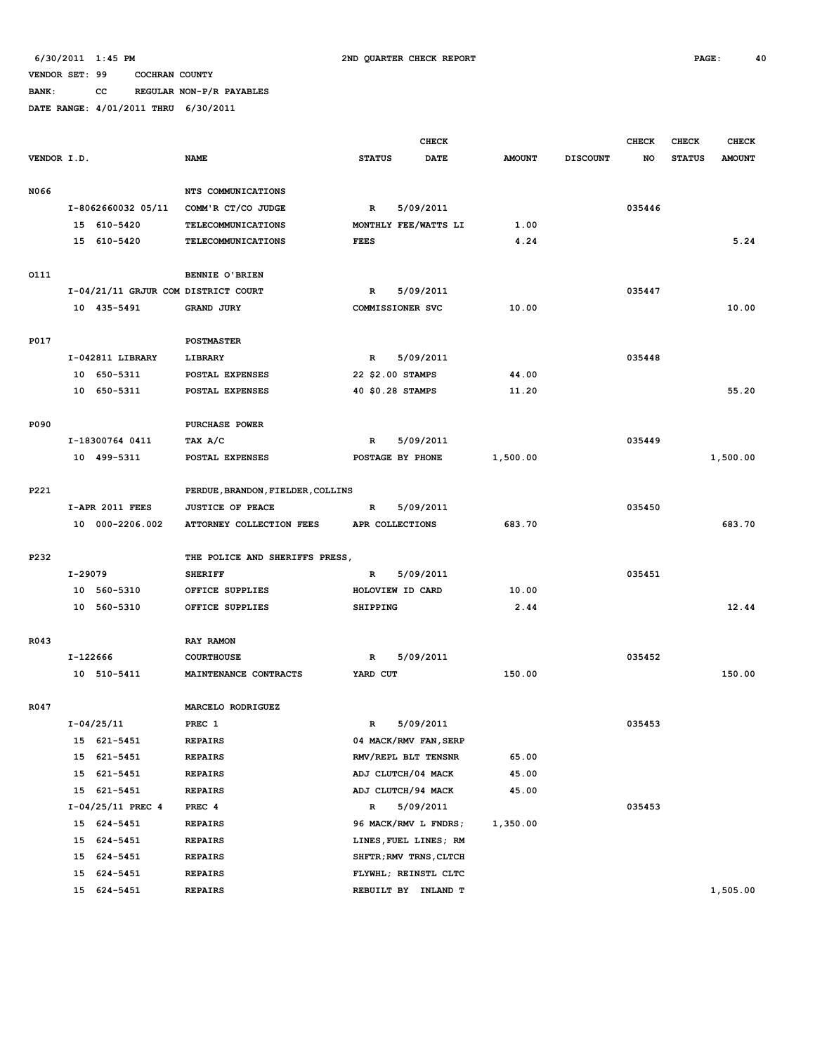6/30/2011 1:45 PM 2ND QUARTER CHECK REPORT

VENDOR SET: 99 COCHRAN COUNTY

BANK: CC REGULAR NON-P/R PAYABLES

DATE RANGE: 4/01/2011 THRU 6/30/2011

| VENDOR I.D. | NAME | STATUS | CHECK DATE | AMOUNT | DISCOUNT | CHECK NO | CHECK STATUS | CHECK AMOUNT |
|---|---|---|---|---|---|---|---|---|
| N066 | NTS COMMUNICATIONS | | | | | | | |
| I-8062660032 05/11 | COMM'R CT/CO JUDGE | R | 5/09/2011 | | | 035446 | | |
| 15 610-5420 | TELECOMMUNICATIONS | MONTHLY FEE/WATTS LI | | 1.00 | | | | |
| 15 610-5420 | TELECOMMUNICATIONS | FEES | | 4.24 | | | | 5.24 |
| O111 | BENNIE O'BRIEN | | | | | | | |
| I-04/21/11 GRJUR COM | DISTRICT COURT | R | 5/09/2011 | | | 035447 | | |
| 10 435-5491 | GRAND JURY | COMMISSIONER SVC | | 10.00 | | | | 10.00 |
| P017 | POSTMASTER | | | | | | | |
| I-042811 LIBRARY | LIBRARY | R | 5/09/2011 | | | 035448 | | |
| 10 650-5311 | POSTAL EXPENSES | 22 $2.00 STAMPS | | 44.00 | | | | |
| 10 650-5311 | POSTAL EXPENSES | 40 $0.28 STAMPS | | 11.20 | | | | 55.20 |
| P090 | PURCHASE POWER | | | | | | | |
| I-18300764 0411 | TAX A/C | R | 5/09/2011 | | | 035449 | | |
| 10 499-5311 | POSTAL EXPENSES | POSTAGE BY PHONE | | 1,500.00 | | | | 1,500.00 |
| P221 | PERDUE,BRANDON,FIELDER,COLLINS | | | | | | | |
| I-APR 2011 FEES | JUSTICE OF PEACE | R | 5/09/2011 | | | 035450 | | |
| 10 000-2206.002 | ATTORNEY COLLECTION FEES | APR COLLECTIONS | | 683.70 | | | | 683.70 |
| P232 | THE POLICE AND SHERIFFS PRESS, | | | | | | | |
| I-29079 | SHERIFF | R | 5/09/2011 | | | 035451 | | |
| 10 560-5310 | OFFICE SUPPLIES | HOLOVIEW ID CARD | | 10.00 | | | | |
| 10 560-5310 | OFFICE SUPPLIES | SHIPPING | | 2.44 | | | | 12.44 |
| R043 | RAY RAMON | | | | | | | |
| I-122666 | COURTHOUSE | R | 5/09/2011 | | | 035452 | | |
| 10 510-5411 | MAINTENANCE CONTRACTS | YARD CUT | | 150.00 | | | | 150.00 |
| R047 | MARCELO RODRIGUEZ | | | | | | | |
| I-04/25/11 | PREC 1 | R | 5/09/2011 | | | 035453 | | |
| 15 621-5451 | REPAIRS | 04 MACK/RMV FAN,SERP | | | | | | |
| 15 621-5451 | REPAIRS | RMV/REPL BLT TENSNR | | 65.00 | | | | |
| 15 621-5451 | REPAIRS | ADJ CLUTCH/04 MACK | | 45.00 | | | | |
| 15 621-5451 | REPAIRS | ADJ CLUTCH/94 MACK | | 45.00 | | | | |
| I-04/25/11 PREC 4 | PREC 4 | R | 5/09/2011 | | | 035453 | | |
| 15 624-5451 | REPAIRS | 96 MACK/RMV L FNDRS; | | 1,350.00 | | | | |
| 15 624-5451 | REPAIRS | LINES,FUEL LINES; RM | | | | | | |
| 15 624-5451 | REPAIRS | SHFTR;RMV TRNS,CLTCH | | | | | | |
| 15 624-5451 | REPAIRS | FLYWHL; REINSTL CLTC | | | | | | |
| 15 624-5451 | REPAIRS | REBUILT BY INLAND T | | | | | | 1,505.00 |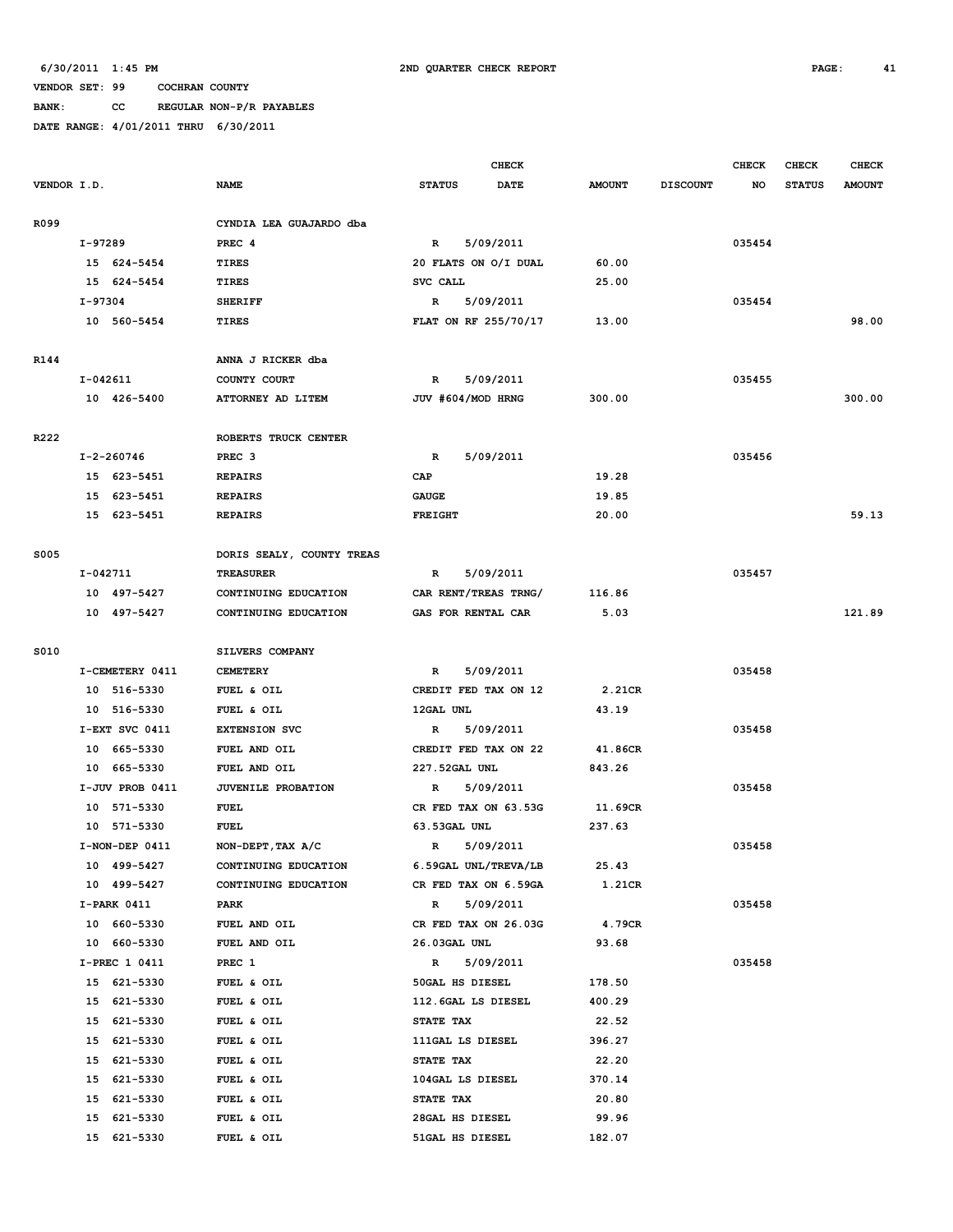6/30/2011 1:45 PM 2ND QUARTER CHECK REPORT

VENDOR SET: 99 COCHRAN COUNTY

BANK: CC REGULAR NON-P/R PAYABLES

DATE RANGE: 4/01/2011 THRU 6/30/2011

| VENDOR I.D. | NAME | STATUS | CHECK DATE | AMOUNT | DISCOUNT | CHECK NO | CHECK STATUS | CHECK AMOUNT |
|---|---|---|---|---|---|---|---|---|
| R099 | CYNDIA LEA GUAJARDO dba | | | | | | | |
| I-97289 | PREC 4 | R | 5/09/2011 | | | 035454 | | |
| 15 624-5454 | TIRES | 20 FLATS ON O/I DUAL | | 60.00 | | | | |
| 15 624-5454 | TIRES | SVC CALL | | 25.00 | | | | |
| I-97304 | SHERIFF | R | 5/09/2011 | | | 035454 | | |
| 10 560-5454 | TIRES | FLAT ON RF 255/70/17 | | 13.00 | | | | 98.00 |
| R144 | ANNA J RICKER dba | | | | | | | |
| I-042611 | COUNTY COURT | R | 5/09/2011 | | | 035455 | | |
| 10 426-5400 | ATTORNEY AD LITEM | JUV #604/MOD HRNG | | 300.00 | | | | 300.00 |
| R222 | ROBERTS TRUCK CENTER | | | | | | | |
| I-2-260746 | PREC 3 | R | 5/09/2011 | | | 035456 | | |
| 15 623-5451 | REPAIRS | CAP | | 19.28 | | | | |
| 15 623-5451 | REPAIRS | GAUGE | | 19.85 | | | | |
| 15 623-5451 | REPAIRS | FREIGHT | | 20.00 | | | | 59.13 |
| S005 | DORIS SEALY, COUNTY TREAS | | | | | | | |
| I-042711 | TREASURER | R | 5/09/2011 | | | 035457 | | |
| 10 497-5427 | CONTINUING EDUCATION | CAR RENT/TREAS TRNG/ | | 116.86 | | | | |
| 10 497-5427 | CONTINUING EDUCATION | GAS FOR RENTAL CAR | | 5.03 | | | | 121.89 |
| S010 | SILVERS COMPANY | | | | | | | |
| I-CEMETERY 0411 | CEMETERY | R | 5/09/2011 | | | 035458 | | |
| 10 516-5330 | FUEL & OIL | CREDIT FED TAX ON 12 | | 2.21CR | | | | |
| 10 516-5330 | FUEL & OIL | 12GAL UNL | | 43.19 | | | | |
| I-EXT SVC 0411 | EXTENSION SVC | R | 5/09/2011 | | | 035458 | | |
| 10 665-5330 | FUEL AND OIL | CREDIT FED TAX ON 22 | | 41.86CR | | | | |
| 10 665-5330 | FUEL AND OIL | 227.52GAL UNL | | 843.26 | | | | |
| I-JUV PROB 0411 | JUVENILE PROBATION | R | 5/09/2011 | | | 035458 | | |
| 10 571-5330 | FUEL | CR FED TAX ON 63.53G | | 11.69CR | | | | |
| 10 571-5330 | FUEL | 63.53GAL UNL | | 237.63 | | | | |
| I-NON-DEP 0411 | NON-DEPT,TAX A/C | R | 5/09/2011 | | | 035458 | | |
| 10 499-5427 | CONTINUING EDUCATION | 6.59GAL UNL/TREVA/LB | | 25.43 | | | | |
| 10 499-5427 | CONTINUING EDUCATION | CR FED TAX ON 6.59GA | | 1.21CR | | | | |
| I-PARK 0411 | PARK | R | 5/09/2011 | | | 035458 | | |
| 10 660-5330 | FUEL AND OIL | CR FED TAX ON 26.03G | | 4.79CR | | | | |
| 10 660-5330 | FUEL AND OIL | 26.03GAL UNL | | 93.68 | | | | |
| I-PREC 1 0411 | PREC 1 | R | 5/09/2011 | | | 035458 | | |
| 15 621-5330 | FUEL & OIL | 50GAL HS DIESEL | | 178.50 | | | | |
| 15 621-5330 | FUEL & OIL | 112.6GAL LS DIESEL | | 400.29 | | | | |
| 15 621-5330 | FUEL & OIL | STATE TAX | | 22.52 | | | | |
| 15 621-5330 | FUEL & OIL | 111GAL LS DIESEL | | 396.27 | | | | |
| 15 621-5330 | FUEL & OIL | STATE TAX | | 22.20 | | | | |
| 15 621-5330 | FUEL & OIL | 104GAL LS DIESEL | | 370.14 | | | | |
| 15 621-5330 | FUEL & OIL | STATE TAX | | 20.80 | | | | |
| 15 621-5330 | FUEL & OIL | 28GAL HS DIESEL | | 99.96 | | | | |
| 15 621-5330 | FUEL & OIL | 51GAL HS DIESEL | | 182.07 | | | | |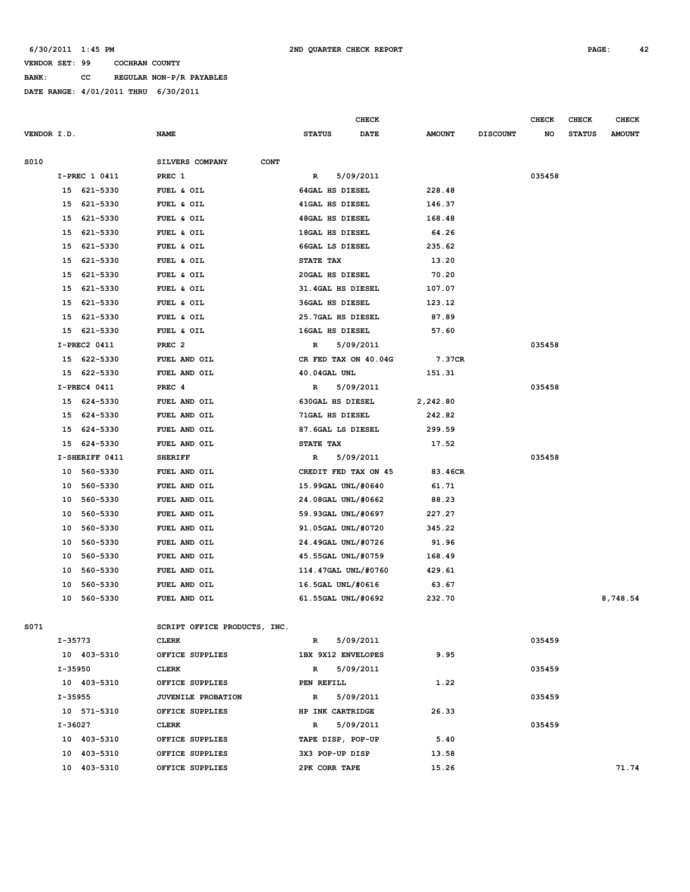6/30/2011 1:45 PM 2ND QUARTER CHECK REPORT

VENDOR SET: 99 COCHRAN COUNTY

BANK: CC REGULAR NON-P/R PAYABLES

DATE RANGE: 4/01/2011 THRU 6/30/2011

| VENDOR I.D. | NAME | STATUS | CHECK DATE | AMOUNT | DISCOUNT | CHECK NO | CHECK STATUS | CHECK AMOUNT |
|---|---|---|---|---|---|---|---|---|
| S010 | SILVERS COMPANY CONT | | | | | | | |
| I-PREC 1 0411 | PREC 1 | R | 5/09/2011 | | | 035458 | | |
| 15 621-5330 | FUEL & OIL | 64GAL HS DIESEL | | 228.48 | | | | |
| 15 621-5330 | FUEL & OIL | 41GAL HS DIESEL | | 146.37 | | | | |
| 15 621-5330 | FUEL & OIL | 48GAL HS DIESEL | | 168.48 | | | | |
| 15 621-5330 | FUEL & OIL | 18GAL HS DIESEL | | 64.26 | | | | |
| 15 621-5330 | FUEL & OIL | 66GAL LS DIESEL | | 235.62 | | | | |
| 15 621-5330 | FUEL & OIL | STATE TAX | | 13.20 | | | | |
| 15 621-5330 | FUEL & OIL | 20GAL HS DIESEL | | 70.20 | | | | |
| 15 621-5330 | FUEL & OIL | 31.4GAL HS DIESEL | | 107.07 | | | | |
| 15 621-5330 | FUEL & OIL | 36GAL HS DIESEL | | 123.12 | | | | |
| 15 621-5330 | FUEL & OIL | 25.7GAL HS DIESEL | | 87.89 | | | | |
| 15 621-5330 | FUEL & OIL | 16GAL HS DIESEL | | 57.60 | | | | |
| I-PREC2 0411 | PREC 2 | R | 5/09/2011 | | | 035458 | | |
| 15 622-5330 | FUEL AND OIL | CR FED TAX ON 40.04G | | 7.37CR | | | | |
| 15 622-5330 | FUEL AND OIL | 40.04GAL UNL | | 151.31 | | | | |
| I-PREC4 0411 | PREC 4 | R | 5/09/2011 | | | 035458 | | |
| 15 624-5330 | FUEL AND OIL | 630GAL HS DIESEL | | 2,242.80 | | | | |
| 15 624-5330 | FUEL AND OIL | 71GAL HS DIESEL | | 242.82 | | | | |
| 15 624-5330 | FUEL AND OIL | 87.6GAL LS DIESEL | | 299.59 | | | | |
| 15 624-5330 | FUEL AND OIL | STATE TAX | | 17.52 | | | | |
| I-SHERIFF 0411 | SHERIFF | R | 5/09/2011 | | | 035458 | | |
| 10 560-5330 | FUEL AND OIL | CREDIT FED TAX ON 45 | | 83.46CR | | | | |
| 10 560-5330 | FUEL AND OIL | 15.99GAL UNL/#0640 | | 61.71 | | | | |
| 10 560-5330 | FUEL AND OIL | 24.08GAL UNL/#0662 | | 88.23 | | | | |
| 10 560-5330 | FUEL AND OIL | 59.93GAL UNL/#0697 | | 227.27 | | | | |
| 10 560-5330 | FUEL AND OIL | 91.05GAL UNL/#0720 | | 345.22 | | | | |
| 10 560-5330 | FUEL AND OIL | 24.49GAL UNL/#0726 | | 91.96 | | | | |
| 10 560-5330 | FUEL AND OIL | 45.55GAL UNL/#0759 | | 168.49 | | | | |
| 10 560-5330 | FUEL AND OIL | 114.47GAL UNL/#0760 | | 429.61 | | | | |
| 10 560-5330 | FUEL AND OIL | 16.5GAL UNL/#0616 | | 63.67 | | | | |
| 10 560-5330 | FUEL AND OIL | 61.55GAL UNL/#0692 | | 232.70 | | | | 8,748.54 |
| S071 | SCRIPT OFFICE PRODUCTS, INC. | | | | | | | |
| I-35773 | CLERK | R | 5/09/2011 | | | 035459 | | |
| 10 403-5310 | OFFICE SUPPLIES | 1BX 9X12 ENVELOPES | | 9.95 | | | | |
| I-35950 | CLERK | R | 5/09/2011 | | | 035459 | | |
| 10 403-5310 | OFFICE SUPPLIES | PEN REFILL | | 1.22 | | | | |
| I-35955 | JUVENILE PROBATION | R | 5/09/2011 | | | 035459 | | |
| 10 571-5310 | OFFICE SUPPLIES | HP INK CARTRIDGE | | 26.33 | | | | |
| I-36027 | CLERK | R | 5/09/2011 | | | 035459 | | |
| 10 403-5310 | OFFICE SUPPLIES | TAPE DISP, POP-UP | | 5.40 | | | | |
| 10 403-5310 | OFFICE SUPPLIES | 3X3 POP-UP DISP | | 13.58 | | | | |
| 10 403-5310 | OFFICE SUPPLIES | 2PK CORR TAPE | | 15.26 | | | | 71.74 |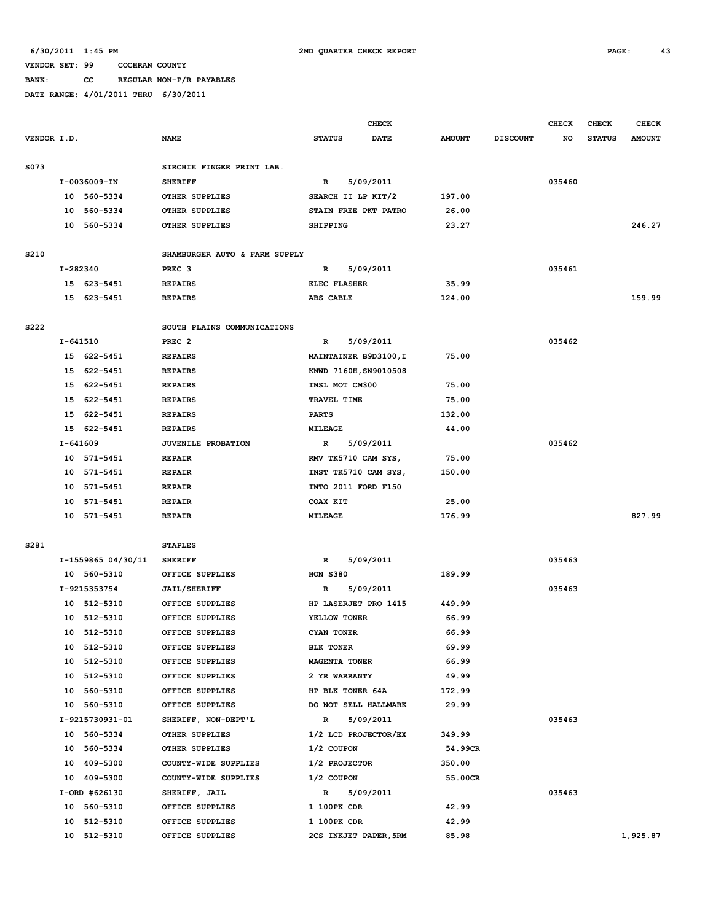6/30/2011 1:45 PM 2ND QUARTER CHECK REPORT

VENDOR SET: 99 COCHRAN COUNTY

BANK: CC REGULAR NON-P/R PAYABLES

DATE RANGE: 4/01/2011 THRU 6/30/2011

| VENDOR I.D. | NAME | STATUS | CHECK DATE | AMOUNT | DISCOUNT | CHECK NO | CHECK STATUS | CHECK AMOUNT |
|---|---|---|---|---|---|---|---|---|
| S073 | SIRCHIE FINGER PRINT LAB. | | | | | | | |
| I-0036009-IN | SHERIFF | R | 5/09/2011 | | | 035460 | | |
| 10 560-5334 | OTHER SUPPLIES | SEARCH II LP KIT/2 | | 197.00 | | | | |
| 10 560-5334 | OTHER SUPPLIES | STAIN FREE PKT PATRO | | 26.00 | | | | |
| 10 560-5334 | OTHER SUPPLIES | SHIPPING | | 23.27 | | | | 246.27 |
| S210 | SHAMBURGER AUTO & FARM SUPPLY | | | | | | | |
| I-282340 | PREC 3 | R | 5/09/2011 | | | 035461 | | |
| 15 623-5451 | REPAIRS | ELEC FLASHER | | 35.99 | | | | |
| 15 623-5451 | REPAIRS | ABS CABLE | | 124.00 | | | | 159.99 |
| S222 | SOUTH PLAINS COMMUNICATIONS | | | | | | | |
| I-641510 | PREC 2 | R | 5/09/2011 | | | 035462 | | |
| 15 622-5451 | REPAIRS | MAINTAINER B9D3100,I | | 75.00 | | | | |
| 15 622-5451 | REPAIRS | KNWD 7160H,SN9010508 | | | | | | |
| 15 622-5451 | REPAIRS | INSL MOT CM300 | | 75.00 | | | | |
| 15 622-5451 | REPAIRS | TRAVEL TIME | | 75.00 | | | | |
| 15 622-5451 | REPAIRS | PARTS | | 132.00 | | | | |
| 15 622-5451 | REPAIRS | MILEAGE | | 44.00 | | | | |
| I-641609 | JUVENILE PROBATION | R | 5/09/2011 | | | 035462 | | |
| 10 571-5451 | REPAIR | RMV TK5710 CAM SYS, | | 75.00 | | | | |
| 10 571-5451 | REPAIR | INST TK5710 CAM SYS, | | 150.00 | | | | |
| 10 571-5451 | REPAIR | INTO 2011 FORD F150 | | | | | | |
| 10 571-5451 | REPAIR | COAX KIT | | 25.00 | | | | |
| 10 571-5451 | REPAIR | MILEAGE | | 176.99 | | | | 827.99 |
| S281 | STAPLES | | | | | | | |
| I-1559865 04/30/11 | SHERIFF | R | 5/09/2011 | | | 035463 | | |
| 10 560-5310 | OFFICE SUPPLIES | HON S380 | | 189.99 | | | | |
| I-9215353754 | JAIL/SHERIFF | R | 5/09/2011 | | | 035463 | | |
| 10 512-5310 | OFFICE SUPPLIES | HP LASERJET PRO 1415 | | 449.99 | | | | |
| 10 512-5310 | OFFICE SUPPLIES | YELLOW TONER | | 66.99 | | | | |
| 10 512-5310 | OFFICE SUPPLIES | CYAN TONER | | 66.99 | | | | |
| 10 512-5310 | OFFICE SUPPLIES | BLK TONER | | 69.99 | | | | |
| 10 512-5310 | OFFICE SUPPLIES | MAGENTA TONER | | 66.99 | | | | |
| 10 512-5310 | OFFICE SUPPLIES | 2 YR WARRANTY | | 49.99 | | | | |
| 10 560-5310 | OFFICE SUPPLIES | HP BLK TONER 64A | | 172.99 | | | | |
| 10 560-5310 | OFFICE SUPPLIES | DO NOT SELL HALLMARK | | 29.99 | | | | |
| I-9215730931-01 | SHERIFF, NON-DEPT'L | R | 5/09/2011 | | | 035463 | | |
| 10 560-5334 | OTHER SUPPLIES | 1/2 LCD PROJECTOR/EX | | 349.99 | | | | |
| 10 560-5334 | OTHER SUPPLIES | 1/2 COUPON | | 54.99CR | | | | |
| 10 409-5300 | COUNTY-WIDE SUPPLIES | 1/2 PROJECTOR | | 350.00 | | | | |
| 10 409-5300 | COUNTY-WIDE SUPPLIES | 1/2 COUPON | | 55.00CR | | | | |
| I-ORD #626130 | SHERIFF, JAIL | R | 5/09/2011 | | | 035463 | | |
| 10 560-5310 | OFFICE SUPPLIES | 1 100PK CDR | | 42.99 | | | | |
| 10 512-5310 | OFFICE SUPPLIES | 1 100PK CDR | | 42.99 | | | | |
| 10 512-5310 | OFFICE SUPPLIES | 2CS INKJET PAPER,5RM | | 85.98 | | | | 1,925.87 |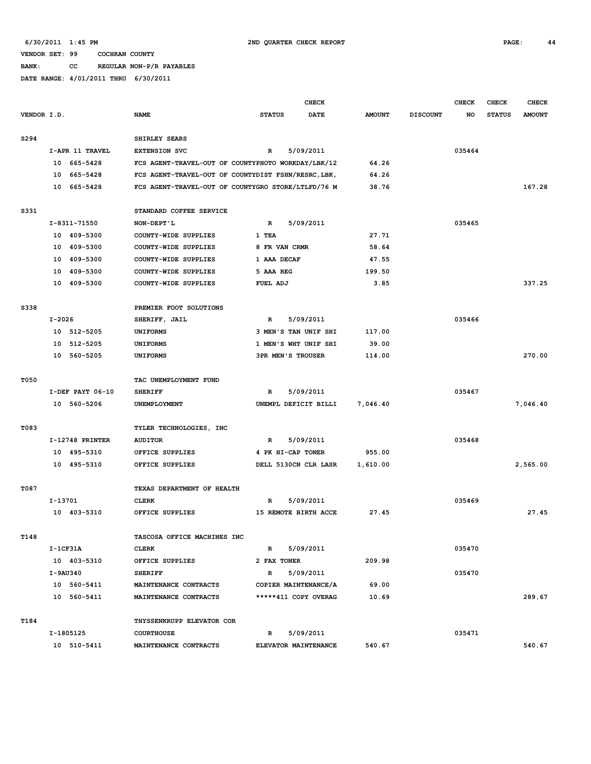6/30/2011 1:45 PM 2ND QUARTER CHECK REPORT

VENDOR SET: 99 COCHRAN COUNTY

BANK: CC REGULAR NON-P/R PAYABLES

DATE RANGE: 4/01/2011 THRU 6/30/2011

| VENDOR I.D. | NAME | STATUS | CHECK DATE | AMOUNT | DISCOUNT | CHECK NO | CHECK STATUS | CHECK AMOUNT |
|---|---|---|---|---|---|---|---|---|
| S294 | SHIRLEY SEARS | | | | | | | |
| I-APR 11 TRAVEL | EXTENSION SVC | R | 5/09/2011 | | | 035464 | | |
| 10 665-5428 | FCS AGENT-TRAVEL-OUT OF COUNTYPHOTO WORKDAY/LBK/12 | | | 64.26 | | | | |
| 10 665-5428 | FCS AGENT-TRAVEL-OUT OF COUNTYDIST FSHN/RESRC,LBK, | | | 64.26 | | | | |
| 10 665-5428 | FCS AGENT-TRAVEL-OUT OF COUNTYGRO STORE/LTLFD/76 M | | | 38.76 | | | | 167.28 |
| S331 | STANDARD COFFEE SERVICE | | | | | | | |
| I-8311-71550 | NON-DEPT'L | R | 5/09/2011 | | | 035465 | | |
| 10 409-5300 | COUNTY-WIDE SUPPLIES | 1 TEA | | 27.71 | | | | |
| 10 409-5300 | COUNTY-WIDE SUPPLIES | 8 FR VAN CRMR | | 58.64 | | | | |
| 10 409-5300 | COUNTY-WIDE SUPPLIES | 1 AAA DECAF | | 47.55 | | | | |
| 10 409-5300 | COUNTY-WIDE SUPPLIES | 5 AAA REG | | 199.50 | | | | |
| 10 409-5300 | COUNTY-WIDE SUPPLIES | FUEL ADJ | | 3.85 | | | | 337.25 |
| S338 | PREMIER FOOT SOLUTIONS | | | | | | | |
| I-2026 | SHERIFF, JAIL | R | 5/09/2011 | | | 035466 | | |
| 10 512-5205 | UNIFORMS | 3 MEN'S TAN UNIF SHI | | 117.00 | | | | |
| 10 512-5205 | UNIFORMS | 1 MEN'S WHT UNIF SHI | | 39.00 | | | | |
| 10 560-5205 | UNIFORMS | 3PR MEN'S TROUSER | | 114.00 | | | | 270.00 |
| T050 | TAC UNEMPLOYMENT FUND | | | | | | | |
| I-DEF PAYT 06-10 | SHERIFF | R | 5/09/2011 | | | 035467 | | |
| 10 560-5206 | UNEMPLOYMENT | UNEMPL DEFICIT BILLI | | 7,046.40 | | | | 7,046.40 |
| T083 | TYLER TECHNOLOGIES, INC | | | | | | | |
| I-12748 PRINTER | AUDITOR | R | 5/09/2011 | | | 035468 | | |
| 10 495-5310 | OFFICE SUPPLIES | 4 PK HI-CAP TONER | | 955.00 | | | | |
| 10 495-5310 | OFFICE SUPPLIES | DELL 5130CN CLR LASR | | 1,610.00 | | | | 2,565.00 |
| T087 | TEXAS DEPARTMENT OF HEALTH | | | | | | | |
| I-13701 | CLERK | R | 5/09/2011 | | | 035469 | | |
| 10 403-5310 | OFFICE SUPPLIES | 15 REMOTE BIRTH ACCE | | 27.45 | | | | 27.45 |
| T148 | TASCOSA OFFICE MACHINES INC | | | | | | | |
| I-1CF31A | CLERK | R | 5/09/2011 | | | 035470 | | |
| 10 403-5310 | OFFICE SUPPLIES | 2 FAX TONER | | 209.98 | | | | |
| I-9AU340 | SHERIFF | R | 5/09/2011 | | | 035470 | | |
| 10 560-5411 | MAINTENANCE CONTRACTS | COPIER MAINTENANCE/A | | 69.00 | | | | |
| 10 560-5411 | MAINTENANCE CONTRACTS | *****411 COPY OVERAG | | 10.69 | | | | 289.67 |
| T184 | THYSSENKRUPP ELEVATOR COR | | | | | | | |
| I-1805125 | COURTHOUSE | R | 5/09/2011 | | | 035471 | | |
| 10 510-5411 | MAINTENANCE CONTRACTS | ELEVATOR MAINTENANCE | | 540.67 | | | | 540.67 |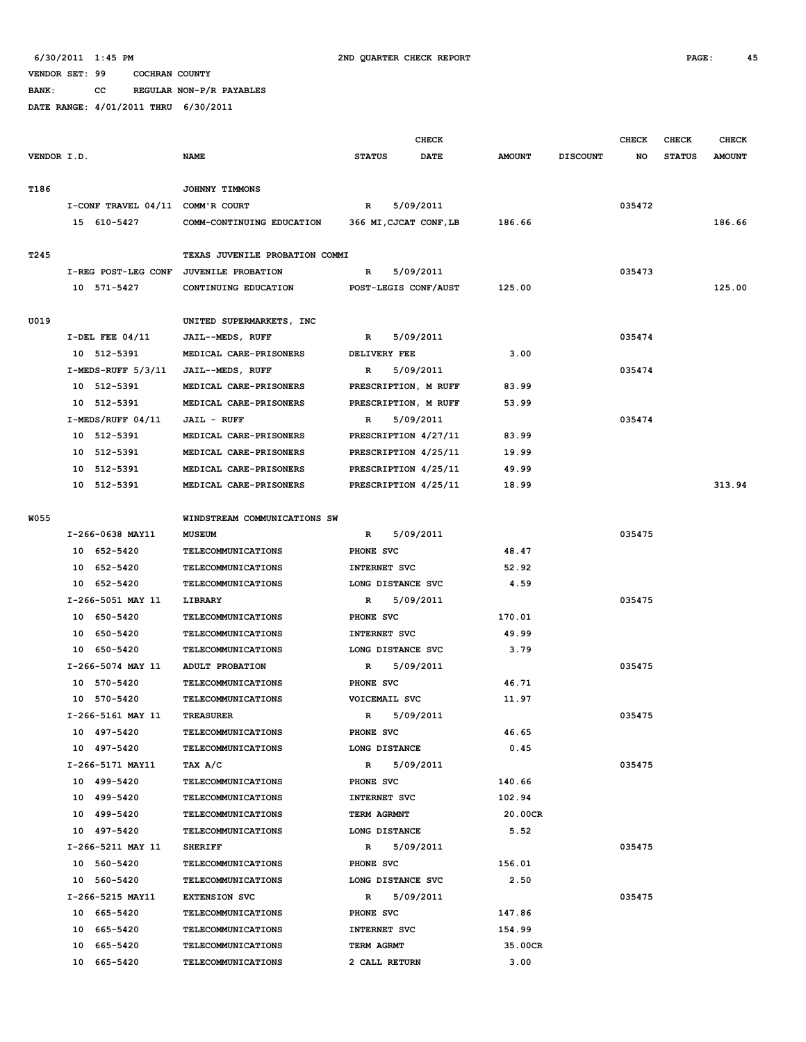6/30/2011 1:45 PM 2ND QUARTER CHECK REPORT

VENDOR SET: 99 COCHRAN COUNTY

BANK: CC REGULAR NON-P/R PAYABLES

DATE RANGE: 4/01/2011 THRU 6/30/2011

| VENDOR I.D. | NAME | STATUS | CHECK DATE | AMOUNT | DISCOUNT | CHECK NO | CHECK STATUS | CHECK AMOUNT |
|---|---|---|---|---|---|---|---|---|
| T186 | JOHNNY TIMMONS | | | | | | | |
| I-CONF TRAVEL 04/11 | COMM'R COURT | R | 5/09/2011 | | | 035472 | | |
| 15 610-5427 | COMM-CONTINUING EDUCATION | 366 MI,CJCAT CONF,LB | | 186.66 | | | | 186.66 |
| T245 | TEXAS JUVENILE PROBATION COMMI | | | | | | | |
| I-REG POST-LEG CONF | JUVENILE PROBATION | R | 5/09/2011 | | | 035473 | | |
| 10 571-5427 | CONTINUING EDUCATION | POST-LEGIS CONF/AUST | | 125.00 | | | | 125.00 |
| U019 | UNITED SUPERMARKETS, INC | | | | | | | |
| I-DEL FEE 04/11 | JAIL--MEDS, RUFF | R | 5/09/2011 | | | 035474 | | |
| 10 512-5391 | MEDICAL CARE-PRISONERS | DELIVERY FEE | | 3.00 | | | | |
| I-MEDS-RUFF 5/3/11 | JAIL--MEDS, RUFF | R | 5/09/2011 | | | 035474 | | |
| 10 512-5391 | MEDICAL CARE-PRISONERS | PRESCRIPTION, M RUFF | | 83.99 | | | | |
| 10 512-5391 | MEDICAL CARE-PRISONERS | PRESCRIPTION, M RUFF | | 53.99 | | | | |
| I-MEDS/RUFF 04/11 | JAIL - RUFF | R | 5/09/2011 | | | 035474 | | |
| 10 512-5391 | MEDICAL CARE-PRISONERS | PRESCRIPTION 4/27/11 | | 83.99 | | | | |
| 10 512-5391 | MEDICAL CARE-PRISONERS | PRESCRIPTION 4/25/11 | | 19.99 | | | | |
| 10 512-5391 | MEDICAL CARE-PRISONERS | PRESCRIPTION 4/25/11 | | 49.99 | | | | |
| 10 512-5391 | MEDICAL CARE-PRISONERS | PRESCRIPTION 4/25/11 | | 18.99 | | | | 313.94 |
| W055 | WINDSTREAM COMMUNICATIONS SW | | | | | | | |
| I-266-0638 MAY11 | MUSEUM | R | 5/09/2011 | | | 035475 | | |
| 10 652-5420 | TELECOMMUNICATIONS | PHONE SVC | | 48.47 | | | | |
| 10 652-5420 | TELECOMMUNICATIONS | INTERNET SVC | | 52.92 | | | | |
| 10 652-5420 | TELECOMMUNICATIONS | LONG DISTANCE SVC | | 4.59 | | | | |
| I-266-5051 MAY 11 | LIBRARY | R | 5/09/2011 | | | 035475 | | |
| 10 650-5420 | TELECOMMUNICATIONS | PHONE SVC | | 170.01 | | | | |
| 10 650-5420 | TELECOMMUNICATIONS | INTERNET SVC | | 49.99 | | | | |
| 10 650-5420 | TELECOMMUNICATIONS | LONG DISTANCE SVC | | 3.79 | | | | |
| I-266-5074 MAY 11 | ADULT PROBATION | R | 5/09/2011 | | | 035475 | | |
| 10 570-5420 | TELECOMMUNICATIONS | PHONE SVC | | 46.71 | | | | |
| 10 570-5420 | TELECOMMUNICATIONS | VOICEMAIL SVC | | 11.97 | | | | |
| I-266-5161 MAY 11 | TREASURER | R | 5/09/2011 | | | 035475 | | |
| 10 497-5420 | TELECOMMUNICATIONS | PHONE SVC | | 46.65 | | | | |
| 10 497-5420 | TELECOMMUNICATIONS | LONG DISTANCE | | 0.45 | | | | |
| I-266-5171 MAY11 | TAX A/C | R | 5/09/2011 | | | 035475 | | |
| 10 499-5420 | TELECOMMUNICATIONS | PHONE SVC | | 140.66 | | | | |
| 10 499-5420 | TELECOMMUNICATIONS | INTERNET SVC | | 102.94 | | | | |
| 10 499-5420 | TELECOMMUNICATIONS | TERM AGRMNT | | 20.00CR | | | | |
| 10 497-5420 | TELECOMMUNICATIONS | LONG DISTANCE | | 5.52 | | | | |
| I-266-5211 MAY 11 | SHERIFF | R | 5/09/2011 | | | 035475 | | |
| 10 560-5420 | TELECOMMUNICATIONS | PHONE SVC | | 156.01 | | | | |
| 10 560-5420 | TELECOMMUNICATIONS | LONG DISTANCE SVC | | 2.50 | | | | |
| I-266-5215 MAY11 | EXTENSION SVC | R | 5/09/2011 | | | 035475 | | |
| 10 665-5420 | TELECOMMUNICATIONS | PHONE SVC | | 147.86 | | | | |
| 10 665-5420 | TELECOMMUNICATIONS | INTERNET SVC | | 154.99 | | | | |
| 10 665-5420 | TELECOMMUNICATIONS | TERM AGRMT | | 35.00CR | | | | |
| 10 665-5420 | TELECOMMUNICATIONS | 2 CALL RETURN | | 3.00 | | | | |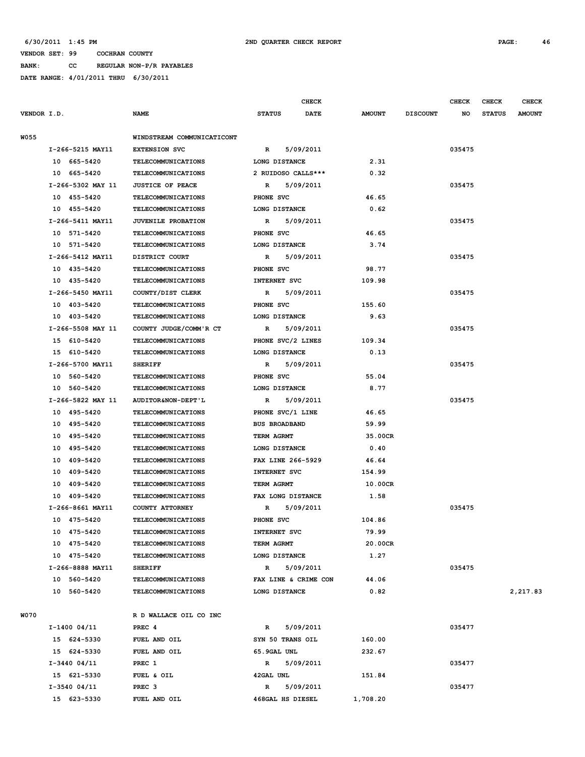6/30/2011 1:45 PM 2ND QUARTER CHECK REPORT

VENDOR SET: 99 COCHRAN COUNTY

BANK: CC REGULAR NON-P/R PAYABLES

DATE RANGE: 4/01/2011 THRU 6/30/2011

| VENDOR I.D. | NAME | STATUS | CHECK DATE | AMOUNT | DISCOUNT | CHECK NO | CHECK STATUS | CHECK AMOUNT |
|---|---|---|---|---|---|---|---|---|
| W055 | WINDSTREAM COMMUNICATICONT | | | | | | | |
| I-266-5215 MAY11 | EXTENSION SVC | R | 5/09/2011 | | | 035475 | | |
| 10 665-5420 | TELECOMMUNICATIONS | LONG DISTANCE | | 2.31 | | | | |
| 10 665-5420 | TELECOMMUNICATIONS | 2 RUIDOSO CALLS*** | | 0.32 | | | | |
| I-266-5302 MAY 11 | JUSTICE OF PEACE | R | 5/09/2011 | | | 035475 | | |
| 10 455-5420 | TELECOMMUNICATIONS | PHONE SVC | | 46.65 | | | | |
| 10 455-5420 | TELECOMMUNICATIONS | LONG DISTANCE | | 0.62 | | | | |
| I-266-5411 MAY11 | JUVENILE PROBATION | R | 5/09/2011 | | | 035475 | | |
| 10 571-5420 | TELECOMMUNICATIONS | PHONE SVC | | 46.65 | | | | |
| 10 571-5420 | TELECOMMUNICATIONS | LONG DISTANCE | | 3.74 | | | | |
| I-266-5412 MAY11 | DISTRICT COURT | R | 5/09/2011 | | | 035475 | | |
| 10 435-5420 | TELECOMMUNICATIONS | PHONE SVC | | 98.77 | | | | |
| 10 435-5420 | TELECOMMUNICATIONS | INTERNET SVC | | 109.98 | | | | |
| I-266-5450 MAY11 | COUNTY/DIST CLERK | R | 5/09/2011 | | | 035475 | | |
| 10 403-5420 | TELECOMMUNICATIONS | PHONE SVC | | 155.60 | | | | |
| 10 403-5420 | TELECOMMUNICATIONS | LONG DISTANCE | | 9.63 | | | | |
| I-266-5508 MAY 11 | COUNTY JUDGE/COMM'R CT | R | 5/09/2011 | | | 035475 | | |
| 15 610-5420 | TELECOMMUNICATIONS | PHONE SVC/2 LINES | | 109.34 | | | | |
| 15 610-5420 | TELECOMMUNICATIONS | LONG DISTANCE | | 0.13 | | | | |
| I-266-5700 MAY11 | SHERIFF | R | 5/09/2011 | | | 035475 | | |
| 10 560-5420 | TELECOMMUNICATIONS | PHONE SVC | | 55.04 | | | | |
| 10 560-5420 | TELECOMMUNICATIONS | LONG DISTANCE | | 8.77 | | | | |
| I-266-5822 MAY 11 | AUDITOR&NON-DEPT'L | R | 5/09/2011 | | | 035475 | | |
| 10 495-5420 | TELECOMMUNICATIONS | PHONE SVC/1 LINE | | 46.65 | | | | |
| 10 495-5420 | TELECOMMUNICATIONS | BUS BROADBAND | | 59.99 | | | | |
| 10 495-5420 | TELECOMMUNICATIONS | TERM AGRMT | | 35.00CR | | | | |
| 10 495-5420 | TELECOMMUNICATIONS | LONG DISTANCE | | 0.40 | | | | |
| 10 409-5420 | TELECOMMUNICATIONS | FAX LINE 266-5929 | | 46.64 | | | | |
| 10 409-5420 | TELECOMMUNICATIONS | INTERNET SVC | | 154.99 | | | | |
| 10 409-5420 | TELECOMMUNICATIONS | TERM AGRMT | | 10.00CR | | | | |
| 10 409-5420 | TELECOMMUNICATIONS | FAX LONG DISTANCE | | 1.58 | | | | |
| I-266-8661 MAY11 | COUNTY ATTORNEY | R | 5/09/2011 | | | 035475 | | |
| 10 475-5420 | TELECOMMUNICATIONS | PHONE SVC | | 104.86 | | | | |
| 10 475-5420 | TELECOMMUNICATIONS | INTERNET SVC | | 79.99 | | | | |
| 10 475-5420 | TELECOMMUNICATIONS | TERM AGRMT | | 20.00CR | | | | |
| 10 475-5420 | TELECOMMUNICATIONS | LONG DISTANCE | | 1.27 | | | | |
| I-266-8888 MAY11 | SHERIFF | R | 5/09/2011 | | | 035475 | | |
| 10 560-5420 | TELECOMMUNICATIONS | FAX LINE & CRIME CON | | 44.06 | | | | |
| 10 560-5420 | TELECOMMUNICATIONS | LONG DISTANCE | | 0.82 | | | | 2,217.83 |
| W070 | R D WALLACE OIL CO INC | | | | | | | |
| I-1400 04/11 | PREC 4 | R | 5/09/2011 | | | 035477 | | |
| 15 624-5330 | FUEL AND OIL | SYN 50 TRANS OIL | | 160.00 | | | | |
| 15 624-5330 | FUEL AND OIL | 65.9GAL UNL | | 232.67 | | | | |
| I-3440 04/11 | PREC 1 | R | 5/09/2011 | | | 035477 | | |
| 15 621-5330 | FUEL & OIL | 42GAL UNL | | 151.84 | | | | |
| I-3540 04/11 | PREC 3 | R | 5/09/2011 | | | 035477 | | |
| 15 623-5330 | FUEL AND OIL | 468GAL HS DIESEL | | 1,708.20 | | | | |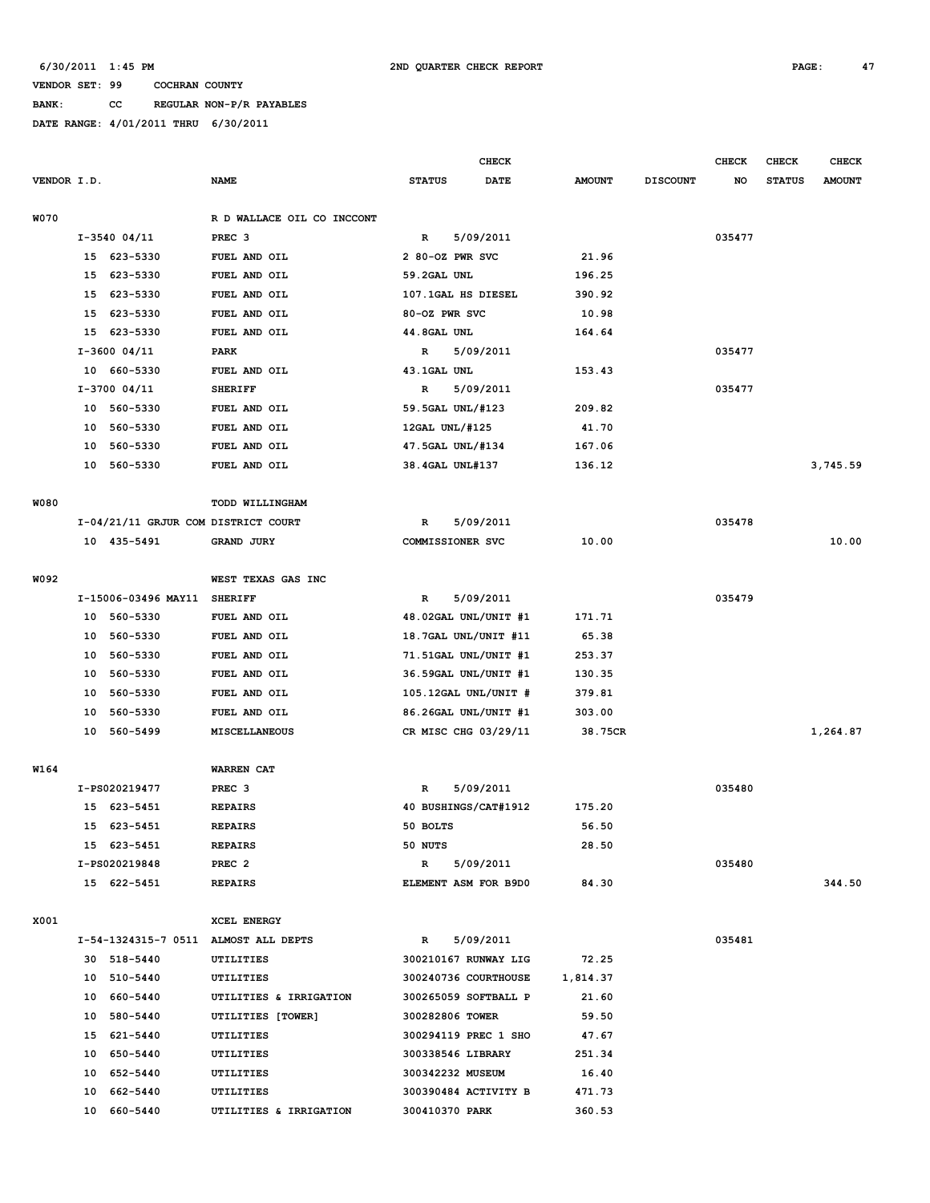6/30/2011 1:45 PM 2ND QUARTER CHECK REPORT

VENDOR SET: 99 COCHRAN COUNTY

BANK: CC REGULAR NON-P/R PAYABLES

DATE RANGE: 4/01/2011 THRU 6/30/2011

| VENDOR I.D. | NAME | STATUS | CHECK DATE | AMOUNT | DISCOUNT | CHECK NO | CHECK STATUS | CHECK AMOUNT |
|---|---|---|---|---|---|---|---|---|
| W070 | R D WALLACE OIL CO INCCONT | | | | | | | |
| I-3540 04/11 | PREC 3 | R | 5/09/2011 | | | 035477 | | |
| 15 623-5330 | FUEL AND OIL | 2 80-OZ PWR SVC | | 21.96 | | | | |
| 15 623-5330 | FUEL AND OIL | 59.2GAL UNL | | 196.25 | | | | |
| 15 623-5330 | FUEL AND OIL | 107.1GAL HS DIESEL | | 390.92 | | | | |
| 15 623-5330 | FUEL AND OIL | 80-OZ PWR SVC | | 10.98 | | | | |
| 15 623-5330 | FUEL AND OIL | 44.8GAL UNL | | 164.64 | | | | |
| I-3600 04/11 | PARK | R | 5/09/2011 | | | 035477 | | |
| 10 660-5330 | FUEL AND OIL | 43.1GAL UNL | | 153.43 | | | | |
| I-3700 04/11 | SHERIFF | R | 5/09/2011 | | | 035477 | | |
| 10 560-5330 | FUEL AND OIL | 59.5GAL UNL/#123 | | 209.82 | | | | |
| 10 560-5330 | FUEL AND OIL | 12GAL UNL/#125 | | 41.70 | | | | |
| 10 560-5330 | FUEL AND OIL | 47.5GAL UNL/#134 | | 167.06 | | | | |
| 10 560-5330 | FUEL AND OIL | 38.4GAL UNL#137 | | 136.12 | | | | 3,745.59 |
| W080 | TODD WILLINGHAM | | | | | | | |
| I-04/21/11 GRJUR COM | DISTRICT COURT | R | 5/09/2011 | | | 035478 | | |
| 10 435-5491 | GRAND JURY | COMMISSIONER SVC | | 10.00 | | | | 10.00 |
| W092 | WEST TEXAS GAS INC | | | | | | | |
| I-15006-03496 MAY11 | SHERIFF | R | 5/09/2011 | | | 035479 | | |
| 10 560-5330 | FUEL AND OIL | 48.02GAL UNL/UNIT #1 | | 171.71 | | | | |
| 10 560-5330 | FUEL AND OIL | 18.7GAL UNL/UNIT #11 | | 65.38 | | | | |
| 10 560-5330 | FUEL AND OIL | 71.51GAL UNL/UNIT #1 | | 253.37 | | | | |
| 10 560-5330 | FUEL AND OIL | 36.59GAL UNL/UNIT #1 | | 130.35 | | | | |
| 10 560-5330 | FUEL AND OIL | 105.12GAL UNL/UNIT # | | 379.81 | | | | |
| 10 560-5330 | FUEL AND OIL | 86.26GAL UNL/UNIT #1 | | 303.00 | | | | |
| 10 560-5499 | MISCELLANEOUS | CR MISC CHG 03/29/11 | | 38.75CR | | | | 1,264.87 |
| W164 | WARREN CAT | | | | | | | |
| I-PS020219477 | PREC 3 | R | 5/09/2011 | | | 035480 | | |
| 15 623-5451 | REPAIRS | 40 BUSHINGS/CAT#1912 | | 175.20 | | | | |
| 15 623-5451 | REPAIRS | 50 BOLTS | | 56.50 | | | | |
| 15 623-5451 | REPAIRS | 50 NUTS | | 28.50 | | | | |
| I-PS020219848 | PREC 2 | R | 5/09/2011 | | | 035480 | | |
| 15 622-5451 | REPAIRS | ELEMENT ASM FOR B9D0 | | 84.30 | | | | 344.50 |
| X001 | XCEL ENERGY | | | | | | | |
| I-54-1324315-7 0511 | ALMOST ALL DEPTS | R | 5/09/2011 | | | 035481 | | |
| 30 518-5440 | UTILITIES | 300210167 RUNWAY LIG | | 72.25 | | | | |
| 10 510-5440 | UTILITIES | 300240736 COURTHOUSE | | 1,814.37 | | | | |
| 10 660-5440 | UTILITIES & IRRIGATION | 300265059 SOFTBALL P | | 21.60 | | | | |
| 10 580-5440 | UTILITIES [TOWER] | 300282806 TOWER | | 59.50 | | | | |
| 15 621-5440 | UTILITIES | 300294119 PREC 1 SHO | | 47.67 | | | | |
| 10 650-5440 | UTILITIES | 300338546 LIBRARY | | 251.34 | | | | |
| 10 652-5440 | UTILITIES | 300342232 MUSEUM | | 16.40 | | | | |
| 10 662-5440 | UTILITIES | 300390484 ACTIVITY B | | 471.73 | | | | |
| 10 660-5440 | UTILITIES & IRRIGATION | 300410370 PARK | | 360.53 | | | | |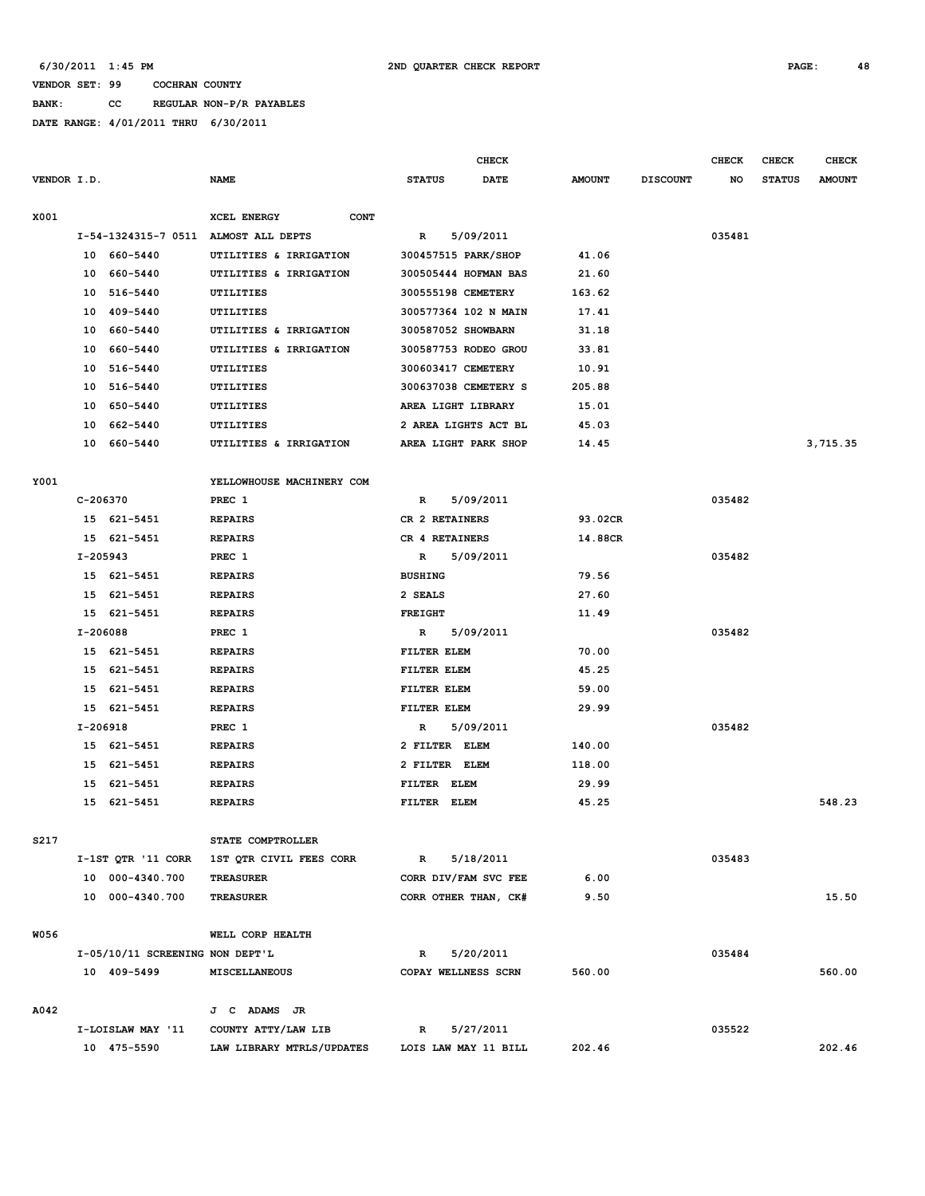6/30/2011 1:45 PM 2ND QUARTER CHECK REPORT

VENDOR SET: 99 COCHRAN COUNTY

BANK: CC REGULAR NON-P/R PAYABLES

DATE RANGE: 4/01/2011 THRU 6/30/2011

| VENDOR I.D. | NAME | STATUS | CHECK DATE | AMOUNT | DISCOUNT | CHECK NO | CHECK STATUS | CHECK AMOUNT |
|---|---|---|---|---|---|---|---|---|
| X001 | XCEL ENERGY CONT | | | | | | | |
| I-54-1324315-7 0511 | ALMOST ALL DEPTS | R | 5/09/2011 | | | 035481 | | |
| 10 660-5440 | UTILITIES & IRRIGATION | 300457515 PARK/SHOP | | 41.06 | | | | |
| 10 660-5440 | UTILITIES & IRRIGATION | 300505444 HOFMAN BAS | | 21.60 | | | | |
| 10 516-5440 | UTILITIES | 300555198 CEMETERY | | 163.62 | | | | |
| 10 409-5440 | UTILITIES | 300577364 102 N MAIN | | 17.41 | | | | |
| 10 660-5440 | UTILITIES & IRRIGATION | 300587052 SHOWBARN | | 31.18 | | | | |
| 10 660-5440 | UTILITIES & IRRIGATION | 300587753 RODEO GROU | | 33.81 | | | | |
| 10 516-5440 | UTILITIES | 300603417 CEMETERY | | 10.91 | | | | |
| 10 516-5440 | UTILITIES | 300637038 CEMETERY S | | 205.88 | | | | |
| 10 650-5440 | UTILITIES | AREA LIGHT LIBRARY | | 15.01 | | | | |
| 10 662-5440 | UTILITIES | 2 AREA LIGHTS ACT BL | | 45.03 | | | | |
| 10 660-5440 | UTILITIES & IRRIGATION | AREA LIGHT PARK SHOP | | 14.45 | | | | 3,715.35 |
| Y001 | YELLOWHOUSE MACHINERY COM | | | | | | | |
| C-206370 | PREC 1 | R | 5/09/2011 | | | 035482 | | |
| 15 621-5451 | REPAIRS | CR 2 RETAINERS | | 93.02CR | | | | |
| 15 621-5451 | REPAIRS | CR 4 RETAINERS | | 14.88CR | | | | |
| I-205943 | PREC 1 | R | 5/09/2011 | | | 035482 | | |
| 15 621-5451 | REPAIRS | BUSHING | | 79.56 | | | | |
| 15 621-5451 | REPAIRS | 2 SEALS | | 27.60 | | | | |
| 15 621-5451 | REPAIRS | FREIGHT | | 11.49 | | | | |
| I-206088 | PREC 1 | R | 5/09/2011 | | | 035482 | | |
| 15 621-5451 | REPAIRS | FILTER ELEM | | 70.00 | | | | |
| 15 621-5451 | REPAIRS | FILTER ELEM | | 45.25 | | | | |
| 15 621-5451 | REPAIRS | FILTER ELEM | | 59.00 | | | | |
| 15 621-5451 | REPAIRS | FILTER ELEM | | 29.99 | | | | |
| I-206918 | PREC 1 | R | 5/09/2011 | | | 035482 | | |
| 15 621-5451 | REPAIRS | 2 FILTER ELEM | | 140.00 | | | | |
| 15 621-5451 | REPAIRS | 2 FILTER ELEM | | 118.00 | | | | |
| 15 621-5451 | REPAIRS | FILTER ELEM | | 29.99 | | | | |
| 15 621-5451 | REPAIRS | FILTER ELEM | | 45.25 | | | | 548.23 |
| S217 | STATE COMPTROLLER | | | | | | | |
| I-1ST QTR '11 CORR | 1ST QTR CIVIL FEES CORR | R | 5/18/2011 | | | 035483 | | |
| 10 000-4340.700 | TREASURER | CORR DIV/FAM SVC FEE | | 6.00 | | | | |
| 10 000-4340.700 | TREASURER | CORR OTHER THAN, CK# | | 9.50 | | | | 15.50 |
| W056 | WELL CORP HEALTH | | | | | | | |
| I-05/10/11 SCREENING | NON DEPT'L | R | 5/20/2011 | | | 035484 | | |
| 10 409-5499 | MISCELLANEOUS | COPAY WELLNESS SCRN | | 560.00 | | | | 560.00 |
| A042 | J C ADAMS JR | | | | | | | |
| I-LOISLAW MAY '11 | COUNTY ATTY/LAW LIB | R | 5/27/2011 | | | 035522 | | |
| 10 475-5590 | LAW LIBRARY MTRLS/UPDATES | LOIS LAW MAY 11 BILL | | 202.46 | | | | 202.46 |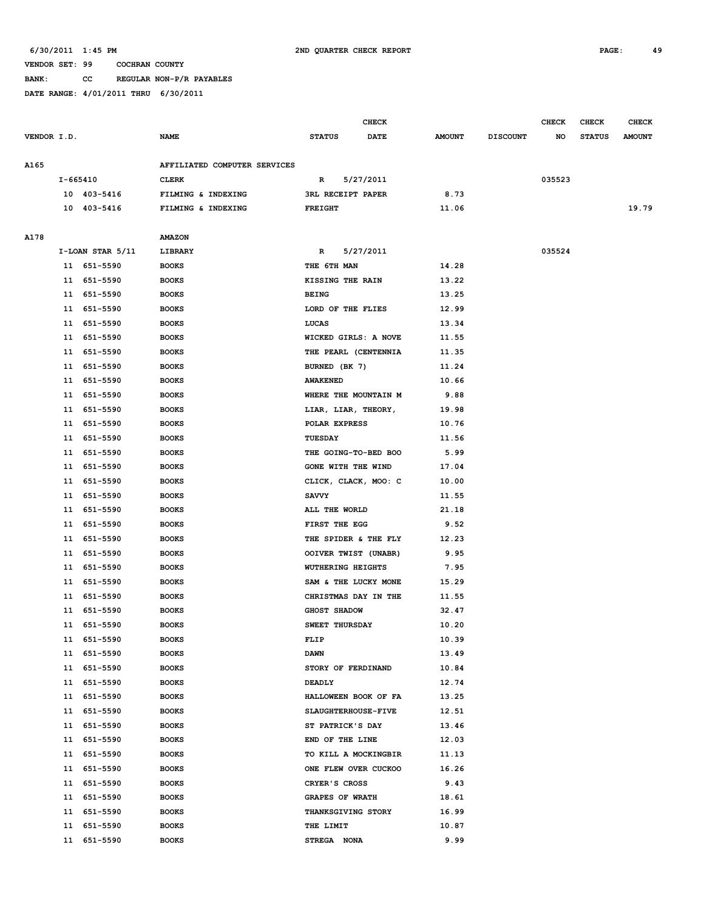6/30/2011 1:45 PM 2ND QUARTER CHECK REPORT

VENDOR SET: 99 COCHRAN COUNTY

BANK: CC REGULAR NON-P/R PAYABLES

DATE RANGE: 4/01/2011 THRU 6/30/2011

| VENDOR I.D. | NAME | STATUS | CHECK DATE | AMOUNT | DISCOUNT | CHECK NO | CHECK STATUS | CHECK AMOUNT |
|---|---|---|---|---|---|---|---|---|
| A165 | AFFILIATED COMPUTER SERVICES | | | | | | | |
| I-665410 | CLERK | R | 5/27/2011 | | | 035523 | | |
| 10 403-5416 | FILMING & INDEXING | 3RL RECEIPT PAPER | | 8.73 | | | | |
| 10 403-5416 | FILMING & INDEXING | FREIGHT | | 11.06 | | | | 19.79 |
| A178 | AMAZON | | | | | | | |
| I-LOAN STAR 5/11 | LIBRARY | R | 5/27/2011 | | | 035524 | | |
| 11 651-5590 | BOOKS | THE 6TH MAN | | 14.28 | | | | |
| 11 651-5590 | BOOKS | KISSING THE RAIN | | 13.22 | | | | |
| 11 651-5590 | BOOKS | BEING | | 13.25 | | | | |
| 11 651-5590 | BOOKS | LORD OF THE FLIES | | 12.99 | | | | |
| 11 651-5590 | BOOKS | LUCAS | | 13.34 | | | | |
| 11 651-5590 | BOOKS | WICKED GIRLS: A NOVE | | 11.55 | | | | |
| 11 651-5590 | BOOKS | THE PEARL (CENTENNIA | | 11.35 | | | | |
| 11 651-5590 | BOOKS | BURNED (BK 7) | | 11.24 | | | | |
| 11 651-5590 | BOOKS | AWAKENED | | 10.66 | | | | |
| 11 651-5590 | BOOKS | WHERE THE MOUNTAIN M | | 9.88 | | | | |
| 11 651-5590 | BOOKS | LIAR, LIAR, THEORY, | | 19.98 | | | | |
| 11 651-5590 | BOOKS | POLAR EXPRESS | | 10.76 | | | | |
| 11 651-5590 | BOOKS | TUESDAY | | 11.56 | | | | |
| 11 651-5590 | BOOKS | THE GOING-TO-BED BOO | | 5.99 | | | | |
| 11 651-5590 | BOOKS | GONE WITH THE WIND | | 17.04 | | | | |
| 11 651-5590 | BOOKS | CLICK, CLACK, MOO: C | | 10.00 | | | | |
| 11 651-5590 | BOOKS | SAVVY | | 11.55 | | | | |
| 11 651-5590 | BOOKS | ALL THE WORLD | | 21.18 | | | | |
| 11 651-5590 | BOOKS | FIRST THE EGG | | 9.52 | | | | |
| 11 651-5590 | BOOKS | THE SPIDER & THE FLY | | 12.23 | | | | |
| 11 651-5590 | BOOKS | OOIVER TWIST (UNABR) | | 9.95 | | | | |
| 11 651-5590 | BOOKS | WUTHERING HEIGHTS | | 7.95 | | | | |
| 11 651-5590 | BOOKS | SAM & THE LUCKY MONE | | 15.29 | | | | |
| 11 651-5590 | BOOKS | CHRISTMAS DAY IN THE | | 11.55 | | | | |
| 11 651-5590 | BOOKS | GHOST SHADOW | | 32.47 | | | | |
| 11 651-5590 | BOOKS | SWEET THURSDAY | | 10.20 | | | | |
| 11 651-5590 | BOOKS | FLIP | | 10.39 | | | | |
| 11 651-5590 | BOOKS | DAWN | | 13.49 | | | | |
| 11 651-5590 | BOOKS | STORY OF FERDINAND | | 10.84 | | | | |
| 11 651-5590 | BOOKS | DEADLY | | 12.74 | | | | |
| 11 651-5590 | BOOKS | HALLOWEEN BOOK OF FA | | 13.25 | | | | |
| 11 651-5590 | BOOKS | SLAUGHTERHOUSE-FIVE | | 12.51 | | | | |
| 11 651-5590 | BOOKS | ST PATRICK'S DAY | | 13.46 | | | | |
| 11 651-5590 | BOOKS | END OF THE LINE | | 12.03 | | | | |
| 11 651-5590 | BOOKS | TO KILL A MOCKINGBIR | | 11.13 | | | | |
| 11 651-5590 | BOOKS | ONE FLEW OVER CUCKOO | | 16.26 | | | | |
| 11 651-5590 | BOOKS | CRYER'S CROSS | | 9.43 | | | | |
| 11 651-5590 | BOOKS | GRAPES OF WRATH | | 18.61 | | | | |
| 11 651-5590 | BOOKS | THANKSGIVING STORY | | 16.99 | | | | |
| 11 651-5590 | BOOKS | THE LIMIT | | 10.87 | | | | |
| 11 651-5590 | BOOKS | STREGA NONA | | 9.99 | | | | |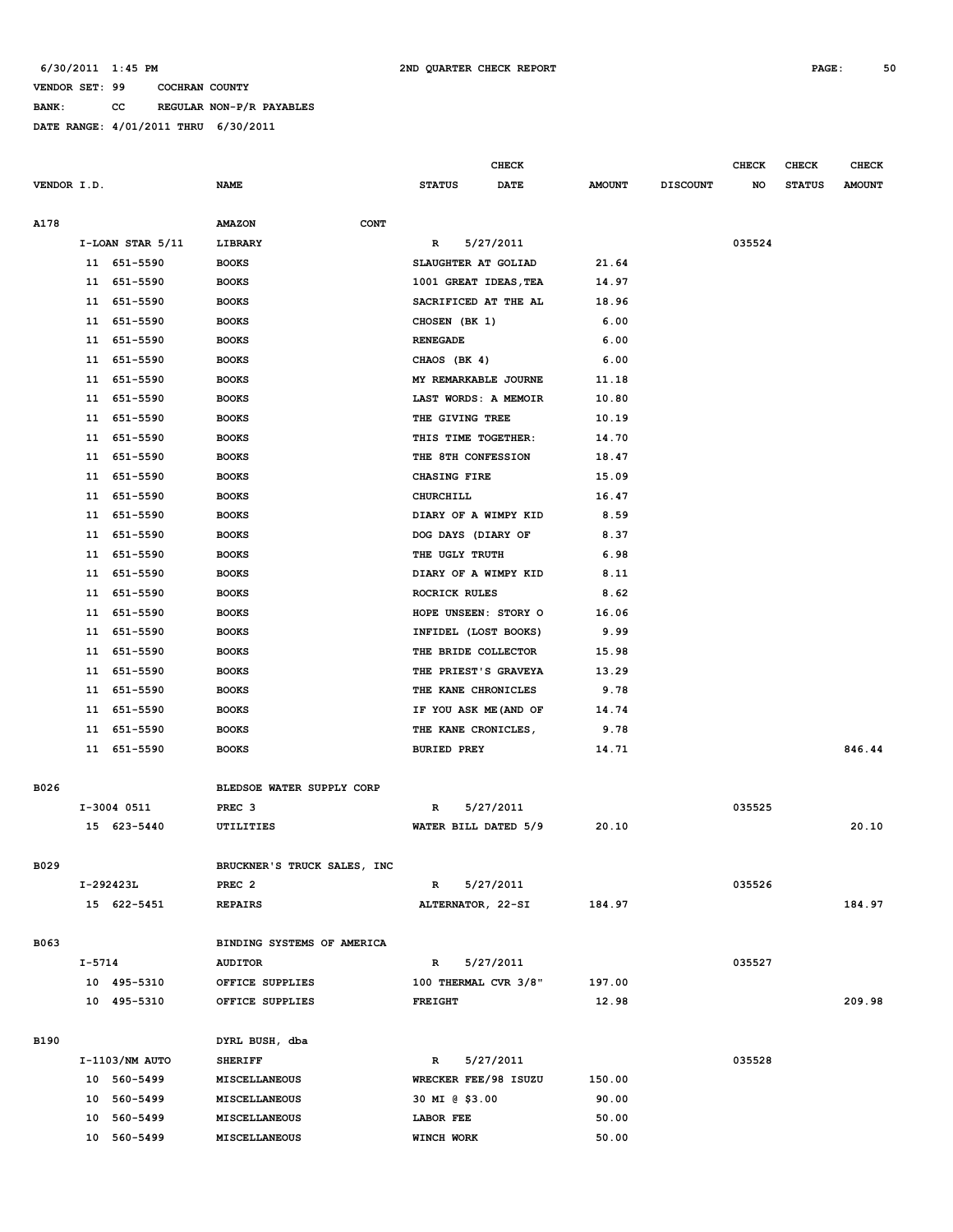6/30/2011 1:45 PM 2ND QUARTER CHECK REPORT

VENDOR SET: 99 COCHRAN COUNTY

BANK: CC REGULAR NON-P/R PAYABLES

DATE RANGE: 4/01/2011 THRU 6/30/2011

| VENDOR I.D. | NAME | STATUS | CHECK DATE | AMOUNT | DISCOUNT | CHECK NO | CHECK STATUS | CHECK AMOUNT |
|---|---|---|---|---|---|---|---|---|
| A178 | AMAZON CONT | | | | | | | |
| I-LOAN STAR 5/11 | LIBRARY | R | 5/27/2011 | | | 035524 | | |
| 11 651-5590 | BOOKS | SLAUGHTER AT GOLIAD | | 21.64 | | | | |
| 11 651-5590 | BOOKS | 1001 GREAT IDEAS,TEA | | 14.97 | | | | |
| 11 651-5590 | BOOKS | SACRIFICED AT THE AL | | 18.96 | | | | |
| 11 651-5590 | BOOKS | CHOSEN (BK 1) | | 6.00 | | | | |
| 11 651-5590 | BOOKS | RENEGADE | | 6.00 | | | | |
| 11 651-5590 | BOOKS | CHAOS (BK 4) | | 6.00 | | | | |
| 11 651-5590 | BOOKS | MY REMARKABLE JOURNE | | 11.18 | | | | |
| 11 651-5590 | BOOKS | LAST WORDS: A MEMOIR | | 10.80 | | | | |
| 11 651-5590 | BOOKS | THE GIVING TREE | | 10.19 | | | | |
| 11 651-5590 | BOOKS | THIS TIME TOGETHER: | | 14.70 | | | | |
| 11 651-5590 | BOOKS | THE 8TH CONFESSION | | 18.47 | | | | |
| 11 651-5590 | BOOKS | CHASING FIRE | | 15.09 | | | | |
| 11 651-5590 | BOOKS | CHURCHILL | | 16.47 | | | | |
| 11 651-5590 | BOOKS | DIARY OF A WIMPY KID | | 8.59 | | | | |
| 11 651-5590 | BOOKS | DOG DAYS (DIARY OF | | 8.37 | | | | |
| 11 651-5590 | BOOKS | THE UGLY TRUTH | | 6.98 | | | | |
| 11 651-5590 | BOOKS | DIARY OF A WIMPY KID | | 8.11 | | | | |
| 11 651-5590 | BOOKS | ROCRICK RULES | | 8.62 | | | | |
| 11 651-5590 | BOOKS | HOPE UNSEEN: STORY O | | 16.06 | | | | |
| 11 651-5590 | BOOKS | INFIDEL (LOST BOOKS) | | 9.99 | | | | |
| 11 651-5590 | BOOKS | THE BRIDE COLLECTOR | | 15.98 | | | | |
| 11 651-5590 | BOOKS | THE PRIEST'S GRAVEYA | | 13.29 | | | | |
| 11 651-5590 | BOOKS | THE KANE CHRONICLES | | 9.78 | | | | |
| 11 651-5590 | BOOKS | IF YOU ASK ME(AND OF | | 14.74 | | | | |
| 11 651-5590 | BOOKS | THE KANE CRONICLES, | | 9.78 | | | | |
| 11 651-5590 | BOOKS | BURIED PREY | | 14.71 | | | | 846.44 |
| B026 | BLEDSOE WATER SUPPLY CORP | | | | | | | |
| I-3004 0511 | PREC 3 | R | 5/27/2011 | | | 035525 | | |
| 15 623-5440 | UTILITIES | WATER BILL DATED 5/9 | | 20.10 | | | | 20.10 |
| B029 | BRUCKNER'S TRUCK SALES, INC | | | | | | | |
| I-292423L | PREC 2 | R | 5/27/2011 | | | 035526 | | |
| 15 622-5451 | REPAIRS | ALTERNATOR, 22-SI | | 184.97 | | | | 184.97 |
| B063 | BINDING SYSTEMS OF AMERICA | | | | | | | |
| I-5714 | AUDITOR | R | 5/27/2011 | | | 035527 | | |
| 10 495-5310 | OFFICE SUPPLIES | 100 THERMAL CVR 3/8" | | 197.00 | | | | |
| 10 495-5310 | OFFICE SUPPLIES | FREIGHT | | 12.98 | | | | 209.98 |
| B190 | DYRL BUSH, dba | | | | | | | |
| I-1103/NM AUTO | SHERIFF | R | 5/27/2011 | | | 035528 | | |
| 10 560-5499 | MISCELLANEOUS | WRECKER FEE/98 ISUZU | | 150.00 | | | | |
| 10 560-5499 | MISCELLANEOUS | 30 MI @ $3.00 | | 90.00 | | | | |
| 10 560-5499 | MISCELLANEOUS | LABOR FEE | | 50.00 | | | | |
| 10 560-5499 | MISCELLANEOUS | WINCH WORK | | 50.00 | | | | |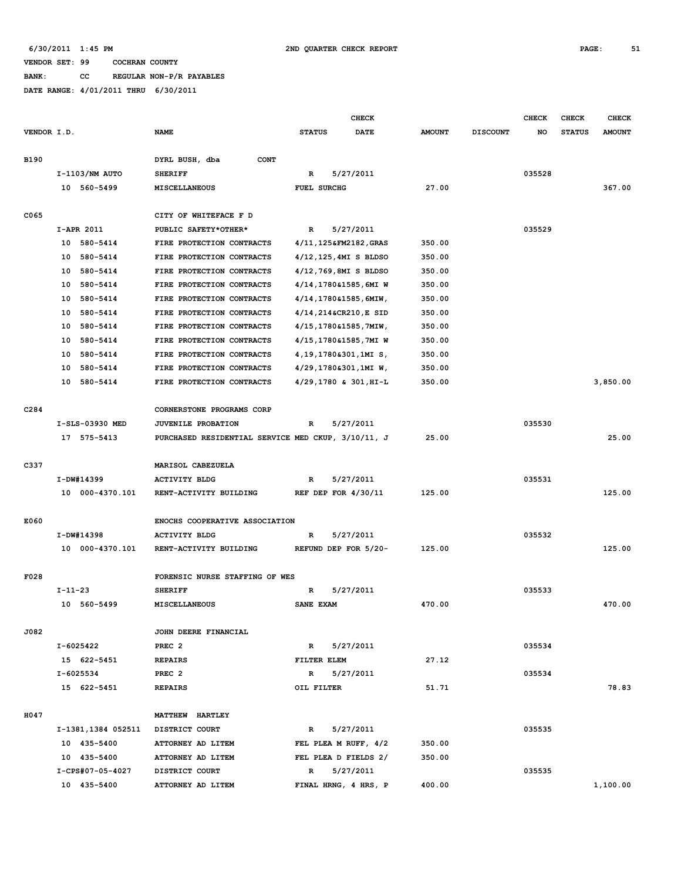6/30/2011 1:45 PM 2ND QUARTER CHECK REPORT

VENDOR SET: 99 COCHRAN COUNTY

BANK: CC REGULAR NON-P/R PAYABLES

DATE RANGE: 4/01/2011 THRU 6/30/2011

| VENDOR I.D. | NAME | STATUS | CHECK DATE | AMOUNT | DISCOUNT | CHECK NO | CHECK STATUS | CHECK AMOUNT |
|---|---|---|---|---|---|---|---|---|
| B190 | DYRL BUSH, dba CONT | | | | | | | |
| I-1103/NM AUTO | SHERIFF | R | 5/27/2011 | | | 035528 | | |
| 10 560-5499 | MISCELLANEOUS | FUEL SURCHG | | 27.00 | | | | 367.00 |
| C065 | CITY OF WHITEFACE F D | | | | | | | |
| I-APR 2011 | PUBLIC SAFETY*OTHER* | R | 5/27/2011 | | | 035529 | | |
| 10 580-5414 | FIRE PROTECTION CONTRACTS | 4/11,125&FM2182,GRAS | | 350.00 | | | | |
| 10 580-5414 | FIRE PROTECTION CONTRACTS | 4/12,125,4MI S BLDSO | | 350.00 | | | | |
| 10 580-5414 | FIRE PROTECTION CONTRACTS | 4/12,769,8MI S BLDSO | | 350.00 | | | | |
| 10 580-5414 | FIRE PROTECTION CONTRACTS | 4/14,1780&1585,6MI W | | 350.00 | | | | |
| 10 580-5414 | FIRE PROTECTION CONTRACTS | 4/14,1780&1585,6MIW, | | 350.00 | | | | |
| 10 580-5414 | FIRE PROTECTION CONTRACTS | 4/14,214&CR210,E SID | | 350.00 | | | | |
| 10 580-5414 | FIRE PROTECTION CONTRACTS | 4/15,1780&1585,7MIW, | | 350.00 | | | | |
| 10 580-5414 | FIRE PROTECTION CONTRACTS | 4/15,1780&1585,7MI W | | 350.00 | | | | |
| 10 580-5414 | FIRE PROTECTION CONTRACTS | 4,19,1780&301,1MI S, | | 350.00 | | | | |
| 10 580-5414 | FIRE PROTECTION CONTRACTS | 4/29,1780&301,1MI W, | | 350.00 | | | | |
| 10 580-5414 | FIRE PROTECTION CONTRACTS | 4/29,1780 & 301,HI-L | | 350.00 | | | | 3,850.00 |
| C284 | CORNERSTONE PROGRAMS CORP | | | | | | | |
| I-SLS-03930 MED | JUVENILE PROBATION | R | 5/27/2011 | | | 035530 | | |
| 17 575-5413 | PURCHASED RESIDENTIAL SERVICE | MED CKUP, 3/10/11, J | | 25.00 | | | | 25.00 |
| C337 | MARISOL CABEZUELA | | | | | | | |
| I-DW#14399 | ACTIVITY BLDG | R | 5/27/2011 | | | 035531 | | |
| 10 000-4370.101 | RENT-ACTIVITY BUILDING | REF DEP FOR 4/30/11 | | 125.00 | | | | 125.00 |
| E060 | ENOCHS COOPERATIVE ASSOCIATION | | | | | | | |
| I-DW#14398 | ACTIVITY BLDG | R | 5/27/2011 | | | 035532 | | |
| 10 000-4370.101 | RENT-ACTIVITY BUILDING | REFUND DEP FOR 5/20- | | 125.00 | | | | 125.00 |
| F028 | FORENSIC NURSE STAFFING OF WES | | | | | | | |
| I-11-23 | SHERIFF | R | 5/27/2011 | | | 035533 | | |
| 10 560-5499 | MISCELLANEOUS | SANE EXAM | | 470.00 | | | | 470.00 |
| J082 | JOHN DEERE FINANCIAL | | | | | | | |
| I-6025422 | PREC 2 | R | 5/27/2011 | | | 035534 | | |
| 15 622-5451 | REPAIRS | FILTER ELEM | | 27.12 | | | | |
| I-6025534 | PREC 2 | R | 5/27/2011 | | | 035534 | | |
| 15 622-5451 | REPAIRS | OIL FILTER | | 51.71 | | | | 78.83 |
| H047 | MATTHEW HARTLEY | | | | | | | |
| I-1381,1384 052511 | DISTRICT COURT | R | 5/27/2011 | | | 035535 | | |
| 10 435-5400 | ATTORNEY AD LITEM | FEL PLEA M RUFF, 4/2 | | 350.00 | | | | |
| 10 435-5400 | ATTORNEY AD LITEM | FEL PLEA D FIELDS 2/ | | 350.00 | | | | |
| I-CPS#07-05-4027 | DISTRICT COURT | R | 5/27/2011 | | | 035535 | | |
| 10 435-5400 | ATTORNEY AD LITEM | FINAL HRNG, 4 HRS, P | | 400.00 | | | | 1,100.00 |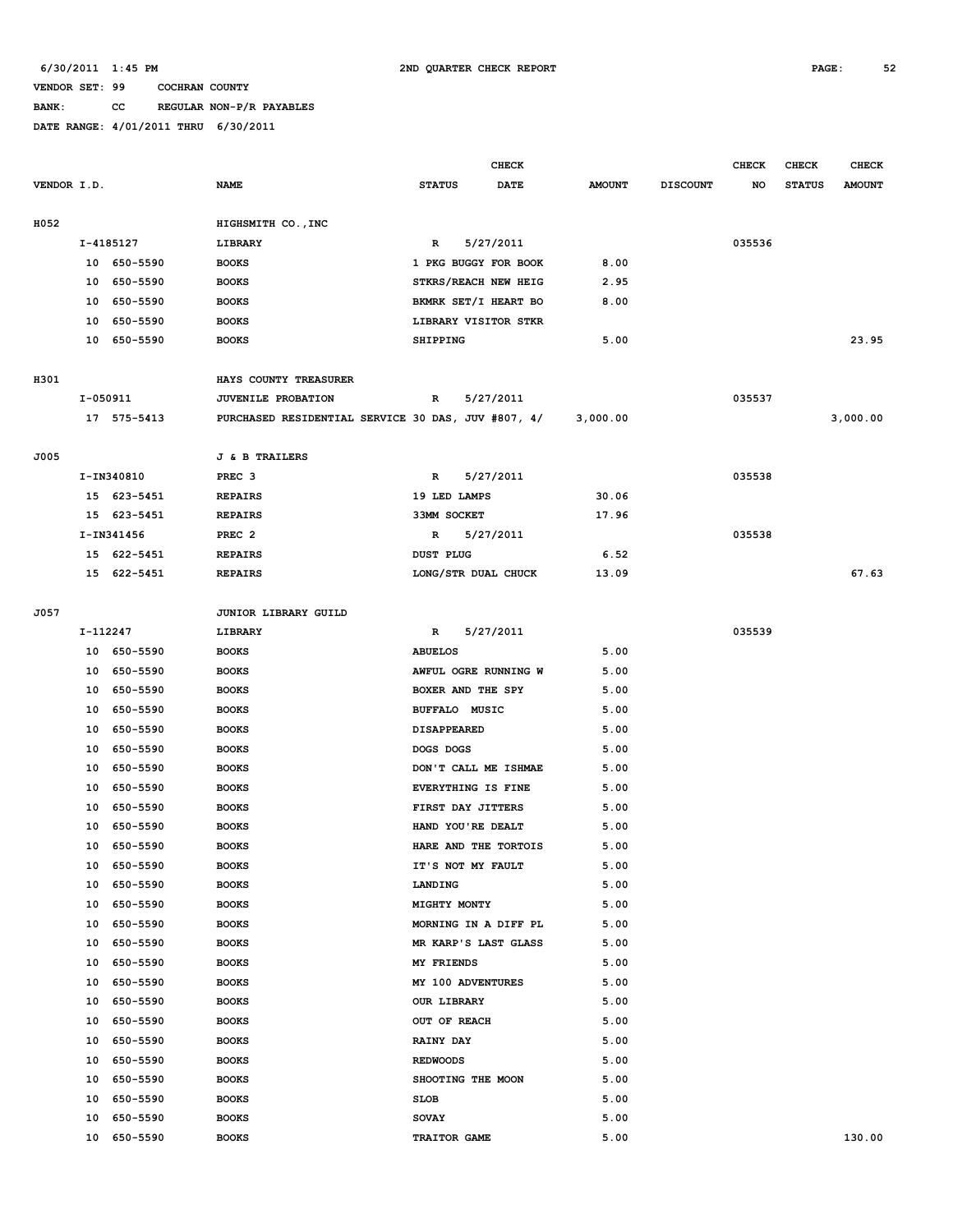6/30/2011 1:45 PM — 2ND QUARTER CHECK REPORT

VENDOR SET: 99 COCHRAN COUNTY

BANK: CC REGULAR NON-P/R PAYABLES

DATE RANGE: 4/01/2011 THRU 6/30/2011

| VENDOR I.D. | NAME | STATUS | CHECK DATE | AMOUNT | DISCOUNT | CHECK NO | CHECK STATUS | CHECK AMOUNT |
|---|---|---|---|---|---|---|---|---|
| H052 | HIGHSMITH CO.,INC | | | | | | | |
| I-4185127 | LIBRARY | R | 5/27/2011 | | | 035536 | | |
| 10 650-5590 | BOOKS | 1 PKG BUGGY FOR BOOK | | 8.00 | | | | |
| 10 650-5590 | BOOKS | STKRS/REACH NEW HEIG | | 2.95 | | | | |
| 10 650-5590 | BOOKS | BKMRK SET/I HEART BO | | 8.00 | | | | |
| 10 650-5590 | BOOKS | LIBRARY VISITOR STKR | | | | | | |
| 10 650-5590 | BOOKS | SHIPPING | | 5.00 | | | | 23.95 |
| H301 | HAYS COUNTY TREASURER | | | | | | | |
| I-050911 | JUVENILE PROBATION | R | 5/27/2011 | | | 035537 | | |
| 17 575-5413 | PURCHASED RESIDENTIAL SERVICE 30 DAS, JUV #807, 4/ | | | 3,000.00 | | | | 3,000.00 |
| J005 | J & B TRAILERS | | | | | | | |
| I-IN340810 | PREC 3 | R | 5/27/2011 | | | 035538 | | |
| 15 623-5451 | REPAIRS | 19 LED LAMPS | | 30.06 | | | | |
| 15 623-5451 | REPAIRS | 33MM SOCKET | | 17.96 | | | | |
| I-IN341456 | PREC 2 | R | 5/27/2011 | | | 035538 | | |
| 15 622-5451 | REPAIRS | DUST PLUG | | 6.52 | | | | |
| 15 622-5451 | REPAIRS | LONG/STR DUAL CHUCK | | 13.09 | | | | 67.63 |
| J057 | JUNIOR LIBRARY GUILD | | | | | | | |
| I-112247 | LIBRARY | R | 5/27/2011 | | | 035539 | | |
| 10 650-5590 | BOOKS | ABUELOS | | 5.00 | | | | |
| 10 650-5590 | BOOKS | AWFUL OGRE RUNNING W | | 5.00 | | | | |
| 10 650-5590 | BOOKS | BOXER AND THE SPY | | 5.00 | | | | |
| 10 650-5590 | BOOKS | BUFFALO MUSIC | | 5.00 | | | | |
| 10 650-5590 | BOOKS | DISAPPEARED | | 5.00 | | | | |
| 10 650-5590 | BOOKS | DOGS DOGS | | 5.00 | | | | |
| 10 650-5590 | BOOKS | DON'T CALL ME ISHMAE | | 5.00 | | | | |
| 10 650-5590 | BOOKS | EVERYTHING IS FINE | | 5.00 | | | | |
| 10 650-5590 | BOOKS | FIRST DAY JITTERS | | 5.00 | | | | |
| 10 650-5590 | BOOKS | HAND YOU'RE DEALT | | 5.00 | | | | |
| 10 650-5590 | BOOKS | HARE AND THE TORTOIS | | 5.00 | | | | |
| 10 650-5590 | BOOKS | IT'S NOT MY FAULT | | 5.00 | | | | |
| 10 650-5590 | BOOKS | LANDING | | 5.00 | | | | |
| 10 650-5590 | BOOKS | MIGHTY MONTY | | 5.00 | | | | |
| 10 650-5590 | BOOKS | MORNING IN A DIFF PL | | 5.00 | | | | |
| 10 650-5590 | BOOKS | MR KARP'S LAST GLASS | | 5.00 | | | | |
| 10 650-5590 | BOOKS | MY FRIENDS | | 5.00 | | | | |
| 10 650-5590 | BOOKS | MY 100 ADVENTURES | | 5.00 | | | | |
| 10 650-5590 | BOOKS | OUR LIBRARY | | 5.00 | | | | |
| 10 650-5590 | BOOKS | OUT OF REACH | | 5.00 | | | | |
| 10 650-5590 | BOOKS | RAINY DAY | | 5.00 | | | | |
| 10 650-5590 | BOOKS | REDWOODS | | 5.00 | | | | |
| 10 650-5590 | BOOKS | SHOOTING THE MOON | | 5.00 | | | | |
| 10 650-5590 | BOOKS | SLOB | | 5.00 | | | | |
| 10 650-5590 | BOOKS | SOVAY | | 5.00 | | | | |
| 10 650-5590 | BOOKS | TRAITOR GAME | | 5.00 | | | | 130.00 |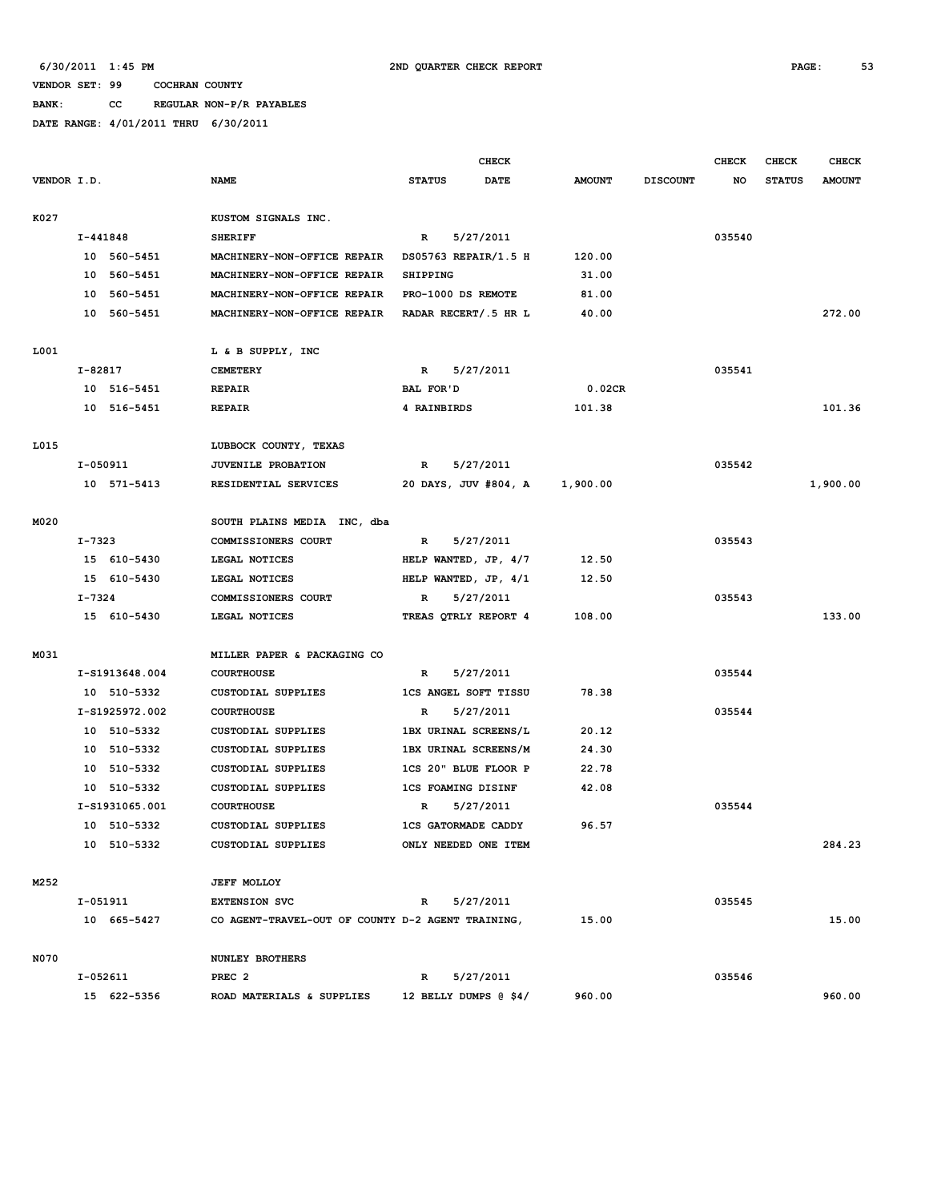6/30/2011 1:45 PM 2ND QUARTER CHECK REPORT

VENDOR SET: 99 COCHRAN COUNTY

BANK: CC REGULAR NON-P/R PAYABLES

DATE RANGE: 4/01/2011 THRU 6/30/2011

| VENDOR I.D. | NAME | STATUS | CHECK DATE | AMOUNT | DISCOUNT | CHECK NO | CHECK STATUS | CHECK AMOUNT |
|---|---|---|---|---|---|---|---|---|
| K027 | KUSTOM SIGNALS INC. | | | | | | | |
| I-441848 | SHERIFF | R | 5/27/2011 | | | 035540 | | |
| 10 560-5451 | MACHINERY-NON-OFFICE REPAIR | DS05763 REPAIR/1.5 H | | 120.00 | | | | |
| 10 560-5451 | MACHINERY-NON-OFFICE REPAIR | SHIPPING | | 31.00 | | | | |
| 10 560-5451 | MACHINERY-NON-OFFICE REPAIR | PRO-1000 DS REMOTE | | 81.00 | | | | |
| 10 560-5451 | MACHINERY-NON-OFFICE REPAIR | RADAR RECERT/.5 HR L | | 40.00 | | | | 272.00 |
| L001 | L & B SUPPLY, INC | | | | | | | |
| I-82817 | CEMETERY | R | 5/27/2011 | | | 035541 | | |
| 10 516-5451 | REPAIR | BAL FOR'D | | 0.02CR | | | | |
| 10 516-5451 | REPAIR | 4 RAINBIRDS | | 101.38 | | | | 101.36 |
| L015 | LUBBOCK COUNTY, TEXAS | | | | | | | |
| I-050911 | JUVENILE PROBATION | R | 5/27/2011 | | | 035542 | | |
| 10 571-5413 | RESIDENTIAL SERVICES | 20 DAYS, JUV #804, A | | 1,900.00 | | | | 1,900.00 |
| M020 | SOUTH PLAINS MEDIA INC, dba | | | | | | | |
| I-7323 | COMMISSIONERS COURT | R | 5/27/2011 | | | 035543 | | |
| 15 610-5430 | LEGAL NOTICES | HELP WANTED, JP, 4/7 | | 12.50 | | | | |
| 15 610-5430 | LEGAL NOTICES | HELP WANTED, JP, 4/1 | | 12.50 | | | | |
| I-7324 | COMMISSIONERS COURT | R | 5/27/2011 | | | 035543 | | |
| 15 610-5430 | LEGAL NOTICES | TREAS QTRLY REPORT 4 | | 108.00 | | | | 133.00 |
| M031 | MILLER PAPER & PACKAGING CO | | | | | | | |
| I-S1913648.004 | COURTHOUSE | R | 5/27/2011 | | | 035544 | | |
| 10 510-5332 | CUSTODIAL SUPPLIES | 1CS ANGEL SOFT TISSU | | 78.38 | | | | |
| I-S1925972.002 | COURTHOUSE | R | 5/27/2011 | | | 035544 | | |
| 10 510-5332 | CUSTODIAL SUPPLIES | 1BX URINAL SCREENS/L | | 20.12 | | | | |
| 10 510-5332 | CUSTODIAL SUPPLIES | 1BX URINAL SCREENS/M | | 24.30 | | | | |
| 10 510-5332 | CUSTODIAL SUPPLIES | 1CS 20" BLUE FLOOR P | | 22.78 | | | | |
| 10 510-5332 | CUSTODIAL SUPPLIES | 1CS FOAMING DISINF | | 42.08 | | | | |
| I-S1931065.001 | COURTHOUSE | R | 5/27/2011 | | | 035544 | | |
| 10 510-5332 | CUSTODIAL SUPPLIES | 1CS GATORMADE CADDY | | 96.57 | | | | |
| 10 510-5332 | CUSTODIAL SUPPLIES | ONLY NEEDED ONE ITEM | | | | | | 284.23 |
| M252 | JEFF MOLLOY | | | | | | | |
| I-051911 | EXTENSION SVC | R | 5/27/2011 | | | 035545 | | |
| 10 665-5427 | CO AGENT-TRAVEL-OUT OF COUNTY | D-2 AGENT TRAINING, | | 15.00 | | | | 15.00 |
| N070 | NUNLEY BROTHERS | | | | | | | |
| I-052611 | PREC 2 | R | 5/27/2011 | | | 035546 | | |
| 15 622-5356 | ROAD MATERIALS & SUPPLIES | 12 BELLY DUMPS @ $4/ | | 960.00 | | | | 960.00 |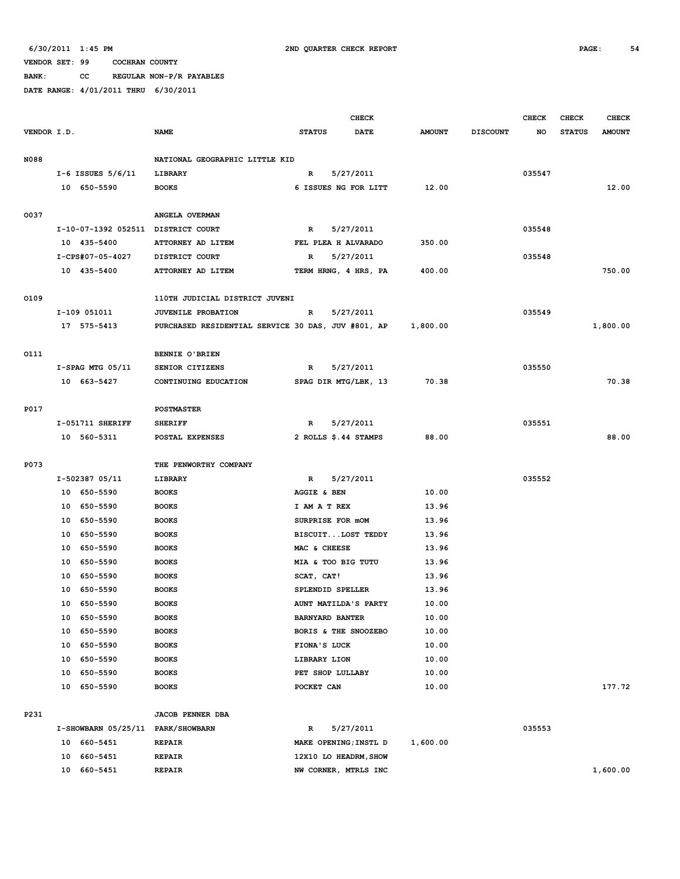6/30/2011 1:45 PM 2ND QUARTER CHECK REPORT

VENDOR SET: 99 COCHRAN COUNTY

BANK: CC REGULAR NON-P/R PAYABLES

DATE RANGE: 4/01/2011 THRU 6/30/2011

| VENDOR I.D. | NAME | STATUS | CHECK DATE | AMOUNT | DISCOUNT | CHECK NO | CHECK STATUS | CHECK AMOUNT |
|---|---|---|---|---|---|---|---|---|
| N088 | NATIONAL GEOGRAPHIC LITTLE KID | | | | | | | |
| I-6 ISSUES 5/6/11 | LIBRARY | R | 5/27/2011 | | | 035547 | | |
| 10 650-5590 | BOOKS | 6 ISSUES NG FOR LITT | | 12.00 | | | | 12.00 |
| O037 | ANGELA OVERMAN | | | | | | | |
| I-10-07-1392 052511 | DISTRICT COURT | R | 5/27/2011 | | | 035548 | | |
| 10 435-5400 | ATTORNEY AD LITEM | FEL PLEA H ALVARADO | | 350.00 | | | | |
| I-CPS#07-05-4027 | DISTRICT COURT | R | 5/27/2011 | | | 035548 | | |
| 10 435-5400 | ATTORNEY AD LITEM | TERM HRNG, 4 HRS, PA | | 400.00 | | | | 750.00 |
| O109 | 110TH JUDICIAL DISTRICT JUVENI | | | | | | | |
| I-109 051011 | JUVENILE PROBATION | R | 5/27/2011 | | | 035549 | | |
| 17 575-5413 | PURCHASED RESIDENTIAL SERVICE | 30 DAS, JUV #801, AP | | 1,800.00 | | | | 1,800.00 |
| O111 | BENNIE O'BRIEN | | | | | | | |
| I-SPAG MTG 05/11 | SENIOR CITIZENS | R | 5/27/2011 | | | 035550 | | |
| 10 663-5427 | CONTINUING EDUCATION | SPAG DIR MTG/LBK, 13 | | 70.38 | | | | 70.38 |
| P017 | POSTMASTER | | | | | | | |
| I-051711 SHERIFF | SHERIFF | R | 5/27/2011 | | | 035551 | | |
| 10 560-5311 | POSTAL EXPENSES | 2 ROLLS $.44 STAMPS | | 88.00 | | | | 88.00 |
| P073 | THE PENWORTHY COMPANY | | | | | | | |
| I-502387 05/11 | LIBRARY | R | 5/27/2011 | | | 035552 | | |
| 10 650-5590 | BOOKS | AGGIE & BEN | | 10.00 | | | | |
| 10 650-5590 | BOOKS | I AM A T REX | | 13.96 | | | | |
| 10 650-5590 | BOOKS | SURPRISE FOR mOM | | 13.96 | | | | |
| 10 650-5590 | BOOKS | BISCUIT...LOST TEDDY | | 13.96 | | | | |
| 10 650-5590 | BOOKS | MAC & CHEESE | | 13.96 | | | | |
| 10 650-5590 | BOOKS | MIA & TOO BIG TUTU | | 13.96 | | | | |
| 10 650-5590 | BOOKS | SCAT, CAT! | | 13.96 | | | | |
| 10 650-5590 | BOOKS | SPLENDID SPELLER | | 13.96 | | | | |
| 10 650-5590 | BOOKS | AUNT MATILDA'S PARTY | | 10.00 | | | | |
| 10 650-5590 | BOOKS | BARNYARD BANTER | | 10.00 | | | | |
| 10 650-5590 | BOOKS | BORIS & THE SNOOZEBO | | 10.00 | | | | |
| 10 650-5590 | BOOKS | FIONA'S LUCK | | 10.00 | | | | |
| 10 650-5590 | BOOKS | LIBRARY LION | | 10.00 | | | | |
| 10 650-5590 | BOOKS | PET SHOP LULLABY | | 10.00 | | | | |
| 10 650-5590 | BOOKS | POCKET CAN | | 10.00 | | | | 177.72 |
| P231 | JACOB PENNER DBA | | | | | | | |
| I-SHOWBARN 05/25/11 | PARK/SHOWBARN | R | 5/27/2011 | | | 035553 | | |
| 10 660-5451 | REPAIR | MAKE OPENING;INSTL D | | 1,600.00 | | | | |
| 10 660-5451 | REPAIR | 12X10 LO HEADRM,SHOW | | | | | | |
| 10 660-5451 | REPAIR | NW CORNER, MTRLS INC | | | | | | 1,600.00 |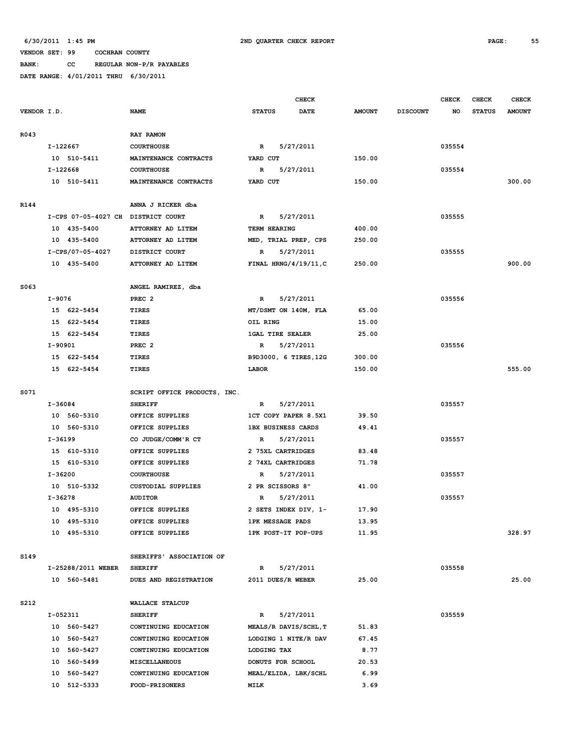6/30/2011 1:45 PM 2ND QUARTER CHECK REPORT

VENDOR SET: 99 COCHRAN COUNTY

BANK: CC REGULAR NON-P/R PAYABLES

DATE RANGE: 4/01/2011 THRU 6/30/2011

| VENDOR I.D. | NAME | STATUS | CHECK DATE | AMOUNT | DISCOUNT | CHECK NO | CHECK STATUS | CHECK AMOUNT |
|---|---|---|---|---|---|---|---|---|
| R043 | RAY RAMON | | | | | | | |
| I-122667 | COURTHOUSE | R | 5/27/2011 | | | 035554 | | |
| 10 510-5411 | MAINTENANCE CONTRACTS | YARD CUT | | 150.00 | | | | |
| I-122668 | COURTHOUSE | R | 5/27/2011 | | | 035554 | | |
| 10 510-5411 | MAINTENANCE CONTRACTS | YARD CUT | | 150.00 | | | | 300.00 |
| R144 | ANNA J RICKER dba | | | | | | | |
| I-CPS 07-05-4027 CH | DISTRICT COURT | R | 5/27/2011 | | | 035555 | | |
| 10 435-5400 | ATTORNEY AD LITEM | TERM HEARING | | 400.00 | | | | |
| 10 435-5400 | ATTORNEY AD LITEM | MED, TRIAL PREP, CPS | | 250.00 | | | | |
| I-CPS/07-05-4027 | DISTRICT COURT | R | 5/27/2011 | | | 035555 | | |
| 10 435-5400 | ATTORNEY AD LITEM | FINAL HRNG/4/19/11,C | | 250.00 | | | | 900.00 |
| S063 | ANGEL RAMIREZ, dba | | | | | | | |
| I-9076 | PREC 2 | R | 5/27/2011 | | | 035556 | | |
| 15 622-5454 | TIRES | MT/DSMT ON 140M, FLA | | 65.00 | | | | |
| 15 622-5454 | TIRES | OIL RING | | 15.00 | | | | |
| 15 622-5454 | TIRES | 1GAL TIRE SEALER | | 25.00 | | | | |
| I-90901 | PREC 2 | R | 5/27/2011 | | | 035556 | | |
| 15 622-5454 | TIRES | B9D3000, 6 TIRES,12G | | 300.00 | | | | |
| 15 622-5454 | TIRES | LABOR | | 150.00 | | | | 555.00 |
| S071 | SCRIPT OFFICE PRODUCTS, INC. | | | | | | | |
| I-36084 | SHERIFF | R | 5/27/2011 | | | 035557 | | |
| 10 560-5310 | OFFICE SUPPLIES | 1CT COPY PAPER 8.5X1 | | 39.50 | | | | |
| 10 560-5310 | OFFICE SUPPLIES | 1BX BUSINESS CARDS | | 49.41 | | | | |
| I-36199 | CO JUDGE/COMM'R CT | R | 5/27/2011 | | | 035557 | | |
| 15 610-5310 | OFFICE SUPPLIES | 2 75XL CARTRIDGES | | 83.48 | | | | |
| 15 610-5310 | OFFICE SUPPLIES | 2 74XL CARTRIDGES | | 71.78 | | | | |
| I-36200 | COURTHOUSE | R | 5/27/2011 | | | 035557 | | |
| 10 510-5332 | CUSTODIAL SUPPLIES | 2 PR SCISSORS 8" | | 41.00 | | | | |
| I-36278 | AUDITOR | R | 5/27/2011 | | | 035557 | | |
| 10 495-5310 | OFFICE SUPPLIES | 2 SETS INDEX DIV, 1- | | 17.90 | | | | |
| 10 495-5310 | OFFICE SUPPLIES | 1PK MESSAGE PADS | | 13.95 | | | | |
| 10 495-5310 | OFFICE SUPPLIES | 1PK POST-IT POP-UPS | | 11.95 | | | | 328.97 |
| S149 | SHERIFFS' ASSOCIATION OF | | | | | | | |
| I-25288/2011 WEBER | SHERIFF | R | 5/27/2011 | | | 035558 | | |
| 10 560-5481 | DUES AND REGISTRATION | 2011 DUES/R WEBER | | 25.00 | | | | 25.00 |
| S212 | WALLACE STALCUP | | | | | | | |
| I-052311 | SHERIFF | R | 5/27/2011 | | | 035559 | | |
| 10 560-5427 | CONTINUING EDUCATION | MEALS/R DAVIS/SCHL,T | | 51.83 | | | | |
| 10 560-5427 | CONTINUING EDUCATION | LODGING 1 NITE/R DAV | | 67.45 | | | | |
| 10 560-5427 | CONTINUING EDUCATION | LODGING TAX | | 8.77 | | | | |
| 10 560-5499 | MISCELLANEOUS | DONUTS FOR SCHOOL | | 20.53 | | | | |
| 10 560-5427 | CONTINUING EDUCATION | MEAL/ELIDA, LBK/SCHL | | 6.99 | | | | |
| 10 512-5333 | FOOD-PRISONERS | MILK | | 3.69 | | | | |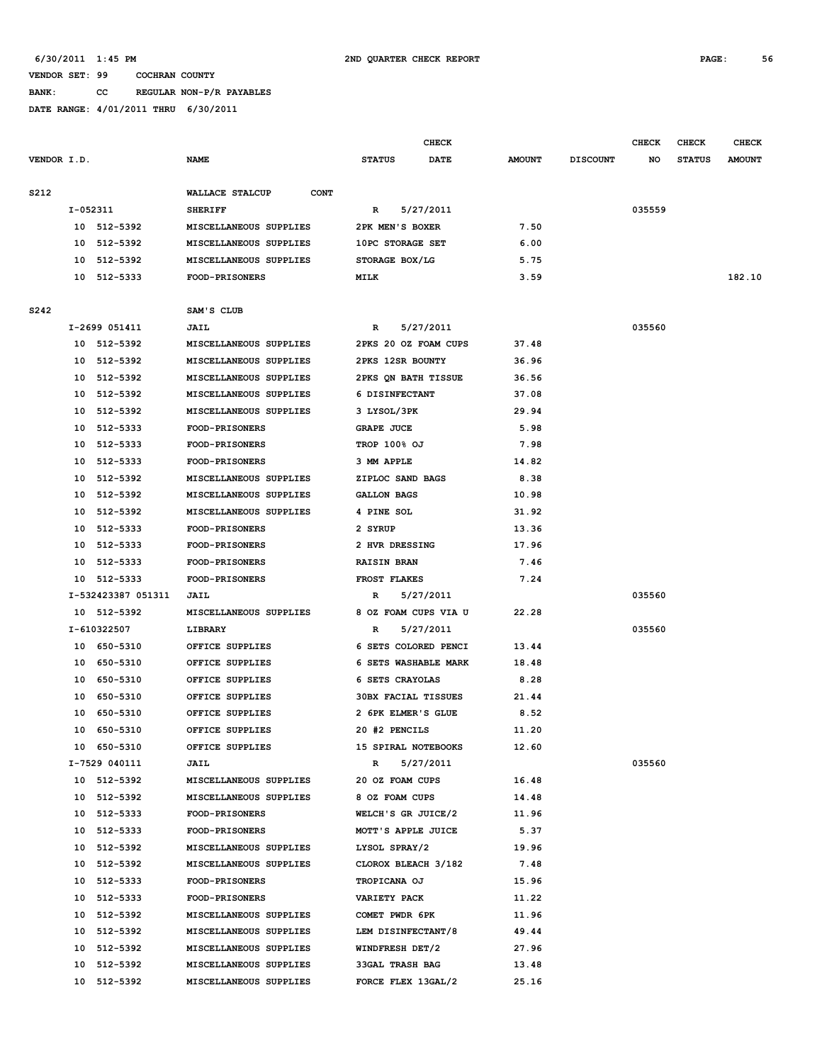6/30/2011 1:45 PM 2ND QUARTER CHECK REPORT

VENDOR SET: 99 COCHRAN COUNTY

BANK: CC REGULAR NON-P/R PAYABLES

DATE RANGE: 4/01/2011 THRU 6/30/2011

| VENDOR I.D. | NAME | STATUS | CHECK DATE | AMOUNT | DISCOUNT | CHECK NO | CHECK STATUS | CHECK AMOUNT |
|---|---|---|---|---|---|---|---|---|
| S212 | WALLACE STALCUP CONT | | | | | | | |
| I-052311 | SHERIFF | R | 5/27/2011 | | | 035559 | | |
| 10 512-5392 | MISCELLANEOUS SUPPLIES | 2PK MEN'S BOXER | | 7.50 | | | | |
| 10 512-5392 | MISCELLANEOUS SUPPLIES | 10PC STORAGE SET | | 6.00 | | | | |
| 10 512-5392 | MISCELLANEOUS SUPPLIES | STORAGE BOX/LG | | 5.75 | | | | |
| 10 512-5333 | FOOD-PRISONERS | MILK | | 3.59 | | | | 182.10 |
| S242 | SAM'S CLUB | | | | | | | |
| I-2699 051411 | JAIL | R | 5/27/2011 | | | 035560 | | |
| 10 512-5392 | MISCELLANEOUS SUPPLIES | 2PKS 20 OZ FOAM CUPS | | 37.48 | | | | |
| 10 512-5392 | MISCELLANEOUS SUPPLIES | 2PKS 12SR BOUNTY | | 36.96 | | | | |
| 10 512-5392 | MISCELLANEOUS SUPPLIES | 2PKS QN BATH TISSUE | | 36.56 | | | | |
| 10 512-5392 | MISCELLANEOUS SUPPLIES | 6 DISINFECTANT | | 37.08 | | | | |
| 10 512-5392 | MISCELLANEOUS SUPPLIES | 3 LYSOL/3PK | | 29.94 | | | | |
| 10 512-5333 | FOOD-PRISONERS | GRAPE JUCE | | 5.98 | | | | |
| 10 512-5333 | FOOD-PRISONERS | TROP 100% OJ | | 7.98 | | | | |
| 10 512-5333 | FOOD-PRISONERS | 3 MM APPLE | | 14.82 | | | | |
| 10 512-5392 | MISCELLANEOUS SUPPLIES | ZIPLOC SAND BAGS | | 8.38 | | | | |
| 10 512-5392 | MISCELLANEOUS SUPPLIES | GALLON BAGS | | 10.98 | | | | |
| 10 512-5392 | MISCELLANEOUS SUPPLIES | 4 PINE SOL | | 31.92 | | | | |
| 10 512-5333 | FOOD-PRISONERS | 2 SYRUP | | 13.36 | | | | |
| 10 512-5333 | FOOD-PRISONERS | 2 HVR DRESSING | | 17.96 | | | | |
| 10 512-5333 | FOOD-PRISONERS | RAISIN BRAN | | 7.46 | | | | |
| 10 512-5333 | FOOD-PRISONERS | FROST FLAKES | | 7.24 | | | | |
| I-532423387 051311 | JAIL | R | 5/27/2011 | | | 035560 | | |
| 10 512-5392 | MISCELLANEOUS SUPPLIES | 8 OZ FOAM CUPS VIA U | | 22.28 | | | | |
| I-610322507 | LIBRARY | R | 5/27/2011 | | | 035560 | | |
| 10 650-5310 | OFFICE SUPPLIES | 6 SETS COLORED PENCI | | 13.44 | | | | |
| 10 650-5310 | OFFICE SUPPLIES | 6 SETS WASHABLE MARK | | 18.48 | | | | |
| 10 650-5310 | OFFICE SUPPLIES | 6 SETS CRAYOLAS | | 8.28 | | | | |
| 10 650-5310 | OFFICE SUPPLIES | 30BX FACIAL TISSUES | | 21.44 | | | | |
| 10 650-5310 | OFFICE SUPPLIES | 2 6PK ELMER'S GLUE | | 8.52 | | | | |
| 10 650-5310 | OFFICE SUPPLIES | 20 #2 PENCILS | | 11.20 | | | | |
| 10 650-5310 | OFFICE SUPPLIES | 15 SPIRAL NOTEBOOKS | | 12.60 | | | | |
| I-7529 040111 | JAIL | R | 5/27/2011 | | | 035560 | | |
| 10 512-5392 | MISCELLANEOUS SUPPLIES | 20 OZ FOAM CUPS | | 16.48 | | | | |
| 10 512-5392 | MISCELLANEOUS SUPPLIES | 8 OZ FOAM CUPS | | 14.48 | | | | |
| 10 512-5333 | FOOD-PRISONERS | WELCH'S GR JUICE/2 | | 11.96 | | | | |
| 10 512-5333 | FOOD-PRISONERS | MOTT'S APPLE JUICE | | 5.37 | | | | |
| 10 512-5392 | MISCELLANEOUS SUPPLIES | LYSOL SPRAY/2 | | 19.96 | | | | |
| 10 512-5392 | MISCELLANEOUS SUPPLIES | CLOROX BLEACH 3/182 | | 7.48 | | | | |
| 10 512-5333 | FOOD-PRISONERS | TROPICANA OJ | | 15.96 | | | | |
| 10 512-5333 | FOOD-PRISONERS | VARIETY PACK | | 11.22 | | | | |
| 10 512-5392 | MISCELLANEOUS SUPPLIES | COMET PWDR 6PK | | 11.96 | | | | |
| 10 512-5392 | MISCELLANEOUS SUPPLIES | LEM DISINFECTANT/8 | | 49.44 | | | | |
| 10 512-5392 | MISCELLANEOUS SUPPLIES | WINDFRESH DET/2 | | 27.96 | | | | |
| 10 512-5392 | MISCELLANEOUS SUPPLIES | 33GAL TRASH BAG | | 13.48 | | | | |
| 10 512-5392 | MISCELLANEOUS SUPPLIES | FORCE FLEX 13GAL/2 | | 25.16 | | | | |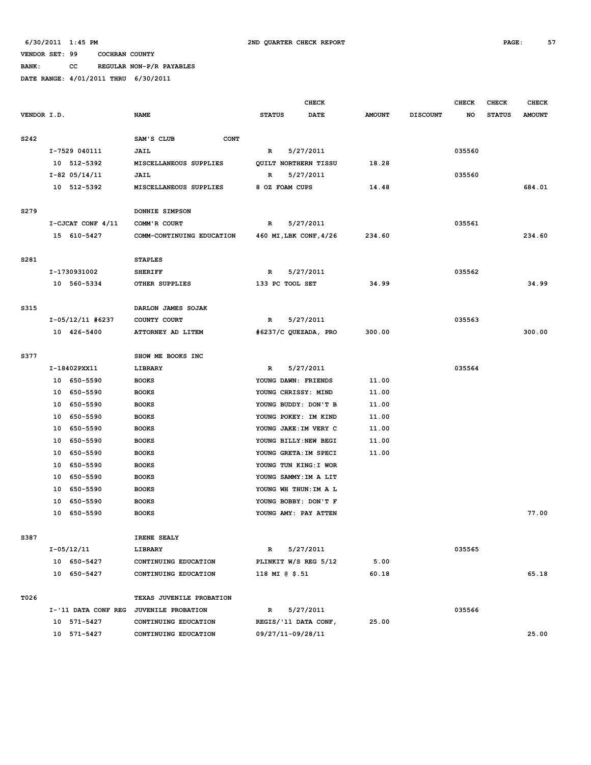6/30/2011 1:45 PM 2ND QUARTER CHECK REPORT

VENDOR SET: 99 COCHRAN COUNTY

BANK: CC REGULAR NON-P/R PAYABLES

DATE RANGE: 4/01/2011 THRU 6/30/2011

| VENDOR I.D. | NAME | STATUS | CHECK DATE | AMOUNT | DISCOUNT | CHECK NO | CHECK STATUS | CHECK AMOUNT |
|---|---|---|---|---|---|---|---|---|
| S242 | SAM'S CLUB CONT | | | | | | | |
| I-7529 040111 | JAIL | R | 5/27/2011 | | | 035560 | | |
| 10 512-5392 | MISCELLANEOUS SUPPLIES | QUILT NORTHERN TISSU | | 18.28 | | | | |
| I-82 05/14/11 | JAIL | R | 5/27/2011 | | | 035560 | | |
| 10 512-5392 | MISCELLANEOUS SUPPLIES | 8 OZ FOAM CUPS | | 14.48 | | | | 684.01 |
| S279 | DONNIE SIMPSON | | | | | | | |
| I-CJCAT CONF 4/11 | COMM'R COURT | R | 5/27/2011 | | | 035561 | | |
| 15 610-5427 | COMM-CONTINUING EDUCATION | 460 MI,LBK CONF,4/26 | | 234.60 | | | | 234.60 |
| S281 | STAPLES | | | | | | | |
| I-1730931002 | SHERIFF | R | 5/27/2011 | | | 035562 | | |
| 10 560-5334 | OTHER SUPPLIES | 133 PC TOOL SET | | 34.99 | | | | 34.99 |
| S315 | DARLON JAMES SOJAK | | | | | | | |
| I-05/12/11 #6237 | COUNTY COURT | R | 5/27/2011 | | | 035563 | | |
| 10 426-5400 | ATTORNEY AD LITEM | #6237/C QUEZADA, PRO | | 300.00 | | | | 300.00 |
| S377 | SHOW ME BOOKS INC | | | | | | | |
| I-18402PXX11 | LIBRARY | R | 5/27/2011 | | | 035564 | | |
| 10 650-5590 | BOOKS | YOUNG DAWN: FRIENDS | | 11.00 | | | | |
| 10 650-5590 | BOOKS | YOUNG CHRISSY: MIND | | 11.00 | | | | |
| 10 650-5590 | BOOKS | YOUNG BUDDY: DON'T B | | 11.00 | | | | |
| 10 650-5590 | BOOKS | YOUNG POKEY: IM KIND | | 11.00 | | | | |
| 10 650-5590 | BOOKS | YOUNG JAKE:IM VERY C | | 11.00 | | | | |
| 10 650-5590 | BOOKS | YOUNG BILLY:NEW BEGI | | 11.00 | | | | |
| 10 650-5590 | BOOKS | YOUNG GRETA:IM SPECI | | 11.00 | | | | |
| 10 650-5590 | BOOKS | YOUNG TUN KING:I WOR | | | | | | |
| 10 650-5590 | BOOKS | YOUNG SAMMY:IM A LIT | | | | | | |
| 10 650-5590 | BOOKS | YOUNG WH THUN:IM A L | | | | | | |
| 10 650-5590 | BOOKS | YOUNG BOBBY: DON'T F | | | | | | |
| 10 650-5590 | BOOKS | YOUNG AMY: PAY ATTEN | | | | | | 77.00 |
| S387 | IRENE SEALY | | | | | | | |
| I-05/12/11 | LIBRARY | R | 5/27/2011 | | | 035565 | | |
| 10 650-5427 | CONTINUING EDUCATION | PLINKIT W/S REG 5/12 | | 5.00 | | | | |
| 10 650-5427 | CONTINUING EDUCATION | 118 MI @ $.51 | | 60.18 | | | | 65.18 |
| T026 | TEXAS JUVENILE PROBATION | | | | | | | |
| I-'11 DATA CONF REG | JUVENILE PROBATION | R | 5/27/2011 | | | 035566 | | |
| 10 571-5427 | CONTINUING EDUCATION | REGIS/'11 DATA CONF, | | 25.00 | | | | |
| 10 571-5427 | CONTINUING EDUCATION | 09/27/11-09/28/11 | | | | | | 25.00 |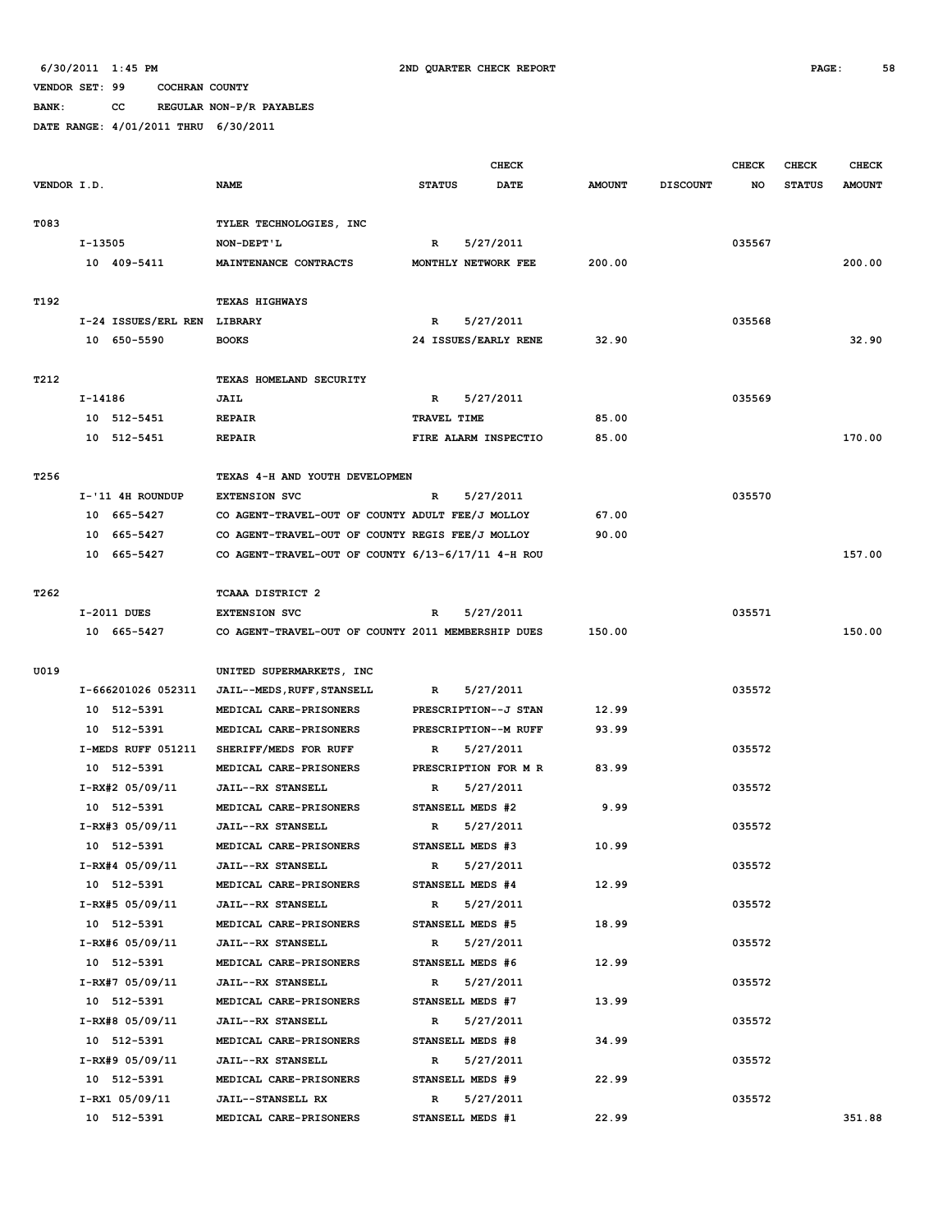6/30/2011 1:45 PM 2ND QUARTER CHECK REPORT

VENDOR SET: 99 COCHRAN COUNTY

BANK: CC REGULAR NON-P/R PAYABLES

DATE RANGE: 4/01/2011 THRU 6/30/2011

| VENDOR I.D. | NAME | STATUS | CHECK DATE | AMOUNT | DISCOUNT | CHECK NO | CHECK STATUS | CHECK AMOUNT |
|---|---|---|---|---|---|---|---|---|
| T083 | TYLER TECHNOLOGIES, INC | | | | | | | |
| I-13505 | NON-DEPT'L | R | 5/27/2011 | | | 035567 | | |
| 10 409-5411 | MAINTENANCE CONTRACTS | MONTHLY NETWORK FEE | | 200.00 | | | | 200.00 |
| T192 | TEXAS HIGHWAYS | | | | | | | |
| I-24 ISSUES/ERL REN | LIBRARY | R | 5/27/2011 | | | 035568 | | |
| 10 650-5590 | BOOKS | 24 ISSUES/EARLY RENE | | 32.90 | | | | 32.90 |
| T212 | TEXAS HOMELAND SECURITY | | | | | | | |
| I-14186 | JAIL | R | 5/27/2011 | | | 035569 | | |
| 10 512-5451 | REPAIR | TRAVEL TIME | | 85.00 | | | | |
| 10 512-5451 | REPAIR | FIRE ALARM INSPECTIO | | 85.00 | | | | 170.00 |
| T256 | TEXAS 4-H AND YOUTH DEVELOPMEN | | | | | | | |
| I-'11 4H ROUNDUP | EXTENSION SVC | R | 5/27/2011 | | | 035570 | | |
| 10 665-5427 | CO AGENT-TRAVEL-OUT OF COUNTY ADULT FEE/J MOLLOY | | | 67.00 | | | | |
| 10 665-5427 | CO AGENT-TRAVEL-OUT OF COUNTY REGIS FEE/J MOLLOY | | | 90.00 | | | | |
| 10 665-5427 | CO AGENT-TRAVEL-OUT OF COUNTY 6/13-6/17/11 4-H ROU | | | | | | | 157.00 |
| T262 | TCAAA DISTRICT 2 | | | | | | | |
| I-2011 DUES | EXTENSION SVC | R | 5/27/2011 | | | 035571 | | |
| 10 665-5427 | CO AGENT-TRAVEL-OUT OF COUNTY 2011 MEMBERSHIP DUES | | | 150.00 | | | | 150.00 |
| U019 | UNITED SUPERMARKETS, INC | | | | | | | |
| I-666201026 052311 | JAIL--MEDS,RUFF,STANSELL | R | 5/27/2011 | | | 035572 | | |
| 10 512-5391 | MEDICAL CARE-PRISONERS | PRESCRIPTION--J STAN | | 12.99 | | | | |
| 10 512-5391 | MEDICAL CARE-PRISONERS | PRESCRIPTION--M RUFF | | 93.99 | | | | |
| I-MEDS RUFF 051211 | SHERIFF/MEDS FOR RUFF | R | 5/27/2011 | | | 035572 | | |
| 10 512-5391 | MEDICAL CARE-PRISONERS | PRESCRIPTION FOR M R | | 83.99 | | | | |
| I-RX#2 05/09/11 | JAIL--RX STANSELL | R | 5/27/2011 | | | 035572 | | |
| 10 512-5391 | MEDICAL CARE-PRISONERS | STANSELL MEDS #2 | | 9.99 | | | | |
| I-RX#3 05/09/11 | JAIL--RX STANSELL | R | 5/27/2011 | | | 035572 | | |
| 10 512-5391 | MEDICAL CARE-PRISONERS | STANSELL MEDS #3 | | 10.99 | | | | |
| I-RX#4 05/09/11 | JAIL--RX STANSELL | R | 5/27/2011 | | | 035572 | | |
| 10 512-5391 | MEDICAL CARE-PRISONERS | STANSELL MEDS #4 | | 12.99 | | | | |
| I-RX#5 05/09/11 | JAIL--RX STANSELL | R | 5/27/2011 | | | 035572 | | |
| 10 512-5391 | MEDICAL CARE-PRISONERS | STANSELL MEDS #5 | | 18.99 | | | | |
| I-RX#6 05/09/11 | JAIL--RX STANSELL | R | 5/27/2011 | | | 035572 | | |
| 10 512-5391 | MEDICAL CARE-PRISONERS | STANSELL MEDS #6 | | 12.99 | | | | |
| I-RX#7 05/09/11 | JAIL--RX STANSELL | R | 5/27/2011 | | | 035572 | | |
| 10 512-5391 | MEDICAL CARE-PRISONERS | STANSELL MEDS #7 | | 13.99 | | | | |
| I-RX#8 05/09/11 | JAIL--RX STANSELL | R | 5/27/2011 | | | 035572 | | |
| 10 512-5391 | MEDICAL CARE-PRISONERS | STANSELL MEDS #8 | | 34.99 | | | | |
| I-RX#9 05/09/11 | JAIL--RX STANSELL | R | 5/27/2011 | | | 035572 | | |
| 10 512-5391 | MEDICAL CARE-PRISONERS | STANSELL MEDS #9 | | 22.99 | | | | |
| I-RX1 05/09/11 | JAIL--STANSELL RX | R | 5/27/2011 | | | 035572 | | |
| 10 512-5391 | MEDICAL CARE-PRISONERS | STANSELL MEDS #1 | | 22.99 | | | | 351.88 |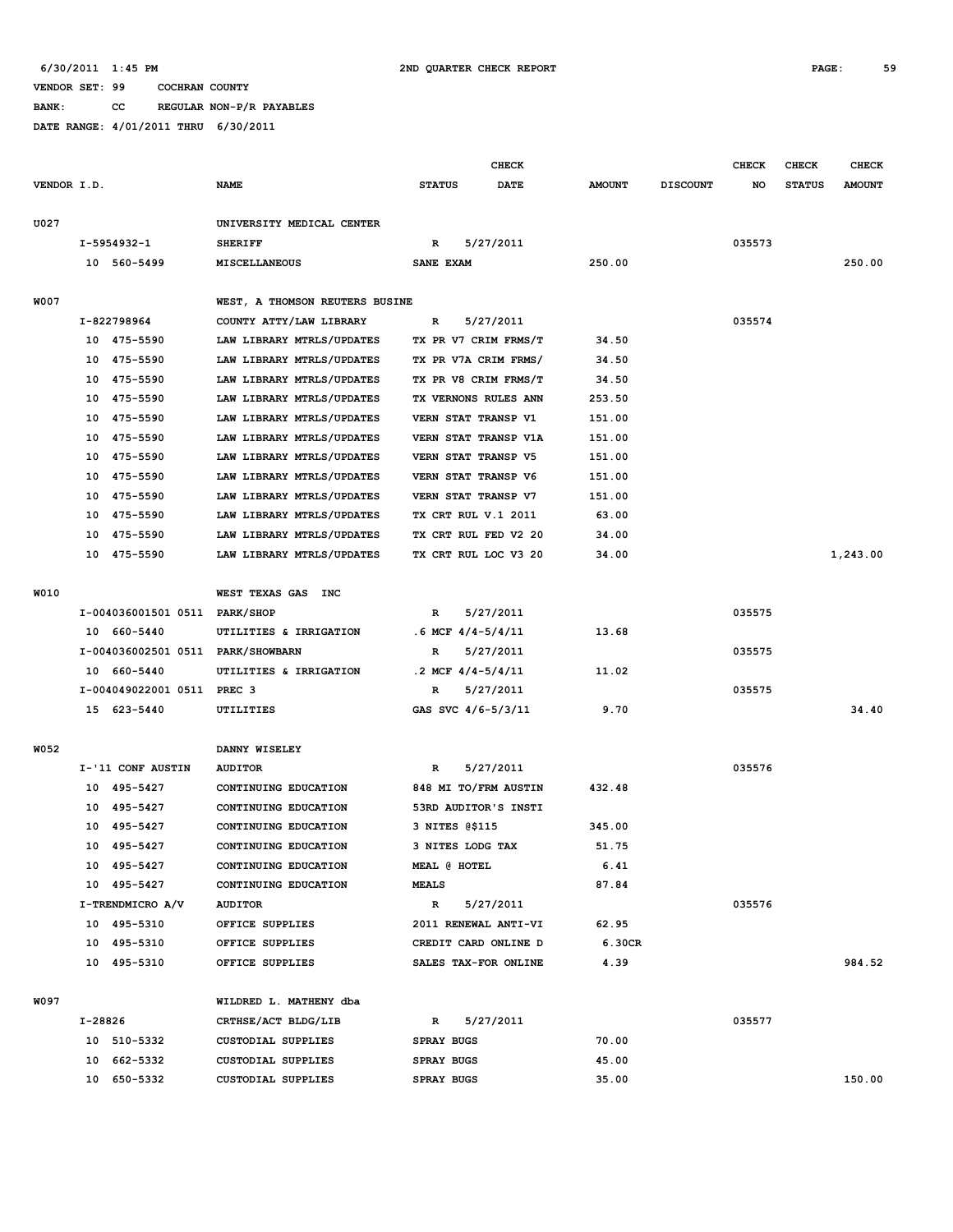6/30/2011 1:45 PM 2ND QUARTER CHECK REPORT

VENDOR SET: 99 COCHRAN COUNTY

BANK: CC REGULAR NON-P/R PAYABLES

DATE RANGE: 4/01/2011 THRU 6/30/2011

| VENDOR I.D. | NAME | STATUS | CHECK DATE | AMOUNT | DISCOUNT | CHECK NO | CHECK STATUS | CHECK AMOUNT |
|---|---|---|---|---|---|---|---|---|
| U027 | UNIVERSITY MEDICAL CENTER | | | | | | | |
| I-5954932-1 | SHERIFF | R | 5/27/2011 | | | 035573 | | |
| 10 560-5499 | MISCELLANEOUS | SANE EXAM | | 250.00 | | | | 250.00 |
| W007 | WEST, A THOMSON REUTERS BUSINE | | | | | | | |
| I-822798964 | COUNTY ATTY/LAW LIBRARY | R | 5/27/2011 | | | 035574 | | |
| 10 475-5590 | LAW LIBRARY MTRLS/UPDATES | TX PR V7 CRIM FRMS/T | | 34.50 | | | | |
| 10 475-5590 | LAW LIBRARY MTRLS/UPDATES | TX PR V7A CRIM FRMS/ | | 34.50 | | | | |
| 10 475-5590 | LAW LIBRARY MTRLS/UPDATES | TX PR V8 CRIM FRMS/T | | 34.50 | | | | |
| 10 475-5590 | LAW LIBRARY MTRLS/UPDATES | TX VERNONS RULES ANN | | 253.50 | | | | |
| 10 475-5590 | LAW LIBRARY MTRLS/UPDATES | VERN STAT TRANSP V1 | | 151.00 | | | | |
| 10 475-5590 | LAW LIBRARY MTRLS/UPDATES | VERN STAT TRANSP V1A | | 151.00 | | | | |
| 10 475-5590 | LAW LIBRARY MTRLS/UPDATES | VERN STAT TRANSP V5 | | 151.00 | | | | |
| 10 475-5590 | LAW LIBRARY MTRLS/UPDATES | VERN STAT TRANSP V6 | | 151.00 | | | | |
| 10 475-5590 | LAW LIBRARY MTRLS/UPDATES | VERN STAT TRANSP V7 | | 151.00 | | | | |
| 10 475-5590 | LAW LIBRARY MTRLS/UPDATES | TX CRT RUL V.1 2011 | | 63.00 | | | | |
| 10 475-5590 | LAW LIBRARY MTRLS/UPDATES | TX CRT RUL FED V2 20 | | 34.00 | | | | |
| 10 475-5590 | LAW LIBRARY MTRLS/UPDATES | TX CRT RUL LOC V3 20 | | 34.00 | | | | 1,243.00 |
| W010 | WEST TEXAS GAS INC | | | | | | | |
| I-004036001501 0511 | PARK/SHOP | R | 5/27/2011 | | | 035575 | | |
| 10 660-5440 | UTILITIES & IRRIGATION | .6 MCF 4/4-5/4/11 | | 13.68 | | | | |
| I-004036002501 0511 | PARK/SHOWBARN | R | 5/27/2011 | | | 035575 | | |
| 10 660-5440 | UTILITIES & IRRIGATION | .2 MCF 4/4-5/4/11 | | 11.02 | | | | |
| I-004049022001 0511 | PREC 3 | R | 5/27/2011 | | | 035575 | | |
| 15 623-5440 | UTILITIES | GAS SVC 4/6-5/3/11 | | 9.70 | | | | 34.40 |
| W052 | DANNY WISELEY | | | | | | | |
| I-'11 CONF AUSTIN | AUDITOR | R | 5/27/2011 | | | 035576 | | |
| 10 495-5427 | CONTINUING EDUCATION | 848 MI TO/FRM AUSTIN | | 432.48 | | | | |
| 10 495-5427 | CONTINUING EDUCATION | 53RD AUDITOR'S INSTI | | | | | | |
| 10 495-5427 | CONTINUING EDUCATION | 3 NITES @$115 | | 345.00 | | | | |
| 10 495-5427 | CONTINUING EDUCATION | 3 NITES LODG TAX | | 51.75 | | | | |
| 10 495-5427 | CONTINUING EDUCATION | MEAL @ HOTEL | | 6.41 | | | | |
| 10 495-5427 | CONTINUING EDUCATION | MEALS | | 87.84 | | | | |
| I-TRENDMICRO A/V | AUDITOR | R | 5/27/2011 | | | 035576 | | |
| 10 495-5310 | OFFICE SUPPLIES | 2011 RENEWAL ANTI-VI | | 62.95 | | | | |
| 10 495-5310 | OFFICE SUPPLIES | CREDIT CARD ONLINE D | | 6.30CR | | | | |
| 10 495-5310 | OFFICE SUPPLIES | SALES TAX-FOR ONLINE | | 4.39 | | | | 984.52 |
| W097 | WILDRED L. MATHENY dba | | | | | | | |
| I-28826 | CRTHSE/ACT BLDG/LIB | R | 5/27/2011 | | | 035577 | | |
| 10 510-5332 | CUSTODIAL SUPPLIES | SPRAY BUGS | | 70.00 | | | | |
| 10 662-5332 | CUSTODIAL SUPPLIES | SPRAY BUGS | | 45.00 | | | | |
| 10 650-5332 | CUSTODIAL SUPPLIES | SPRAY BUGS | | 35.00 | | | | 150.00 |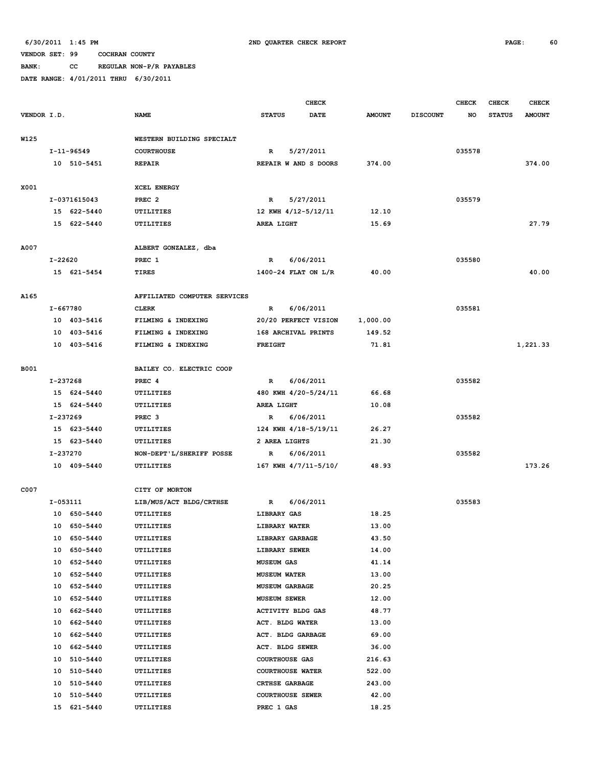6/30/2011 1:45 PM 2ND QUARTER CHECK REPORT

VENDOR SET: 99 COCHRAN COUNTY

BANK: CC REGULAR NON-P/R PAYABLES

DATE RANGE: 4/01/2011 THRU 6/30/2011

| VENDOR I.D. | NAME | STATUS | CHECK DATE | AMOUNT | DISCOUNT | CHECK NO | CHECK STATUS | CHECK AMOUNT |
|---|---|---|---|---|---|---|---|---|
| W125 | WESTERN BUILDING SPECIALT | | | | | | | |
| I-11-96549 | COURTHOUSE | R | 5/27/2011 | | | 035578 | | |
| 10 510-5451 | REPAIR | REPAIR W AND S DOORS | | 374.00 | | | | 374.00 |
| X001 | XCEL ENERGY | | | | | | | |
| I-0371615043 | PREC 2 | R | 5/27/2011 | | | 035579 | | |
| 15 622-5440 | UTILITIES | 12 KWH 4/12-5/12/11 | | 12.10 | | | | |
| 15 622-5440 | UTILITIES | AREA LIGHT | | 15.69 | | | | 27.79 |
| A007 | ALBERT GONZALEZ, dba | | | | | | | |
| I-22620 | PREC 1 | R | 6/06/2011 | | | 035580 | | |
| 15 621-5454 | TIRES | 1400-24 FLAT ON L/R | | 40.00 | | | | 40.00 |
| A165 | AFFILIATED COMPUTER SERVICES | | | | | | | |
| I-667780 | CLERK | R | 6/06/2011 | | | 035581 | | |
| 10 403-5416 | FILMING & INDEXING | 20/20 PERFECT VISION | | 1,000.00 | | | | |
| 10 403-5416 | FILMING & INDEXING | 168 ARCHIVAL PRINTS | | 149.52 | | | | |
| 10 403-5416 | FILMING & INDEXING | FREIGHT | | 71.81 | | | | 1,221.33 |
| B001 | BAILEY CO. ELECTRIC COOP | | | | | | | |
| I-237268 | PREC 4 | R | 6/06/2011 | | | 035582 | | |
| 15 624-5440 | UTILITIES | 480 KWH 4/20-5/24/11 | | 66.68 | | | | |
| 15 624-5440 | UTILITIES | AREA LIGHT | | 10.08 | | | | |
| I-237269 | PREC 3 | R | 6/06/2011 | | | 035582 | | |
| 15 623-5440 | UTILITIES | 124 KWH 4/18-5/19/11 | | 26.27 | | | | |
| 15 623-5440 | UTILITIES | 2 AREA LIGHTS | | 21.30 | | | | |
| I-237270 | NON-DEPT'L/SHERIFF POSSE | R | 6/06/2011 | | | 035582 | | |
| 10 409-5440 | UTILITIES | 167 KWH 4/7/11-5/10/ | | 48.93 | | | | 173.26 |
| C007 | CITY OF MORTON | | | | | | | |
| I-053111 | LIB/MUS/ACT BLDG/CRTHSE | R | 6/06/2011 | | | 035583 | | |
| 10 650-5440 | UTILITIES | LIBRARY GAS | | 18.25 | | | | |
| 10 650-5440 | UTILITIES | LIBRARY WATER | | 13.00 | | | | |
| 10 650-5440 | UTILITIES | LIBRARY GARBAGE | | 43.50 | | | | |
| 10 650-5440 | UTILITIES | LIBRARY SEWER | | 14.00 | | | | |
| 10 652-5440 | UTILITIES | MUSEUM GAS | | 41.14 | | | | |
| 10 652-5440 | UTILITIES | MUSEUM WATER | | 13.00 | | | | |
| 10 652-5440 | UTILITIES | MUSEUM GARBAGE | | 20.25 | | | | |
| 10 652-5440 | UTILITIES | MUSEUM SEWER | | 12.00 | | | | |
| 10 662-5440 | UTILITIES | ACTIVITY BLDG GAS | | 48.77 | | | | |
| 10 662-5440 | UTILITIES | ACT. BLDG WATER | | 13.00 | | | | |
| 10 662-5440 | UTILITIES | ACT. BLDG GARBAGE | | 69.00 | | | | |
| 10 662-5440 | UTILITIES | ACT. BLDG SEWER | | 36.00 | | | | |
| 10 510-5440 | UTILITIES | COURTHOUSE GAS | | 216.63 | | | | |
| 10 510-5440 | UTILITIES | COURTHOUSE WATER | | 522.00 | | | | |
| 10 510-5440 | UTILITIES | CRTHSE GARBAGE | | 243.00 | | | | |
| 10 510-5440 | UTILITIES | COURTHOUSE SEWER | | 42.00 | | | | |
| 15 621-5440 | UTILITIES | PREC 1 GAS | | 18.25 | | | | |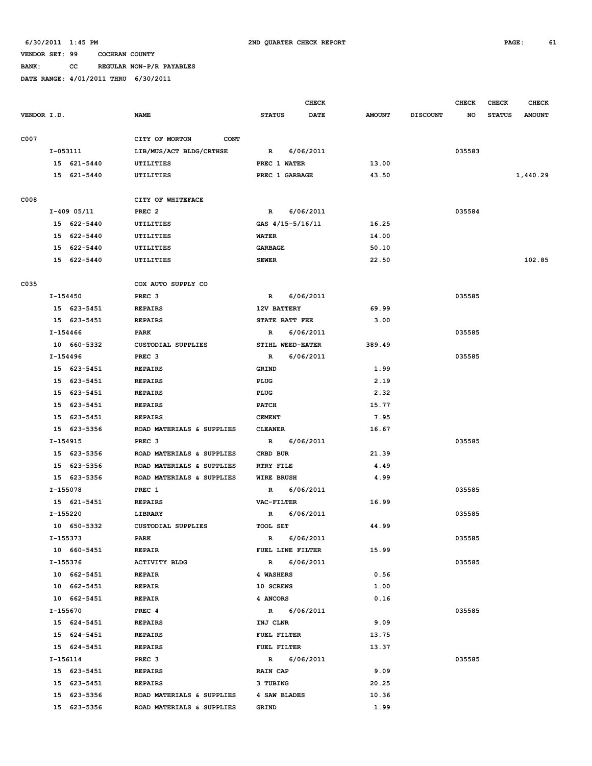6/30/2011 1:45 PM 2ND QUARTER CHECK REPORT

VENDOR SET: 99 COCHRAN COUNTY

BANK: CC REGULAR NON-P/R PAYABLES

DATE RANGE: 4/01/2011 THRU 6/30/2011

| VENDOR I.D. | NAME | STATUS | CHECK DATE | AMOUNT | DISCOUNT | CHECK NO | CHECK STATUS | CHECK AMOUNT |
|---|---|---|---|---|---|---|---|---|
| C007 | CITY OF MORTON CONT | | | | | | | |
| I-053111 | LIB/MUS/ACT BLDG/CRTHSE | R | 6/06/2011 | | | 035583 | | |
| 15 621-5440 | UTILITIES | PREC 1 WATER | | 13.00 | | | | |
| 15 621-5440 | UTILITIES | PREC 1 GARBAGE | | 43.50 | | | | 1,440.29 |
| C008 | CITY OF WHITEFACE | | | | | | | |
| I-409 05/11 | PREC 2 | R | 6/06/2011 | | | 035584 | | |
| 15 622-5440 | UTILITIES | GAS 4/15-5/16/11 | | 16.25 | | | | |
| 15 622-5440 | UTILITIES | WATER | | 14.00 | | | | |
| 15 622-5440 | UTILITIES | GARBAGE | | 50.10 | | | | |
| 15 622-5440 | UTILITIES | SEWER | | 22.50 | | | | 102.85 |
| C035 | COX AUTO SUPPLY CO | | | | | | | |
| I-154450 | PREC 3 | R | 6/06/2011 | | | 035585 | | |
| 15 623-5451 | REPAIRS | 12V BATTERY | | 69.99 | | | | |
| 15 623-5451 | REPAIRS | STATE BATT FEE | | 3.00 | | | | |
| I-154466 | PARK | R | 6/06/2011 | | | 035585 | | |
| 10 660-5332 | CUSTODIAL SUPPLIES | STIHL WEED-EATER | | 389.49 | | | | |
| I-154496 | PREC 3 | R | 6/06/2011 | | | 035585 | | |
| 15 623-5451 | REPAIRS | GRIND | | 1.99 | | | | |
| 15 623-5451 | REPAIRS | PLUG | | 2.19 | | | | |
| 15 623-5451 | REPAIRS | PLUG | | 2.32 | | | | |
| 15 623-5451 | REPAIRS | PATCH | | 15.77 | | | | |
| 15 623-5451 | REPAIRS | CEMENT | | 7.95 | | | | |
| 15 623-5356 | ROAD MATERIALS & SUPPLIES | CLEANER | | 16.67 | | | | |
| I-154915 | PREC 3 | R | 6/06/2011 | | | 035585 | | |
| 15 623-5356 | ROAD MATERIALS & SUPPLIES | CRBD BUR | | 21.39 | | | | |
| 15 623-5356 | ROAD MATERIALS & SUPPLIES | RTRY FILE | | 4.49 | | | | |
| 15 623-5356 | ROAD MATERIALS & SUPPLIES | WIRE BRUSH | | 4.99 | | | | |
| I-155078 | PREC 1 | R | 6/06/2011 | | | 035585 | | |
| 15 621-5451 | REPAIRS | VAC-FILTER | | 16.99 | | | | |
| I-155220 | LIBRARY | R | 6/06/2011 | | | 035585 | | |
| 10 650-5332 | CUSTODIAL SUPPLIES | TOOL SET | | 44.99 | | | | |
| I-155373 | PARK | R | 6/06/2011 | | | 035585 | | |
| 10 660-5451 | REPAIR | FUEL LINE FILTER | | 15.99 | | | | |
| I-155376 | ACTIVITY BLDG | R | 6/06/2011 | | | 035585 | | |
| 10 662-5451 | REPAIR | 4 WASHERS | | 0.56 | | | | |
| 10 662-5451 | REPAIR | 10 SCREWS | | 1.00 | | | | |
| 10 662-5451 | REPAIR | 4 ANCORS | | 0.16 | | | | |
| I-155670 | PREC 4 | R | 6/06/2011 | | | 035585 | | |
| 15 624-5451 | REPAIRS | INJ CLNR | | 9.09 | | | | |
| 15 624-5451 | REPAIRS | FUEL FILTER | | 13.75 | | | | |
| 15 624-5451 | REPAIRS | FUEL FILTER | | 13.37 | | | | |
| I-156114 | PREC 3 | R | 6/06/2011 | | | 035585 | | |
| 15 623-5451 | REPAIRS | RAIN CAP | | 9.09 | | | | |
| 15 623-5451 | REPAIRS | 3 TUBING | | 20.25 | | | | |
| 15 623-5356 | ROAD MATERIALS & SUPPLIES | 4 SAW BLADES | | 10.36 | | | | |
| 15 623-5356 | ROAD MATERIALS & SUPPLIES | GRIND | | 1.99 | | | | |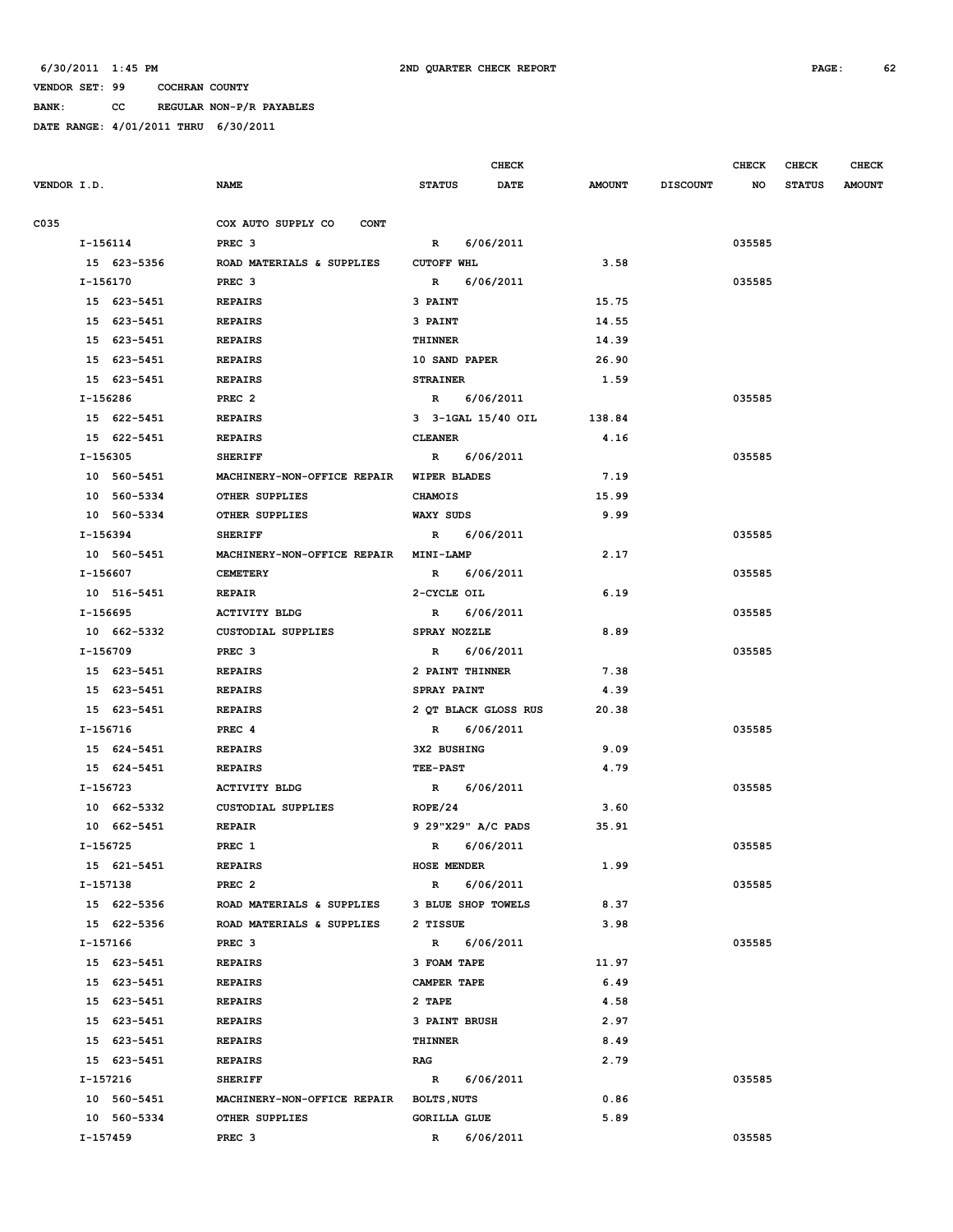6/30/2011 1:45 PM 2ND QUARTER CHECK REPORT

VENDOR SET: 99 COCHRAN COUNTY

BANK: CC REGULAR NON-P/R PAYABLES

DATE RANGE: 4/01/2011 THRU 6/30/2011

| VENDOR I.D. | NAME | STATUS | CHECK DATE | AMOUNT | DISCOUNT | CHECK NO | CHECK STATUS | CHECK AMOUNT |
|---|---|---|---|---|---|---|---|---|
| C035 | COX AUTO SUPPLY CO CONT | | | | | | | |
| I-156114 | PREC 3 | R | 6/06/2011 | | | 035585 | | |
| 15 623-5356 | ROAD MATERIALS & SUPPLIES | CUTOFF WHL | | 3.58 | | | | |
| I-156170 | PREC 3 | R | 6/06/2011 | | | 035585 | | |
| 15 623-5451 | REPAIRS | 3 PAINT | | 15.75 | | | | |
| 15 623-5451 | REPAIRS | 3 PAINT | | 14.55 | | | | |
| 15 623-5451 | REPAIRS | THINNER | | 14.39 | | | | |
| 15 623-5451 | REPAIRS | 10 SAND PAPER | | 26.90 | | | | |
| 15 623-5451 | REPAIRS | STRAINER | | 1.59 | | | | |
| I-156286 | PREC 2 | R | 6/06/2011 | | | 035585 | | |
| 15 622-5451 | REPAIRS | 3 3-1GAL 15/40 OIL | | 138.84 | | | | |
| 15 622-5451 | REPAIRS | CLEANER | | 4.16 | | | | |
| I-156305 | SHERIFF | R | 6/06/2011 | | | 035585 | | |
| 10 560-5451 | MACHINERY-NON-OFFICE REPAIR | WIPER BLADES | | 7.19 | | | | |
| 10 560-5334 | OTHER SUPPLIES | CHAMOIS | | 15.99 | | | | |
| 10 560-5334 | OTHER SUPPLIES | WAXY SUDS | | 9.99 | | | | |
| I-156394 | SHERIFF | R | 6/06/2011 | | | 035585 | | |
| 10 560-5451 | MACHINERY-NON-OFFICE REPAIR | MINI-LAMP | | 2.17 | | | | |
| I-156607 | CEMETERY | R | 6/06/2011 | | | 035585 | | |
| 10 516-5451 | REPAIR | 2-CYCLE OIL | | 6.19 | | | | |
| I-156695 | ACTIVITY BLDG | R | 6/06/2011 | | | 035585 | | |
| 10 662-5332 | CUSTODIAL SUPPLIES | SPRAY NOZZLE | | 8.89 | | | | |
| I-156709 | PREC 3 | R | 6/06/2011 | | | 035585 | | |
| 15 623-5451 | REPAIRS | 2 PAINT THINNER | | 7.38 | | | | |
| 15 623-5451 | REPAIRS | SPRAY PAINT | | 4.39 | | | | |
| 15 623-5451 | REPAIRS | 2 QT BLACK GLOSS RUS | | 20.38 | | | | |
| I-156716 | PREC 4 | R | 6/06/2011 | | | 035585 | | |
| 15 624-5451 | REPAIRS | 3X2 BUSHING | | 9.09 | | | | |
| 15 624-5451 | REPAIRS | TEE-PAST | | 4.79 | | | | |
| I-156723 | ACTIVITY BLDG | R | 6/06/2011 | | | 035585 | | |
| 10 662-5332 | CUSTODIAL SUPPLIES | ROPE/24 | | 3.60 | | | | |
| 10 662-5451 | REPAIR | 9 29"X29" A/C PADS | | 35.91 | | | | |
| I-156725 | PREC 1 | R | 6/06/2011 | | | 035585 | | |
| 15 621-5451 | REPAIRS | HOSE MENDER | | 1.99 | | | | |
| I-157138 | PREC 2 | R | 6/06/2011 | | | 035585 | | |
| 15 622-5356 | ROAD MATERIALS & SUPPLIES | 3 BLUE SHOP TOWELS | | 8.37 | | | | |
| 15 622-5356 | ROAD MATERIALS & SUPPLIES | 2 TISSUE | | 3.98 | | | | |
| I-157166 | PREC 3 | R | 6/06/2011 | | | 035585 | | |
| 15 623-5451 | REPAIRS | 3 FOAM TAPE | | 11.97 | | | | |
| 15 623-5451 | REPAIRS | CAMPER TAPE | | 6.49 | | | | |
| 15 623-5451 | REPAIRS | 2 TAPE | | 4.58 | | | | |
| 15 623-5451 | REPAIRS | 3 PAINT BRUSH | | 2.97 | | | | |
| 15 623-5451 | REPAIRS | THINNER | | 8.49 | | | | |
| 15 623-5451 | REPAIRS | RAG | | 2.79 | | | | |
| I-157216 | SHERIFF | R | 6/06/2011 | | | 035585 | | |
| 10 560-5451 | MACHINERY-NON-OFFICE REPAIR | BOLTS,NUTS | | 0.86 | | | | |
| 10 560-5334 | OTHER SUPPLIES | GORILLA GLUE | | 5.89 | | | | |
| I-157459 | PREC 3 | R | 6/06/2011 | | | 035585 | | |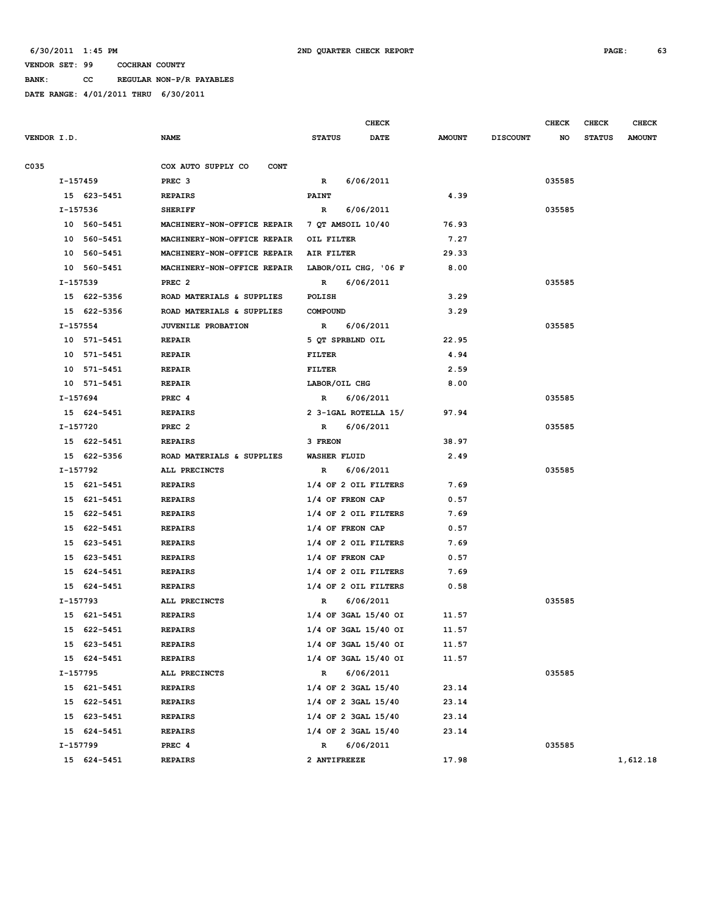6/30/2011 1:45 PM — 2ND QUARTER CHECK REPORT

VENDOR SET: 99 COCHRAN COUNTY

BANK: CC REGULAR NON-P/R PAYABLES

DATE RANGE: 4/01/2011 THRU 6/30/2011

| VENDOR I.D. | NAME | STATUS | CHECK DATE | AMOUNT | DISCOUNT | CHECK NO | CHECK STATUS | CHECK AMOUNT |
|---|---|---|---|---|---|---|---|---|
| C035 | COX AUTO SUPPLY CO CONT | | | | | | | |
| I-157459 | PREC 3 | R | 6/06/2011 | | | 035585 | | |
| 15 623-5451 | REPAIRS | PAINT | | 4.39 | | | | |
| I-157536 | SHERIFF | R | 6/06/2011 | | | 035585 | | |
| 10 560-5451 | MACHINERY-NON-OFFICE REPAIR | 7 QT AMSOIL 10/40 | | 76.93 | | | | |
| 10 560-5451 | MACHINERY-NON-OFFICE REPAIR | OIL FILTER | | 7.27 | | | | |
| 10 560-5451 | MACHINERY-NON-OFFICE REPAIR | AIR FILTER | | 29.33 | | | | |
| 10 560-5451 | MACHINERY-NON-OFFICE REPAIR | LABOR/OIL CHG, '06 F | | 8.00 | | | | |
| I-157539 | PREC 2 | R | 6/06/2011 | | | 035585 | | |
| 15 622-5356 | ROAD MATERIALS & SUPPLIES | POLISH | | 3.29 | | | | |
| 15 622-5356 | ROAD MATERIALS & SUPPLIES | COMPOUND | | 3.29 | | | | |
| I-157554 | JUVENILE PROBATION | R | 6/06/2011 | | | 035585 | | |
| 10 571-5451 | REPAIR | 5 QT SPRBLND OIL | | 22.95 | | | | |
| 10 571-5451 | REPAIR | FILTER | | 4.94 | | | | |
| 10 571-5451 | REPAIR | FILTER | | 2.59 | | | | |
| 10 571-5451 | REPAIR | LABOR/OIL CHG | | 8.00 | | | | |
| I-157694 | PREC 4 | R | 6/06/2011 | | | 035585 | | |
| 15 624-5451 | REPAIRS | 2 3-1GAL ROTELLA 15/ | | 97.94 | | | | |
| I-157720 | PREC 2 | R | 6/06/2011 | | | 035585 | | |
| 15 622-5451 | REPAIRS | 3 FREON | | 38.97 | | | | |
| 15 622-5356 | ROAD MATERIALS & SUPPLIES | WASHER FLUID | | 2.49 | | | | |
| I-157792 | ALL PRECINCTS | R | 6/06/2011 | | | 035585 | | |
| 15 621-5451 | REPAIRS | 1/4 OF 2 OIL FILTERS | | 7.69 | | | | |
| 15 621-5451 | REPAIRS | 1/4 OF FREON CAP | | 0.57 | | | | |
| 15 622-5451 | REPAIRS | 1/4 OF 2 OIL FILTERS | | 7.69 | | | | |
| 15 622-5451 | REPAIRS | 1/4 OF FREON CAP | | 0.57 | | | | |
| 15 623-5451 | REPAIRS | 1/4 OF 2 OIL FILTERS | | 7.69 | | | | |
| 15 623-5451 | REPAIRS | 1/4 OF FREON CAP | | 0.57 | | | | |
| 15 624-5451 | REPAIRS | 1/4 OF 2 OIL FILTERS | | 7.69 | | | | |
| 15 624-5451 | REPAIRS | 1/4 OF 2 OIL FILTERS | | 0.58 | | | | |
| I-157793 | ALL PRECINCTS | R | 6/06/2011 | | | 035585 | | |
| 15 621-5451 | REPAIRS | 1/4 OF 3GAL 15/40 OI | | 11.57 | | | | |
| 15 622-5451 | REPAIRS | 1/4 OF 3GAL 15/40 OI | | 11.57 | | | | |
| 15 623-5451 | REPAIRS | 1/4 OF 3GAL 15/40 OI | | 11.57 | | | | |
| 15 624-5451 | REPAIRS | 1/4 OF 3GAL 15/40 OI | | 11.57 | | | | |
| I-157795 | ALL PRECINCTS | R | 6/06/2011 | | | 035585 | | |
| 15 621-5451 | REPAIRS | 1/4 OF 2 3GAL 15/40 | | 23.14 | | | | |
| 15 622-5451 | REPAIRS | 1/4 OF 2 3GAL 15/40 | | 23.14 | | | | |
| 15 623-5451 | REPAIRS | 1/4 OF 2 3GAL 15/40 | | 23.14 | | | | |
| 15 624-5451 | REPAIRS | 1/4 OF 2 3GAL 15/40 | | 23.14 | | | | |
| I-157799 | PREC 4 | R | 6/06/2011 | | | 035585 | | |
| 15 624-5451 | REPAIRS | 2 ANTIFREEZE | | 17.98 | | | | 1,612.18 |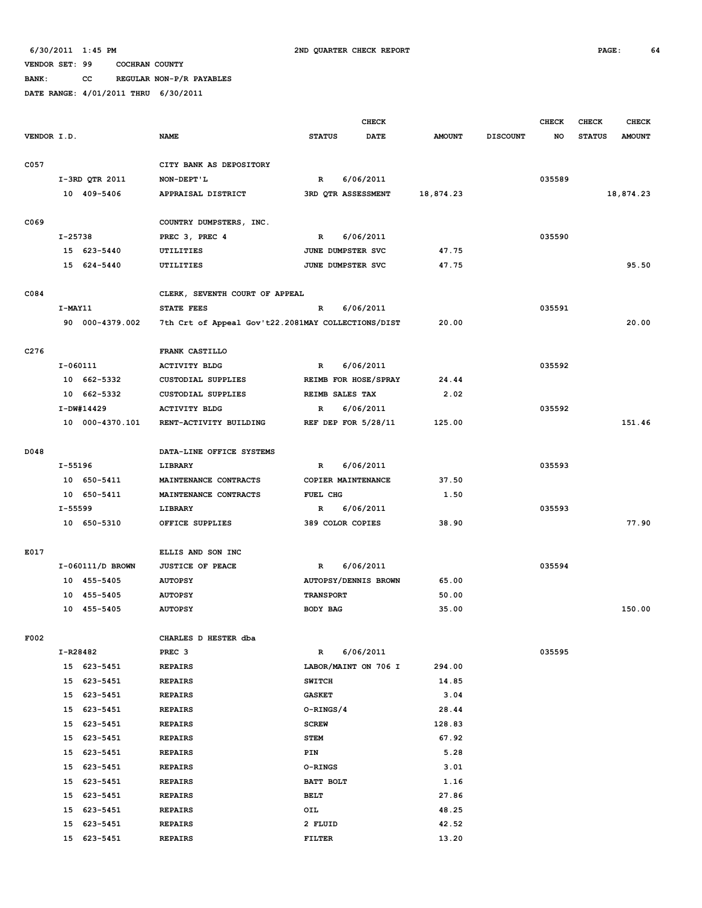6/30/2011 1:45 PM 2ND QUARTER CHECK REPORT

VENDOR SET: 99 COCHRAN COUNTY

BANK: CC REGULAR NON-P/R PAYABLES

DATE RANGE: 4/01/2011 THRU 6/30/2011

| VENDOR I.D. | NAME | STATUS | CHECK DATE | AMOUNT | DISCOUNT | CHECK NO | CHECK STATUS | CHECK AMOUNT |
|---|---|---|---|---|---|---|---|---|
| C057 | CITY BANK AS DEPOSITORY | | | | | | | |
| I-3RD QTR 2011 | NON-DEPT'L | R | 6/06/2011 | | | 035589 | | |
| 10 409-5406 | APPRAISAL DISTRICT | 3RD QTR ASSESSMENT | | 18,874.23 | | | | 18,874.23 |
| C069 | COUNTRY DUMPSTERS, INC. | | | | | | | |
| I-25738 | PREC 3, PREC 4 | R | 6/06/2011 | | | 035590 | | |
| 15 623-5440 | UTILITIES | JUNE DUMPSTER SVC | | 47.75 | | | | |
| 15 624-5440 | UTILITIES | JUNE DUMPSTER SVC | | 47.75 | | | | 95.50 |
| C084 | CLERK, SEVENTH COURT OF APPEAL | | | | | | | |
| I-MAY11 | STATE FEES | R | 6/06/2011 | | | 035591 | | |
| 90 000-4379.002 | 7th Crt of Appeal Gov't22.2081MAY COLLECTIONS/DIST | | | 20.00 | | | | 20.00 |
| C276 | FRANK CASTILLO | | | | | | | |
| I-060111 | ACTIVITY BLDG | R | 6/06/2011 | | | 035592 | | |
| 10 662-5332 | CUSTODIAL SUPPLIES | REIMB FOR HOSE/SPRAY | | 24.44 | | | | |
| 10 662-5332 | CUSTODIAL SUPPLIES | REIMB SALES TAX | | 2.02 | | | | |
| I-DW#14429 | ACTIVITY BLDG | R | 6/06/2011 | | | 035592 | | |
| 10 000-4370.101 | RENT-ACTIVITY BUILDING | REF DEP FOR 5/28/11 | | 125.00 | | | | 151.46 |
| D048 | DATA-LINE OFFICE SYSTEMS | | | | | | | |
| I-55196 | LIBRARY | R | 6/06/2011 | | | 035593 | | |
| 10 650-5411 | MAINTENANCE CONTRACTS | COPIER MAINTENANCE | | 37.50 | | | | |
| 10 650-5411 | MAINTENANCE CONTRACTS | FUEL CHG | | 1.50 | | | | |
| I-55599 | LIBRARY | R | 6/06/2011 | | | 035593 | | |
| 10 650-5310 | OFFICE SUPPLIES | 389 COLOR COPIES | | 38.90 | | | | 77.90 |
| E017 | ELLIS AND SON INC | | | | | | | |
| I-060111/D BROWN | JUSTICE OF PEACE | R | 6/06/2011 | | | 035594 | | |
| 10 455-5405 | AUTOPSY | AUTOPSY/DENNIS BROWN | | 65.00 | | | | |
| 10 455-5405 | AUTOPSY | TRANSPORT | | 50.00 | | | | |
| 10 455-5405 | AUTOPSY | BODY BAG | | 35.00 | | | | 150.00 |
| F002 | CHARLES D HESTER dba | | | | | | | |
| I-R28482 | PREC 3 | R | 6/06/2011 | | | 035595 | | |
| 15 623-5451 | REPAIRS | LABOR/MAINT ON 706 I | | 294.00 | | | | |
| 15 623-5451 | REPAIRS | SWITCH | | 14.85 | | | | |
| 15 623-5451 | REPAIRS | GASKET | | 3.04 | | | | |
| 15 623-5451 | REPAIRS | O-RINGS/4 | | 28.44 | | | | |
| 15 623-5451 | REPAIRS | SCREW | | 128.83 | | | | |
| 15 623-5451 | REPAIRS | STEM | | 67.92 | | | | |
| 15 623-5451 | REPAIRS | PIN | | 5.28 | | | | |
| 15 623-5451 | REPAIRS | O-RINGS | | 3.01 | | | | |
| 15 623-5451 | REPAIRS | BATT BOLT | | 1.16 | | | | |
| 15 623-5451 | REPAIRS | BELT | | 27.86 | | | | |
| 15 623-5451 | REPAIRS | OIL | | 48.25 | | | | |
| 15 623-5451 | REPAIRS | 2 FLUID | | 42.52 | | | | |
| 15 623-5451 | REPAIRS | FILTER | | 13.20 | | | | |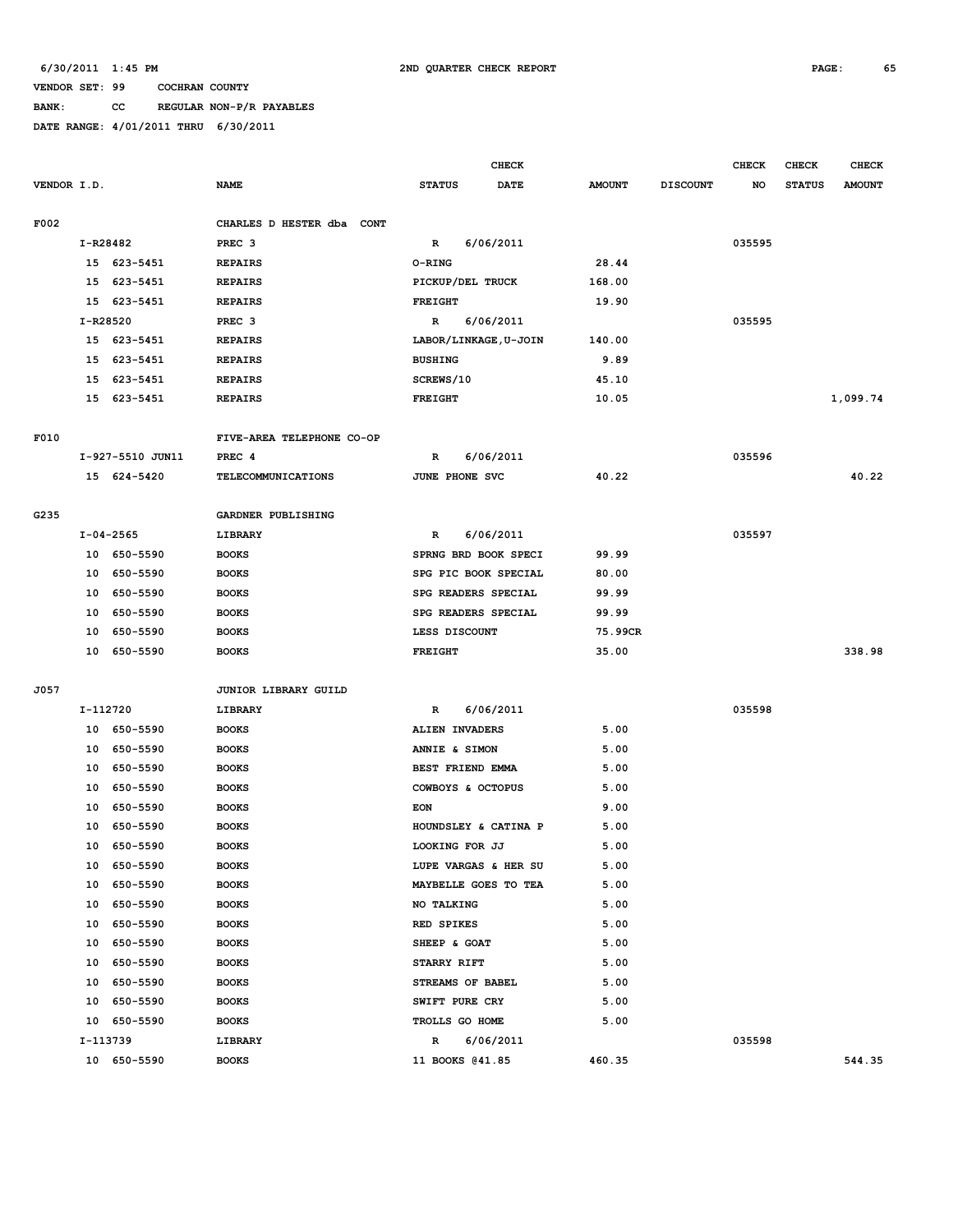6/30/2011 1:45 PM 2ND QUARTER CHECK REPORT

VENDOR SET: 99 COCHRAN COUNTY

BANK: CC REGULAR NON-P/R PAYABLES

DATE RANGE: 4/01/2011 THRU 6/30/2011

| VENDOR I.D. | NAME | STATUS | CHECK DATE | AMOUNT | DISCOUNT | CHECK NO | CHECK STATUS | CHECK AMOUNT |
|---|---|---|---|---|---|---|---|---|
| F002 | CHARLES D HESTER dba CONT | | | | | | | |
| I-R28482 | PREC 3 | R | 6/06/2011 | | | 035595 | | |
| 15 623-5451 | REPAIRS | O-RING | | 28.44 | | | | |
| 15 623-5451 | REPAIRS | PICKUP/DEL TRUCK | | 168.00 | | | | |
| 15 623-5451 | REPAIRS | FREIGHT | | 19.90 | | | | |
| I-R28520 | PREC 3 | R | 6/06/2011 | | | 035595 | | |
| 15 623-5451 | REPAIRS | LABOR/LINKAGE,U-JOIN | | 140.00 | | | | |
| 15 623-5451 | REPAIRS | BUSHING | | 9.89 | | | | |
| 15 623-5451 | REPAIRS | SCREWS/10 | | 45.10 | | | | |
| 15 623-5451 | REPAIRS | FREIGHT | | 10.05 | | | | 1,099.74 |
| F010 | FIVE-AREA TELEPHONE CO-OP | | | | | | | |
| I-927-5510 JUN11 | PREC 4 | R | 6/06/2011 | | | 035596 | | |
| 15 624-5420 | TELECOMMUNICATIONS | JUNE PHONE SVC | | 40.22 | | | | 40.22 |
| G235 | GARDNER PUBLISHING | | | | | | | |
| I-04-2565 | LIBRARY | R | 6/06/2011 | | | 035597 | | |
| 10 650-5590 | BOOKS | SPRNG BRD BOOK SPECI | | 99.99 | | | | |
| 10 650-5590 | BOOKS | SPG PIC BOOK SPECIAL | | 80.00 | | | | |
| 10 650-5590 | BOOKS | SPG READERS SPECIAL | | 99.99 | | | | |
| 10 650-5590 | BOOKS | SPG READERS SPECIAL | | 99.99 | | | | |
| 10 650-5590 | BOOKS | LESS DISCOUNT | | 75.99CR | | | | |
| 10 650-5590 | BOOKS | FREIGHT | | 35.00 | | | | 338.98 |
| J057 | JUNIOR LIBRARY GUILD | | | | | | | |
| I-112720 | LIBRARY | R | 6/06/2011 | | | 035598 | | |
| 10 650-5590 | BOOKS | ALIEN INVADERS | | 5.00 | | | | |
| 10 650-5590 | BOOKS | ANNIE & SIMON | | 5.00 | | | | |
| 10 650-5590 | BOOKS | BEST FRIEND EMMA | | 5.00 | | | | |
| 10 650-5590 | BOOKS | COWBOYS & OCTOPUS | | 5.00 | | | | |
| 10 650-5590 | BOOKS | EON | | 9.00 | | | | |
| 10 650-5590 | BOOKS | HOUNDSLEY & CATINA P | | 5.00 | | | | |
| 10 650-5590 | BOOKS | LOOKING FOR JJ | | 5.00 | | | | |
| 10 650-5590 | BOOKS | LUPE VARGAS & HER SU | | 5.00 | | | | |
| 10 650-5590 | BOOKS | MAYBELLE GOES TO TEA | | 5.00 | | | | |
| 10 650-5590 | BOOKS | NO TALKING | | 5.00 | | | | |
| 10 650-5590 | BOOKS | RED SPIKES | | 5.00 | | | | |
| 10 650-5590 | BOOKS | SHEEP & GOAT | | 5.00 | | | | |
| 10 650-5590 | BOOKS | STARRY RIFT | | 5.00 | | | | |
| 10 650-5590 | BOOKS | STREAMS OF BABEL | | 5.00 | | | | |
| 10 650-5590 | BOOKS | SWIFT PURE CRY | | 5.00 | | | | |
| 10 650-5590 | BOOKS | TROLLS GO HOME | | 5.00 | | | | |
| I-113739 | LIBRARY | R | 6/06/2011 | | | 035598 | | |
| 10 650-5590 | BOOKS | 11 BOOKS @41.85 | | 460.35 | | | | 544.35 |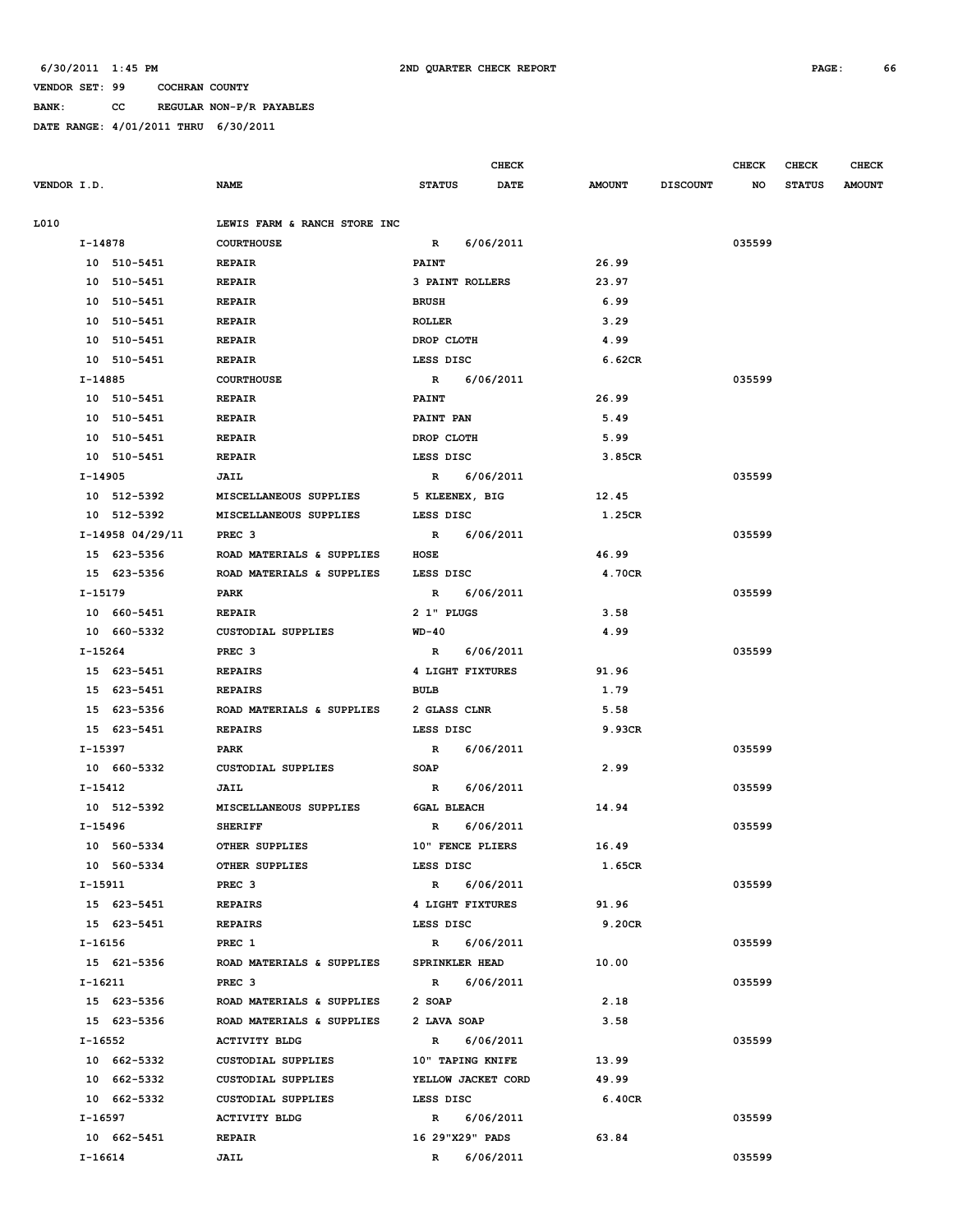6/30/2011 1:45 PM 2ND QUARTER CHECK REPORT

VENDOR SET: 99 COCHRAN COUNTY

BANK: CC REGULAR NON-P/R PAYABLES

DATE RANGE: 4/01/2011 THRU 6/30/2011

| VENDOR I.D. | NAME | STATUS | CHECK DATE | AMOUNT | DISCOUNT | CHECK NO | CHECK STATUS | CHECK AMOUNT |
|---|---|---|---|---|---|---|---|---|
| L010 | LEWIS FARM & RANCH STORE INC | | | | | | | |
| I-14878 | COURTHOUSE | R | 6/06/2011 | | | 035599 | | |
| 10 510-5451 | REPAIR | PAINT | | 26.99 | | | | |
| 10 510-5451 | REPAIR | 3 PAINT ROLLERS | | 23.97 | | | | |
| 10 510-5451 | REPAIR | BRUSH | | 6.99 | | | | |
| 10 510-5451 | REPAIR | ROLLER | | 3.29 | | | | |
| 10 510-5451 | REPAIR | DROP CLOTH | | 4.99 | | | | |
| 10 510-5451 | REPAIR | LESS DISC | | 6.62CR | | | | |
| I-14885 | COURTHOUSE | R | 6/06/2011 | | | 035599 | | |
| 10 510-5451 | REPAIR | PAINT | | 26.99 | | | | |
| 10 510-5451 | REPAIR | PAINT PAN | | 5.49 | | | | |
| 10 510-5451 | REPAIR | DROP CLOTH | | 5.99 | | | | |
| 10 510-5451 | REPAIR | LESS DISC | | 3.85CR | | | | |
| I-14905 | JAIL | R | 6/06/2011 | | | 035599 | | |
| 10 512-5392 | MISCELLANEOUS SUPPLIES | 5 KLEENEX, BIG | | 12.45 | | | | |
| 10 512-5392 | MISCELLANEOUS SUPPLIES | LESS DISC | | 1.25CR | | | | |
| I-14958 04/29/11 | PREC 3 | R | 6/06/2011 | | | 035599 | | |
| 15 623-5356 | ROAD MATERIALS & SUPPLIES | HOSE | | 46.99 | | | | |
| 15 623-5356 | ROAD MATERIALS & SUPPLIES | LESS DISC | | 4.70CR | | | | |
| I-15179 | PARK | R | 6/06/2011 | | | 035599 | | |
| 10 660-5451 | REPAIR | 2 1" PLUGS | | 3.58 | | | | |
| 10 660-5332 | CUSTODIAL SUPPLIES | WD-40 | | 4.99 | | | | |
| I-15264 | PREC 3 | R | 6/06/2011 | | | 035599 | | |
| 15 623-5451 | REPAIRS | 4 LIGHT FIXTURES | | 91.96 | | | | |
| 15 623-5451 | REPAIRS | BULB | | 1.79 | | | | |
| 15 623-5356 | ROAD MATERIALS & SUPPLIES | 2 GLASS CLNR | | 5.58 | | | | |
| 15 623-5451 | REPAIRS | LESS DISC | | 9.93CR | | | | |
| I-15397 | PARK | R | 6/06/2011 | | | 035599 | | |
| 10 660-5332 | CUSTODIAL SUPPLIES | SOAP | | 2.99 | | | | |
| I-15412 | JAIL | R | 6/06/2011 | | | 035599 | | |
| 10 512-5392 | MISCELLANEOUS SUPPLIES | 6GAL BLEACH | | 14.94 | | | | |
| I-15496 | SHERIFF | R | 6/06/2011 | | | 035599 | | |
| 10 560-5334 | OTHER SUPPLIES | 10" FENCE PLIERS | | 16.49 | | | | |
| 10 560-5334 | OTHER SUPPLIES | LESS DISC | | 1.65CR | | | | |
| I-15911 | PREC 3 | R | 6/06/2011 | | | 035599 | | |
| 15 623-5451 | REPAIRS | 4 LIGHT FIXTURES | | 91.96 | | | | |
| 15 623-5451 | REPAIRS | LESS DISC | | 9.20CR | | | | |
| I-16156 | PREC 1 | R | 6/06/2011 | | | 035599 | | |
| 15 621-5356 | ROAD MATERIALS & SUPPLIES | SPRINKLER HEAD | | 10.00 | | | | |
| I-16211 | PREC 3 | R | 6/06/2011 | | | 035599 | | |
| 15 623-5356 | ROAD MATERIALS & SUPPLIES | 2 SOAP | | 2.18 | | | | |
| 15 623-5356 | ROAD MATERIALS & SUPPLIES | 2 LAVA SOAP | | 3.58 | | | | |
| I-16552 | ACTIVITY BLDG | R | 6/06/2011 | | | 035599 | | |
| 10 662-5332 | CUSTODIAL SUPPLIES | 10" TAPING KNIFE | | 13.99 | | | | |
| 10 662-5332 | CUSTODIAL SUPPLIES | YELLOW JACKET CORD | | 49.99 | | | | |
| 10 662-5332 | CUSTODIAL SUPPLIES | LESS DISC | | 6.40CR | | | | |
| I-16597 | ACTIVITY BLDG | R | 6/06/2011 | | | 035599 | | |
| 10 662-5451 | REPAIR | 16 29"X29" PADS | | 63.84 | | | | |
| I-16614 | JAIL | R | 6/06/2011 | | | 035599 | | |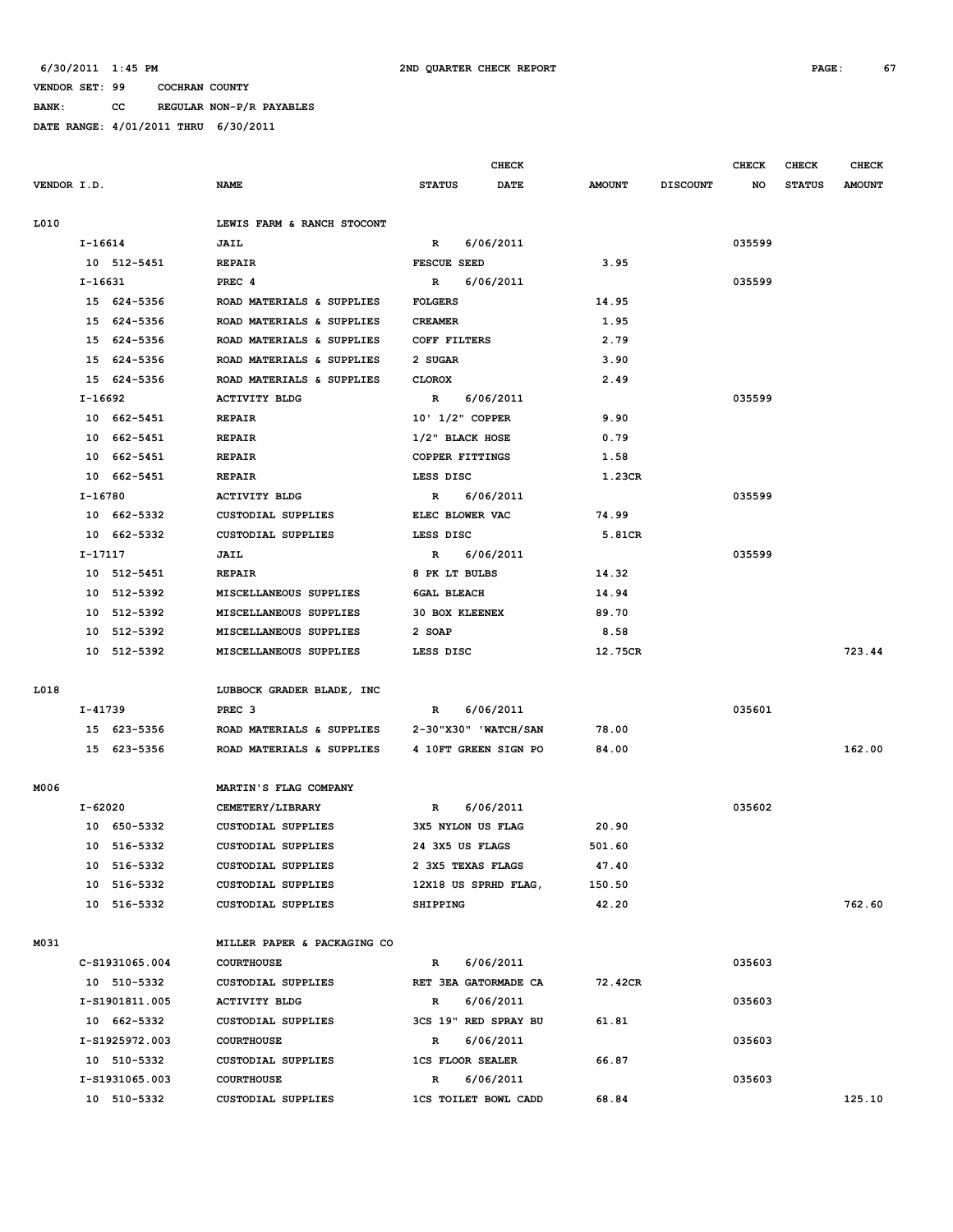6/30/2011 1:45 PM 2ND QUARTER CHECK REPORT

VENDOR SET: 99 COCHRAN COUNTY

BANK: CC REGULAR NON-P/R PAYABLES

DATE RANGE: 4/01/2011 THRU 6/30/2011

| VENDOR I.D. | NAME | STATUS | CHECK DATE | AMOUNT | DISCOUNT | CHECK NO | CHECK STATUS | CHECK AMOUNT |
|---|---|---|---|---|---|---|---|---|
| L010 | LEWIS FARM & RANCH STOCONT | | | | | | | |
| I-16614 | JAIL | R | 6/06/2011 | | | 035599 | | |
| 10 512-5451 | REPAIR | FESCUE SEED | | 3.95 | | | | |
| I-16631 | PREC 4 | R | 6/06/2011 | | | 035599 | | |
| 15 624-5356 | ROAD MATERIALS & SUPPLIES | FOLGERS | | 14.95 | | | | |
| 15 624-5356 | ROAD MATERIALS & SUPPLIES | CREAMER | | 1.95 | | | | |
| 15 624-5356 | ROAD MATERIALS & SUPPLIES | COFF FILTERS | | 2.79 | | | | |
| 15 624-5356 | ROAD MATERIALS & SUPPLIES | 2 SUGAR | | 3.90 | | | | |
| 15 624-5356 | ROAD MATERIALS & SUPPLIES | CLOROX | | 2.49 | | | | |
| I-16692 | ACTIVITY BLDG | R | 6/06/2011 | | | 035599 | | |
| 10 662-5451 | REPAIR | 10' 1/2" COPPER | | 9.90 | | | | |
| 10 662-5451 | REPAIR | 1/2" BLACK HOSE | | 0.79 | | | | |
| 10 662-5451 | REPAIR | COPPER FITTINGS | | 1.58 | | | | |
| 10 662-5451 | REPAIR | LESS DISC | | 1.23CR | | | | |
| I-16780 | ACTIVITY BLDG | R | 6/06/2011 | | | 035599 | | |
| 10 662-5332 | CUSTODIAL SUPPLIES | ELEC BLOWER VAC | | 74.99 | | | | |
| 10 662-5332 | CUSTODIAL SUPPLIES | LESS DISC | | 5.81CR | | | | |
| I-17117 | JAIL | R | 6/06/2011 | | | 035599 | | |
| 10 512-5451 | REPAIR | 8 PK LT BULBS | | 14.32 | | | | |
| 10 512-5392 | MISCELLANEOUS SUPPLIES | 6GAL BLEACH | | 14.94 | | | | |
| 10 512-5392 | MISCELLANEOUS SUPPLIES | 30 BOX KLEENEX | | 89.70 | | | | |
| 10 512-5392 | MISCELLANEOUS SUPPLIES | 2 SOAP | | 8.58 | | | | |
| 10 512-5392 | MISCELLANEOUS SUPPLIES | LESS DISC | | 12.75CR | | | | 723.44 |
| L018 | LUBBOCK GRADER BLADE, INC | | | | | | | |
| I-41739 | PREC 3 | R | 6/06/2011 | | | 035601 | | |
| 15 623-5356 | ROAD MATERIALS & SUPPLIES | 2-30"X30" 'WATCH/SAN | | 78.00 | | | | |
| 15 623-5356 | ROAD MATERIALS & SUPPLIES | 4 10FT GREEN SIGN PO | | 84.00 | | | | 162.00 |
| M006 | MARTIN'S FLAG COMPANY | | | | | | | |
| I-62020 | CEMETERY/LIBRARY | R | 6/06/2011 | | | 035602 | | |
| 10 650-5332 | CUSTODIAL SUPPLIES | 3X5 NYLON US FLAG | | 20.90 | | | | |
| 10 516-5332 | CUSTODIAL SUPPLIES | 24 3X5 US FLAGS | | 501.60 | | | | |
| 10 516-5332 | CUSTODIAL SUPPLIES | 2 3X5 TEXAS FLAGS | | 47.40 | | | | |
| 10 516-5332 | CUSTODIAL SUPPLIES | 12X18 US SPRHD FLAG, | | 150.50 | | | | |
| 10 516-5332 | CUSTODIAL SUPPLIES | SHIPPING | | 42.20 | | | | 762.60 |
| M031 | MILLER PAPER & PACKAGING CO | | | | | | | |
| C-S1931065.004 | COURTHOUSE | R | 6/06/2011 | | | 035603 | | |
| 10 510-5332 | CUSTODIAL SUPPLIES | RET 3EA GATORMADE CA | | 72.42CR | | | | |
| I-S1901811.005 | ACTIVITY BLDG | R | 6/06/2011 | | | 035603 | | |
| 10 662-5332 | CUSTODIAL SUPPLIES | 3CS 19" RED SPRAY BU | | 61.81 | | | | |
| I-S1925972.003 | COURTHOUSE | R | 6/06/2011 | | | 035603 | | |
| 10 510-5332 | CUSTODIAL SUPPLIES | 1CS FLOOR SEALER | | 66.87 | | | | |
| I-S1931065.003 | COURTHOUSE | R | 6/06/2011 | | | 035603 | | |
| 10 510-5332 | CUSTODIAL SUPPLIES | 1CS TOILET BOWL CADD | | 68.84 | | | | 125.10 |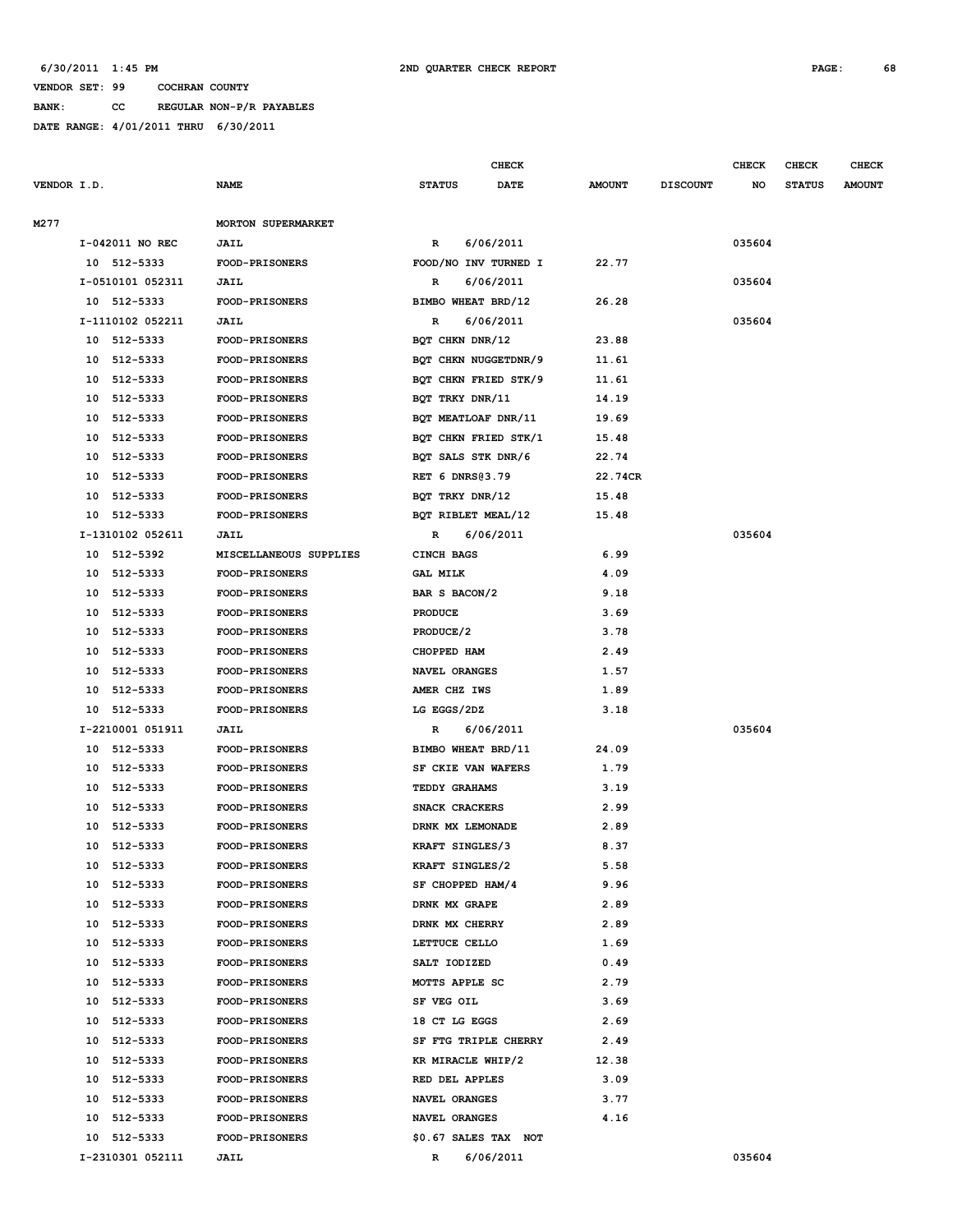6/30/2011 1:45 PM 2ND QUARTER CHECK REPORT

VENDOR SET: 99 COCHRAN COUNTY
BANK: CC REGULAR NON-P/R PAYABLES
DATE RANGE: 4/01/2011 THRU 6/30/2011

| VENDOR I.D. | NAME | STATUS | CHECK DATE | AMOUNT | DISCOUNT | CHECK NO | CHECK STATUS | CHECK AMOUNT |
|---|---|---|---|---|---|---|---|---|
| M277 | MORTON SUPERMARKET | | | | | | | |
| I-042011 NO REC | JAIL | R | 6/06/2011 | | | 035604 | | |
| 10 512-5333 | FOOD-PRISONERS | FOOD/NO INV TURNED I | | 22.77 | | | | |
| I-0510101 052311 | JAIL | R | 6/06/2011 | | | 035604 | | |
| 10 512-5333 | FOOD-PRISONERS | BIMBO WHEAT BRD/12 | | 26.28 | | | | |
| I-1110102 052211 | JAIL | R | 6/06/2011 | | | 035604 | | |
| 10 512-5333 | FOOD-PRISONERS | BQT CHKN DNR/12 | | 23.88 | | | | |
| 10 512-5333 | FOOD-PRISONERS | BQT CHKN NUGGETDNR/9 | | 11.61 | | | | |
| 10 512-5333 | FOOD-PRISONERS | BQT CHKN FRIED STK/9 | | 11.61 | | | | |
| 10 512-5333 | FOOD-PRISONERS | BQT TRKY DNR/11 | | 14.19 | | | | |
| 10 512-5333 | FOOD-PRISONERS | BQT MEATLOAF DNR/11 | | 19.69 | | | | |
| 10 512-5333 | FOOD-PRISONERS | BQT CHKN FRIED STK/1 | | 15.48 | | | | |
| 10 512-5333 | FOOD-PRISONERS | BQT SALS STK DNR/6 | | 22.74 | | | | |
| 10 512-5333 | FOOD-PRISONERS | RET 6 DNRS@3.79 | | 22.74CR | | | | |
| 10 512-5333 | FOOD-PRISONERS | BQT TRKY DNR/12 | | 15.48 | | | | |
| 10 512-5333 | FOOD-PRISONERS | BQT RIBLET MEAL/12 | | 15.48 | | | | |
| I-1310102 052611 | JAIL | R | 6/06/2011 | | | 035604 | | |
| 10 512-5392 | MISCELLANEOUS SUPPLIES | CINCH BAGS | | 6.99 | | | | |
| 10 512-5333 | FOOD-PRISONERS | GAL MILK | | 4.09 | | | | |
| 10 512-5333 | FOOD-PRISONERS | BAR S BACON/2 | | 9.18 | | | | |
| 10 512-5333 | FOOD-PRISONERS | PRODUCE | | 3.69 | | | | |
| 10 512-5333 | FOOD-PRISONERS | PRODUCE/2 | | 3.78 | | | | |
| 10 512-5333 | FOOD-PRISONERS | CHOPPED HAM | | 2.49 | | | | |
| 10 512-5333 | FOOD-PRISONERS | NAVEL ORANGES | | 1.57 | | | | |
| 10 512-5333 | FOOD-PRISONERS | AMER CHZ IWS | | 1.89 | | | | |
| 10 512-5333 | FOOD-PRISONERS | LG EGGS/2DZ | | 3.18 | | | | |
| I-2210001 051911 | JAIL | R | 6/06/2011 | | | 035604 | | |
| 10 512-5333 | FOOD-PRISONERS | BIMBO WHEAT BRD/11 | | 24.09 | | | | |
| 10 512-5333 | FOOD-PRISONERS | SF CKIE VAN WAFERS | | 1.79 | | | | |
| 10 512-5333 | FOOD-PRISONERS | TEDDY GRAHAMS | | 3.19 | | | | |
| 10 512-5333 | FOOD-PRISONERS | SNACK CRACKERS | | 2.99 | | | | |
| 10 512-5333 | FOOD-PRISONERS | DRNK MX LEMONADE | | 2.89 | | | | |
| 10 512-5333 | FOOD-PRISONERS | KRAFT SINGLES/3 | | 8.37 | | | | |
| 10 512-5333 | FOOD-PRISONERS | KRAFT SINGLES/2 | | 5.58 | | | | |
| 10 512-5333 | FOOD-PRISONERS | SF CHOPPED HAM/4 | | 9.96 | | | | |
| 10 512-5333 | FOOD-PRISONERS | DRNK MX GRAPE | | 2.89 | | | | |
| 10 512-5333 | FOOD-PRISONERS | DRNK MX CHERRY | | 2.89 | | | | |
| 10 512-5333 | FOOD-PRISONERS | LETTUCE CELLO | | 1.69 | | | | |
| 10 512-5333 | FOOD-PRISONERS | SALT IODIZED | | 0.49 | | | | |
| 10 512-5333 | FOOD-PRISONERS | MOTTS APPLE SC | | 2.79 | | | | |
| 10 512-5333 | FOOD-PRISONERS | SF VEG OIL | | 3.69 | | | | |
| 10 512-5333 | FOOD-PRISONERS | 18 CT LG EGGS | | 2.69 | | | | |
| 10 512-5333 | FOOD-PRISONERS | SF FTG TRIPLE CHERRY | | 2.49 | | | | |
| 10 512-5333 | FOOD-PRISONERS | KR MIRACLE WHIP/2 | | 12.38 | | | | |
| 10 512-5333 | FOOD-PRISONERS | RED DEL APPLES | | 3.09 | | | | |
| 10 512-5333 | FOOD-PRISONERS | NAVEL ORANGES | | 3.77 | | | | |
| 10 512-5333 | FOOD-PRISONERS | NAVEL ORANGES | | 4.16 | | | | |
| 10 512-5333 | FOOD-PRISONERS | $0.67 SALES TAX NOT | | | | | | |
| I-2310301 052111 | JAIL | R | 6/06/2011 | | | 035604 | | |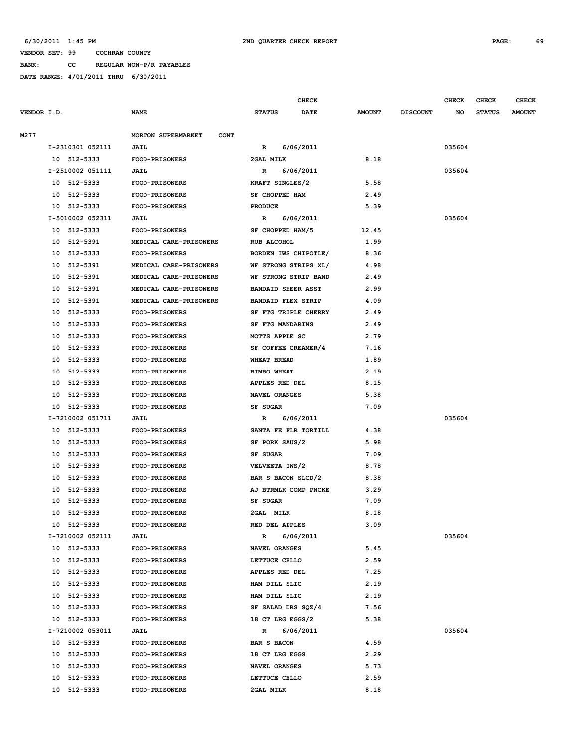6/30/2011 1:45 PM 2ND QUARTER CHECK REPORT

VENDOR SET: 99 COCHRAN COUNTY

BANK: CC REGULAR NON-P/R PAYABLES

DATE RANGE: 4/01/2011 THRU 6/30/2011

| VENDOR I.D. | NAME | STATUS | CHECK DATE | AMOUNT | DISCOUNT | CHECK NO | CHECK STATUS | CHECK AMOUNT |
|---|---|---|---|---|---|---|---|---|
| M277 | MORTON SUPERMARKET CONT | | | | | | | |
| I-2310301 052111 | JAIL | R | 6/06/2011 | | | 035604 | | |
| 10 512-5333 | FOOD-PRISONERS | 2GAL MILK | | 8.18 | | | | |
| I-2510002 051111 | JAIL | R | 6/06/2011 | | | 035604 | | |
| 10 512-5333 | FOOD-PRISONERS | KRAFT SINGLES/2 | | 5.58 | | | | |
| 10 512-5333 | FOOD-PRISONERS | SF CHOPPED HAM | | 2.49 | | | | |
| 10 512-5333 | FOOD-PRISONERS | PRODUCE | | 5.39 | | | | |
| I-5010002 052311 | JAIL | R | 6/06/2011 | | | 035604 | | |
| 10 512-5333 | FOOD-PRISONERS | SF CHOPPED HAM/5 | | 12.45 | | | | |
| 10 512-5391 | MEDICAL CARE-PRISONERS | RUB ALCOHOL | | 1.99 | | | | |
| 10 512-5333 | FOOD-PRISONERS | BORDEN IWS CHIPOTLE/ | | 8.36 | | | | |
| 10 512-5391 | MEDICAL CARE-PRISONERS | WF STRONG STRIPS XL/ | | 4.98 | | | | |
| 10 512-5391 | MEDICAL CARE-PRISONERS | WF STRONG STRIP BAND | | 2.49 | | | | |
| 10 512-5391 | MEDICAL CARE-PRISONERS | BANDAID SHEER ASST | | 2.99 | | | | |
| 10 512-5391 | MEDICAL CARE-PRISONERS | BANDAID FLEX STRIP | | 4.09 | | | | |
| 10 512-5333 | FOOD-PRISONERS | SF FTG TRIPLE CHERRY | | 2.49 | | | | |
| 10 512-5333 | FOOD-PRISONERS | SF FTG MANDARINS | | 2.49 | | | | |
| 10 512-5333 | FOOD-PRISONERS | MOTTS APPLE SC | | 2.79 | | | | |
| 10 512-5333 | FOOD-PRISONERS | SF COFFEE CREAMER/4 | | 7.16 | | | | |
| 10 512-5333 | FOOD-PRISONERS | WHEAT BREAD | | 1.89 | | | | |
| 10 512-5333 | FOOD-PRISONERS | BIMBO WHEAT | | 2.19 | | | | |
| 10 512-5333 | FOOD-PRISONERS | APPLES RED DEL | | 8.15 | | | | |
| 10 512-5333 | FOOD-PRISONERS | NAVEL ORANGES | | 5.38 | | | | |
| 10 512-5333 | FOOD-PRISONERS | SF SUGAR | | 7.09 | | | | |
| I-7210002 051711 | JAIL | R | 6/06/2011 | | | 035604 | | |
| 10 512-5333 | FOOD-PRISONERS | SANTA FE FLR TORTILL | | 4.38 | | | | |
| 10 512-5333 | FOOD-PRISONERS | SF PORK SAUS/2 | | 5.98 | | | | |
| 10 512-5333 | FOOD-PRISONERS | SF SUGAR | | 7.09 | | | | |
| 10 512-5333 | FOOD-PRISONERS | VELVEETA IWS/2 | | 8.78 | | | | |
| 10 512-5333 | FOOD-PRISONERS | BAR S BACON SLCD/2 | | 8.38 | | | | |
| 10 512-5333 | FOOD-PRISONERS | AJ BTRMLK COMP PNCKE | | 3.29 | | | | |
| 10 512-5333 | FOOD-PRISONERS | SF SUGAR | | 7.09 | | | | |
| 10 512-5333 | FOOD-PRISONERS | 2GAL MILK | | 8.18 | | | | |
| 10 512-5333 | FOOD-PRISONERS | RED DEL APPLES | | 3.09 | | | | |
| I-7210002 052111 | JAIL | R | 6/06/2011 | | | 035604 | | |
| 10 512-5333 | FOOD-PRISONERS | NAVEL ORANGES | | 5.45 | | | | |
| 10 512-5333 | FOOD-PRISONERS | LETTUCE CELLO | | 2.59 | | | | |
| 10 512-5333 | FOOD-PRISONERS | APPLES RED DEL | | 7.25 | | | | |
| 10 512-5333 | FOOD-PRISONERS | HAM DILL SLIC | | 2.19 | | | | |
| 10 512-5333 | FOOD-PRISONERS | HAM DILL SLIC | | 2.19 | | | | |
| 10 512-5333 | FOOD-PRISONERS | SF SALAD DRS SQZ/4 | | 7.56 | | | | |
| 10 512-5333 | FOOD-PRISONERS | 18 CT LRG EGGS/2 | | 5.38 | | | | |
| I-7210002 053011 | JAIL | R | 6/06/2011 | | | 035604 | | |
| 10 512-5333 | FOOD-PRISONERS | BAR S BACON | | 4.59 | | | | |
| 10 512-5333 | FOOD-PRISONERS | 18 CT LRG EGGS | | 2.29 | | | | |
| 10 512-5333 | FOOD-PRISONERS | NAVEL ORANGES | | 5.73 | | | | |
| 10 512-5333 | FOOD-PRISONERS | LETTUCE CELLO | | 2.59 | | | | |
| 10 512-5333 | FOOD-PRISONERS | 2GAL MILK | | 8.18 | | | | |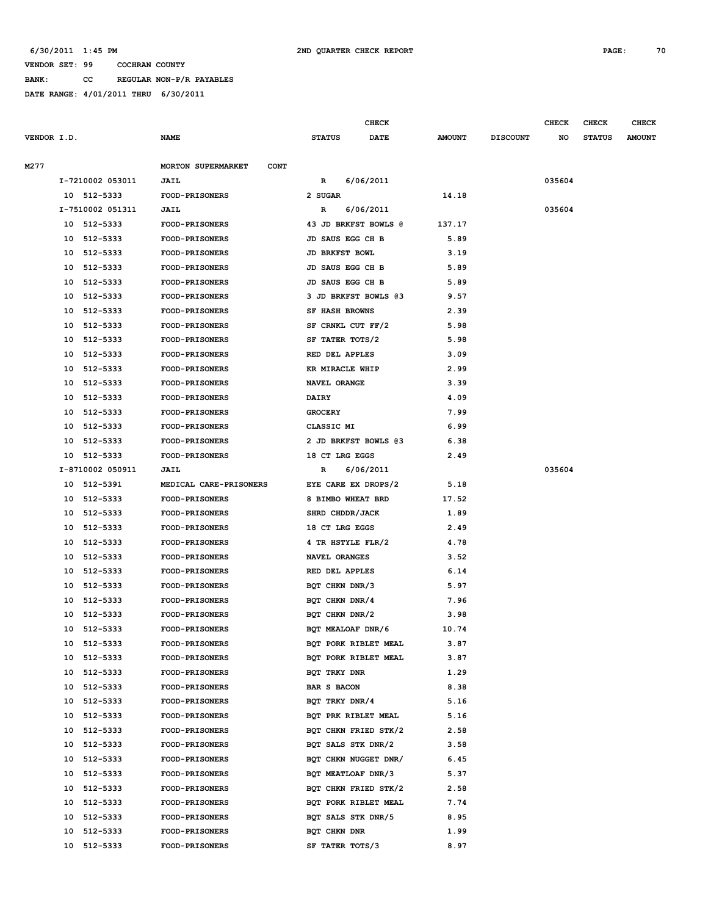6/30/2011 1:45 PM 2ND QUARTER CHECK REPORT

VENDOR SET: 99 COCHRAN COUNTY

BANK: CC REGULAR NON-P/R PAYABLES

DATE RANGE: 4/01/2011 THRU 6/30/2011

| VENDOR I.D. | NAME | STATUS | CHECK DATE | AMOUNT | DISCOUNT | CHECK NO | CHECK STATUS | CHECK AMOUNT |
|---|---|---|---|---|---|---|---|---|
| M277 | MORTON SUPERMARKET CONT | | | | | | | |
| I-7210002 053011 | JAIL | R | 6/06/2011 | | | 035604 | | |
| 10 512-5333 | FOOD-PRISONERS | 2 SUGAR | | 14.18 | | | | |
| I-7510002 051311 | JAIL | R | 6/06/2011 | | | 035604 | | |
| 10 512-5333 | FOOD-PRISONERS | 43 JD BRKFST BOWLS @ | | 137.17 | | | | |
| 10 512-5333 | FOOD-PRISONERS | JD SAUS EGG CH B | | 5.89 | | | | |
| 10 512-5333 | FOOD-PRISONERS | JD BRKFST BOWL | | 3.19 | | | | |
| 10 512-5333 | FOOD-PRISONERS | JD SAUS EGG CH B | | 5.89 | | | | |
| 10 512-5333 | FOOD-PRISONERS | JD SAUS EGG CH B | | 5.89 | | | | |
| 10 512-5333 | FOOD-PRISONERS | 3 JD BRKFST BOWLS @3 | | 9.57 | | | | |
| 10 512-5333 | FOOD-PRISONERS | SF HASH BROWNS | | 2.39 | | | | |
| 10 512-5333 | FOOD-PRISONERS | SF CRNKL CUT FF/2 | | 5.98 | | | | |
| 10 512-5333 | FOOD-PRISONERS | SF TATER TOTS/2 | | 5.98 | | | | |
| 10 512-5333 | FOOD-PRISONERS | RED DEL APPLES | | 3.09 | | | | |
| 10 512-5333 | FOOD-PRISONERS | KR MIRACLE WHIP | | 2.99 | | | | |
| 10 512-5333 | FOOD-PRISONERS | NAVEL ORANGE | | 3.39 | | | | |
| 10 512-5333 | FOOD-PRISONERS | DAIRY | | 4.09 | | | | |
| 10 512-5333 | FOOD-PRISONERS | GROCERY | | 7.99 | | | | |
| 10 512-5333 | FOOD-PRISONERS | CLASSIC MI | | 6.99 | | | | |
| 10 512-5333 | FOOD-PRISONERS | 2 JD BRKFST BOWLS @3 | | 6.38 | | | | |
| 10 512-5333 | FOOD-PRISONERS | 18 CT LRG EGGS | | 2.49 | | | | |
| I-8710002 050911 | JAIL | R | 6/06/2011 | | | 035604 | | |
| 10 512-5391 | MEDICAL CARE-PRISONERS | EYE CARE EX DROPS/2 | | 5.18 | | | | |
| 10 512-5333 | FOOD-PRISONERS | 8 BIMBO WHEAT BRD | | 17.52 | | | | |
| 10 512-5333 | FOOD-PRISONERS | SHRD CHDDR/JACK | | 1.89 | | | | |
| 10 512-5333 | FOOD-PRISONERS | 18 CT LRG EGGS | | 2.49 | | | | |
| 10 512-5333 | FOOD-PRISONERS | 4 TR HSTYLE FLR/2 | | 4.78 | | | | |
| 10 512-5333 | FOOD-PRISONERS | NAVEL ORANGES | | 3.52 | | | | |
| 10 512-5333 | FOOD-PRISONERS | RED DEL APPLES | | 6.14 | | | | |
| 10 512-5333 | FOOD-PRISONERS | BQT CHKN DNR/3 | | 5.97 | | | | |
| 10 512-5333 | FOOD-PRISONERS | BQT CHKN DNR/4 | | 7.96 | | | | |
| 10 512-5333 | FOOD-PRISONERS | BQT CHKN DNR/2 | | 3.98 | | | | |
| 10 512-5333 | FOOD-PRISONERS | BQT MEALOAF DNR/6 | | 10.74 | | | | |
| 10 512-5333 | FOOD-PRISONERS | BQT PORK RIBLET MEAL | | 3.87 | | | | |
| 10 512-5333 | FOOD-PRISONERS | BQT PORK RIBLET MEAL | | 3.87 | | | | |
| 10 512-5333 | FOOD-PRISONERS | BQT TRKY DNR | | 1.29 | | | | |
| 10 512-5333 | FOOD-PRISONERS | BAR S BACON | | 8.38 | | | | |
| 10 512-5333 | FOOD-PRISONERS | BQT TRKY DNR/4 | | 5.16 | | | | |
| 10 512-5333 | FOOD-PRISONERS | BQT PRK RIBLET MEAL | | 5.16 | | | | |
| 10 512-5333 | FOOD-PRISONERS | BQT CHKN FRIED STK/2 | | 2.58 | | | | |
| 10 512-5333 | FOOD-PRISONERS | BQT SALS STK DNR/2 | | 3.58 | | | | |
| 10 512-5333 | FOOD-PRISONERS | BQT CHKN NUGGET DNR/ | | 6.45 | | | | |
| 10 512-5333 | FOOD-PRISONERS | BQT MEATLOAF DNR/3 | | 5.37 | | | | |
| 10 512-5333 | FOOD-PRISONERS | BQT CHKN FRIED STK/2 | | 2.58 | | | | |
| 10 512-5333 | FOOD-PRISONERS | BQT PORK RIBLET MEAL | | 7.74 | | | | |
| 10 512-5333 | FOOD-PRISONERS | BQT SALS STK DNR/5 | | 8.95 | | | | |
| 10 512-5333 | FOOD-PRISONERS | BQT CHKN DNR | | 1.99 | | | | |
| 10 512-5333 | FOOD-PRISONERS | SF TATER TOTS/3 | | 8.97 | | | | |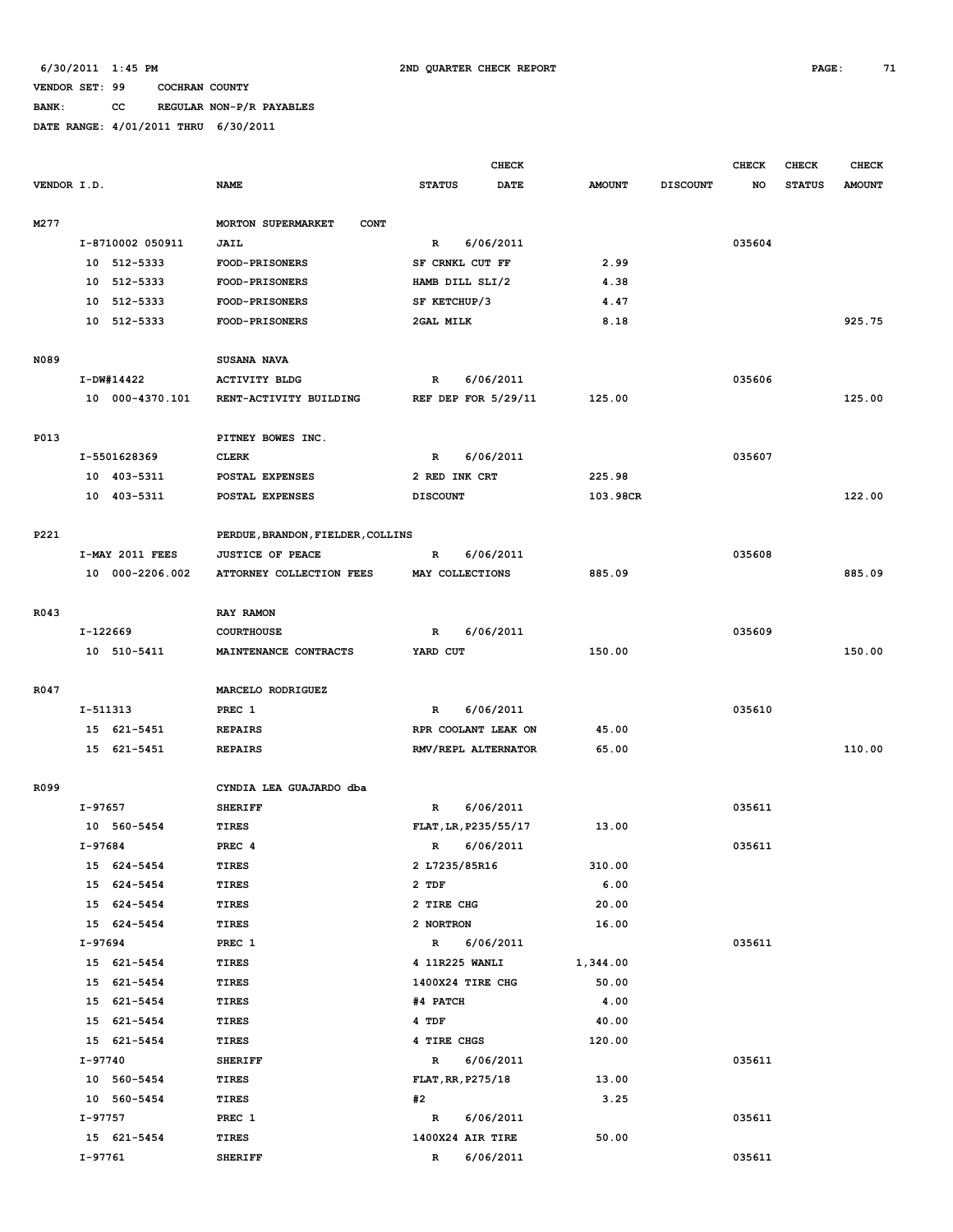6/30/2011 1:45 PM 2ND QUARTER CHECK REPORT

VENDOR SET: 99 COCHRAN COUNTY

BANK: CC REGULAR NON-P/R PAYABLES

DATE RANGE: 4/01/2011 THRU 6/30/2011

| VENDOR I.D. | NAME | STATUS | CHECK DATE | AMOUNT | DISCOUNT | CHECK NO | CHECK STATUS | CHECK AMOUNT |
|---|---|---|---|---|---|---|---|---|
| M277 | MORTON SUPERMARKET CONT | | | | | | | |
| I-8710002 050911 | JAIL | R | 6/06/2011 | | | 035604 | | |
| 10 512-5333 | FOOD-PRISONERS | SF CRNKL CUT FF | | 2.99 | | | | |
| 10 512-5333 | FOOD-PRISONERS | HAMB DILL SLI/2 | | 4.38 | | | | |
| 10 512-5333 | FOOD-PRISONERS | SF KETCHUP/3 | | 4.47 | | | | |
| 10 512-5333 | FOOD-PRISONERS | 2GAL MILK | | 8.18 | | | | 925.75 |
| N089 | SUSANA NAVA | | | | | | | |
| I-DW#14422 | ACTIVITY BLDG | R | 6/06/2011 | | | 035606 | | |
| 10 000-4370.101 | RENT-ACTIVITY BUILDING | REF DEP FOR 5/29/11 | | 125.00 | | | | 125.00 |
| P013 | PITNEY BOWES INC. | | | | | | | |
| I-5501628369 | CLERK | R | 6/06/2011 | | | 035607 | | |
| 10 403-5311 | POSTAL EXPENSES | 2 RED INK CRT | | 225.98 | | | | |
| 10 403-5311 | POSTAL EXPENSES | DISCOUNT | | 103.98CR | | | | 122.00 |
| P221 | PERDUE,BRANDON,FIELDER,COLLINS | | | | | | | |
| I-MAY 2011 FEES | JUSTICE OF PEACE | R | 6/06/2011 | | | 035608 | | |
| 10 000-2206.002 | ATTORNEY COLLECTION FEES | MAY COLLECTIONS | | 885.09 | | | | 885.09 |
| R043 | RAY RAMON | | | | | | | |
| I-122669 | COURTHOUSE | R | 6/06/2011 | | | 035609 | | |
| 10 510-5411 | MAINTENANCE CONTRACTS | YARD CUT | | 150.00 | | | | 150.00 |
| R047 | MARCELO RODRIGUEZ | | | | | | | |
| I-511313 | PREC 1 | R | 6/06/2011 | | | 035610 | | |
| 15 621-5451 | REPAIRS | RPR COOLANT LEAK ON | | 45.00 | | | | |
| 15 621-5451 | REPAIRS | RMV/REPL ALTERNATOR | | 65.00 | | | | 110.00 |
| R099 | CYNDIA LEA GUAJARDO dba | | | | | | | |
| I-97657 | SHERIFF | R | 6/06/2011 | | | 035611 | | |
| 10 560-5454 | TIRES | FLAT,LR,P235/55/17 | | 13.00 | | | | |
| I-97684 | PREC 4 | R | 6/06/2011 | | | 035611 | | |
| 15 624-5454 | TIRES | 2 L7235/85R16 | | 310.00 | | | | |
| 15 624-5454 | TIRES | 2 TDF | | 6.00 | | | | |
| 15 624-5454 | TIRES | 2 TIRE CHG | | 20.00 | | | | |
| 15 624-5454 | TIRES | 2 NORTRON | | 16.00 | | | | |
| I-97694 | PREC 1 | R | 6/06/2011 | | | 035611 | | |
| 15 621-5454 | TIRES | 4 11R225 WANLI | | 1,344.00 | | | | |
| 15 621-5454 | TIRES | 1400X24 TIRE CHG | | 50.00 | | | | |
| 15 621-5454 | TIRES | #4 PATCH | | 4.00 | | | | |
| 15 621-5454 | TIRES | 4 TDF | | 40.00 | | | | |
| 15 621-5454 | TIRES | 4 TIRE CHGS | | 120.00 | | | | |
| I-97740 | SHERIFF | R | 6/06/2011 | | | 035611 | | |
| 10 560-5454 | TIRES | FLAT,RR,P275/18 | | 13.00 | | | | |
| 10 560-5454 | TIRES | #2 | | 3.25 | | | | |
| I-97757 | PREC 1 | R | 6/06/2011 | | | 035611 | | |
| 15 621-5454 | TIRES | 1400X24 AIR TIRE | | 50.00 | | | | |
| I-97761 | SHERIFF | R | 6/06/2011 | | | 035611 | | |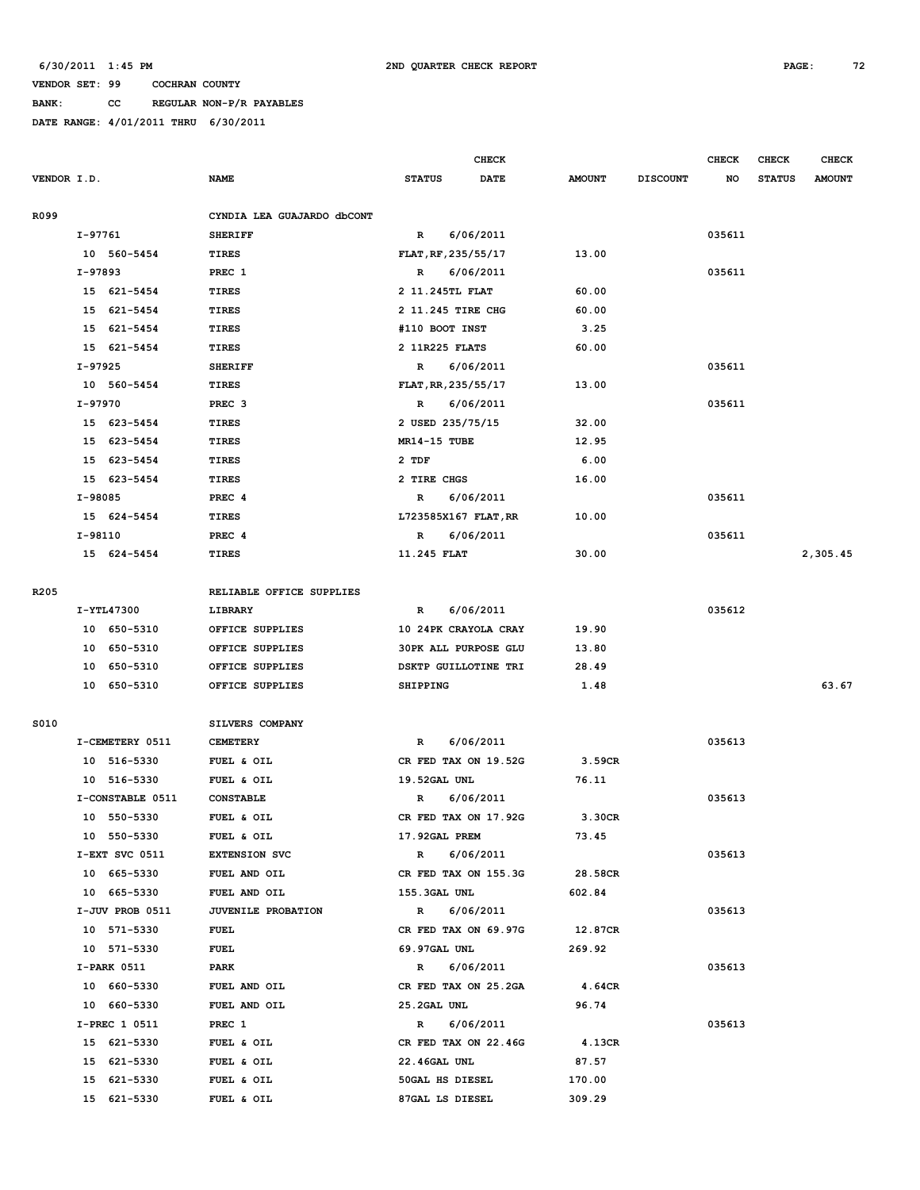6/30/2011 1:45 PM 2ND QUARTER CHECK REPORT

VENDOR SET: 99 COCHRAN COUNTY

BANK: CC REGULAR NON-P/R PAYABLES

DATE RANGE: 4/01/2011 THRU 6/30/2011

| VENDOR I.D. | NAME | STATUS | CHECK DATE | AMOUNT | DISCOUNT | CHECK NO | CHECK STATUS | CHECK AMOUNT |
|---|---|---|---|---|---|---|---|---|
| R099 | CYNDIA LEA GUAJARDO dbCONT | | | | | | | |
| I-97761 | SHERIFF | R | 6/06/2011 | | | 035611 | | |
| 10 560-5454 | TIRES | FLAT,RF,235/55/17 | | 13.00 | | | | |
| I-97893 | PREC 1 | R | 6/06/2011 | | | 035611 | | |
| 15 621-5454 | TIRES | 2 11.245TL FLAT | | 60.00 | | | | |
| 15 621-5454 | TIRES | 2 11.245 TIRE CHG | | 60.00 | | | | |
| 15 621-5454 | TIRES | #110 BOOT INST | | 3.25 | | | | |
| 15 621-5454 | TIRES | 2 11R225 FLATS | | 60.00 | | | | |
| I-97925 | SHERIFF | R | 6/06/2011 | | | 035611 | | |
| 10 560-5454 | TIRES | FLAT,RR,235/55/17 | | 13.00 | | | | |
| I-97970 | PREC 3 | R | 6/06/2011 | | | 035611 | | |
| 15 623-5454 | TIRES | 2 USED 235/75/15 | | 32.00 | | | | |
| 15 623-5454 | TIRES | MR14-15 TUBE | | 12.95 | | | | |
| 15 623-5454 | TIRES | 2 TDF | | 6.00 | | | | |
| 15 623-5454 | TIRES | 2 TIRE CHGS | | 16.00 | | | | |
| I-98085 | PREC 4 | R | 6/06/2011 | | | 035611 | | |
| 15 624-5454 | TIRES | L723585X167 FLAT,RR | | 10.00 | | | | |
| I-98110 | PREC 4 | R | 6/06/2011 | | | 035611 | | |
| 15 624-5454 | TIRES | 11.245 FLAT | | 30.00 | | | | 2,305.45 |
| R205 | RELIABLE OFFICE SUPPLIES | | | | | | | |
| I-YTL47300 | LIBRARY | R | 6/06/2011 | | | 035612 | | |
| 10 650-5310 | OFFICE SUPPLIES | 10 24PK CRAYOLA CRAY | | 19.90 | | | | |
| 10 650-5310 | OFFICE SUPPLIES | 30PK ALL PURPOSE GLU | | 13.80 | | | | |
| 10 650-5310 | OFFICE SUPPLIES | DSKTP GUILLOTINE TRI | | 28.49 | | | | |
| 10 650-5310 | OFFICE SUPPLIES | SHIPPING | | 1.48 | | | | 63.67 |
| S010 | SILVERS COMPANY | | | | | | | |
| I-CEMETERY 0511 | CEMETERY | R | 6/06/2011 | | | 035613 | | |
| 10 516-5330 | FUEL & OIL | CR FED TAX ON 19.52G | | 3.59CR | | | | |
| 10 516-5330 | FUEL & OIL | 19.52GAL UNL | | 76.11 | | | | |
| I-CONSTABLE 0511 | CONSTABLE | R | 6/06/2011 | | | 035613 | | |
| 10 550-5330 | FUEL & OIL | CR FED TAX ON 17.92G | | 3.30CR | | | | |
| 10 550-5330 | FUEL & OIL | 17.92GAL PREM | | 73.45 | | | | |
| I-EXT SVC 0511 | EXTENSION SVC | R | 6/06/2011 | | | 035613 | | |
| 10 665-5330 | FUEL AND OIL | CR FED TAX ON 155.3G | | 28.58CR | | | | |
| 10 665-5330 | FUEL AND OIL | 155.3GAL UNL | | 602.84 | | | | |
| I-JUV PROB 0511 | JUVENILE PROBATION | R | 6/06/2011 | | | 035613 | | |
| 10 571-5330 | FUEL | CR FED TAX ON 69.97G | | 12.87CR | | | | |
| 10 571-5330 | FUEL | 69.97GAL UNL | | 269.92 | | | | |
| I-PARK 0511 | PARK | R | 6/06/2011 | | | 035613 | | |
| 10 660-5330 | FUEL AND OIL | CR FED TAX ON 25.2GA | | 4.64CR | | | | |
| 10 660-5330 | FUEL AND OIL | 25.2GAL UNL | | 96.74 | | | | |
| I-PREC 1 0511 | PREC 1 | R | 6/06/2011 | | | 035613 | | |
| 15 621-5330 | FUEL & OIL | CR FED TAX ON 22.46G | | 4.13CR | | | | |
| 15 621-5330 | FUEL & OIL | 22.46GAL UNL | | 87.57 | | | | |
| 15 621-5330 | FUEL & OIL | 50GAL HS DIESEL | | 170.00 | | | | |
| 15 621-5330 | FUEL & OIL | 87GAL LS DIESEL | | 309.29 | | | | |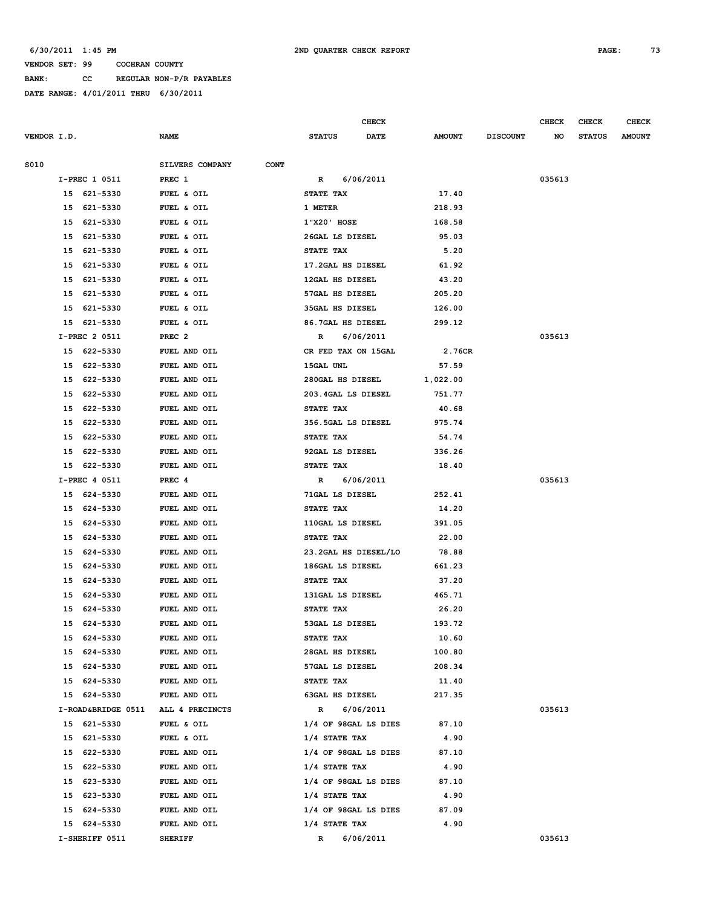6/30/2011 1:45 PM — 2ND QUARTER CHECK REPORT

VENDOR SET: 99 COCHRAN COUNTY
BANK: CC REGULAR NON-P/R PAYABLES
DATE RANGE: 4/01/2011 THRU 6/30/2011

| VENDOR I.D. | NAME | STATUS | CHECK DATE | AMOUNT | DISCOUNT | CHECK NO | CHECK STATUS | CHECK AMOUNT |
|---|---|---|---|---|---|---|---|---|
| S010 | SILVERS COMPANY CONT | | | | | | | |
| I-PREC 1 0511 | PREC 1 | R | 6/06/2011 | | | 035613 | | |
| 15 621-5330 | FUEL & OIL | STATE TAX | | 17.40 | | | | |
| 15 621-5330 | FUEL & OIL | 1 METER | | 218.93 | | | | |
| 15 621-5330 | FUEL & OIL | 1"X20' HOSE | | 168.58 | | | | |
| 15 621-5330 | FUEL & OIL | 26GAL LS DIESEL | | 95.03 | | | | |
| 15 621-5330 | FUEL & OIL | STATE TAX | | 5.20 | | | | |
| 15 621-5330 | FUEL & OIL | 17.2GAL HS DIESEL | | 61.92 | | | | |
| 15 621-5330 | FUEL & OIL | 12GAL HS DIESEL | | 43.20 | | | | |
| 15 621-5330 | FUEL & OIL | 57GAL HS DIESEL | | 205.20 | | | | |
| 15 621-5330 | FUEL & OIL | 35GAL HS DIESEL | | 126.00 | | | | |
| 15 621-5330 | FUEL & OIL | 86.7GAL HS DIESEL | | 299.12 | | | | |
| I-PREC 2 0511 | PREC 2 | R | 6/06/2011 | | | 035613 | | |
| 15 622-5330 | FUEL AND OIL | CR FED TAX ON 15GAL | | 2.76CR | | | | |
| 15 622-5330 | FUEL AND OIL | 15GAL UNL | | 57.59 | | | | |
| 15 622-5330 | FUEL AND OIL | 280GAL HS DIESEL | | 1,022.00 | | | | |
| 15 622-5330 | FUEL AND OIL | 203.4GAL LS DIESEL | | 751.77 | | | | |
| 15 622-5330 | FUEL AND OIL | STATE TAX | | 40.68 | | | | |
| 15 622-5330 | FUEL AND OIL | 356.5GAL LS DIESEL | | 975.74 | | | | |
| 15 622-5330 | FUEL AND OIL | STATE TAX | | 54.74 | | | | |
| 15 622-5330 | FUEL AND OIL | 92GAL LS DIESEL | | 336.26 | | | | |
| 15 622-5330 | FUEL AND OIL | STATE TAX | | 18.40 | | | | |
| I-PREC 4 0511 | PREC 4 | R | 6/06/2011 | | | 035613 | | |
| 15 624-5330 | FUEL AND OIL | 71GAL LS DIESEL | | 252.41 | | | | |
| 15 624-5330 | FUEL AND OIL | STATE TAX | | 14.20 | | | | |
| 15 624-5330 | FUEL AND OIL | 110GAL LS DIESEL | | 391.05 | | | | |
| 15 624-5330 | FUEL AND OIL | STATE TAX | | 22.00 | | | | |
| 15 624-5330 | FUEL AND OIL | 23.2GAL HS DIESEL/LO | | 78.88 | | | | |
| 15 624-5330 | FUEL AND OIL | 186GAL LS DIESEL | | 661.23 | | | | |
| 15 624-5330 | FUEL AND OIL | STATE TAX | | 37.20 | | | | |
| 15 624-5330 | FUEL AND OIL | 131GAL LS DIESEL | | 465.71 | | | | |
| 15 624-5330 | FUEL AND OIL | STATE TAX | | 26.20 | | | | |
| 15 624-5330 | FUEL AND OIL | 53GAL LS DIESEL | | 193.72 | | | | |
| 15 624-5330 | FUEL AND OIL | STATE TAX | | 10.60 | | | | |
| 15 624-5330 | FUEL AND OIL | 28GAL HS DIESEL | | 100.80 | | | | |
| 15 624-5330 | FUEL AND OIL | 57GAL LS DIESEL | | 208.34 | | | | |
| 15 624-5330 | FUEL AND OIL | STATE TAX | | 11.40 | | | | |
| 15 624-5330 | FUEL AND OIL | 63GAL HS DIESEL | | 217.35 | | | | |
| I-ROAD&BRIDGE 0511 | ALL 4 PRECINCTS | R | 6/06/2011 | | | 035613 | | |
| 15 621-5330 | FUEL & OIL | 1/4 OF 98GAL LS DIES | | 87.10 | | | | |
| 15 621-5330 | FUEL & OIL | 1/4 STATE TAX | | 4.90 | | | | |
| 15 622-5330 | FUEL AND OIL | 1/4 OF 98GAL LS DIES | | 87.10 | | | | |
| 15 622-5330 | FUEL AND OIL | 1/4 STATE TAX | | 4.90 | | | | |
| 15 623-5330 | FUEL AND OIL | 1/4 OF 98GAL LS DIES | | 87.10 | | | | |
| 15 623-5330 | FUEL AND OIL | 1/4 STATE TAX | | 4.90 | | | | |
| 15 624-5330 | FUEL AND OIL | 1/4 OF 98GAL LS DIES | | 87.09 | | | | |
| 15 624-5330 | FUEL AND OIL | 1/4 STATE TAX | | 4.90 | | | | |
| I-SHERIFF 0511 | SHERIFF | R | 6/06/2011 | | | 035613 | | |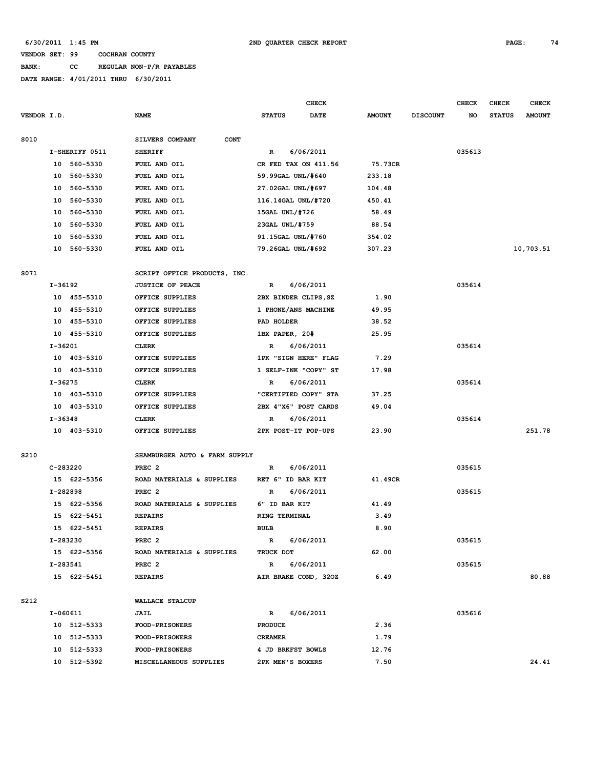6/30/2011 1:45 PM  2ND QUARTER CHECK REPORT

VENDOR SET: 99  COCHRAN COUNTY

BANK: CC  REGULAR NON-P/R PAYABLES

DATE RANGE: 4/01/2011 THRU 6/30/2011

| VENDOR I.D. | NAME | STATUS | CHECK DATE | AMOUNT | DISCOUNT | CHECK NO | CHECK STATUS | CHECK AMOUNT |
|---|---|---|---|---|---|---|---|---|
| S010 | SILVERS COMPANY CONT | | | | | | | |
| I-SHERIFF 0511 | SHERIFF | R | 6/06/2011 | | | 035613 | | |
| 10 560-5330 | FUEL AND OIL | CR FED TAX ON 411.56 | | 75.73CR | | | | |
| 10 560-5330 | FUEL AND OIL | 59.99GAL UNL/#640 | | 233.18 | | | | |
| 10 560-5330 | FUEL AND OIL | 27.02GAL UNL/#697 | | 104.48 | | | | |
| 10 560-5330 | FUEL AND OIL | 116.14GAL UNL/#720 | | 450.41 | | | | |
| 10 560-5330 | FUEL AND OIL | 15GAL UNL/#726 | | 58.49 | | | | |
| 10 560-5330 | FUEL AND OIL | 23GAL UNL/#759 | | 88.54 | | | | |
| 10 560-5330 | FUEL AND OIL | 91.15GAL UNL/#760 | | 354.02 | | | | |
| 10 560-5330 | FUEL AND OIL | 79.26GAL UNL/#692 | | 307.23 | | | | 10,703.51 |
| S071 | SCRIPT OFFICE PRODUCTS, INC. | | | | | | | |
| I-36192 | JUSTICE OF PEACE | R | 6/06/2011 | | | 035614 | | |
| 10 455-5310 | OFFICE SUPPLIES | 2BX BINDER CLIPS,SZ | | 1.90 | | | | |
| 10 455-5310 | OFFICE SUPPLIES | 1 PHONE/ANS MACHINE | | 49.95 | | | | |
| 10 455-5310 | OFFICE SUPPLIES | PAD HOLDER | | 38.52 | | | | |
| 10 455-5310 | OFFICE SUPPLIES | 1BX PAPER, 20# | | 25.95 | | | | |
| I-36201 | CLERK | R | 6/06/2011 | | | 035614 | | |
| 10 403-5310 | OFFICE SUPPLIES | 1PK "SIGN HERE" FLAG | | 7.29 | | | | |
| 10 403-5310 | OFFICE SUPPLIES | 1 SELF-INK "COPY" ST | | 17.98 | | | | |
| I-36275 | CLERK | R | 6/06/2011 | | | 035614 | | |
| 10 403-5310 | OFFICE SUPPLIES | "CERTIFIED COPY" STA | | 37.25 | | | | |
| 10 403-5310 | OFFICE SUPPLIES | 2BX 4"X6" POST CARDS | | 49.04 | | | | |
| I-36348 | CLERK | R | 6/06/2011 | | | 035614 | | |
| 10 403-5310 | OFFICE SUPPLIES | 2PK POST-IT POP-UPS | | 23.90 | | | | 251.78 |
| S210 | SHAMBURGER AUTO & FARM SUPPLY | | | | | | | |
| C-283220 | PREC 2 | R | 6/06/2011 | | | 035615 | | |
| 15 622-5356 | ROAD MATERIALS & SUPPLIES | RET 6" ID BAR KIT | | 41.49CR | | | | |
| I-282898 | PREC 2 | R | 6/06/2011 | | | 035615 | | |
| 15 622-5356 | ROAD MATERIALS & SUPPLIES | 6" ID BAR KIT | | 41.49 | | | | |
| 15 622-5451 | REPAIRS | RING TERMINAL | | 3.49 | | | | |
| 15 622-5451 | REPAIRS | BULB | | 8.90 | | | | |
| I-283230 | PREC 2 | R | 6/06/2011 | | | 035615 | | |
| 15 622-5356 | ROAD MATERIALS & SUPPLIES | TRUCK DOT | | 62.00 | | | | |
| I-283541 | PREC 2 | R | 6/06/2011 | | | 035615 | | |
| 15 622-5451 | REPAIRS | AIR BRAKE COND, 32OZ | | 6.49 | | | | 80.88 |
| S212 | WALLACE STALCUP | | | | | | | |
| I-060611 | JAIL | R | 6/06/2011 | | | 035616 | | |
| 10 512-5333 | FOOD-PRISONERS | PRODUCE | | 2.36 | | | | |
| 10 512-5333 | FOOD-PRISONERS | CREAMER | | 1.79 | | | | |
| 10 512-5333 | FOOD-PRISONERS | 4 JD BRKFST BOWLS | | 12.76 | | | | |
| 10 512-5392 | MISCELLANEOUS SUPPLIES | 2PK MEN'S BOXERS | | 7.50 | | | | 24.41 |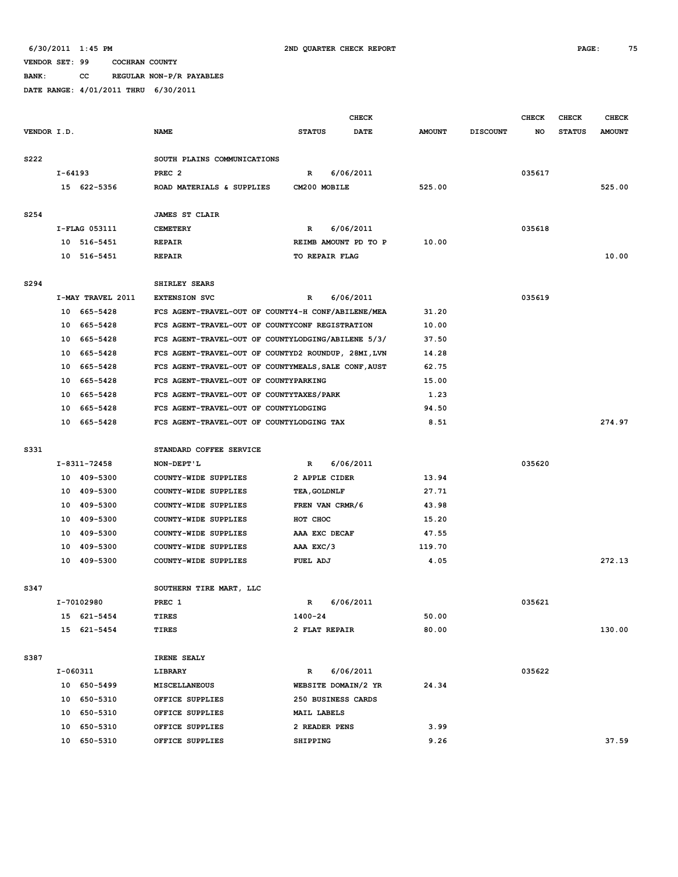6/30/2011 1:45 PM 2ND QUARTER CHECK REPORT

VENDOR SET: 99 COCHRAN COUNTY

BANK: CC REGULAR NON-P/R PAYABLES

DATE RANGE: 4/01/2011 THRU 6/30/2011

| VENDOR I.D. | NAME | STATUS | CHECK DATE | AMOUNT | DISCOUNT | CHECK NO | CHECK STATUS | CHECK AMOUNT |
|---|---|---|---|---|---|---|---|---|
| S222 | SOUTH PLAINS COMMUNICATIONS | | | | | | | |
| I-64193 | PREC 2 | R | 6/06/2011 | | | 035617 | | |
| 15 622-5356 | ROAD MATERIALS & SUPPLIES | CM200 MOBILE | | 525.00 | | | | 525.00 |
| S254 | JAMES ST CLAIR | | | | | | | |
| I-FLAG 053111 | CEMETERY | R | 6/06/2011 | | | 035618 | | |
| 10 516-5451 | REPAIR | REIMB AMOUNT PD TO P | | 10.00 | | | | |
| 10 516-5451 | REPAIR | TO REPAIR FLAG | | | | | | 10.00 |
| S294 | SHIRLEY SEARS | | | | | | | |
| I-MAY TRAVEL 2011 | EXTENSION SVC | R | 6/06/2011 | | | 035619 | | |
| 10 665-5428 | FCS AGENT-TRAVEL-OUT OF COUNTY | 4-H CONF/ABILENE/MEA | | 31.20 | | | | |
| 10 665-5428 | FCS AGENT-TRAVEL-OUT OF COUNTY | CONF REGISTRATION | | 10.00 | | | | |
| 10 665-5428 | FCS AGENT-TRAVEL-OUT OF COUNTY | LODGING/ABILENE 5/3/ | | 37.50 | | | | |
| 10 665-5428 | FCS AGENT-TRAVEL-OUT OF COUNTY | D2 ROUNDUP, 28MI,LVN | | 14.28 | | | | |
| 10 665-5428 | FCS AGENT-TRAVEL-OUT OF COUNTY | MEALS,SALE CONF,AUST | | 62.75 | | | | |
| 10 665-5428 | FCS AGENT-TRAVEL-OUT OF COUNTY | PARKING | | 15.00 | | | | |
| 10 665-5428 | FCS AGENT-TRAVEL-OUT OF COUNTY | TAXES/PARK | | 1.23 | | | | |
| 10 665-5428 | FCS AGENT-TRAVEL-OUT OF COUNTY | LODGING | | 94.50 | | | | |
| 10 665-5428 | FCS AGENT-TRAVEL-OUT OF COUNTY | LODGING TAX | | 8.51 | | | | 274.97 |
| S331 | STANDARD COFFEE SERVICE | | | | | | | |
| I-8311-72458 | NON-DEPT'L | R | 6/06/2011 | | | 035620 | | |
| 10 409-5300 | COUNTY-WIDE SUPPLIES | 2 APPLE CIDER | | 13.94 | | | | |
| 10 409-5300 | COUNTY-WIDE SUPPLIES | TEA,GOLDNLF | | 27.71 | | | | |
| 10 409-5300 | COUNTY-WIDE SUPPLIES | FREN VAN CRMR/6 | | 43.98 | | | | |
| 10 409-5300 | COUNTY-WIDE SUPPLIES | HOT CHOC | | 15.20 | | | | |
| 10 409-5300 | COUNTY-WIDE SUPPLIES | AAA EXC DECAF | | 47.55 | | | | |
| 10 409-5300 | COUNTY-WIDE SUPPLIES | AAA EXC/3 | | 119.70 | | | | |
| 10 409-5300 | COUNTY-WIDE SUPPLIES | FUEL ADJ | | 4.05 | | | | 272.13 |
| S347 | SOUTHERN TIRE MART, LLC | | | | | | | |
| I-70102980 | PREC 1 | R | 6/06/2011 | | | 035621 | | |
| 15 621-5454 | TIRES | 1400-24 | | 50.00 | | | | |
| 15 621-5454 | TIRES | 2 FLAT REPAIR | | 80.00 | | | | 130.00 |
| S387 | IRENE SEALY | | | | | | | |
| I-060311 | LIBRARY | R | 6/06/2011 | | | 035622 | | |
| 10 650-5499 | MISCELLANEOUS | WEBSITE DOMAIN/2 YR | | 24.34 | | | | |
| 10 650-5310 | OFFICE SUPPLIES | 250 BUSINESS CARDS | | | | | | |
| 10 650-5310 | OFFICE SUPPLIES | MAIL LABELS | | | | | | |
| 10 650-5310 | OFFICE SUPPLIES | 2 READER PENS | | 3.99 | | | | |
| 10 650-5310 | OFFICE SUPPLIES | SHIPPING | | 9.26 | | | | 37.59 |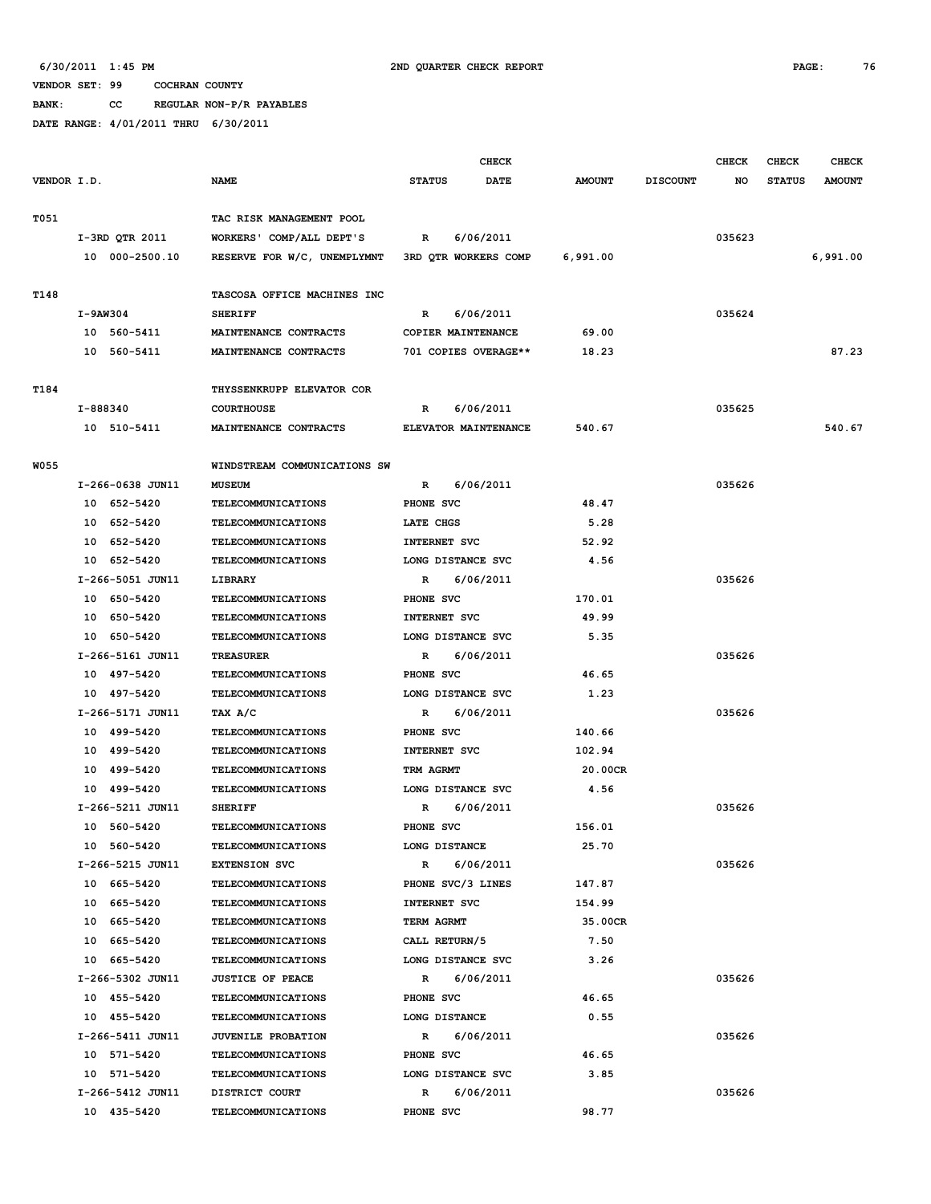6/30/2011 1:45 PM 2ND QUARTER CHECK REPORT

VENDOR SET: 99 COCHRAN COUNTY

BANK: CC REGULAR NON-P/R PAYABLES

DATE RANGE: 4/01/2011 THRU 6/30/2011

| VENDOR I.D. | NAME | STATUS | CHECK DATE | AMOUNT | DISCOUNT | CHECK NO | CHECK STATUS | CHECK AMOUNT |
|---|---|---|---|---|---|---|---|---|
| T051 | TAC RISK MANAGEMENT POOL | | | | | | | |
| I-3RD QTR 2011 | WORKERS' COMP/ALL DEPT'S | R | 6/06/2011 | | | 035623 | | |
| 10 000-2500.10 | RESERVE FOR W/C, UNEMPLYMNT | 3RD QTR WORKERS COMP | | 6,991.00 | | | | 6,991.00 |
| T148 | TASCOSA OFFICE MACHINES INC | | | | | | | |
| I-9AW304 | SHERIFF | R | 6/06/2011 | | | 035624 | | |
| 10 560-5411 | MAINTENANCE CONTRACTS | COPIER MAINTENANCE | | 69.00 | | | | |
| 10 560-5411 | MAINTENANCE CONTRACTS | 701 COPIES OVERAGE** | | 18.23 | | | | 87.23 |
| T184 | THYSSENKRUPP ELEVATOR COR | | | | | | | |
| I-888340 | COURTHOUSE | R | 6/06/2011 | | | 035625 | | |
| 10 510-5411 | MAINTENANCE CONTRACTS | ELEVATOR MAINTENANCE | | 540.67 | | | | 540.67 |
| W055 | WINDSTREAM COMMUNICATIONS SW | | | | | | | |
| I-266-0638 JUN11 | MUSEUM | R | 6/06/2011 | | | 035626 | | |
| 10 652-5420 | TELECOMMUNICATIONS | PHONE SVC | | 48.47 | | | | |
| 10 652-5420 | TELECOMMUNICATIONS | LATE CHGS | | 5.28 | | | | |
| 10 652-5420 | TELECOMMUNICATIONS | INTERNET SVC | | 52.92 | | | | |
| 10 652-5420 | TELECOMMUNICATIONS | LONG DISTANCE SVC | | 4.56 | | | | |
| I-266-5051 JUN11 | LIBRARY | R | 6/06/2011 | | | 035626 | | |
| 10 650-5420 | TELECOMMUNICATIONS | PHONE SVC | | 170.01 | | | | |
| 10 650-5420 | TELECOMMUNICATIONS | INTERNET SVC | | 49.99 | | | | |
| 10 650-5420 | TELECOMMUNICATIONS | LONG DISTANCE SVC | | 5.35 | | | | |
| I-266-5161 JUN11 | TREASURER | R | 6/06/2011 | | | 035626 | | |
| 10 497-5420 | TELECOMMUNICATIONS | PHONE SVC | | 46.65 | | | | |
| 10 497-5420 | TELECOMMUNICATIONS | LONG DISTANCE SVC | | 1.23 | | | | |
| I-266-5171 JUN11 | TAX A/C | R | 6/06/2011 | | | 035626 | | |
| 10 499-5420 | TELECOMMUNICATIONS | PHONE SVC | | 140.66 | | | | |
| 10 499-5420 | TELECOMMUNICATIONS | INTERNET SVC | | 102.94 | | | | |
| 10 499-5420 | TELECOMMUNICATIONS | TRM AGRMT | | 20.00CR | | | | |
| 10 499-5420 | TELECOMMUNICATIONS | LONG DISTANCE SVC | | 4.56 | | | | |
| I-266-5211 JUN11 | SHERIFF | R | 6/06/2011 | | | 035626 | | |
| 10 560-5420 | TELECOMMUNICATIONS | PHONE SVC | | 156.01 | | | | |
| 10 560-5420 | TELECOMMUNICATIONS | LONG DISTANCE | | 25.70 | | | | |
| I-266-5215 JUN11 | EXTENSION SVC | R | 6/06/2011 | | | 035626 | | |
| 10 665-5420 | TELECOMMUNICATIONS | PHONE SVC/3 LINES | | 147.87 | | | | |
| 10 665-5420 | TELECOMMUNICATIONS | INTERNET SVC | | 154.99 | | | | |
| 10 665-5420 | TELECOMMUNICATIONS | TERM AGRMT | | 35.00CR | | | | |
| 10 665-5420 | TELECOMMUNICATIONS | CALL RETURN/5 | | 7.50 | | | | |
| 10 665-5420 | TELECOMMUNICATIONS | LONG DISTANCE SVC | | 3.26 | | | | |
| I-266-5302 JUN11 | JUSTICE OF PEACE | R | 6/06/2011 | | | 035626 | | |
| 10 455-5420 | TELECOMMUNICATIONS | PHONE SVC | | 46.65 | | | | |
| 10 455-5420 | TELECOMMUNICATIONS | LONG DISTANCE | | 0.55 | | | | |
| I-266-5411 JUN11 | JUVENILE PROBATION | R | 6/06/2011 | | | 035626 | | |
| 10 571-5420 | TELECOMMUNICATIONS | PHONE SVC | | 46.65 | | | | |
| 10 571-5420 | TELECOMMUNICATIONS | LONG DISTANCE SVC | | 3.85 | | | | |
| I-266-5412 JUN11 | DISTRICT COURT | R | 6/06/2011 | | | 035626 | | |
| 10 435-5420 | TELECOMMUNICATIONS | PHONE SVC | | 98.77 | | | | |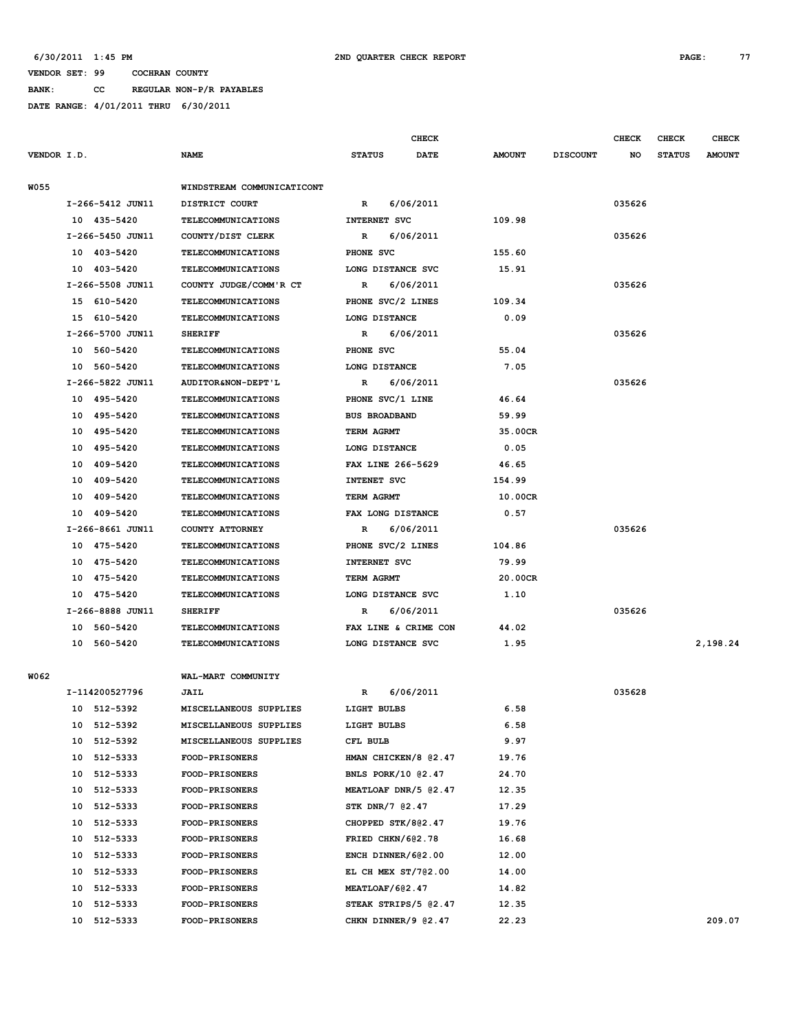6/30/2011 1:45 PM — 2ND QUARTER CHECK REPORT

VENDOR SET: 99 COCHRAN COUNTY
BANK: CC REGULAR NON-P/R PAYABLES
DATE RANGE: 4/01/2011 THRU 6/30/2011

| VENDOR I.D. | NAME | STATUS | CHECK DATE | AMOUNT | DISCOUNT | CHECK NO | CHECK STATUS | CHECK AMOUNT |
|---|---|---|---|---|---|---|---|---|
| W055 | WINDSTREAM COMMUNICATICONT | | | | | | | |
| I-266-5412 JUN11 | DISTRICT COURT | R | 6/06/2011 | | | 035626 | | |
| 10 435-5420 | TELECOMMUNICATIONS | INTERNET SVC | | 109.98 | | | | |
| I-266-5450 JUN11 | COUNTY/DIST CLERK | R | 6/06/2011 | | | 035626 | | |
| 10 403-5420 | TELECOMMUNICATIONS | PHONE SVC | | 155.60 | | | | |
| 10 403-5420 | TELECOMMUNICATIONS | LONG DISTANCE SVC | | 15.91 | | | | |
| I-266-5508 JUN11 | COUNTY JUDGE/COMM'R CT | R | 6/06/2011 | | | 035626 | | |
| 15 610-5420 | TELECOMMUNICATIONS | PHONE SVC/2 LINES | | 109.34 | | | | |
| 15 610-5420 | TELECOMMUNICATIONS | LONG DISTANCE | | 0.09 | | | | |
| I-266-5700 JUN11 | SHERIFF | R | 6/06/2011 | | | 035626 | | |
| 10 560-5420 | TELECOMMUNICATIONS | PHONE SVC | | 55.04 | | | | |
| 10 560-5420 | TELECOMMUNICATIONS | LONG DISTANCE | | 7.05 | | | | |
| I-266-5822 JUN11 | AUDITOR&NON-DEPT'L | R | 6/06/2011 | | | 035626 | | |
| 10 495-5420 | TELECOMMUNICATIONS | PHONE SVC/1 LINE | | 46.64 | | | | |
| 10 495-5420 | TELECOMMUNICATIONS | BUS BROADBAND | | 59.99 | | | | |
| 10 495-5420 | TELECOMMUNICATIONS | TERM AGRMT | | 35.00CR | | | | |
| 10 495-5420 | TELECOMMUNICATIONS | LONG DISTANCE | | 0.05 | | | | |
| 10 409-5420 | TELECOMMUNICATIONS | FAX LINE 266-5629 | | 46.65 | | | | |
| 10 409-5420 | TELECOMMUNICATIONS | INTENET SVC | | 154.99 | | | | |
| 10 409-5420 | TELECOMMUNICATIONS | TERM AGRMT | | 10.00CR | | | | |
| 10 409-5420 | TELECOMMUNICATIONS | FAX LONG DISTANCE | | 0.57 | | | | |
| I-266-8661 JUN11 | COUNTY ATTORNEY | R | 6/06/2011 | | | 035626 | | |
| 10 475-5420 | TELECOMMUNICATIONS | PHONE SVC/2 LINES | | 104.86 | | | | |
| 10 475-5420 | TELECOMMUNICATIONS | INTERNET SVC | | 79.99 | | | | |
| 10 475-5420 | TELECOMMUNICATIONS | TERM AGRMT | | 20.00CR | | | | |
| 10 475-5420 | TELECOMMUNICATIONS | LONG DISTANCE SVC | | 1.10 | | | | |
| I-266-8888 JUN11 | SHERIFF | R | 6/06/2011 | | | 035626 | | |
| 10 560-5420 | TELECOMMUNICATIONS | FAX LINE & CRIME CON | | 44.02 | | | | |
| 10 560-5420 | TELECOMMUNICATIONS | LONG DISTANCE SVC | | 1.95 | | | | 2,198.24 |
| W062 | WAL-MART COMMUNITY | | | | | | | |
| I-114200527796 | JAIL | R | 6/06/2011 | | | 035628 | | |
| 10 512-5392 | MISCELLANEOUS SUPPLIES | LIGHT BULBS | | 6.58 | | | | |
| 10 512-5392 | MISCELLANEOUS SUPPLIES | LIGHT BULBS | | 6.58 | | | | |
| 10 512-5392 | MISCELLANEOUS SUPPLIES | CFL BULB | | 9.97 | | | | |
| 10 512-5333 | FOOD-PRISONERS | HMAN CHICKEN/8 @2.47 | | 19.76 | | | | |
| 10 512-5333 | FOOD-PRISONERS | BNLS PORK/10 @2.47 | | 24.70 | | | | |
| 10 512-5333 | FOOD-PRISONERS | MEATLOAF DNR/5 @2.47 | | 12.35 | | | | |
| 10 512-5333 | FOOD-PRISONERS | STK DNR/7 @2.47 | | 17.29 | | | | |
| 10 512-5333 | FOOD-PRISONERS | CHOPPED STK/8@2.47 | | 19.76 | | | | |
| 10 512-5333 | FOOD-PRISONERS | FRIED CHKN/6@2.78 | | 16.68 | | | | |
| 10 512-5333 | FOOD-PRISONERS | ENCH DINNER/6@2.00 | | 12.00 | | | | |
| 10 512-5333 | FOOD-PRISONERS | EL CH MEX ST/7@2.00 | | 14.00 | | | | |
| 10 512-5333 | FOOD-PRISONERS | MEATLOAF/6@2.47 | | 14.82 | | | | |
| 10 512-5333 | FOOD-PRISONERS | STEAK STRIPS/5 @2.47 | | 12.35 | | | | |
| 10 512-5333 | FOOD-PRISONERS | CHKN DINNER/9 @2.47 | | 22.23 | | | | 209.07 |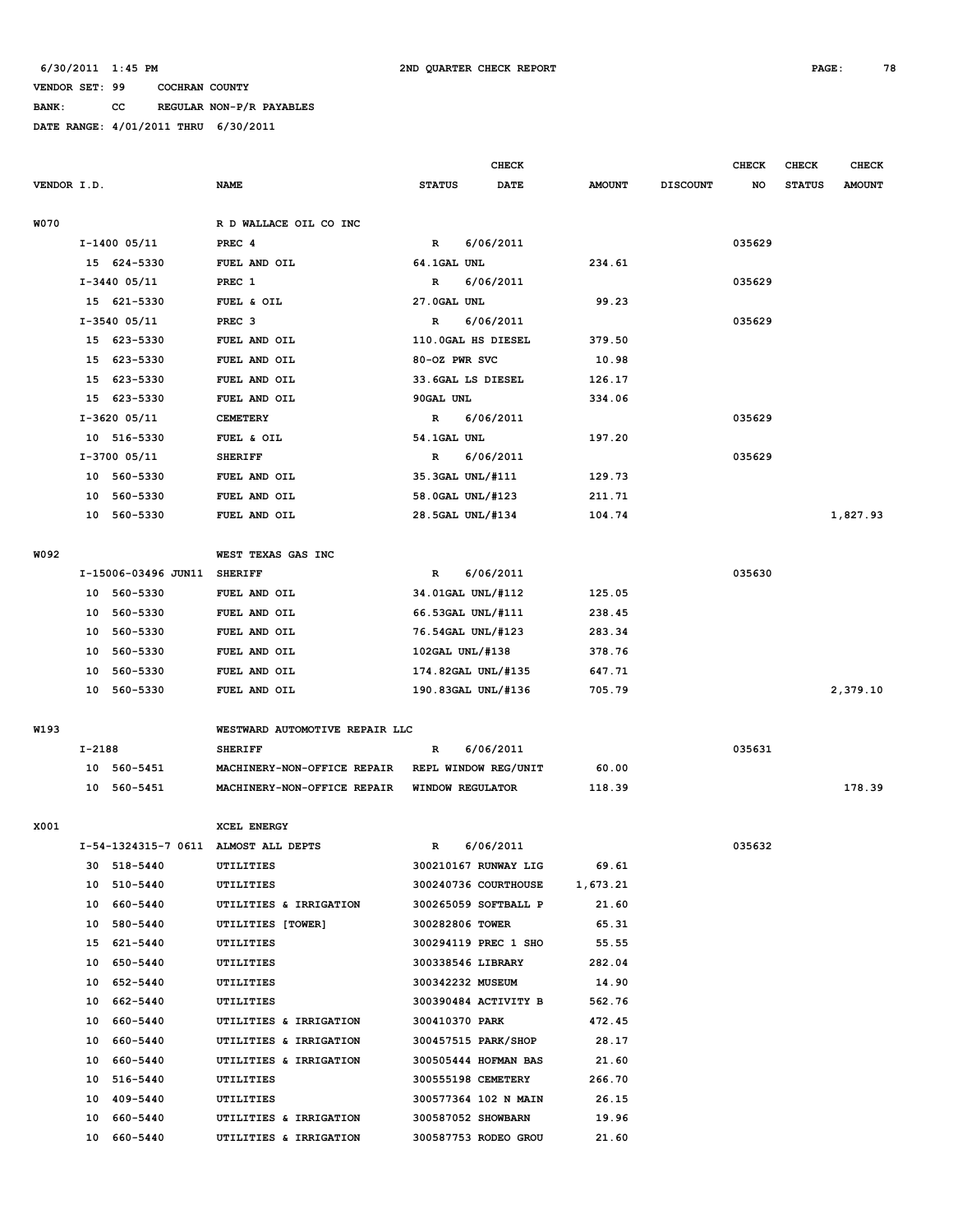6/30/2011 1:45 PM 2ND QUARTER CHECK REPORT

VENDOR SET: 99 COCHRAN COUNTY

BANK: CC REGULAR NON-P/R PAYABLES

DATE RANGE: 4/01/2011 THRU 6/30/2011

| VENDOR I.D. | NAME | STATUS | CHECK DATE | AMOUNT | DISCOUNT | CHECK NO | CHECK STATUS | CHECK AMOUNT |
|---|---|---|---|---|---|---|---|---|
| W070 | R D WALLACE OIL CO INC | | | | | | | |
| I-1400 05/11 | PREC 4 | R | 6/06/2011 | | | 035629 | | |
| 15 624-5330 | FUEL AND OIL | 64.1GAL UNL | | 234.61 | | | | |
| I-3440 05/11 | PREC 1 | R | 6/06/2011 | | | 035629 | | |
| 15 621-5330 | FUEL & OIL | 27.0GAL UNL | | 99.23 | | | | |
| I-3540 05/11 | PREC 3 | R | 6/06/2011 | | | 035629 | | |
| 15 623-5330 | FUEL AND OIL | 110.0GAL HS DIESEL | | 379.50 | | | | |
| 15 623-5330 | FUEL AND OIL | 80-OZ PWR SVC | | 10.98 | | | | |
| 15 623-5330 | FUEL AND OIL | 33.6GAL LS DIESEL | | 126.17 | | | | |
| 15 623-5330 | FUEL AND OIL | 90GAL UNL | | 334.06 | | | | |
| I-3620 05/11 | CEMETERY | R | 6/06/2011 | | | 035629 | | |
| 10 516-5330 | FUEL & OIL | 54.1GAL UNL | | 197.20 | | | | |
| I-3700 05/11 | SHERIFF | R | 6/06/2011 | | | 035629 | | |
| 10 560-5330 | FUEL AND OIL | 35.3GAL UNL/#111 | | 129.73 | | | | |
| 10 560-5330 | FUEL AND OIL | 58.0GAL UNL/#123 | | 211.71 | | | | |
| 10 560-5330 | FUEL AND OIL | 28.5GAL UNL/#134 | | 104.74 | | | | 1,827.93 |
| W092 | WEST TEXAS GAS INC | | | | | | | |
| I-15006-03496 JUN11 | SHERIFF | R | 6/06/2011 | | | 035630 | | |
| 10 560-5330 | FUEL AND OIL | 34.01GAL UNL/#112 | | 125.05 | | | | |
| 10 560-5330 | FUEL AND OIL | 66.53GAL UNL/#111 | | 238.45 | | | | |
| 10 560-5330 | FUEL AND OIL | 76.54GAL UNL/#123 | | 283.34 | | | | |
| 10 560-5330 | FUEL AND OIL | 102GAL UNL/#138 | | 378.76 | | | | |
| 10 560-5330 | FUEL AND OIL | 174.82GAL UNL/#135 | | 647.71 | | | | |
| 10 560-5330 | FUEL AND OIL | 190.83GAL UNL/#136 | | 705.79 | | | | 2,379.10 |
| W193 | WESTWARD AUTOMOTIVE REPAIR LLC | | | | | | | |
| I-2188 | SHERIFF | R | 6/06/2011 | | | 035631 | | |
| 10 560-5451 | MACHINERY-NON-OFFICE REPAIR | REPL WINDOW REG/UNIT | | 60.00 | | | | |
| 10 560-5451 | MACHINERY-NON-OFFICE REPAIR | WINDOW REGULATOR | | 118.39 | | | | 178.39 |
| X001 | XCEL ENERGY | | | | | | | |
| I-54-1324315-7 0611 | ALMOST ALL DEPTS | R | 6/06/2011 | | | 035632 | | |
| 30 518-5440 | UTILITIES | 300210167 RUNWAY LIG | | 69.61 | | | | |
| 10 510-5440 | UTILITIES | 300240736 COURTHOUSE | | 1,673.21 | | | | |
| 10 660-5440 | UTILITIES & IRRIGATION | 300265059 SOFTBALL P | | 21.60 | | | | |
| 10 580-5440 | UTILITIES [TOWER] | 300282806 TOWER | | 65.31 | | | | |
| 15 621-5440 | UTILITIES | 300294119 PREC 1 SHO | | 55.55 | | | | |
| 10 650-5440 | UTILITIES | 300338546 LIBRARY | | 282.04 | | | | |
| 10 652-5440 | UTILITIES | 300342232 MUSEUM | | 14.90 | | | | |
| 10 662-5440 | UTILITIES | 300390484 ACTIVITY B | | 562.76 | | | | |
| 10 660-5440 | UTILITIES & IRRIGATION | 300410370 PARK | | 472.45 | | | | |
| 10 660-5440 | UTILITIES & IRRIGATION | 300457515 PARK/SHOP | | 28.17 | | | | |
| 10 660-5440 | UTILITIES & IRRIGATION | 300505444 HOFMAN BAS | | 21.60 | | | | |
| 10 516-5440 | UTILITIES | 300555198 CEMETERY | | 266.70 | | | | |
| 10 409-5440 | UTILITIES | 300577364 102 N MAIN | | 26.15 | | | | |
| 10 660-5440 | UTILITIES & IRRIGATION | 300587052 SHOWBARN | | 19.96 | | | | |
| 10 660-5440 | UTILITIES & IRRIGATION | 300587753 RODEO GROU | | 21.60 | | | | |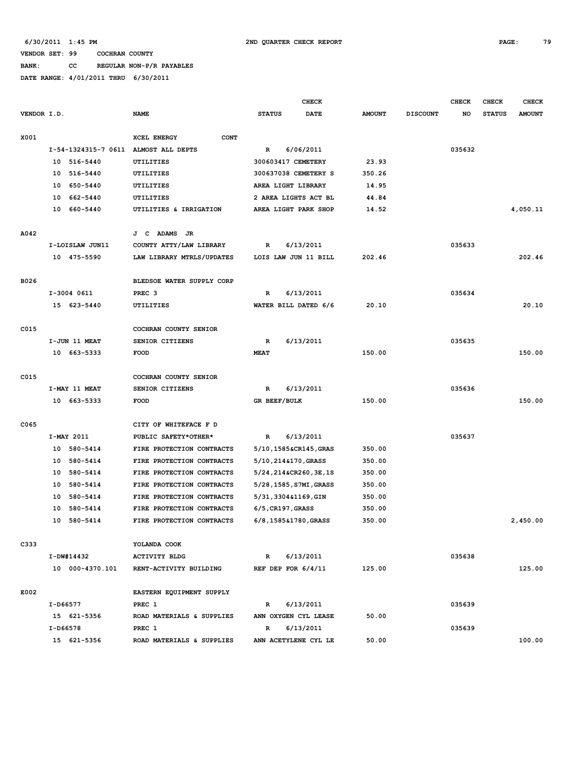6/30/2011 1:45 PM 2ND QUARTER CHECK REPORT

VENDOR SET: 99 COCHRAN COUNTY

BANK: CC REGULAR NON-P/R PAYABLES

DATE RANGE: 4/01/2011 THRU 6/30/2011

| VENDOR I.D. | NAME | CHECK STATUS | CHECK DATE | AMOUNT | DISCOUNT | CHECK NO | CHECK STATUS | CHECK AMOUNT |
|---|---|---|---|---|---|---|---|---|
| X001 | XCEL ENERGY CONT | | | | | | | |
| I-54-1324315-7 0611 | ALMOST ALL DEPTS | R | 6/06/2011 | | | 035632 | | |
| 10 516-5440 | UTILITIES | 300603417 CEMETERY | | 23.93 | | | | |
| 10 516-5440 | UTILITIES | 300637038 CEMETERY S | | 350.26 | | | | |
| 10 650-5440 | UTILITIES | AREA LIGHT LIBRARY | | 14.95 | | | | |
| 10 662-5440 | UTILITIES | 2 AREA LIGHTS ACT BL | | 44.84 | | | | |
| 10 660-5440 | UTILITIES & IRRIGATION | AREA LIGHT PARK SHOP | | 14.52 | | | | 4,050.11 |
| A042 | J C ADAMS JR | | | | | | | |
| I-LOISLAW JUN11 | COUNTY ATTY/LAW LIBRARY | R | 6/13/2011 | | | 035633 | | |
| 10 475-5590 | LAW LIBRARY MTRLS/UPDATES | LOIS LAW JUN 11 BILL | | 202.46 | | | | 202.46 |
| B026 | BLEDSOE WATER SUPPLY CORP | | | | | | | |
| I-3004 0611 | PREC 3 | R | 6/13/2011 | | | 035634 | | |
| 15 623-5440 | UTILITIES | WATER BILL DATED 6/6 | | 20.10 | | | | 20.10 |
| C015 | COCHRAN COUNTY SENIOR | | | | | | | |
| I-JUN 11 MEAT | SENIOR CITIZENS | R | 6/13/2011 | | | 035635 | | |
| 10 663-5333 | FOOD | MEAT | | 150.00 | | | | 150.00 |
| C015 | COCHRAN COUNTY SENIOR | | | | | | | |
| I-MAY 11 MEAT | SENIOR CITIZENS | R | 6/13/2011 | | | 035636 | | |
| 10 663-5333 | FOOD | GR BEEF/BULK | | 150.00 | | | | 150.00 |
| C065 | CITY OF WHITEFACE F D | | | | | | | |
| I-MAY 2011 | PUBLIC SAFETY*OTHER* | R | 6/13/2011 | | | 035637 | | |
| 10 580-5414 | FIRE PROTECTION CONTRACTS | 5/10,1585&CR145,GRAS | | 350.00 | | | | |
| 10 580-5414 | FIRE PROTECTION CONTRACTS | 5/10,214&170,GRASS | | 350.00 | | | | |
| 10 580-5414 | FIRE PROTECTION CONTRACTS | 5/24,214&CR260,3E,1S | | 350.00 | | | | |
| 10 580-5414 | FIRE PROTECTION CONTRACTS | 5/28,1585,S7MI,GRASS | | 350.00 | | | | |
| 10 580-5414 | FIRE PROTECTION CONTRACTS | 5/31,3304&1169,GIN | | 350.00 | | | | |
| 10 580-5414 | FIRE PROTECTION CONTRACTS | 6/5,CR197,GRASS | | 350.00 | | | | |
| 10 580-5414 | FIRE PROTECTION CONTRACTS | 6/8,1585&1780,GRASS | | 350.00 | | | | 2,450.00 |
| C333 | YOLANDA COOK | | | | | | | |
| I-DW#14432 | ACTIVITY BLDG | R | 6/13/2011 | | | 035638 | | |
| 10 000-4370.101 | RENT-ACTIVITY BUILDING | REF DEP FOR 6/4/11 | | 125.00 | | | | 125.00 |
| E002 | EASTERN EQUIPMENT SUPPLY | | | | | | | |
| I-D66577 | PREC 1 | R | 6/13/2011 | | | 035639 | | |
| 15 621-5356 | ROAD MATERIALS & SUPPLIES | ANN OXYGEN CYL LEASE | | 50.00 | | | | |
| I-D66578 | PREC 1 | R | 6/13/2011 | | | 035639 | | |
| 15 621-5356 | ROAD MATERIALS & SUPPLIES | ANN ACETYLENE CYL LE | | 50.00 | | | | 100.00 |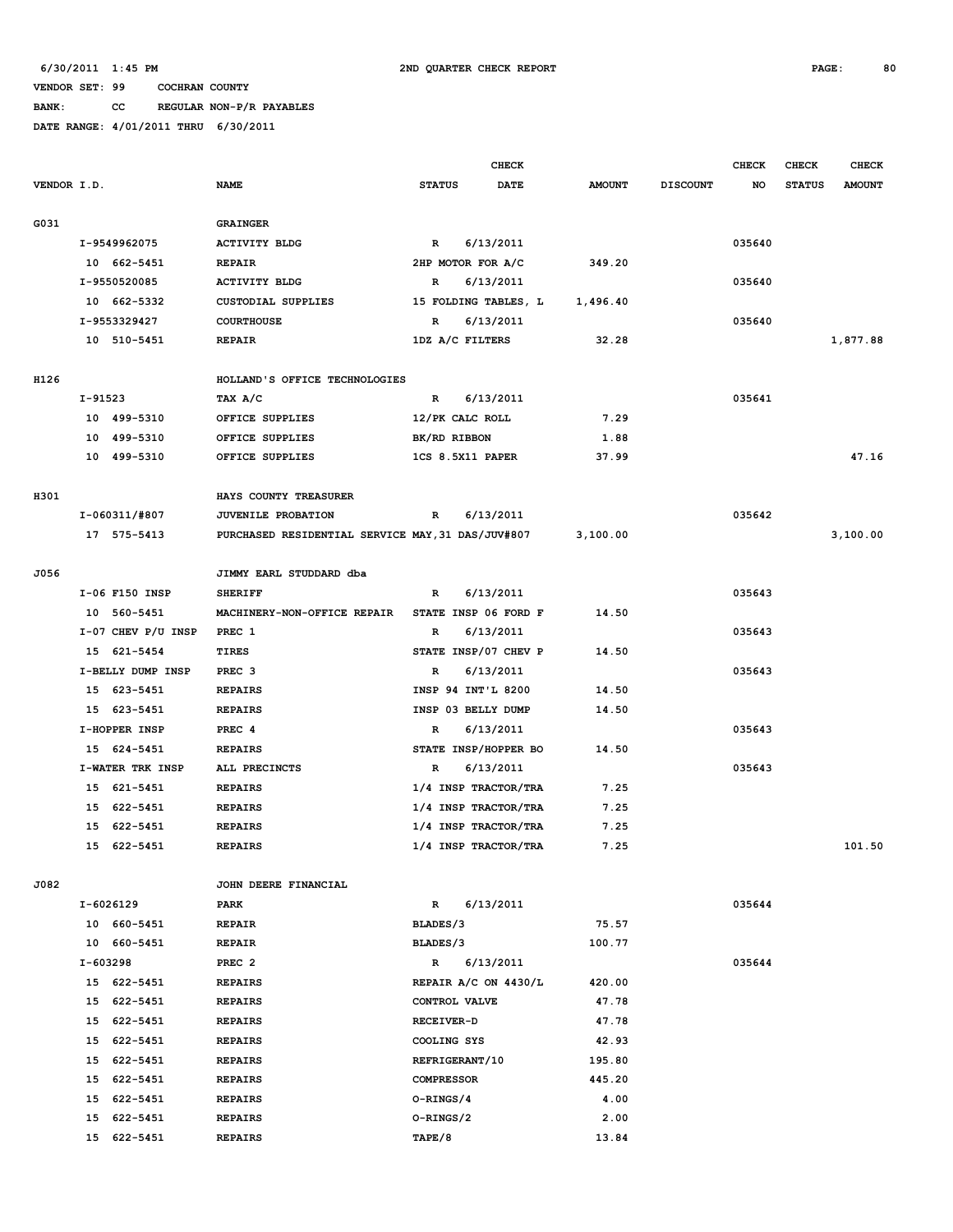6/30/2011 1:45 PM 2ND QUARTER CHECK REPORT

VENDOR SET: 99 COCHRAN COUNTY
BANK: CC REGULAR NON-P/R PAYABLES
DATE RANGE: 4/01/2011 THRU 6/30/2011

| VENDOR I.D. | NAME | STATUS | CHECK DATE | AMOUNT | DISCOUNT | CHECK NO | CHECK STATUS | CHECK AMOUNT |
|---|---|---|---|---|---|---|---|---|
| G031 | GRAINGER | | | | | | | |
| I-9549962075 | ACTIVITY BLDG | R | 6/13/2011 | | | 035640 | | |
| 10 662-5451 | REPAIR | 2HP MOTOR FOR A/C | | 349.20 | | | | |
| I-9550520085 | ACTIVITY BLDG | R | 6/13/2011 | | | 035640 | | |
| 10 662-5332 | CUSTODIAL SUPPLIES | 15 FOLDING TABLES, L | | 1,496.40 | | | | |
| I-9553329427 | COURTHOUSE | R | 6/13/2011 | | | 035640 | | |
| 10 510-5451 | REPAIR | 1DZ A/C FILTERS | | 32.28 | | | | 1,877.88 |
| H126 | HOLLAND'S OFFICE TECHNOLOGIES | | | | | | | |
| I-91523 | TAX A/C | R | 6/13/2011 | | | 035641 | | |
| 10 499-5310 | OFFICE SUPPLIES | 12/PK CALC ROLL | | 7.29 | | | | |
| 10 499-5310 | OFFICE SUPPLIES | BK/RD RIBBON | | 1.88 | | | | |
| 10 499-5310 | OFFICE SUPPLIES | 1CS 8.5X11 PAPER | | 37.99 | | | | 47.16 |
| H301 | HAYS COUNTY TREASURER | | | | | | | |
| I-060311/#807 | JUVENILE PROBATION | R | 6/13/2011 | | | 035642 | | |
| 17 575-5413 | PURCHASED RESIDENTIAL SERVICE MAY,31 DAS/JUV#807 | | | 3,100.00 | | | | 3,100.00 |
| J056 | JIMMY EARL STUDDARD dba | | | | | | | |
| I-06 F150 INSP | SHERIFF | R | 6/13/2011 | | | 035643 | | |
| 10 560-5451 | MACHINERY-NON-OFFICE REPAIR | STATE INSP 06 FORD F | | 14.50 | | | | |
| I-07 CHEV P/U INSP | PREC 1 | R | 6/13/2011 | | | 035643 | | |
| 15 621-5454 | TIRES | STATE INSP/07 CHEV P | | 14.50 | | | | |
| I-BELLY DUMP INSP | PREC 3 | R | 6/13/2011 | | | 035643 | | |
| 15 623-5451 | REPAIRS | INSP 94 INT'L 8200 | | 14.50 | | | | |
| 15 623-5451 | REPAIRS | INSP 03 BELLY DUMP | | 14.50 | | | | |
| I-HOPPER INSP | PREC 4 | R | 6/13/2011 | | | 035643 | | |
| 15 624-5451 | REPAIRS | STATE INSP/HOPPER BO | | 14.50 | | | | |
| I-WATER TRK INSP | ALL PRECINCTS | R | 6/13/2011 | | | 035643 | | |
| 15 621-5451 | REPAIRS | 1/4 INSP TRACTOR/TRA | | 7.25 | | | | |
| 15 622-5451 | REPAIRS | 1/4 INSP TRACTOR/TRA | | 7.25 | | | | |
| 15 622-5451 | REPAIRS | 1/4 INSP TRACTOR/TRA | | 7.25 | | | | |
| 15 622-5451 | REPAIRS | 1/4 INSP TRACTOR/TRA | | 7.25 | | | | 101.50 |
| J082 | JOHN DEERE FINANCIAL | | | | | | | |
| I-6026129 | PARK | R | 6/13/2011 | | | 035644 | | |
| 10 660-5451 | REPAIR | BLADES/3 | | 75.57 | | | | |
| 10 660-5451 | REPAIR | BLADES/3 | | 100.77 | | | | |
| I-603298 | PREC 2 | R | 6/13/2011 | | | 035644 | | |
| 15 622-5451 | REPAIRS | REPAIR A/C ON 4430/L | | 420.00 | | | | |
| 15 622-5451 | REPAIRS | CONTROL VALVE | | 47.78 | | | | |
| 15 622-5451 | REPAIRS | RECEIVER-D | | 47.78 | | | | |
| 15 622-5451 | REPAIRS | COOLING SYS | | 42.93 | | | | |
| 15 622-5451 | REPAIRS | REFRIGERANT/10 | | 195.80 | | | | |
| 15 622-5451 | REPAIRS | COMPRESSOR | | 445.20 | | | | |
| 15 622-5451 | REPAIRS | O-RINGS/4 | | 4.00 | | | | |
| 15 622-5451 | REPAIRS | O-RINGS/2 | | 2.00 | | | | |
| 15 622-5451 | REPAIRS | TAPE/8 | | 13.84 | | | | |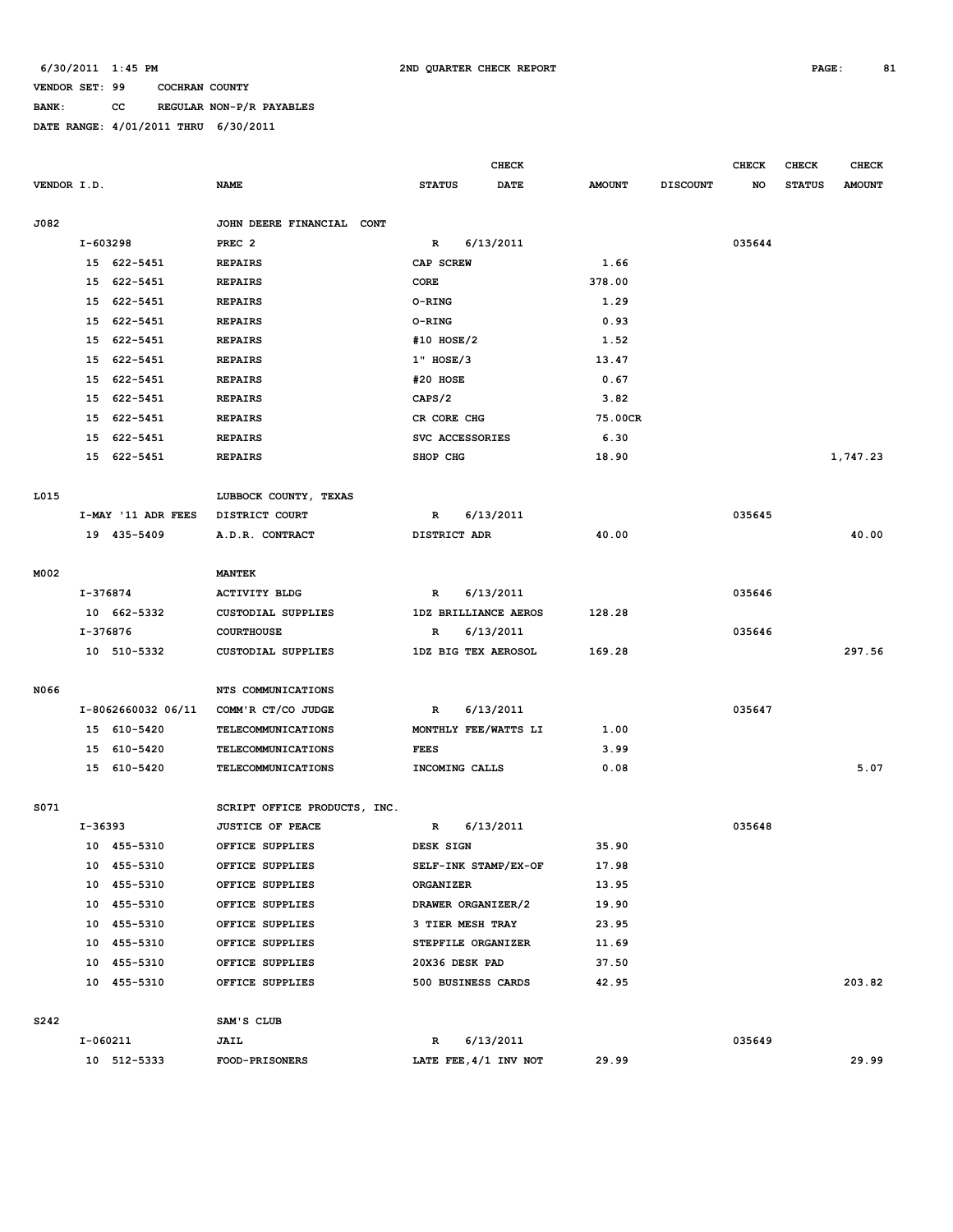6/30/2011 1:45 PM 2ND QUARTER CHECK REPORT

VENDOR SET: 99 COCHRAN COUNTY

BANK: CC REGULAR NON-P/R PAYABLES

DATE RANGE: 4/01/2011 THRU 6/30/2011

| VENDOR I.D. | NAME | STATUS | CHECK DATE | AMOUNT | DISCOUNT | CHECK NO | CHECK STATUS | CHECK AMOUNT |
|---|---|---|---|---|---|---|---|---|
| J082 | JOHN DEERE FINANCIAL CONT | | | | | | | |
| I-603298 | PREC 2 | R | 6/13/2011 | | | 035644 | | |
| 15 622-5451 | REPAIRS | CAP SCREW | | 1.66 | | | | |
| 15 622-5451 | REPAIRS | CORE | | 378.00 | | | | |
| 15 622-5451 | REPAIRS | O-RING | | 1.29 | | | | |
| 15 622-5451 | REPAIRS | O-RING | | 0.93 | | | | |
| 15 622-5451 | REPAIRS | #10 HOSE/2 | | 1.52 | | | | |
| 15 622-5451 | REPAIRS | 1" HOSE/3 | | 13.47 | | | | |
| 15 622-5451 | REPAIRS | #20 HOSE | | 0.67 | | | | |
| 15 622-5451 | REPAIRS | CAPS/2 | | 3.82 | | | | |
| 15 622-5451 | REPAIRS | CR CORE CHG | | 75.00CR | | | | |
| 15 622-5451 | REPAIRS | SVC ACCESSORIES | | 6.30 | | | | |
| 15 622-5451 | REPAIRS | SHOP CHG | | 18.90 | | | | 1,747.23 |
| L015 | LUBBOCK COUNTY, TEXAS | | | | | | | |
| I-MAY '11 ADR FEES | DISTRICT COURT | R | 6/13/2011 | | | 035645 | | |
| 19 435-5409 | A.D.R. CONTRACT | DISTRICT ADR | | 40.00 | | | | 40.00 |
| M002 | MANTEK | | | | | | | |
| I-376874 | ACTIVITY BLDG | R | 6/13/2011 | | | 035646 | | |
| 10 662-5332 | CUSTODIAL SUPPLIES | 1DZ BRILLIANCE AEROS | | 128.28 | | | | |
| I-376876 | COURTHOUSE | R | 6/13/2011 | | | 035646 | | |
| 10 510-5332 | CUSTODIAL SUPPLIES | 1DZ BIG TEX AEROSOL | | 169.28 | | | | 297.56 |
| N066 | NTS COMMUNICATIONS | | | | | | | |
| I-8062660032 06/11 | COMM'R CT/CO JUDGE | R | 6/13/2011 | | | 035647 | | |
| 15 610-5420 | TELECOMMUNICATIONS | MONTHLY FEE/WATTS LI | | 1.00 | | | | |
| 15 610-5420 | TELECOMMUNICATIONS | FEES | | 3.99 | | | | |
| 15 610-5420 | TELECOMMUNICATIONS | INCOMING CALLS | | 0.08 | | | | 5.07 |
| S071 | SCRIPT OFFICE PRODUCTS, INC. | | | | | | | |
| I-36393 | JUSTICE OF PEACE | R | 6/13/2011 | | | 035648 | | |
| 10 455-5310 | OFFICE SUPPLIES | DESK SIGN | | 35.90 | | | | |
| 10 455-5310 | OFFICE SUPPLIES | SELF-INK STAMP/EX-OF | | 17.98 | | | | |
| 10 455-5310 | OFFICE SUPPLIES | ORGANIZER | | 13.95 | | | | |
| 10 455-5310 | OFFICE SUPPLIES | DRAWER ORGANIZER/2 | | 19.90 | | | | |
| 10 455-5310 | OFFICE SUPPLIES | 3 TIER MESH TRAY | | 23.95 | | | | |
| 10 455-5310 | OFFICE SUPPLIES | STEPFILE ORGANIZER | | 11.69 | | | | |
| 10 455-5310 | OFFICE SUPPLIES | 20X36 DESK PAD | | 37.50 | | | | |
| 10 455-5310 | OFFICE SUPPLIES | 500 BUSINESS CARDS | | 42.95 | | | | 203.82 |
| S242 | SAM'S CLUB | | | | | | | |
| I-060211 | JAIL | R | 6/13/2011 | | | 035649 | | |
| 10 512-5333 | FOOD-PRISONERS | LATE FEE,4/1 INV NOT | | 29.99 | | | | 29.99 |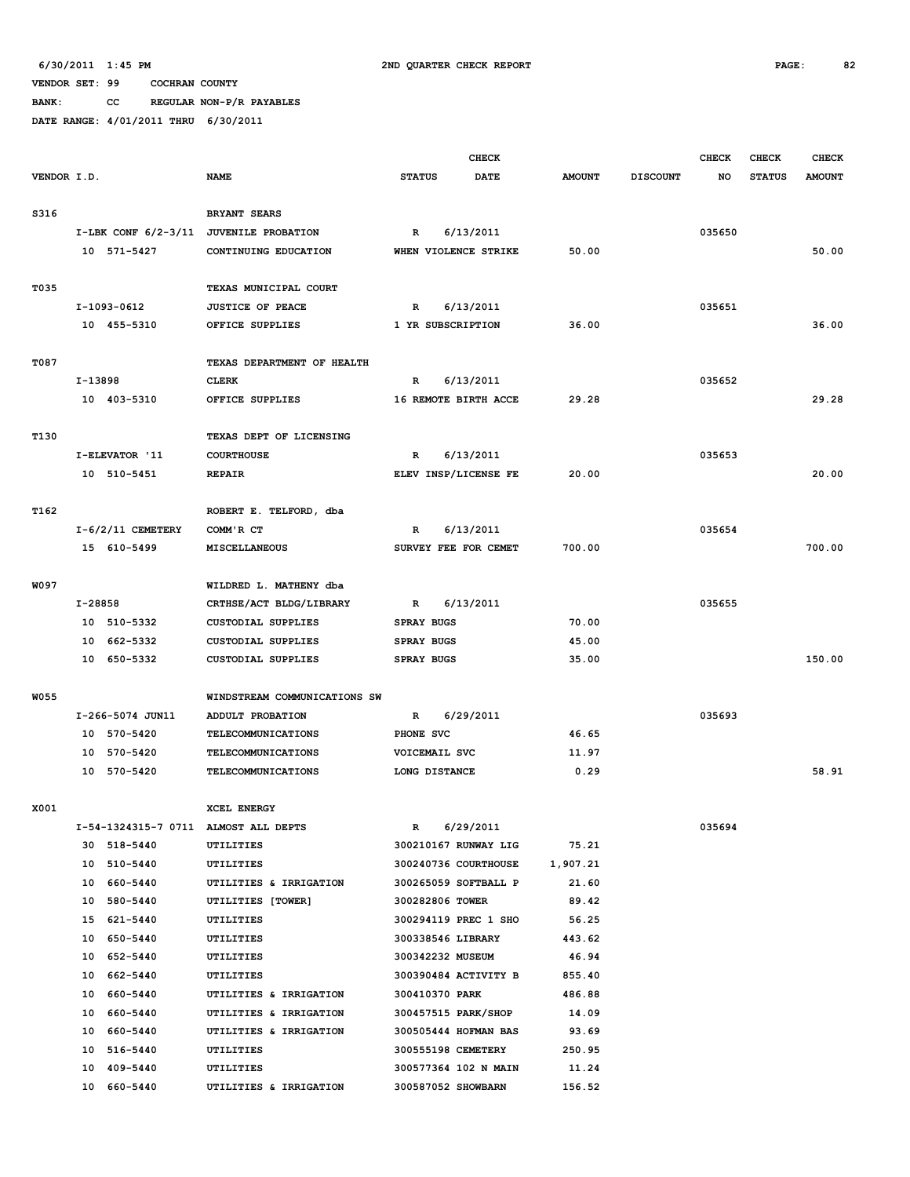6/30/2011 1:45 PM — 2ND QUARTER CHECK REPORT

VENDOR SET: 99 COCHRAN COUNTY

BANK: CC REGULAR NON-P/R PAYABLES

DATE RANGE: 4/01/2011 THRU 6/30/2011

| VENDOR I.D. | NAME | STATUS | CHECK DATE | AMOUNT | DISCOUNT | CHECK NO | CHECK STATUS | CHECK AMOUNT |
|---|---|---|---|---|---|---|---|---|
| S316 | BRYANT SEARS | | | | | | | |
| I-LBK CONF 6/2-3/11 | JUVENILE PROBATION | R | 6/13/2011 | | | 035650 | | |
| 10 571-5427 | CONTINUING EDUCATION | WHEN VIOLENCE STRIKE | | 50.00 | | | | 50.00 |
| T035 | TEXAS MUNICIPAL COURT | | | | | | | |
| I-1093-0612 | JUSTICE OF PEACE | R | 6/13/2011 | | | 035651 | | |
| 10 455-5310 | OFFICE SUPPLIES | 1 YR SUBSCRIPTION | | 36.00 | | | | 36.00 |
| T087 | TEXAS DEPARTMENT OF HEALTH | | | | | | | |
| I-13898 | CLERK | R | 6/13/2011 | | | 035652 | | |
| 10 403-5310 | OFFICE SUPPLIES | 16 REMOTE BIRTH ACCE | | 29.28 | | | | 29.28 |
| T130 | TEXAS DEPT OF LICENSING | | | | | | | |
| I-ELEVATOR '11 | COURTHOUSE | R | 6/13/2011 | | | 035653 | | |
| 10 510-5451 | REPAIR | ELEV INSP/LICENSE FE | | 20.00 | | | | 20.00 |
| T162 | ROBERT E. TELFORD, dba | | | | | | | |
| I-6/2/11 CEMETERY | COMM'R CT | R | 6/13/2011 | | | 035654 | | |
| 15 610-5499 | MISCELLANEOUS | SURVEY FEE FOR CEMET | | 700.00 | | | | 700.00 |
| W097 | WILDRED L. MATHENY dba | | | | | | | |
| I-28858 | CRTHSE/ACT BLDG/LIBRARY | R | 6/13/2011 | | | 035655 | | |
| 10 510-5332 | CUSTODIAL SUPPLIES | SPRAY BUGS | | 70.00 | | | | |
| 10 662-5332 | CUSTODIAL SUPPLIES | SPRAY BUGS | | 45.00 | | | | |
| 10 650-5332 | CUSTODIAL SUPPLIES | SPRAY BUGS | | 35.00 | | | | 150.00 |
| W055 | WINDSTREAM COMMUNICATIONS SW | | | | | | | |
| I-266-5074 JUN11 | ADDULT PROBATION | R | 6/29/2011 | | | 035693 | | |
| 10 570-5420 | TELECOMMUNICATIONS | PHONE SVC | | 46.65 | | | | |
| 10 570-5420 | TELECOMMUNICATIONS | VOICEMAIL SVC | | 11.97 | | | | |
| 10 570-5420 | TELECOMMUNICATIONS | LONG DISTANCE | | 0.29 | | | | 58.91 |
| X001 | XCEL ENERGY | | | | | | | |
| I-54-1324315-7 0711 | ALMOST ALL DEPTS | R | 6/29/2011 | | | 035694 | | |
| 30 518-5440 | UTILITIES | 300210167 RUNWAY LIG | | 75.21 | | | | |
| 10 510-5440 | UTILITIES | 300240736 COURTHOUSE | | 1,907.21 | | | | |
| 10 660-5440 | UTILITIES & IRRIGATION | 300265059 SOFTBALL P | | 21.60 | | | | |
| 10 580-5440 | UTILITIES [TOWER] | 300282806 TOWER | | 89.42 | | | | |
| 15 621-5440 | UTILITIES | 300294119 PREC 1 SHO | | 56.25 | | | | |
| 10 650-5440 | UTILITIES | 300338546 LIBRARY | | 443.62 | | | | |
| 10 652-5440 | UTILITIES | 300342232 MUSEUM | | 46.94 | | | | |
| 10 662-5440 | UTILITIES | 300390484 ACTIVITY B | | 855.40 | | | | |
| 10 660-5440 | UTILITIES & IRRIGATION | 300410370 PARK | | 486.88 | | | | |
| 10 660-5440 | UTILITIES & IRRIGATION | 300457515 PARK/SHOP | | 14.09 | | | | |
| 10 660-5440 | UTILITIES & IRRIGATION | 300505444 HOFMAN BAS | | 93.69 | | | | |
| 10 516-5440 | UTILITIES | 300555198 CEMETERY | | 250.95 | | | | |
| 10 409-5440 | UTILITIES | 300577364 102 N MAIN | | 11.24 | | | | |
| 10 660-5440 | UTILITIES & IRRIGATION | 300587052 SHOWBARN | | 156.52 | | | | |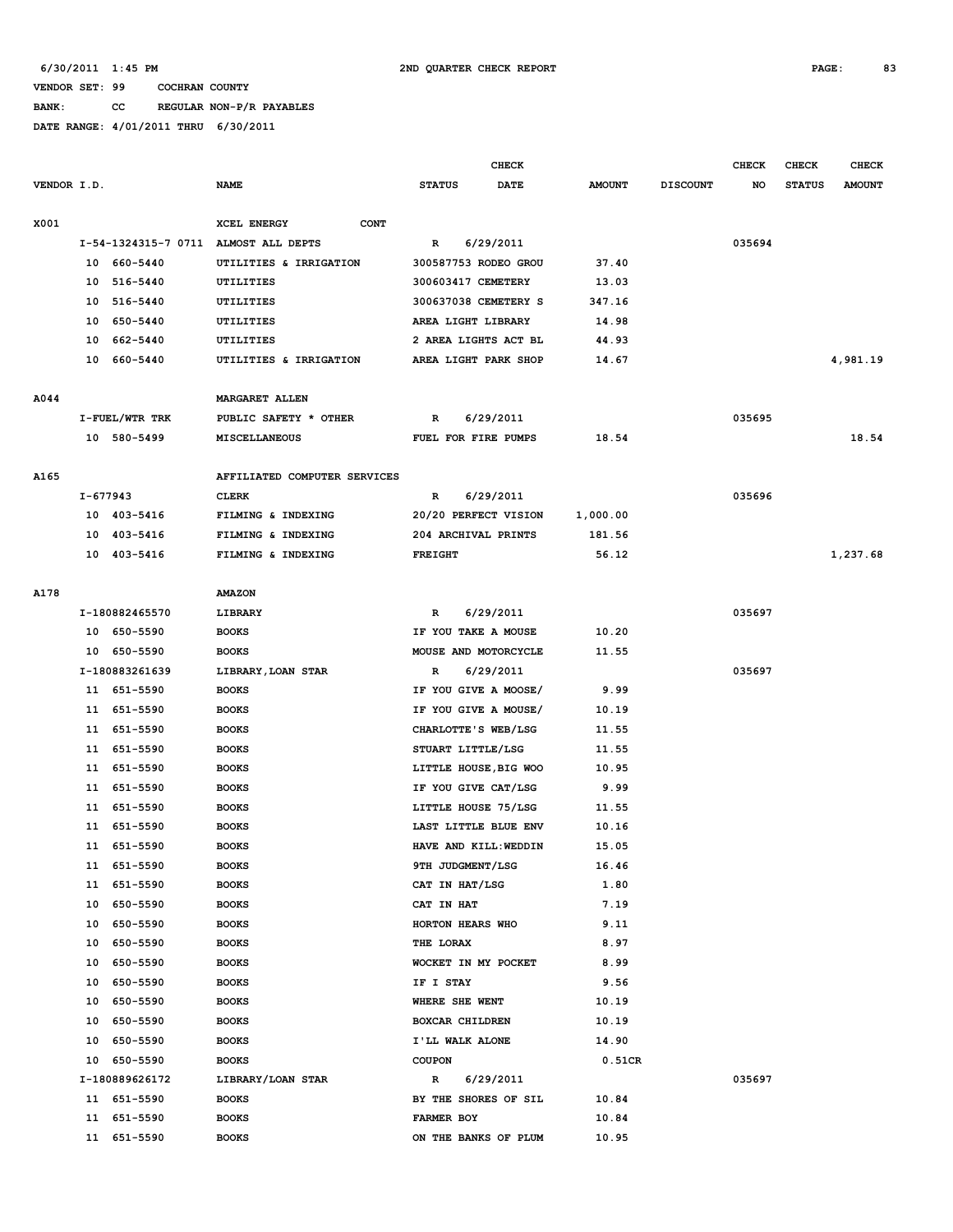6/30/2011 1:45 PM 2ND QUARTER CHECK REPORT

VENDOR SET: 99 COCHRAN COUNTY

BANK: CC REGULAR NON-P/R PAYABLES

DATE RANGE: 4/01/2011 THRU 6/30/2011

| VENDOR I.D. | NAME | STATUS | CHECK DATE | AMOUNT | DISCOUNT | CHECK NO | CHECK STATUS | CHECK AMOUNT |
|---|---|---|---|---|---|---|---|---|
| X001 | XCEL ENERGY CONT | | | | | | | |
| I-54-1324315-7 0711 | ALMOST ALL DEPTS | R | 6/29/2011 | | | 035694 | | |
| 10 660-5440 | UTILITIES & IRRIGATION | 300587753 RODEO GROU | | 37.40 | | | | |
| 10 516-5440 | UTILITIES | 300603417 CEMETERY | | 13.03 | | | | |
| 10 516-5440 | UTILITIES | 300637038 CEMETERY S | | 347.16 | | | | |
| 10 650-5440 | UTILITIES | AREA LIGHT LIBRARY | | 14.98 | | | | |
| 10 662-5440 | UTILITIES | 2 AREA LIGHTS ACT BL | | 44.93 | | | | |
| 10 660-5440 | UTILITIES & IRRIGATION | AREA LIGHT PARK SHOP | | 14.67 | | | | 4,981.19 |
| A044 | MARGARET ALLEN | | | | | | | |
| I-FUEL/WTR TRK | PUBLIC SAFETY * OTHER | R | 6/29/2011 | | | 035695 | | |
| 10 580-5499 | MISCELLANEOUS | FUEL FOR FIRE PUMPS | | 18.54 | | | | 18.54 |
| A165 | AFFILIATED COMPUTER SERVICES | | | | | | | |
| I-677943 | CLERK | R | 6/29/2011 | | | 035696 | | |
| 10 403-5416 | FILMING & INDEXING | 20/20 PERFECT VISION | | 1,000.00 | | | | |
| 10 403-5416 | FILMING & INDEXING | 204 ARCHIVAL PRINTS | | 181.56 | | | | |
| 10 403-5416 | FILMING & INDEXING | FREIGHT | | 56.12 | | | | 1,237.68 |
| A178 | AMAZON | | | | | | | |
| I-180882465570 | LIBRARY | R | 6/29/2011 | | | 035697 | | |
| 10 650-5590 | BOOKS | IF YOU TAKE A MOUSE | | 10.20 | | | | |
| 10 650-5590 | BOOKS | MOUSE AND MOTORCYCLE | | 11.55 | | | | |
| I-180883261639 | LIBRARY,LOAN STAR | R | 6/29/2011 | | | 035697 | | |
| 11 651-5590 | BOOKS | IF YOU GIVE A MOOSE/ | | 9.99 | | | | |
| 11 651-5590 | BOOKS | IF YOU GIVE A MOUSE/ | | 10.19 | | | | |
| 11 651-5590 | BOOKS | CHARLOTTE'S WEB/LSG | | 11.55 | | | | |
| 11 651-5590 | BOOKS | STUART LITTLE/LSG | | 11.55 | | | | |
| 11 651-5590 | BOOKS | LITTLE HOUSE,BIG WOO | | 10.95 | | | | |
| 11 651-5590 | BOOKS | IF YOU GIVE CAT/LSG | | 9.99 | | | | |
| 11 651-5590 | BOOKS | LITTLE HOUSE 75/LSG | | 11.55 | | | | |
| 11 651-5590 | BOOKS | LAST LITTLE BLUE ENV | | 10.16 | | | | |
| 11 651-5590 | BOOKS | HAVE AND KILL:WEDDIN | | 15.05 | | | | |
| 11 651-5590 | BOOKS | 9TH JUDGMENT/LSG | | 16.46 | | | | |
| 11 651-5590 | BOOKS | CAT IN HAT/LSG | | 1.80 | | | | |
| 10 650-5590 | BOOKS | CAT IN HAT | | 7.19 | | | | |
| 10 650-5590 | BOOKS | HORTON HEARS WHO | | 9.11 | | | | |
| 10 650-5590 | BOOKS | THE LORAX | | 8.97 | | | | |
| 10 650-5590 | BOOKS | WOCKET IN MY POCKET | | 8.99 | | | | |
| 10 650-5590 | BOOKS | IF I STAY | | 9.56 | | | | |
| 10 650-5590 | BOOKS | WHERE SHE WENT | | 10.19 | | | | |
| 10 650-5590 | BOOKS | BOXCAR CHILDREN | | 10.19 | | | | |
| 10 650-5590 | BOOKS | I'LL WALK ALONE | | 14.90 | | | | |
| 10 650-5590 | BOOKS | COUPON | | 0.51CR | | | | |
| I-180889626172 | LIBRARY/LOAN STAR | R | 6/29/2011 | | | 035697 | | |
| 11 651-5590 | BOOKS | BY THE SHORES OF SIL | | 10.84 | | | | |
| 11 651-5590 | BOOKS | FARMER BOY | | 10.84 | | | | |
| 11 651-5590 | BOOKS | ON THE BANKS OF PLUM | | 10.95 | | | | |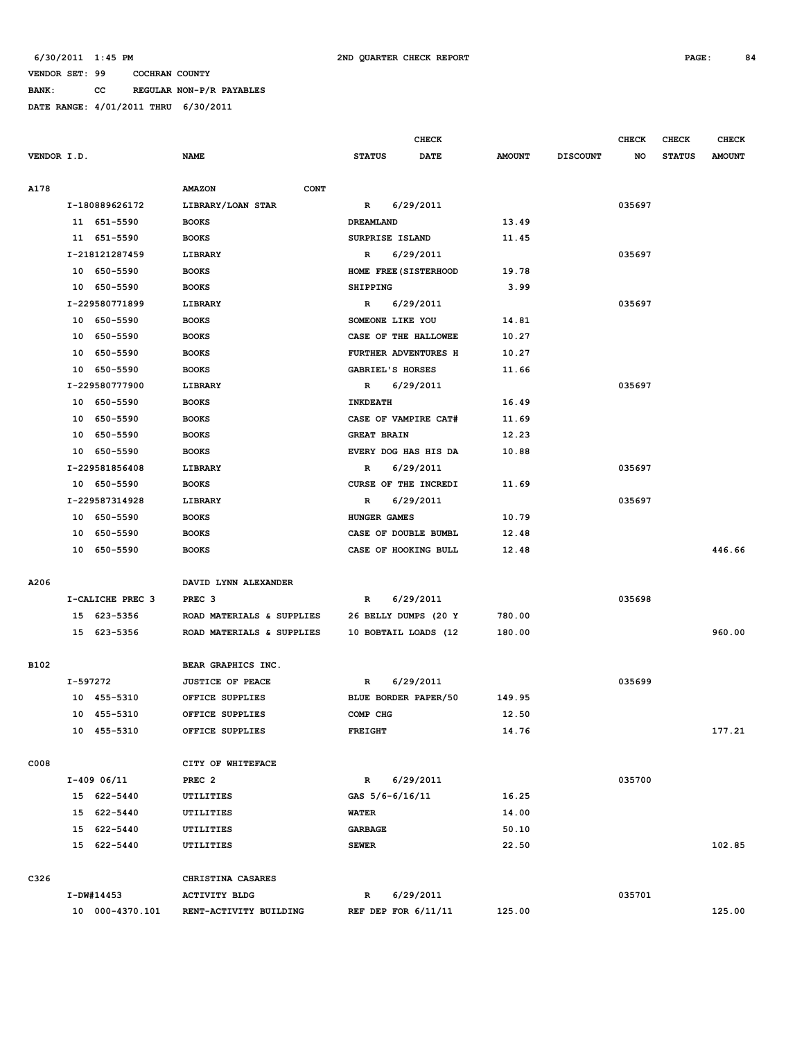6/30/2011 1:45 PM 2ND QUARTER CHECK REPORT

VENDOR SET: 99 COCHRAN COUNTY

BANK: CC REGULAR NON-P/R PAYABLES

DATE RANGE: 4/01/2011 THRU 6/30/2011

| VENDOR I.D. | NAME | STATUS | CHECK DATE | AMOUNT | DISCOUNT | CHECK NO | CHECK STATUS | CHECK AMOUNT |
|---|---|---|---|---|---|---|---|---|
| A178 | AMAZON CONT | | | | | | | |
| I-180889626172 | LIBRARY/LOAN STAR | R | 6/29/2011 | | | 035697 | | |
| 11 651-5590 | BOOKS | DREAMLAND | | 13.49 | | | | |
| 11 651-5590 | BOOKS | SURPRISE ISLAND | | 11.45 | | | | |
| I-218121287459 | LIBRARY | R | 6/29/2011 | | | 035697 | | |
| 10 650-5590 | BOOKS | HOME FREE(SISTERHOOD | | 19.78 | | | | |
| 10 650-5590 | BOOKS | SHIPPING | | 3.99 | | | | |
| I-229580771899 | LIBRARY | R | 6/29/2011 | | | 035697 | | |
| 10 650-5590 | BOOKS | SOMEONE LIKE YOU | | 14.81 | | | | |
| 10 650-5590 | BOOKS | CASE OF THE HALLOWEE | | 10.27 | | | | |
| 10 650-5590 | BOOKS | FURTHER ADVENTURES H | | 10.27 | | | | |
| 10 650-5590 | BOOKS | GABRIEL'S HORSES | | 11.66 | | | | |
| I-229580777900 | LIBRARY | R | 6/29/2011 | | | 035697 | | |
| 10 650-5590 | BOOKS | INKDEATH | | 16.49 | | | | |
| 10 650-5590 | BOOKS | CASE OF VAMPIRE CAT# | | 11.69 | | | | |
| 10 650-5590 | BOOKS | GREAT BRAIN | | 12.23 | | | | |
| 10 650-5590 | BOOKS | EVERY DOG HAS HIS DA | | 10.88 | | | | |
| I-229581856408 | LIBRARY | R | 6/29/2011 | | | 035697 | | |
| 10 650-5590 | BOOKS | CURSE OF THE INCREDI | | 11.69 | | | | |
| I-229587314928 | LIBRARY | R | 6/29/2011 | | | 035697 | | |
| 10 650-5590 | BOOKS | HUNGER GAMES | | 10.79 | | | | |
| 10 650-5590 | BOOKS | CASE OF DOUBLE BUMBL | | 12.48 | | | | |
| 10 650-5590 | BOOKS | CASE OF HOOKING BULL | | 12.48 | | | | 446.66 |
| A206 | DAVID LYNN ALEXANDER | | | | | | | |
| I-CALICHE PREC 3 | PREC 3 | R | 6/29/2011 | | | 035698 | | |
| 15 623-5356 | ROAD MATERIALS & SUPPLIES | 26 BELLY DUMPS (20 Y | | 780.00 | | | | |
| 15 623-5356 | ROAD MATERIALS & SUPPLIES | 10 BOBTAIL LOADS (12 | | 180.00 | | | | 960.00 |
| B102 | BEAR GRAPHICS INC. | | | | | | | |
| I-597272 | JUSTICE OF PEACE | R | 6/29/2011 | | | 035699 | | |
| 10 455-5310 | OFFICE SUPPLIES | BLUE BORDER PAPER/50 | | 149.95 | | | | |
| 10 455-5310 | OFFICE SUPPLIES | COMP CHG | | 12.50 | | | | |
| 10 455-5310 | OFFICE SUPPLIES | FREIGHT | | 14.76 | | | | 177.21 |
| C008 | CITY OF WHITEFACE | | | | | | | |
| I-409 06/11 | PREC 2 | R | 6/29/2011 | | | 035700 | | |
| 15 622-5440 | UTILITIES | GAS 5/6-6/16/11 | | 16.25 | | | | |
| 15 622-5440 | UTILITIES | WATER | | 14.00 | | | | |
| 15 622-5440 | UTILITIES | GARBAGE | | 50.10 | | | | |
| 15 622-5440 | UTILITIES | SEWER | | 22.50 | | | | 102.85 |
| C326 | CHRISTINA CASARES | | | | | | | |
| I-DW#14453 | ACTIVITY BLDG | R | 6/29/2011 | | | 035701 | | |
| 10 000-4370.101 | RENT-ACTIVITY BUILDING | REF DEP FOR 6/11/11 | | 125.00 | | | | 125.00 |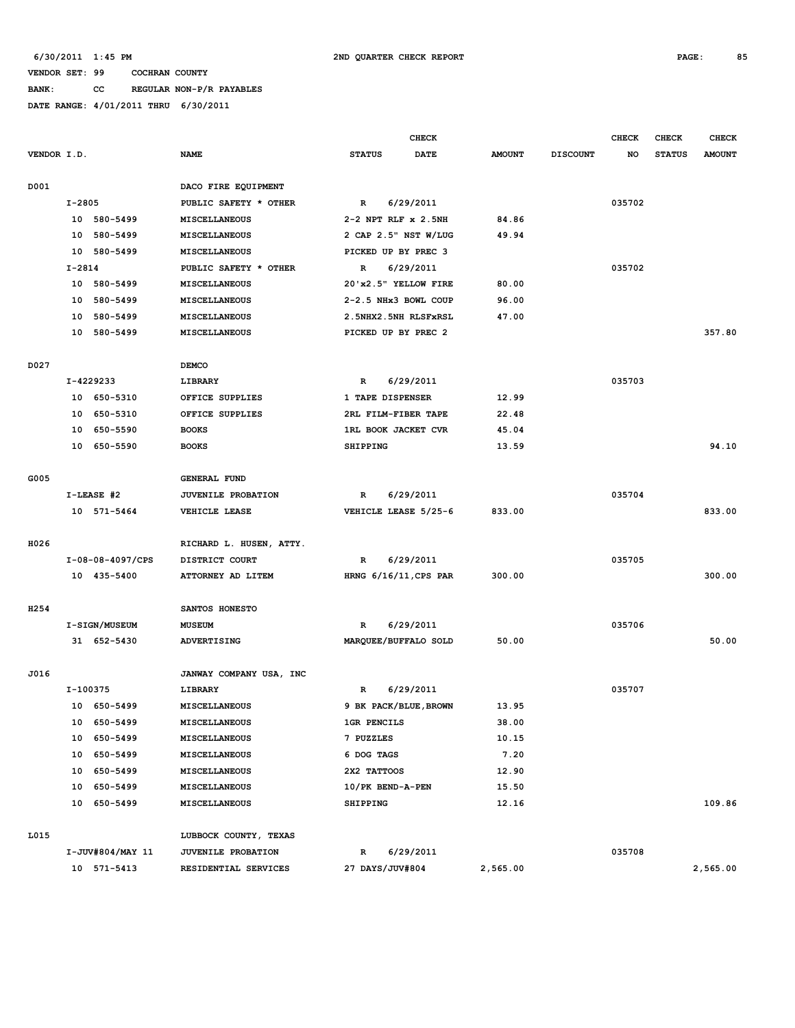6/30/2011 1:45 PM 2ND QUARTER CHECK REPORT

VENDOR SET: 99 COCHRAN COUNTY

BANK: CC REGULAR NON-P/R PAYABLES

DATE RANGE: 4/01/2011 THRU 6/30/2011

| VENDOR I.D. | NAME | STATUS | CHECK DATE | AMOUNT | DISCOUNT | CHECK NO | CHECK STATUS | CHECK AMOUNT |
|---|---|---|---|---|---|---|---|---|
| D001 | DACO FIRE EQUIPMENT | | | | | | | |
| I-2805 | PUBLIC SAFETY * OTHER | R | 6/29/2011 | | | 035702 | | |
| 10 580-5499 | MISCELLANEOUS | 2-2 NPT RLF x 2.5NH | | 84.86 | | | | |
| 10 580-5499 | MISCELLANEOUS | 2 CAP 2.5" NST W/LUG | | 49.94 | | | | |
| 10 580-5499 | MISCELLANEOUS | PICKED UP BY PREC 3 | | | | | | |
| I-2814 | PUBLIC SAFETY * OTHER | R | 6/29/2011 | | | 035702 | | |
| 10 580-5499 | MISCELLANEOUS | 20'x2.5" YELLOW FIRE | | 80.00 | | | | |
| 10 580-5499 | MISCELLANEOUS | 2-2.5 NHx3 BOWL COUP | | 96.00 | | | | |
| 10 580-5499 | MISCELLANEOUS | 2.5NHX2.5NH RLSFxRSL | | 47.00 | | | | |
| 10 580-5499 | MISCELLANEOUS | PICKED UP BY PREC 2 | | | | | | 357.80 |
| D027 | DEMCO | | | | | | | |
| I-4229233 | LIBRARY | R | 6/29/2011 | | | 035703 | | |
| 10 650-5310 | OFFICE SUPPLIES | 1 TAPE DISPENSER | | 12.99 | | | | |
| 10 650-5310 | OFFICE SUPPLIES | 2RL FILM-FIBER TAPE | | 22.48 | | | | |
| 10 650-5590 | BOOKS | 1RL BOOK JACKET CVR | | 45.04 | | | | |
| 10 650-5590 | BOOKS | SHIPPING | | 13.59 | | | | 94.10 |
| G005 | GENERAL FUND | | | | | | | |
| I-LEASE #2 | JUVENILE PROBATION | R | 6/29/2011 | | | 035704 | | |
| 10 571-5464 | VEHICLE LEASE | VEHICLE LEASE 5/25-6 | | 833.00 | | | | 833.00 |
| H026 | RICHARD L. HUSEN, ATTY. | | | | | | | |
| I-08-08-4097/CPS | DISTRICT COURT | R | 6/29/2011 | | | 035705 | | |
| 10 435-5400 | ATTORNEY AD LITEM | HRNG 6/16/11,CPS PAR | | 300.00 | | | | 300.00 |
| H254 | SANTOS HONESTO | | | | | | | |
| I-SIGN/MUSEUM | MUSEUM | R | 6/29/2011 | | | 035706 | | |
| 31 652-5430 | ADVERTISING | MARQUEE/BUFFALO SOLD | | 50.00 | | | | 50.00 |
| J016 | JANWAY COMPANY USA, INC | | | | | | | |
| I-100375 | LIBRARY | R | 6/29/2011 | | | 035707 | | |
| 10 650-5499 | MISCELLANEOUS | 9 BK PACK/BLUE,BROWN | | 13.95 | | | | |
| 10 650-5499 | MISCELLANEOUS | 1GR PENCILS | | 38.00 | | | | |
| 10 650-5499 | MISCELLANEOUS | 7 PUZZLES | | 10.15 | | | | |
| 10 650-5499 | MISCELLANEOUS | 6 DOG TAGS | | 7.20 | | | | |
| 10 650-5499 | MISCELLANEOUS | 2X2 TATTOOS | | 12.90 | | | | |
| 10 650-5499 | MISCELLANEOUS | 10/PK BEND-A-PEN | | 15.50 | | | | |
| 10 650-5499 | MISCELLANEOUS | SHIPPING | | 12.16 | | | | 109.86 |
| L015 | LUBBOCK COUNTY, TEXAS | | | | | | | |
| I-JUV#804/MAY 11 | JUVENILE PROBATION | R | 6/29/2011 | | | 035708 | | |
| 10 571-5413 | RESIDENTIAL SERVICES | 27 DAYS/JUV#804 | | 2,565.00 | | | | 2,565.00 |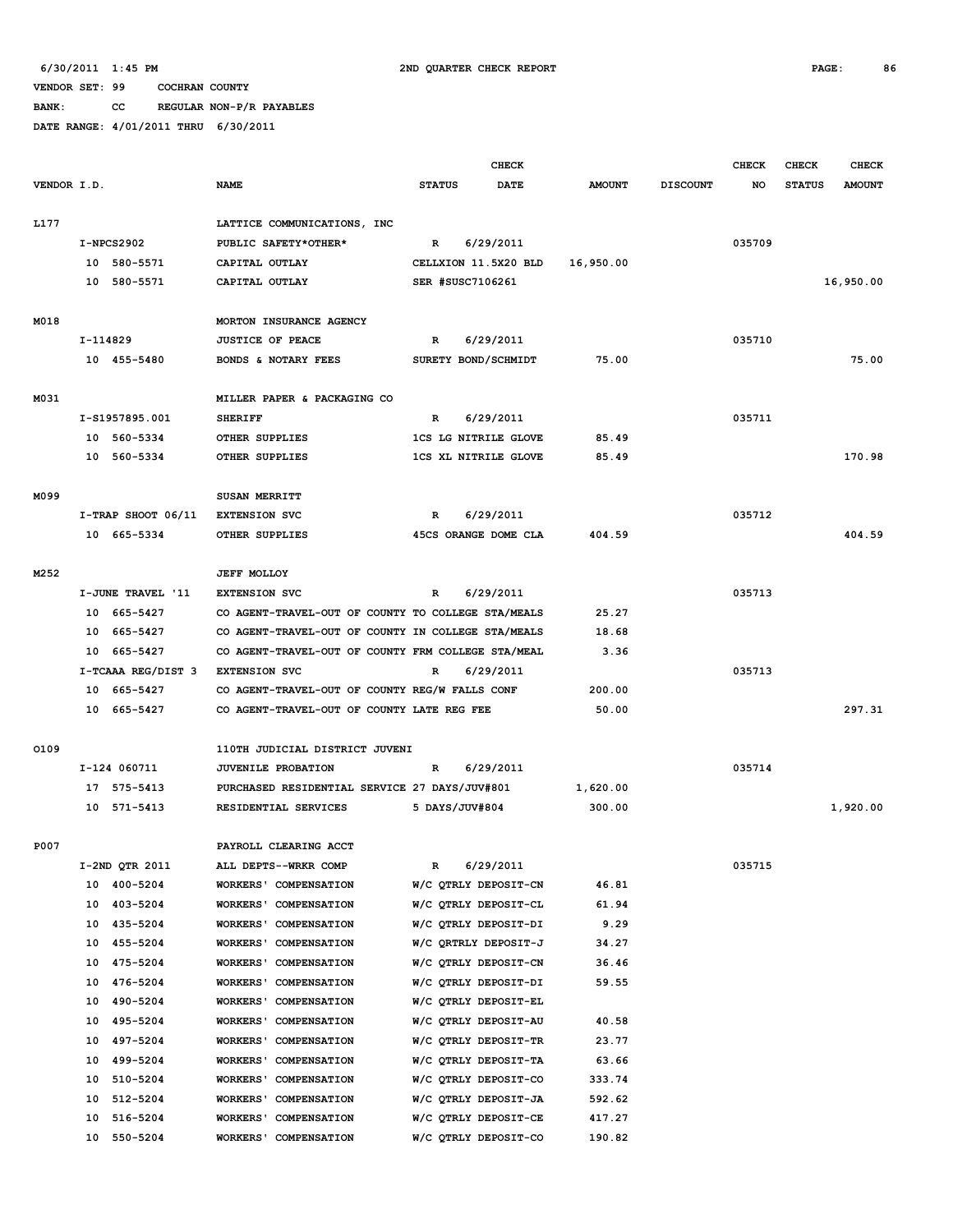6/30/2011 1:45 PM 2ND QUARTER CHECK REPORT

VENDOR SET: 99 COCHRAN COUNTY

BANK: CC REGULAR NON-P/R PAYABLES

DATE RANGE: 4/01/2011 THRU 6/30/2011

| VENDOR I.D. | NAME | STATUS | CHECK DATE | AMOUNT | DISCOUNT | CHECK NO | CHECK STATUS | CHECK AMOUNT |
|---|---|---|---|---|---|---|---|---|
| L177 | LATTICE COMMUNICATIONS, INC | | | | | | | |
| I-NPCS2902 | PUBLIC SAFETY*OTHER* | R | 6/29/2011 | | | 035709 | | |
| 10 580-5571 | CAPITAL OUTLAY | CELLXION 11.5X20 BLD | | 16,950.00 | | | | |
| 10 580-5571 | CAPITAL OUTLAY | SER #SUSC7106261 | | | | | | 16,950.00 |
| M018 | MORTON INSURANCE AGENCY | | | | | | | |
| I-114829 | JUSTICE OF PEACE | R | 6/29/2011 | | | 035710 | | |
| 10 455-5480 | BONDS & NOTARY FEES | SURETY BOND/SCHMIDT | | 75.00 | | | | 75.00 |
| M031 | MILLER PAPER & PACKAGING CO | | | | | | | |
| I-S1957895.001 | SHERIFF | R | 6/29/2011 | | | 035711 | | |
| 10 560-5334 | OTHER SUPPLIES | 1CS LG NITRILE GLOVE | | 85.49 | | | | |
| 10 560-5334 | OTHER SUPPLIES | 1CS XL NITRILE GLOVE | | 85.49 | | | | 170.98 |
| M099 | SUSAN MERRITT | | | | | | | |
| I-TRAP SHOOT 06/11 | EXTENSION SVC | R | 6/29/2011 | | | 035712 | | |
| 10 665-5334 | OTHER SUPPLIES | 45CS ORANGE DOME CLA | | 404.59 | | | | 404.59 |
| M252 | JEFF MOLLOY | | | | | | | |
| I-JUNE TRAVEL '11 | EXTENSION SVC | R | 6/29/2011 | | | 035713 | | |
| 10 665-5427 | CO AGENT-TRAVEL-OUT OF COUNTY | TO COLLEGE STA/MEALS | | 25.27 | | | | |
| 10 665-5427 | CO AGENT-TRAVEL-OUT OF COUNTY | IN COLLEGE STA/MEALS | | 18.68 | | | | |
| 10 665-5427 | CO AGENT-TRAVEL-OUT OF COUNTY | FRM COLLEGE STA/MEAL | | 3.36 | | | | |
| I-TCAAA REG/DIST 3 | EXTENSION SVC | R | 6/29/2011 | | | 035713 | | |
| 10 665-5427 | CO AGENT-TRAVEL-OUT OF COUNTY | REG/W FALLS CONF | | 200.00 | | | | |
| 10 665-5427 | CO AGENT-TRAVEL-OUT OF COUNTY | LATE REG FEE | | 50.00 | | | | 297.31 |
| O109 | 110TH JUDICIAL DISTRICT JUVENI | | | | | | | |
| I-124 060711 | JUVENILE PROBATION | R | 6/29/2011 | | | 035714 | | |
| 17 575-5413 | PURCHASED RESIDENTIAL SERVICE | 27 DAYS/JUV#801 | | 1,620.00 | | | | |
| 10 571-5413 | RESIDENTIAL SERVICES | 5 DAYS/JUV#804 | | 300.00 | | | | 1,920.00 |
| P007 | PAYROLL CLEARING ACCT | | | | | | | |
| I-2ND QTR 2011 | ALL DEPTS--WRKR COMP | R | 6/29/2011 | | | 035715 | | |
| 10 400-5204 | WORKERS' COMPENSATION | W/C QTRLY DEPOSIT-CN | | 46.81 | | | | |
| 10 403-5204 | WORKERS' COMPENSATION | W/C QTRLY DEPOSIT-CL | | 61.94 | | | | |
| 10 435-5204 | WORKERS' COMPENSATION | W/C QTRLY DEPOSIT-DI | | 9.29 | | | | |
| 10 455-5204 | WORKERS' COMPENSATION | W/C QRTRLY DEPOSIT-J | | 34.27 | | | | |
| 10 475-5204 | WORKERS' COMPENSATION | W/C QTRLY DEPOSIT-CN | | 36.46 | | | | |
| 10 476-5204 | WORKERS' COMPENSATION | W/C QTRLY DEPOSIT-DI | | 59.55 | | | | |
| 10 490-5204 | WORKERS' COMPENSATION | W/C QTRLY DEPOSIT-EL | | | | | | |
| 10 495-5204 | WORKERS' COMPENSATION | W/C QTRLY DEPOSIT-AU | | 40.58 | | | | |
| 10 497-5204 | WORKERS' COMPENSATION | W/C QTRLY DEPOSIT-TR | | 23.77 | | | | |
| 10 499-5204 | WORKERS' COMPENSATION | W/C QTRLY DEPOSIT-TA | | 63.66 | | | | |
| 10 510-5204 | WORKERS' COMPENSATION | W/C QTRLY DEPOSIT-CO | | 333.74 | | | | |
| 10 512-5204 | WORKERS' COMPENSATION | W/C QTRLY DEPOSIT-JA | | 592.62 | | | | |
| 10 516-5204 | WORKERS' COMPENSATION | W/C QTRLY DEPOSIT-CE | | 417.27 | | | | |
| 10 550-5204 | WORKERS' COMPENSATION | W/C QTRLY DEPOSIT-CO | | 190.82 | | | | |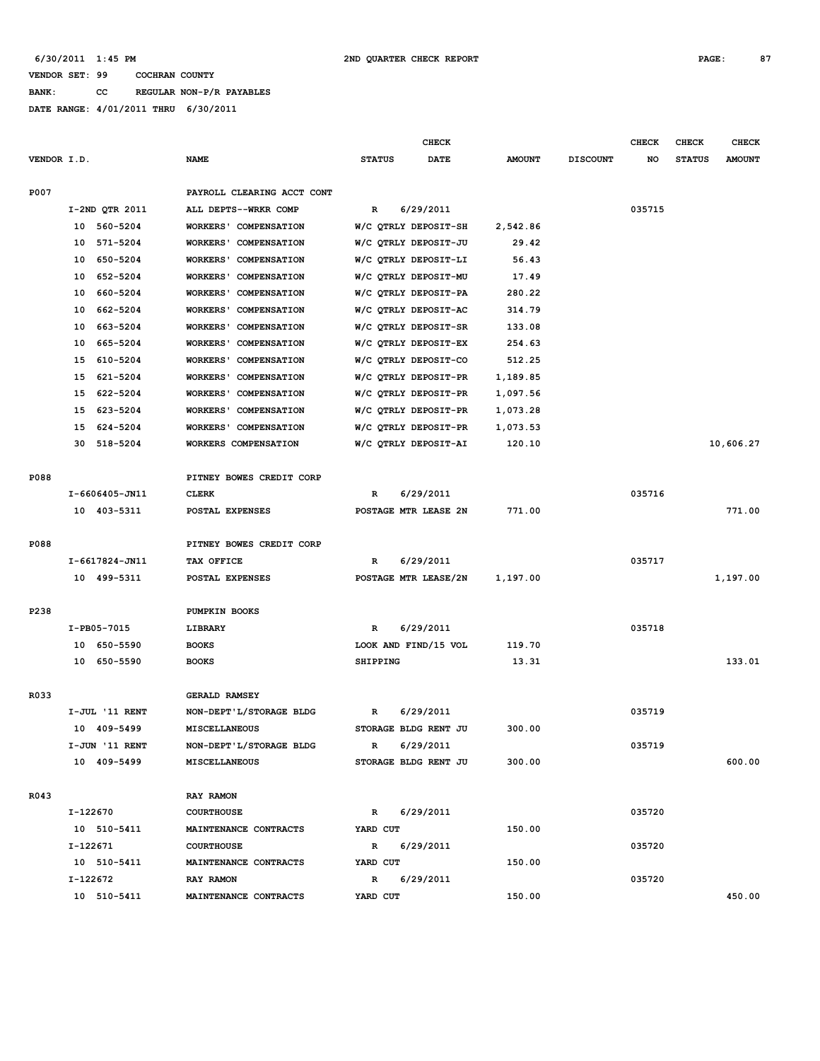6/30/2011 1:45 PM 2ND QUARTER CHECK REPORT

VENDOR SET: 99 COCHRAN COUNTY

BANK: CC REGULAR NON-P/R PAYABLES

DATE RANGE: 4/01/2011 THRU 6/30/2011

| VENDOR I.D. | NAME | STATUS | CHECK DATE | AMOUNT | DISCOUNT | CHECK NO | CHECK STATUS | CHECK AMOUNT |
|---|---|---|---|---|---|---|---|---|
| P007 | PAYROLL CLEARING ACCT CONT | | | | | | | |
| I-2ND QTR 2011 | ALL DEPTS--WRKR COMP | R | 6/29/2011 | | | 035715 | | |
| 10 560-5204 | WORKERS' COMPENSATION | W/C QTRLY DEPOSIT-SH | | 2,542.86 | | | | |
| 10 571-5204 | WORKERS' COMPENSATION | W/C QTRLY DEPOSIT-JU | | 29.42 | | | | |
| 10 650-5204 | WORKERS' COMPENSATION | W/C QTRLY DEPOSIT-LI | | 56.43 | | | | |
| 10 652-5204 | WORKERS' COMPENSATION | W/C QTRLY DEPOSIT-MU | | 17.49 | | | | |
| 10 660-5204 | WORKERS' COMPENSATION | W/C QTRLY DEPOSIT-PA | | 280.22 | | | | |
| 10 662-5204 | WORKERS' COMPENSATION | W/C QTRLY DEPOSIT-AC | | 314.79 | | | | |
| 10 663-5204 | WORKERS' COMPENSATION | W/C QTRLY DEPOSIT-SR | | 133.08 | | | | |
| 10 665-5204 | WORKERS' COMPENSATION | W/C QTRLY DEPOSIT-EX | | 254.63 | | | | |
| 15 610-5204 | WORKERS' COMPENSATION | W/C QTRLY DEPOSIT-CO | | 512.25 | | | | |
| 15 621-5204 | WORKERS' COMPENSATION | W/C QTRLY DEPOSIT-PR | | 1,189.85 | | | | |
| 15 622-5204 | WORKERS' COMPENSATION | W/C QTRLY DEPOSIT-PR | | 1,097.56 | | | | |
| 15 623-5204 | WORKERS' COMPENSATION | W/C QTRLY DEPOSIT-PR | | 1,073.28 | | | | |
| 15 624-5204 | WORKERS' COMPENSATION | W/C QTRLY DEPOSIT-PR | | 1,073.53 | | | | |
| 30 518-5204 | WORKERS COMPENSATION | W/C QTRLY DEPOSIT-AI | | 120.10 | | | | 10,606.27 |
| P088 | PITNEY BOWES CREDIT CORP | | | | | | | |
| I-6606405-JN11 | CLERK | R | 6/29/2011 | | | 035716 | | |
| 10 403-5311 | POSTAL EXPENSES | POSTAGE MTR LEASE 2N | | 771.00 | | | | 771.00 |
| P088 | PITNEY BOWES CREDIT CORP | | | | | | | |
| I-6617824-JN11 | TAX OFFICE | R | 6/29/2011 | | | 035717 | | |
| 10 499-5311 | POSTAL EXPENSES | POSTAGE MTR LEASE/2N | | 1,197.00 | | | | 1,197.00 |
| P238 | PUMPKIN BOOKS | | | | | | | |
| I-PB05-7015 | LIBRARY | R | 6/29/2011 | | | 035718 | | |
| 10 650-5590 | BOOKS | LOOK AND FIND/15 VOL | | 119.70 | | | | |
| 10 650-5590 | BOOKS | SHIPPING | | 13.31 | | | | 133.01 |
| R033 | GERALD RAMSEY | | | | | | | |
| I-JUL '11 RENT | NON-DEPT'L/STORAGE BLDG | R | 6/29/2011 | | | 035719 | | |
| 10 409-5499 | MISCELLANEOUS | STORAGE BLDG RENT JU | | 300.00 | | | | |
| I-JUN '11 RENT | NON-DEPT'L/STORAGE BLDG | R | 6/29/2011 | | | 035719 | | |
| 10 409-5499 | MISCELLANEOUS | STORAGE BLDG RENT JU | | 300.00 | | | | 600.00 |
| R043 | RAY RAMON | | | | | | | |
| I-122670 | COURTHOUSE | R | 6/29/2011 | | | 035720 | | |
| 10 510-5411 | MAINTENANCE CONTRACTS | YARD CUT | | 150.00 | | | | |
| I-122671 | COURTHOUSE | R | 6/29/2011 | | | 035720 | | |
| 10 510-5411 | MAINTENANCE CONTRACTS | YARD CUT | | 150.00 | | | | |
| I-122672 | RAY RAMON | R | 6/29/2011 | | | 035720 | | |
| 10 510-5411 | MAINTENANCE CONTRACTS | YARD CUT | | 150.00 | | | | 450.00 |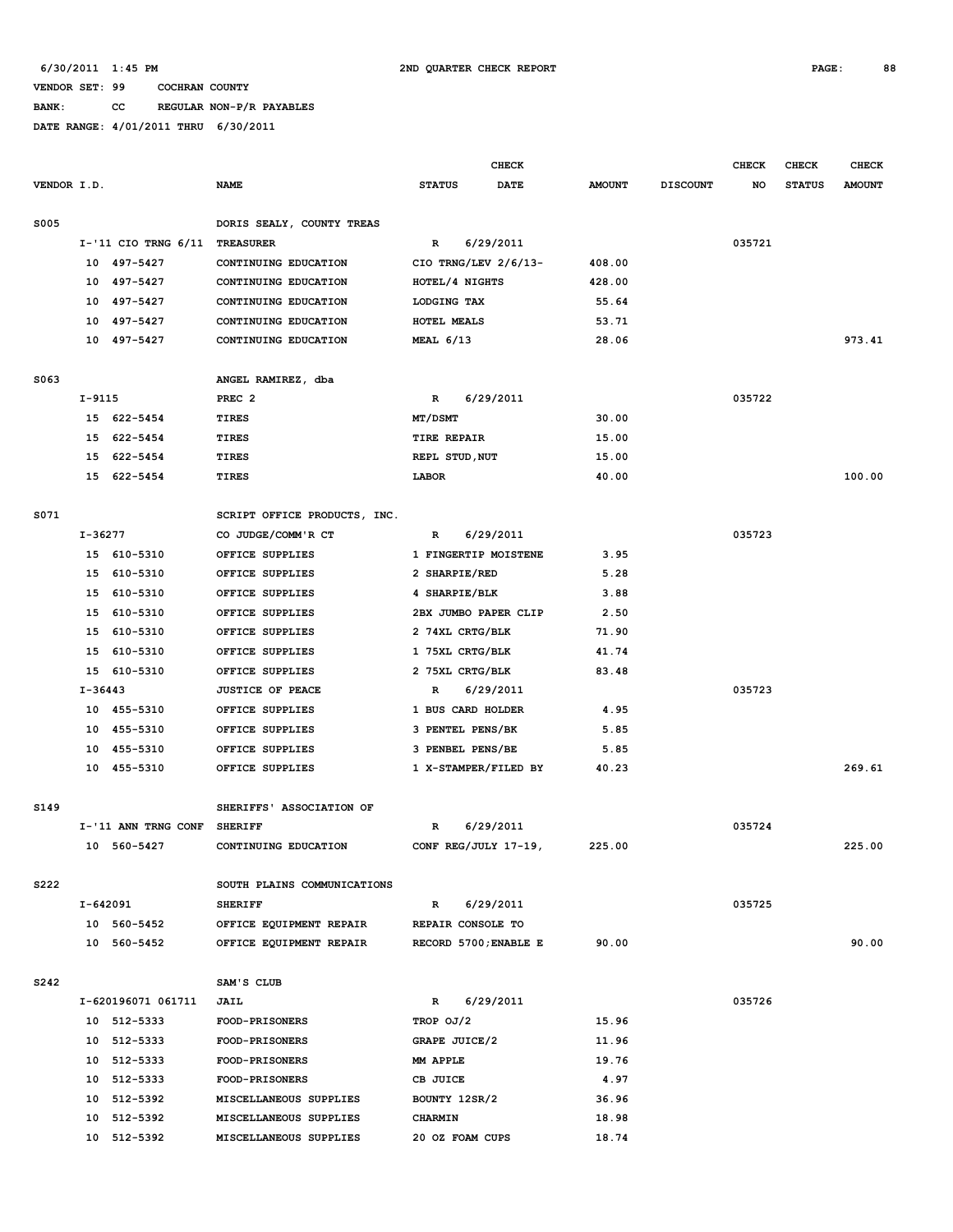6/30/2011 1:45 PM — 2ND QUARTER CHECK REPORT

VENDOR SET: 99 COCHRAN COUNTY
BANK: CC REGULAR NON-P/R PAYABLES
DATE RANGE: 4/01/2011 THRU 6/30/2011

| VENDOR I.D. | NAME | STATUS | CHECK DATE | AMOUNT | DISCOUNT | CHECK NO | CHECK STATUS | CHECK AMOUNT |
|---|---|---|---|---|---|---|---|---|
| S005 | DORIS SEALY, COUNTY TREAS | | | | | | | |
| I-'11 CIO TRNG 6/11 | TREASURER | R | 6/29/2011 | | | 035721 | | |
| 10 497-5427 | CONTINUING EDUCATION | CIO TRNG/LEV 2/6/13- | | 408.00 | | | | |
| 10 497-5427 | CONTINUING EDUCATION | HOTEL/4 NIGHTS | | 428.00 | | | | |
| 10 497-5427 | CONTINUING EDUCATION | LODGING TAX | | 55.64 | | | | |
| 10 497-5427 | CONTINUING EDUCATION | HOTEL MEALS | | 53.71 | | | | |
| 10 497-5427 | CONTINUING EDUCATION | MEAL 6/13 | | 28.06 | | | | 973.41 |
| S063 | ANGEL RAMIREZ, dba | | | | | | | |
| I-9115 | PREC 2 | R | 6/29/2011 | | | 035722 | | |
| 15 622-5454 | TIRES | MT/DSMT | | 30.00 | | | | |
| 15 622-5454 | TIRES | TIRE REPAIR | | 15.00 | | | | |
| 15 622-5454 | TIRES | REPL STUD,NUT | | 15.00 | | | | |
| 15 622-5454 | TIRES | LABOR | | 40.00 | | | | 100.00 |
| S071 | SCRIPT OFFICE PRODUCTS, INC. | | | | | | | |
| I-36277 | CO JUDGE/COMM'R CT | R | 6/29/2011 | | | 035723 | | |
| 15 610-5310 | OFFICE SUPPLIES | 1 FINGERTIP MOISTENE | | 3.95 | | | | |
| 15 610-5310 | OFFICE SUPPLIES | 2 SHARPIE/RED | | 5.28 | | | | |
| 15 610-5310 | OFFICE SUPPLIES | 4 SHARPIE/BLK | | 3.88 | | | | |
| 15 610-5310 | OFFICE SUPPLIES | 2BX JUMBO PAPER CLIP | | 2.50 | | | | |
| 15 610-5310 | OFFICE SUPPLIES | 2 74XL CRTG/BLK | | 71.90 | | | | |
| 15 610-5310 | OFFICE SUPPLIES | 1 75XL CRTG/BLK | | 41.74 | | | | |
| 15 610-5310 | OFFICE SUPPLIES | 2 75XL CRTG/BLK | | 83.48 | | | | |
| I-36443 | JUSTICE OF PEACE | R | 6/29/2011 | | | 035723 | | |
| 10 455-5310 | OFFICE SUPPLIES | 1 BUS CARD HOLDER | | 4.95 | | | | |
| 10 455-5310 | OFFICE SUPPLIES | 3 PENTEL PENS/BK | | 5.85 | | | | |
| 10 455-5310 | OFFICE SUPPLIES | 3 PENBEL PENS/BE | | 5.85 | | | | |
| 10 455-5310 | OFFICE SUPPLIES | 1 X-STAMPER/FILED BY | | 40.23 | | | | 269.61 |
| S149 | SHERIFFS' ASSOCIATION OF | | | | | | | |
| I-'11 ANN TRNG CONF | SHERIFF | R | 6/29/2011 | | | 035724 | | |
| 10 560-5427 | CONTINUING EDUCATION | CONF REG/JULY 17-19, | | 225.00 | | | | 225.00 |
| S222 | SOUTH PLAINS COMMUNICATIONS | | | | | | | |
| I-642091 | SHERIFF | R | 6/29/2011 | | | 035725 | | |
| 10 560-5452 | OFFICE EQUIPMENT REPAIR | REPAIR CONSOLE TO | | | | | | |
| 10 560-5452 | OFFICE EQUIPMENT REPAIR | RECORD 5700;ENABLE E | | 90.00 | | | | 90.00 |
| S242 | SAM'S CLUB | | | | | | | |
| I-620196071 061711 | JAIL | R | 6/29/2011 | | | 035726 | | |
| 10 512-5333 | FOOD-PRISONERS | TROP OJ/2 | | 15.96 | | | | |
| 10 512-5333 | FOOD-PRISONERS | GRAPE JUICE/2 | | 11.96 | | | | |
| 10 512-5333 | FOOD-PRISONERS | MM APPLE | | 19.76 | | | | |
| 10 512-5333 | FOOD-PRISONERS | CB JUICE | | 4.97 | | | | |
| 10 512-5392 | MISCELLANEOUS SUPPLIES | BOUNTY 12SR/2 | | 36.96 | | | | |
| 10 512-5392 | MISCELLANEOUS SUPPLIES | CHARMIN | | 18.98 | | | | |
| 10 512-5392 | MISCELLANEOUS SUPPLIES | 20 OZ FOAM CUPS | | 18.74 | | | | |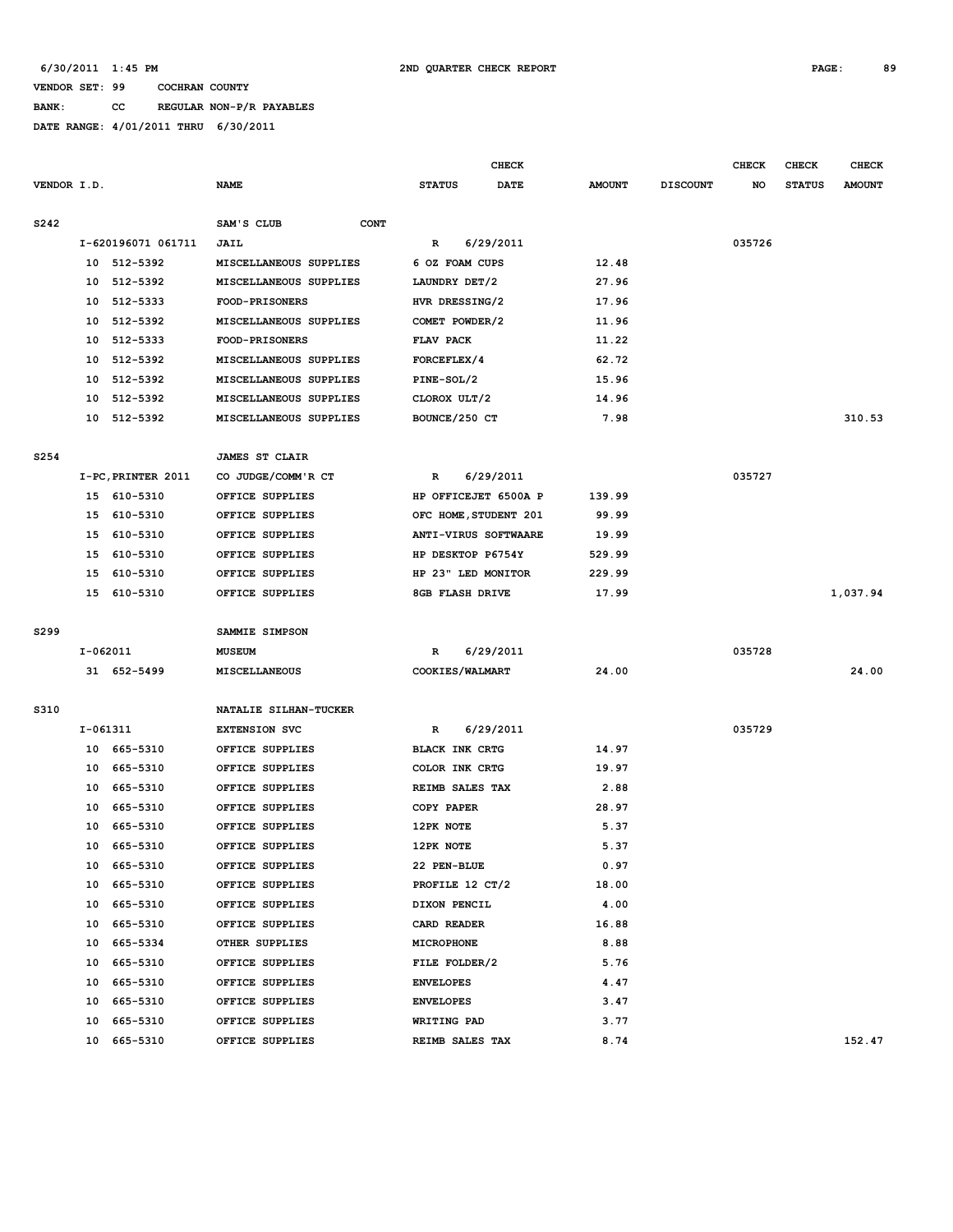6/30/2011 1:45 PM 2ND QUARTER CHECK REPORT

VENDOR SET: 99 COCHRAN COUNTY

BANK: CC REGULAR NON-P/R PAYABLES

DATE RANGE: 4/01/2011 THRU 6/30/2011

| VENDOR I.D. | NAME | STATUS | CHECK DATE | AMOUNT | DISCOUNT | CHECK NO | CHECK STATUS | CHECK AMOUNT |
|---|---|---|---|---|---|---|---|---|
| S242 | SAM'S CLUB CONT | | | | | | | |
| I-620196071 061711 | JAIL | R | 6/29/2011 | | | 035726 | | |
| 10 512-5392 | MISCELLANEOUS SUPPLIES | 6 OZ FOAM CUPS | | 12.48 | | | | |
| 10 512-5392 | MISCELLANEOUS SUPPLIES | LAUNDRY DET/2 | | 27.96 | | | | |
| 10 512-5333 | FOOD-PRISONERS | HVR DRESSING/2 | | 17.96 | | | | |
| 10 512-5392 | MISCELLANEOUS SUPPLIES | COMET POWDER/2 | | 11.96 | | | | |
| 10 512-5333 | FOOD-PRISONERS | FLAV PACK | | 11.22 | | | | |
| 10 512-5392 | MISCELLANEOUS SUPPLIES | FORCEFLEX/4 | | 62.72 | | | | |
| 10 512-5392 | MISCELLANEOUS SUPPLIES | PINE-SOL/2 | | 15.96 | | | | |
| 10 512-5392 | MISCELLANEOUS SUPPLIES | CLOROX ULT/2 | | 14.96 | | | | |
| 10 512-5392 | MISCELLANEOUS SUPPLIES | BOUNCE/250 CT | | 7.98 | | | | 310.53 |
| S254 | JAMES ST CLAIR | | | | | | | |
| I-PC,PRINTER 2011 | CO JUDGE/COMM'R CT | R | 6/29/2011 | | | 035727 | | |
| 15 610-5310 | OFFICE SUPPLIES | HP OFFICEJET 6500A P | | 139.99 | | | | |
| 15 610-5310 | OFFICE SUPPLIES | OFC HOME,STUDENT 201 | | 99.99 | | | | |
| 15 610-5310 | OFFICE SUPPLIES | ANTI-VIRUS SOFTWAARE | | 19.99 | | | | |
| 15 610-5310 | OFFICE SUPPLIES | HP DESKTOP P6754Y | | 529.99 | | | | |
| 15 610-5310 | OFFICE SUPPLIES | HP 23" LED MONITOR | | 229.99 | | | | |
| 15 610-5310 | OFFICE SUPPLIES | 8GB FLASH DRIVE | | 17.99 | | | | 1,037.94 |
| S299 | SAMMIE SIMPSON | | | | | | | |
| I-062011 | MUSEUM | R | 6/29/2011 | | | 035728 | | |
| 31 652-5499 | MISCELLANEOUS | COOKIES/WALMART | | 24.00 | | | | 24.00 |
| S310 | NATALIE SILHAN-TUCKER | | | | | | | |
| I-061311 | EXTENSION SVC | R | 6/29/2011 | | | 035729 | | |
| 10 665-5310 | OFFICE SUPPLIES | BLACK INK CRTG | | 14.97 | | | | |
| 10 665-5310 | OFFICE SUPPLIES | COLOR INK CRTG | | 19.97 | | | | |
| 10 665-5310 | OFFICE SUPPLIES | REIMB SALES TAX | | 2.88 | | | | |
| 10 665-5310 | OFFICE SUPPLIES | COPY PAPER | | 28.97 | | | | |
| 10 665-5310 | OFFICE SUPPLIES | 12PK NOTE | | 5.37 | | | | |
| 10 665-5310 | OFFICE SUPPLIES | 12PK NOTE | | 5.37 | | | | |
| 10 665-5310 | OFFICE SUPPLIES | 22 PEN-BLUE | | 0.97 | | | | |
| 10 665-5310 | OFFICE SUPPLIES | PROFILE 12 CT/2 | | 18.00 | | | | |
| 10 665-5310 | OFFICE SUPPLIES | DIXON PENCIL | | 4.00 | | | | |
| 10 665-5310 | OFFICE SUPPLIES | CARD READER | | 16.88 | | | | |
| 10 665-5334 | OTHER SUPPLIES | MICROPHONE | | 8.88 | | | | |
| 10 665-5310 | OFFICE SUPPLIES | FILE FOLDER/2 | | 5.76 | | | | |
| 10 665-5310 | OFFICE SUPPLIES | ENVELOPES | | 4.47 | | | | |
| 10 665-5310 | OFFICE SUPPLIES | ENVELOPES | | 3.47 | | | | |
| 10 665-5310 | OFFICE SUPPLIES | WRITING PAD | | 3.77 | | | | |
| 10 665-5310 | OFFICE SUPPLIES | REIMB SALES TAX | | 8.74 | | | | 152.47 |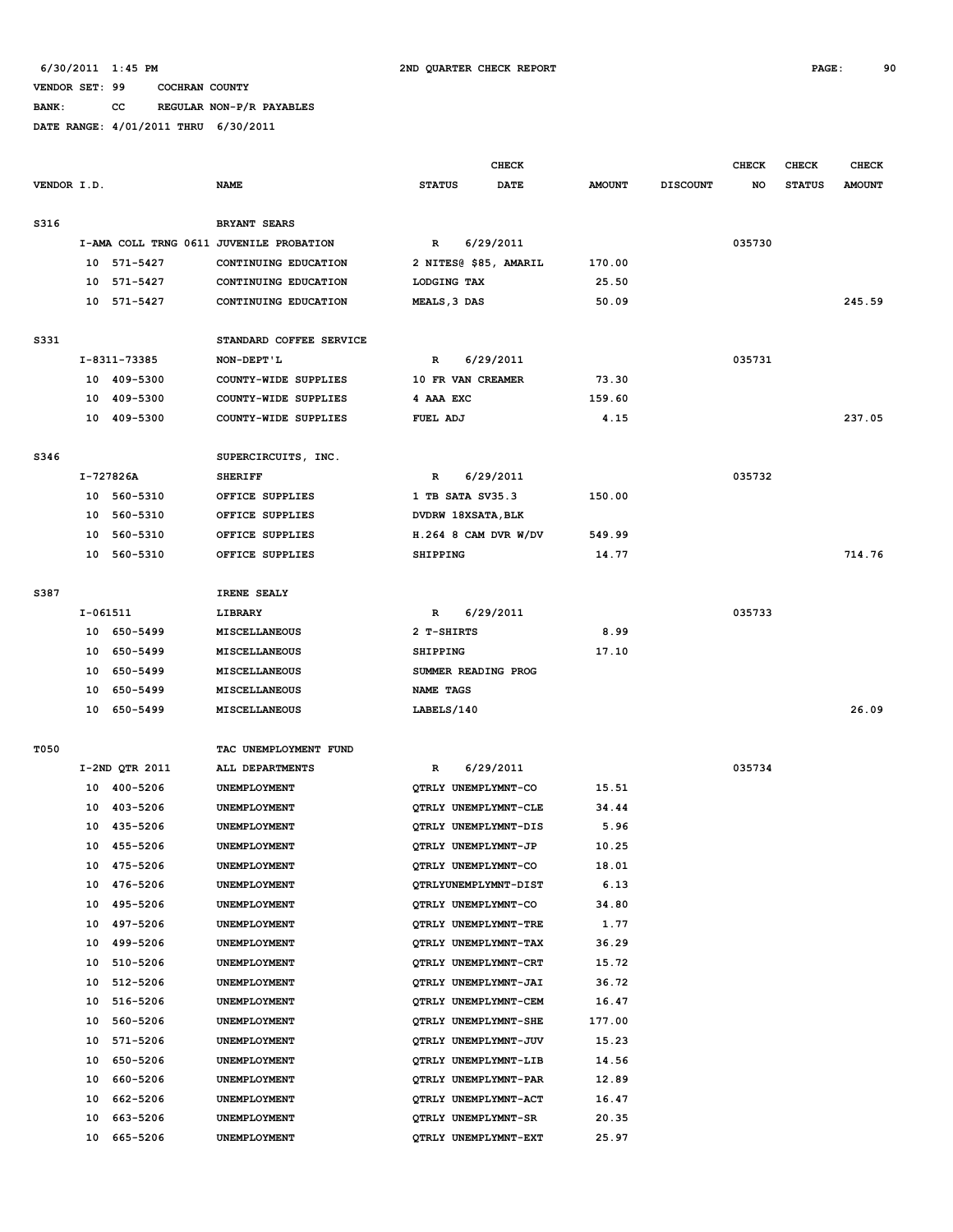6/30/2011 1:45 PM 2ND QUARTER CHECK REPORT

VENDOR SET: 99 COCHRAN COUNTY

BANK: CC REGULAR NON-P/R PAYABLES

DATE RANGE: 4/01/2011 THRU 6/30/2011

| VENDOR I.D. | NAME | STATUS | CHECK DATE | AMOUNT | DISCOUNT | CHECK NO | CHECK STATUS | CHECK AMOUNT |
|---|---|---|---|---|---|---|---|---|
| S316 | BRYANT SEARS | | | | | | | |
| I-AMA COLL TRNG 0611 | JUVENILE PROBATION | R | 6/29/2011 | | | 035730 | | |
| 10 571-5427 | CONTINUING EDUCATION | 2 NITES@ $85, AMARIL | | 170.00 | | | | |
| 10 571-5427 | CONTINUING EDUCATION | LODGING TAX | | 25.50 | | | | |
| 10 571-5427 | CONTINUING EDUCATION | MEALS,3 DAS | | 50.09 | | | | 245.59 |
| S331 | STANDARD COFFEE SERVICE | | | | | | | |
| I-8311-73385 | NON-DEPT'L | R | 6/29/2011 | | | 035731 | | |
| 10 409-5300 | COUNTY-WIDE SUPPLIES | 10 FR VAN CREAMER | | 73.30 | | | | |
| 10 409-5300 | COUNTY-WIDE SUPPLIES | 4 AAA EXC | | 159.60 | | | | |
| 10 409-5300 | COUNTY-WIDE SUPPLIES | FUEL ADJ | | 4.15 | | | | 237.05 |
| S346 | SUPERCIRCUITS, INC. | | | | | | | |
| I-727826A | SHERIFF | R | 6/29/2011 | | | 035732 | | |
| 10 560-5310 | OFFICE SUPPLIES | 1 TB SATA SV35.3 | | 150.00 | | | | |
| 10 560-5310 | OFFICE SUPPLIES | DVDRW 18XSATA,BLK | | | | | | |
| 10 560-5310 | OFFICE SUPPLIES | H.264 8 CAM DVR W/DV | | 549.99 | | | | |
| 10 560-5310 | OFFICE SUPPLIES | SHIPPING | | 14.77 | | | | 714.76 |
| S387 | IRENE SEALY | | | | | | | |
| I-061511 | LIBRARY | R | 6/29/2011 | | | 035733 | | |
| 10 650-5499 | MISCELLANEOUS | 2 T-SHIRTS | | 8.99 | | | | |
| 10 650-5499 | MISCELLANEOUS | SHIPPING | | 17.10 | | | | |
| 10 650-5499 | MISCELLANEOUS | SUMMER READING PROG | | | | | | |
| 10 650-5499 | MISCELLANEOUS | NAME TAGS | | | | | | |
| 10 650-5499 | MISCELLANEOUS | LABELS/140 | | | | | | 26.09 |
| T050 | TAC UNEMPLOYMENT FUND | | | | | | | |
| I-2ND QTR 2011 | ALL DEPARTMENTS | R | 6/29/2011 | | | 035734 | | |
| 10 400-5206 | UNEMPLOYMENT | QTRLY UNEMPLYMNT-CO | | 15.51 | | | | |
| 10 403-5206 | UNEMPLOYMENT | QTRLY UNEMPLYMNT-CLE | | 34.44 | | | | |
| 10 435-5206 | UNEMPLOYMENT | QTRLY UNEMPLYMNT-DIS | | 5.96 | | | | |
| 10 455-5206 | UNEMPLOYMENT | QTRLY UNEMPLYMNT-JP | | 10.25 | | | | |
| 10 475-5206 | UNEMPLOYMENT | QTRLY UNEMPLYMNT-CO | | 18.01 | | | | |
| 10 476-5206 | UNEMPLOYMENT | QTRLYUNEMPLYMNT-DIST | | 6.13 | | | | |
| 10 495-5206 | UNEMPLOYMENT | QTRLY UNEMPLYMNT-CO | | 34.80 | | | | |
| 10 497-5206 | UNEMPLOYMENT | QTRLY UNEMPLYMNT-TRE | | 1.77 | | | | |
| 10 499-5206 | UNEMPLOYMENT | QTRLY UNEMPLYMNT-TAX | | 36.29 | | | | |
| 10 510-5206 | UNEMPLOYMENT | QTRLY UNEMPLYMNT-CRT | | 15.72 | | | | |
| 10 512-5206 | UNEMPLOYMENT | QTRLY UNEMPLYMNT-JAI | | 36.72 | | | | |
| 10 516-5206 | UNEMPLOYMENT | QTRLY UNEMPLYMNT-CEM | | 16.47 | | | | |
| 10 560-5206 | UNEMPLOYMENT | QTRLY UNEMPLYMNT-SHE | | 177.00 | | | | |
| 10 571-5206 | UNEMPLOYMENT | QTRLY UNEMPLYMNT-JUV | | 15.23 | | | | |
| 10 650-5206 | UNEMPLOYMENT | QTRLY UNEMPLYMNT-LIB | | 14.56 | | | | |
| 10 660-5206 | UNEMPLOYMENT | QTRLY UNEMPLYMNT-PAR | | 12.89 | | | | |
| 10 662-5206 | UNEMPLOYMENT | QTRLY UNEMPLYMNT-ACT | | 16.47 | | | | |
| 10 663-5206 | UNEMPLOYMENT | QTRLY UNEMPLYMNT-SR | | 20.35 | | | | |
| 10 665-5206 | UNEMPLOYMENT | QTRLY UNEMPLYMNT-EXT | | 25.97 | | | | |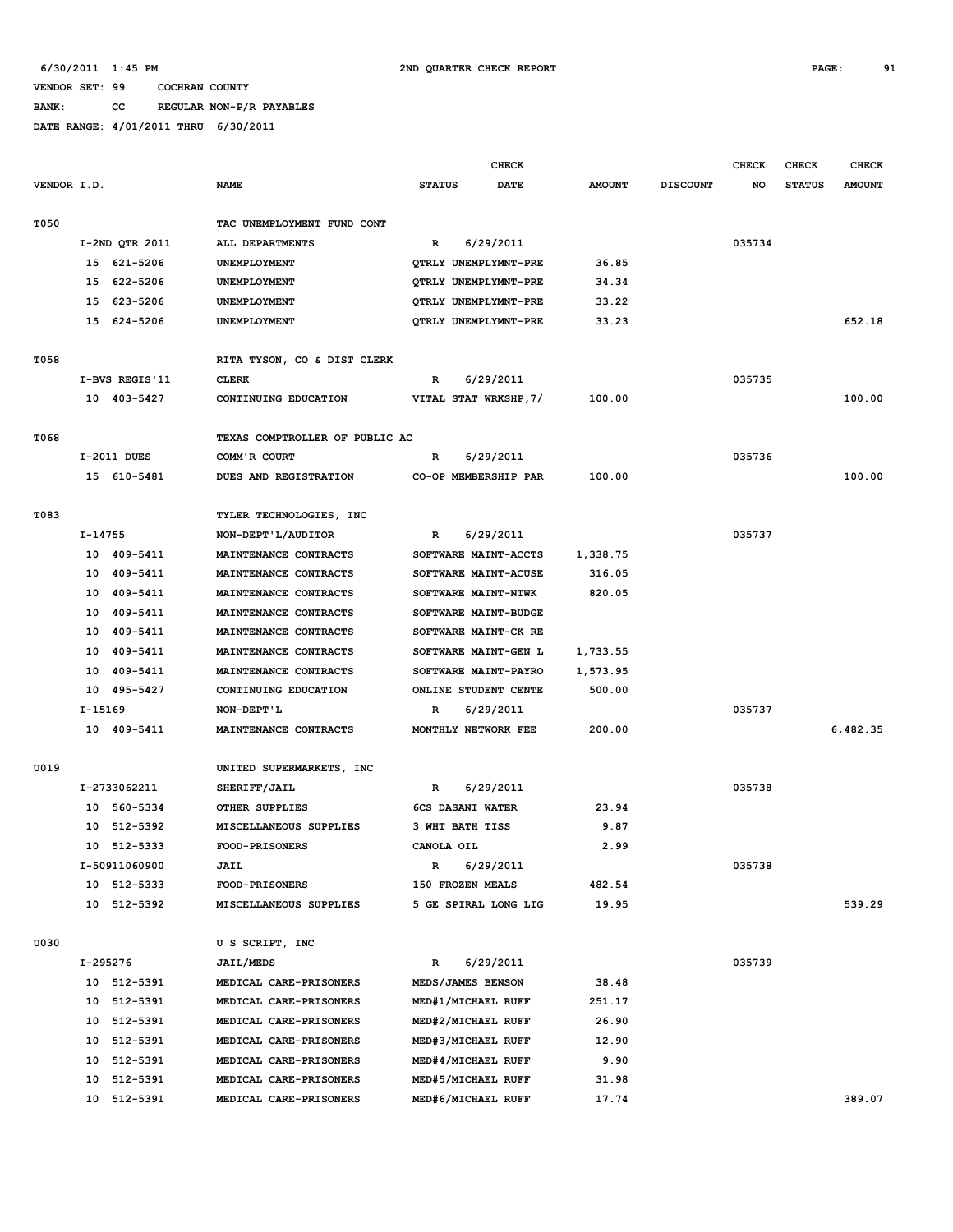6/30/2011 1:45 PM 2ND QUARTER CHECK REPORT

VENDOR SET: 99 COCHRAN COUNTY

BANK: CC REGULAR NON-P/R PAYABLES

DATE RANGE: 4/01/2011 THRU 6/30/2011

| VENDOR I.D. | NAME | STATUS | CHECK DATE | AMOUNT | DISCOUNT | CHECK NO | CHECK STATUS | CHECK AMOUNT |
|---|---|---|---|---|---|---|---|---|
| T050 | TAC UNEMPLOYMENT FUND CONT | | | | | | | |
| I-2ND QTR 2011 | ALL DEPARTMENTS | R | 6/29/2011 | | | 035734 | | |
| 15 621-5206 | UNEMPLOYMENT | QTRLY UNEMPLYMNT-PRE | | 36.85 | | | | |
| 15 622-5206 | UNEMPLOYMENT | QTRLY UNEMPLYMNT-PRE | | 34.34 | | | | |
| 15 623-5206 | UNEMPLOYMENT | QTRLY UNEMPLYMNT-PRE | | 33.22 | | | | |
| 15 624-5206 | UNEMPLOYMENT | QTRLY UNEMPLYMNT-PRE | | 33.23 | | | | 652.18 |
| T058 | RITA TYSON, CO & DIST CLERK | | | | | | | |
| I-BVS REGIS'11 | CLERK | R | 6/29/2011 | | | 035735 | | |
| 10 403-5427 | CONTINUING EDUCATION | VITAL STAT WRKSHP,7/ | | 100.00 | | | | 100.00 |
| T068 | TEXAS COMPTROLLER OF PUBLIC AC | | | | | | | |
| I-2011 DUES | COMM'R COURT | R | 6/29/2011 | | | 035736 | | |
| 15 610-5481 | DUES AND REGISTRATION | CO-OP MEMBERSHIP PAR | | 100.00 | | | | 100.00 |
| T083 | TYLER TECHNOLOGIES, INC | | | | | | | |
| I-14755 | NON-DEPT'L/AUDITOR | R | 6/29/2011 | | | 035737 | | |
| 10 409-5411 | MAINTENANCE CONTRACTS | SOFTWARE MAINT-ACCTS | | 1,338.75 | | | | |
| 10 409-5411 | MAINTENANCE CONTRACTS | SOFTWARE MAINT-ACUSE | | 316.05 | | | | |
| 10 409-5411 | MAINTENANCE CONTRACTS | SOFTWARE MAINT-NTWK | | 820.05 | | | | |
| 10 409-5411 | MAINTENANCE CONTRACTS | SOFTWARE MAINT-BUDGE | | | | | | |
| 10 409-5411 | MAINTENANCE CONTRACTS | SOFTWARE MAINT-CK RE | | | | | | |
| 10 409-5411 | MAINTENANCE CONTRACTS | SOFTWARE MAINT-GEN L | | 1,733.55 | | | | |
| 10 409-5411 | MAINTENANCE CONTRACTS | SOFTWARE MAINT-PAYRO | | 1,573.95 | | | | |
| 10 495-5427 | CONTINUING EDUCATION | ONLINE STUDENT CENTE | | 500.00 | | | | |
| I-15169 | NON-DEPT'L | R | 6/29/2011 | | | 035737 | | |
| 10 409-5411 | MAINTENANCE CONTRACTS | MONTHLY NETWORK FEE | | 200.00 | | | | 6,482.35 |
| U019 | UNITED SUPERMARKETS, INC | | | | | | | |
| I-2733062211 | SHERIFF/JAIL | R | 6/29/2011 | | | 035738 | | |
| 10 560-5334 | OTHER SUPPLIES | 6CS DASANI WATER | | 23.94 | | | | |
| 10 512-5392 | MISCELLANEOUS SUPPLIES | 3 WHT BATH TISS | | 9.87 | | | | |
| 10 512-5333 | FOOD-PRISONERS | CANOLA OIL | | 2.99 | | | | |
| I-50911060900 | JAIL | R | 6/29/2011 | | | 035738 | | |
| 10 512-5333 | FOOD-PRISONERS | 150 FROZEN MEALS | | 482.54 | | | | |
| 10 512-5392 | MISCELLANEOUS SUPPLIES | 5 GE SPIRAL LONG LIG | | 19.95 | | | | 539.29 |
| U030 | U S SCRIPT, INC | | | | | | | |
| I-295276 | JAIL/MEDS | R | 6/29/2011 | | | 035739 | | |
| 10 512-5391 | MEDICAL CARE-PRISONERS | MEDS/JAMES BENSON | | 38.48 | | | | |
| 10 512-5391 | MEDICAL CARE-PRISONERS | MED#1/MICHAEL RUFF | | 251.17 | | | | |
| 10 512-5391 | MEDICAL CARE-PRISONERS | MED#2/MICHAEL RUFF | | 26.90 | | | | |
| 10 512-5391 | MEDICAL CARE-PRISONERS | MED#3/MICHAEL RUFF | | 12.90 | | | | |
| 10 512-5391 | MEDICAL CARE-PRISONERS | MED#4/MICHAEL RUFF | | 9.90 | | | | |
| 10 512-5391 | MEDICAL CARE-PRISONERS | MED#5/MICHAEL RUFF | | 31.98 | | | | |
| 10 512-5391 | MEDICAL CARE-PRISONERS | MED#6/MICHAEL RUFF | | 17.74 | | | | 389.07 |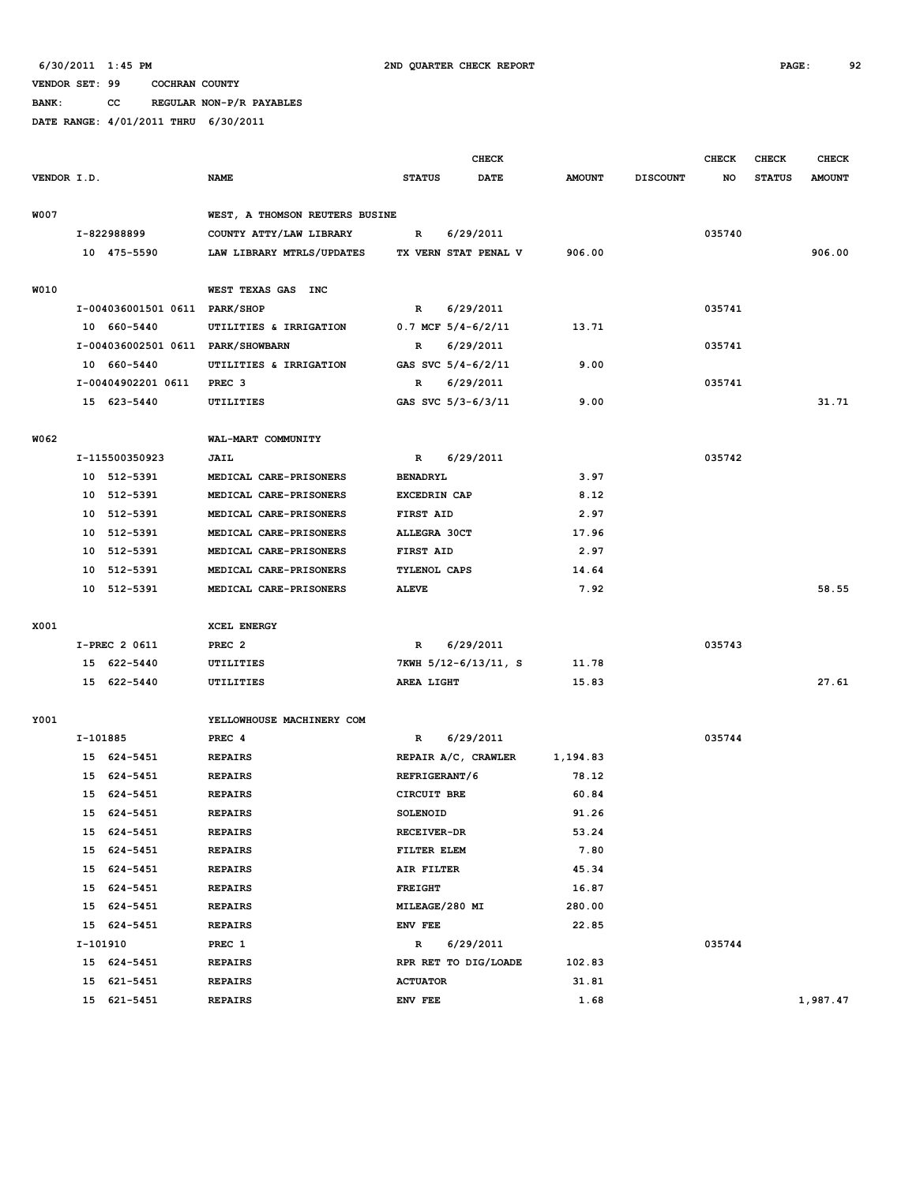6/30/2011 1:45 PM 2ND QUARTER CHECK REPORT

VENDOR SET: 99 COCHRAN COUNTY

BANK: CC REGULAR NON-P/R PAYABLES

DATE RANGE: 4/01/2011 THRU 6/30/2011

| VENDOR I.D. | NAME | STATUS | CHECK DATE | AMOUNT | DISCOUNT | CHECK NO | CHECK STATUS | CHECK AMOUNT |
|---|---|---|---|---|---|---|---|---|
| W007 | WEST, A THOMSON REUTERS BUSINE | | | | | | | |
| I-822988899 | COUNTY ATTY/LAW LIBRARY | R | 6/29/2011 | | | 035740 | | |
| 10 475-5590 | LAW LIBRARY MTRLS/UPDATES | TX VERN STAT PENAL V | | 906.00 | | | | 906.00 |
| W010 | WEST TEXAS GAS INC | | | | | | | |
| I-004036001501 0611 | PARK/SHOP | R | 6/29/2011 | | | 035741 | | |
| 10 660-5440 | UTILITIES & IRRIGATION | 0.7 MCF 5/4-6/2/11 | | 13.71 | | | | |
| I-004036002501 0611 | PARK/SHOWBARN | R | 6/29/2011 | | | 035741 | | |
| 10 660-5440 | UTILITIES & IRRIGATION | GAS SVC 5/4-6/2/11 | | 9.00 | | | | |
| I-00404902201 0611 | PREC 3 | R | 6/29/2011 | | | 035741 | | |
| 15 623-5440 | UTILITIES | GAS SVC 5/3-6/3/11 | | 9.00 | | | | 31.71 |
| W062 | WAL-MART COMMUNITY | | | | | | | |
| I-115500350923 | JAIL | R | 6/29/2011 | | | 035742 | | |
| 10 512-5391 | MEDICAL CARE-PRISONERS | BENADRYL | | 3.97 | | | | |
| 10 512-5391 | MEDICAL CARE-PRISONERS | EXCEDRIN CAP | | 8.12 | | | | |
| 10 512-5391 | MEDICAL CARE-PRISONERS | FIRST AID | | 2.97 | | | | |
| 10 512-5391 | MEDICAL CARE-PRISONERS | ALLEGRA 30CT | | 17.96 | | | | |
| 10 512-5391 | MEDICAL CARE-PRISONERS | FIRST AID | | 2.97 | | | | |
| 10 512-5391 | MEDICAL CARE-PRISONERS | TYLENOL CAPS | | 14.64 | | | | |
| 10 512-5391 | MEDICAL CARE-PRISONERS | ALEVE | | 7.92 | | | | 58.55 |
| X001 | XCEL ENERGY | | | | | | | |
| I-PREC 2 0611 | PREC 2 | R | 6/29/2011 | | | 035743 | | |
| 15 622-5440 | UTILITIES | 7KWH 5/12-6/13/11, S | | 11.78 | | | | |
| 15 622-5440 | UTILITIES | AREA LIGHT | | 15.83 | | | | 27.61 |
| Y001 | YELLOWHOUSE MACHINERY COM | | | | | | | |
| I-101885 | PREC 4 | R | 6/29/2011 | | | 035744 | | |
| 15 624-5451 | REPAIRS | REPAIR A/C, CRAWLER | | 1,194.83 | | | | |
| 15 624-5451 | REPAIRS | REFRIGERANT/6 | | 78.12 | | | | |
| 15 624-5451 | REPAIRS | CIRCUIT BRE | | 60.84 | | | | |
| 15 624-5451 | REPAIRS | SOLENOID | | 91.26 | | | | |
| 15 624-5451 | REPAIRS | RECEIVER-DR | | 53.24 | | | | |
| 15 624-5451 | REPAIRS | FILTER ELEM | | 7.80 | | | | |
| 15 624-5451 | REPAIRS | AIR FILTER | | 45.34 | | | | |
| 15 624-5451 | REPAIRS | FREIGHT | | 16.87 | | | | |
| 15 624-5451 | REPAIRS | MILEAGE/280 MI | | 280.00 | | | | |
| 15 624-5451 | REPAIRS | ENV FEE | | 22.85 | | | | |
| I-101910 | PREC 1 | R | 6/29/2011 | | | 035744 | | |
| 15 624-5451 | REPAIRS | RPR RET TO DIG/LOADE | | 102.83 | | | | |
| 15 621-5451 | REPAIRS | ACTUATOR | | 31.81 | | | | |
| 15 621-5451 | REPAIRS | ENV FEE | | 1.68 | | | | 1,987.47 |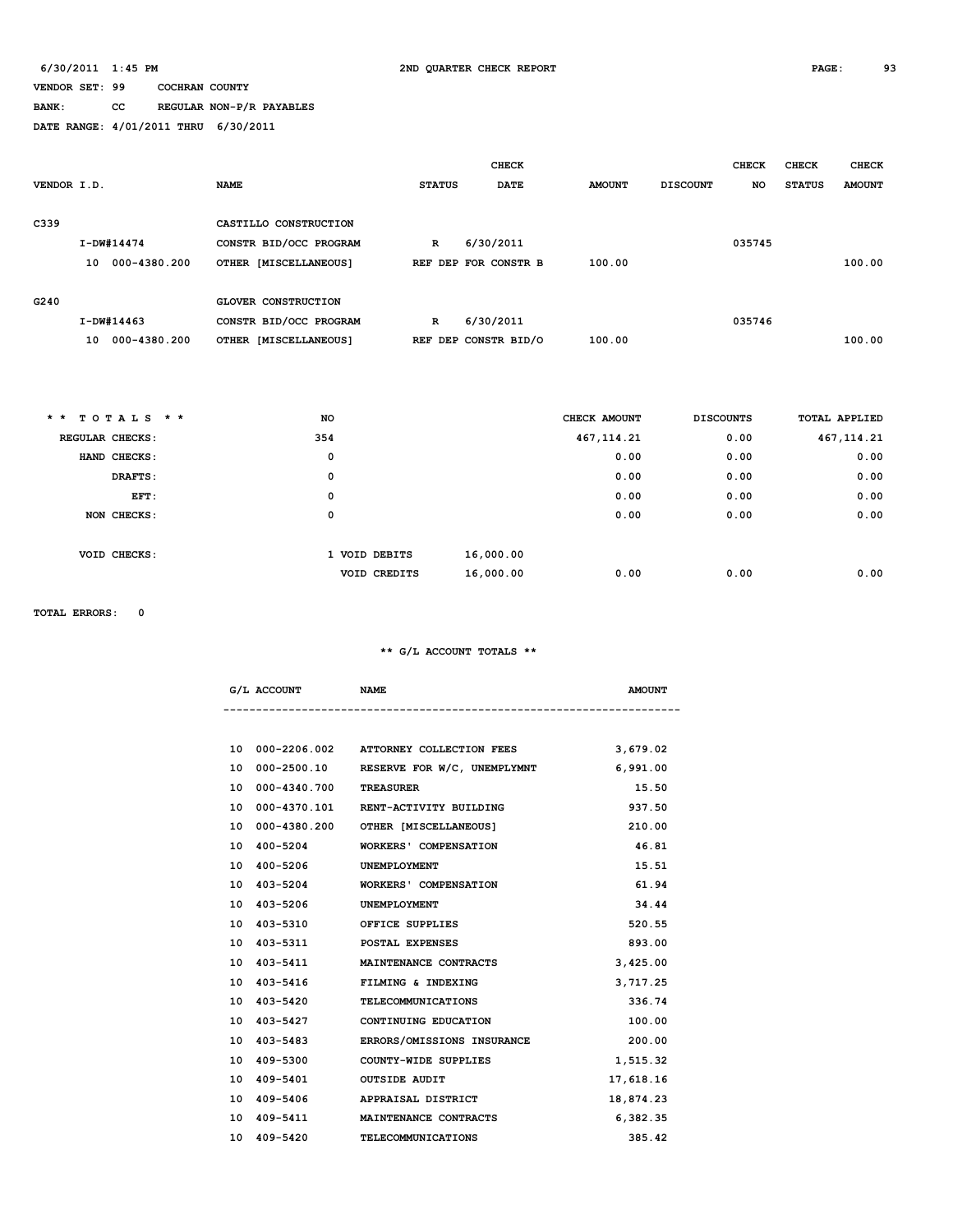6/30/2011 1:45 PM 2ND QUARTER CHECK REPORT

VENDOR SET: 99 COCHRAN COUNTY

BANK: CC REGULAR NON-P/R PAYABLES

DATE RANGE: 4/01/2011 THRU 6/30/2011

| VENDOR I.D. | NAME | STATUS | CHECK DATE | AMOUNT | DISCOUNT | CHECK NO | CHECK STATUS | CHECK AMOUNT |
|---|---|---|---|---|---|---|---|---|
| C339 | CASTILLO CONSTRUCTION | | | | | | | |
| I-DW#14474 | CONSTR BID/OCC PROGRAM | R | 6/30/2011 | | | 035745 | | |
| 10 000-4380.200 | OTHER [MISCELLANEOUS] | REF DEP FOR CONSTR B | | 100.00 | | | | 100.00 |
| G240 | GLOVER CONSTRUCTION | | | | | | | |
| I-DW#14463 | CONSTR BID/OCC PROGRAM | R | 6/30/2011 | | | 035746 | | |
| 10 000-4380.200 | OTHER [MISCELLANEOUS] | REF DEP CONSTR BID/O | | 100.00 | | | | 100.00 |

| * * T O T A L S * * | NO | | | CHECK AMOUNT | DISCOUNTS | TOTAL APPLIED |
|---|---|---|---|---|---|---|
| REGULAR CHECKS: | 354 | | | 467,114.21 | 0.00 | 467,114.21 |
| HAND CHECKS: | 0 | | | 0.00 | 0.00 | 0.00 |
| DRAFTS: | 0 | | | 0.00 | 0.00 | 0.00 |
| EFT: | 0 | | | 0.00 | 0.00 | 0.00 |
| NON CHECKS: | 0 | | | 0.00 | 0.00 | 0.00 |
| VOID CHECKS: | 1 | VOID DEBITS | 16,000.00 | | | |
| | | VOID CREDITS | 16,000.00 | 0.00 | 0.00 | 0.00 |

TOTAL ERRORS: 0

** G/L ACCOUNT TOTALS **

| G/L ACCOUNT | NAME | AMOUNT |
|---|---|---|
| 10 000-2206.002 | ATTORNEY COLLECTION FEES | 3,679.02 |
| 10 000-2500.10 | RESERVE FOR W/C, UNEMPLYMNT | 6,991.00 |
| 10 000-4340.700 | TREASURER | 15.50 |
| 10 000-4370.101 | RENT-ACTIVITY BUILDING | 937.50 |
| 10 000-4380.200 | OTHER [MISCELLANEOUS] | 210.00 |
| 10 400-5204 | WORKERS' COMPENSATION | 46.81 |
| 10 400-5206 | UNEMPLOYMENT | 15.51 |
| 10 403-5204 | WORKERS' COMPENSATION | 61.94 |
| 10 403-5206 | UNEMPLOYMENT | 34.44 |
| 10 403-5310 | OFFICE SUPPLIES | 520.55 |
| 10 403-5311 | POSTAL EXPENSES | 893.00 |
| 10 403-5411 | MAINTENANCE CONTRACTS | 3,425.00 |
| 10 403-5416 | FILMING & INDEXING | 3,717.25 |
| 10 403-5420 | TELECOMMUNICATIONS | 336.74 |
| 10 403-5427 | CONTINUING EDUCATION | 100.00 |
| 10 403-5483 | ERRORS/OMISSIONS INSURANCE | 200.00 |
| 10 409-5300 | COUNTY-WIDE SUPPLIES | 1,515.32 |
| 10 409-5401 | OUTSIDE AUDIT | 17,618.16 |
| 10 409-5406 | APPRAISAL DISTRICT | 18,874.23 |
| 10 409-5411 | MAINTENANCE CONTRACTS | 6,382.35 |
| 10 409-5420 | TELECOMMUNICATIONS | 385.42 |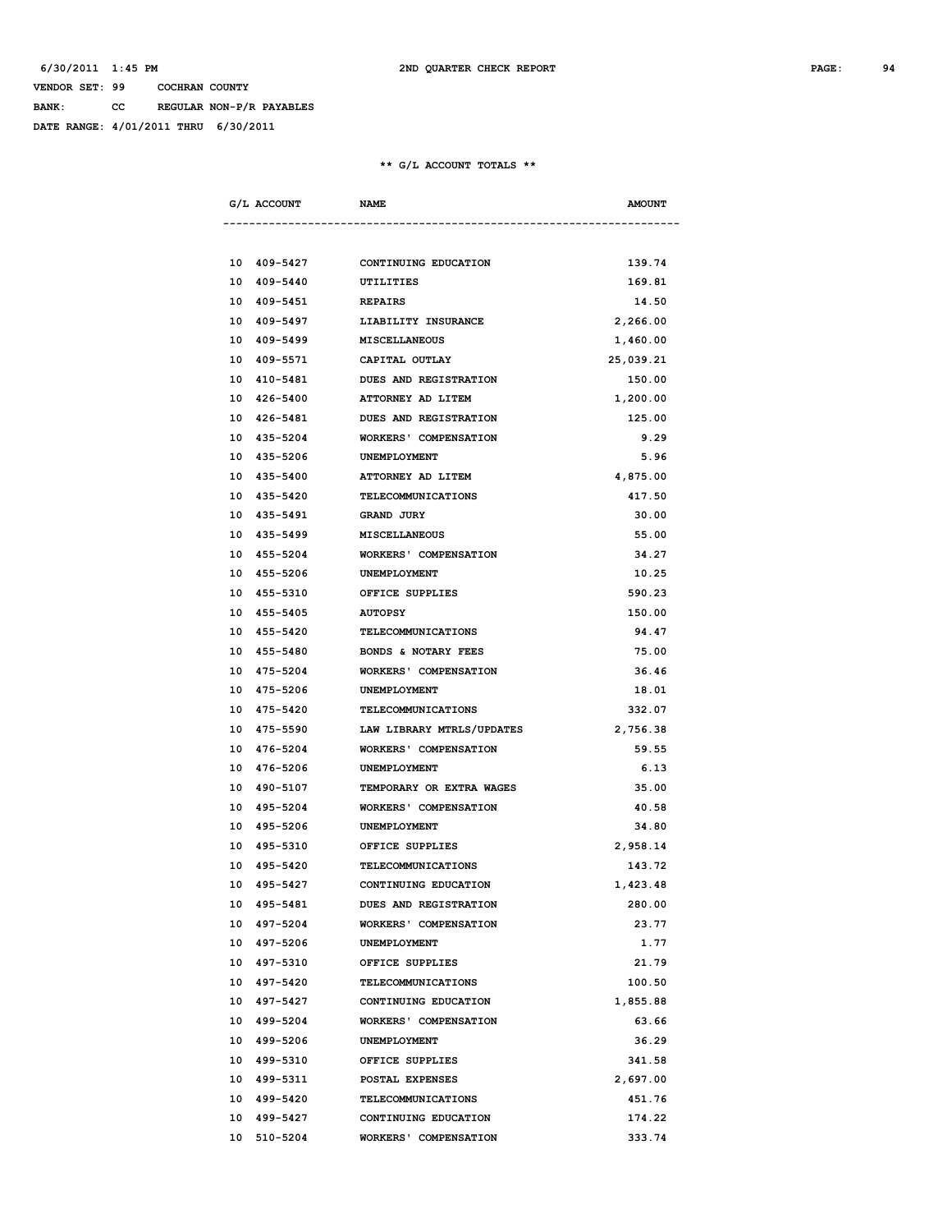VENDOR SET: 99 COCHRAN COUNTY

BANK: CC REGULAR NON-P/R PAYABLES

DATE RANGE: 4/01/2011 THRU 6/30/2011

** G/L ACCOUNT TOTALS **

| G/L ACCOUNT | NAME | AMOUNT |
|---|---|---|
| 10 409-5427 | CONTINUING EDUCATION | 139.74 |
| 10 409-5440 | UTILITIES | 169.81 |
| 10 409-5451 | REPAIRS | 14.50 |
| 10 409-5497 | LIABILITY INSURANCE | 2,266.00 |
| 10 409-5499 | MISCELLANEOUS | 1,460.00 |
| 10 409-5571 | CAPITAL OUTLAY | 25,039.21 |
| 10 410-5481 | DUES AND REGISTRATION | 150.00 |
| 10 426-5400 | ATTORNEY AD LITEM | 1,200.00 |
| 10 426-5481 | DUES AND REGISTRATION | 125.00 |
| 10 435-5204 | WORKERS' COMPENSATION | 9.29 |
| 10 435-5206 | UNEMPLOYMENT | 5.96 |
| 10 435-5400 | ATTORNEY AD LITEM | 4,875.00 |
| 10 435-5420 | TELECOMMUNICATIONS | 417.50 |
| 10 435-5491 | GRAND JURY | 30.00 |
| 10 435-5499 | MISCELLANEOUS | 55.00 |
| 10 455-5204 | WORKERS' COMPENSATION | 34.27 |
| 10 455-5206 | UNEMPLOYMENT | 10.25 |
| 10 455-5310 | OFFICE SUPPLIES | 590.23 |
| 10 455-5405 | AUTOPSY | 150.00 |
| 10 455-5420 | TELECOMMUNICATIONS | 94.47 |
| 10 455-5480 | BONDS & NOTARY FEES | 75.00 |
| 10 475-5204 | WORKERS' COMPENSATION | 36.46 |
| 10 475-5206 | UNEMPLOYMENT | 18.01 |
| 10 475-5420 | TELECOMMUNICATIONS | 332.07 |
| 10 475-5590 | LAW LIBRARY MTRLS/UPDATES | 2,756.38 |
| 10 476-5204 | WORKERS' COMPENSATION | 59.55 |
| 10 476-5206 | UNEMPLOYMENT | 6.13 |
| 10 490-5107 | TEMPORARY OR EXTRA WAGES | 35.00 |
| 10 495-5204 | WORKERS' COMPENSATION | 40.58 |
| 10 495-5206 | UNEMPLOYMENT | 34.80 |
| 10 495-5310 | OFFICE SUPPLIES | 2,958.14 |
| 10 495-5420 | TELECOMMUNICATIONS | 143.72 |
| 10 495-5427 | CONTINUING EDUCATION | 1,423.48 |
| 10 495-5481 | DUES AND REGISTRATION | 280.00 |
| 10 497-5204 | WORKERS' COMPENSATION | 23.77 |
| 10 497-5206 | UNEMPLOYMENT | 1.77 |
| 10 497-5310 | OFFICE SUPPLIES | 21.79 |
| 10 497-5420 | TELECOMMUNICATIONS | 100.50 |
| 10 497-5427 | CONTINUING EDUCATION | 1,855.88 |
| 10 499-5204 | WORKERS' COMPENSATION | 63.66 |
| 10 499-5206 | UNEMPLOYMENT | 36.29 |
| 10 499-5310 | OFFICE SUPPLIES | 341.58 |
| 10 499-5311 | POSTAL EXPENSES | 2,697.00 |
| 10 499-5420 | TELECOMMUNICATIONS | 451.76 |
| 10 499-5427 | CONTINUING EDUCATION | 174.22 |
| 10 510-5204 | WORKERS' COMPENSATION | 333.74 |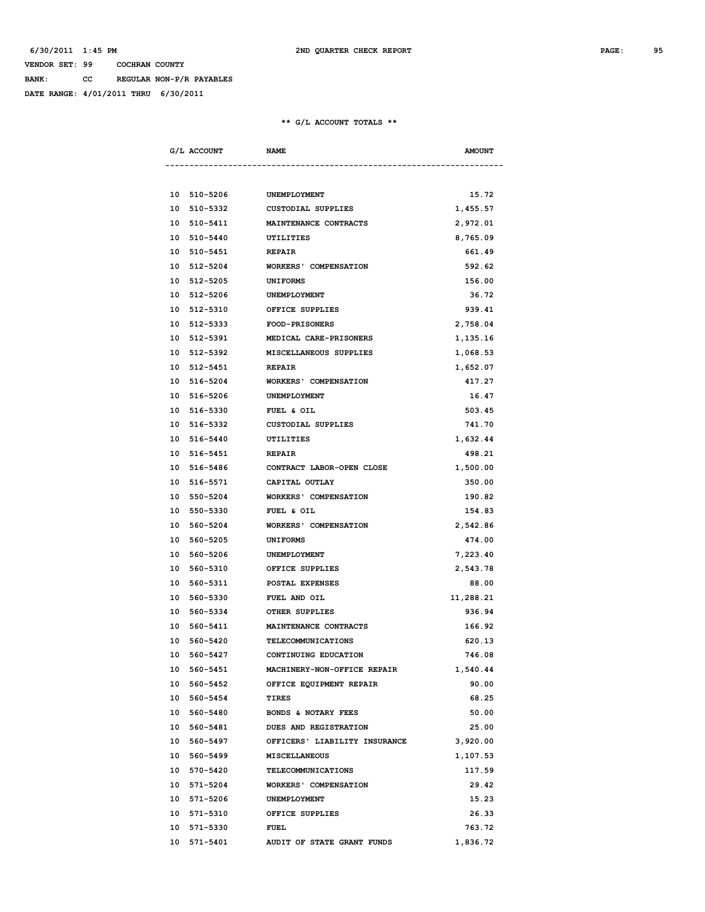6/30/2011 1:45 PM 2ND QUARTER CHECK REPORT

VENDOR SET: 99 COCHRAN COUNTY

BANK: CC REGULAR NON-P/R PAYABLES

DATE RANGE: 4/01/2011 THRU 6/30/2011

** G/L ACCOUNT TOTALS **

| G/L ACCOUNT | NAME | AMOUNT |
|---|---|---|
| 10 510-5206 | UNEMPLOYMENT | 15.72 |
| 10 510-5332 | CUSTODIAL SUPPLIES | 1,455.57 |
| 10 510-5411 | MAINTENANCE CONTRACTS | 2,972.01 |
| 10 510-5440 | UTILITIES | 8,765.09 |
| 10 510-5451 | REPAIR | 661.49 |
| 10 512-5204 | WORKERS' COMPENSATION | 592.62 |
| 10 512-5205 | UNIFORMS | 156.00 |
| 10 512-5206 | UNEMPLOYMENT | 36.72 |
| 10 512-5310 | OFFICE SUPPLIES | 939.41 |
| 10 512-5333 | FOOD-PRISONERS | 2,758.04 |
| 10 512-5391 | MEDICAL CARE-PRISONERS | 1,135.16 |
| 10 512-5392 | MISCELLANEOUS SUPPLIES | 1,068.53 |
| 10 512-5451 | REPAIR | 1,652.07 |
| 10 516-5204 | WORKERS' COMPENSATION | 417.27 |
| 10 516-5206 | UNEMPLOYMENT | 16.47 |
| 10 516-5330 | FUEL & OIL | 503.45 |
| 10 516-5332 | CUSTODIAL SUPPLIES | 741.70 |
| 10 516-5440 | UTILITIES | 1,632.44 |
| 10 516-5451 | REPAIR | 498.21 |
| 10 516-5486 | CONTRACT LABOR-OPEN CLOSE | 1,500.00 |
| 10 516-5571 | CAPITAL OUTLAY | 350.00 |
| 10 550-5204 | WORKERS' COMPENSATION | 190.82 |
| 10 550-5330 | FUEL & OIL | 154.83 |
| 10 560-5204 | WORKERS' COMPENSATION | 2,542.86 |
| 10 560-5205 | UNIFORMS | 474.00 |
| 10 560-5206 | UNEMPLOYMENT | 7,223.40 |
| 10 560-5310 | OFFICE SUPPLIES | 2,543.78 |
| 10 560-5311 | POSTAL EXPENSES | 88.00 |
| 10 560-5330 | FUEL AND OIL | 11,288.21 |
| 10 560-5334 | OTHER SUPPLIES | 936.94 |
| 10 560-5411 | MAINTENANCE CONTRACTS | 166.92 |
| 10 560-5420 | TELECOMMUNICATIONS | 620.13 |
| 10 560-5427 | CONTINUING EDUCATION | 746.08 |
| 10 560-5451 | MACHINERY-NON-OFFICE REPAIR | 1,540.44 |
| 10 560-5452 | OFFICE EQUIPMENT REPAIR | 90.00 |
| 10 560-5454 | TIRES | 68.25 |
| 10 560-5480 | BONDS & NOTARY FEES | 50.00 |
| 10 560-5481 | DUES AND REGISTRATION | 25.00 |
| 10 560-5497 | OFFICERS' LIABILITY INSURANCE | 3,920.00 |
| 10 560-5499 | MISCELLANEOUS | 1,107.53 |
| 10 570-5420 | TELECOMMUNICATIONS | 117.59 |
| 10 571-5204 | WORKERS' COMPENSATION | 29.42 |
| 10 571-5206 | UNEMPLOYMENT | 15.23 |
| 10 571-5310 | OFFICE SUPPLIES | 26.33 |
| 10 571-5330 | FUEL | 763.72 |
| 10 571-5401 | AUDIT OF STATE GRANT FUNDS | 1,836.72 |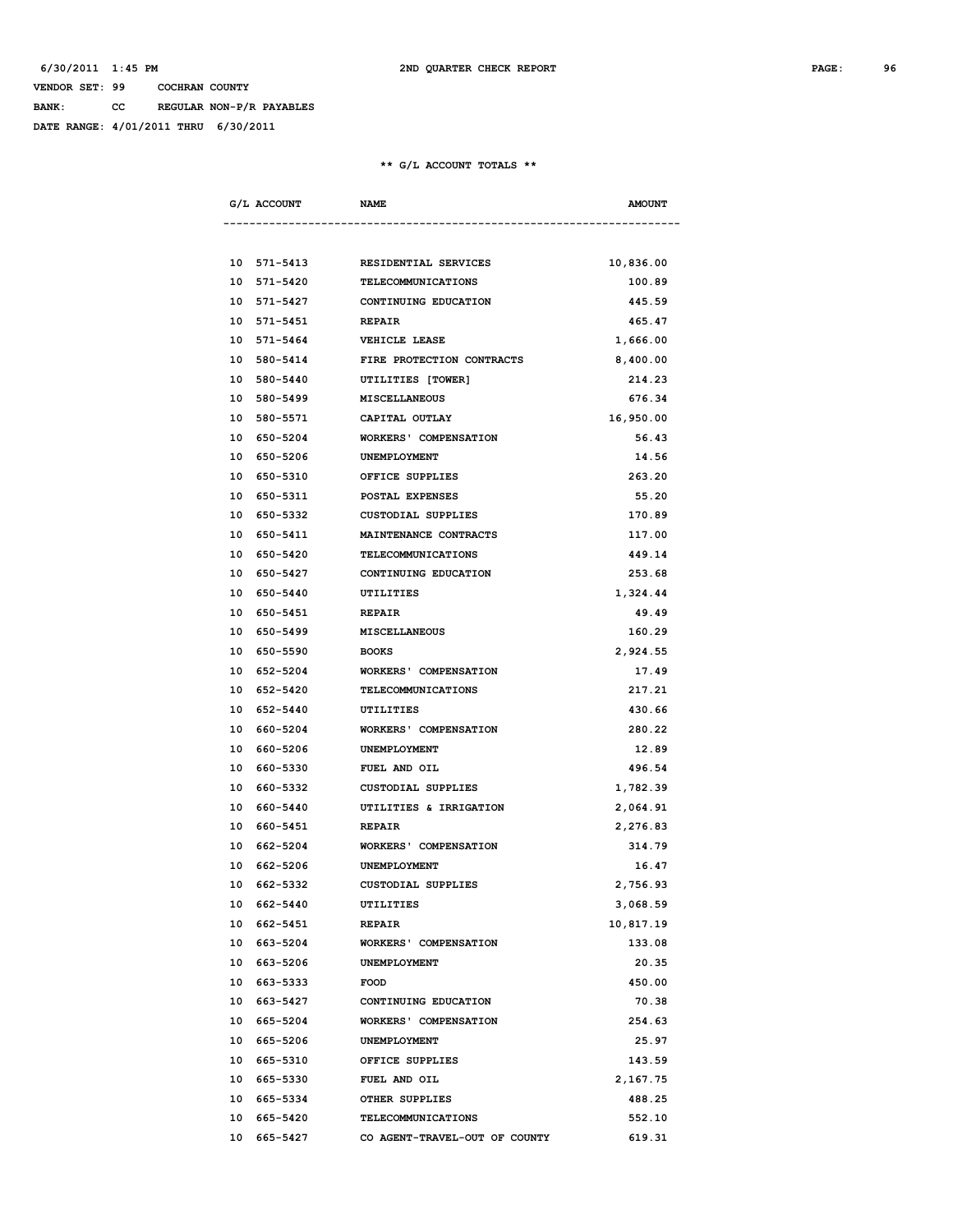VENDOR SET: 99 COCHRAN COUNTY

BANK: CC REGULAR NON-P/R PAYABLES

DATE RANGE: 4/01/2011 THRU 6/30/2011

** G/L ACCOUNT TOTALS **

| G/L ACCOUNT | NAME | AMOUNT |
|---|---|---|
| 10 571-5413 | RESIDENTIAL SERVICES | 10,836.00 |
| 10 571-5420 | TELECOMMUNICATIONS | 100.89 |
| 10 571-5427 | CONTINUING EDUCATION | 445.59 |
| 10 571-5451 | REPAIR | 465.47 |
| 10 571-5464 | VEHICLE LEASE | 1,666.00 |
| 10 580-5414 | FIRE PROTECTION CONTRACTS | 8,400.00 |
| 10 580-5440 | UTILITIES [TOWER] | 214.23 |
| 10 580-5499 | MISCELLANEOUS | 676.34 |
| 10 580-5571 | CAPITAL OUTLAY | 16,950.00 |
| 10 650-5204 | WORKERS' COMPENSATION | 56.43 |
| 10 650-5206 | UNEMPLOYMENT | 14.56 |
| 10 650-5310 | OFFICE SUPPLIES | 263.20 |
| 10 650-5311 | POSTAL EXPENSES | 55.20 |
| 10 650-5332 | CUSTODIAL SUPPLIES | 170.89 |
| 10 650-5411 | MAINTENANCE CONTRACTS | 117.00 |
| 10 650-5420 | TELECOMMUNICATIONS | 449.14 |
| 10 650-5427 | CONTINUING EDUCATION | 253.68 |
| 10 650-5440 | UTILITIES | 1,324.44 |
| 10 650-5451 | REPAIR | 49.49 |
| 10 650-5499 | MISCELLANEOUS | 160.29 |
| 10 650-5590 | BOOKS | 2,924.55 |
| 10 652-5204 | WORKERS' COMPENSATION | 17.49 |
| 10 652-5420 | TELECOMMUNICATIONS | 217.21 |
| 10 652-5440 | UTILITIES | 430.66 |
| 10 660-5204 | WORKERS' COMPENSATION | 280.22 |
| 10 660-5206 | UNEMPLOYMENT | 12.89 |
| 10 660-5330 | FUEL AND OIL | 496.54 |
| 10 660-5332 | CUSTODIAL SUPPLIES | 1,782.39 |
| 10 660-5440 | UTILITIES & IRRIGATION | 2,064.91 |
| 10 660-5451 | REPAIR | 2,276.83 |
| 10 662-5204 | WORKERS' COMPENSATION | 314.79 |
| 10 662-5206 | UNEMPLOYMENT | 16.47 |
| 10 662-5332 | CUSTODIAL SUPPLIES | 2,756.93 |
| 10 662-5440 | UTILITIES | 3,068.59 |
| 10 662-5451 | REPAIR | 10,817.19 |
| 10 663-5204 | WORKERS' COMPENSATION | 133.08 |
| 10 663-5206 | UNEMPLOYMENT | 20.35 |
| 10 663-5333 | FOOD | 450.00 |
| 10 663-5427 | CONTINUING EDUCATION | 70.38 |
| 10 665-5204 | WORKERS' COMPENSATION | 254.63 |
| 10 665-5206 | UNEMPLOYMENT | 25.97 |
| 10 665-5310 | OFFICE SUPPLIES | 143.59 |
| 10 665-5330 | FUEL AND OIL | 2,167.75 |
| 10 665-5334 | OTHER SUPPLIES | 488.25 |
| 10 665-5420 | TELECOMMUNICATIONS | 552.10 |
| 10 665-5427 | CO AGENT-TRAVEL-OUT OF COUNTY | 619.31 |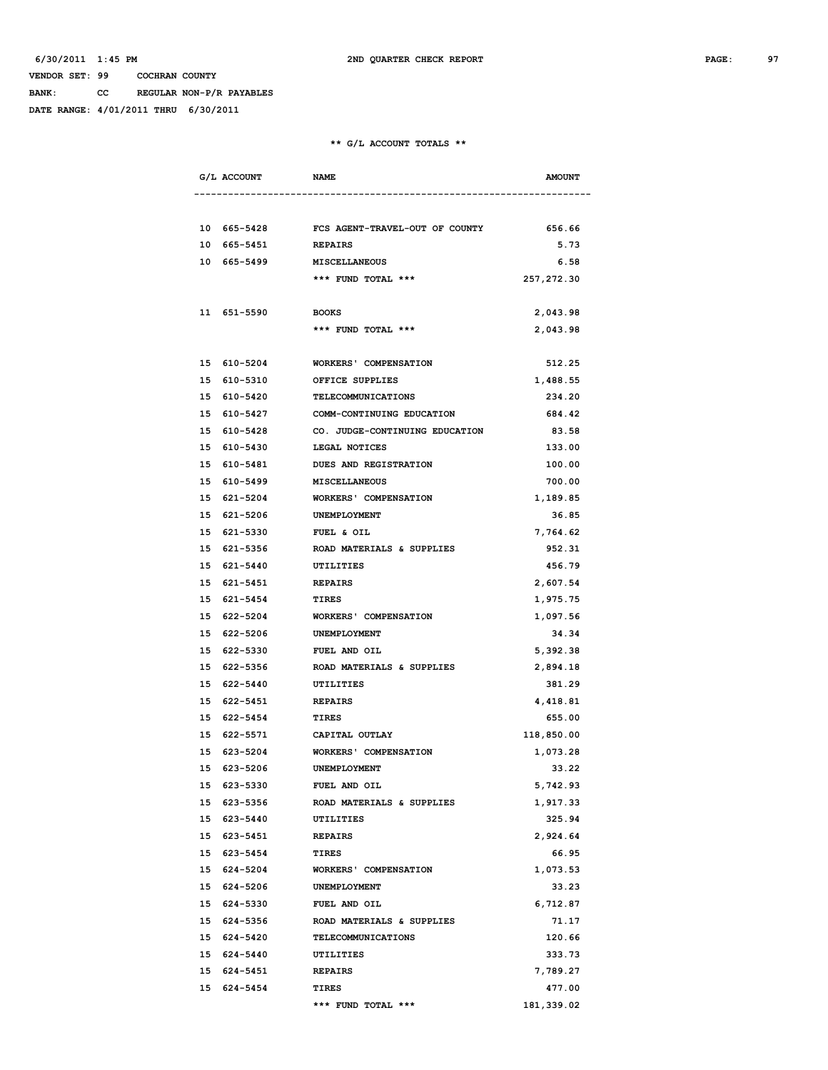VENDOR SET: 99 COCHRAN COUNTY

BANK: CC REGULAR NON-P/R PAYABLES

DATE RANGE: 4/01/2011 THRU 6/30/2011

## 2ND QUARTER CHECK REPORT

** G/L ACCOUNT TOTALS **

| G/L ACCOUNT | NAME | AMOUNT |
|---|---|---|
| 10 665-5428 | FCS AGENT-TRAVEL-OUT OF COUNTY | 656.66 |
| 10 665-5451 | REPAIRS | 5.73 |
| 10 665-5499 | MISCELLANEOUS | 6.58 |
| | *** FUND TOTAL *** | 257,272.30 |
| 11 651-5590 | BOOKS | 2,043.98 |
| | *** FUND TOTAL *** | 2,043.98 |
| 15 610-5204 | WORKERS' COMPENSATION | 512.25 |
| 15 610-5310 | OFFICE SUPPLIES | 1,488.55 |
| 15 610-5420 | TELECOMMUNICATIONS | 234.20 |
| 15 610-5427 | COMM-CONTINUING EDUCATION | 684.42 |
| 15 610-5428 | CO. JUDGE-CONTINUING EDUCATION | 83.58 |
| 15 610-5430 | LEGAL NOTICES | 133.00 |
| 15 610-5481 | DUES AND REGISTRATION | 100.00 |
| 15 610-5499 | MISCELLANEOUS | 700.00 |
| 15 621-5204 | WORKERS' COMPENSATION | 1,189.85 |
| 15 621-5206 | UNEMPLOYMENT | 36.85 |
| 15 621-5330 | FUEL & OIL | 7,764.62 |
| 15 621-5356 | ROAD MATERIALS & SUPPLIES | 952.31 |
| 15 621-5440 | UTILITIES | 456.79 |
| 15 621-5451 | REPAIRS | 2,607.54 |
| 15 621-5454 | TIRES | 1,975.75 |
| 15 622-5204 | WORKERS' COMPENSATION | 1,097.56 |
| 15 622-5206 | UNEMPLOYMENT | 34.34 |
| 15 622-5330 | FUEL AND OIL | 5,392.38 |
| 15 622-5356 | ROAD MATERIALS & SUPPLIES | 2,894.18 |
| 15 622-5440 | UTILITIES | 381.29 |
| 15 622-5451 | REPAIRS | 4,418.81 |
| 15 622-5454 | TIRES | 655.00 |
| 15 622-5571 | CAPITAL OUTLAY | 118,850.00 |
| 15 623-5204 | WORKERS' COMPENSATION | 1,073.28 |
| 15 623-5206 | UNEMPLOYMENT | 33.22 |
| 15 623-5330 | FUEL AND OIL | 5,742.93 |
| 15 623-5356 | ROAD MATERIALS & SUPPLIES | 1,917.33 |
| 15 623-5440 | UTILITIES | 325.94 |
| 15 623-5451 | REPAIRS | 2,924.64 |
| 15 623-5454 | TIRES | 66.95 |
| 15 624-5204 | WORKERS' COMPENSATION | 1,073.53 |
| 15 624-5206 | UNEMPLOYMENT | 33.23 |
| 15 624-5330 | FUEL AND OIL | 6,712.87 |
| 15 624-5356 | ROAD MATERIALS & SUPPLIES | 71.17 |
| 15 624-5420 | TELECOMMUNICATIONS | 120.66 |
| 15 624-5440 | UTILITIES | 333.73 |
| 15 624-5451 | REPAIRS | 7,789.27 |
| 15 624-5454 | TIRES | 477.00 |
| | *** FUND TOTAL *** | 181,339.02 |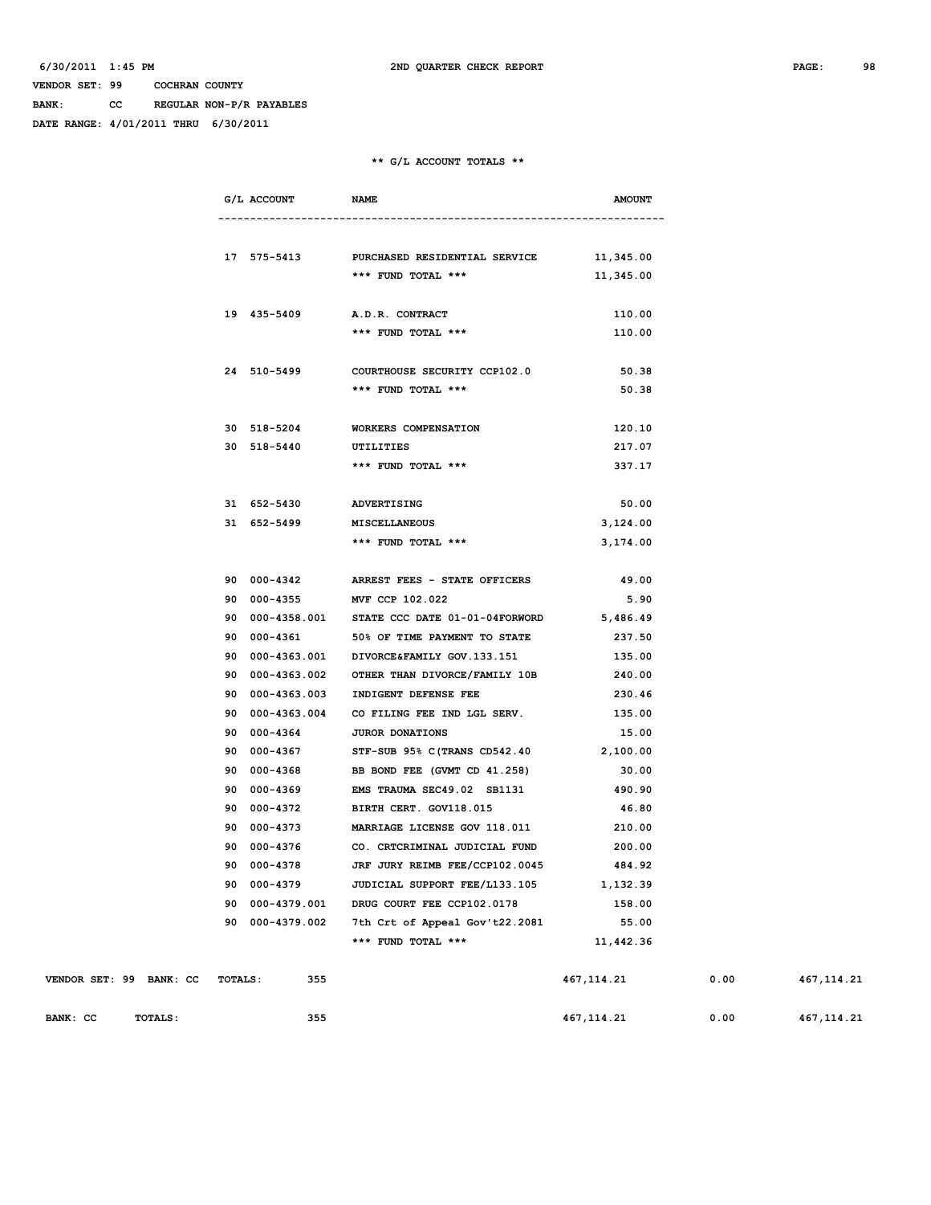6/30/2011 1:45 PM 2ND QUARTER CHECK REPORT

VENDOR SET: 99 COCHRAN COUNTY
BANK: CC REGULAR NON-P/R PAYABLES
DATE RANGE: 4/01/2011 THRU 6/30/2011

** G/L ACCOUNT TOTALS **

| G/L ACCOUNT | NAME | AMOUNT |
|---|---|---|
| 17 575-5413 | PURCHASED RESIDENTIAL SERVICE | 11,345.00 |
| | *** FUND TOTAL *** | 11,345.00 |
| 19 435-5409 | A.D.R. CONTRACT | 110.00 |
| | *** FUND TOTAL *** | 110.00 |
| 24 510-5499 | COURTHOUSE SECURITY CCP102.0 | 50.38 |
| | *** FUND TOTAL *** | 50.38 |
| 30 518-5204 | WORKERS COMPENSATION | 120.10 |
| 30 518-5440 | UTILITIES | 217.07 |
| | *** FUND TOTAL *** | 337.17 |
| 31 652-5430 | ADVERTISING | 50.00 |
| 31 652-5499 | MISCELLANEOUS | 3,124.00 |
| | *** FUND TOTAL *** | 3,174.00 |
| 90 000-4342 | ARREST FEES - STATE OFFICERS | 49.00 |
| 90 000-4355 | MVF CCP 102.022 | 5.90 |
| 90 000-4358.001 | STATE CCC DATE 01-01-04FORWORD | 5,486.49 |
| 90 000-4361 | 50% OF TIME PAYMENT TO STATE | 237.50 |
| 90 000-4363.001 | DIVORCE&FAMILY GOV.133.151 | 135.00 |
| 90 000-4363.002 | OTHER THAN DIVORCE/FAMILY 10B | 240.00 |
| 90 000-4363.003 | INDIGENT DEFENSE FEE | 230.46 |
| 90 000-4363.004 | CO FILING FEE IND LGL SERV. | 135.00 |
| 90 000-4364 | JUROR DONATIONS | 15.00 |
| 90 000-4367 | STF-SUB 95% C(TRANS CD542.40 | 2,100.00 |
| 90 000-4368 | BB BOND FEE (GVMT CD 41.258) | 30.00 |
| 90 000-4369 | EMS TRAUMA SEC49.02 SB1131 | 490.90 |
| 90 000-4372 | BIRTH CERT. GOV118.015 | 46.80 |
| 90 000-4373 | MARRIAGE LICENSE GOV 118.011 | 210.00 |
| 90 000-4376 | CO. CRTCRIMINAL JUDICIAL FUND | 200.00 |
| 90 000-4378 | JRF JURY REIMB FEE/CCP102.0045 | 484.92 |
| 90 000-4379 | JUDICIAL SUPPORT FEE/L133.105 | 1,132.39 |
| 90 000-4379.001 | DRUG COURT FEE CCP102.0178 | 158.00 |
| 90 000-4379.002 | 7th Crt of Appeal Gov't22.2081 | 55.00 |
| | *** FUND TOTAL *** | 11,442.36 |

| | | | | |
|---|---|---|---|---|
| VENDOR SET: 99 BANK: CC TOTALS: | 355 | 467,114.21 | 0.00 | 467,114.21 |
| BANK: CC TOTALS: | 355 | 467,114.21 | 0.00 | 467,114.21 |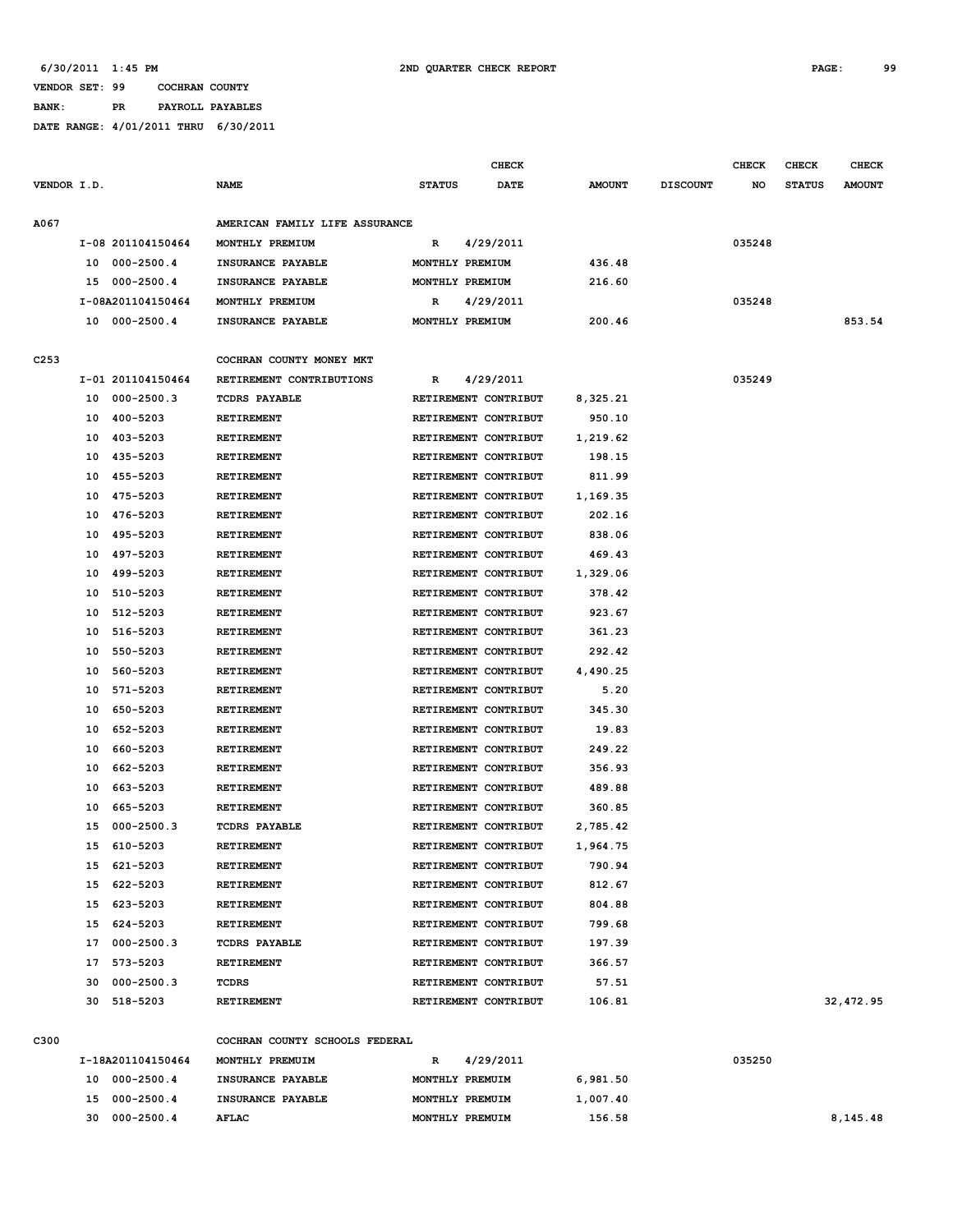6/30/2011 1:45 PM 2ND QUARTER CHECK REPORT

VENDOR SET: 99 COCHRAN COUNTY
BANK: PR PAYROLL PAYABLES
DATE RANGE: 4/01/2011 THRU 6/30/2011

| VENDOR I.D. | | NAME | STATUS | CHECK DATE | AMOUNT | DISCOUNT | CHECK NO | CHECK STATUS | CHECK AMOUNT |
|---|---|---|---|---|---|---|---|---|---|
| A067 | | AMERICAN FAMILY LIFE ASSURANCE | | | | | | | |
| | I-08 201104150464 | MONTHLY PREMIUM | R | 4/29/2011 | | | 035248 | | |
| | 10 000-2500.4 | INSURANCE PAYABLE | MONTHLY PREMIUM | | 436.48 | | | | |
| | 15 000-2500.4 | INSURANCE PAYABLE | MONTHLY PREMIUM | | 216.60 | | | | |
| | I-08A201104150464 | MONTHLY PREMIUM | R | 4/29/2011 | | | 035248 | | |
| | 10 000-2500.4 | INSURANCE PAYABLE | MONTHLY PREMIUM | | 200.46 | | | | 853.54 |
| C253 | | COCHRAN COUNTY MONEY MKT | | | | | | | |
| | I-01 201104150464 | RETIREMENT CONTRIBUTIONS | R | 4/29/2011 | | | 035249 | | |
| | 10 000-2500.3 | TCDRS PAYABLE | RETIREMENT CONTRIBUT | | 8,325.21 | | | | |
| | 10 400-5203 | RETIREMENT | RETIREMENT CONTRIBUT | | 950.10 | | | | |
| | 10 403-5203 | RETIREMENT | RETIREMENT CONTRIBUT | | 1,219.62 | | | | |
| | 10 435-5203 | RETIREMENT | RETIREMENT CONTRIBUT | | 198.15 | | | | |
| | 10 455-5203 | RETIREMENT | RETIREMENT CONTRIBUT | | 811.99 | | | | |
| | 10 475-5203 | RETIREMENT | RETIREMENT CONTRIBUT | | 1,169.35 | | | | |
| | 10 476-5203 | RETIREMENT | RETIREMENT CONTRIBUT | | 202.16 | | | | |
| | 10 495-5203 | RETIREMENT | RETIREMENT CONTRIBUT | | 838.06 | | | | |
| | 10 497-5203 | RETIREMENT | RETIREMENT CONTRIBUT | | 469.43 | | | | |
| | 10 499-5203 | RETIREMENT | RETIREMENT CONTRIBUT | | 1,329.06 | | | | |
| | 10 510-5203 | RETIREMENT | RETIREMENT CONTRIBUT | | 378.42 | | | | |
| | 10 512-5203 | RETIREMENT | RETIREMENT CONTRIBUT | | 923.67 | | | | |
| | 10 516-5203 | RETIREMENT | RETIREMENT CONTRIBUT | | 361.23 | | | | |
| | 10 550-5203 | RETIREMENT | RETIREMENT CONTRIBUT | | 292.42 | | | | |
| | 10 560-5203 | RETIREMENT | RETIREMENT CONTRIBUT | | 4,490.25 | | | | |
| | 10 571-5203 | RETIREMENT | RETIREMENT CONTRIBUT | | 5.20 | | | | |
| | 10 650-5203 | RETIREMENT | RETIREMENT CONTRIBUT | | 345.30 | | | | |
| | 10 652-5203 | RETIREMENT | RETIREMENT CONTRIBUT | | 19.83 | | | | |
| | 10 660-5203 | RETIREMENT | RETIREMENT CONTRIBUT | | 249.22 | | | | |
| | 10 662-5203 | RETIREMENT | RETIREMENT CONTRIBUT | | 356.93 | | | | |
| | 10 663-5203 | RETIREMENT | RETIREMENT CONTRIBUT | | 489.88 | | | | |
| | 10 665-5203 | RETIREMENT | RETIREMENT CONTRIBUT | | 360.85 | | | | |
| | 15 000-2500.3 | TCDRS PAYABLE | RETIREMENT CONTRIBUT | | 2,785.42 | | | | |
| | 15 610-5203 | RETIREMENT | RETIREMENT CONTRIBUT | | 1,964.75 | | | | |
| | 15 621-5203 | RETIREMENT | RETIREMENT CONTRIBUT | | 790.94 | | | | |
| | 15 622-5203 | RETIREMENT | RETIREMENT CONTRIBUT | | 812.67 | | | | |
| | 15 623-5203 | RETIREMENT | RETIREMENT CONTRIBUT | | 804.88 | | | | |
| | 15 624-5203 | RETIREMENT | RETIREMENT CONTRIBUT | | 799.68 | | | | |
| | 17 000-2500.3 | TCDRS PAYABLE | RETIREMENT CONTRIBUT | | 197.39 | | | | |
| | 17 573-5203 | RETIREMENT | RETIREMENT CONTRIBUT | | 366.57 | | | | |
| | 30 000-2500.3 | TCDRS | RETIREMENT CONTRIBUT | | 57.51 | | | | |
| | 30 518-5203 | RETIREMENT | RETIREMENT CONTRIBUT | | 106.81 | | | | 32,472.95 |
| C300 | | COCHRAN COUNTY SCHOOLS FEDERAL | | | | | | | |
| | I-18A201104150464 | MONTHLY PREMUIM | R | 4/29/2011 | | | 035250 | | |
| | 10 000-2500.4 | INSURANCE PAYABLE | MONTHLY PREMUIM | | 6,981.50 | | | | |
| | 15 000-2500.4 | INSURANCE PAYABLE | MONTHLY PREMUIM | | 1,007.40 | | | | |
| | 30 000-2500.4 | AFLAC | MONTHLY PREMUIM | | 156.58 | | | | 8,145.48 |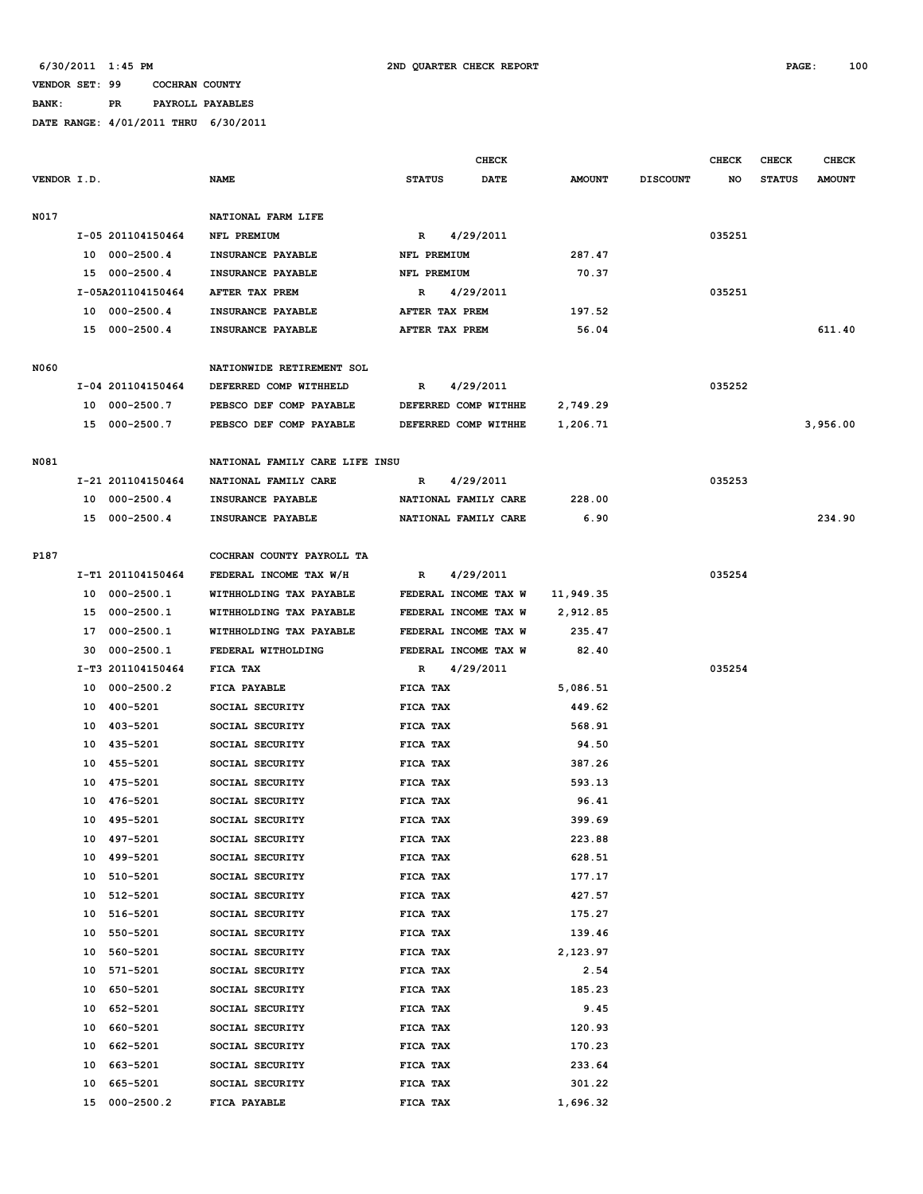6/30/2011 1:45 PM 2ND QUARTER CHECK REPORT

VENDOR SET: 99 COCHRAN COUNTY

BANK: PR PAYROLL PAYABLES

DATE RANGE: 4/01/2011 THRU 6/30/2011

| VENDOR I.D. | | NAME | STATUS | CHECK DATE | AMOUNT | DISCOUNT | CHECK NO | CHECK STATUS | CHECK AMOUNT |
|---|---|---|---|---|---|---|---|---|---|
| N017 | | NATIONAL FARM LIFE | | | | | | | |
| | I-05 201104150464 | NFL PREMIUM | R | 4/29/2011 | | | 035251 | | |
| | 10 000-2500.4 | INSURANCE PAYABLE | NFL PREMIUM | | 287.47 | | | | |
| | 15 000-2500.4 | INSURANCE PAYABLE | NFL PREMIUM | | 70.37 | | | | |
| | I-05A201104150464 | AFTER TAX PREM | R | 4/29/2011 | | | 035251 | | |
| | 10 000-2500.4 | INSURANCE PAYABLE | AFTER TAX PREM | | 197.52 | | | | |
| | 15 000-2500.4 | INSURANCE PAYABLE | AFTER TAX PREM | | 56.04 | | | | 611.40 |
| N060 | | NATIONWIDE RETIREMENT SOL | | | | | | | |
| | I-04 201104150464 | DEFERRED COMP WITHHELD | R | 4/29/2011 | | | 035252 | | |
| | 10 000-2500.7 | PEBSCO DEF COMP PAYABLE | DEFERRED COMP WITHHE | | 2,749.29 | | | | |
| | 15 000-2500.7 | PEBSCO DEF COMP PAYABLE | DEFERRED COMP WITHHE | | 1,206.71 | | | | 3,956.00 |
| N081 | | NATIONAL FAMILY CARE LIFE INSU | | | | | | | |
| | I-21 201104150464 | NATIONAL FAMILY CARE | R | 4/29/2011 | | | 035253 | | |
| | 10 000-2500.4 | INSURANCE PAYABLE | NATIONAL FAMILY CARE | | 228.00 | | | | |
| | 15 000-2500.4 | INSURANCE PAYABLE | NATIONAL FAMILY CARE | | 6.90 | | | | 234.90 |
| P187 | | COCHRAN COUNTY PAYROLL TA | | | | | | | |
| | I-T1 201104150464 | FEDERAL INCOME TAX W/H | R | 4/29/2011 | | | 035254 | | |
| | 10 000-2500.1 | WITHHOLDING TAX PAYABLE | FEDERAL INCOME TAX W | | 11,949.35 | | | | |
| | 15 000-2500.1 | WITHHOLDING TAX PAYABLE | FEDERAL INCOME TAX W | | 2,912.85 | | | | |
| | 17 000-2500.1 | WITHHOLDING TAX PAYABLE | FEDERAL INCOME TAX W | | 235.47 | | | | |
| | 30 000-2500.1 | FEDERAL WITHOLDING | FEDERAL INCOME TAX W | | 82.40 | | | | |
| | I-T3 201104150464 | FICA TAX | R | 4/29/2011 | | | 035254 | | |
| | 10 000-2500.2 | FICA PAYABLE | FICA TAX | | 5,086.51 | | | | |
| | 10 400-5201 | SOCIAL SECURITY | FICA TAX | | 449.62 | | | | |
| | 10 403-5201 | SOCIAL SECURITY | FICA TAX | | 568.91 | | | | |
| | 10 435-5201 | SOCIAL SECURITY | FICA TAX | | 94.50 | | | | |
| | 10 455-5201 | SOCIAL SECURITY | FICA TAX | | 387.26 | | | | |
| | 10 475-5201 | SOCIAL SECURITY | FICA TAX | | 593.13 | | | | |
| | 10 476-5201 | SOCIAL SECURITY | FICA TAX | | 96.41 | | | | |
| | 10 495-5201 | SOCIAL SECURITY | FICA TAX | | 399.69 | | | | |
| | 10 497-5201 | SOCIAL SECURITY | FICA TAX | | 223.88 | | | | |
| | 10 499-5201 | SOCIAL SECURITY | FICA TAX | | 628.51 | | | | |
| | 10 510-5201 | SOCIAL SECURITY | FICA TAX | | 177.17 | | | | |
| | 10 512-5201 | SOCIAL SECURITY | FICA TAX | | 427.57 | | | | |
| | 10 516-5201 | SOCIAL SECURITY | FICA TAX | | 175.27 | | | | |
| | 10 550-5201 | SOCIAL SECURITY | FICA TAX | | 139.46 | | | | |
| | 10 560-5201 | SOCIAL SECURITY | FICA TAX | | 2,123.97 | | | | |
| | 10 571-5201 | SOCIAL SECURITY | FICA TAX | | 2.54 | | | | |
| | 10 650-5201 | SOCIAL SECURITY | FICA TAX | | 185.23 | | | | |
| | 10 652-5201 | SOCIAL SECURITY | FICA TAX | | 9.45 | | | | |
| | 10 660-5201 | SOCIAL SECURITY | FICA TAX | | 120.93 | | | | |
| | 10 662-5201 | SOCIAL SECURITY | FICA TAX | | 170.23 | | | | |
| | 10 663-5201 | SOCIAL SECURITY | FICA TAX | | 233.64 | | | | |
| | 10 665-5201 | SOCIAL SECURITY | FICA TAX | | 301.22 | | | | |
| | 15 000-2500.2 | FICA PAYABLE | FICA TAX | | 1,696.32 | | | | |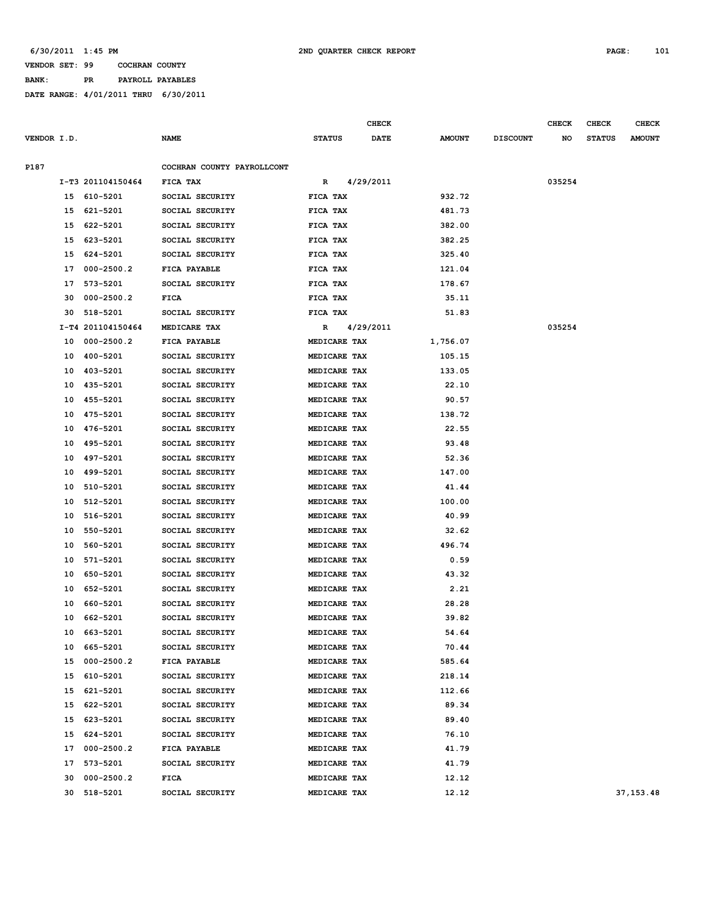6/30/2011 1:45 PM 2ND QUARTER CHECK REPORT

VENDOR SET: 99 COCHRAN COUNTY

BANK: PR PAYROLL PAYABLES

DATE RANGE: 4/01/2011 THRU 6/30/2011

| VENDOR I.D. | NAME | STATUS | CHECK DATE | AMOUNT | DISCOUNT | CHECK NO | CHECK STATUS | CHECK AMOUNT |
|---|---|---|---|---|---|---|---|---|
| P187 | COCHRAN COUNTY PAYROLLCONT | | | | | | | |
| I-T3 201104150464 | FICA TAX | R | 4/29/2011 | | | 035254 | | |
| 15 610-5201 | SOCIAL SECURITY | FICA TAX | | 932.72 | | | | |
| 15 621-5201 | SOCIAL SECURITY | FICA TAX | | 481.73 | | | | |
| 15 622-5201 | SOCIAL SECURITY | FICA TAX | | 382.00 | | | | |
| 15 623-5201 | SOCIAL SECURITY | FICA TAX | | 382.25 | | | | |
| 15 624-5201 | SOCIAL SECURITY | FICA TAX | | 325.40 | | | | |
| 17 000-2500.2 | FICA PAYABLE | FICA TAX | | 121.04 | | | | |
| 17 573-5201 | SOCIAL SECURITY | FICA TAX | | 178.67 | | | | |
| 30 000-2500.2 | FICA | FICA TAX | | 35.11 | | | | |
| 30 518-5201 | SOCIAL SECURITY | FICA TAX | | 51.83 | | | | |
| I-T4 201104150464 | MEDICARE TAX | R | 4/29/2011 | | | 035254 | | |
| 10 000-2500.2 | FICA PAYABLE | MEDICARE TAX | | 1,756.07 | | | | |
| 10 400-5201 | SOCIAL SECURITY | MEDICARE TAX | | 105.15 | | | | |
| 10 403-5201 | SOCIAL SECURITY | MEDICARE TAX | | 133.05 | | | | |
| 10 435-5201 | SOCIAL SECURITY | MEDICARE TAX | | 22.10 | | | | |
| 10 455-5201 | SOCIAL SECURITY | MEDICARE TAX | | 90.57 | | | | |
| 10 475-5201 | SOCIAL SECURITY | MEDICARE TAX | | 138.72 | | | | |
| 10 476-5201 | SOCIAL SECURITY | MEDICARE TAX | | 22.55 | | | | |
| 10 495-5201 | SOCIAL SECURITY | MEDICARE TAX | | 93.48 | | | | |
| 10 497-5201 | SOCIAL SECURITY | MEDICARE TAX | | 52.36 | | | | |
| 10 499-5201 | SOCIAL SECURITY | MEDICARE TAX | | 147.00 | | | | |
| 10 510-5201 | SOCIAL SECURITY | MEDICARE TAX | | 41.44 | | | | |
| 10 512-5201 | SOCIAL SECURITY | MEDICARE TAX | | 100.00 | | | | |
| 10 516-5201 | SOCIAL SECURITY | MEDICARE TAX | | 40.99 | | | | |
| 10 550-5201 | SOCIAL SECURITY | MEDICARE TAX | | 32.62 | | | | |
| 10 560-5201 | SOCIAL SECURITY | MEDICARE TAX | | 496.74 | | | | |
| 10 571-5201 | SOCIAL SECURITY | MEDICARE TAX | | 0.59 | | | | |
| 10 650-5201 | SOCIAL SECURITY | MEDICARE TAX | | 43.32 | | | | |
| 10 652-5201 | SOCIAL SECURITY | MEDICARE TAX | | 2.21 | | | | |
| 10 660-5201 | SOCIAL SECURITY | MEDICARE TAX | | 28.28 | | | | |
| 10 662-5201 | SOCIAL SECURITY | MEDICARE TAX | | 39.82 | | | | |
| 10 663-5201 | SOCIAL SECURITY | MEDICARE TAX | | 54.64 | | | | |
| 10 665-5201 | SOCIAL SECURITY | MEDICARE TAX | | 70.44 | | | | |
| 15 000-2500.2 | FICA PAYABLE | MEDICARE TAX | | 585.64 | | | | |
| 15 610-5201 | SOCIAL SECURITY | MEDICARE TAX | | 218.14 | | | | |
| 15 621-5201 | SOCIAL SECURITY | MEDICARE TAX | | 112.66 | | | | |
| 15 622-5201 | SOCIAL SECURITY | MEDICARE TAX | | 89.34 | | | | |
| 15 623-5201 | SOCIAL SECURITY | MEDICARE TAX | | 89.40 | | | | |
| 15 624-5201 | SOCIAL SECURITY | MEDICARE TAX | | 76.10 | | | | |
| 17 000-2500.2 | FICA PAYABLE | MEDICARE TAX | | 41.79 | | | | |
| 17 573-5201 | SOCIAL SECURITY | MEDICARE TAX | | 41.79 | | | | |
| 30 000-2500.2 | FICA | MEDICARE TAX | | 12.12 | | | | |
| 30 518-5201 | SOCIAL SECURITY | MEDICARE TAX | | 12.12 | | | | 37,153.48 |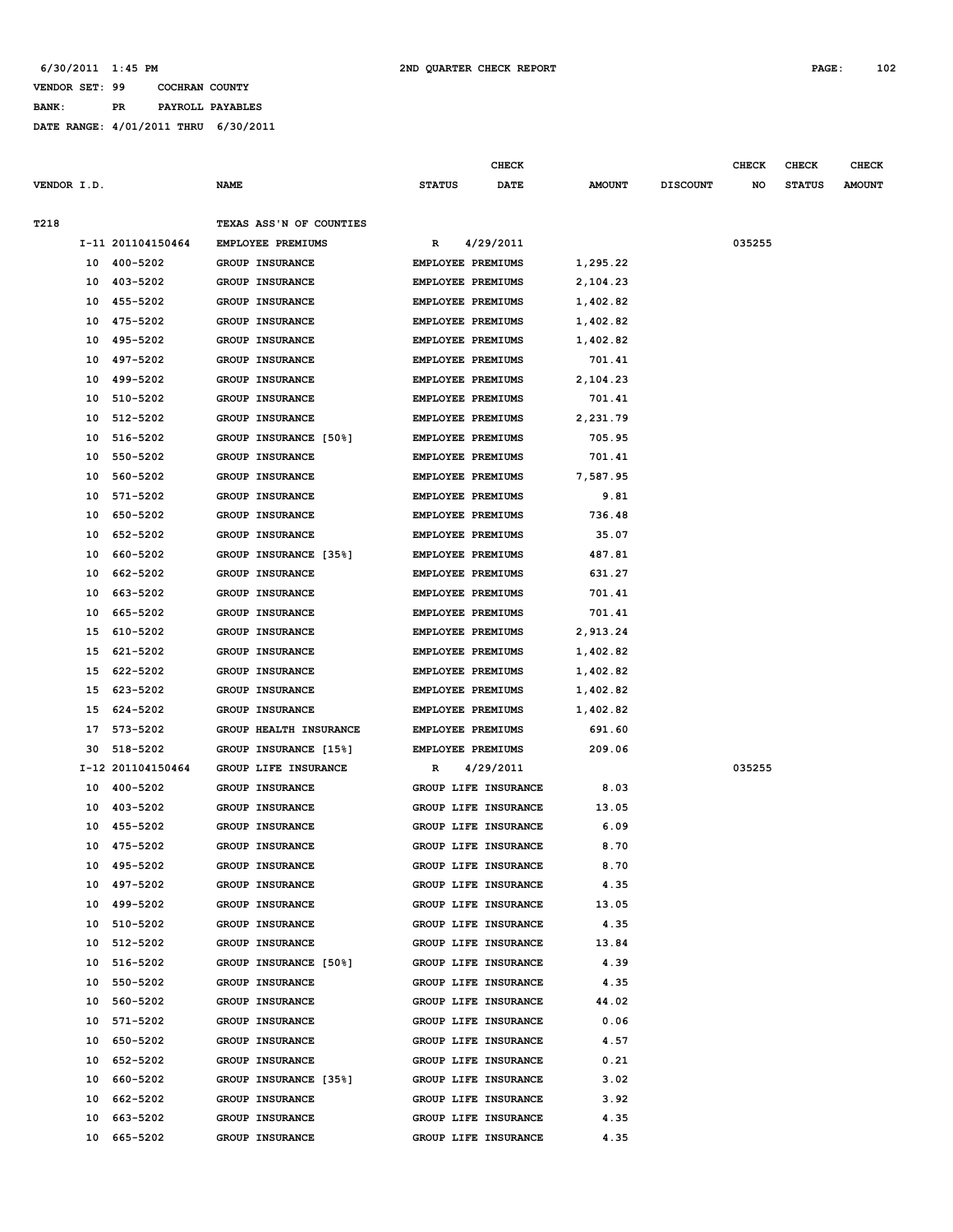6/30/2011 1:45 PM 2ND QUARTER CHECK REPORT

VENDOR SET: 99 COCHRAN COUNTY

BANK: PR PAYROLL PAYABLES

DATE RANGE: 4/01/2011 THRU 6/30/2011

| VENDOR I.D. | NAME | STATUS | CHECK DATE | AMOUNT | DISCOUNT | CHECK NO | CHECK STATUS | CHECK AMOUNT |
|---|---|---|---|---|---|---|---|---|
| T218 | TEXAS ASS'N OF COUNTIES | | | | | | | |
| I-11 201104150464 | EMPLOYEE PREMIUMS | R | 4/29/2011 | | | 035255 | | |
| 10 400-5202 | GROUP INSURANCE | EMPLOYEE PREMIUMS | | 1,295.22 | | | | |
| 10 403-5202 | GROUP INSURANCE | EMPLOYEE PREMIUMS | | 2,104.23 | | | | |
| 10 455-5202 | GROUP INSURANCE | EMPLOYEE PREMIUMS | | 1,402.82 | | | | |
| 10 475-5202 | GROUP INSURANCE | EMPLOYEE PREMIUMS | | 1,402.82 | | | | |
| 10 495-5202 | GROUP INSURANCE | EMPLOYEE PREMIUMS | | 1,402.82 | | | | |
| 10 497-5202 | GROUP INSURANCE | EMPLOYEE PREMIUMS | | 701.41 | | | | |
| 10 499-5202 | GROUP INSURANCE | EMPLOYEE PREMIUMS | | 2,104.23 | | | | |
| 10 510-5202 | GROUP INSURANCE | EMPLOYEE PREMIUMS | | 701.41 | | | | |
| 10 512-5202 | GROUP INSURANCE | EMPLOYEE PREMIUMS | | 2,231.79 | | | | |
| 10 516-5202 | GROUP INSURANCE [50%] | EMPLOYEE PREMIUMS | | 705.95 | | | | |
| 10 550-5202 | GROUP INSURANCE | EMPLOYEE PREMIUMS | | 701.41 | | | | |
| 10 560-5202 | GROUP INSURANCE | EMPLOYEE PREMIUMS | | 7,587.95 | | | | |
| 10 571-5202 | GROUP INSURANCE | EMPLOYEE PREMIUMS | | 9.81 | | | | |
| 10 650-5202 | GROUP INSURANCE | EMPLOYEE PREMIUMS | | 736.48 | | | | |
| 10 652-5202 | GROUP INSURANCE | EMPLOYEE PREMIUMS | | 35.07 | | | | |
| 10 660-5202 | GROUP INSURANCE [35%] | EMPLOYEE PREMIUMS | | 487.81 | | | | |
| 10 662-5202 | GROUP INSURANCE | EMPLOYEE PREMIUMS | | 631.27 | | | | |
| 10 663-5202 | GROUP INSURANCE | EMPLOYEE PREMIUMS | | 701.41 | | | | |
| 10 665-5202 | GROUP INSURANCE | EMPLOYEE PREMIUMS | | 701.41 | | | | |
| 15 610-5202 | GROUP INSURANCE | EMPLOYEE PREMIUMS | | 2,913.24 | | | | |
| 15 621-5202 | GROUP INSURANCE | EMPLOYEE PREMIUMS | | 1,402.82 | | | | |
| 15 622-5202 | GROUP INSURANCE | EMPLOYEE PREMIUMS | | 1,402.82 | | | | |
| 15 623-5202 | GROUP INSURANCE | EMPLOYEE PREMIUMS | | 1,402.82 | | | | |
| 15 624-5202 | GROUP INSURANCE | EMPLOYEE PREMIUMS | | 1,402.82 | | | | |
| 17 573-5202 | GROUP HEALTH INSURANCE | EMPLOYEE PREMIUMS | | 691.60 | | | | |
| 30 518-5202 | GROUP INSURANCE [15%] | EMPLOYEE PREMIUMS | | 209.06 | | | | |
| I-12 201104150464 | GROUP LIFE INSURANCE | R | 4/29/2011 | | | 035255 | | |
| 10 400-5202 | GROUP INSURANCE | GROUP LIFE INSURANCE | | 8.03 | | | | |
| 10 403-5202 | GROUP INSURANCE | GROUP LIFE INSURANCE | | 13.05 | | | | |
| 10 455-5202 | GROUP INSURANCE | GROUP LIFE INSURANCE | | 6.09 | | | | |
| 10 475-5202 | GROUP INSURANCE | GROUP LIFE INSURANCE | | 8.70 | | | | |
| 10 495-5202 | GROUP INSURANCE | GROUP LIFE INSURANCE | | 8.70 | | | | |
| 10 497-5202 | GROUP INSURANCE | GROUP LIFE INSURANCE | | 4.35 | | | | |
| 10 499-5202 | GROUP INSURANCE | GROUP LIFE INSURANCE | | 13.05 | | | | |
| 10 510-5202 | GROUP INSURANCE | GROUP LIFE INSURANCE | | 4.35 | | | | |
| 10 512-5202 | GROUP INSURANCE | GROUP LIFE INSURANCE | | 13.84 | | | | |
| 10 516-5202 | GROUP INSURANCE [50%] | GROUP LIFE INSURANCE | | 4.39 | | | | |
| 10 550-5202 | GROUP INSURANCE | GROUP LIFE INSURANCE | | 4.35 | | | | |
| 10 560-5202 | GROUP INSURANCE | GROUP LIFE INSURANCE | | 44.02 | | | | |
| 10 571-5202 | GROUP INSURANCE | GROUP LIFE INSURANCE | | 0.06 | | | | |
| 10 650-5202 | GROUP INSURANCE | GROUP LIFE INSURANCE | | 4.57 | | | | |
| 10 652-5202 | GROUP INSURANCE | GROUP LIFE INSURANCE | | 0.21 | | | | |
| 10 660-5202 | GROUP INSURANCE [35%] | GROUP LIFE INSURANCE | | 3.02 | | | | |
| 10 662-5202 | GROUP INSURANCE | GROUP LIFE INSURANCE | | 3.92 | | | | |
| 10 663-5202 | GROUP INSURANCE | GROUP LIFE INSURANCE | | 4.35 | | | | |
| 10 665-5202 | GROUP INSURANCE | GROUP LIFE INSURANCE | | 4.35 | | | | |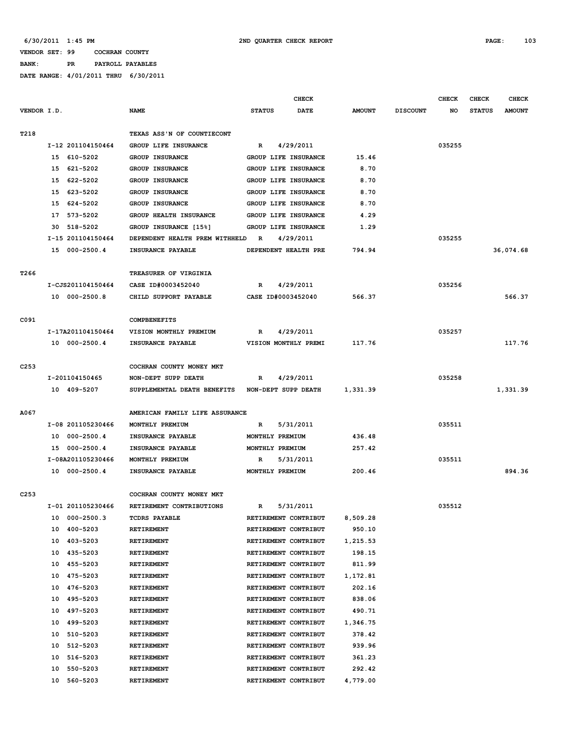6/30/2011 1:45 PM 2ND QUARTER CHECK REPORT

VENDOR SET: 99 COCHRAN COUNTY

BANK: PR PAYROLL PAYABLES

DATE RANGE: 4/01/2011 THRU 6/30/2011

| VENDOR I.D. | NAME | STATUS | CHECK DATE | AMOUNT | DISCOUNT | CHECK NO | CHECK STATUS | CHECK AMOUNT |
|---|---|---|---|---|---|---|---|---|
| T218 | TEXAS ASS'N OF COUNTIECONT | | | | | | | |
| I-12 201104150464 | GROUP LIFE INSURANCE | R | 4/29/2011 | | | 035255 | | |
| 15 610-5202 | GROUP INSURANCE | GROUP LIFE INSURANCE | | 15.46 | | | | |
| 15 621-5202 | GROUP INSURANCE | GROUP LIFE INSURANCE | | 8.70 | | | | |
| 15 622-5202 | GROUP INSURANCE | GROUP LIFE INSURANCE | | 8.70 | | | | |
| 15 623-5202 | GROUP INSURANCE | GROUP LIFE INSURANCE | | 8.70 | | | | |
| 15 624-5202 | GROUP INSURANCE | GROUP LIFE INSURANCE | | 8.70 | | | | |
| 17 573-5202 | GROUP HEALTH INSURANCE | GROUP LIFE INSURANCE | | 4.29 | | | | |
| 30 518-5202 | GROUP INSURANCE [15%] | GROUP LIFE INSURANCE | | 1.29 | | | | |
| I-15 201104150464 | DEPENDENT HEALTH PREM WITHHELD | R | 4/29/2011 | | | 035255 | | |
| 15 000-2500.4 | INSURANCE PAYABLE | DEPENDENT HEALTH PRE | | 794.94 | | | | 36,074.68 |
| T266 | TREASURER OF VIRGINIA | | | | | | | |
| I-CJS201104150464 | CASE ID#0003452040 | R | 4/29/2011 | | | 035256 | | |
| 10 000-2500.8 | CHILD SUPPORT PAYABLE | CASE ID#0003452040 | | 566.37 | | | | 566.37 |
| C091 | COMPBENEFITS | | | | | | | |
| I-17A201104150464 | VISION MONTHLY PREMIUM | R | 4/29/2011 | | | 035257 | | |
| 10 000-2500.4 | INSURANCE PAYABLE | VISION MONTHLY PREMI | | 117.76 | | | | 117.76 |
| C253 | COCHRAN COUNTY MONEY MKT | | | | | | | |
| I-201104150465 | NON-DEPT SUPP DEATH | R | 4/29/2011 | | | 035258 | | |
| 10 409-5207 | SUPPLEMENTAL DEATH BENEFITS | NON-DEPT SUPP DEATH | | 1,331.39 | | | | 1,331.39 |
| A067 | AMERICAN FAMILY LIFE ASSURANCE | | | | | | | |
| I-08 201105230466 | MONTHLY PREMIUM | R | 5/31/2011 | | | 035511 | | |
| 10 000-2500.4 | INSURANCE PAYABLE | MONTHLY PREMIUM | | 436.48 | | | | |
| 15 000-2500.4 | INSURANCE PAYABLE | MONTHLY PREMIUM | | 257.42 | | | | |
| I-08A201105230466 | MONTHLY PREMIUM | R | 5/31/2011 | | | 035511 | | |
| 10 000-2500.4 | INSURANCE PAYABLE | MONTHLY PREMIUM | | 200.46 | | | | 894.36 |
| C253 | COCHRAN COUNTY MONEY MKT | | | | | | | |
| I-01 201105230466 | RETIREMENT CONTRIBUTIONS | R | 5/31/2011 | | | 035512 | | |
| 10 000-2500.3 | TCDRS PAYABLE | RETIREMENT CONTRIBUT | | 8,509.28 | | | | |
| 10 400-5203 | RETIREMENT | RETIREMENT CONTRIBUT | | 950.10 | | | | |
| 10 403-5203 | RETIREMENT | RETIREMENT CONTRIBUT | | 1,215.53 | | | | |
| 10 435-5203 | RETIREMENT | RETIREMENT CONTRIBUT | | 198.15 | | | | |
| 10 455-5203 | RETIREMENT | RETIREMENT CONTRIBUT | | 811.99 | | | | |
| 10 475-5203 | RETIREMENT | RETIREMENT CONTRIBUT | | 1,172.81 | | | | |
| 10 476-5203 | RETIREMENT | RETIREMENT CONTRIBUT | | 202.16 | | | | |
| 10 495-5203 | RETIREMENT | RETIREMENT CONTRIBUT | | 838.06 | | | | |
| 10 497-5203 | RETIREMENT | RETIREMENT CONTRIBUT | | 490.71 | | | | |
| 10 499-5203 | RETIREMENT | RETIREMENT CONTRIBUT | | 1,346.75 | | | | |
| 10 510-5203 | RETIREMENT | RETIREMENT CONTRIBUT | | 378.42 | | | | |
| 10 512-5203 | RETIREMENT | RETIREMENT CONTRIBUT | | 939.96 | | | | |
| 10 516-5203 | RETIREMENT | RETIREMENT CONTRIBUT | | 361.23 | | | | |
| 10 550-5203 | RETIREMENT | RETIREMENT CONTRIBUT | | 292.42 | | | | |
| 10 560-5203 | RETIREMENT | RETIREMENT CONTRIBUT | | 4,779.00 | | | | |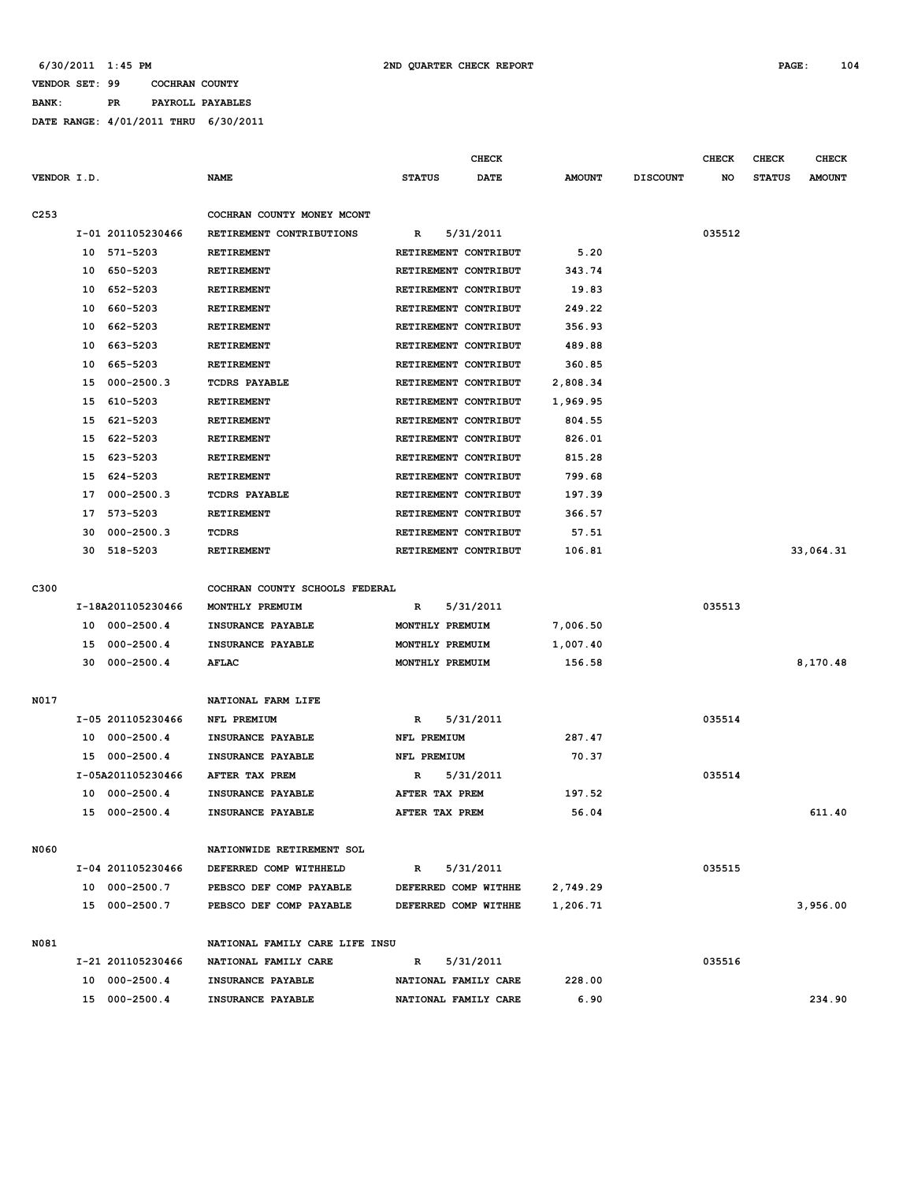6/30/2011 1:45 PM 2ND QUARTER CHECK REPORT

VENDOR SET: 99 COCHRAN COUNTY

BANK: PR PAYROLL PAYABLES

DATE RANGE: 4/01/2011 THRU 6/30/2011

| VENDOR I.D. | NAME | STATUS | CHECK DATE | AMOUNT | DISCOUNT | CHECK NO | CHECK STATUS | CHECK AMOUNT |
|---|---|---|---|---|---|---|---|---|
| C253 | COCHRAN COUNTY MONEY MCONT | | | | | | | |
| I-01 201105230466 | RETIREMENT CONTRIBUTIONS | R | 5/31/2011 | | | 035512 | | |
| 10 571-5203 | RETIREMENT | RETIREMENT CONTRIBUT | | 5.20 | | | | |
| 10 650-5203 | RETIREMENT | RETIREMENT CONTRIBUT | | 343.74 | | | | |
| 10 652-5203 | RETIREMENT | RETIREMENT CONTRIBUT | | 19.83 | | | | |
| 10 660-5203 | RETIREMENT | RETIREMENT CONTRIBUT | | 249.22 | | | | |
| 10 662-5203 | RETIREMENT | RETIREMENT CONTRIBUT | | 356.93 | | | | |
| 10 663-5203 | RETIREMENT | RETIREMENT CONTRIBUT | | 489.88 | | | | |
| 10 665-5203 | RETIREMENT | RETIREMENT CONTRIBUT | | 360.85 | | | | |
| 15 000-2500.3 | TCDRS PAYABLE | RETIREMENT CONTRIBUT | | 2,808.34 | | | | |
| 15 610-5203 | RETIREMENT | RETIREMENT CONTRIBUT | | 1,969.95 | | | | |
| 15 621-5203 | RETIREMENT | RETIREMENT CONTRIBUT | | 804.55 | | | | |
| 15 622-5203 | RETIREMENT | RETIREMENT CONTRIBUT | | 826.01 | | | | |
| 15 623-5203 | RETIREMENT | RETIREMENT CONTRIBUT | | 815.28 | | | | |
| 15 624-5203 | RETIREMENT | RETIREMENT CONTRIBUT | | 799.68 | | | | |
| 17 000-2500.3 | TCDRS PAYABLE | RETIREMENT CONTRIBUT | | 197.39 | | | | |
| 17 573-5203 | RETIREMENT | RETIREMENT CONTRIBUT | | 366.57 | | | | |
| 30 000-2500.3 | TCDRS | RETIREMENT CONTRIBUT | | 57.51 | | | | |
| 30 518-5203 | RETIREMENT | RETIREMENT CONTRIBUT | | 106.81 | | | | 33,064.31 |
| C300 | COCHRAN COUNTY SCHOOLS FEDERAL | | | | | | | |
| I-18A201105230466 | MONTHLY PREMUIM | R | 5/31/2011 | | | 035513 | | |
| 10 000-2500.4 | INSURANCE PAYABLE | MONTHLY PREMUIM | | 7,006.50 | | | | |
| 15 000-2500.4 | INSURANCE PAYABLE | MONTHLY PREMUIM | | 1,007.40 | | | | |
| 30 000-2500.4 | AFLAC | MONTHLY PREMUIM | | 156.58 | | | | 8,170.48 |
| N017 | NATIONAL FARM LIFE | | | | | | | |
| I-05 201105230466 | NFL PREMIUM | R | 5/31/2011 | | | 035514 | | |
| 10 000-2500.4 | INSURANCE PAYABLE | NFL PREMIUM | | 287.47 | | | | |
| 15 000-2500.4 | INSURANCE PAYABLE | NFL PREMIUM | | 70.37 | | | | |
| I-05A201105230466 | AFTER TAX PREM | R | 5/31/2011 | | | 035514 | | |
| 10 000-2500.4 | INSURANCE PAYABLE | AFTER TAX PREM | | 197.52 | | | | |
| 15 000-2500.4 | INSURANCE PAYABLE | AFTER TAX PREM | | 56.04 | | | | 611.40 |
| N060 | NATIONWIDE RETIREMENT SOL | | | | | | | |
| I-04 201105230466 | DEFERRED COMP WITHHELD | R | 5/31/2011 | | | 035515 | | |
| 10 000-2500.7 | PEBSCO DEF COMP PAYABLE | DEFERRED COMP WITHHE | | 2,749.29 | | | | |
| 15 000-2500.7 | PEBSCO DEF COMP PAYABLE | DEFERRED COMP WITHHE | | 1,206.71 | | | | 3,956.00 |
| N081 | NATIONAL FAMILY CARE LIFE INSU | | | | | | | |
| I-21 201105230466 | NATIONAL FAMILY CARE | R | 5/31/2011 | | | 035516 | | |
| 10 000-2500.4 | INSURANCE PAYABLE | NATIONAL FAMILY CARE | | 228.00 | | | | |
| 15 000-2500.4 | INSURANCE PAYABLE | NATIONAL FAMILY CARE | | 6.90 | | | | 234.90 |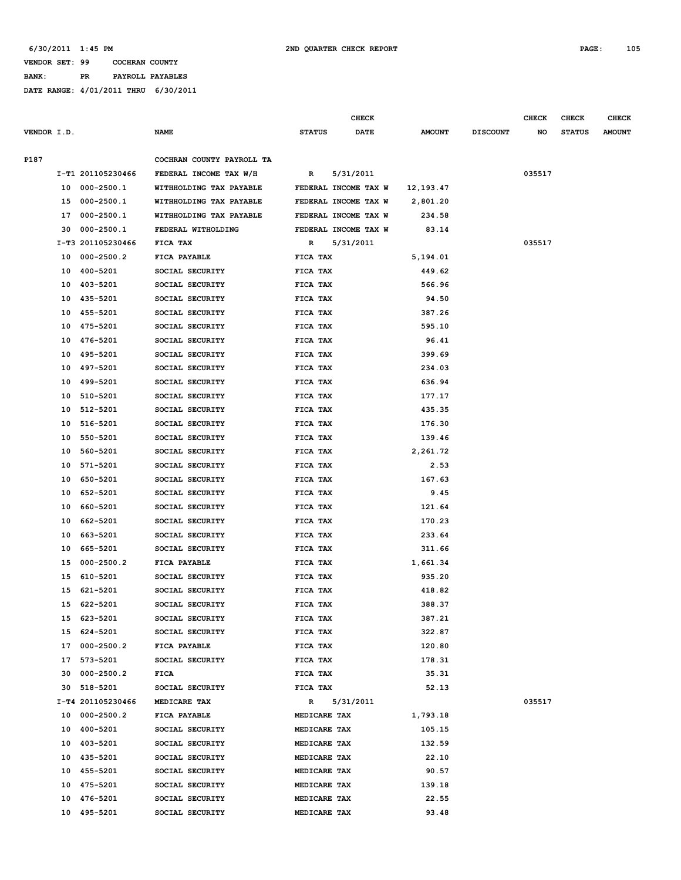6/30/2011 1:45 PM 2ND QUARTER CHECK REPORT

VENDOR SET: 99 COCHRAN COUNTY

BANK: PR PAYROLL PAYABLES

DATE RANGE: 4/01/2011 THRU 6/30/2011

| VENDOR I.D. | | NAME | STATUS | CHECK DATE | AMOUNT | DISCOUNT | CHECK NO | CHECK STATUS | CHECK AMOUNT |
|---|---|---|---|---|---|---|---|---|---|
| P187 | | COCHRAN COUNTY PAYROLL TA | | | | | | | |
| | I-T1 201105230466 | FEDERAL INCOME TAX W/H | R | 5/31/2011 | | | 035517 | | |
| | 10 000-2500.1 | WITHHOLDING TAX PAYABLE | FEDERAL INCOME TAX W | | 12,193.47 | | | | |
| | 15 000-2500.1 | WITHHOLDING TAX PAYABLE | FEDERAL INCOME TAX W | | 2,801.20 | | | | |
| | 17 000-2500.1 | WITHHOLDING TAX PAYABLE | FEDERAL INCOME TAX W | | 234.58 | | | | |
| | 30 000-2500.1 | FEDERAL WITHOLDING | FEDERAL INCOME TAX W | | 83.14 | | | | |
| | I-T3 201105230466 | FICA TAX | R | 5/31/2011 | | | 035517 | | |
| | 10 000-2500.2 | FICA PAYABLE | FICA TAX | | 5,194.01 | | | | |
| | 10 400-5201 | SOCIAL SECURITY | FICA TAX | | 449.62 | | | | |
| | 10 403-5201 | SOCIAL SECURITY | FICA TAX | | 566.96 | | | | |
| | 10 435-5201 | SOCIAL SECURITY | FICA TAX | | 94.50 | | | | |
| | 10 455-5201 | SOCIAL SECURITY | FICA TAX | | 387.26 | | | | |
| | 10 475-5201 | SOCIAL SECURITY | FICA TAX | | 595.10 | | | | |
| | 10 476-5201 | SOCIAL SECURITY | FICA TAX | | 96.41 | | | | |
| | 10 495-5201 | SOCIAL SECURITY | FICA TAX | | 399.69 | | | | |
| | 10 497-5201 | SOCIAL SECURITY | FICA TAX | | 234.03 | | | | |
| | 10 499-5201 | SOCIAL SECURITY | FICA TAX | | 636.94 | | | | |
| | 10 510-5201 | SOCIAL SECURITY | FICA TAX | | 177.17 | | | | |
| | 10 512-5201 | SOCIAL SECURITY | FICA TAX | | 435.35 | | | | |
| | 10 516-5201 | SOCIAL SECURITY | FICA TAX | | 176.30 | | | | |
| | 10 550-5201 | SOCIAL SECURITY | FICA TAX | | 139.46 | | | | |
| | 10 560-5201 | SOCIAL SECURITY | FICA TAX | | 2,261.72 | | | | |
| | 10 571-5201 | SOCIAL SECURITY | FICA TAX | | 2.53 | | | | |
| | 10 650-5201 | SOCIAL SECURITY | FICA TAX | | 167.63 | | | | |
| | 10 652-5201 | SOCIAL SECURITY | FICA TAX | | 9.45 | | | | |
| | 10 660-5201 | SOCIAL SECURITY | FICA TAX | | 121.64 | | | | |
| | 10 662-5201 | SOCIAL SECURITY | FICA TAX | | 170.23 | | | | |
| | 10 663-5201 | SOCIAL SECURITY | FICA TAX | | 233.64 | | | | |
| | 10 665-5201 | SOCIAL SECURITY | FICA TAX | | 311.66 | | | | |
| | 15 000-2500.2 | FICA PAYABLE | FICA TAX | | 1,661.34 | | | | |
| | 15 610-5201 | SOCIAL SECURITY | FICA TAX | | 935.20 | | | | |
| | 15 621-5201 | SOCIAL SECURITY | FICA TAX | | 418.82 | | | | |
| | 15 622-5201 | SOCIAL SECURITY | FICA TAX | | 388.37 | | | | |
| | 15 623-5201 | SOCIAL SECURITY | FICA TAX | | 387.21 | | | | |
| | 15 624-5201 | SOCIAL SECURITY | FICA TAX | | 322.87 | | | | |
| | 17 000-2500.2 | FICA PAYABLE | FICA TAX | | 120.80 | | | | |
| | 17 573-5201 | SOCIAL SECURITY | FICA TAX | | 178.31 | | | | |
| | 30 000-2500.2 | FICA | FICA TAX | | 35.31 | | | | |
| | 30 518-5201 | SOCIAL SECURITY | FICA TAX | | 52.13 | | | | |
| | I-T4 201105230466 | MEDICARE TAX | R | 5/31/2011 | | | 035517 | | |
| | 10 000-2500.2 | FICA PAYABLE | MEDICARE TAX | | 1,793.18 | | | | |
| | 10 400-5201 | SOCIAL SECURITY | MEDICARE TAX | | 105.15 | | | | |
| | 10 403-5201 | SOCIAL SECURITY | MEDICARE TAX | | 132.59 | | | | |
| | 10 435-5201 | SOCIAL SECURITY | MEDICARE TAX | | 22.10 | | | | |
| | 10 455-5201 | SOCIAL SECURITY | MEDICARE TAX | | 90.57 | | | | |
| | 10 475-5201 | SOCIAL SECURITY | MEDICARE TAX | | 139.18 | | | | |
| | 10 476-5201 | SOCIAL SECURITY | MEDICARE TAX | | 22.55 | | | | |
| | 10 495-5201 | SOCIAL SECURITY | MEDICARE TAX | | 93.48 | | | | |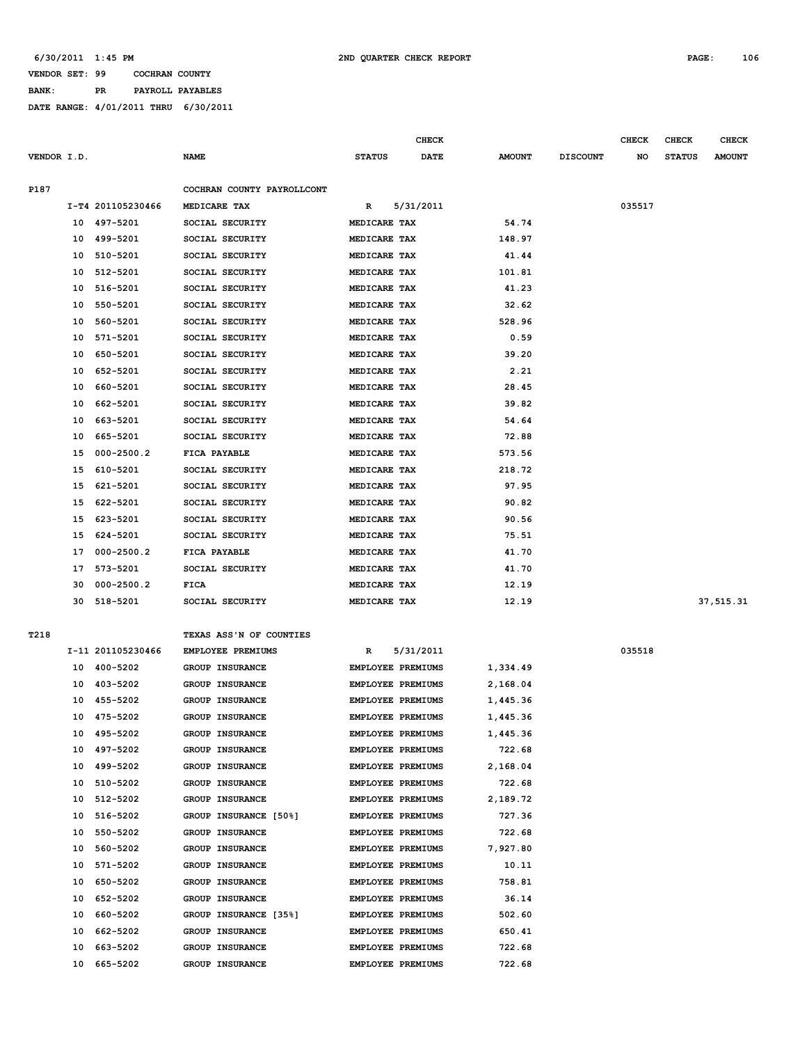6/30/2011 1:45 PM 2ND QUARTER CHECK REPORT

VENDOR SET: 99 COCHRAN COUNTY

BANK: PR PAYROLL PAYABLES

DATE RANGE: 4/01/2011 THRU 6/30/2011

| VENDOR I.D. | | NAME | STATUS | CHECK DATE | AMOUNT | DISCOUNT | CHECK NO | CHECK STATUS | CHECK AMOUNT |
|---|---|---|---|---|---|---|---|---|---|
| P187 | | COCHRAN COUNTY PAYROLLCONT | | | | | | | |
| | I-T4 201105230466 | MEDICARE TAX | R | 5/31/2011 | | | 035517 | | |
| | 10 497-5201 | SOCIAL SECURITY | MEDICARE TAX | | 54.74 | | | | |
| | 10 499-5201 | SOCIAL SECURITY | MEDICARE TAX | | 148.97 | | | | |
| | 10 510-5201 | SOCIAL SECURITY | MEDICARE TAX | | 41.44 | | | | |
| | 10 512-5201 | SOCIAL SECURITY | MEDICARE TAX | | 101.81 | | | | |
| | 10 516-5201 | SOCIAL SECURITY | MEDICARE TAX | | 41.23 | | | | |
| | 10 550-5201 | SOCIAL SECURITY | MEDICARE TAX | | 32.62 | | | | |
| | 10 560-5201 | SOCIAL SECURITY | MEDICARE TAX | | 528.96 | | | | |
| | 10 571-5201 | SOCIAL SECURITY | MEDICARE TAX | | 0.59 | | | | |
| | 10 650-5201 | SOCIAL SECURITY | MEDICARE TAX | | 39.20 | | | | |
| | 10 652-5201 | SOCIAL SECURITY | MEDICARE TAX | | 2.21 | | | | |
| | 10 660-5201 | SOCIAL SECURITY | MEDICARE TAX | | 28.45 | | | | |
| | 10 662-5201 | SOCIAL SECURITY | MEDICARE TAX | | 39.82 | | | | |
| | 10 663-5201 | SOCIAL SECURITY | MEDICARE TAX | | 54.64 | | | | |
| | 10 665-5201 | SOCIAL SECURITY | MEDICARE TAX | | 72.88 | | | | |
| | 15 000-2500.2 | FICA PAYABLE | MEDICARE TAX | | 573.56 | | | | |
| | 15 610-5201 | SOCIAL SECURITY | MEDICARE TAX | | 218.72 | | | | |
| | 15 621-5201 | SOCIAL SECURITY | MEDICARE TAX | | 97.95 | | | | |
| | 15 622-5201 | SOCIAL SECURITY | MEDICARE TAX | | 90.82 | | | | |
| | 15 623-5201 | SOCIAL SECURITY | MEDICARE TAX | | 90.56 | | | | |
| | 15 624-5201 | SOCIAL SECURITY | MEDICARE TAX | | 75.51 | | | | |
| | 17 000-2500.2 | FICA PAYABLE | MEDICARE TAX | | 41.70 | | | | |
| | 17 573-5201 | SOCIAL SECURITY | MEDICARE TAX | | 41.70 | | | | |
| | 30 000-2500.2 | FICA | MEDICARE TAX | | 12.19 | | | | |
| | 30 518-5201 | SOCIAL SECURITY | MEDICARE TAX | | 12.19 | | | | 37,515.31 |
| T218 | | TEXAS ASS'N OF COUNTIES | | | | | | | |
| | I-11 201105230466 | EMPLOYEE PREMIUMS | R | 5/31/2011 | | | 035518 | | |
| | 10 400-5202 | GROUP INSURANCE | EMPLOYEE PREMIUMS | | 1,334.49 | | | | |
| | 10 403-5202 | GROUP INSURANCE | EMPLOYEE PREMIUMS | | 2,168.04 | | | | |
| | 10 455-5202 | GROUP INSURANCE | EMPLOYEE PREMIUMS | | 1,445.36 | | | | |
| | 10 475-5202 | GROUP INSURANCE | EMPLOYEE PREMIUMS | | 1,445.36 | | | | |
| | 10 495-5202 | GROUP INSURANCE | EMPLOYEE PREMIUMS | | 1,445.36 | | | | |
| | 10 497-5202 | GROUP INSURANCE | EMPLOYEE PREMIUMS | | 722.68 | | | | |
| | 10 499-5202 | GROUP INSURANCE | EMPLOYEE PREMIUMS | | 2,168.04 | | | | |
| | 10 510-5202 | GROUP INSURANCE | EMPLOYEE PREMIUMS | | 722.68 | | | | |
| | 10 512-5202 | GROUP INSURANCE | EMPLOYEE PREMIUMS | | 2,189.72 | | | | |
| | 10 516-5202 | GROUP INSURANCE [50%] | EMPLOYEE PREMIUMS | | 727.36 | | | | |
| | 10 550-5202 | GROUP INSURANCE | EMPLOYEE PREMIUMS | | 722.68 | | | | |
| | 10 560-5202 | GROUP INSURANCE | EMPLOYEE PREMIUMS | | 7,927.80 | | | | |
| | 10 571-5202 | GROUP INSURANCE | EMPLOYEE PREMIUMS | | 10.11 | | | | |
| | 10 650-5202 | GROUP INSURANCE | EMPLOYEE PREMIUMS | | 758.81 | | | | |
| | 10 652-5202 | GROUP INSURANCE | EMPLOYEE PREMIUMS | | 36.14 | | | | |
| | 10 660-5202 | GROUP INSURANCE [35%] | EMPLOYEE PREMIUMS | | 502.60 | | | | |
| | 10 662-5202 | GROUP INSURANCE | EMPLOYEE PREMIUMS | | 650.41 | | | | |
| | 10 663-5202 | GROUP INSURANCE | EMPLOYEE PREMIUMS | | 722.68 | | | | |
| | 10 665-5202 | GROUP INSURANCE | EMPLOYEE PREMIUMS | | 722.68 | | | | |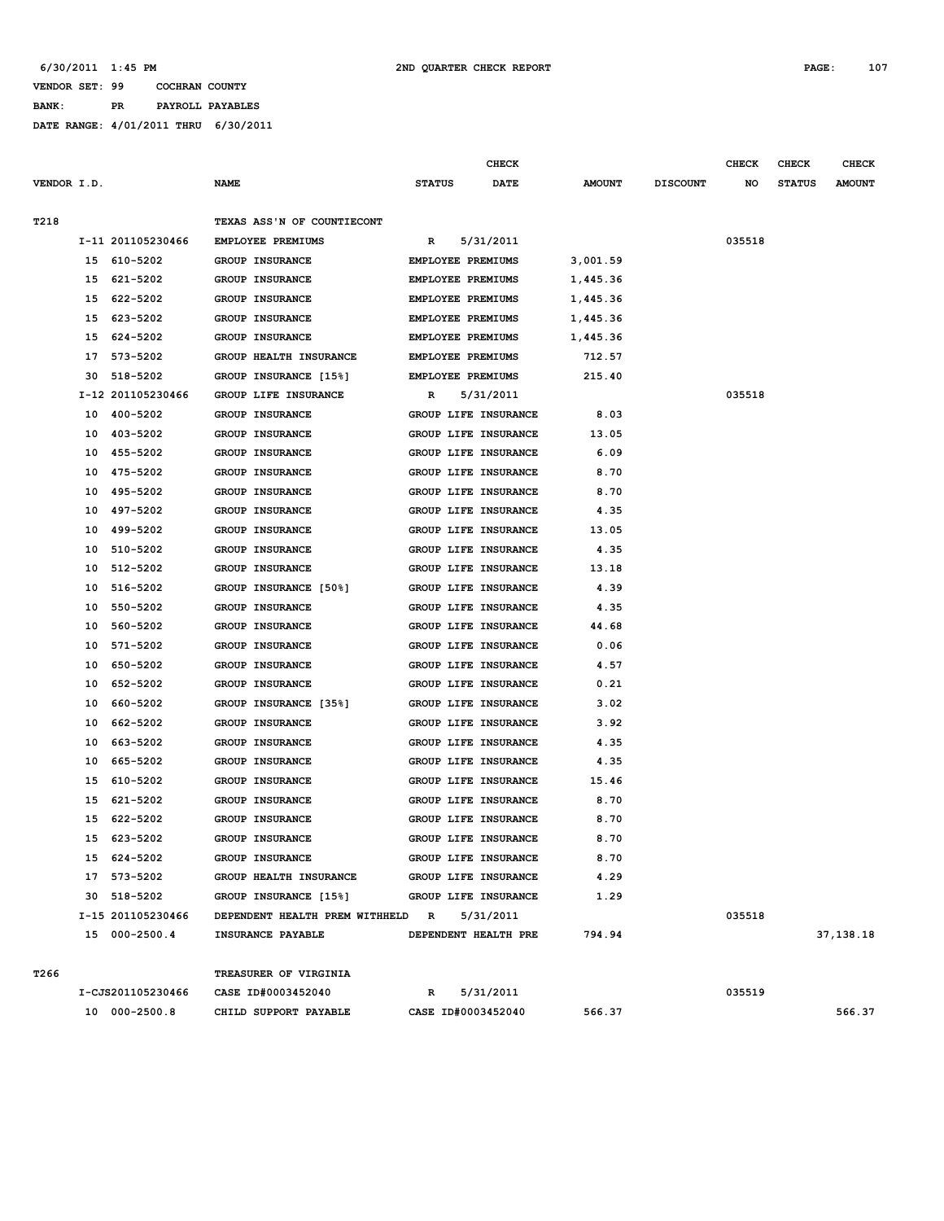6/30/2011 1:45 PM 2ND QUARTER CHECK REPORT

VENDOR SET: 99 COCHRAN COUNTY

BANK: PR PAYROLL PAYABLES

DATE RANGE: 4/01/2011 THRU 6/30/2011

| VENDOR I.D. | NAME | STATUS | CHECK DATE | AMOUNT | DISCOUNT | CHECK NO | CHECK STATUS | CHECK AMOUNT |
|---|---|---|---|---|---|---|---|---|
| T218 | TEXAS ASS'N OF COUNTIECONT | | | | | | | |
| I-11 201105230466 | EMPLOYEE PREMIUMS | R | 5/31/2011 | | | 035518 | | |
| 15 610-5202 | GROUP INSURANCE | EMPLOYEE PREMIUMS | | 3,001.59 | | | | |
| 15 621-5202 | GROUP INSURANCE | EMPLOYEE PREMIUMS | | 1,445.36 | | | | |
| 15 622-5202 | GROUP INSURANCE | EMPLOYEE PREMIUMS | | 1,445.36 | | | | |
| 15 623-5202 | GROUP INSURANCE | EMPLOYEE PREMIUMS | | 1,445.36 | | | | |
| 15 624-5202 | GROUP INSURANCE | EMPLOYEE PREMIUMS | | 1,445.36 | | | | |
| 17 573-5202 | GROUP HEALTH INSURANCE | EMPLOYEE PREMIUMS | | 712.57 | | | | |
| 30 518-5202 | GROUP INSURANCE [15%] | EMPLOYEE PREMIUMS | | 215.40 | | | | |
| I-12 201105230466 | GROUP LIFE INSURANCE | R | 5/31/2011 | | | 035518 | | |
| 10 400-5202 | GROUP INSURANCE | GROUP LIFE INSURANCE | | 8.03 | | | | |
| 10 403-5202 | GROUP INSURANCE | GROUP LIFE INSURANCE | | 13.05 | | | | |
| 10 455-5202 | GROUP INSURANCE | GROUP LIFE INSURANCE | | 6.09 | | | | |
| 10 475-5202 | GROUP INSURANCE | GROUP LIFE INSURANCE | | 8.70 | | | | |
| 10 495-5202 | GROUP INSURANCE | GROUP LIFE INSURANCE | | 8.70 | | | | |
| 10 497-5202 | GROUP INSURANCE | GROUP LIFE INSURANCE | | 4.35 | | | | |
| 10 499-5202 | GROUP INSURANCE | GROUP LIFE INSURANCE | | 13.05 | | | | |
| 10 510-5202 | GROUP INSURANCE | GROUP LIFE INSURANCE | | 4.35 | | | | |
| 10 512-5202 | GROUP INSURANCE | GROUP LIFE INSURANCE | | 13.18 | | | | |
| 10 516-5202 | GROUP INSURANCE [50%] | GROUP LIFE INSURANCE | | 4.39 | | | | |
| 10 550-5202 | GROUP INSURANCE | GROUP LIFE INSURANCE | | 4.35 | | | | |
| 10 560-5202 | GROUP INSURANCE | GROUP LIFE INSURANCE | | 44.68 | | | | |
| 10 571-5202 | GROUP INSURANCE | GROUP LIFE INSURANCE | | 0.06 | | | | |
| 10 650-5202 | GROUP INSURANCE | GROUP LIFE INSURANCE | | 4.57 | | | | |
| 10 652-5202 | GROUP INSURANCE | GROUP LIFE INSURANCE | | 0.21 | | | | |
| 10 660-5202 | GROUP INSURANCE [35%] | GROUP LIFE INSURANCE | | 3.02 | | | | |
| 10 662-5202 | GROUP INSURANCE | GROUP LIFE INSURANCE | | 3.92 | | | | |
| 10 663-5202 | GROUP INSURANCE | GROUP LIFE INSURANCE | | 4.35 | | | | |
| 10 665-5202 | GROUP INSURANCE | GROUP LIFE INSURANCE | | 4.35 | | | | |
| 15 610-5202 | GROUP INSURANCE | GROUP LIFE INSURANCE | | 15.46 | | | | |
| 15 621-5202 | GROUP INSURANCE | GROUP LIFE INSURANCE | | 8.70 | | | | |
| 15 622-5202 | GROUP INSURANCE | GROUP LIFE INSURANCE | | 8.70 | | | | |
| 15 623-5202 | GROUP INSURANCE | GROUP LIFE INSURANCE | | 8.70 | | | | |
| 15 624-5202 | GROUP INSURANCE | GROUP LIFE INSURANCE | | 8.70 | | | | |
| 17 573-5202 | GROUP HEALTH INSURANCE | GROUP LIFE INSURANCE | | 4.29 | | | | |
| 30 518-5202 | GROUP INSURANCE [15%] | GROUP LIFE INSURANCE | | 1.29 | | | | |
| I-15 201105230466 | DEPENDENT HEALTH PREM WITHHELD | R | 5/31/2011 | | | 035518 | | |
| 15 000-2500.4 | INSURANCE PAYABLE | DEPENDENT HEALTH PRE | | 794.94 | | | | 37,138.18 |
| T266 | TREASURER OF VIRGINIA | | | | | | | |
| I-CJS201105230466 | CASE ID#0003452040 | R | 5/31/2011 | | | 035519 | | |
| 10 000-2500.8 | CHILD SUPPORT PAYABLE | CASE ID#0003452040 | | 566.37 | | | | 566.37 |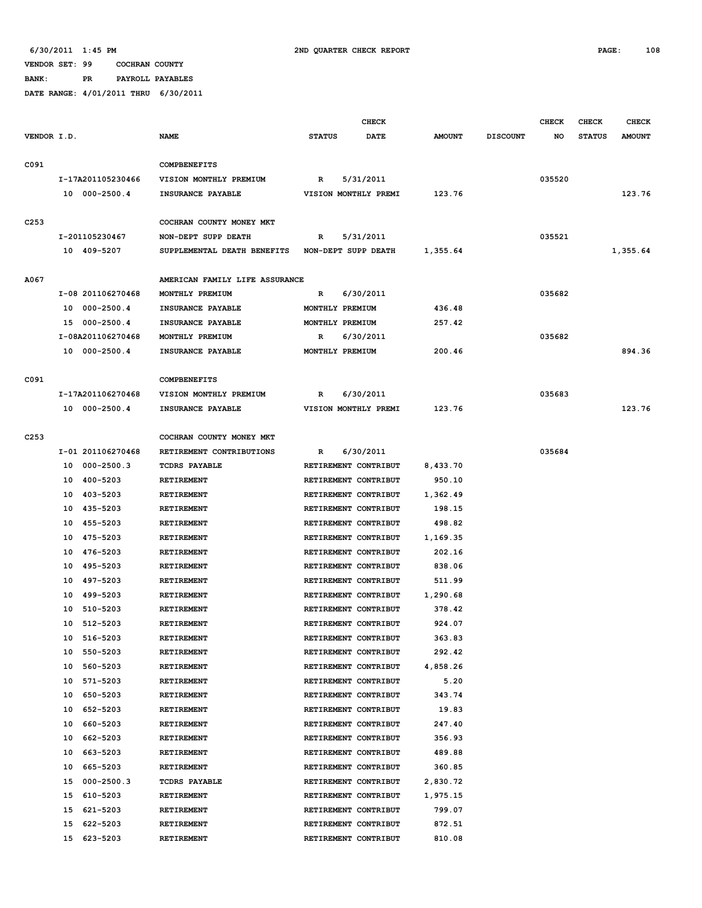6/30/2011 1:45 PM 2ND QUARTER CHECK REPORT

VENDOR SET: 99 COCHRAN COUNTY

BANK: PR PAYROLL PAYABLES

DATE RANGE: 4/01/2011 THRU 6/30/2011

| VENDOR I.D. | NAME | STATUS | CHECK DATE | AMOUNT | DISCOUNT | CHECK NO | CHECK STATUS | CHECK AMOUNT |
|---|---|---|---|---|---|---|---|---|
| C091 | COMPBENEFITS | | | | | | | |
| I-17A201105230466 | VISION MONTHLY PREMIUM | R | 5/31/2011 | | | 035520 | | |
| 10 000-2500.4 | INSURANCE PAYABLE | VISION MONTHLY PREMI | | 123.76 | | | | 123.76 |
| C253 | COCHRAN COUNTY MONEY MKT | | | | | | | |
| I-201105230467 | NON-DEPT SUPP DEATH | R | 5/31/2011 | | | 035521 | | |
| 10 409-5207 | SUPPLEMENTAL DEATH BENEFITS | NON-DEPT SUPP DEATH | | 1,355.64 | | | | 1,355.64 |
| A067 | AMERICAN FAMILY LIFE ASSURANCE | | | | | | | |
| I-08 201106270468 | MONTHLY PREMIUM | R | 6/30/2011 | | | 035682 | | |
| 10 000-2500.4 | INSURANCE PAYABLE | MONTHLY PREMIUM | | 436.48 | | | | |
| 15 000-2500.4 | INSURANCE PAYABLE | MONTHLY PREMIUM | | 257.42 | | | | |
| I-08A201106270468 | MONTHLY PREMIUM | R | 6/30/2011 | | | 035682 | | |
| 10 000-2500.4 | INSURANCE PAYABLE | MONTHLY PREMIUM | | 200.46 | | | | 894.36 |
| C091 | COMPBENEFITS | | | | | | | |
| I-17A201106270468 | VISION MONTHLY PREMIUM | R | 6/30/2011 | | | 035683 | | |
| 10 000-2500.4 | INSURANCE PAYABLE | VISION MONTHLY PREMI | | 123.76 | | | | 123.76 |
| C253 | COCHRAN COUNTY MONEY MKT | | | | | | | |
| I-01 201106270468 | RETIREMENT CONTRIBUTIONS | R | 6/30/2011 | | | 035684 | | |
| 10 000-2500.3 | TCDRS PAYABLE | RETIREMENT CONTRIBUT | | 8,433.70 | | | | |
| 10 400-5203 | RETIREMENT | RETIREMENT CONTRIBUT | | 950.10 | | | | |
| 10 403-5203 | RETIREMENT | RETIREMENT CONTRIBUT | | 1,362.49 | | | | |
| 10 435-5203 | RETIREMENT | RETIREMENT CONTRIBUT | | 198.15 | | | | |
| 10 455-5203 | RETIREMENT | RETIREMENT CONTRIBUT | | 498.82 | | | | |
| 10 475-5203 | RETIREMENT | RETIREMENT CONTRIBUT | | 1,169.35 | | | | |
| 10 476-5203 | RETIREMENT | RETIREMENT CONTRIBUT | | 202.16 | | | | |
| 10 495-5203 | RETIREMENT | RETIREMENT CONTRIBUT | | 838.06 | | | | |
| 10 497-5203 | RETIREMENT | RETIREMENT CONTRIBUT | | 511.99 | | | | |
| 10 499-5203 | RETIREMENT | RETIREMENT CONTRIBUT | | 1,290.68 | | | | |
| 10 510-5203 | RETIREMENT | RETIREMENT CONTRIBUT | | 378.42 | | | | |
| 10 512-5203 | RETIREMENT | RETIREMENT CONTRIBUT | | 924.07 | | | | |
| 10 516-5203 | RETIREMENT | RETIREMENT CONTRIBUT | | 363.83 | | | | |
| 10 550-5203 | RETIREMENT | RETIREMENT CONTRIBUT | | 292.42 | | | | |
| 10 560-5203 | RETIREMENT | RETIREMENT CONTRIBUT | | 4,858.26 | | | | |
| 10 571-5203 | RETIREMENT | RETIREMENT CONTRIBUT | | 5.20 | | | | |
| 10 650-5203 | RETIREMENT | RETIREMENT CONTRIBUT | | 343.74 | | | | |
| 10 652-5203 | RETIREMENT | RETIREMENT CONTRIBUT | | 19.83 | | | | |
| 10 660-5203 | RETIREMENT | RETIREMENT CONTRIBUT | | 247.40 | | | | |
| 10 662-5203 | RETIREMENT | RETIREMENT CONTRIBUT | | 356.93 | | | | |
| 10 663-5203 | RETIREMENT | RETIREMENT CONTRIBUT | | 489.88 | | | | |
| 10 665-5203 | RETIREMENT | RETIREMENT CONTRIBUT | | 360.85 | | | | |
| 15 000-2500.3 | TCDRS PAYABLE | RETIREMENT CONTRIBUT | | 2,830.72 | | | | |
| 15 610-5203 | RETIREMENT | RETIREMENT CONTRIBUT | | 1,975.15 | | | | |
| 15 621-5203 | RETIREMENT | RETIREMENT CONTRIBUT | | 799.07 | | | | |
| 15 622-5203 | RETIREMENT | RETIREMENT CONTRIBUT | | 872.51 | | | | |
| 15 623-5203 | RETIREMENT | RETIREMENT CONTRIBUT | | 810.08 | | | | |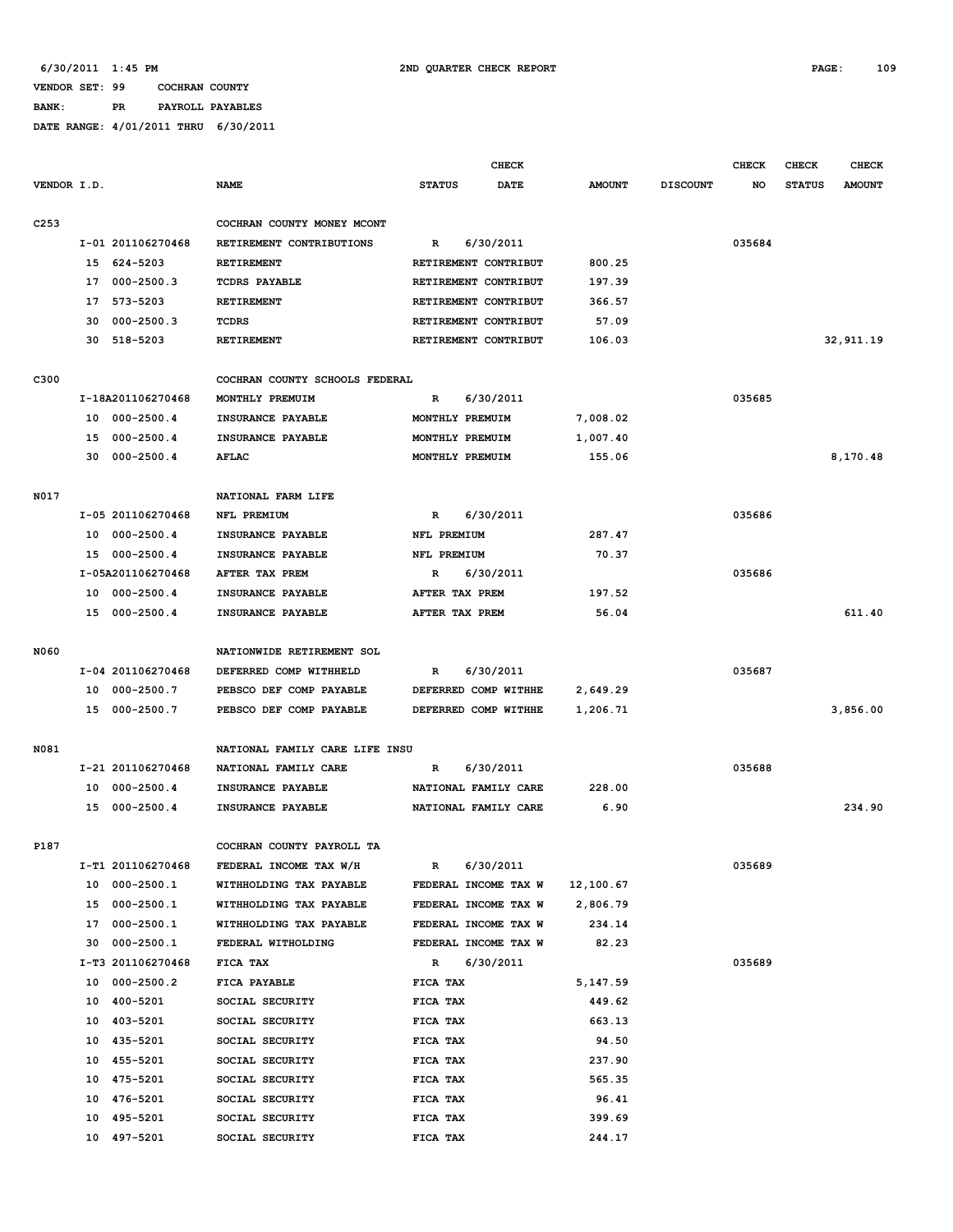6/30/2011 1:45 PM — 2ND QUARTER CHECK REPORT

VENDOR SET: 99 COCHRAN COUNTY
BANK: PR PAYROLL PAYABLES
DATE RANGE: 4/01/2011 THRU 6/30/2011

| VENDOR I.D. | NAME | STATUS | CHECK DATE | AMOUNT | DISCOUNT | CHECK NO | CHECK STATUS | CHECK AMOUNT |
|---|---|---|---|---|---|---|---|---|
| C253 | COCHRAN COUNTY MONEY MCONT | | | | | | | |
| I-01 201106270468 | RETIREMENT CONTRIBUTIONS | R | 6/30/2011 | | | 035684 | | |
| 15 624-5203 | RETIREMENT | RETIREMENT CONTRIBUT | | 800.25 | | | | |
| 17 000-2500.3 | TCDRS PAYABLE | RETIREMENT CONTRIBUT | | 197.39 | | | | |
| 17 573-5203 | RETIREMENT | RETIREMENT CONTRIBUT | | 366.57 | | | | |
| 30 000-2500.3 | TCDRS | RETIREMENT CONTRIBUT | | 57.09 | | | | |
| 30 518-5203 | RETIREMENT | RETIREMENT CONTRIBUT | | 106.03 | | | | 32,911.19 |
| C300 | COCHRAN COUNTY SCHOOLS FEDERAL | | | | | | | |
| I-18A201106270468 | MONTHLY PREMUIM | R | 6/30/2011 | | | 035685 | | |
| 10 000-2500.4 | INSURANCE PAYABLE | MONTHLY PREMUIM | | 7,008.02 | | | | |
| 15 000-2500.4 | INSURANCE PAYABLE | MONTHLY PREMUIM | | 1,007.40 | | | | |
| 30 000-2500.4 | AFLAC | MONTHLY PREMUIM | | 155.06 | | | | 8,170.48 |
| N017 | NATIONAL FARM LIFE | | | | | | | |
| I-05 201106270468 | NFL PREMIUM | R | 6/30/2011 | | | 035686 | | |
| 10 000-2500.4 | INSURANCE PAYABLE | NFL PREMIUM | | 287.47 | | | | |
| 15 000-2500.4 | INSURANCE PAYABLE | NFL PREMIUM | | 70.37 | | | | |
| I-05A201106270468 | AFTER TAX PREM | R | 6/30/2011 | | | 035686 | | |
| 10 000-2500.4 | INSURANCE PAYABLE | AFTER TAX PREM | | 197.52 | | | | |
| 15 000-2500.4 | INSURANCE PAYABLE | AFTER TAX PREM | | 56.04 | | | | 611.40 |
| N060 | NATIONWIDE RETIREMENT SOL | | | | | | | |
| I-04 201106270468 | DEFERRED COMP WITHHELD | R | 6/30/2011 | | | 035687 | | |
| 10 000-2500.7 | PEBSCO DEF COMP PAYABLE | DEFERRED COMP WITHHE | | 2,649.29 | | | | |
| 15 000-2500.7 | PEBSCO DEF COMP PAYABLE | DEFERRED COMP WITHHE | | 1,206.71 | | | | 3,856.00 |
| N081 | NATIONAL FAMILY CARE LIFE INSU | | | | | | | |
| I-21 201106270468 | NATIONAL FAMILY CARE | R | 6/30/2011 | | | 035688 | | |
| 10 000-2500.4 | INSURANCE PAYABLE | NATIONAL FAMILY CARE | | 228.00 | | | | |
| 15 000-2500.4 | INSURANCE PAYABLE | NATIONAL FAMILY CARE | | 6.90 | | | | 234.90 |
| P187 | COCHRAN COUNTY PAYROLL TA | | | | | | | |
| I-T1 201106270468 | FEDERAL INCOME TAX W/H | R | 6/30/2011 | | | 035689 | | |
| 10 000-2500.1 | WITHHOLDING TAX PAYABLE | FEDERAL INCOME TAX W | | 12,100.67 | | | | |
| 15 000-2500.1 | WITHHOLDING TAX PAYABLE | FEDERAL INCOME TAX W | | 2,806.79 | | | | |
| 17 000-2500.1 | WITHHOLDING TAX PAYABLE | FEDERAL INCOME TAX W | | 234.14 | | | | |
| 30 000-2500.1 | FEDERAL WITHOLDING | FEDERAL INCOME TAX W | | 82.23 | | | | |
| I-T3 201106270468 | FICA TAX | R | 6/30/2011 | | | 035689 | | |
| 10 000-2500.2 | FICA PAYABLE | FICA TAX | | 5,147.59 | | | | |
| 10 400-5201 | SOCIAL SECURITY | FICA TAX | | 449.62 | | | | |
| 10 403-5201 | SOCIAL SECURITY | FICA TAX | | 663.13 | | | | |
| 10 435-5201 | SOCIAL SECURITY | FICA TAX | | 94.50 | | | | |
| 10 455-5201 | SOCIAL SECURITY | FICA TAX | | 237.90 | | | | |
| 10 475-5201 | SOCIAL SECURITY | FICA TAX | | 565.35 | | | | |
| 10 476-5201 | SOCIAL SECURITY | FICA TAX | | 96.41 | | | | |
| 10 495-5201 | SOCIAL SECURITY | FICA TAX | | 399.69 | | | | |
| 10 497-5201 | SOCIAL SECURITY | FICA TAX | | 244.17 | | | | |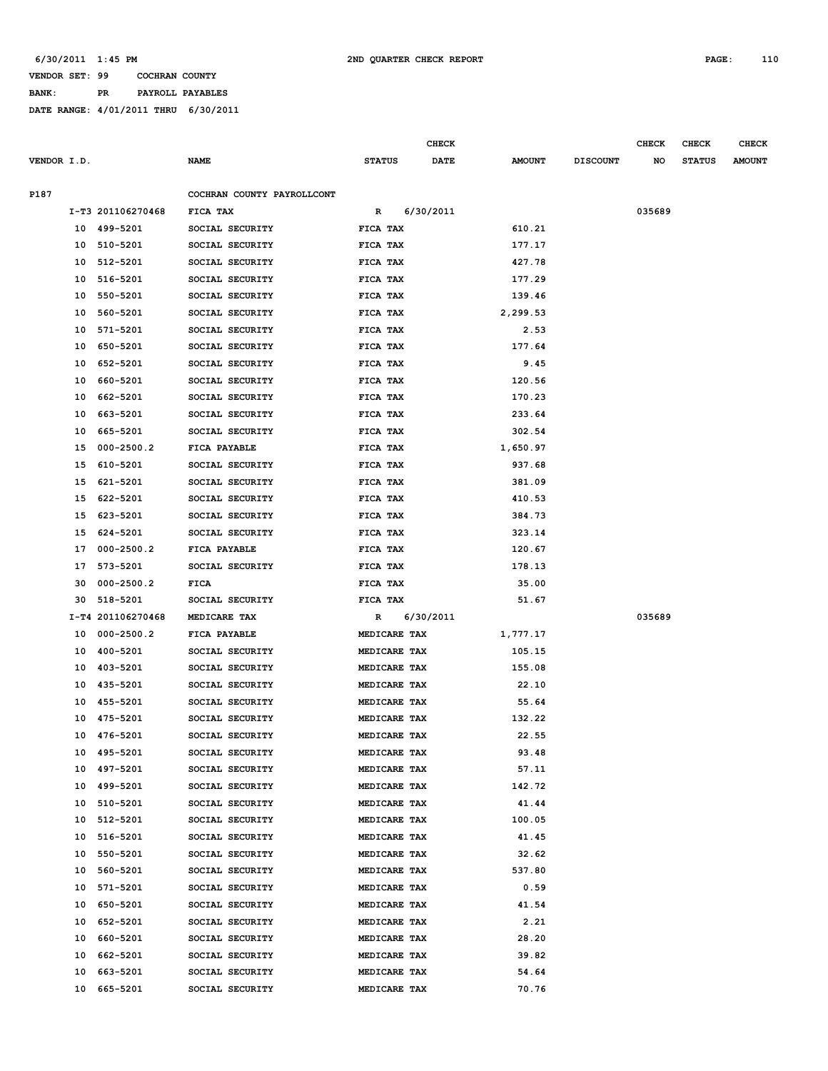6/30/2011 1:45 PM 2ND QUARTER CHECK REPORT

VENDOR SET: 99 COCHRAN COUNTY

BANK: PR PAYROLL PAYABLES

DATE RANGE: 4/01/2011 THRU 6/30/2011

| VENDOR I.D. | | NAME | STATUS | CHECK DATE | AMOUNT | DISCOUNT | CHECK NO | CHECK STATUS | CHECK AMOUNT |
|---|---|---|---|---|---|---|---|---|---|
| P187 | | COCHRAN COUNTY PAYROLLCONT | | | | | | | |
| | I-T3 201106270468 | FICA TAX | R | 6/30/2011 | | | 035689 | | |
| | 10 499-5201 | SOCIAL SECURITY | FICA TAX | | 610.21 | | | | |
| | 10 510-5201 | SOCIAL SECURITY | FICA TAX | | 177.17 | | | | |
| | 10 512-5201 | SOCIAL SECURITY | FICA TAX | | 427.78 | | | | |
| | 10 516-5201 | SOCIAL SECURITY | FICA TAX | | 177.29 | | | | |
| | 10 550-5201 | SOCIAL SECURITY | FICA TAX | | 139.46 | | | | |
| | 10 560-5201 | SOCIAL SECURITY | FICA TAX | | 2,299.53 | | | | |
| | 10 571-5201 | SOCIAL SECURITY | FICA TAX | | 2.53 | | | | |
| | 10 650-5201 | SOCIAL SECURITY | FICA TAX | | 177.64 | | | | |
| | 10 652-5201 | SOCIAL SECURITY | FICA TAX | | 9.45 | | | | |
| | 10 660-5201 | SOCIAL SECURITY | FICA TAX | | 120.56 | | | | |
| | 10 662-5201 | SOCIAL SECURITY | FICA TAX | | 170.23 | | | | |
| | 10 663-5201 | SOCIAL SECURITY | FICA TAX | | 233.64 | | | | |
| | 10 665-5201 | SOCIAL SECURITY | FICA TAX | | 302.54 | | | | |
| | 15 000-2500.2 | FICA PAYABLE | FICA TAX | | 1,650.97 | | | | |
| | 15 610-5201 | SOCIAL SECURITY | FICA TAX | | 937.68 | | | | |
| | 15 621-5201 | SOCIAL SECURITY | FICA TAX | | 381.09 | | | | |
| | 15 622-5201 | SOCIAL SECURITY | FICA TAX | | 410.53 | | | | |
| | 15 623-5201 | SOCIAL SECURITY | FICA TAX | | 384.73 | | | | |
| | 15 624-5201 | SOCIAL SECURITY | FICA TAX | | 323.14 | | | | |
| | 17 000-2500.2 | FICA PAYABLE | FICA TAX | | 120.67 | | | | |
| | 17 573-5201 | SOCIAL SECURITY | FICA TAX | | 178.13 | | | | |
| | 30 000-2500.2 | FICA | FICA TAX | | 35.00 | | | | |
| | 30 518-5201 | SOCIAL SECURITY | FICA TAX | | 51.67 | | | | |
| | I-T4 201106270468 | MEDICARE TAX | R | 6/30/2011 | | | 035689 | | |
| | 10 000-2500.2 | FICA PAYABLE | MEDICARE TAX | | 1,777.17 | | | | |
| | 10 400-5201 | SOCIAL SECURITY | MEDICARE TAX | | 105.15 | | | | |
| | 10 403-5201 | SOCIAL SECURITY | MEDICARE TAX | | 155.08 | | | | |
| | 10 435-5201 | SOCIAL SECURITY | MEDICARE TAX | | 22.10 | | | | |
| | 10 455-5201 | SOCIAL SECURITY | MEDICARE TAX | | 55.64 | | | | |
| | 10 475-5201 | SOCIAL SECURITY | MEDICARE TAX | | 132.22 | | | | |
| | 10 476-5201 | SOCIAL SECURITY | MEDICARE TAX | | 22.55 | | | | |
| | 10 495-5201 | SOCIAL SECURITY | MEDICARE TAX | | 93.48 | | | | |
| | 10 497-5201 | SOCIAL SECURITY | MEDICARE TAX | | 57.11 | | | | |
| | 10 499-5201 | SOCIAL SECURITY | MEDICARE TAX | | 142.72 | | | | |
| | 10 510-5201 | SOCIAL SECURITY | MEDICARE TAX | | 41.44 | | | | |
| | 10 512-5201 | SOCIAL SECURITY | MEDICARE TAX | | 100.05 | | | | |
| | 10 516-5201 | SOCIAL SECURITY | MEDICARE TAX | | 41.45 | | | | |
| | 10 550-5201 | SOCIAL SECURITY | MEDICARE TAX | | 32.62 | | | | |
| | 10 560-5201 | SOCIAL SECURITY | MEDICARE TAX | | 537.80 | | | | |
| | 10 571-5201 | SOCIAL SECURITY | MEDICARE TAX | | 0.59 | | | | |
| | 10 650-5201 | SOCIAL SECURITY | MEDICARE TAX | | 41.54 | | | | |
| | 10 652-5201 | SOCIAL SECURITY | MEDICARE TAX | | 2.21 | | | | |
| | 10 660-5201 | SOCIAL SECURITY | MEDICARE TAX | | 28.20 | | | | |
| | 10 662-5201 | SOCIAL SECURITY | MEDICARE TAX | | 39.82 | | | | |
| | 10 663-5201 | SOCIAL SECURITY | MEDICARE TAX | | 54.64 | | | | |
| | 10 665-5201 | SOCIAL SECURITY | MEDICARE TAX | | 70.76 | | | | |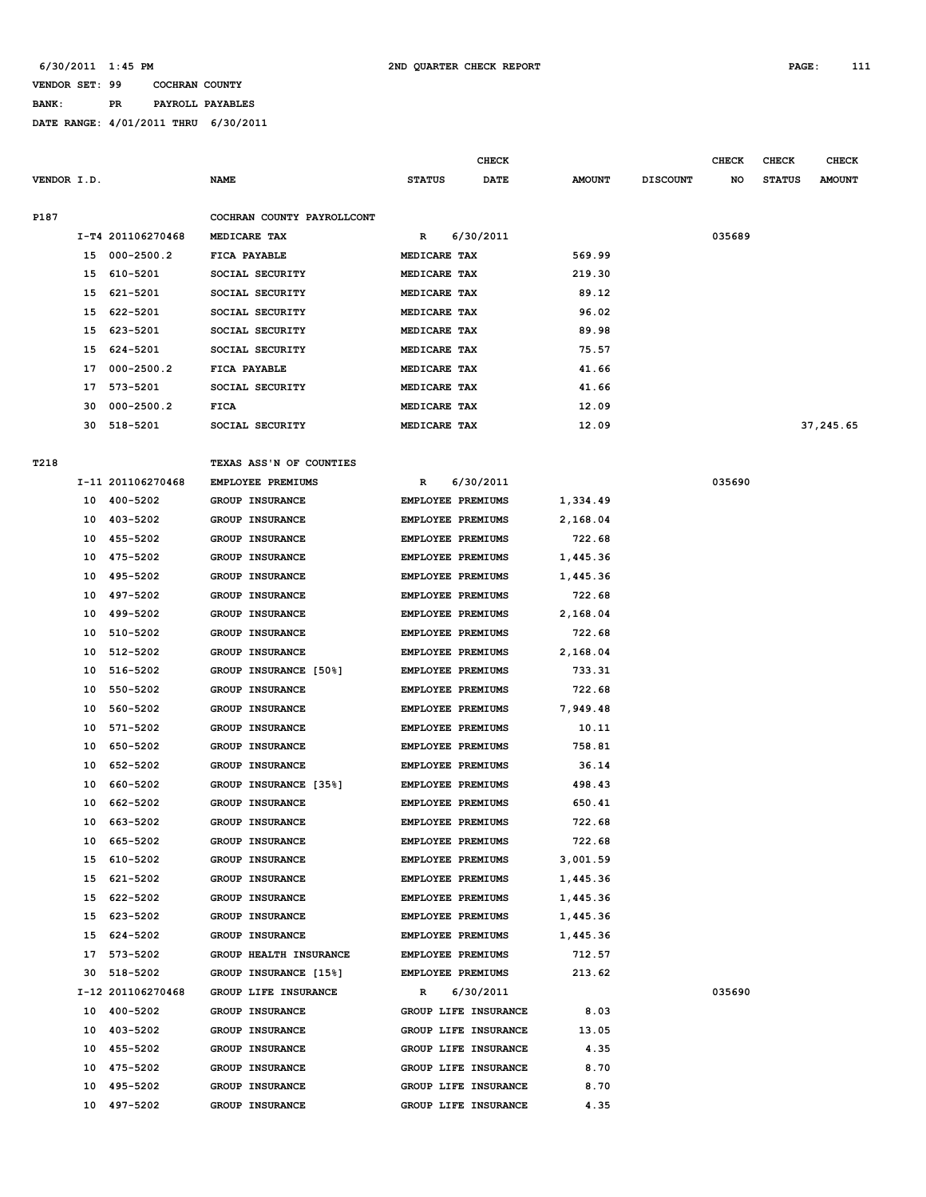6/30/2011 1:45 PM 2ND QUARTER CHECK REPORT

VENDOR SET: 99 COCHRAN COUNTY

BANK: PR PAYROLL PAYABLES

DATE RANGE: 4/01/2011 THRU 6/30/2011

| VENDOR I.D. | | NAME | STATUS | CHECK DATE | AMOUNT | DISCOUNT | CHECK NO | CHECK STATUS | CHECK AMOUNT |
|---|---|---|---|---|---|---|---|---|---|
| P187 | | COCHRAN COUNTY PAYROLLCONT | | | | | | | |
| | I-T4 201106270468 | MEDICARE TAX | R | 6/30/2011 | | | 035689 | | |
| | 15 000-2500.2 | FICA PAYABLE | MEDICARE TAX | | 569.99 | | | | |
| | 15 610-5201 | SOCIAL SECURITY | MEDICARE TAX | | 219.30 | | | | |
| | 15 621-5201 | SOCIAL SECURITY | MEDICARE TAX | | 89.12 | | | | |
| | 15 622-5201 | SOCIAL SECURITY | MEDICARE TAX | | 96.02 | | | | |
| | 15 623-5201 | SOCIAL SECURITY | MEDICARE TAX | | 89.98 | | | | |
| | 15 624-5201 | SOCIAL SECURITY | MEDICARE TAX | | 75.57 | | | | |
| | 17 000-2500.2 | FICA PAYABLE | MEDICARE TAX | | 41.66 | | | | |
| | 17 573-5201 | SOCIAL SECURITY | MEDICARE TAX | | 41.66 | | | | |
| | 30 000-2500.2 | FICA | MEDICARE TAX | | 12.09 | | | | |
| | 30 518-5201 | SOCIAL SECURITY | MEDICARE TAX | | 12.09 | | | | 37,245.65 |
| T218 | | TEXAS ASS'N OF COUNTIES | | | | | | | |
| | I-11 201106270468 | EMPLOYEE PREMIUMS | R | 6/30/2011 | | | 035690 | | |
| | 10 400-5202 | GROUP INSURANCE | EMPLOYEE PREMIUMS | | 1,334.49 | | | | |
| | 10 403-5202 | GROUP INSURANCE | EMPLOYEE PREMIUMS | | 2,168.04 | | | | |
| | 10 455-5202 | GROUP INSURANCE | EMPLOYEE PREMIUMS | | 722.68 | | | | |
| | 10 475-5202 | GROUP INSURANCE | EMPLOYEE PREMIUMS | | 1,445.36 | | | | |
| | 10 495-5202 | GROUP INSURANCE | EMPLOYEE PREMIUMS | | 1,445.36 | | | | |
| | 10 497-5202 | GROUP INSURANCE | EMPLOYEE PREMIUMS | | 722.68 | | | | |
| | 10 499-5202 | GROUP INSURANCE | EMPLOYEE PREMIUMS | | 2,168.04 | | | | |
| | 10 510-5202 | GROUP INSURANCE | EMPLOYEE PREMIUMS | | 722.68 | | | | |
| | 10 512-5202 | GROUP INSURANCE | EMPLOYEE PREMIUMS | | 2,168.04 | | | | |
| | 10 516-5202 | GROUP INSURANCE [50%] | EMPLOYEE PREMIUMS | | 733.31 | | | | |
| | 10 550-5202 | GROUP INSURANCE | EMPLOYEE PREMIUMS | | 722.68 | | | | |
| | 10 560-5202 | GROUP INSURANCE | EMPLOYEE PREMIUMS | | 7,949.48 | | | | |
| | 10 571-5202 | GROUP INSURANCE | EMPLOYEE PREMIUMS | | 10.11 | | | | |
| | 10 650-5202 | GROUP INSURANCE | EMPLOYEE PREMIUMS | | 758.81 | | | | |
| | 10 652-5202 | GROUP INSURANCE | EMPLOYEE PREMIUMS | | 36.14 | | | | |
| | 10 660-5202 | GROUP INSURANCE [35%] | EMPLOYEE PREMIUMS | | 498.43 | | | | |
| | 10 662-5202 | GROUP INSURANCE | EMPLOYEE PREMIUMS | | 650.41 | | | | |
| | 10 663-5202 | GROUP INSURANCE | EMPLOYEE PREMIUMS | | 722.68 | | | | |
| | 10 665-5202 | GROUP INSURANCE | EMPLOYEE PREMIUMS | | 722.68 | | | | |
| | 15 610-5202 | GROUP INSURANCE | EMPLOYEE PREMIUMS | | 3,001.59 | | | | |
| | 15 621-5202 | GROUP INSURANCE | EMPLOYEE PREMIUMS | | 1,445.36 | | | | |
| | 15 622-5202 | GROUP INSURANCE | EMPLOYEE PREMIUMS | | 1,445.36 | | | | |
| | 15 623-5202 | GROUP INSURANCE | EMPLOYEE PREMIUMS | | 1,445.36 | | | | |
| | 15 624-5202 | GROUP INSURANCE | EMPLOYEE PREMIUMS | | 1,445.36 | | | | |
| | 17 573-5202 | GROUP HEALTH INSURANCE | EMPLOYEE PREMIUMS | | 712.57 | | | | |
| | 30 518-5202 | GROUP INSURANCE [15%] | EMPLOYEE PREMIUMS | | 213.62 | | | | |
| | I-12 201106270468 | GROUP LIFE INSURANCE | R | 6/30/2011 | | | 035690 | | |
| | 10 400-5202 | GROUP INSURANCE | GROUP LIFE INSURANCE | | 8.03 | | | | |
| | 10 403-5202 | GROUP INSURANCE | GROUP LIFE INSURANCE | | 13.05 | | | | |
| | 10 455-5202 | GROUP INSURANCE | GROUP LIFE INSURANCE | | 4.35 | | | | |
| | 10 475-5202 | GROUP INSURANCE | GROUP LIFE INSURANCE | | 8.70 | | | | |
| | 10 495-5202 | GROUP INSURANCE | GROUP LIFE INSURANCE | | 8.70 | | | | |
| | 10 497-5202 | GROUP INSURANCE | GROUP LIFE INSURANCE | | 4.35 | | | | |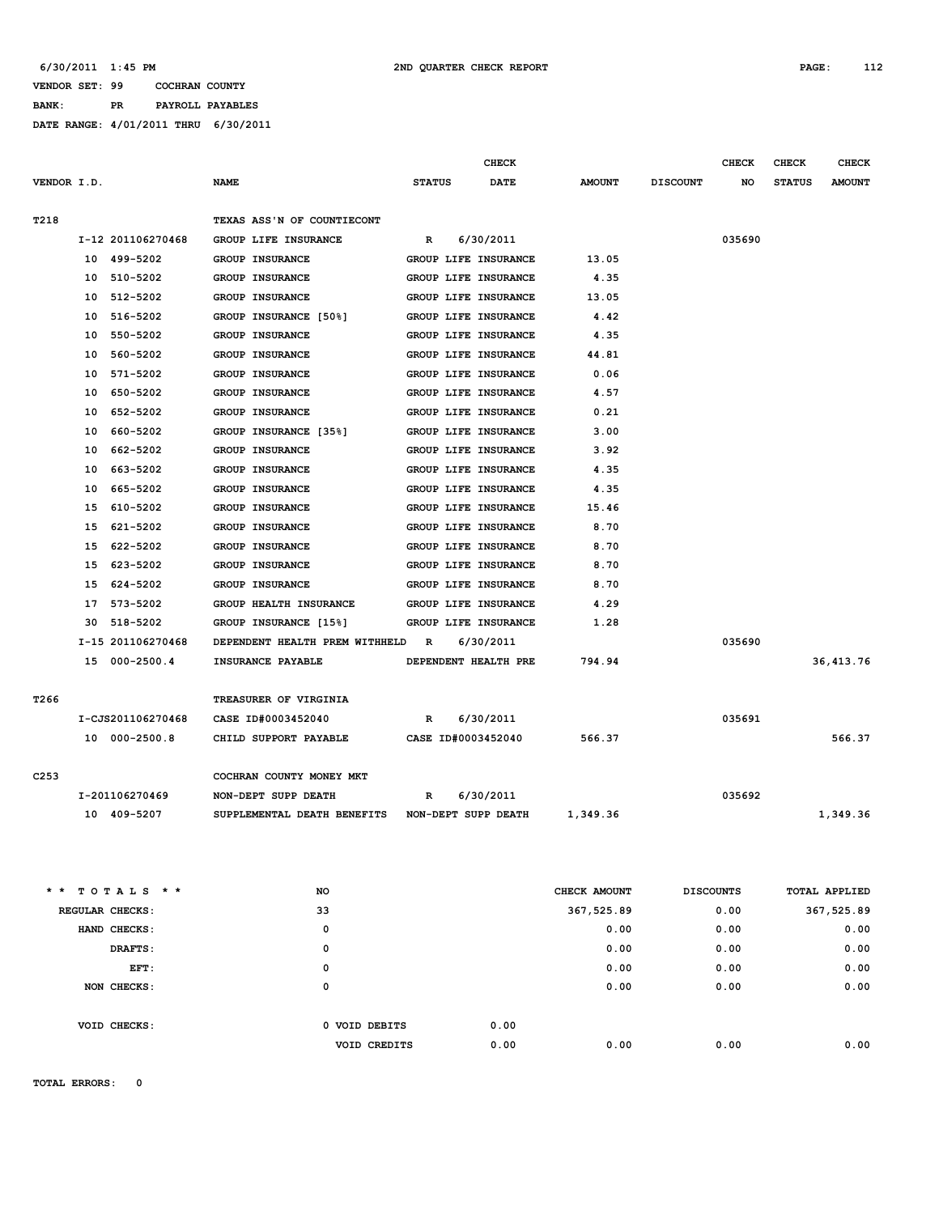6/30/2011 1:45 PM — 2ND QUARTER CHECK REPORT

VENDOR SET: 99 COCHRAN COUNTY
BANK: PR PAYROLL PAYABLES
DATE RANGE: 4/01/2011 THRU 6/30/2011

| VENDOR I.D. | NAME | STATUS | CHECK DATE | AMOUNT | DISCOUNT | CHECK NO | CHECK STATUS | CHECK AMOUNT |
|---|---|---|---|---|---|---|---|---|
| T218 | TEXAS ASS'N OF COUNTIECONT | | | | | | | |
| I-12 201106270468 | GROUP LIFE INSURANCE | R | 6/30/2011 | | | 035690 | | |
| 10 499-5202 | GROUP INSURANCE | GROUP LIFE INSURANCE | | 13.05 | | | | |
| 10 510-5202 | GROUP INSURANCE | GROUP LIFE INSURANCE | | 4.35 | | | | |
| 10 512-5202 | GROUP INSURANCE | GROUP LIFE INSURANCE | | 13.05 | | | | |
| 10 516-5202 | GROUP INSURANCE [50%] | GROUP LIFE INSURANCE | | 4.42 | | | | |
| 10 550-5202 | GROUP INSURANCE | GROUP LIFE INSURANCE | | 4.35 | | | | |
| 10 560-5202 | GROUP INSURANCE | GROUP LIFE INSURANCE | | 44.81 | | | | |
| 10 571-5202 | GROUP INSURANCE | GROUP LIFE INSURANCE | | 0.06 | | | | |
| 10 650-5202 | GROUP INSURANCE | GROUP LIFE INSURANCE | | 4.57 | | | | |
| 10 652-5202 | GROUP INSURANCE | GROUP LIFE INSURANCE | | 0.21 | | | | |
| 10 660-5202 | GROUP INSURANCE [35%] | GROUP LIFE INSURANCE | | 3.00 | | | | |
| 10 662-5202 | GROUP INSURANCE | GROUP LIFE INSURANCE | | 3.92 | | | | |
| 10 663-5202 | GROUP INSURANCE | GROUP LIFE INSURANCE | | 4.35 | | | | |
| 10 665-5202 | GROUP INSURANCE | GROUP LIFE INSURANCE | | 4.35 | | | | |
| 15 610-5202 | GROUP INSURANCE | GROUP LIFE INSURANCE | | 15.46 | | | | |
| 15 621-5202 | GROUP INSURANCE | GROUP LIFE INSURANCE | | 8.70 | | | | |
| 15 622-5202 | GROUP INSURANCE | GROUP LIFE INSURANCE | | 8.70 | | | | |
| 15 623-5202 | GROUP INSURANCE | GROUP LIFE INSURANCE | | 8.70 | | | | |
| 15 624-5202 | GROUP INSURANCE | GROUP LIFE INSURANCE | | 8.70 | | | | |
| 17 573-5202 | GROUP HEALTH INSURANCE | GROUP LIFE INSURANCE | | 4.29 | | | | |
| 30 518-5202 | GROUP INSURANCE [15%] | GROUP LIFE INSURANCE | | 1.28 | | | | |
| I-15 201106270468 | DEPENDENT HEALTH PREM WITHHELD | R | 6/30/2011 | | | 035690 | | |
| 15 000-2500.4 | INSURANCE PAYABLE | DEPENDENT HEALTH PRE | | 794.94 | | | | 36,413.76 |
| T266 | TREASURER OF VIRGINIA | | | | | | | |
| I-CJS201106270468 | CASE ID#0003452040 | R | 6/30/2011 | | | 035691 | | |
| 10 000-2500.8 | CHILD SUPPORT PAYABLE | CASE ID#0003452040 | | 566.37 | | | | 566.37 |
| C253 | COCHRAN COUNTY MONEY MKT | | | | | | | |
| I-201106270469 | NON-DEPT SUPP DEATH | R | 6/30/2011 | | | 035692 | | |
| 10 409-5207 | SUPPLEMENTAL DEATH BENEFITS | NON-DEPT SUPP DEATH | | 1,349.36 | | | | 1,349.36 |

| * * TOTALS * * | NO | | CHECK AMOUNT | DISCOUNTS | TOTAL APPLIED |
|---|---|---|---|---|---|
| REGULAR CHECKS: | 33 | | 367,525.89 | 0.00 | 367,525.89 |
| HAND CHECKS: | 0 | | 0.00 | 0.00 | 0.00 |
| DRAFTS: | 0 | | 0.00 | 0.00 | 0.00 |
| EFT: | 0 | | 0.00 | 0.00 | 0.00 |
| NON CHECKS: | 0 | | 0.00 | 0.00 | 0.00 |
| VOID CHECKS: | 0 VOID DEBITS | 0.00 | | | |
| | VOID CREDITS | 0.00 | 0.00 | 0.00 | 0.00 |

TOTAL ERRORS: 0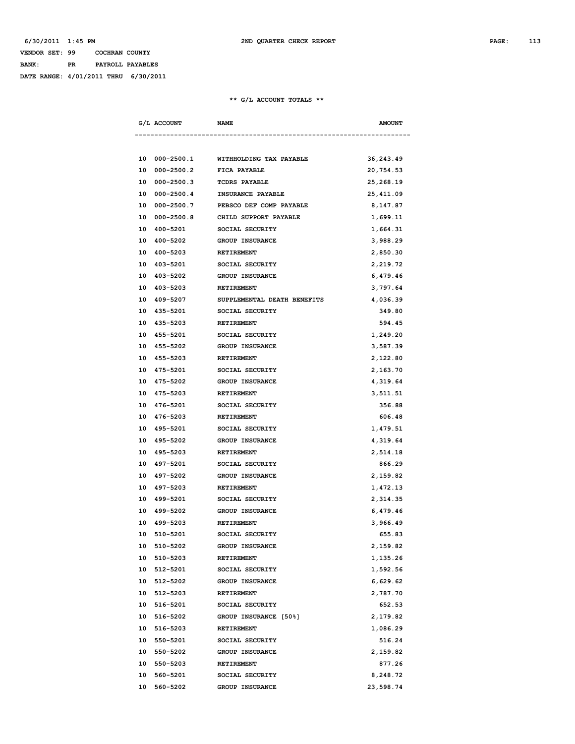6/30/2011 1:45 PM 2ND QUARTER CHECK REPORT

VENDOR SET: 99 COCHRAN COUNTY

BANK: PR PAYROLL PAYABLES

DATE RANGE: 4/01/2011 THRU 6/30/2011

** G/L ACCOUNT TOTALS **

| G/L ACCOUNT | NAME | AMOUNT |
|---|---|---|
| 10 000-2500.1 | WITHHOLDING TAX PAYABLE | 36,243.49 |
| 10 000-2500.2 | FICA PAYABLE | 20,754.53 |
| 10 000-2500.3 | TCDRS PAYABLE | 25,268.19 |
| 10 000-2500.4 | INSURANCE PAYABLE | 25,411.09 |
| 10 000-2500.7 | PEBSCO DEF COMP PAYABLE | 8,147.87 |
| 10 000-2500.8 | CHILD SUPPORT PAYABLE | 1,699.11 |
| 10 400-5201 | SOCIAL SECURITY | 1,664.31 |
| 10 400-5202 | GROUP INSURANCE | 3,988.29 |
| 10 400-5203 | RETIREMENT | 2,850.30 |
| 10 403-5201 | SOCIAL SECURITY | 2,219.72 |
| 10 403-5202 | GROUP INSURANCE | 6,479.46 |
| 10 403-5203 | RETIREMENT | 3,797.64 |
| 10 409-5207 | SUPPLEMENTAL DEATH BENEFITS | 4,036.39 |
| 10 435-5201 | SOCIAL SECURITY | 349.80 |
| 10 435-5203 | RETIREMENT | 594.45 |
| 10 455-5201 | SOCIAL SECURITY | 1,249.20 |
| 10 455-5202 | GROUP INSURANCE | 3,587.39 |
| 10 455-5203 | RETIREMENT | 2,122.80 |
| 10 475-5201 | SOCIAL SECURITY | 2,163.70 |
| 10 475-5202 | GROUP INSURANCE | 4,319.64 |
| 10 475-5203 | RETIREMENT | 3,511.51 |
| 10 476-5201 | SOCIAL SECURITY | 356.88 |
| 10 476-5203 | RETIREMENT | 606.48 |
| 10 495-5201 | SOCIAL SECURITY | 1,479.51 |
| 10 495-5202 | GROUP INSURANCE | 4,319.64 |
| 10 495-5203 | RETIREMENT | 2,514.18 |
| 10 497-5201 | SOCIAL SECURITY | 866.29 |
| 10 497-5202 | GROUP INSURANCE | 2,159.82 |
| 10 497-5203 | RETIREMENT | 1,472.13 |
| 10 499-5201 | SOCIAL SECURITY | 2,314.35 |
| 10 499-5202 | GROUP INSURANCE | 6,479.46 |
| 10 499-5203 | RETIREMENT | 3,966.49 |
| 10 510-5201 | SOCIAL SECURITY | 655.83 |
| 10 510-5202 | GROUP INSURANCE | 2,159.82 |
| 10 510-5203 | RETIREMENT | 1,135.26 |
| 10 512-5201 | SOCIAL SECURITY | 1,592.56 |
| 10 512-5202 | GROUP INSURANCE | 6,629.62 |
| 10 512-5203 | RETIREMENT | 2,787.70 |
| 10 516-5201 | SOCIAL SECURITY | 652.53 |
| 10 516-5202 | GROUP INSURANCE [50%] | 2,179.82 |
| 10 516-5203 | RETIREMENT | 1,086.29 |
| 10 550-5201 | SOCIAL SECURITY | 516.24 |
| 10 550-5202 | GROUP INSURANCE | 2,159.82 |
| 10 550-5203 | RETIREMENT | 877.26 |
| 10 560-5201 | SOCIAL SECURITY | 8,248.72 |
| 10 560-5202 | GROUP INSURANCE | 23,598.74 |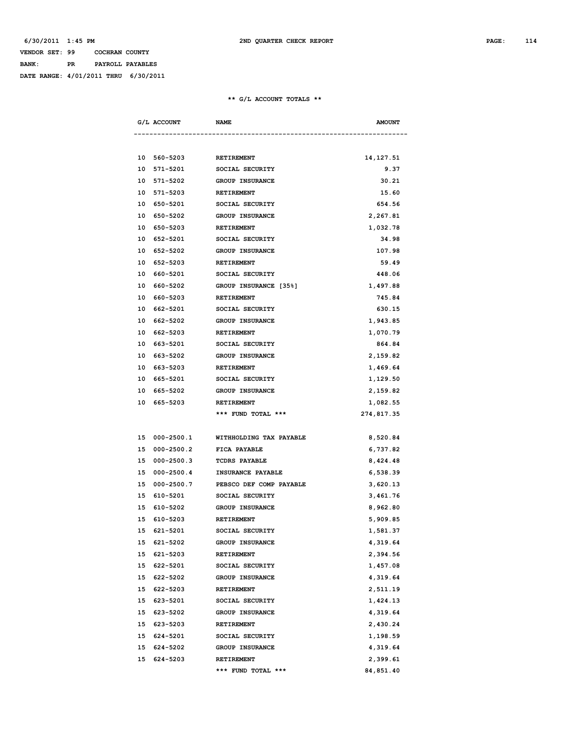VENDOR SET: 99 COCHRAN COUNTY

BANK: PR PAYROLL PAYABLES

DATE RANGE: 4/01/2011 THRU 6/30/2011

## ** G/L ACCOUNT TOTALS **

| G/L ACCOUNT | NAME | AMOUNT |
|---|---|---|
| 10 560-5203 | RETIREMENT | 14,127.51 |
| 10 571-5201 | SOCIAL SECURITY | 9.37 |
| 10 571-5202 | GROUP INSURANCE | 30.21 |
| 10 571-5203 | RETIREMENT | 15.60 |
| 10 650-5201 | SOCIAL SECURITY | 654.56 |
| 10 650-5202 | GROUP INSURANCE | 2,267.81 |
| 10 650-5203 | RETIREMENT | 1,032.78 |
| 10 652-5201 | SOCIAL SECURITY | 34.98 |
| 10 652-5202 | GROUP INSURANCE | 107.98 |
| 10 652-5203 | RETIREMENT | 59.49 |
| 10 660-5201 | SOCIAL SECURITY | 448.06 |
| 10 660-5202 | GROUP INSURANCE [35%] | 1,497.88 |
| 10 660-5203 | RETIREMENT | 745.84 |
| 10 662-5201 | SOCIAL SECURITY | 630.15 |
| 10 662-5202 | GROUP INSURANCE | 1,943.85 |
| 10 662-5203 | RETIREMENT | 1,070.79 |
| 10 663-5201 | SOCIAL SECURITY | 864.84 |
| 10 663-5202 | GROUP INSURANCE | 2,159.82 |
| 10 663-5203 | RETIREMENT | 1,469.64 |
| 10 665-5201 | SOCIAL SECURITY | 1,129.50 |
| 10 665-5202 | GROUP INSURANCE | 2,159.82 |
| 10 665-5203 | RETIREMENT | 1,082.55 |
| | *** FUND TOTAL *** | 274,817.35 |
| 15 000-2500.1 | WITHHOLDING TAX PAYABLE | 8,520.84 |
| 15 000-2500.2 | FICA PAYABLE | 6,737.82 |
| 15 000-2500.3 | TCDRS PAYABLE | 8,424.48 |
| 15 000-2500.4 | INSURANCE PAYABLE | 6,538.39 |
| 15 000-2500.7 | PEBSCO DEF COMP PAYABLE | 3,620.13 |
| 15 610-5201 | SOCIAL SECURITY | 3,461.76 |
| 15 610-5202 | GROUP INSURANCE | 8,962.80 |
| 15 610-5203 | RETIREMENT | 5,909.85 |
| 15 621-5201 | SOCIAL SECURITY | 1,581.37 |
| 15 621-5202 | GROUP INSURANCE | 4,319.64 |
| 15 621-5203 | RETIREMENT | 2,394.56 |
| 15 622-5201 | SOCIAL SECURITY | 1,457.08 |
| 15 622-5202 | GROUP INSURANCE | 4,319.64 |
| 15 622-5203 | RETIREMENT | 2,511.19 |
| 15 623-5201 | SOCIAL SECURITY | 1,424.13 |
| 15 623-5202 | GROUP INSURANCE | 4,319.64 |
| 15 623-5203 | RETIREMENT | 2,430.24 |
| 15 624-5201 | SOCIAL SECURITY | 1,198.59 |
| 15 624-5202 | GROUP INSURANCE | 4,319.64 |
| 15 624-5203 | RETIREMENT | 2,399.61 |
| | *** FUND TOTAL *** | 84,851.40 |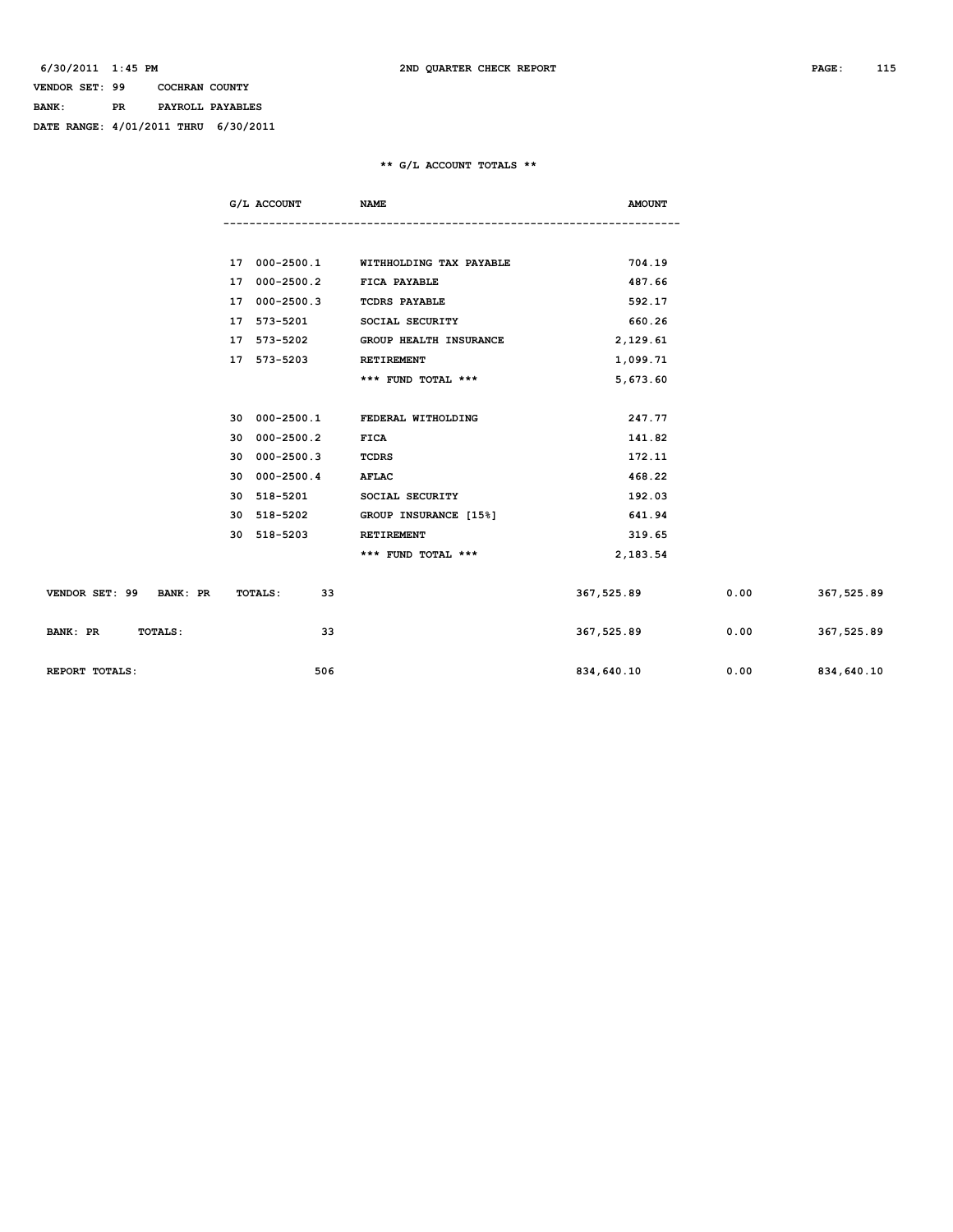6/30/2011 1:45 PM — 2ND QUARTER CHECK REPORT

VENDOR SET: 99 COCHRAN COUNTY
BANK: PR PAYROLL PAYABLES
DATE RANGE: 4/01/2011 THRU 6/30/2011

** G/L ACCOUNT TOTALS **

| G/L ACCOUNT | NAME | AMOUNT |
|---|---|---|
| 17 000-2500.1 | WITHHOLDING TAX PAYABLE | 704.19 |
| 17 000-2500.2 | FICA PAYABLE | 487.66 |
| 17 000-2500.3 | TCDRS PAYABLE | 592.17 |
| 17 573-5201 | SOCIAL SECURITY | 660.26 |
| 17 573-5202 | GROUP HEALTH INSURANCE | 2,129.61 |
| 17 573-5203 | RETIREMENT | 1,099.71 |
| | *** FUND TOTAL *** | 5,673.60 |
| 30 000-2500.1 | FEDERAL WITHOLDING | 247.77 |
| 30 000-2500.2 | FICA | 141.82 |
| 30 000-2500.3 | TCDRS | 172.11 |
| 30 000-2500.4 | AFLAC | 468.22 |
| 30 518-5201 | SOCIAL SECURITY | 192.03 |
| 30 518-5202 | GROUP INSURANCE [15%] | 641.94 |
| 30 518-5203 | RETIREMENT | 319.65 |
| | *** FUND TOTAL *** | 2,183.54 |

| | Count | | | |
|---|---|---|---|---|
| VENDOR SET: 99 BANK: PR TOTALS: | 33 | 367,525.89 | 0.00 | 367,525.89 |
| BANK: PR TOTALS: | 33 | 367,525.89 | 0.00 | 367,525.89 |
| REPORT TOTALS: | 506 | 834,640.10 | 0.00 | 834,640.10 |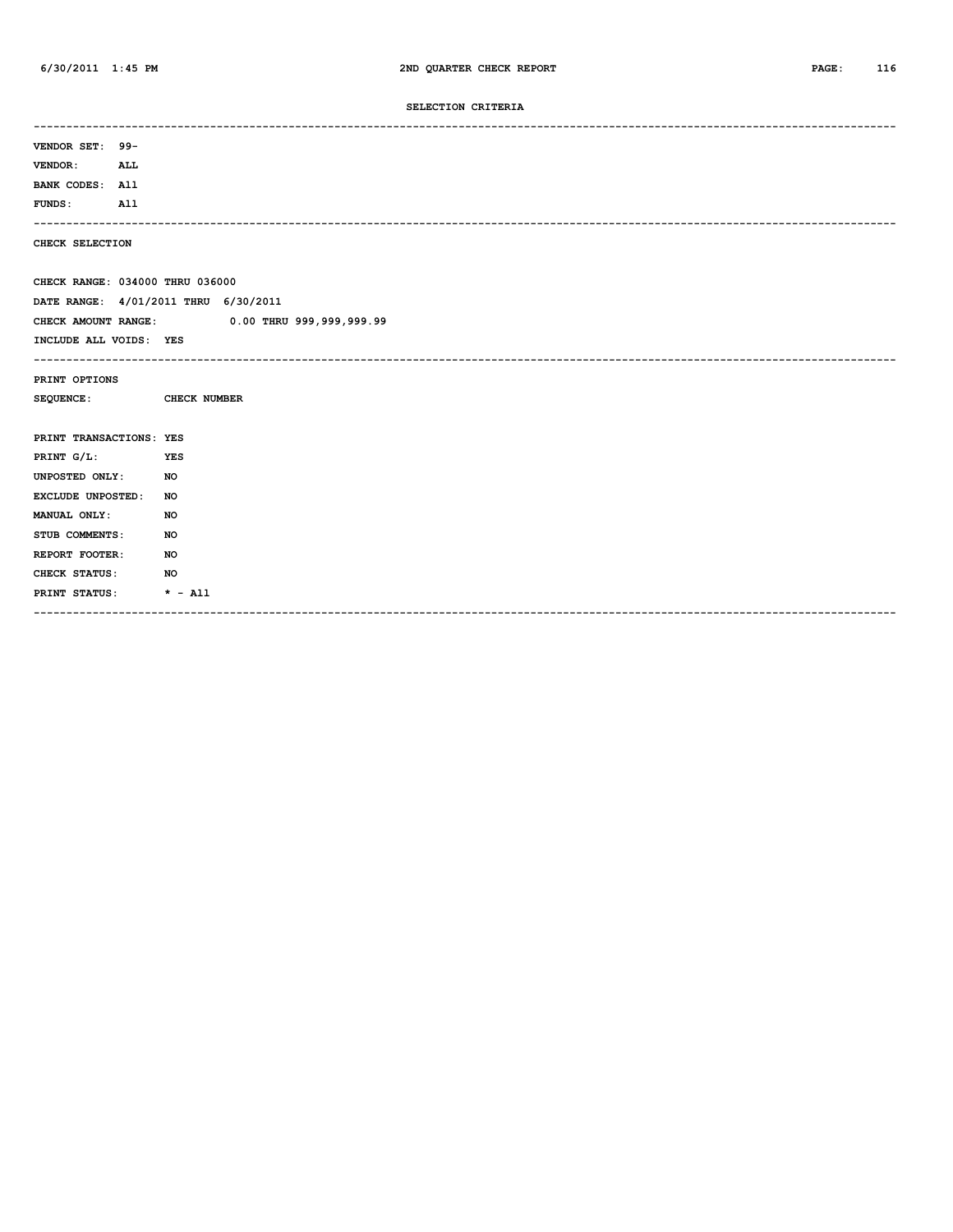## SELECTION CRITERIA

VENDOR SET: 99-
VENDOR: ALL
BANK CODES: All
FUNDS: All

### CHECK SELECTION

CHECK RANGE: 034000 THRU 036000
DATE RANGE: 4/01/2011 THRU 6/30/2011
CHECK AMOUNT RANGE: 0.00 THRU 999,999,999.99
INCLUDE ALL VOIDS: YES

### PRINT OPTIONS

SEQUENCE: CHECK NUMBER

PRINT TRANSACTIONS: YES
PRINT G/L: YES
UNPOSTED ONLY: NO
EXCLUDE UNPOSTED: NO
MANUAL ONLY: NO
STUB COMMENTS: NO
REPORT FOOTER: NO
CHECK STATUS: NO
PRINT STATUS: * - All